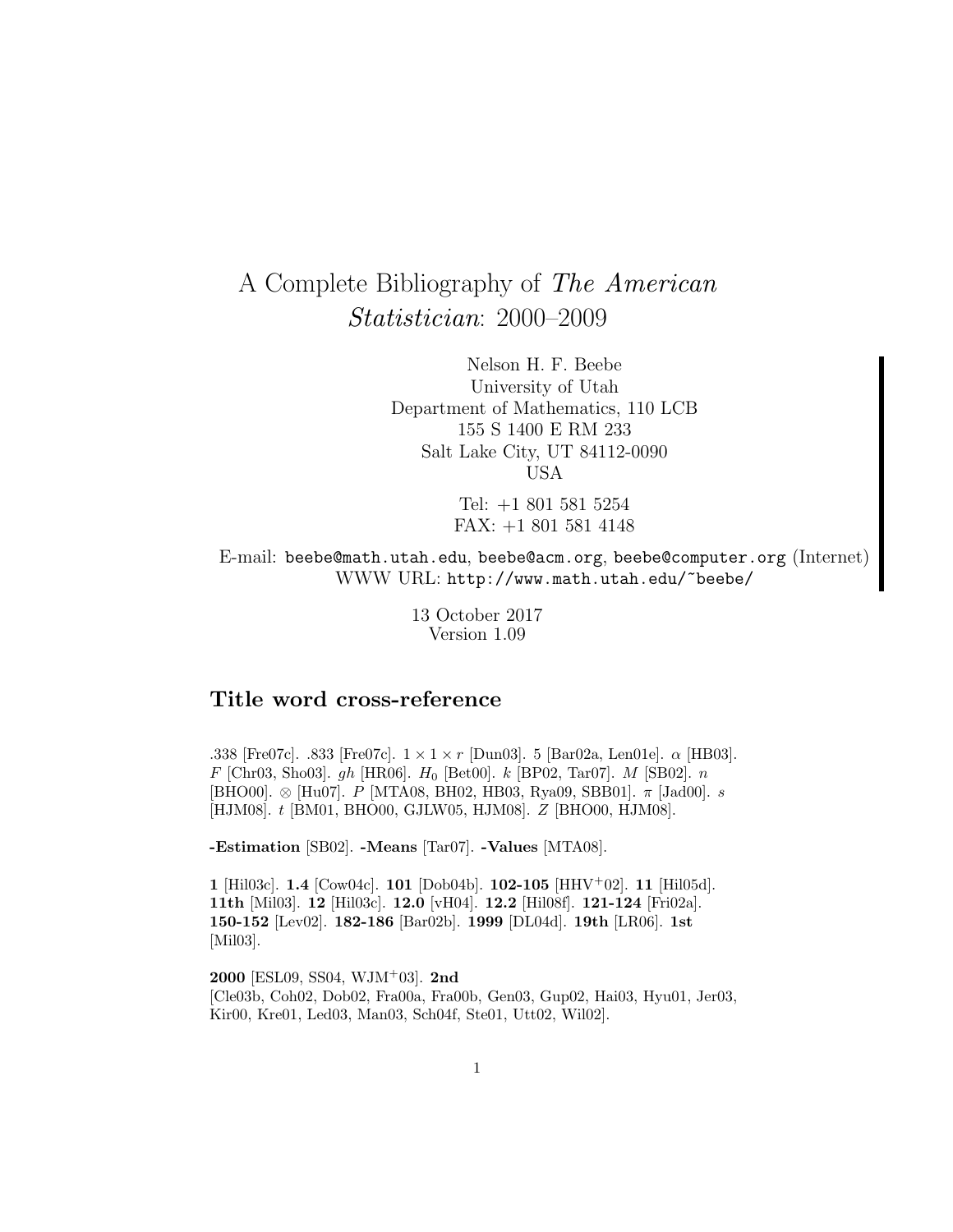# A Complete Bibliography of *The American Statistician*: 2000–2009

Nelson H. F. Beebe
University of Utah
Department of Mathematics, 110 LCB
155 S 1400 E RM 233
Salt Lake City, UT 84112-0090
USA

Tel: +1 801 581 5254
FAX: +1 801 581 4148

E-mail: `beebe@math.utah.edu`, `beebe@acm.org`, `beebe@computer.org` (Internet)
WWW URL: `http://www.math.utah.edu/~beebe/`

13 October 2017
Version 1.09

## Title word cross-reference

.338 [Fre07c]. .833 [Fre07c]. $1 \times 1 \times r$ [Dun03]. 5 [Bar02a, Len01e]. $\alpha$ [HB03]. $F$ [Chr03, Sho03]. $gh$ [HR06]. $H_0$ [Bet00]. $k$ [BP02, Tar07]. $M$ [SB02]. $n$ [BHO00]. $\otimes$ [Hu07]. $P$ [MTA08, BH02, HB03, Rya09, SBB01]. $\pi$ [Jad00]. $s$ [HJM08]. $t$ [BM01, BHO00, GJLW05, HJM08]. $Z$ [BHO00, HJM08].

**-Estimation** [SB02]. **-Means** [Tar07]. **-Values** [MTA08].

**1** [Hil03c]. **1.4** [Cow04c]. **101** [Dob04b]. **102-105** [HHV+02]. **11** [Hil05d]. **11th** [Mil03]. **12** [Hil03c]. **12.0** [vH04]. **12.2** [Hil08f]. **121-124** [Fri02a]. **150-152** [Lev02]. **182-186** [Bar02b]. **1999** [DL04d]. **19th** [LR06]. **1st** [Mil03].

**2000** [ESL09, SS04, WJM+03]. **2nd** [Cle03b, Coh02, Dob02, Fra00a, Fra00b, Gen03, Gup02, Hai03, Hyu01, Jer03, Kir00, Kre01, Led03, Man03, Sch04f, Ste01, Utt02, Wil02].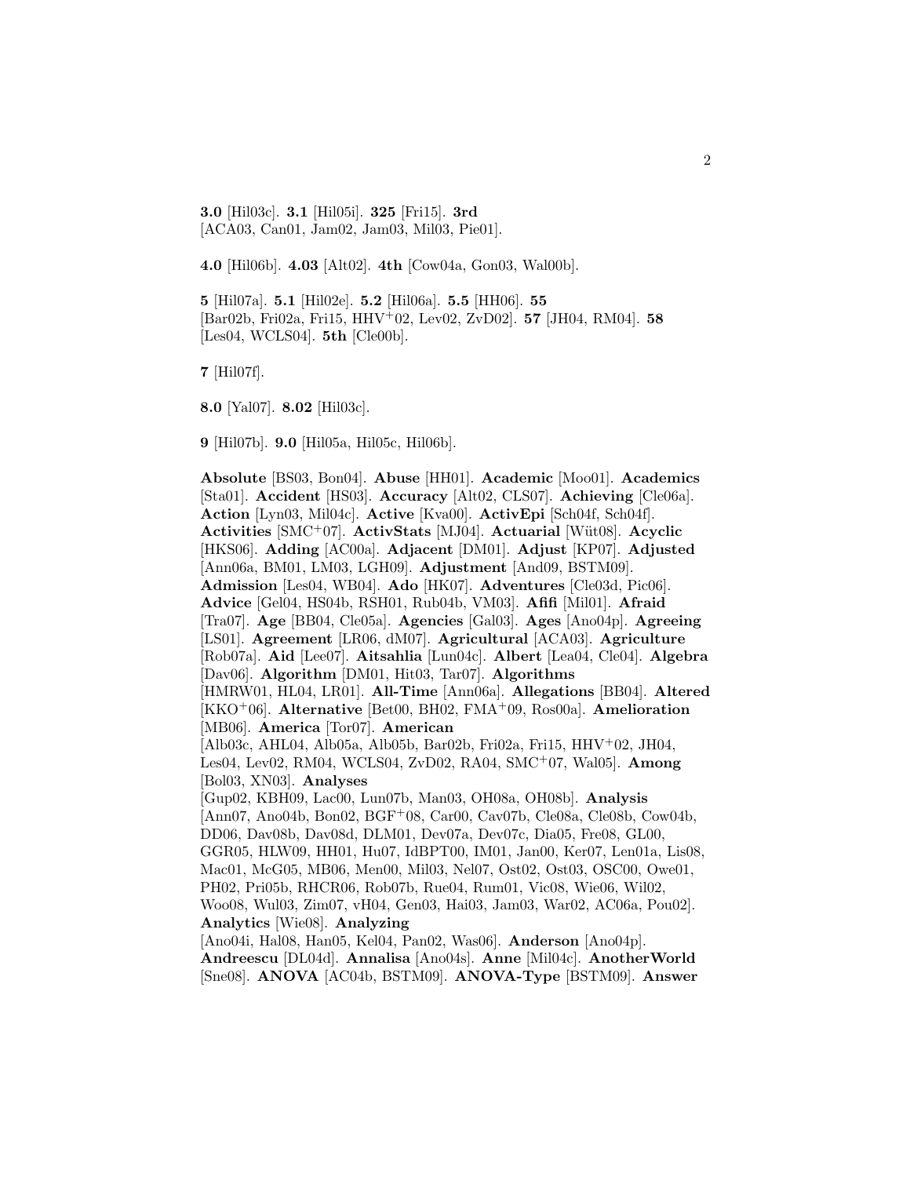**3.0** [Hil03c]. **3.1** [Hil05i]. **325** [Fri15]. **3rd** [ACA03, Can01, Jam02, Jam03, Mil03, Pie01].

**4.0** [Hil06b]. **4.03** [Alt02]. **4th** [Cow04a, Gon03, Wal00b].

**5** [Hil07a]. **5.1** [Hil02e]. **5.2** [Hil06a]. **5.5** [HH06]. **55** [Bar02b, Fri02a, Fri15, HHV+02, Lev02, ZvD02]. **57** [JH04, RM04]. **58** [Les04, WCLS04]. **5th** [Cle00b].

**7** [Hil07f].

**8.0** [Yal07]. **8.02** [Hil03c].

**9** [Hil07b]. **9.0** [Hil05a, Hil05c, Hil06b].

**Absolute** [BS03, Bon04]. **Abuse** [HH01]. **Academic** [Moo01]. **Academics** [Sta01]. **Accident** [HS03]. **Accuracy** [Alt02, CLS07]. **Achieving** [Cle06a]. **Action** [Lyn03, Mil04c]. **Active** [Kva00]. **ActivEpi** [Sch04f, Sch04f]. **Activities** [SMC+07]. **ActivStats** [MJ04]. **Actuarial** [Wüt08]. **Acyclic** [HKS06]. **Adding** [AC00a]. **Adjacent** [DM01]. **Adjust** [KP07]. **Adjusted** [Ann06a, BM01, LM03, LGH09]. **Adjustment** [And09, BSTM09]. **Admission** [Les04, WB04]. **Ado** [HK07]. **Adventures** [Cle03d, Pic06]. **Advice** [Gel04, HS04b, RSH01, Rub04b, VM03]. **Afifi** [Mil01]. **Afraid** [Tra07]. **Age** [BB04, Cle05a]. **Agencies** [Gal03]. **Ages** [Ano04p]. **Agreeing** [LS01]. **Agreement** [LR06, dM07]. **Agricultural** [ACA03]. **Agriculture** [Rob07a]. **Aid** [Lee07]. **Aitsahlia** [Lun04c]. **Albert** [Lea04, Cle04]. **Algebra** [Dav06]. **Algorithm** [DM01, Hit03, Tar07]. **Algorithms** [HMRW01, HL04, LR01]. **All-Time** [Ann06a]. **Allegations** [BB04]. **Altered** [KKO+06]. **Alternative** [Bet00, BH02, FMA+09, Ros00a]. **Amelioration** [MB06]. **America** [Tor07]. **American** [Alb03c, AHL04, Alb05a, Alb05b, Bar02b, Fri02a, Fri15, HHV+02, JH04, Les04, Lev02, RM04, WCLS04, ZvD02, RA04, SMC+07, Wal05]. **Among** [Bol03, XN03]. **Analyses** [Gup02, KBH09, Lac00, Lun07b, Man03, OH08a, OH08b]. **Analysis** [Ann07, Ano04b, Bon02, BGF+08, Car00, Cav07b, Cle08a, Cle08b, Cow04b, DD06, Dav08b, Dav08d, DLM01, Dev07a, Dev07c, Dia05, Fre08, GL00, GGR05, HLW09, HH01, Hu07, IdBPT00, IM01, Jan00, Ker07, Len01a, Lis08, Mac01, McG05, MB06, Men00, Mil03, Nel07, Ost02, Ost03, OSC00, Owe01, PH02, Pri05b, RHCR06, Rob07b, Rue04, Rum01, Vic08, Wie06, Wil02, Woo08, Wul03, Zim07, vH04, Gen03, Hai03, Jam03, War02, AC06a, Pou02]. **Analytics** [Wie08]. **Analyzing** [Ano04i, Hal08, Han05, Kel04, Pan02, Was06]. **Anderson** [Ano04p]. **Andreescu** [DL04d]. **Annalisa** [Ano04s]. **Anne** [Mil04c]. **AnotherWorld** [Sne08]. **ANOVA** [AC04b, BSTM09]. **ANOVA-Type** [BSTM09]. **Answer**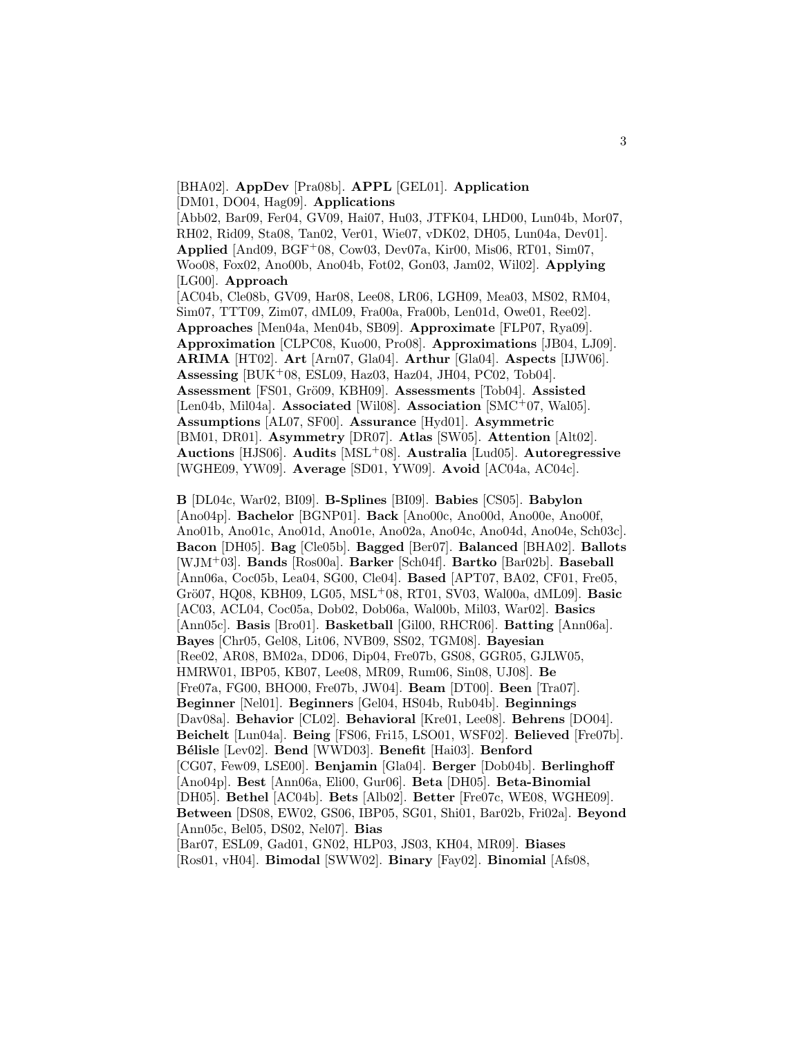[BHA02]. **AppDev** [Pra08b]. **APPL** [GEL01]. **Application** [DM01, DO04, Hag09]. **Applications** [Abb02, Bar09, Fer04, GV09, Hai07, Hu03, JTFK04, LHD00, Lun04b, Mor07, RH02, Rid09, Sta08, Tan02, Ver01, Wie07, vDK02, DH05, Lun04a, Dev01]. **Applied** [And09, BGF<sup>+</sup>08, Cow03, Dev07a, Kir00, Mis06, RT01, Sim07, Woo08, Fox02, Ano00b, Ano04b, Fot02, Gon03, Jam02, Wil02]. **Applying** [LG00]. **Approach** [AC04b, Cle08b, GV09, Har08, Lee08, LR06, LGH09, Mea03, MS02, RM04, Sim07, TTT09, Zim07, dML09, Fra00a, Fra00b, Len01d, Owe01, Ree02]. **Approaches** [Men04a, Men04b, SB09]. **Approximate** [FLP07, Rya09]. **Approximation** [CLPC08, Kuo00, Pro08]. **Approximations** [JB04, LJ09]. **ARIMA** [HT02]. **Art** [Arn07, Gla04]. **Arthur** [Gla04]. **Aspects** [IJW06]. **Assessing** [BUK<sup>+</sup>08, ESL09, Haz03, Haz04, JH04, PC02, Tob04]. **Assessment** [FS01, Grö09, KBH09]. **Assessments** [Tob04]. **Assisted** [Len04b, Mil04a]. **Associated** [Wil08]. **Association** [SMC<sup>+</sup>07, Wal05]. **Assumptions** [AL07, SF00]. **Assurance** [Hyd01]. **Asymmetric** [BM01, DR01]. **Asymmetry** [DR07]. **Atlas** [SW05]. **Attention** [Alt02]. **Auctions** [HJS06]. **Audits** [MSL<sup>+</sup>08]. **Australia** [Lud05]. **Autoregressive** [WGHE09, YW09]. **Average** [SD01, YW09]. **Avoid** [AC04a, AC04c].

**B** [DL04c, War02, BI09]. **B-Splines** [BI09]. **Babies** [CS05]. **Babylon** [Ano04p]. **Bachelor** [BGNP01]. **Back** [Ano00c, Ano00d, Ano00e, Ano00f, Ano01b, Ano01c, Ano01d, Ano01e, Ano02a, Ano04c, Ano04d, Ano04e, Sch03c]. **Bacon** [DH05]. **Bag** [Cle05b]. **Bagged** [Ber07]. **Balanced** [BHA02]. **Ballots** [WJM<sup>+</sup>03]. **Bands** [Ros00a]. **Barker** [Sch04f]. **Bartko** [Bar02b]. **Baseball** [Ann06a, Coc05b, Lea04, SG00, Cle04]. **Based** [APT07, BA02, CF01, Fre05, Grö07, HQ08, KBH09, LG05, MSL<sup>+</sup>08, RT01, SV03, Wal00a, dML09]. **Basic** [AC03, ACL04, Coc05a, Dob02, Dob06a, Wal00b, Mil03, War02]. **Basics** [Ann05c]. **Basis** [Bro01]. **Basketball** [Gil00, RHCR06]. **Batting** [Ann06a]. **Bayes** [Chr05, Gel08, Lit06, NVB09, SS02, TGM08]. **Bayesian** [Ree02, AR08, BM02a, DD06, Dip04, Fre07b, GS08, GGR05, GJLW05, HMRW01, IBP05, KB07, Lee08, MR09, Rum06, Sin08, UJ08]. **Be** [Fre07a, FG00, BHO00, Fre07b, JW04]. **Beam** [DT00]. **Been** [Tra07]. **Beginner** [Nel01]. **Beginners** [Gel04, HS04b, Rub04b]. **Beginnings** [Dav08a]. **Behavior** [CL02]. **Behavioral** [Kre01, Lee08]. **Behrens** [DO04]. **Beichelt** [Lun04a]. **Being** [FS06, Fri15, LSO01, WSF02]. **Believed** [Fre07b]. **Bélisle** [Lev02]. **Bend** [WWD03]. **Benefit** [Hai03]. **Benford** [CG07, Few09, LSE00]. **Benjamin** [Gla04]. **Berger** [Dob04b]. **Berlinghoff** [Ano04p]. **Best** [Ann06a, Eli00, Gur06]. **Beta** [DH05]. **Beta-Binomial** [DH05]. **Bethel** [AC04b]. **Bets** [Alb02]. **Better** [Fre07c, WE08, WGHE09]. **Between** [DS08, EW02, GS06, IBP05, SG01, Shi01, Bar02b, Fri02a]. **Beyond** [Ann05c, Bel05, DS02, Nel07]. **Bias** [Bar07, ESL09, Gad01, GN02, HLP03, JS03, KH04, MR09]. **Biases** [Ros01, vH04]. **Bimodal** [SWW02]. **Binary** [Fay02]. **Binomial** [Afs08,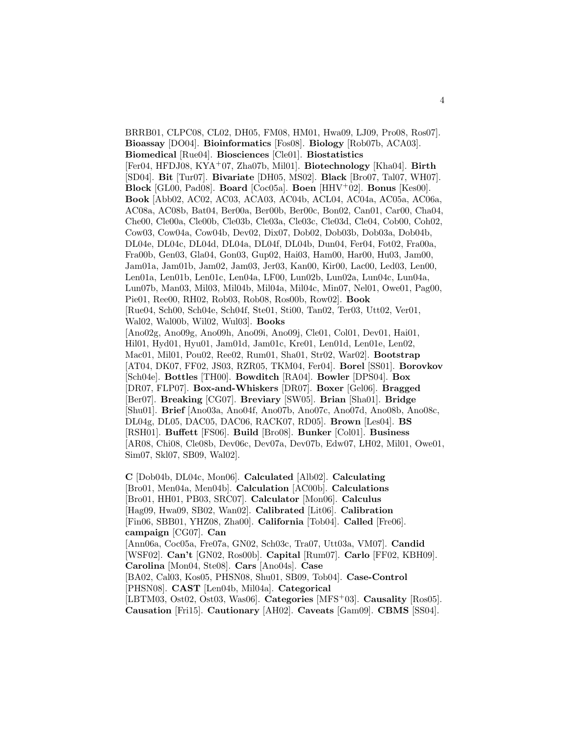BRRB01, CLPC08, CL02, DH05, FM08, HM01, Hwa09, LJ09, Pro08, Ros07]. **Bioassay** [DO04]. **Bioinformatics** [Fos08]. **Biology** [Rob07b, ACA03]. **Biomedical** [Rue04]. **Biosciences** [Cle01]. **Biostatistics** [Fer04, HFDJ08, KYA+07, Zha07b, Mil01]. **Biotechnology** [Kha04]. **Birth** [SD04]. **Bit** [Tur07]. **Bivariate** [DH05, MS02]. **Black** [Bro07, Tal07, WH07]. **Block** [GL00, Pad08]. **Board** [Coc05a]. **Boen** [HHV+02]. **Bonus** [Kes00]. **Book** [Abb02, AC02, AC03, ACA03, AC04b, ACL04, AC04a, AC05a, AC06a, AC08a, AC08b, Bat04, Ber00a, Ber00b, Ber00c, Bon02, Can01, Car00, Cha04, Che00, Cle00a, Cle00b, Cle03b, Cle03a, Cle03c, Cle03d, Cle04, Cob00, Coh02, Cow03, Cow04a, Cow04b, Dev02, Dix07, Dob02, Dob03b, Dob03a, Dob04b, DL04e, DL04c, DL04d, DL04a, DL04f, DL04b, Dun04, Fer04, Fot02, Fra00a, Fra00b, Gen03, Gla04, Gon03, Gup02, Hai03, Ham00, Har00, Hu03, Jam00, Jam01a, Jam01b, Jam02, Jam03, Jer03, Kan00, Kir00, Lac00, Led03, Len00, Len01a, Len01b, Len01c, Len04a, LF00, Lun02b, Lun02a, Lun04c, Lun04a, Lun07b, Man03, Mil03, Mil04b, Mil04a, Mil04c, Min07, Nel01, Owe01, Pag00, Pie01, Ree00, RH02, Rob03, Rob08, Ros00b, Row02]. **Book** [Rue04, Sch00, Sch04e, Sch04f, Ste01, Sti00, Tan02, Ter03, Utt02, Ver01, Wal02, Wal00b, Wil02, Wul03]. **Books** [Ano02g, Ano09g, Ano09h, Ano09i, Ano09j, Cle01, Col01, Dev01, Hai01, Hil01, Hyd01, Hyu01, Jam01d, Jam01c, Kre01, Len01d, Len01e, Len02, Mac01, Mil01, Pou02, Ree02, Rum01, Sha01, Str02, War02]. **Bootstrap** [AT04, DK07, FF02, JS03, RZR05, TKM04, Fer04]. **Borel** [SS01]. **Borovkov** [Sch04e]. **Bottles** [TH00]. **Bowditch** [RA04]. **Bowler** [DPS04]. **Box** [DR07, FLP07]. **Box-and-Whiskers** [DR07]. **Boxer** [Gel06]. **Bragged** [Ber07]. **Breaking** [CG07]. **Breviary** [SW05]. **Brian** [Sha01]. **Bridge** [Shu01]. **Brief** [Ano03a, Ano04f, Ano07b, Ano07c, Ano07d, Ano08b, Ano08c, DL04g, DL05, DAC05, DAC06, RACK07, RD05]. **Brown** [Les04]. **BS** [RSH01]. **Buffett** [FS06]. **Build** [Bro08]. **Bunker** [Col01]. **Business** [AR08, Chi08, Cle08b, Dev06c, Dev07a, Dev07b, Edw07, LH02, Mil01, Owe01, Sim07, Skl07, SB09, Wal02].

**C** [Dob04b, DL04c, Mon06]. **Calculated** [Alb02]. **Calculating** [Bro01, Men04a, Men04b]. **Calculation** [AC00b]. **Calculations** [Bro01, HH01, PB03, SRC07]. **Calculator** [Mon06]. **Calculus** [Hag09, Hwa09, SB02, Wan02]. **Calibrated** [Lit06]. **Calibration** [Fin06, SBB01, YHZ08, Zha00]. **California** [Tob04]. **Called** [Fre06]. **campaign** [CG07]. **Can** [Ann06a, Coc05a, Fre07a, GN02, Sch03c, Tra07, Utt03a, VM07]. **Candid** [WSF02]. **Can't** [GN02, Ros00b]. **Capital** [Rum07]. **Carlo** [FF02, KBH09]. **Carolina** [Mon04, Ste08]. **Cars** [Ano04s]. **Case** [BA02, Cal03, Kos05, PHSN08, Shu01, SB09, Tob04]. **Case-Control** [PHSN08]. **CAST** [Len04b, Mil04a]. **Categorical** [LBTM03, Ost02, Ost03, Was06]. **Categories** [MFS+03]. **Causality** [Ros05]. **Causation** [Fri15]. **Cautionary** [AH02]. **Caveats** [Gam09]. **CBMS** [SS04].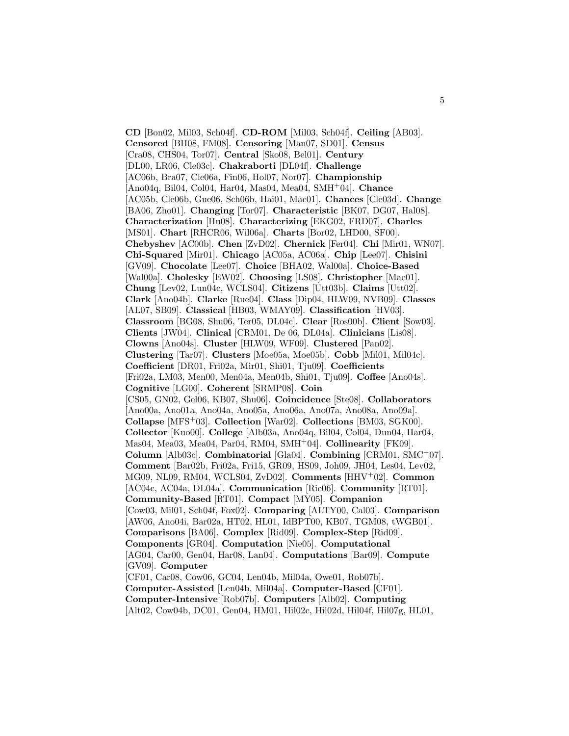**CD** [Bon02, Mil03, Sch04f]. **CD-ROM** [Mil03, Sch04f]. **Ceiling** [AB03]. **Censored** [BH08, FM08]. **Censoring** [Man07, SD01]. **Census** [Cra08, CHS04, Tor07]. **Central** [Sko08, Bel01]. **Century** [DL00, LR06, Cle03c]. **Chakraborti** [DL04f]. **Challenge** [AC06b, Bra07, Cle06a, Fin06, Hol07, Nor07]. **Championship** [Ano04q, Bil04, Col04, Har04, Mas04, Mea04, SMH+04]. **Chance** [AC05b, Cle06b, Gue06, Sch06b, Hai01, Mac01]. **Chances** [Cle03d]. **Change** [BA06, Zho01]. **Changing** [Tor07]. **Characteristic** [BK07, DG07, Hal08]. **Characterization** [Hu08]. **Characterizing** [EKG02, FRD07]. **Charles** [MS01]. **Chart** [RHCR06, Wil06a]. **Charts** [Bor02, LHD00, SF00]. **Chebyshev** [AC00b]. **Chen** [ZvD02]. **Chernick** [Fer04]. **Chi** [Mir01, WN07]. **Chi-Squared** [Mir01]. **Chicago** [AC05a, AC06a]. **Chip** [Lee07]. **Chisini** [GV09]. **Chocolate** [Lee07]. **Choice** [BHA02, Wal00a]. **Choice-Based** [Wal00a]. **Cholesky** [EW02]. **Choosing** [LS08]. **Christopher** [Mac01]. **Chung** [Lev02, Lun04c, WCLS04]. **Citizens** [Utt03b]. **Claims** [Utt02]. **Clark** [Ano04b]. **Clarke** [Rue04]. **Class** [Dip04, HLW09, NVB09]. **Classes** [AL07, SB09]. **Classical** [HB03, WMAY09]. **Classification** [HV03]. **Classroom** [BG08, Shu06, Ter05, DL04c]. **Clear** [Ros00b]. **Client** [Sow03]. **Clients** [JW04]. **Clinical** [CRM01, De 06, DL04a]. **Clinicians** [Lis08]. **Clowns** [Ano04s]. **Cluster** [HLW09, WF09]. **Clustered** [Pan02]. **Clustering** [Tar07]. **Clusters** [Moe05a, Moe05b]. **Cobb** [Mil01, Mil04c]. **Coefficient** [DR01, Fri02a, Mir01, Shi01, Tju09]. **Coefficients** [Fri02a, LM03, Men00, Men04a, Men04b, Shi01, Tju09]. **Coffee** [Ano04s]. **Cognitive** [LG00]. **Coherent** [SRMP08]. **Coin** [CS05, GN02, Gel06, KB07, Shu06]. **Coincidence** [Ste08]. **Collaborators** [Ano00a, Ano01a, Ano04a, Ano05a, Ano06a, Ano07a, Ano08a, Ano09a]. **Collapse** [MFS+03]. **Collection** [War02]. **Collections** [BM03, SGK00]. **Collector** [Kuo00]. **College** [Alb03a, Ano04q, Bil04, Col04, Dun04, Har04, Mas04, Mea03, Mea04, Par04, RM04, SMH+04]. **Collinearity** [FK09]. **Column** [Alb03c]. **Combinatorial** [Gla04]. **Combining** [CRM01, SMC+07]. **Comment** [Bar02b, Fri02a, Fri15, GR09, HS09, Joh09, JH04, Les04, Lev02, MG09, NL09, RM04, WCLS04, ZvD02]. **Comments** [HHV+02]. **Common** [AC04c, AC04a, DL04a]. **Communication** [Rie06]. **Community** [RT01]. **Community-Based** [RT01]. **Compact** [MY05]. **Companion** [Cow03, Mil01, Sch04f, Fox02]. **Comparing** [ALTY00, Cal03]. **Comparison** [AW06, Ano04i, Bar02a, HT02, HL01, IdBPT00, KB07, TGM08, tWGB01]. **Comparisons** [BA06]. **Complex** [Rid09]. **Complex-Step** [Rid09]. **Components** [GR04]. **Computation** [Nie05]. **Computational** [AG04, Car00, Gen04, Har08, Lan04]. **Computations** [Bar09]. **Compute** [GV09]. **Computer** [CF01, Car08, Cow06, GC04, Len04b, Mil04a, Owe01, Rob07b]. **Computer-Assisted** [Len04b, Mil04a]. **Computer-Based** [CF01]. **Computer-Intensive** [Rob07b]. **Computers** [Alb02]. **Computing** [Alt02, Cow04b, DC01, Gen04, HM01, Hil02c, Hil02d, Hil04f, Hil07g, HL01,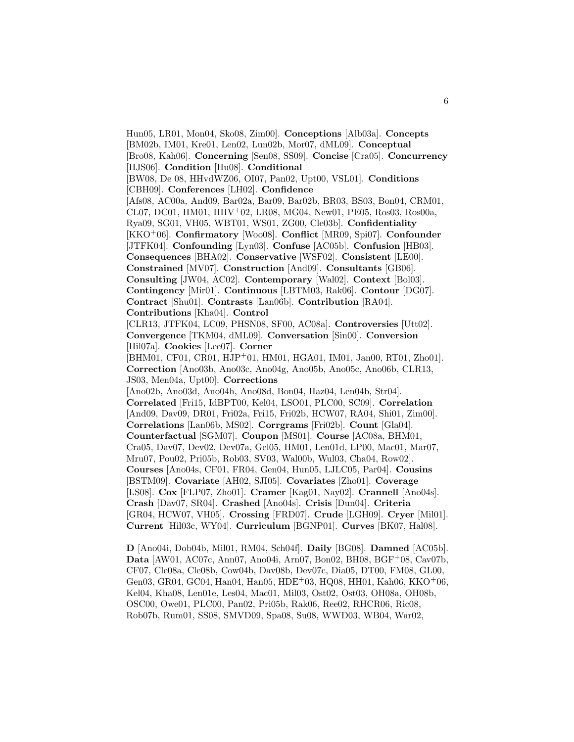Hun05, LR01, Mon04, Sko08, Zim00]. **Conceptions** [Alb03a]. **Concepts** [BM02b, IM01, Kre01, Len02, Lun02b, Mor07, dML09]. **Conceptual** [Bro08, Kah06]. **Concerning** [Sen08, SS09]. **Concise** [Cra05]. **Concurrency** [HJS06]. **Condition** [Hu08]. **Conditional** [BW08, De 08, HHvdWZ06, OI07, Pan02, Upt00, VSL01]. **Conditions** [CBH09]. **Conferences** [LH02]. **Confidence** [Afs08, AC00a, And09, Bar02a, Bar09, Bar02b, BR03, BS03, Bon04, CRM01, CL07, DC01, HM01, HHV+02, LR08, MG04, New01, PE05, Ros03, Ros00a, Rya09, SG01, VH05, WBT01, WS01, ZG00, Cle03b]. **Confidentiality** [KKO+06]. **Confirmatory** [Woo08]. **Conflict** [MR09, Spi07]. **Confounder** [JTFK04]. **Confounding** [Lyn03]. **Confuse** [AC05b]. **Confusion** [HB03]. **Consequences** [BHA02]. **Conservative** [WSF02]. **Consistent** [LE00]. **Constrained** [MV07]. **Construction** [And09]. **Consultants** [GB06]. **Consulting** [JW04, AC02]. **Contemporary** [Wal02]. **Context** [Bol03]. **Contingency** [Mir01]. **Continuous** [LBTM03, Rak06]. **Contour** [DG07]. **Contract** [Shu01]. **Contrasts** [Lan06b]. **Contribution** [RA04]. **Contributions** [Kha04]. **Control** [CLR13, JTFK04, LC09, PHSN08, SF00, AC08a]. **Controversies** [Utt02]. **Convergence** [TKM04, dML09]. **Conversation** [Sin00]. **Conversion** [Hil07a]. **Cookies** [Lee07]. **Corner** [BHM01, CF01, CR01, HJP+01, HM01, HGA01, IM01, Jan00, RT01, Zho01]. **Correction** [Ano03b, Ano03c, Ano04g, Ano05b, Ano05c, Ano06b, CLR13, JS03, Men04a, Upt00]. **Corrections** [Ano02b, Ano03d, Ano04h, Ano08d, Bon04, Haz04, Len04b, Str04]. **Correlated** [Fri15, IdBPT00, Kel04, LSO01, PLC00, SC09]. **Correlation** [And09, Dav09, DR01, Fri02a, Fri15, Fri02b, HCW07, RA04, Shi01, Zim00]. **Correlations** [Lan06b, MS02]. **Corrgrams** [Fri02b]. **Count** [Gla04]. **Counterfactual** [SGM07]. **Coupon** [MS01]. **Course** [AC08a, BHM01, Cra05, Dav07, Dev02, Dev07a, Gel05, HM01, Len01d, LP00, Mac01, Mar07, Mru07, Pou02, Pri05b, Rob03, SV03, Wal00b, Wul03, Cha04, Row02]. **Courses** [Ano04s, CF01, FR04, Gen04, Hun05, LJLC05, Par04]. **Cousins** [BSTM09]. **Covariate** [AH02, SJI05]. **Covariates** [Zho01]. **Coverage** [LS08]. **Cox** [FLP07, Zho01]. **Cramer** [Kag01, Nay02]. **Crannell** [Ano04s]. **Crash** [Dav07, SR04]. **Crashed** [Ano04s]. **Crisis** [Dun04]. **Criteria** [GR04, HCW07, VH05]. **Crossing** [FRD07]. **Crude** [LGH09]. **Cryer** [Mil01]. **Current** [Hil03c, WY04]. **Curriculum** [BGNP01]. **Curves** [BK07, Hal08].

**D** [Ano04i, Dob04b, Mil01, RM04, Sch04f]. **Daily** [BG08]. **Damned** [AC05b]. **Data** [AW01, AC07c, Ann07, Ano04i, Arn07, Bon02, BH08, BGF+08, Cav07b, CF07, Cle08a, Cle08b, Cow04b, Dav08b, Dev07c, Dia05, DT00, FM08, GL00, Gen03, GR04, GC04, Han04, Han05, HDE+03, HQ08, HH01, Kah06, KKO+06, Kel04, Kha08, Len01e, Les04, Mac01, Mil03, Ost02, Ost03, OH08a, OH08b, OSC00, Owe01, PLC00, Pan02, Pri05b, Rak06, Ree02, RHCR06, Ric08, Rob07b, Rum01, SS08, SMVD09, Spa08, Su08, WWD03, WB04, War02,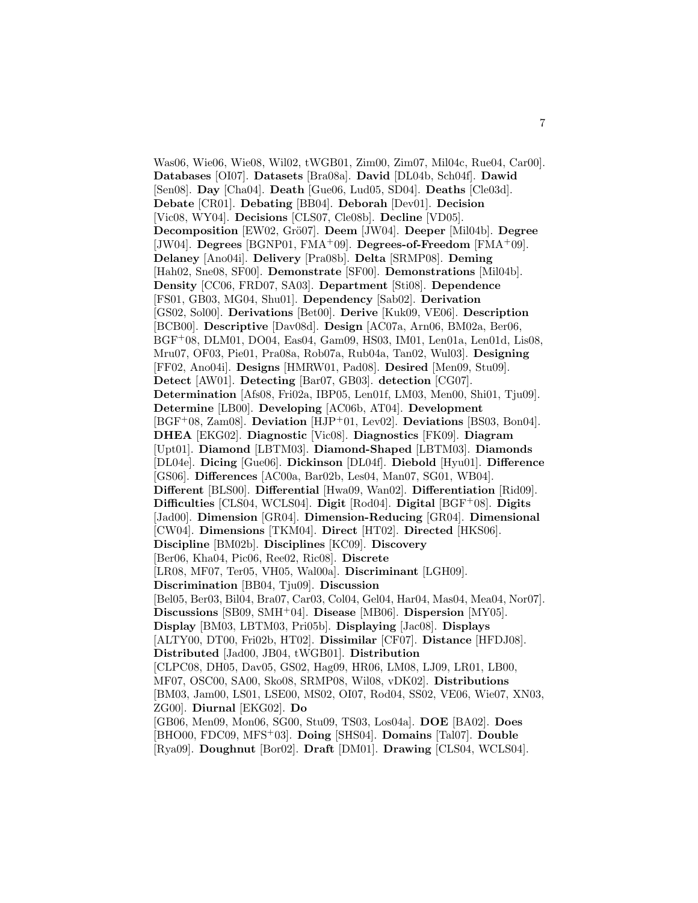Was06, Wie06, Wie08, Wil02, tWGB01, Zim00, Zim07, Mil04c, Rue04, Car00]. **Databases** [OI07]. **Datasets** [Bra08a]. **David** [DL04b, Sch04f]. **Dawid** [Sen08]. **Day** [Cha04]. **Death** [Gue06, Lud05, SD04]. **Deaths** [Cle03d]. **Debate** [CR01]. **Debating** [BB04]. **Deborah** [Dev01]. **Decision** [Vic08, WY04]. **Decisions** [CLS07, Cle08b]. **Decline** [VD05]. **Decomposition** [EW02, Grö07]. **Deem** [JW04]. **Deeper** [Mil04b]. **Degree** [JW04]. **Degrees** [BGNP01, FMA+09]. **Degrees-of-Freedom** [FMA+09]. **Delaney** [Ano04i]. **Delivery** [Pra08b]. **Delta** [SRMP08]. **Deming** [Hah02, Sne08, SF00]. **Demonstrate** [SF00]. **Demonstrations** [Mil04b]. **Density** [CC06, FRD07, SA03]. **Department** [Sti08]. **Dependence** [FS01, GB03, MG04, Shu01]. **Dependency** [Sab02]. **Derivation** [GS02, Sol00]. **Derivations** [Bet00]. **Derive** [Kuk09, VE06]. **Description** [BCB00]. **Descriptive** [Dav08d]. **Design** [AC07a, Arn06, BM02a, Ber06, BGF+08, DLM01, DO04, Eas04, Gam09, HS03, IM01, Len01a, Len01d, Lis08, Mru07, OF03, Pie01, Pra08a, Rob07a, Rub04a, Tan02, Wul03]. **Designing** [FF02, Ano04i]. **Designs** [HMRW01, Pad08]. **Desired** [Men09, Stu09]. **Detect** [AW01]. **Detecting** [Bar07, GB03]. **detection** [CG07]. **Determination** [Afs08, Fri02a, IBP05, Len01f, LM03, Men00, Shi01, Tju09]. **Determine** [LB00]. **Developing** [AC06b, AT04]. **Development** [BGF+08, Zam08]. **Deviation** [HJP+01, Lev02]. **Deviations** [BS03, Bon04]. **DHEA** [EKG02]. **Diagnostic** [Vic08]. **Diagnostics** [FK09]. **Diagram** [Upt01]. **Diamond** [LBTM03]. **Diamond-Shaped** [LBTM03]. **Diamonds** [DL04e]. **Dicing** [Gue06]. **Dickinson** [DL04f]. **Diebold** [Hyu01]. **Difference** [GS06]. **Differences** [AC00a, Bar02b, Les04, Man07, SG01, WB04]. **Different** [BLS00]. **Differential** [Hwa09, Wan02]. **Differentiation** [Rid09]. **Difficulties** [CLS04, WCLS04]. **Digit** [Rod04]. **Digital** [BGF+08]. **Digits** [Jad00]. **Dimension** [GR04]. **Dimension-Reducing** [GR04]. **Dimensional** [CW04]. **Dimensions** [TKM04]. **Direct** [HT02]. **Directed** [HKS06]. **Discipline** [BM02b]. **Disciplines** [KC09]. **Discovery** [Ber06, Kha04, Pic06, Ree02, Ric08]. **Discrete** [LR08, MF07, Ter05, VH05, Wal00a]. **Discriminant** [LGH09]. **Discrimination** [BB04, Tju09]. **Discussion** [Bel05, Ber03, Bil04, Bra07, Car03, Col04, Gel04, Har04, Mas04, Mea04, Nor07]. **Discussions** [SB09, SMH+04]. **Disease** [MB06]. **Dispersion** [MY05]. **Display** [BM03, LBTM03, Pri05b]. **Displaying** [Jac08]. **Displays** [ALTY00, DT00, Fri02b, HT02]. **Dissimilar** [CF07]. **Distance** [HFDJ08]. **Distributed** [Jad00, JB04, tWGB01]. **Distribution** [CLPC08, DH05, Dav05, GS02, Hag09, HR06, LM08, LJ09, LR01, LB00, MF07, OSC00, SA00, Sko08, SRMP08, Wil08, vDK02]. **Distributions** [BM03, Jam00, LS01, LSE00, MS02, OI07, Rod04, SS02, VE06, Wie07, XN03, ZG00]. **Diurnal** [EKG02]. **Do** [GB06, Men09, Mon06, SG00, Stu09, TS03, Los04a]. **DOE** [BA02]. **Does** [BHO00, FDC09, MFS+03]. **Doing** [SHS04]. **Domains** [Tal07]. **Double** [Rya09]. **Doughnut** [Bor02]. **Draft** [DM01]. **Drawing** [CLS04, WCLS04].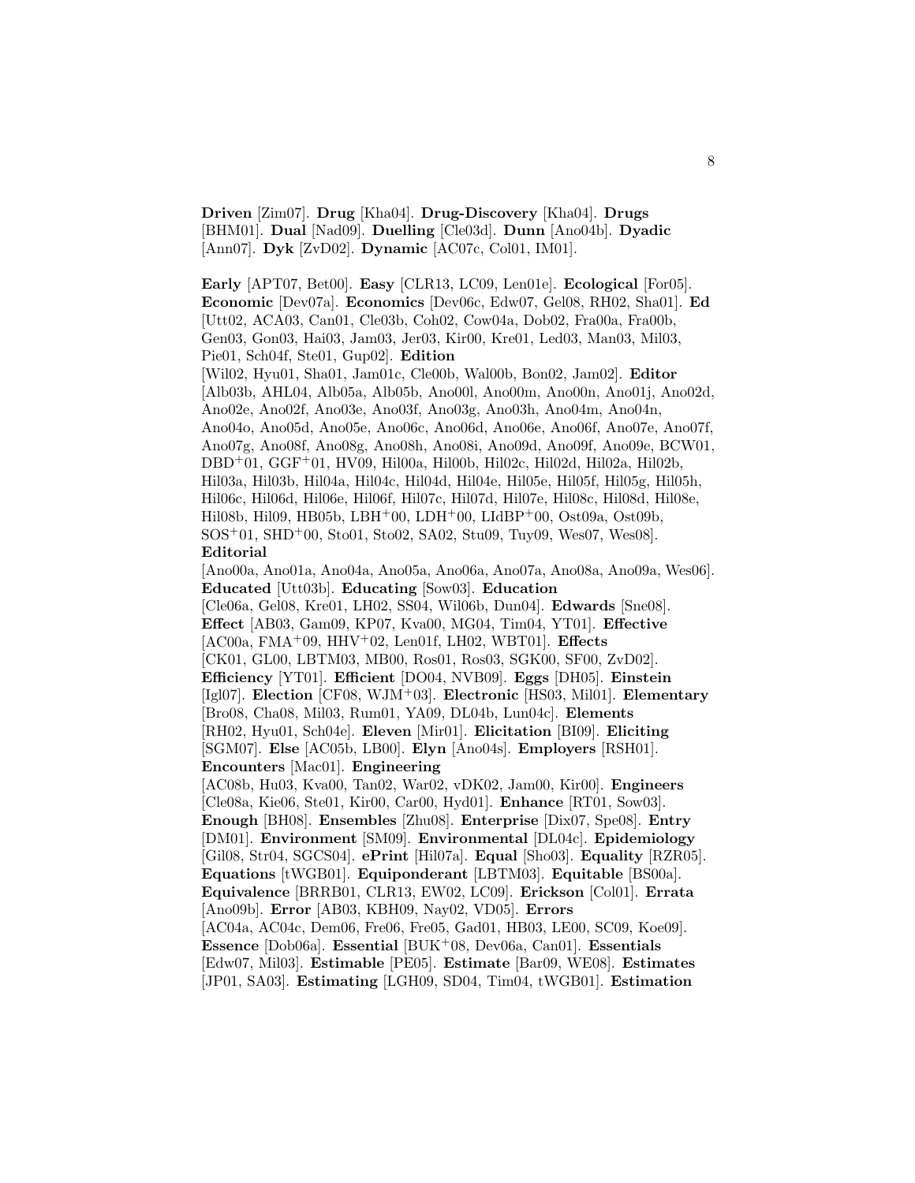**Driven** [Zim07]. **Drug** [Kha04]. **Drug-Discovery** [Kha04]. **Drugs** [BHM01]. **Dual** [Nad09]. **Duelling** [Cle03d]. **Dunn** [Ano04b]. **Dyadic** [Ann07]. **Dyk** [ZvD02]. **Dynamic** [AC07c, Col01, IM01].

**Early** [APT07, Bet00]. **Easy** [CLR13, LC09, Len01e]. **Ecological** [For05]. **Economic** [Dev07a]. **Economics** [Dev06c, Edw07, Gel08, RH02, Sha01]. **Ed** [Utt02, ACA03, Can01, Cle03b, Coh02, Cow04a, Dob02, Fra00a, Fra00b, Gen03, Gon03, Hai03, Jam03, Jer03, Kir00, Kre01, Led03, Man03, Mil03, Pie01, Sch04f, Ste01, Gup02]. **Edition** [Wil02, Hyu01, Sha01, Jam01c, Cle00b, Wal00b, Bon02, Jam02]. **Editor** [Alb03b, AHL04, Alb05a, Alb05b, Ano00l, Ano00m, Ano00n, Ano01j, Ano02d, Ano02e, Ano02f, Ano03e, Ano03f, Ano03g, Ano03h, Ano04m, Ano04n, Ano04o, Ano05d, Ano05e, Ano06c, Ano06d, Ano06e, Ano06f, Ano07e, Ano07f, Ano07g, Ano08f, Ano08g, Ano08h, Ano08i, Ano09d, Ano09f, Ano09e, BCW01, DBD+01, GGF+01, HV09, Hil00a, Hil00b, Hil02c, Hil02d, Hil02a, Hil02b, Hil03a, Hil03b, Hil04a, Hil04c, Hil04d, Hil04e, Hil05e, Hil05f, Hil05g, Hil05h, Hil06c, Hil06d, Hil06e, Hil06f, Hil07c, Hil07d, Hil07e, Hil08c, Hil08d, Hil08e, Hil08b, Hil09, HB05b, LBH+00, LDH+00, LIdBP+00, Ost09a, Ost09b, SOS+01, SHD+00, Sto01, Sto02, SA02, Stu09, Tuy09, Wes07, Wes08]. **Editorial** [Ano00a, Ano01a, Ano04a, Ano05a, Ano06a, Ano07a, Ano08a, Ano09a, Wes06]. **Educated** [Utt03b]. **Educating** [Sow03]. **Education** [Cle06a, Gel08, Kre01, LH02, SS04, Wil06b, Dun04]. **Edwards** [Sne08]. **Effect** [AB03, Gam09, KP07, Kva00, MG04, Tim04, YT01]. **Effective** [AC00a, FMA+09, HHV+02, Len01f, LH02, WBT01]. **Effects** [CK01, GL00, LBTM03, MB00, Ros01, Ros03, SGK00, SF00, ZvD02]. **Efficiency** [YT01]. **Efficient** [DO04, NVB09]. **Eggs** [DH05]. **Einstein** [Igl07]. **Election** [CF08, WJM+03]. **Electronic** [HS03, Mil01]. **Elementary** [Bro08, Cha08, Mil03, Rum01, YA09, DL04b, Lun04c]. **Elements** [RH02, Hyu01, Sch04e]. **Eleven** [Mir01]. **Elicitation** [BI09]. **Eliciting** [SGM07]. **Else** [AC05b, LB00]. **Elyn** [Ano04s]. **Employers** [RSH01]. **Encounters** [Mac01]. **Engineering** [AC08b, Hu03, Kva00, Tan02, War02, vDK02, Jam00, Kir00]. **Engineers** [Cle08a, Kie06, Ste01, Kir00, Car00, Hyd01]. **Enhance** [RT01, Sow03]. **Enough** [BH08]. **Ensembles** [Zhu08]. **Enterprise** [Dix07, Spe08]. **Entry** [DM01]. **Environment** [SM09]. **Environmental** [DL04c]. **Epidemiology** [Gil08, Str04, SGCS04]. **ePrint** [Hil07a]. **Equal** [Sho03]. **Equality** [RZR05]. **Equations** [tWGB01]. **Equiponderant** [LBTM03]. **Equitable** [BS00a]. **Equivalence** [BRRB01, CLR13, EW02, LC09]. **Erickson** [Col01]. **Errata** [Ano09b]. **Error** [AB03, KBH09, Nay02, VD05]. **Errors** [AC04a, AC04c, Dem06, Fre06, Fre05, Gad01, HB03, LE00, SC09, Koe09]. **Essence** [Dob06a]. **Essential** [BUK+08, Dev06a, Can01]. **Essentials** [Edw07, Mil03]. **Estimable** [PE05]. **Estimate** [Bar09, WE08]. **Estimates** [JP01, SA03]. **Estimating** [LGH09, SD04, Tim04, tWGB01]. **Estimation**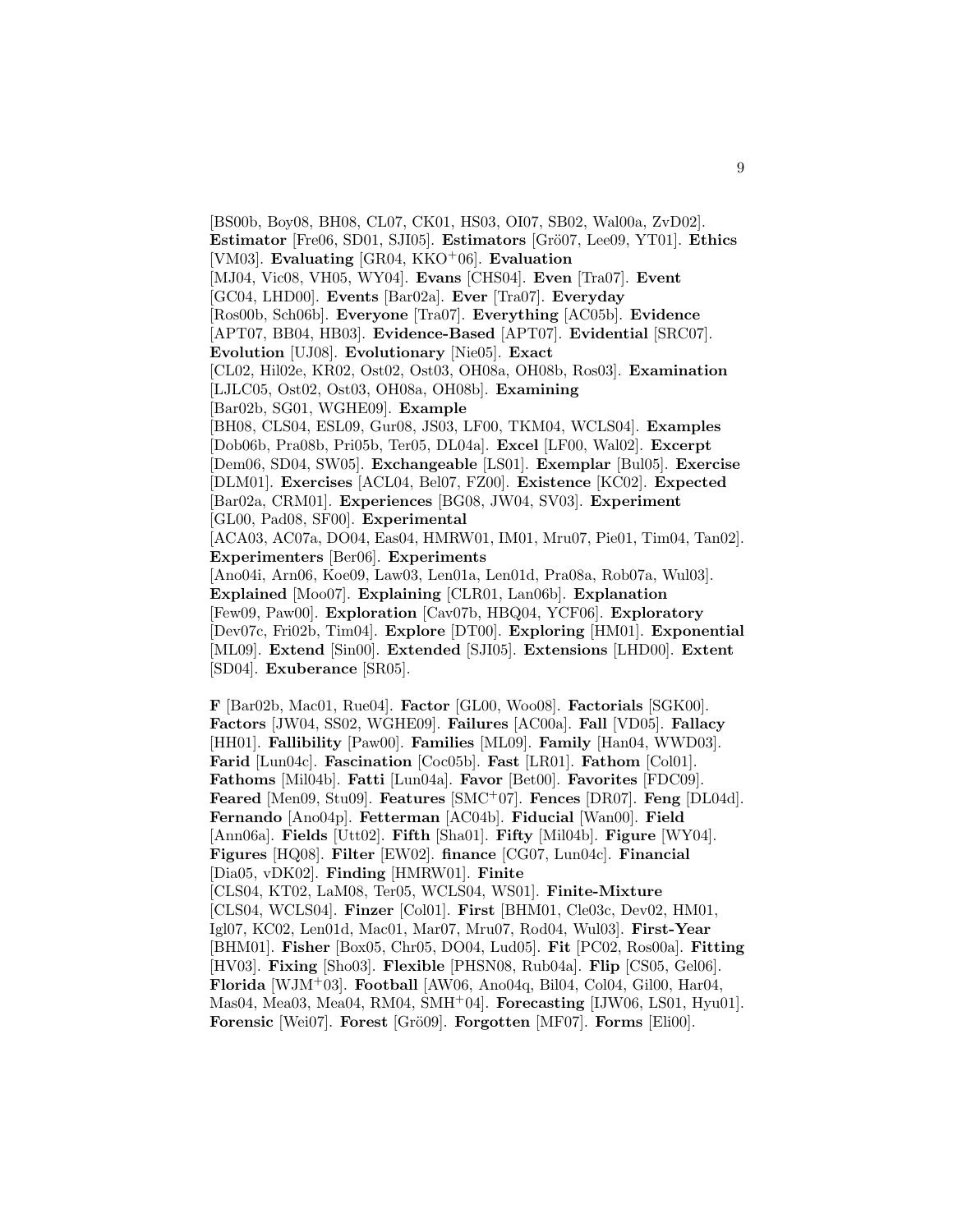[BS00b, Boy08, BH08, CL07, CK01, HS03, OI07, SB02, Wal00a, ZvD02]. **Estimator** [Fre06, SD01, SJI05]. **Estimators** [Grö07, Lee09, YT01]. **Ethics** [VM03]. **Evaluating** [GR04, KKO[+]06]. **Evaluation** [MJ04, Vic08, VH05, WY04]. **Evans** [CHS04]. **Even** [Tra07]. **Event** [GC04, LHD00]. **Events** [Bar02a]. **Ever** [Tra07]. **Everyday** [Ros00b, Sch06b]. **Everyone** [Tra07]. **Everything** [AC05b]. **Evidence** [APT07, BB04, HB03]. **Evidence-Based** [APT07]. **Evidential** [SRC07]. **Evolution** [UJ08]. **Evolutionary** [Nie05]. **Exact** [CL02, Hil02e, KR02, Ost02, Ost03, OH08a, OH08b, Ros03]. **Examination** [LJLC05, Ost02, Ost03, OH08a, OH08b]. **Examining** [Bar02b, SG01, WGHE09]. **Example** [BH08, CLS04, ESL09, Gur08, JS03, LF00, TKM04, WCLS04]. **Examples** [Dob06b, Pra08b, Pri05b, Ter05, DL04a]. **Excel** [LF00, Wal02]. **Excerpt** [Dem06, SD04, SW05]. **Exchangeable** [LS01]. **Exemplar** [Bul05]. **Exercise** [DLM01]. **Exercises** [ACL04, Bel07, FZ00]. **Existence** [KC02]. **Expected** [Bar02a, CRM01]. **Experiences** [BG08, JW04, SV03]. **Experiment** [GL00, Pad08, SF00]. **Experimental** [ACA03, AC07a, DO04, Eas04, HMRW01, IM01, Mru07, Pie01, Tim04, Tan02]. **Experimenters** [Ber06]. **Experiments** [Ano04i, Arn06, Koe09, Law03, Len01a, Len01d, Pra08a, Rob07a, Wul03]. **Explained** [Moo07]. **Explaining** [CLR01, Lan06b]. **Explanation** [Few09, Paw00]. **Exploration** [Cav07b, HBQ04, YCF06]. **Exploratory** [Dev07c, Fri02b, Tim04]. **Explore** [DT00]. **Exploring** [HM01]. **Exponential** [ML09]. **Extend** [Sin00]. **Extended** [SJI05]. **Extensions** [LHD00]. **Extent** [SD04]. **Exuberance** [SR05].

**F** [Bar02b, Mac01, Rue04]. **Factor** [GL00, Woo08]. **Factorials** [SGK00]. **Factors** [JW04, SS02, WGHE09]. **Failures** [AC00a]. **Fall** [VD05]. **Fallacy** [HH01]. **Fallibility** [Paw00]. **Families** [ML09]. **Family** [Han04, WWD03]. **Farid** [Lun04c]. **Fascination** [Coc05b]. **Fast** [LR01]. **Fathom** [Col01]. **Fathoms** [Mil04b]. **Fatti** [Lun04a]. **Favor** [Bet00]. **Favorites** [FDC09]. **Feared** [Men09, Stu09]. **Features** [SMC[+]07]. **Fences** [DR07]. **Feng** [DL04d]. **Fernando** [Ano04p]. **Fetterman** [AC04b]. **Fiducial** [Wan00]. **Field** [Ann06a]. **Fields** [Utt02]. **Fifth** [Sha01]. **Fifty** [Mil04b]. **Figure** [WY04]. **Figures** [HQ08]. **Filter** [EW02]. **finance** [CG07, Lun04c]. **Financial** [Dia05, vDK02]. **Finding** [HMRW01]. **Finite** [CLS04, KT02, LaM08, Ter05, WCLS04, WS01]. **Finite-Mixture** [CLS04, WCLS04]. **Finzer** [Col01]. **First** [BHM01, Cle03c, Dev02, HM01, Igl07, KC02, Len01d, Mac01, Mar07, Mru07, Rod04, Wul03]. **First-Year** [BHM01]. **Fisher** [Box05, Chr05, DO04, Lud05]. **Fit** [PC02, Ros00a]. **Fitting** [HV03]. **Fixing** [Sho03]. **Flexible** [PHSN08, Rub04a]. **Flip** [CS05, Gel06]. **Florida** [WJM[+]03]. **Football** [AW06, Ano04q, Bil04, Col04, Gil00, Har04, Mas04, Mea03, Mea04, RM04, SMH[+]04]. **Forecasting** [IJW06, LS01, Hyu01]. **Forensic** [Wei07]. **Forest** [Grö09]. **Forgotten** [MF07]. **Forms** [Eli00].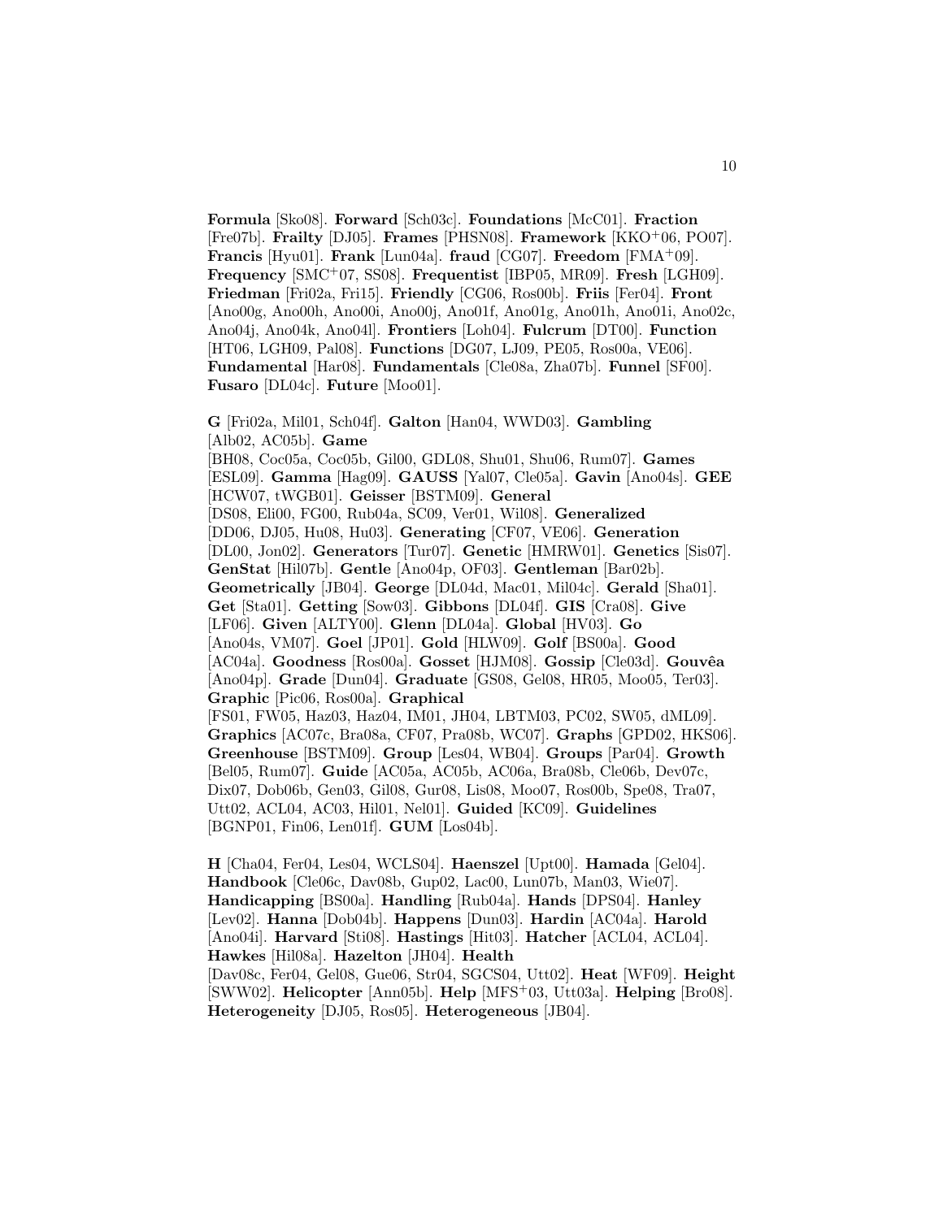**Formula** [Sko08]. **Forward** [Sch03c]. **Foundations** [McC01]. **Fraction** [Fre07b]. **Frailty** [DJ05]. **Frames** [PHSN08]. **Framework** [KKO+06, PO07]. **Francis** [Hyu01]. **Frank** [Lun04a]. **fraud** [CG07]. **Freedom** [FMA+09]. **Frequency** [SMC+07, SS08]. **Frequentist** [IBP05, MR09]. **Fresh** [LGH09]. **Friedman** [Fri02a, Fri15]. **Friendly** [CG06, Ros00b]. **Friis** [Fer04]. **Front** [Ano00g, Ano00h, Ano00i, Ano00j, Ano01f, Ano01g, Ano01h, Ano01i, Ano02c, Ano04j, Ano04k, Ano04l]. **Frontiers** [Loh04]. **Fulcrum** [DT00]. **Function** [HT06, LGH09, Pal08]. **Functions** [DG07, LJ09, PE05, Ros00a, VE06]. **Fundamental** [Har08]. **Fundamentals** [Cle08a, Zha07b]. **Funnel** [SF00]. **Fusaro** [DL04c]. **Future** [Moo01].

**G** [Fri02a, Mil01, Sch04f]. **Galton** [Han04, WWD03]. **Gambling** [Alb02, AC05b]. **Game** [BH08, Coc05a, Coc05b, Gil00, GDL08, Shu01, Shu06, Rum07]. **Games** [ESL09]. **Gamma** [Hag09]. **GAUSS** [Yal07, Cle05a]. **Gavin** [Ano04s]. **GEE** [HCW07, tWGB01]. **Geisser** [BSTM09]. **General** [DS08, Eli00, FG00, Rub04a, SC09, Ver01, Wil08]. **Generalized** [DD06, DJ05, Hu08, Hu03]. **Generating** [CF07, VE06]. **Generation** [DL00, Jon02]. **Generators** [Tur07]. **Genetic** [HMRW01]. **Genetics** [Sis07]. **GenStat** [Hil07b]. **Gentle** [Ano04p, OF03]. **Gentleman** [Bar02b]. **Geometrically** [JB04]. **George** [DL04d, Mac01, Mil04c]. **Gerald** [Sha01]. **Get** [Sta01]. **Getting** [Sow03]. **Gibbons** [DL04f]. **GIS** [Cra08]. **Give** [LF06]. **Given** [ALTY00]. **Glenn** [DL04a]. **Global** [HV03]. **Go** [Ano04s, VM07]. **Goel** [JP01]. **Gold** [HLW09]. **Golf** [BS00a]. **Good** [AC04a]. **Goodness** [Ros00a]. **Gosset** [HJM08]. **Gossip** [Cle03d]. **Gouvêa** [Ano04p]. **Grade** [Dun04]. **Graduate** [GS08, Gel08, HR05, Moo05, Ter03]. **Graphic** [Pic06, Ros00a]. **Graphical** [FS01, FW05, Haz03, Haz04, IM01, JH04, LBTM03, PC02, SW05, dML09]. **Graphics** [AC07c, Bra08a, CF07, Pra08b, WC07]. **Graphs** [GPD02, HKS06]. **Greenhouse** [BSTM09]. **Group** [Les04, WB04]. **Groups** [Par04]. **Growth** [Bel05, Rum07]. **Guide** [AC05a, AC05b, AC06a, Bra08b, Cle06b, Dev07c, Dix07, Dob06b, Gen03, Gil08, Gur08, Lis08, Moo07, Ros00b, Spe08, Tra07, Utt02, ACL04, AC03, Hil01, Nel01]. **Guided** [KC09]. **Guidelines** [BGNP01, Fin06, Len01f]. **GUM** [Los04b].

**H** [Cha04, Fer04, Les04, WCLS04]. **Haenszel** [Upt00]. **Hamada** [Gel04]. **Handbook** [Cle06c, Dav08b, Gup02, Lac00, Lun07b, Man03, Wie07]. **Handicapping** [BS00a]. **Handling** [Rub04a]. **Hands** [DPS04]. **Hanley** [Lev02]. **Hanna** [Dob04b]. **Happens** [Dun03]. **Hardin** [AC04a]. **Harold** [Ano04i]. **Harvard** [Sti08]. **Hastings** [Hit03]. **Hatcher** [ACL04, ACL04]. **Hawkes** [Hil08a]. **Hazelton** [JH04]. **Health** [Dav08c, Fer04, Gel08, Gue06, Str04, SGCS04, Utt02]. **Heat** [WF09]. **Height** [SWW02]. **Helicopter** [Ann05b]. **Help** [MFS+03, Utt03a]. **Helping** [Bro08]. **Heterogeneity** [DJ05, Ros05]. **Heterogeneous** [JB04].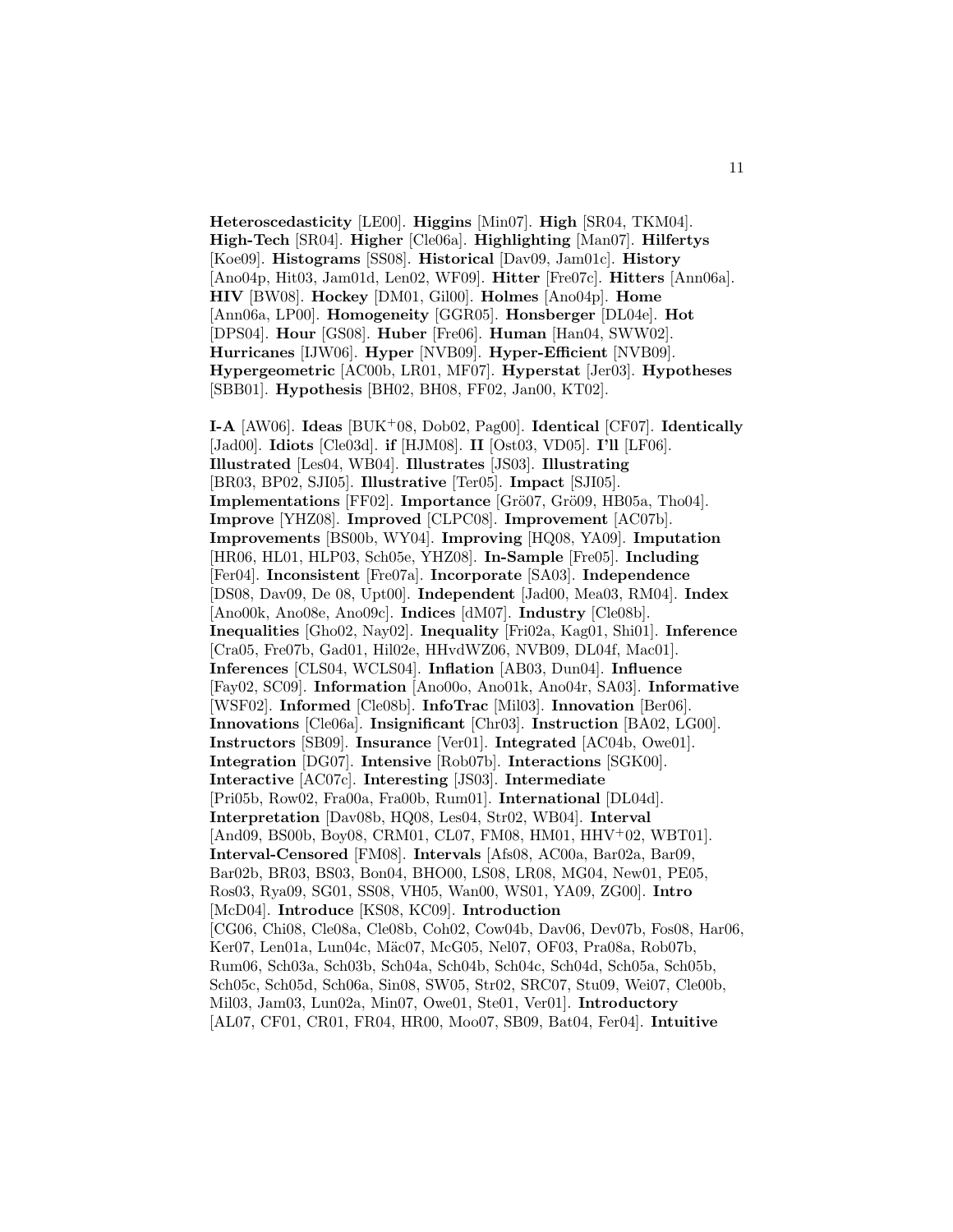**Heteroscedasticity** [LE00]. **Higgins** [Min07]. **High** [SR04, TKM04]. **High-Tech** [SR04]. **Higher** [Cle06a]. **Highlighting** [Man07]. **Hilfertys** [Koe09]. **Histograms** [SS08]. **Historical** [Dav09, Jam01c]. **History** [Ano04p, Hit03, Jam01d, Len02, WF09]. **Hitter** [Fre07c]. **Hitters** [Ann06a]. **HIV** [BW08]. **Hockey** [DM01, Gil00]. **Holmes** [Ano04p]. **Home** [Ann06a, LP00]. **Homogeneity** [GGR05]. **Honsberger** [DL04e]. **Hot** [DPS04]. **Hour** [GS08]. **Huber** [Fre06]. **Human** [Han04, SWW02]. **Hurricanes** [IJW06]. **Hyper** [NVB09]. **Hyper-Efficient** [NVB09]. **Hypergeometric** [AC00b, LR01, MF07]. **Hyperstat** [Jer03]. **Hypotheses** [SBB01]. **Hypothesis** [BH02, BH08, FF02, Jan00, KT02].

**I-A** [AW06]. **Ideas** [BUK+08, Dob02, Pag00]. **Identical** [CF07]. **Identically** [Jad00]. **Idiots** [Cle03d]. **if** [HJM08]. **II** [Ost03, VD05]. **I'll** [LF06]. **Illustrated** [Les04, WB04]. **Illustrates** [JS03]. **Illustrating** [BR03, BP02, SJI05]. **Illustrative** [Ter05]. **Impact** [SJI05]. **Implementations** [FF02]. **Importance** [Grö07, Grö09, HB05a, Tho04]. **Improve** [YHZ08]. **Improved** [CLPC08]. **Improvement** [AC07b]. **Improvements** [BS00b, WY04]. **Improving** [HQ08, YA09]. **Imputation** [HR06, HL01, HLP03, Sch05e, YHZ08]. **In-Sample** [Fre05]. **Including** [Fer04]. **Inconsistent** [Fre07a]. **Incorporate** [SA03]. **Independence** [DS08, Dav09, De 08, Upt00]. **Independent** [Jad00, Mea03, RM04]. **Index** [Ano00k, Ano08e, Ano09c]. **Indices** [dM07]. **Industry** [Cle08b]. **Inequalities** [Gho02, Nay02]. **Inequality** [Fri02a, Kag01, Shi01]. **Inference** [Cra05, Fre07b, Gad01, Hil02e, HHvdWZ06, NVB09, DL04f, Mac01]. **Inferences** [CLS04, WCLS04]. **Inflation** [AB03, Dun04]. **Influence** [Fay02, SC09]. **Information** [Ano00o, Ano01k, Ano04r, SA03]. **Informative** [WSF02]. **Informed** [Cle08b]. **InfoTrac** [Mil03]. **Innovation** [Ber06]. **Innovations** [Cle06a]. **Insignificant** [Chr03]. **Instruction** [BA02, LG00]. **Instructors** [SB09]. **Insurance** [Ver01]. **Integrated** [AC04b, Owe01]. **Integration** [DG07]. **Intensive** [Rob07b]. **Interactions** [SGK00]. **Interactive** [AC07c]. **Interesting** [JS03]. **Intermediate** [Pri05b, Row02, Fra00a, Fra00b, Rum01]. **International** [DL04d]. **Interpretation** [Dav08b, HQ08, Les04, Str02, WB04]. **Interval** [And09, BS00b, Boy08, CRM01, CL07, FM08, HM01, HHV+02, WBT01]. **Interval-Censored** [FM08]. **Intervals** [Afs08, AC00a, Bar02a, Bar09, Bar02b, BR03, BS03, Bon04, BHO00, LS08, LR08, MG04, New01, PE05, Ros03, Rya09, SG01, SS08, VH05, Wan00, WS01, YA09, ZG00]. **Intro** [McD04]. **Introduce** [KS08, KC09]. **Introduction** [CG06, Chi08, Cle08a, Cle08b, Coh02, Cow04b, Dav06, Dev07b, Fos08, Har06, Ker07, Len01a, Lun04c, Mäc07, McG05, Nel07, OF03, Pra08a, Rob07b, Rum06, Sch03a, Sch03b, Sch04a, Sch04b, Sch04c, Sch04d, Sch05a, Sch05b, Sch05c, Sch05d, Sch06a, Sin08, SW05, Str02, SRC07, Stu09, Wei07, Cle00b, Mil03, Jam03, Lun02a, Min07, Owe01, Ste01, Ver01]. **Introductory** [AL07, CF01, CR01, FR04, HR00, Moo07, SB09, Bat04, Fer04]. **Intuitive**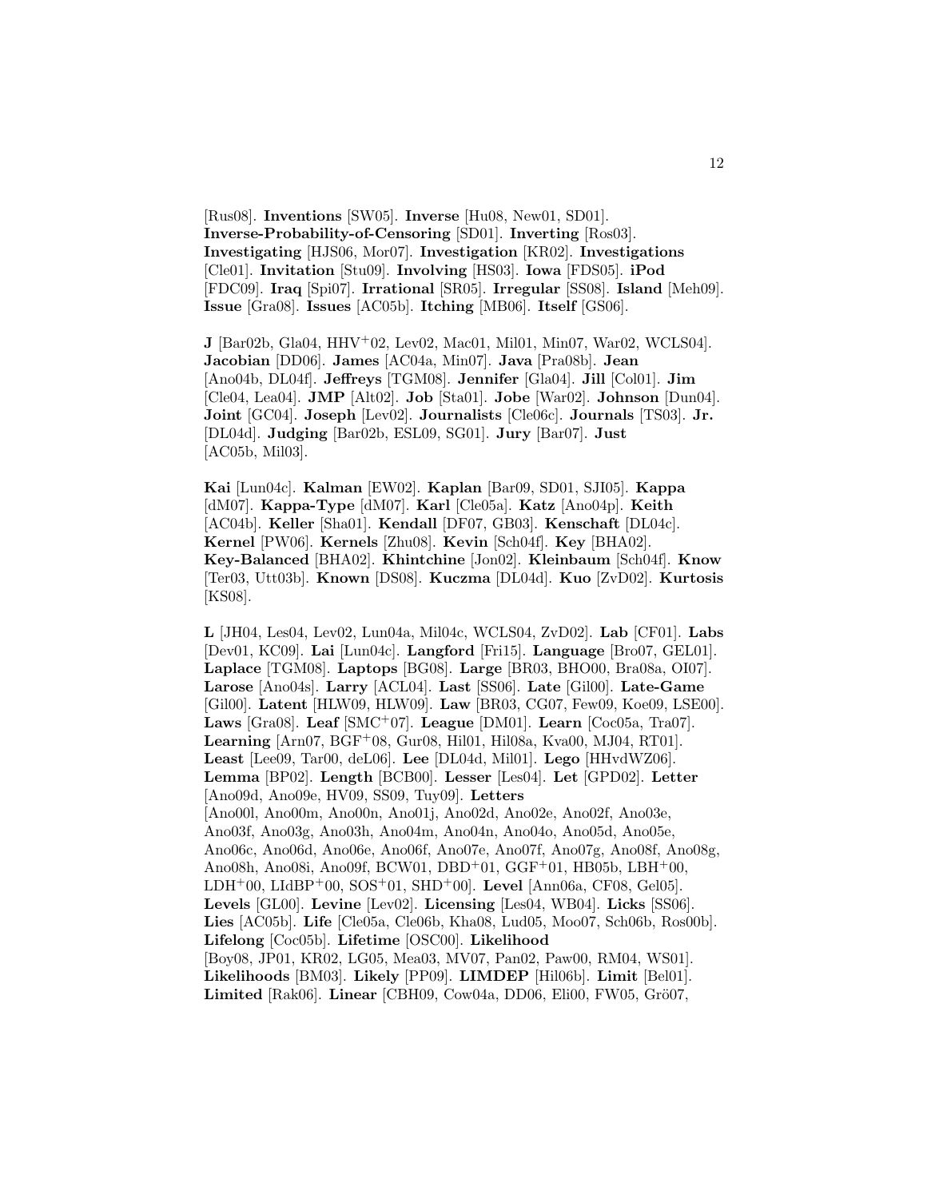[Rus08]. **Inventions** [SW05]. **Inverse** [Hu08, New01, SD01]. **Inverse-Probability-of-Censoring** [SD01]. **Inverting** [Ros03]. **Investigating** [HJS06, Mor07]. **Investigation** [KR02]. **Investigations** [Cle01]. **Invitation** [Stu09]. **Involving** [HS03]. **Iowa** [FDS05]. **iPod** [FDC09]. **Iraq** [Spi07]. **Irrational** [SR05]. **Irregular** [SS08]. **Island** [Meh09]. **Issue** [Gra08]. **Issues** [AC05b]. **Itching** [MB06]. **Itself** [GS06].

**J** [Bar02b, Gla04, HHV[+]02, Lev02, Mac01, Mil01, Min07, War02, WCLS04]. **Jacobian** [DD06]. **James** [AC04a, Min07]. **Java** [Pra08b]. **Jean** [Ano04b, DL04f]. **Jeffreys** [TGM08]. **Jennifer** [Gla04]. **Jill** [Col01]. **Jim** [Cle04, Lea04]. **JMP** [Alt02]. **Job** [Sta01]. **Jobe** [War02]. **Johnson** [Dun04]. **Joint** [GC04]. **Joseph** [Lev02]. **Journalists** [Cle06c]. **Journals** [TS03]. **Jr.** [DL04d]. **Judging** [Bar02b, ESL09, SG01]. **Jury** [Bar07]. **Just** [AC05b, Mil03].

**Kai** [Lun04c]. **Kalman** [EW02]. **Kaplan** [Bar09, SD01, SJI05]. **Kappa** [dM07]. **Kappa-Type** [dM07]. **Karl** [Cle05a]. **Katz** [Ano04p]. **Keith** [AC04b]. **Keller** [Sha01]. **Kendall** [DF07, GB03]. **Kenschaft** [DL04c]. **Kernel** [PW06]. **Kernels** [Zhu08]. **Kevin** [Sch04f]. **Key** [BHA02]. **Key-Balanced** [BHA02]. **Khintchine** [Jon02]. **Kleinbaum** [Sch04f]. **Know** [Ter03, Utt03b]. **Known** [DS08]. **Kuczma** [DL04d]. **Kuo** [ZvD02]. **Kurtosis** [KS08].

**L** [JH04, Les04, Lev02, Lun04a, Mil04c, WCLS04, ZvD02]. **Lab** [CF01]. **Labs** [Dev01, KC09]. **Lai** [Lun04c]. **Langford** [Fri15]. **Language** [Bro07, GEL01]. **Laplace** [TGM08]. **Laptops** [BG08]. **Large** [BR03, BHO00, Bra08a, OI07]. **Larose** [Ano04s]. **Larry** [ACL04]. **Last** [SS06]. **Late** [Gil00]. **Late-Game** [Gil00]. **Latent** [HLW09, HLW09]. **Law** [BR03, CG07, Few09, Koe09, LSE00]. **Laws** [Gra08]. **Leaf** [SMC[+]07]. **League** [DM01]. **Learn** [Coc05a, Tra07]. **Learning** [Arn07, BGF[+]08, Gur08, Hil01, Hil08a, Kva00, MJ04, RT01]. **Least** [Lee09, Tar00, deL06]. **Lee** [DL04d, Mil01]. **Lego** [HHvdWZ06]. **Lemma** [BP02]. **Length** [BCB00]. **Lesser** [Les04]. **Let** [GPD02]. **Letter** [Ano09d, Ano09e, HV09, SS09, Tuy09]. **Letters** [Ano00l, Ano00m, Ano00n, Ano01j, Ano02d, Ano02e, Ano02f, Ano03e, Ano03f, Ano03g, Ano03h, Ano04m, Ano04n, Ano04o, Ano05d, Ano05e, Ano06c, Ano06d, Ano06e, Ano06f, Ano07e, Ano07f, Ano07g, Ano08f, Ano08g, Ano08h, Ano08i, Ano09f, BCW01, DBD[+]01, GGF[+]01, HB05b, LBH[+]00, LDH[+]00, LIdBP[+]00, SOS[+]01, SHD[+]00]. **Level** [Ann06a, CF08, Gel05]. **Levels** [GL00]. **Levine** [Lev02]. **Licensing** [Les04, WB04]. **Licks** [SS06]. **Lies** [AC05b]. **Life** [Cle05a, Cle06b, Kha08, Lud05, Moo07, Sch06b, Ros00b]. **Lifelong** [Coc05b]. **Lifetime** [OSC00]. **Likelihood** [Boy08, JP01, KR02, LG05, Mea03, MV07, Pan02, Paw00, RM04, WS01]. **Likelihoods** [BM03]. **Likely** [PP09]. **LIMDEP** [Hil06b]. **Limit** [Bel01]. **Limited** [Rak06]. **Linear** [CBH09, Cow04a, DD06, Eli00, FW05, Grö07,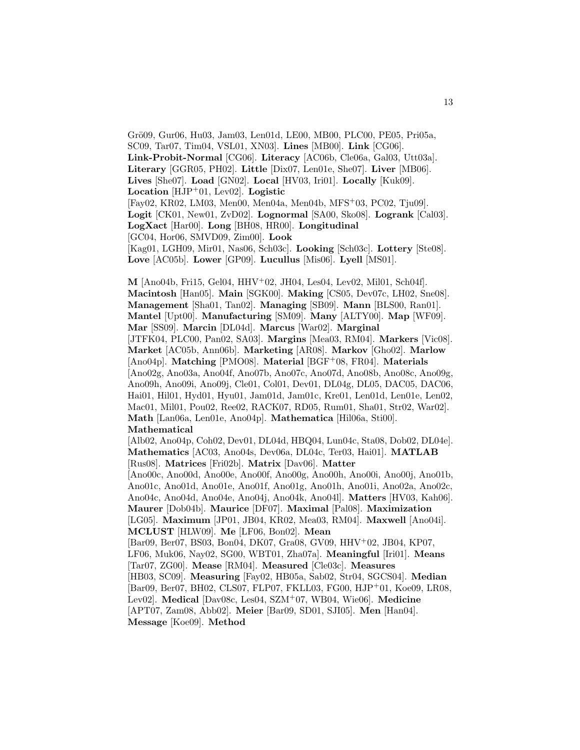Grö09, Gur06, Hu03, Jam03, Len01d, LE00, MB00, PLC00, PE05, Pri05a, SC09, Tar07, Tim04, VSL01, XN03]. **Lines** [MB00]. **Link** [CG06]. **Link-Probit-Normal** [CG06]. **Literacy** [AC06b, Cle06a, Gal03, Utt03a]. **Literary** [GGR05, PH02]. **Little** [Dix07, Len01e, She07]. **Liver** [MB06]. **Lives** [She07]. **Load** [GN02]. **Local** [HV03, Iri01]. **Locally** [Kuk09]. **Location** [HJP+01, Lev02]. **Logistic** [Fay02, KR02, LM03, Men00, Men04a, Men04b, MFS+03, PC02, Tju09]. **Logit** [CK01, New01, ZvD02]. **Lognormal** [SA00, Sko08]. **Logrank** [Cal03]. **LogXact** [Har00]. **Long** [BH08, HR00]. **Longitudinal** [GC04, Hor06, SMVD09, Zim00]. **Look** [Kag01, LGH09, Mir01, Nas06, Sch03c]. **Looking** [Sch03c]. **Lottery** [Ste08]. **Love** [AC05b]. **Lower** [GP09]. **Lucullus** [Mis06]. **Lyell** [MS01].

**M** [Ano04b, Fri15, Gel04, HHV+02, JH04, Les04, Lev02, Mil01, Sch04f]. **Macintosh** [Han05]. **Main** [SGK00]. **Making** [CS05, Dev07c, LH02, Sne08]. **Management** [Sha01, Tan02]. **Managing** [SB09]. **Mann** [BLS00, Ran01]. **Mantel** [Upt00]. **Manufacturing** [SM09]. **Many** [ALTY00]. **Map** [WF09]. **Mar** [SS09]. **Marcin** [DL04d]. **Marcus** [War02]. **Marginal** [JTFK04, PLC00, Pan02, SA03]. **Margins** [Mea03, RM04]. **Markers** [Vic08]. **Market** [AC05b, Ann06b]. **Marketing** [AR08]. **Markov** [Gho02]. **Marlow** [Ano04p]. **Matching** [PMO08]. **Material** [BGF+08, FR04]. **Materials** [Ano02g, Ano03a, Ano04f, Ano07b, Ano07c, Ano07d, Ano08b, Ano08c, Ano09g, Ano09h, Ano09i, Ano09j, Cle01, Col01, Dev01, DL04g, DL05, DAC05, DAC06, Hai01, Hil01, Hyd01, Hyu01, Jam01d, Jam01c, Kre01, Len01d, Len01e, Len02, Mac01, Mil01, Pou02, Ree02, RACK07, RD05, Rum01, Sha01, Str02, War02]. **Math** [Lan06a, Len01e, Ano04p]. **Mathematica** [Hil06a, Sti00]. **Mathematical** [Alb02, Ano04p, Coh02, Dev01, DL04d, HBQ04, Lun04c, Sta08, Dob02, DL04e]. **Mathematics** [AC03, Ano04s, Dev06a, DL04c, Ter03, Hai01]. **MATLAB** [Rus08]. **Matrices** [Fri02b]. **Matrix** [Dav06]. **Matter** [Ano00c, Ano00d, Ano00e, Ano00f, Ano00g, Ano00h, Ano00i, Ano00j, Ano01b, Ano01c, Ano01d, Ano01e, Ano01f, Ano01g, Ano01h, Ano01i, Ano02a, Ano02c, Ano04c, Ano04d, Ano04e, Ano04j, Ano04k, Ano04l]. **Matters** [HV03, Kah06]. **Maurer** [Dob04b]. **Maurice** [DF07]. **Maximal** [Pal08]. **Maximization** [LG05]. **Maximum** [JP01, JB04, KR02, Mea03, RM04]. **Maxwell** [Ano04i]. **MCLUST** [HLW09]. **Me** [LF06, Bon02]. **Mean** [Bar09, Ber07, BS03, Bon04, DK07, Gra08, GV09, HHV+02, JB04, KP07, LF06, Muk06, Nay02, SG00, WBT01, Zha07a]. **Meaningful** [Iri01]. **Means** [Tar07, ZG00]. **Mease** [RM04]. **Measured** [Cle03c]. **Measures** [HB03, SC09]. **Measuring** [Fay02, HB05a, Sab02, Str04, SGCS04]. **Median** [Bar09, Ber07, BH02, CLS07, FLP07, FKLL03, FG00, HJP+01, Koe09, LR08, Lev02]. **Medical** [Dav08c, Les04, SZM+07, WB04, Wie06]. **Medicine** [APT07, Zam08, Abb02]. **Meier** [Bar09, SD01, SJI05]. **Men** [Han04]. **Message** [Koe09]. **Method**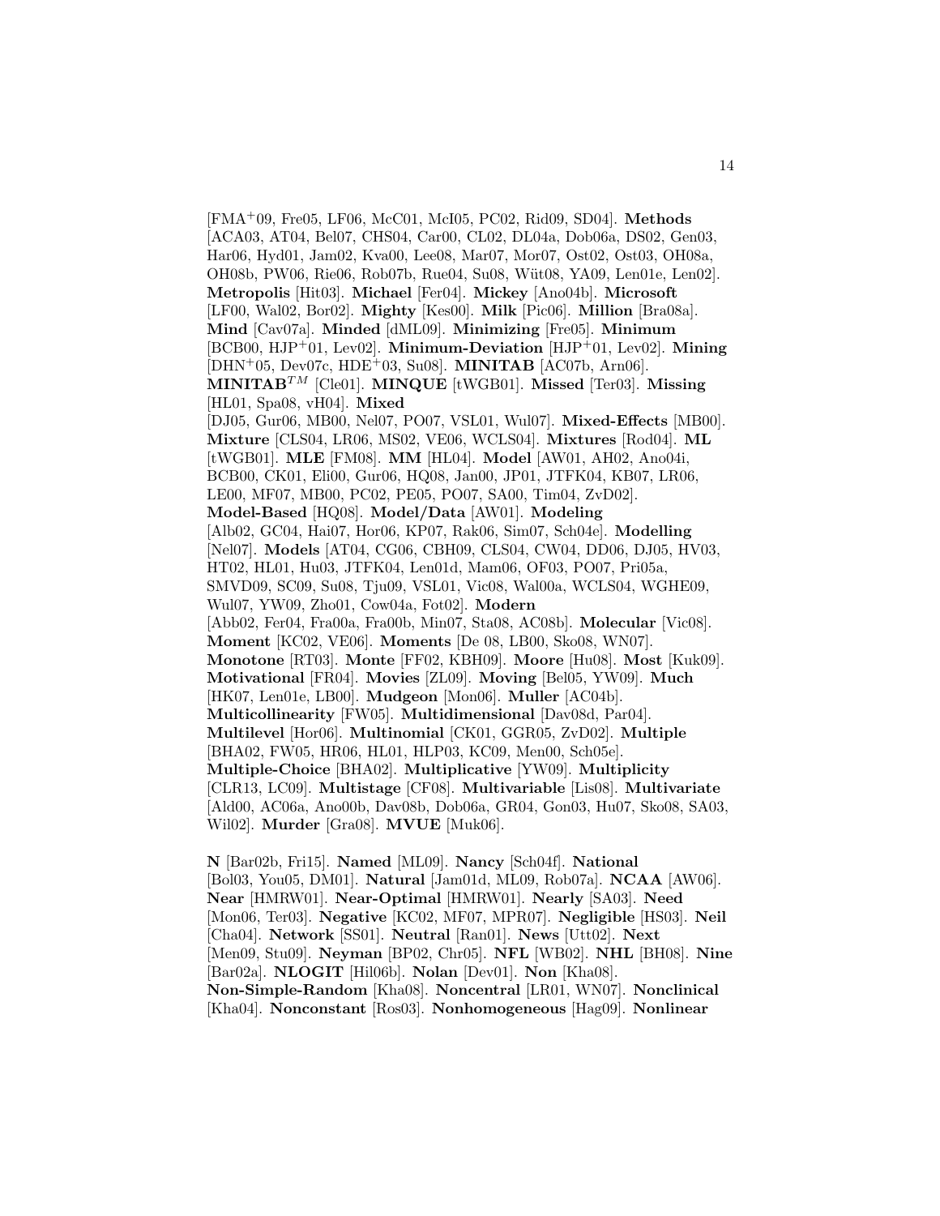[FMA+09, Fre05, LF06, McC01, McI05, PC02, Rid09, SD04]. **Methods** [ACA03, AT04, Bel07, CHS04, Car00, CL02, DL04a, Dob06a, DS02, Gen03, Har06, Hyd01, Jam02, Kva00, Lee08, Mar07, Mor07, Ost02, Ost03, OH08a, OH08b, PW06, Rie06, Rob07b, Rue04, Su08, Wüt08, YA09, Len01e, Len02]. **Metropolis** [Hit03]. **Michael** [Fer04]. **Mickey** [Ano04b]. **Microsoft** [LF00, Wal02, Bor02]. **Mighty** [Kes00]. **Milk** [Pic06]. **Million** [Bra08a]. **Mind** [Cav07a]. **Minded** [dML09]. **Minimizing** [Fre05]. **Minimum** [BCB00, HJP+01, Lev02]. **Minimum-Deviation** [HJP+01, Lev02]. **Mining** [DHN+05, Dev07c, HDE+03, Su08]. **MINITAB** [AC07b, Arn06]. **MINITAB**$^{TM}$ [Cle01]. **MINQUE** [tWGB01]. **Missed** [Ter03]. **Missing** [HL01, Spa08, vH04]. **Mixed** [DJ05, Gur06, MB00, Nel07, PO07, VSL01, Wul07]. **Mixed-Effects** [MB00]. **Mixture** [CLS04, LR06, MS02, VE06, WCLS04]. **Mixtures** [Rod04]. **ML** [tWGB01]. **MLE** [FM08]. **MM** [HL04]. **Model** [AW01, AH02, Ano04i, BCB00, CK01, Eli00, Gur06, HQ08, Jan00, JP01, JTFK04, KB07, LR06, LE00, MF07, MB00, PC02, PE05, PO07, SA00, Tim04, ZvD02]. **Model-Based** [HQ08]. **Model/Data** [AW01]. **Modeling** [Alb02, GC04, Hai07, Hor06, KP07, Rak06, Sim07, Sch04e]. **Modelling** [Nel07]. **Models** [AT04, CG06, CBH09, CLS04, CW04, DD06, DJ05, HV03, HT02, HL01, Hu03, JTFK04, Len01d, Mam06, OF03, PO07, Pri05a, SMVD09, SC09, Su08, Tju09, VSL01, Vic08, Wal00a, WCLS04, WGHE09, Wul07, YW09, Zho01, Cow04a, Fot02]. **Modern** [Abb02, Fer04, Fra00a, Fra00b, Min07, Sta08, AC08b]. **Molecular** [Vic08]. **Moment** [KC02, VE06]. **Moments** [De 08, LB00, Sko08, WN07]. **Monotone** [RT03]. **Monte** [FF02, KBH09]. **Moore** [Hu08]. **Most** [Kuk09]. **Motivational** [FR04]. **Movies** [ZL09]. **Moving** [Bel05, YW09]. **Much** [HK07, Len01e, LB00]. **Mudgeon** [Mon06]. **Muller** [AC04b]. **Multicollinearity** [FW05]. **Multidimensional** [Dav08d, Par04]. **Multilevel** [Hor06]. **Multinomial** [CK01, GGR05, ZvD02]. **Multiple** [BHA02, FW05, HR06, HL01, HLP03, KC09, Men00, Sch05e]. **Multiple-Choice** [BHA02]. **Multiplicative** [YW09]. **Multiplicity** [CLR13, LC09]. **Multistage** [CF08]. **Multivariable** [Lis08]. **Multivariate** [Ald00, AC06a, Ano00b, Dav08b, Dob06a, GR04, Gon03, Hu07, Sko08, SA03, Wil02]. **Murder** [Gra08]. **MVUE** [Muk06].

**N** [Bar02b, Fri15]. **Named** [ML09]. **Nancy** [Sch04f]. **National** [Bol03, You05, DM01]. **Natural** [Jam01d, ML09, Rob07a]. **NCAA** [AW06]. **Near** [HMRW01]. **Near-Optimal** [HMRW01]. **Nearly** [SA03]. **Need** [Mon06, Ter03]. **Negative** [KC02, MF07, MPR07]. **Negligible** [HS03]. **Neil** [Cha04]. **Network** [SS01]. **Neutral** [Ran01]. **News** [Utt02]. **Next** [Men09, Stu09]. **Neyman** [BP02, Chr05]. **NFL** [WB02]. **NHL** [BH08]. **Nine** [Bar02a]. **NLOGIT** [Hil06b]. **Nolan** [Dev01]. **Non** [Kha08]. **Non-Simple-Random** [Kha08]. **Noncentral** [LR01, WN07]. **Nonclinical** [Kha04]. **Nonconstant** [Ros03]. **Nonhomogeneous** [Hag09]. **Nonlinear**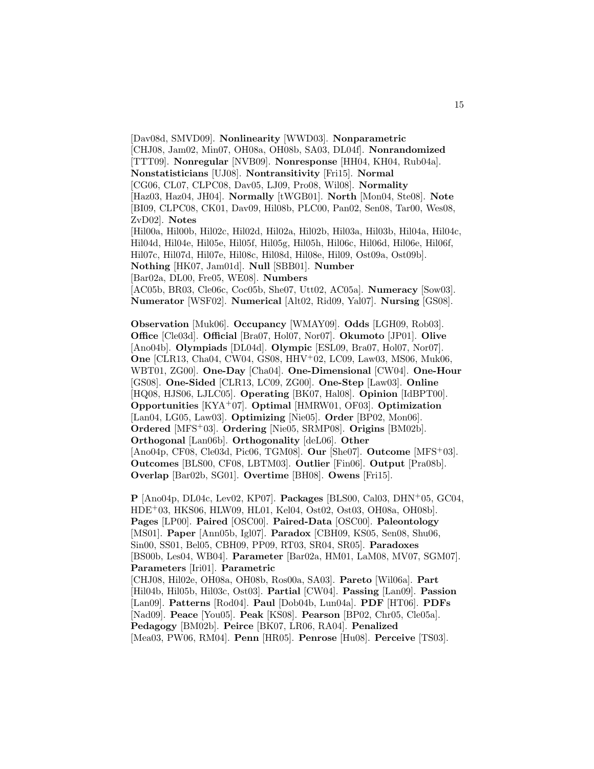[Dav08d, SMVD09]. **Nonlinearity** [WWD03]. **Nonparametric** [CHJ08, Jam02, Min07, OH08a, OH08b, SA03, DL04f]. **Nonrandomized** [TTT09]. **Nonregular** [NVB09]. **Nonresponse** [HH04, KH04, Rub04a]. **Nonstatisticians** [UJ08]. **Nontransitivity** [Fri15]. **Normal** [CG06, CL07, CLPC08, Dav05, LJ09, Pro08, Wil08]. **Normality** [Haz03, Haz04, JH04]. **Normally** [tWGB01]. **North** [Mon04, Ste08]. **Note** [BI09, CLPC08, CK01, Dav09, Hil08b, PLC00, Pan02, Sen08, Tar00, Wes08, ZvD02]. **Notes** [Hil00a, Hil00b, Hil02c, Hil02d, Hil02a, Hil02b, Hil03a, Hil03b, Hil04a, Hil04c, Hil04d, Hil04e, Hil05e, Hil05f, Hil05g, Hil05h, Hil06c, Hil06d, Hil06e, Hil06f, Hil07c, Hil07d, Hil07e, Hil08c, Hil08d, Hil08e, Hil09, Ost09a, Ost09b]. **Nothing** [HK07, Jam01d]. **Null** [SBB01]. **Number** [Bar02a, DL00, Fre05, WE08]. **Numbers** [AC05b, BR03, Cle06c, Coc05b, She07, Utt02, AC05a]. **Numeracy** [Sow03]. **Numerator** [WSF02]. **Numerical** [Alt02, Rid09, Yal07]. **Nursing** [GS08].

**Observation** [Muk06]. **Occupancy** [WMAY09]. **Odds** [LGH09, Rob03]. **Office** [Cle03d]. **Official** [Bra07, Hol07, Nor07]. **Okumoto** [JP01]. **Olive** [Ano04b]. **Olympiads** [DL04d]. **Olympic** [ESL09, Bra07, Hol07, Nor07]. **One** [CLR13, Cha04, CW04, GS08, HHV+02, LC09, Law03, MS06, Muk06, WBT01, ZG00]. **One-Day** [Cha04]. **One-Dimensional** [CW04]. **One-Hour** [GS08]. **One-Sided** [CLR13, LC09, ZG00]. **One-Step** [Law03]. **Online** [HQ08, HJS06, LJLC05]. **Operating** [BK07, Hal08]. **Opinion** [IdBPT00]. **Opportunities** [KYA+07]. **Optimal** [HMRW01, OF03]. **Optimization** [Lan04, LG05, Law03]. **Optimizing** [Nie05]. **Order** [BP02, Mon06]. **Ordered** [MFS+03]. **Ordering** [Nie05, SRMP08]. **Origins** [BM02b]. **Orthogonal** [Lan06b]. **Orthogonality** [deL06]. **Other** [Ano04p, CF08, Cle03d, Pic06, TGM08]. **Our** [She07]. **Outcome** [MFS+03]. **Outcomes** [BLS00, CF08, LBTM03]. **Outlier** [Fin06]. **Output** [Pra08b]. **Overlap** [Bar02b, SG01]. **Overtime** [BH08]. **Owens** [Fri15].

**P** [Ano04p, DL04c, Lev02, KP07]. **Packages** [BLS00, Cal03, DHN+05, GC04, HDE+03, HKS06, HLW09, HL01, Kel04, Ost02, Ost03, OH08a, OH08b]. **Pages** [LP00]. **Paired** [OSC00]. **Paired-Data** [OSC00]. **Paleontology** [MS01]. **Paper** [Ann05b, Igl07]. **Paradox** [CBH09, KS05, Sen08, Shu06, Sin00, SS01, Bel05, CBH09, PP09, RT03, SR04, SR05]. **Paradoxes** [BS00b, Les04, WB04]. **Parameter** [Bar02a, HM01, LaM08, MV07, SGM07]. **Parameters** [Iri01]. **Parametric** [CHJ08, Hil02e, OH08a, OH08b, Ros00a, SA03]. **Pareto** [Wil06a]. **Part** [Hil04b, Hil05b, Hil03c, Ost03]. **Partial** [CW04]. **Passing** [Lan09]. **Passion** [Lan09]. **Patterns** [Rod04]. **Paul** [Dob04b, Lun04a]. **PDF** [HT06]. **PDFs** [Nad09]. **Peace** [You05]. **Peak** [KS08]. **Pearson** [BP02, Chr05, Cle05a]. **Pedagogy** [BM02b]. **Peirce** [BK07, LR06, RA04]. **Penalized** [Mea03, PW06, RM04]. **Penn** [HR05]. **Penrose** [Hu08]. **Perceive** [TS03].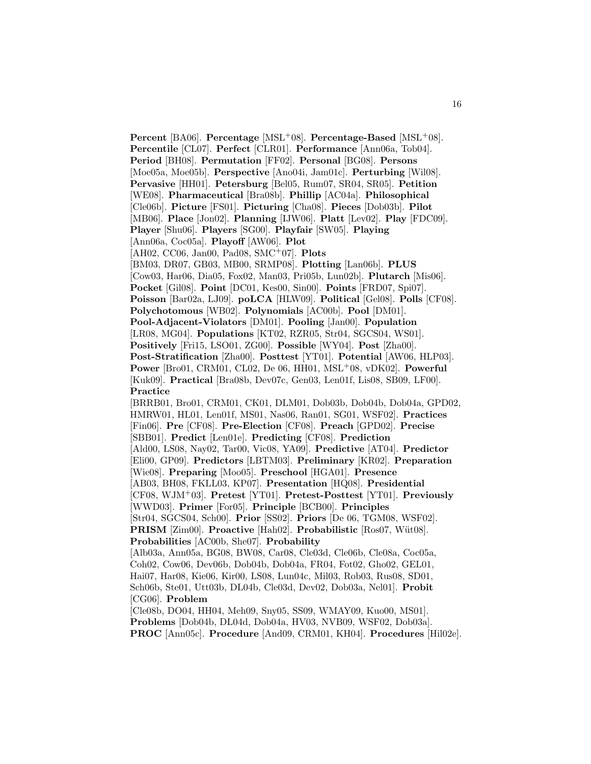**Percent** [BA06]. **Percentage** [MSL+08]. **Percentage-Based** [MSL+08]. **Percentile** [CL07]. **Perfect** [CLR01]. **Performance** [Ann06a, Tob04]. **Period** [BH08]. **Permutation** [FF02]. **Personal** [BG08]. **Persons** [Moe05a, Moe05b]. **Perspective** [Ano04i, Jam01c]. **Perturbing** [Wil08]. **Pervasive** [HH01]. **Petersburg** [Bel05, Rum07, SR04, SR05]. **Petition** [WE08]. **Pharmaceutical** [Bra08b]. **Phillip** [AC04a]. **Philosophical** [Cle06b]. **Picture** [FS01]. **Picturing** [Cha08]. **Pieces** [Dob03b]. **Pilot** [MB06]. **Place** [Jon02]. **Planning** [IJW06]. **Platt** [Lev02]. **Play** [FDC09]. **Player** [Shu06]. **Players** [SG00]. **Playfair** [SW05]. **Playing** [Ann06a, Coc05a]. **Playoff** [AW06]. **Plot** [AH02, CC06, Jan00, Pad08, SMC+07]. **Plots** [BM03, DR07, GB03, MB00, SRMP08]. **Plotting** [Lan06b]. **PLUS** [Cow03, Har06, Dia05, Fox02, Man03, Pri05b, Lun02b]. **Plutarch** [Mis06]. **Pocket** [Gil08]. **Point** [DC01, Kes00, Sin00]. **Points** [FRD07, Spi07]. **Poisson** [Bar02a, LJ09]. **poLCA** [HLW09]. **Political** [Gel08]. **Polls** [CF08]. **Polychotomous** [WB02]. **Polynomials** [AC00b]. **Pool** [DM01]. **Pool-Adjacent-Violators** [DM01]. **Pooling** [Jan00]. **Population** [LR08, MG04]. **Populations** [KT02, RZR05, Str04, SGCS04, WS01]. **Positively** [Fri15, LSO01, ZG00]. **Possible** [WY04]. **Post** [Zha00]. **Post-Stratification** [Zha00]. **Posttest** [YT01]. **Potential** [AW06, HLP03]. **Power** [Bro01, CRM01, CL02, De 06, HH01, MSL+08, vDK02]. **Powerful** [Kuk09]. **Practical** [Bra08b, Dev07c, Gen03, Len01f, Lis08, SB09, LF00]. **Practice** [BRRB01, Bro01, CRM01, CK01, DLM01, Dob03b, Dob04b, Dob04a, GPD02, HMRW01, HL01, Len01f, MS01, Nas06, Ran01, SG01, WSF02]. **Practices** [Fin06]. **Pre** [CF08]. **Pre-Election** [CF08]. **Preach** [GPD02]. **Precise** [SBB01]. **Predict** [Len01e]. **Predicting** [CF08]. **Prediction** [Ald00, LS08, Nay02, Tar00, Vic08, YA09]. **Predictive** [AT04]. **Predictor** [Eli00, GP09]. **Predictors** [LBTM03]. **Preliminary** [KR02]. **Preparation** [Wie08]. **Preparing** [Moo05]. **Preschool** [HGA01]. **Presence** [AB03, BH08, FKLL03, KP07]. **Presentation** [HQ08]. **Presidential** [CF08, WJM+03]. **Pretest** [YT01]. **Pretest-Posttest** [YT01]. **Previously** [WWD03]. **Primer** [For05]. **Principle** [BCB00]. **Principles** [Str04, SGCS04, Sch00]. **Prior** [SS02]. **Priors** [De 06, TGM08, WSF02]. **PRISM** [Zim00]. **Proactive** [Hah02]. **Probabilistic** [Ros07, Wüt08]. **Probabilities** [AC00b, She07]. **Probability** [Alb03a, Ann05a, BG08, BW08, Car08, Cle03d, Cle06b, Cle08a, Coc05a, Coh02, Cow06, Dev06b, Dob04b, Dob04a, FR04, Fot02, Gho02, GEL01, Hai07, Har08, Kie06, Kir00, LS08, Lun04c, Mil03, Rob03, Rus08, SD01, Sch06b, Ste01, Utt03b, DL04b, Cle03d, Dev02, Dob03a, Nel01]. **Probit** [CG06]. **Problem** [Cle08b, DO04, HH04, Meh09, Sny05, SS09, WMAY09, Kuo00, MS01]. **Problems** [Dob04b, DL04d, Dob04a, HV03, NVB09, WSF02, Dob03a]. **PROC** [Ann05c]. **Procedure** [And09, CRM01, KH04]. **Procedures** [Hil02e].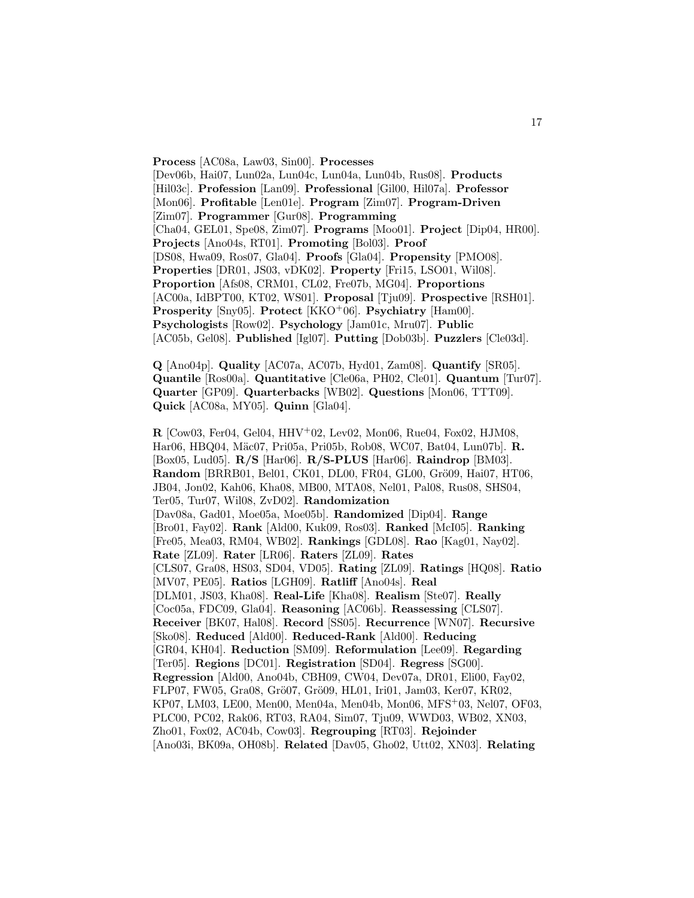**Process** [AC08a, Law03, Sin00]. **Processes** [Dev06b, Hai07, Lun02a, Lun04c, Lun04a, Lun04b, Rus08]. **Products** [Hil03c]. **Profession** [Lan09]. **Professional** [Gil00, Hil07a]. **Professor** [Mon06]. **Profitable** [Len01e]. **Program** [Zim07]. **Program-Driven** [Zim07]. **Programmer** [Gur08]. **Programming** [Cha04, GEL01, Spe08, Zim07]. **Programs** [Moo01]. **Project** [Dip04, HR00]. **Projects** [Ano04s, RT01]. **Promoting** [Bol03]. **Proof** [DS08, Hwa09, Ros07, Gla04]. **Proofs** [Gla04]. **Propensity** [PMO08]. **Properties** [DR01, JS03, vDK02]. **Property** [Fri15, LSO01, Wil08]. **Proportion** [Afs08, CRM01, CL02, Fre07b, MG04]. **Proportions** [AC00a, IdBPT00, KT02, WS01]. **Proposal** [Tju09]. **Prospective** [RSH01]. **Prosperity** [Sny05]. **Protect** [KKO+06]. **Psychiatry** [Ham00]. **Psychologists** [Row02]. **Psychology** [Jam01c, Mru07]. **Public** [AC05b, Gel08]. **Published** [Igl07]. **Putting** [Dob03b]. **Puzzlers** [Cle03d].

**Q** [Ano04p]. **Quality** [AC07a, AC07b, Hyd01, Zam08]. **Quantify** [SR05]. **Quantile** [Ros00a]. **Quantitative** [Cle06a, PH02, Cle01]. **Quantum** [Tur07]. **Quarter** [GP09]. **Quarterbacks** [WB02]. **Questions** [Mon06, TTT09]. **Quick** [AC08a, MY05]. **Quinn** [Gla04].

**R** [Cow03, Fer04, Gel04, HHV+02, Lev02, Mon06, Rue04, Fox02, HJM08, Har06, HBQ04, Mäc07, Pri05a, Pri05b, Rob08, WC07, Bat04, Lun07b]. **R.** [Box05, Lud05]. **R/S** [Har06]. **R/S-PLUS** [Har06]. **Raindrop** [BM03]. **Random** [BRRB01, Bel01, CK01, DL00, FR04, GL00, Grö09, Hai07, HT06, JB04, Jon02, Kah06, Kha08, MB00, MTA08, Nel01, Pal08, Rus08, SHS04, Ter05, Tur07, Wil08, ZvD02]. **Randomization** [Dav08a, Gad01, Moe05a, Moe05b]. **Randomized** [Dip04]. **Range** [Bro01, Fay02]. **Rank** [Ald00, Kuk09, Ros03]. **Ranked** [McI05]. **Ranking** [Fre05, Mea03, RM04, WB02]. **Rankings** [GDL08]. **Rao** [Kag01, Nay02]. **Rate** [ZL09]. **Rater** [LR06]. **Raters** [ZL09]. **Rates** [CLS07, Gra08, HS03, SD04, VD05]. **Rating** [ZL09]. **Ratings** [HQ08]. **Ratio** [MV07, PE05]. **Ratios** [LGH09]. **Ratliff** [Ano04s]. **Real** [DLM01, JS03, Kha08]. **Real-Life** [Kha08]. **Realism** [Ste07]. **Really** [Coc05a, FDC09, Gla04]. **Reasoning** [AC06b]. **Reassessing** [CLS07]. **Receiver** [BK07, Hal08]. **Record** [SS05]. **Recurrence** [WN07]. **Recursive** [Sko08]. **Reduced** [Ald00]. **Reduced-Rank** [Ald00]. **Reducing** [GR04, KH04]. **Reduction** [SM09]. **Reformulation** [Lee09]. **Regarding** [Ter05]. **Regions** [DC01]. **Registration** [SD04]. **Regress** [SG00]. **Regression** [Ald00, Ano04b, CBH09, CW04, Dev07a, DR01, Eli00, Fay02, FLP07, FW05, Gra08, Grö07, Grö09, HL01, Iri01, Jam03, Ker07, KR02, KP07, LM03, LE00, Men00, Men04a, Men04b, Mon06, MFS+03, Nel07, OF03, PLC00, PC02, Rak06, RT03, RA04, Sim07, Tju09, WWD03, WB02, XN03, Zho01, Fox02, AC04b, Cow03]. **Regrouping** [RT03]. **Rejoinder** [Ano03i, BK09a, OH08b]. **Related** [Dav05, Gho02, Utt02, XN03]. **Relating**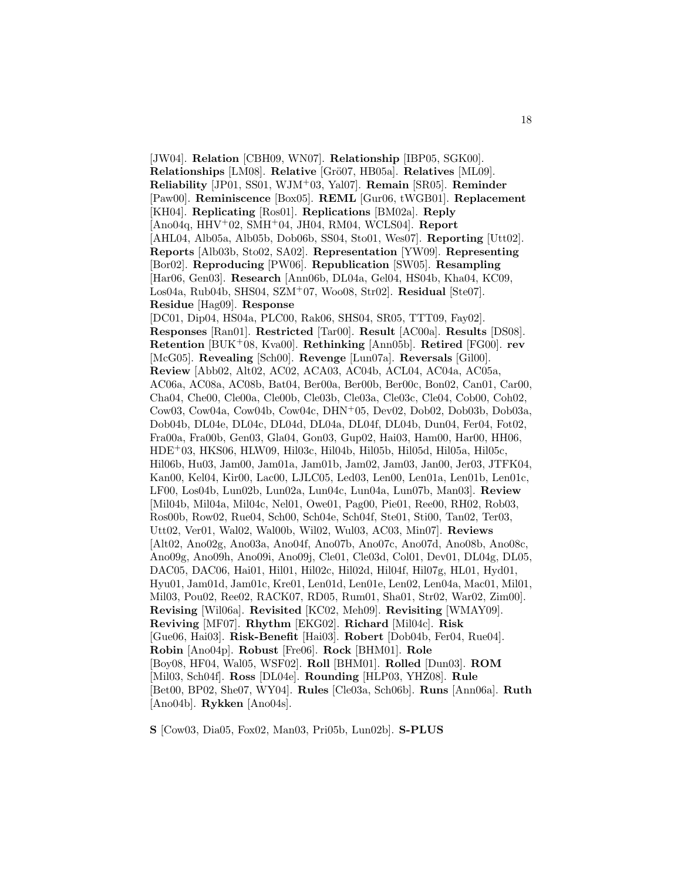[JW04]. **Relation** [CBH09, WN07]. **Relationship** [IBP05, SGK00]. **Relationships** [LM08]. **Relative** [Grö07, HB05a]. **Relatives** [ML09]. **Reliability** [JP01, SS01, WJM[+]03, Yal07]. **Remain** [SR05]. **Reminder** [Paw00]. **Reminiscence** [Box05]. **REML** [Gur06, tWGB01]. **Replacement** [KH04]. **Replicating** [Ros01]. **Replications** [BM02a]. **Reply** [Ano04q, HHV[+]02, SMH[+]04, JH04, RM04, WCLS04]. **Report** [AHL04, Alb05a, Alb05b, Dob06b, SS04, Sto01, Wes07]. **Reporting** [Utt02]. **Reports** [Alb03b, Sto02, SA02]. **Representation** [YW09]. **Representing** [Bor02]. **Reproducing** [PW06]. **Republication** [SW05]. **Resampling** [Har06, Gen03]. **Research** [Ann06b, DL04a, Gel04, HS04b, Kha04, KC09, Los04a, Rub04b, SHS04, SZM[+]07, Woo08, Str02]. **Residual** [Ste07]. **Residue** [Hag09]. **Response** [DC01, Dip04, HS04a, PLC00, Rak06, SHS04, SR05, TTT09, Fay02]. **Responses** [Ran01]. **Restricted** [Tar00]. **Result** [AC00a]. **Results** [DS08]. **Retention** [BUK[+]08, Kva00]. **Rethinking** [Ann05b]. **Retired** [FG00]. **rev** [McG05]. **Revealing** [Sch00]. **Revenge** [Lun07a]. **Reversals** [Gil00]. **Review** [Abb02, Alt02, AC02, ACA03, AC04b, ACL04, AC04a, AC05a, AC06a, AC08a, AC08b, Bat04, Ber00a, Ber00b, Ber00c, Bon02, Can01, Car00, Cha04, Che00, Cle00a, Cle00b, Cle03b, Cle03a, Cle03c, Cle04, Cob00, Coh02, Cow03, Cow04a, Cow04b, Cow04c, DHN[+]05, Dev02, Dob02, Dob03b, Dob03a, Dob04b, DL04e, DL04c, DL04d, DL04a, DL04f, DL04b, Dun04, Fer04, Fot02, Fra00a, Fra00b, Gen03, Gla04, Gon03, Gup02, Hai03, Ham00, Har00, HH06, HDE[+]03, HKS06, HLW09, Hil03c, Hil04b, Hil05b, Hil05d, Hil05a, Hil05c, Hil06b, Hu03, Jam00, Jam01a, Jam01b, Jam02, Jam03, Jan00, Jer03, JTFK04, Kan00, Kel04, Kir00, Lac00, LJLC05, Led03, Len00, Len01a, Len01b, Len01c, LF00, Los04b, Lun02b, Lun02a, Lun04c, Lun04a, Lun07b, Man03]. **Review** [Mil04b, Mil04a, Mil04c, Nel01, Owe01, Pag00, Pie01, Ree00, RH02, Rob03, Ros00b, Row02, Rue04, Sch00, Sch04e, Sch04f, Ste01, Sti00, Tan02, Ter03, Utt02, Ver01, Wal02, Wal00b, Wil02, Wul03, AC03, Min07]. **Reviews** [Alt02, Ano02g, Ano03a, Ano04f, Ano07b, Ano07c, Ano07d, Ano08b, Ano08c, Ano09g, Ano09h, Ano09i, Ano09j, Cle01, Cle03d, Col01, Dev01, DL04g, DL05, DAC05, DAC06, Hai01, Hil01, Hil02c, Hil02d, Hil04f, Hil07g, HL01, Hyd01, Hyu01, Jam01d, Jam01c, Kre01, Len01d, Len01e, Len02, Len04a, Mac01, Mil01, Mil03, Pou02, Ree02, RACK07, RD05, Rum01, Sha01, Str02, War02, Zim00]. **Revising** [Wil06a]. **Revisited** [KC02, Meh09]. **Revisiting** [WMAY09]. **Reviving** [MF07]. **Rhythm** [EKG02]. **Richard** [Mil04c]. **Risk** [Gue06, Hai03]. **Risk-Benefit** [Hai03]. **Robert** [Dob04b, Fer04, Rue04]. **Robin** [Ano04p]. **Robust** [Fre06]. **Rock** [BHM01]. **Role** [Boy08, HF04, Wal05, WSF02]. **Roll** [BHM01]. **Rolled** [Dun03]. **ROM** [Mil03, Sch04f]. **Ross** [DL04e]. **Rounding** [HLP03, YHZ08]. **Rule** [Bet00, BP02, She07, WY04]. **Rules** [Cle03a, Sch06b]. **Runs** [Ann06a]. **Ruth** [Ano04b]. **Rykken** [Ano04s].

**S** [Cow03, Dia05, Fox02, Man03, Pri05b, Lun02b]. **S-PLUS**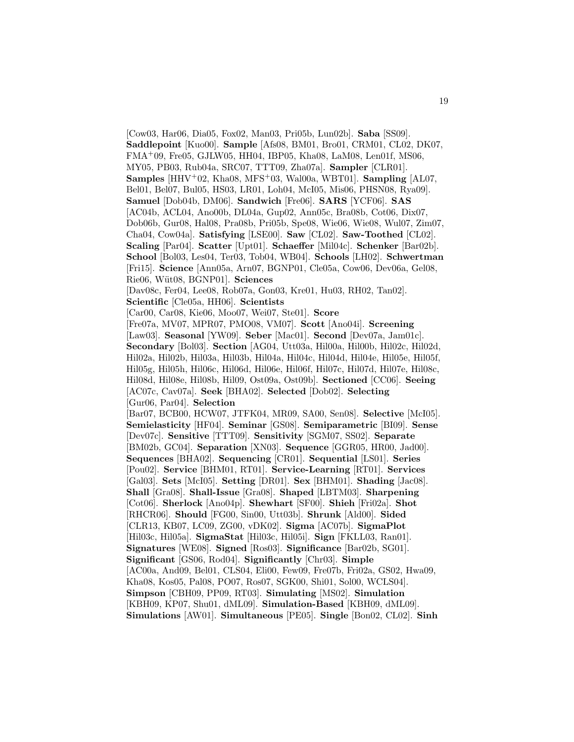[Cow03, Har06, Dia05, Fox02, Man03, Pri05b, Lun02b]. **Saba** [SS09]. **Saddlepoint** [Kuo00]. **Sample** [Afs08, BM01, Bro01, CRM01, CL02, DK07, FMA$^+$09, Fre05, GJLW05, HH04, IBP05, Kha08, LaM08, Len01f, MS06, MY05, PB03, Rub04a, SRC07, TTT09, Zha07a]. **Sampler** [CLR01]. **Samples** [HHV$^+$02, Kha08, MFS$^+$03, Wal00a, WBT01]. **Sampling** [AL07, Bel01, Bel07, Bul05, HS03, LR01, Loh04, McI05, Mis06, PHSN08, Rya09]. **Samuel** [Dob04b, DM06]. **Sandwich** [Fre06]. **SARS** [YCF06]. **SAS** [AC04b, ACL04, Ano00b, DL04a, Gup02, Ann05c, Bra08b, Cot06, Dix07, Dob06b, Gur08, Hal08, Pra08b, Pri05b, Spe08, Wie06, Wie08, Wul07, Zim07, Cha04, Cow04a]. **Satisfying** [LSE00]. **Saw** [CL02]. **Saw-Toothed** [CL02]. **Scaling** [Par04]. **Scatter** [Upt01]. **Schaeffer** [Mil04c]. **Schenker** [Bar02b]. **School** [Bol03, Les04, Ter03, Tob04, WB04]. **Schools** [LH02]. **Schwertman** [Fri15]. **Science** [Ann05a, Arn07, BGNP01, Cle05a, Cow06, Dev06a, Gel08, Rie06, Wüt08, BGNP01]. **Sciences** [Dav08c, Fer04, Lee08, Rob07a, Gon03, Kre01, Hu03, RH02, Tan02]. **Scientific** [Cle05a, HH06]. **Scientists** [Car00, Car08, Kie06, Moo07, Wei07, Ste01]. **Score** [Fre07a, MV07, MPR07, PMO08, VM07]. **Scott** [Ano04i]. **Screening** [Law03]. **Seasonal** [YW09]. **Seber** [Mac01]. **Second** [Dev07a, Jam01c]. **Secondary** [Bol03]. **Section** [AG04, Utt03a, Hil00a, Hil00b, Hil02c, Hil02d, Hil02a, Hil02b, Hil03a, Hil03b, Hil04a, Hil04c, Hil04d, Hil04e, Hil05e, Hil05f, Hil05g, Hil05h, Hil06c, Hil06d, Hil06e, Hil06f, Hil07c, Hil07d, Hil07e, Hil08c, Hil08d, Hil08e, Hil08b, Hil09, Ost09a, Ost09b]. **Sectioned** [CC06]. **Seeing** [AC07c, Cav07a]. **Seek** [BHA02]. **Selected** [Dob02]. **Selecting** [Gur06, Par04]. **Selection** [Bar07, BCB00, HCW07, JTFK04, MR09, SA00, Sen08]. **Selective** [McI05]. **Semielasticity** [HF04]. **Seminar** [GS08]. **Semiparametric** [BI09]. **Sense** [Dev07c]. **Sensitive** [TTT09]. **Sensitivity** [SGM07, SS02]. **Separate** [BM02b, GC04]. **Separation** [XN03]. **Sequence** [GGR05, HR00, Jad00]. **Sequences** [BHA02]. **Sequencing** [CR01]. **Sequential** [LS01]. **Series** [Pou02]. **Service** [BHM01, RT01]. **Service-Learning** [RT01]. **Services** [Gal03]. **Sets** [McI05]. **Setting** [DR01]. **Sex** [BHM01]. **Shading** [Jac08]. **Shall** [Gra08]. **Shall-Issue** [Gra08]. **Shaped** [LBTM03]. **Sharpening** [Cot06]. **Sherlock** [Ano04p]. **Shewhart** [SF00]. **Shieh** [Fri02a]. **Shot** [RHCR06]. **Should** [FG00, Sin00, Utt03b]. **Shrunk** [Ald00]. **Sided** [CLR13, KB07, LC09, ZG00, vDK02]. **Sigma** [AC07b]. **SigmaPlot** [Hil03c, Hil05a]. **SigmaStat** [Hil03c, Hil05i]. **Sign** [FKLL03, Ran01]. **Signatures** [WE08]. **Signed** [Ros03]. **Significance** [Bar02b, SG01]. **Significant** [GS06, Rod04]. **Significantly** [Chr03]. **Simple** [AC00a, And09, Bel01, CLS04, Eli00, Few09, Fre07b, Fri02a, GS02, Hwa09, Kha08, Kos05, Pal08, PO07, Ros07, SGK00, Shi01, Sol00, WCLS04]. **Simpson** [CBH09, PP09, RT03]. **Simulating** [MS02]. **Simulation** [KBH09, KP07, Shu01, dML09]. **Simulation-Based** [KBH09, dML09]. **Simulations** [AW01]. **Simultaneous** [PE05]. **Single** [Bon02, CL02]. **Sinh**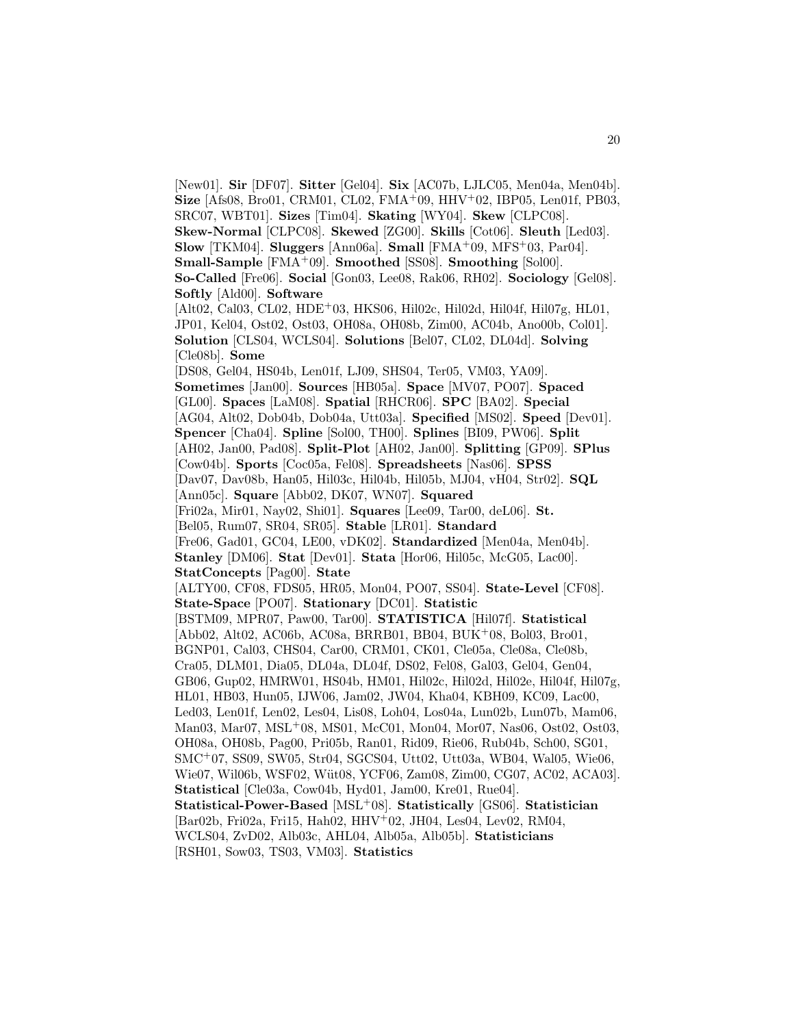[New01]. **Sir** [DF07]. **Sitter** [Gel04]. **Six** [AC07b, LJLC05, Men04a, Men04b]. **Size** [Afs08, Bro01, CRM01, CL02, FMA+09, HHV+02, IBP05, Len01f, PB03, SRC07, WBT01]. **Sizes** [Tim04]. **Skating** [WY04]. **Skew** [CLPC08]. **Skew-Normal** [CLPC08]. **Skewed** [ZG00]. **Skills** [Cot06]. **Sleuth** [Led03]. **Slow** [TKM04]. **Sluggers** [Ann06a]. **Small** [FMA+09, MFS+03, Par04]. **Small-Sample** [FMA+09]. **Smoothed** [SS08]. **Smoothing** [Sol00]. **So-Called** [Fre06]. **Social** [Gon03, Lee08, Rak06, RH02]. **Sociology** [Gel08]. **Softly** [Ald00]. **Software** [Alt02, Cal03, CL02, HDE+03, HKS06, Hil02c, Hil02d, Hil04f, Hil07g, HL01, JP01, Kel04, Ost02, Ost03, OH08a, OH08b, Zim00, AC04b, Ano00b, Col01]. **Solution** [CLS04, WCLS04]. **Solutions** [Bel07, CL02, DL04d]. **Solving** [Cle08b]. **Some** [DS08, Gel04, HS04b, Len01f, LJ09, SHS04, Ter05, VM03, YA09]. **Sometimes** [Jan00]. **Sources** [HB05a]. **Space** [MV07, PO07]. **Spaced** [GL00]. **Spaces** [LaM08]. **Spatial** [RHCR06]. **SPC** [BA02]. **Special** [AG04, Alt02, Dob04b, Dob04a, Utt03a]. **Specified** [MS02]. **Speed** [Dev01]. **Spencer** [Cha04]. **Spline** [Sol00, TH00]. **Splines** [BI09, PW06]. **Split** [AH02, Jan00, Pad08]. **Split-Plot** [AH02, Jan00]. **Splitting** [GP09]. **SPlus** [Cow04b]. **Sports** [Coc05a, Fel08]. **Spreadsheets** [Nas06]. **SPSS** [Dav07, Dav08b, Han05, Hil03c, Hil04b, Hil05b, MJ04, vH04, Str02]. **SQL** [Ann05c]. **Square** [Abb02, DK07, WN07]. **Squared** [Fri02a, Mir01, Nay02, Shi01]. **Squares** [Lee09, Tar00, deL06]. **St.** [Bel05, Rum07, SR04, SR05]. **Stable** [LR01]. **Standard** [Fre06, Gad01, GC04, LE00, vDK02]. **Standardized** [Men04a, Men04b]. **Stanley** [DM06]. **Stat** [Dev01]. **Stata** [Hor06, Hil05c, McG05, Lac00]. **StatConcepts** [Pag00]. **State** [ALTY00, CF08, FDS05, HR05, Mon04, PO07, SS04]. **State-Level** [CF08]. **State-Space** [PO07]. **Stationary** [DC01]. **Statistic** [BSTM09, MPR07, Paw00, Tar00]. **STATISTICA** [Hil07f]. **Statistical** [Abb02, Alt02, AC06b, AC08a, BRRB01, BB04, BUK+08, Bol03, Bro01, BGNP01, Cal03, CHS04, Car00, CRM01, CK01, Cle05a, Cle08a, Cle08b, Cra05, DLM01, Dia05, DL04a, DL04f, DS02, Fel08, Gal03, Gel04, Gen04, GB06, Gup02, HMRW01, HS04b, HM01, Hil02c, Hil02d, Hil02e, Hil04f, Hil07g, HL01, HB03, Hun05, IJW06, Jam02, JW04, Kha04, KBH09, KC09, Lac00, Led03, Len01f, Len02, Les04, Lis08, Loh04, Los04a, Lun02b, Lun07b, Mam06, Man03, Mar07, MSL+08, MS01, McC01, Mon04, Mor07, Nas06, Ost02, Ost03, OH08a, OH08b, Pag00, Pri05b, Ran01, Rid09, Rie06, Rub04b, Sch00, SG01, SMC+07, SS09, SW05, Str04, SGCS04, Utt02, Utt03a, WB04, Wal05, Wie06, Wie07, Wil06b, WSF02, Wüt08, YCF06, Zam08, Zim00, CG07, AC02, ACA03]. **Statistical** [Cle03a, Cow04b, Hyd01, Jam00, Kre01, Rue04]. **Statistical-Power-Based** [MSL+08]. **Statistically** [GS06]. **Statistician** [Bar02b, Fri02a, Fri15, Hah02, HHV+02, JH04, Les04, Lev02, RM04, WCLS04, ZvD02, Alb03c, AHL04, Alb05a, Alb05b]. **Statisticians** [RSH01, Sow03, TS03, VM03]. **Statistics**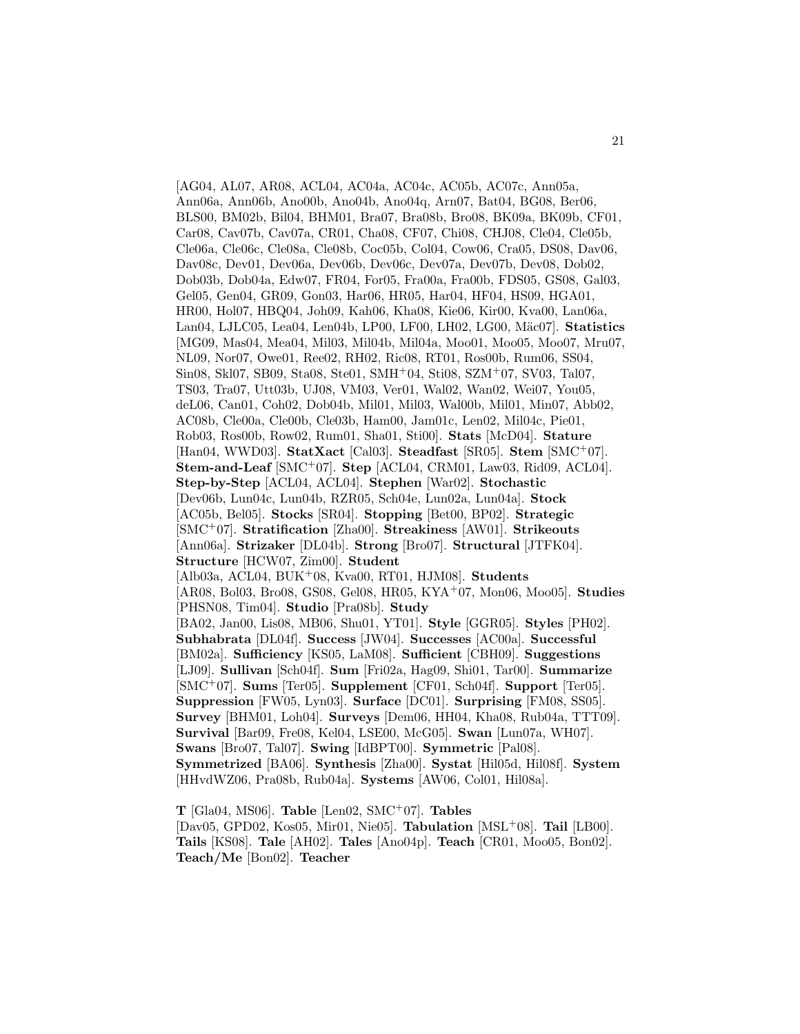[AG04, AL07, AR08, ACL04, AC04a, AC04c, AC05b, AC07c, Ann05a, Ann06a, Ann06b, Ano00b, Ano04b, Ano04q, Arn07, Bat04, BG08, Ber06, BLS00, BM02b, Bil04, BHM01, Bra07, Bra08b, Bro08, BK09a, BK09b, CF01, Car08, Cav07b, Cav07a, CR01, Cha08, CF07, Chi08, CHJ08, Cle04, Cle05b, Cle06a, Cle06c, Cle08a, Cle08b, Coc05b, Col04, Cow06, Cra05, DS08, Dav06, Dav08c, Dev01, Dev06a, Dev06b, Dev06c, Dev07a, Dev07b, Dev08, Dob02, Dob03b, Dob04a, Edw07, FR04, For05, Fra00a, Fra00b, FDS05, GS08, Gal03, Gel05, Gen04, GR09, Gon03, Har06, HR05, Har04, HF04, HS09, HGA01, HR00, Hol07, HBQ04, Joh09, Kah06, Kha08, Kie06, Kir00, Kva00, Lan06a, Lan04, LJLC05, Lea04, Len04b, LP00, LF00, LH02, LG00, Mäc07]. **Statistics** [MG09, Mas04, Mea04, Mil03, Mil04b, Mil04a, Moo01, Moo05, Moo07, Mru07, NL09, Nor07, Owe01, Ree02, RH02, Ric08, RT01, Ros00b, Rum06, SS04, Sin08, Skl07, SB09, Sta08, Ste01, SMH+04, Sti08, SZM+07, SV03, Tal07, TS03, Tra07, Utt03b, UJ08, VM03, Ver01, Wal02, Wan02, Wei07, You05, deL06, Can01, Coh02, Dob04b, Mil01, Mil03, Wal00b, Mil01, Min07, Abb02, AC08b, Cle00a, Cle00b, Cle03b, Ham00, Jam01c, Len02, Mil04c, Pie01, Rob03, Ros00b, Row02, Rum01, Sha01, Sti00]. **Stats** [McD04]. **Stature** [Han04, WWD03]. **StatXact** [Cal03]. **Steadfast** [SR05]. **Stem** [SMC+07]. **Stem-and-Leaf** [SMC+07]. **Step** [ACL04, CRM01, Law03, Rid09, ACL04]. **Step-by-Step** [ACL04, ACL04]. **Stephen** [War02]. **Stochastic** [Dev06b, Lun04c, Lun04b, RZR05, Sch04e, Lun02a, Lun04a]. **Stock** [AC05b, Bel05]. **Stocks** [SR04]. **Stopping** [Bet00, BP02]. **Strategic** [SMC+07]. **Stratification** [Zha00]. **Streakiness** [AW01]. **Strikeouts** [Ann06a]. **Strizaker** [DL04b]. **Strong** [Bro07]. **Structural** [JTFK04]. **Structure** [HCW07, Zim00]. **Student** [Alb03a, ACL04, BUK+08, Kva00, RT01, HJM08]. **Students** [AR08, Bol03, Bro08, GS08, Gel08, HR05, KYA+07, Mon06, Moo05]. **Studies** [PHSN08, Tim04]. **Studio** [Pra08b]. **Study** [BA02, Jan00, Lis08, MB06, Shu01, YT01]. **Style** [GGR05]. **Styles** [PH02]. **Subhabrata** [DL04f]. **Success** [JW04]. **Successes** [AC00a]. **Successful** [BM02a]. **Sufficiency** [KS05, LaM08]. **Sufficient** [CBH09]. **Suggestions** [LJ09]. **Sullivan** [Sch04f]. **Sum** [Fri02a, Hag09, Shi01, Tar00]. **Summarize** [SMC+07]. **Sums** [Ter05]. **Supplement** [CF01, Sch04f]. **Support** [Ter05]. **Suppression** [FW05, Lyn03]. **Surface** [DC01]. **Surprising** [FM08, SS05]. **Survey** [BHM01, Loh04]. **Surveys** [Dem06, HH04, Kha08, Rub04a, TTT09]. **Survival** [Bar09, Fre08, Kel04, LSE00, McG05]. **Swan** [Lun07a, WH07]. **Swans** [Bro07, Tal07]. **Swing** [IdBPT00]. **Symmetric** [Pal08]. **Symmetrized** [BA06]. **Synthesis** [Zha00]. **Systat** [Hil05d, Hil08f]. **System** [HHvdWZ06, Pra08b, Rub04a]. **Systems** [AW06, Col01, Hil08a].

**T** [Gla04, MS06]. **Table** [Len02, SMC+07]. **Tables** [Dav05, GPD02, Kos05, Mir01, Nie05]. **Tabulation** [MSL+08]. **Tail** [LB00]. **Tails** [KS08]. **Tale** [AH02]. **Tales** [Ano04p]. **Teach** [CR01, Moo05, Bon02]. **Teach/Me** [Bon02]. **Teacher**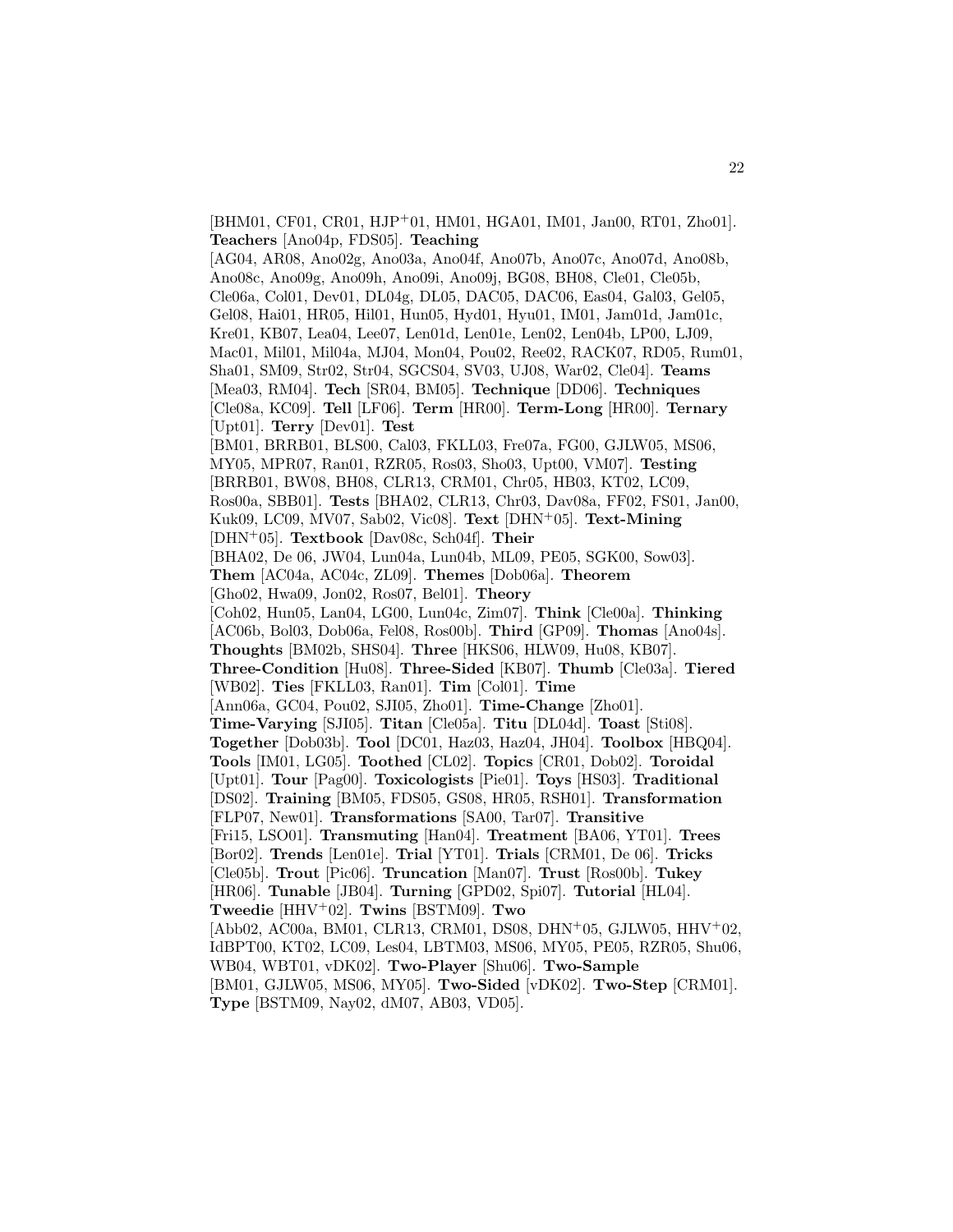[BHM01, CF01, CR01, HJP[+]01, HM01, HGA01, IM01, Jan00, RT01, Zho01]. **Teachers** [Ano04p, FDS05]. **Teaching** [AG04, AR08, Ano02g, Ano03a, Ano04f, Ano07b, Ano07c, Ano07d, Ano08b, Ano08c, Ano09g, Ano09h, Ano09i, Ano09j, BG08, BH08, Cle01, Cle05b, Cle06a, Col01, Dev01, DL04g, DL05, DAC05, DAC06, Eas04, Gal03, Gel05, Gel08, Hai01, HR05, Hil01, Hun05, Hyd01, Hyu01, IM01, Jam01d, Jam01c, Kre01, KB07, Lea04, Lee07, Len01d, Len01e, Len02, Len04b, LP00, LJ09, Mac01, Mil01, Mil04a, MJ04, Mon04, Pou02, Ree02, RACK07, RD05, Rum01, Sha01, SM09, Str02, Str04, SGCS04, SV03, UJ08, War02, Cle04]. **Teams** [Mea03, RM04]. **Tech** [SR04, BM05]. **Technique** [DD06]. **Techniques** [Cle08a, KC09]. **Tell** [LF06]. **Term** [HR00]. **Term-Long** [HR00]. **Ternary** [Upt01]. **Terry** [Dev01]. **Test** [BM01, BRRB01, BLS00, Cal03, FKLL03, Fre07a, FG00, GJLW05, MS06, MY05, MPR07, Ran01, RZR05, Ros03, Sho03, Upt00, VM07]. **Testing** [BRRB01, BW08, BH08, CLR13, CRM01, Chr05, HB03, KT02, LC09, Ros00a, SBB01]. **Tests** [BHA02, CLR13, Chr03, Dav08a, FF02, FS01, Jan00, Kuk09, LC09, MV07, Sab02, Vic08]. **Text** [DHN[+]05]. **Text-Mining** [DHN[+]05]. **Textbook** [Dav08c, Sch04f]. **Their** [BHA02, De 06, JW04, Lun04a, Lun04b, ML09, PE05, SGK00, Sow03]. **Them** [AC04a, AC04c, ZL09]. **Themes** [Dob06a]. **Theorem** [Gho02, Hwa09, Jon02, Ros07, Bel01]. **Theory** [Coh02, Hun05, Lan04, LG00, Lun04c, Zim07]. **Think** [Cle00a]. **Thinking** [AC06b, Bol03, Dob06a, Fel08, Ros00b]. **Third** [GP09]. **Thomas** [Ano04s]. **Thoughts** [BM02b, SHS04]. **Three** [HKS06, HLW09, Hu08, KB07]. **Three-Condition** [Hu08]. **Three-Sided** [KB07]. **Thumb** [Cle03a]. **Tiered** [WB02]. **Ties** [FKLL03, Ran01]. **Tim** [Col01]. **Time** [Ann06a, GC04, Pou02, SJI05, Zho01]. **Time-Change** [Zho01]. **Time-Varying** [SJI05]. **Titan** [Cle05a]. **Titu** [DL04d]. **Toast** [Sti08]. **Together** [Dob03b]. **Tool** [DC01, Haz03, Haz04, JH04]. **Toolbox** [HBQ04]. **Tools** [IM01, LG05]. **Toothed** [CL02]. **Topics** [CR01, Dob02]. **Toroidal** [Upt01]. **Tour** [Pag00]. **Toxicologists** [Pie01]. **Toys** [HS03]. **Traditional** [DS02]. **Training** [BM05, FDS05, GS08, HR05, RSH01]. **Transformation** [FLP07, New01]. **Transformations** [SA00, Tar07]. **Transitive** [Fri15, LSO01]. **Transmuting** [Han04]. **Treatment** [BA06, YT01]. **Trees** [Bor02]. **Trends** [Len01e]. **Trial** [YT01]. **Trials** [CRM01, De 06]. **Tricks** [Cle05b]. **Trout** [Pic06]. **Truncation** [Man07]. **Trust** [Ros00b]. **Tukey** [HR06]. **Tunable** [JB04]. **Turning** [GPD02, Spi07]. **Tutorial** [HL04]. **Tweedie** [HHV[+]02]. **Twins** [BSTM09]. **Two** [Abb02, AC00a, BM01, CLR13, CRM01, DS08, DHN[+]05, GJLW05, HHV[+]02, IdBPT00, KT02, LC09, Les04, LBTM03, MS06, MY05, PE05, RZR05, Shu06, WB04, WBT01, vDK02]. **Two-Player** [Shu06]. **Two-Sample** [BM01, GJLW05, MS06, MY05]. **Two-Sided** [vDK02]. **Two-Step** [CRM01]. **Type** [BSTM09, Nay02, dM07, AB03, VD05].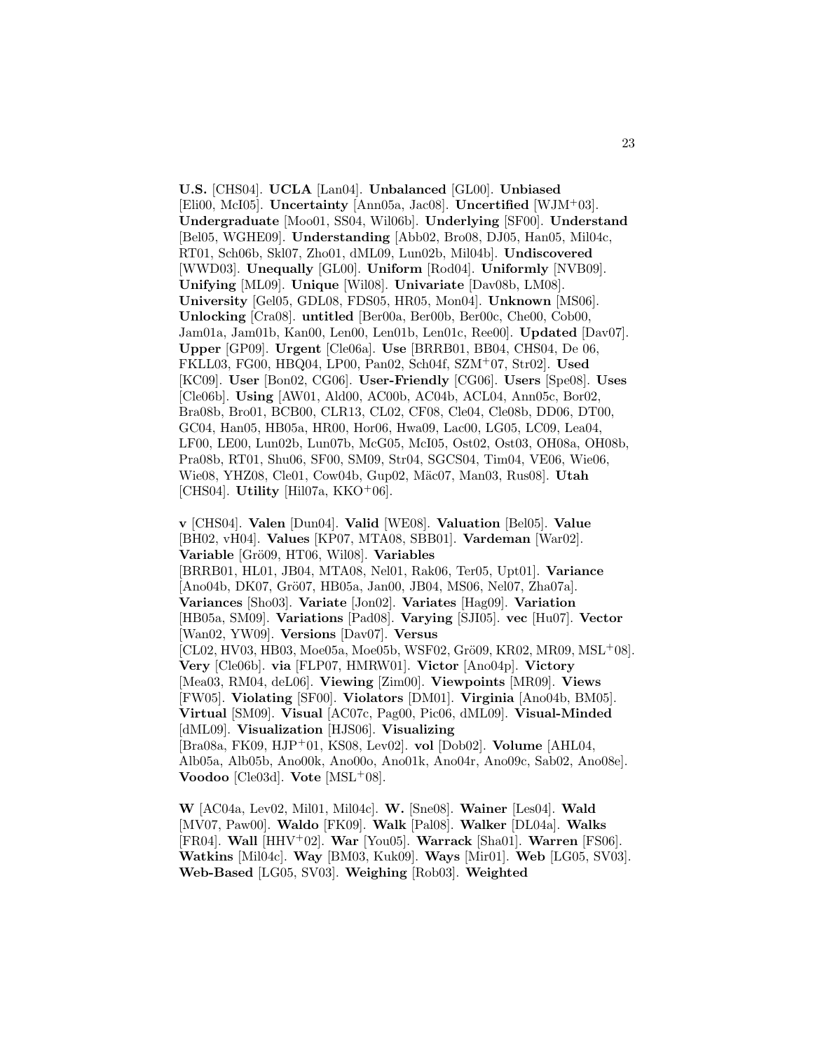**U.S.** [CHS04]. **UCLA** [Lan04]. **Unbalanced** [GL00]. **Unbiased** [Eli00, McI05]. **Uncertainty** [Ann05a, Jac08]. **Uncertified** [WJM+03]. **Undergraduate** [Moo01, SS04, Wil06b]. **Underlying** [SF00]. **Understand** [Bel05, WGHE09]. **Understanding** [Abb02, Bro08, DJ05, Han05, Mil04c, RT01, Sch06b, Skl07, Zho01, dML09, Lun02b, Mil04b]. **Undiscovered** [WWD03]. **Unequally** [GL00]. **Uniform** [Rod04]. **Uniformly** [NVB09]. **Unifying** [ML09]. **Unique** [Wil08]. **Univariate** [Dav08b, LM08]. **University** [Gel05, GDL08, FDS05, HR05, Mon04]. **Unknown** [MS06]. **Unlocking** [Cra08]. **untitled** [Ber00a, Ber00b, Ber00c, Che00, Cob00, Jam01a, Jam01b, Kan00, Len00, Len01b, Len01c, Ree00]. **Updated** [Dav07]. **Upper** [GP09]. **Urgent** [Cle06a]. **Use** [BRRB01, BB04, CHS04, De 06, FKLL03, FG00, HBQ04, LP00, Pan02, Sch04f, SZM+07, Str02]. **Used** [KC09]. **User** [Bon02, CG06]. **User-Friendly** [CG06]. **Users** [Spe08]. **Uses** [Cle06b]. **Using** [AW01, Ald00, AC00b, AC04b, ACL04, Ann05c, Bor02, Bra08b, Bro01, BCB00, CLR13, CL02, CF08, Cle04, Cle08b, DD06, DT00, GC04, Han05, HB05a, HR00, Hor06, Hwa09, Lac00, LG05, LC09, Lea04, LF00, LE00, Lun02b, Lun07b, McG05, McI05, Ost02, Ost03, OH08a, OH08b, Pra08b, RT01, Shu06, SF00, SM09, Str04, SGCS04, Tim04, VE06, Wie06, Wie08, YHZ08, Cle01, Cow04b, Gup02, Mäc07, Man03, Rus08]. **Utah** [CHS04]. **Utility** [Hil07a, KKO+06].

**v** [CHS04]. **Valen** [Dun04]. **Valid** [WE08]. **Valuation** [Bel05]. **Value** [BH02, vH04]. **Values** [KP07, MTA08, SBB01]. **Vardeman** [War02]. **Variable** [Grö09, HT06, Wil08]. **Variables** [BRRB01, HL01, JB04, MTA08, Nel01, Rak06, Ter05, Upt01]. **Variance** [Ano04b, DK07, Grö07, HB05a, Jan00, JB04, MS06, Nel07, Zha07a]. **Variances** [Sho03]. **Variate** [Jon02]. **Variates** [Hag09]. **Variation** [HB05a, SM09]. **Variations** [Pad08]. **Varying** [SJI05]. **vec** [Hu07]. **Vector** [Wan02, YW09]. **Versions** [Dav07]. **Versus** [CL02, HV03, HB03, Moe05a, Moe05b, WSF02, Grö09, KR02, MR09, MSL+08]. **Very** [Cle06b]. **via** [FLP07, HMRW01]. **Victor** [Ano04p]. **Victory** [Mea03, RM04, deL06]. **Viewing** [Zim00]. **Viewpoints** [MR09]. **Views** [FW05]. **Violating** [SF00]. **Violators** [DM01]. **Virginia** [Ano04b, BM05]. **Virtual** [SM09]. **Visual** [AC07c, Pag00, Pic06, dML09]. **Visual-Minded** [dML09]. **Visualization** [HJS06]. **Visualizing** [Bra08a, FK09, HJP+01, KS08, Lev02]. **vol** [Dob02]. **Volume** [AHL04, Alb05a, Alb05b, Ano00k, Ano00o, Ano01k, Ano04r, Ano09c, Sab02, Ano08e]. **Voodoo** [Cle03d]. **Vote** [MSL+08].

**W** [AC04a, Lev02, Mil01, Mil04c]. **W.** [Sne08]. **Wainer** [Les04]. **Wald** [MV07, Paw00]. **Waldo** [FK09]. **Walk** [Pal08]. **Walker** [DL04a]. **Walks** [FR04]. **Wall** [HHV+02]. **War** [You05]. **Warrack** [Sha01]. **Warren** [FS06]. **Watkins** [Mil04c]. **Way** [BM03, Kuk09]. **Ways** [Mir01]. **Web** [LG05, SV03]. **Web-Based** [LG05, SV03]. **Weighing** [Rob03]. **Weighted**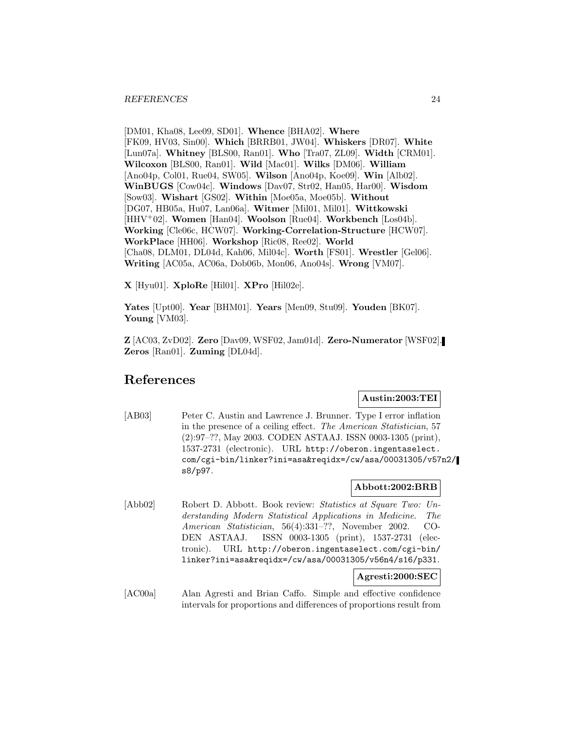[DM01, Kha08, Lee09, SD01]. **Whence** [BHA02]. **Where** [FK09, HV03, Sin00]. **Which** [BRRB01, JW04]. **Whiskers** [DR07]. **White** [Lun07a]. **Whitney** [BLS00, Ran01]. **Who** [Tra07, ZL09]. **Width** [CRM01]. **Wilcoxon** [BLS00, Ran01]. **Wild** [Mac01]. **Wilks** [DM06]. **William** [Ano04p, Col01, Rue04, SW05]. **Wilson** [Ano04p, Koe09]. **Win** [Alb02]. **WinBUGS** [Cow04c]. **Windows** [Dav07, Str02, Han05, Har00]. **Wisdom** [Sow03]. **Wishart** [GS02]. **Within** [Moe05a, Moe05b]. **Without** [DG07, HB05a, Hu07, Lan06a]. **Witmer** [Mil01, Mil01]. **Wittkowski** [HHV+02]. **Women** [Han04]. **Woolson** [Rue04]. **Workbench** [Los04b]. **Working** [Cle06c, HCW07]. **Working-Correlation-Structure** [HCW07]. **WorkPlace** [HH06]. **Workshop** [Ric08, Ree02]. **World** [Cha08, DLM01, DL04d, Kah06, Mil04c]. **Worth** [FS01]. **Wrestler** [Gel06]. **Writing** [AC05a, AC06a, Dob06b, Mon06, Ano04s]. **Wrong** [VM07].

**X** [Hyu01]. **XploRe** [Hil01]. **XPro** [Hil02e].

**Yates** [Upt00]. **Year** [BHM01]. **Years** [Men09, Stu09]. **Youden** [BK07]. **Young** [VM03].

**Z** [AC03, ZvD02]. **Zero** [Dav09, WSF02, Jam01d]. **Zero-Numerator** [WSF02]. **Zeros** [Ran01]. **Zuming** [DL04d].

# References

**Austin:2003:TEI**

[AB03] Peter C. Austin and Lawrence J. Brunner. Type I error inflation in the presence of a ceiling effect. *The American Statistician*, 57 (2):97–??, May 2003. CODEN ASTAAJ. ISSN 0003-1305 (print), 1537-2731 (electronic). URL http://oberon.ingentaselect.com/cgi-bin/linker?ini=asa&reqidx=/cw/asa/00031305/v57n2/s8/p97.

**Abbott:2002:BRB**

[Abb02] Robert D. Abbott. Book review: *Statistics at Square Two: Understanding Modern Statistical Applications in Medicine*. *The American Statistician*, 56(4):331–??, November 2002. CODEN ASTAAJ. ISSN 0003-1305 (print), 1537-2731 (electronic). URL http://oberon.ingentaselect.com/cgi-bin/linker?ini=asa&reqidx=/cw/asa/00031305/v56n4/s16/p331.

**Agresti:2000:SEC**

[AC00a] Alan Agresti and Brian Caffo. Simple and effective confidence intervals for proportions and differences of proportions result from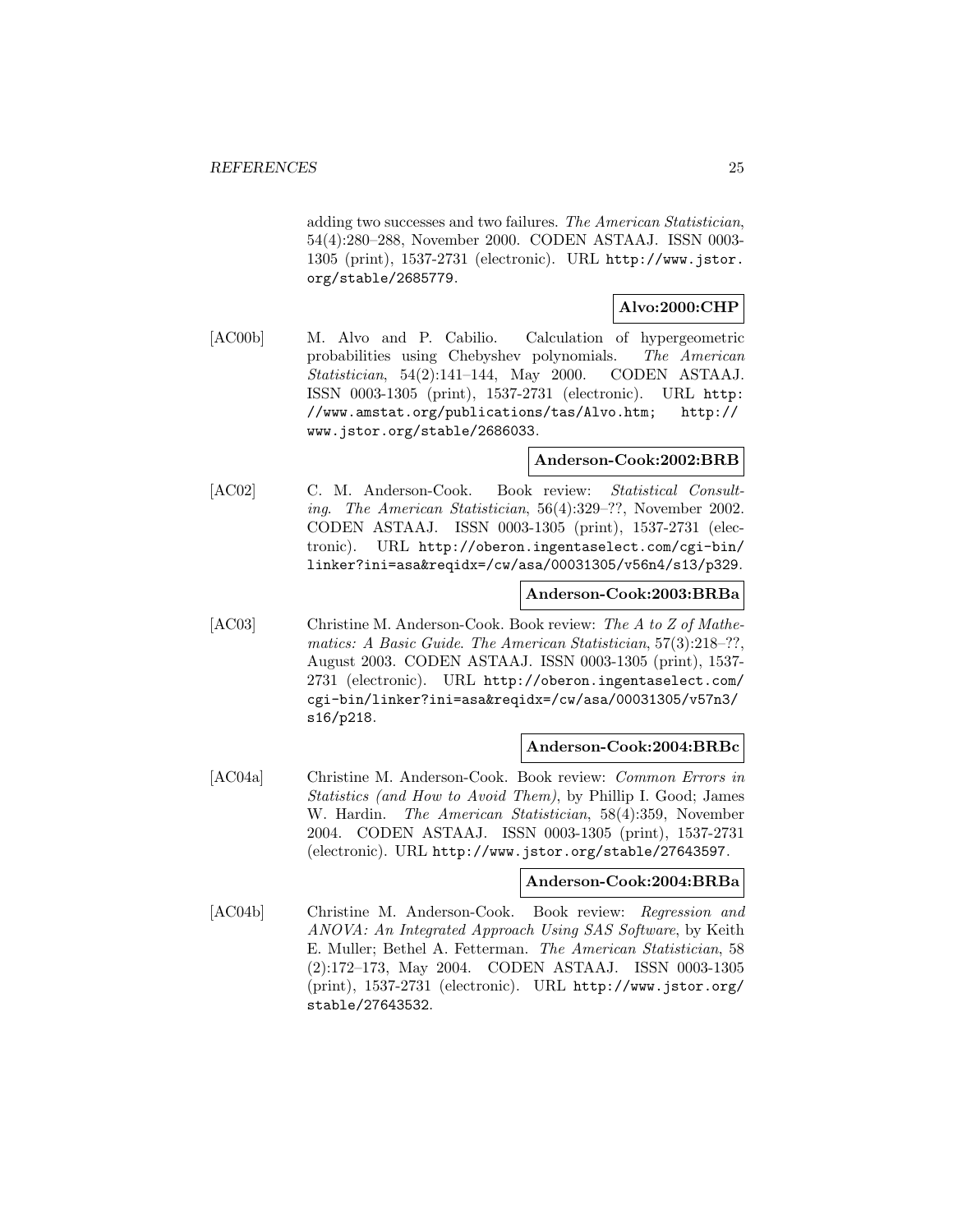adding two successes and two failures. *The American Statistician*, 54(4):280–288, November 2000. CODEN ASTAAJ. ISSN 0003-1305 (print), 1537-2731 (electronic). URL http://www.jstor.org/stable/2685779.

**Alvo:2000:CHP**

[AC00b] M. Alvo and P. Cabilio. Calculation of hypergeometric probabilities using Chebyshev polynomials. *The American Statistician*, 54(2):141–144, May 2000. CODEN ASTAAJ. ISSN 0003-1305 (print), 1537-2731 (electronic). URL http://www.amstat.org/publications/tas/Alvo.htm; http://www.jstor.org/stable/2686033.

**Anderson-Cook:2002:BRB**

[AC02] C. M. Anderson-Cook. Book review: *Statistical Consulting*. *The American Statistician*, 56(4):329–??, November 2002. CODEN ASTAAJ. ISSN 0003-1305 (print), 1537-2731 (electronic). URL http://oberon.ingentaselect.com/cgi-bin/linker?ini=asa&reqidx=/cw/asa/00031305/v56n4/s13/p329.

**Anderson-Cook:2003:BRBa**

[AC03] Christine M. Anderson-Cook. Book review: *The A to Z of Mathematics: A Basic Guide*. *The American Statistician*, 57(3):218–??, August 2003. CODEN ASTAAJ. ISSN 0003-1305 (print), 1537-2731 (electronic). URL http://oberon.ingentaselect.com/cgi-bin/linker?ini=asa&reqidx=/cw/asa/00031305/v57n3/s16/p218.

**Anderson-Cook:2004:BRBc**

[AC04a] Christine M. Anderson-Cook. Book review: *Common Errors in Statistics (and How to Avoid Them)*, by Phillip I. Good; James W. Hardin. *The American Statistician*, 58(4):359, November 2004. CODEN ASTAAJ. ISSN 0003-1305 (print), 1537-2731 (electronic). URL http://www.jstor.org/stable/27643597.

**Anderson-Cook:2004:BRBa**

[AC04b] Christine M. Anderson-Cook. Book review: *Regression and ANOVA: An Integrated Approach Using SAS Software*, by Keith E. Muller; Bethel A. Fetterman. *The American Statistician*, 58 (2):172–173, May 2004. CODEN ASTAAJ. ISSN 0003-1305 (print), 1537-2731 (electronic). URL http://www.jstor.org/stable/27643532.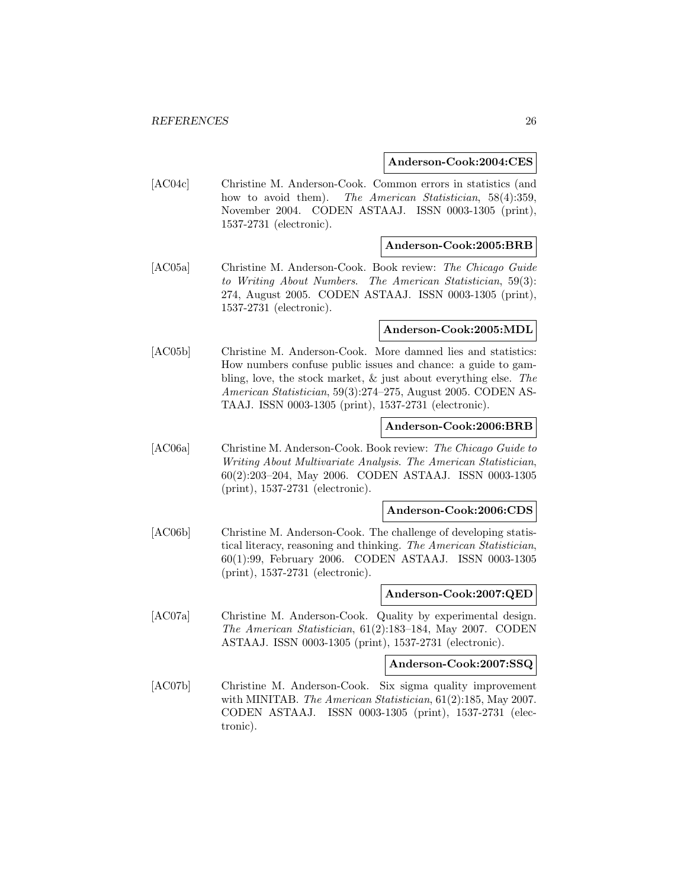**Anderson-Cook:2004:CES**

[AC04c] Christine M. Anderson-Cook. Common errors in statistics (and how to avoid them). *The American Statistician*, 58(4):359, November 2004. CODEN ASTAAJ. ISSN 0003-1305 (print), 1537-2731 (electronic).

**Anderson-Cook:2005:BRB**

[AC05a] Christine M. Anderson-Cook. Book review: *The Chicago Guide to Writing About Numbers*. *The American Statistician*, 59(3): 274, August 2005. CODEN ASTAAJ. ISSN 0003-1305 (print), 1537-2731 (electronic).

**Anderson-Cook:2005:MDL**

[AC05b] Christine M. Anderson-Cook. More damned lies and statistics: How numbers confuse public issues and chance: a guide to gambling, love, the stock market, & just about everything else. *The American Statistician*, 59(3):274–275, August 2005. CODEN ASTAAJ. ISSN 0003-1305 (print), 1537-2731 (electronic).

**Anderson-Cook:2006:BRB**

[AC06a] Christine M. Anderson-Cook. Book review: *The Chicago Guide to Writing About Multivariate Analysis*. *The American Statistician*, 60(2):203–204, May 2006. CODEN ASTAAJ. ISSN 0003-1305 (print), 1537-2731 (electronic).

**Anderson-Cook:2006:CDS**

[AC06b] Christine M. Anderson-Cook. The challenge of developing statistical literacy, reasoning and thinking. *The American Statistician*, 60(1):99, February 2006. CODEN ASTAAJ. ISSN 0003-1305 (print), 1537-2731 (electronic).

**Anderson-Cook:2007:QED**

[AC07a] Christine M. Anderson-Cook. Quality by experimental design. *The American Statistician*, 61(2):183–184, May 2007. CODEN ASTAAJ. ISSN 0003-1305 (print), 1537-2731 (electronic).

**Anderson-Cook:2007:SSQ**

[AC07b] Christine M. Anderson-Cook. Six sigma quality improvement with MINITAB. *The American Statistician*, 61(2):185, May 2007. CODEN ASTAAJ. ISSN 0003-1305 (print), 1537-2731 (electronic).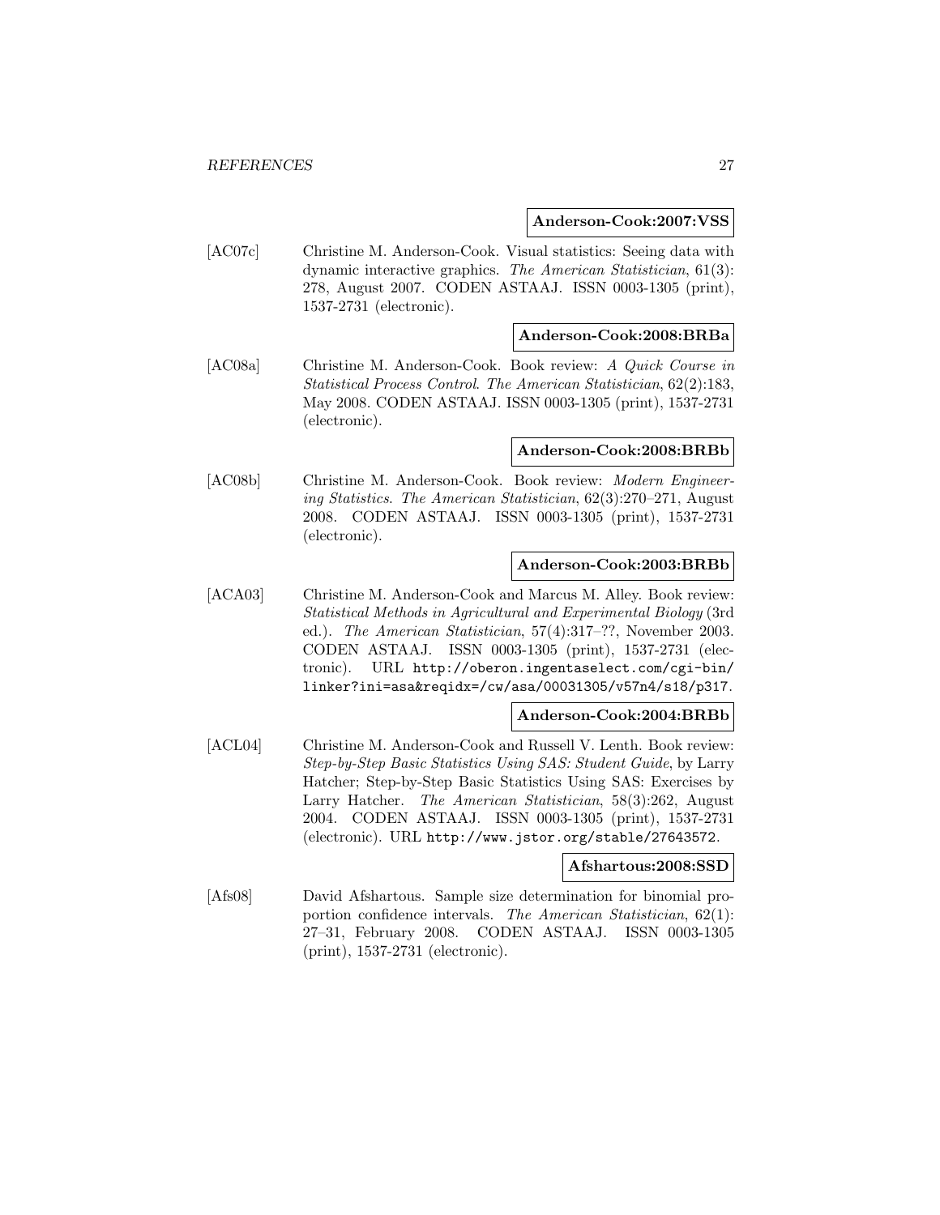**Anderson-Cook:2007:VSS**

[AC07c] Christine M. Anderson-Cook. Visual statistics: Seeing data with dynamic interactive graphics. *The American Statistician*, 61(3): 278, August 2007. CODEN ASTAAJ. ISSN 0003-1305 (print), 1537-2731 (electronic).

**Anderson-Cook:2008:BRBa**

[AC08a] Christine M. Anderson-Cook. Book review: *A Quick Course in Statistical Process Control*. *The American Statistician*, 62(2):183, May 2008. CODEN ASTAAJ. ISSN 0003-1305 (print), 1537-2731 (electronic).

**Anderson-Cook:2008:BRBb**

[AC08b] Christine M. Anderson-Cook. Book review: *Modern Engineering Statistics*. *The American Statistician*, 62(3):270–271, August 2008. CODEN ASTAAJ. ISSN 0003-1305 (print), 1537-2731 (electronic).

**Anderson-Cook:2003:BRBb**

[ACA03] Christine M. Anderson-Cook and Marcus M. Alley. Book review: *Statistical Methods in Agricultural and Experimental Biology* (3rd ed.). *The American Statistician*, 57(4):317–??, November 2003. CODEN ASTAAJ. ISSN 0003-1305 (print), 1537-2731 (electronic). URL `http://oberon.ingentaselect.com/cgi-bin/linker?ini=asa&reqidx=/cw/asa/00031305/v57n4/s18/p317`.

**Anderson-Cook:2004:BRBb**

[ACL04] Christine M. Anderson-Cook and Russell V. Lenth. Book review: *Step-by-Step Basic Statistics Using SAS: Student Guide*, by Larry Hatcher; Step-by-Step Basic Statistics Using SAS: Exercises by Larry Hatcher. *The American Statistician*, 58(3):262, August 2004. CODEN ASTAAJ. ISSN 0003-1305 (print), 1537-2731 (electronic). URL `http://www.jstor.org/stable/27643572`.

**Afshartous:2008:SSD**

[Afs08] David Afshartous. Sample size determination for binomial proportion confidence intervals. *The American Statistician*, 62(1): 27–31, February 2008. CODEN ASTAAJ. ISSN 0003-1305 (print), 1537-2731 (electronic).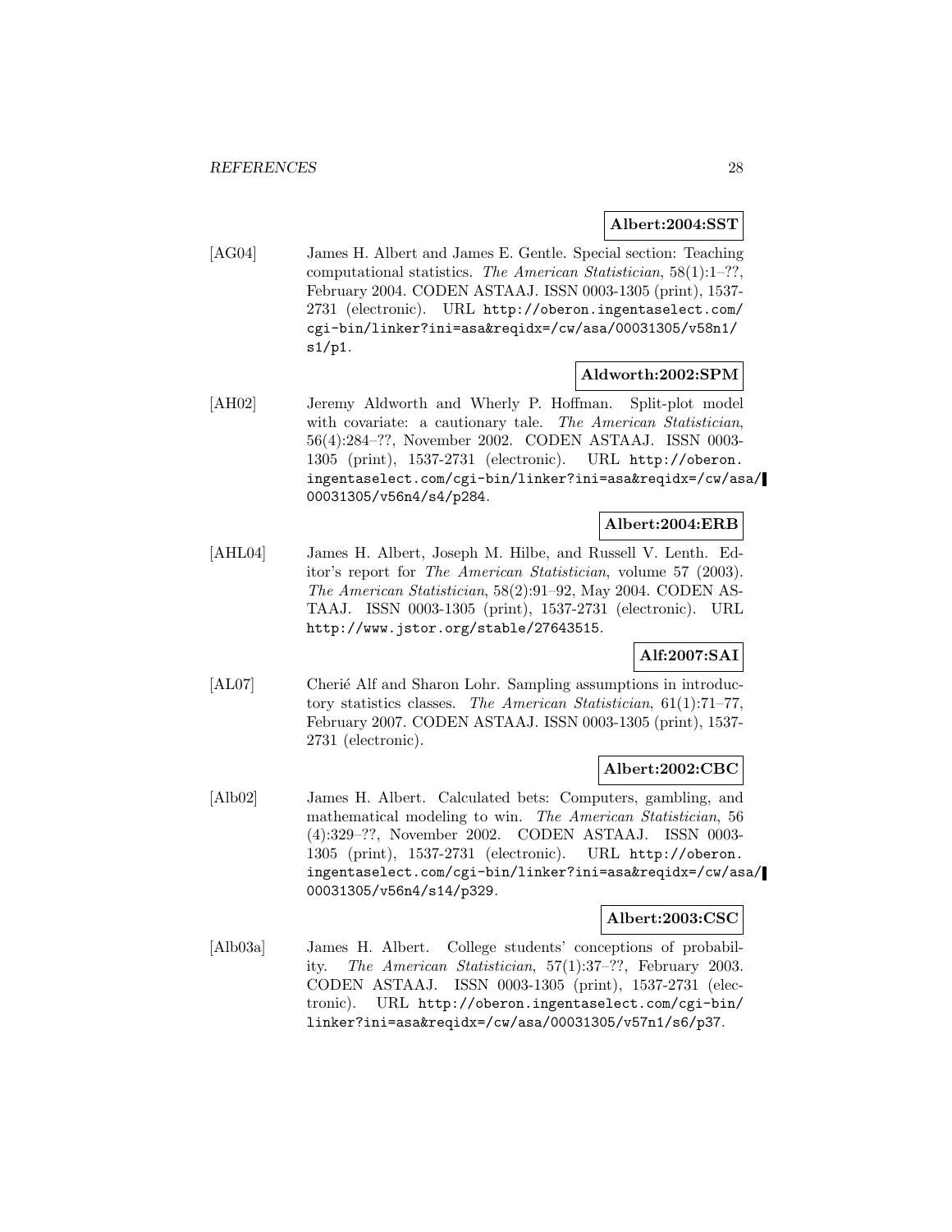**Albert:2004:SST**

[AG04] James H. Albert and James E. Gentle. Special section: Teaching computational statistics. *The American Statistician*, 58(1):1–??, February 2004. CODEN ASTAAJ. ISSN 0003-1305 (print), 1537-2731 (electronic). URL `http://oberon.ingentaselect.com/cgi-bin/linker?ini=asa&reqidx=/cw/asa/00031305/v58n1/s1/p1`.

**Aldworth:2002:SPM**

[AH02] Jeremy Aldworth and Wherly P. Hoffman. Split-plot model with covariate: a cautionary tale. *The American Statistician*, 56(4):284–??, November 2002. CODEN ASTAAJ. ISSN 0003-1305 (print), 1537-2731 (electronic). URL `http://oberon.ingentaselect.com/cgi-bin/linker?ini=asa&reqidx=/cw/asa/00031305/v56n4/s4/p284`.

**Albert:2004:ERB**

[AHL04] James H. Albert, Joseph M. Hilbe, and Russell V. Lenth. Editor's report for *The American Statistician*, volume 57 (2003). *The American Statistician*, 58(2):91–92, May 2004. CODEN ASTAAJ. ISSN 0003-1305 (print), 1537-2731 (electronic). URL `http://www.jstor.org/stable/27643515`.

**Alf:2007:SAI**

[AL07] Cherié Alf and Sharon Lohr. Sampling assumptions in introductory statistics classes. *The American Statistician*, 61(1):71–77, February 2007. CODEN ASTAAJ. ISSN 0003-1305 (print), 1537-2731 (electronic).

**Albert:2002:CBC**

[Alb02] James H. Albert. Calculated bets: Computers, gambling, and mathematical modeling to win. *The American Statistician*, 56 (4):329–??, November 2002. CODEN ASTAAJ. ISSN 0003-1305 (print), 1537-2731 (electronic). URL `http://oberon.ingentaselect.com/cgi-bin/linker?ini=asa&reqidx=/cw/asa/00031305/v56n4/s14/p329`.

**Albert:2003:CSC**

[Alb03a] James H. Albert. College students' conceptions of probability. *The American Statistician*, 57(1):37–??, February 2003. CODEN ASTAAJ. ISSN 0003-1305 (print), 1537-2731 (electronic). URL `http://oberon.ingentaselect.com/cgi-bin/linker?ini=asa&reqidx=/cw/asa/00031305/v57n1/s6/p37`.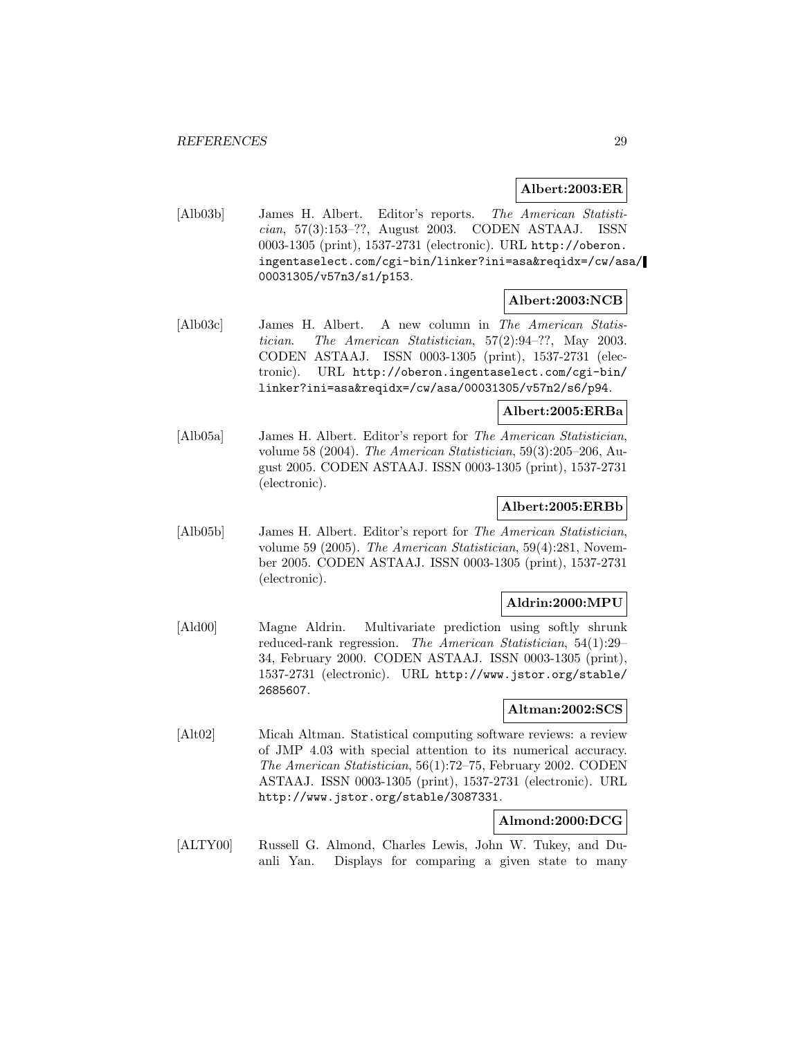**Albert:2003:ER**

[Alb03b] James H. Albert. Editor's reports. *The American Statistician*, 57(3):153–??, August 2003. CODEN ASTAAJ. ISSN 0003-1305 (print), 1537-2731 (electronic). URL http://oberon.ingentaselect.com/cgi-bin/linker?ini=asa&reqidx=/cw/asa/00031305/v57n3/s1/p153.

**Albert:2003:NCB**

[Alb03c] James H. Albert. A new column in *The American Statistician*. *The American Statistician*, 57(2):94–??, May 2003. CODEN ASTAAJ. ISSN 0003-1305 (print), 1537-2731 (electronic). URL http://oberon.ingentaselect.com/cgi-bin/linker?ini=asa&reqidx=/cw/asa/00031305/v57n2/s6/p94.

**Albert:2005:ERBa**

[Alb05a] James H. Albert. Editor's report for *The American Statistician*, volume 58 (2004). *The American Statistician*, 59(3):205–206, August 2005. CODEN ASTAAJ. ISSN 0003-1305 (print), 1537-2731 (electronic).

**Albert:2005:ERBb**

[Alb05b] James H. Albert. Editor's report for *The American Statistician*, volume 59 (2005). *The American Statistician*, 59(4):281, November 2005. CODEN ASTAAJ. ISSN 0003-1305 (print), 1537-2731 (electronic).

**Aldrin:2000:MPU**

[Ald00] Magne Aldrin. Multivariate prediction using softly shrunk reduced-rank regression. *The American Statistician*, 54(1):29–34, February 2000. CODEN ASTAAJ. ISSN 0003-1305 (print), 1537-2731 (electronic). URL http://www.jstor.org/stable/2685607.

**Altman:2002:SCS**

[Alt02] Micah Altman. Statistical computing software reviews: a review of JMP 4.03 with special attention to its numerical accuracy. *The American Statistician*, 56(1):72–75, February 2002. CODEN ASTAAJ. ISSN 0003-1305 (print), 1537-2731 (electronic). URL http://www.jstor.org/stable/3087331.

**Almond:2000:DCG**

[ALTY00] Russell G. Almond, Charles Lewis, John W. Tukey, and Duanli Yan. Displays for comparing a given state to many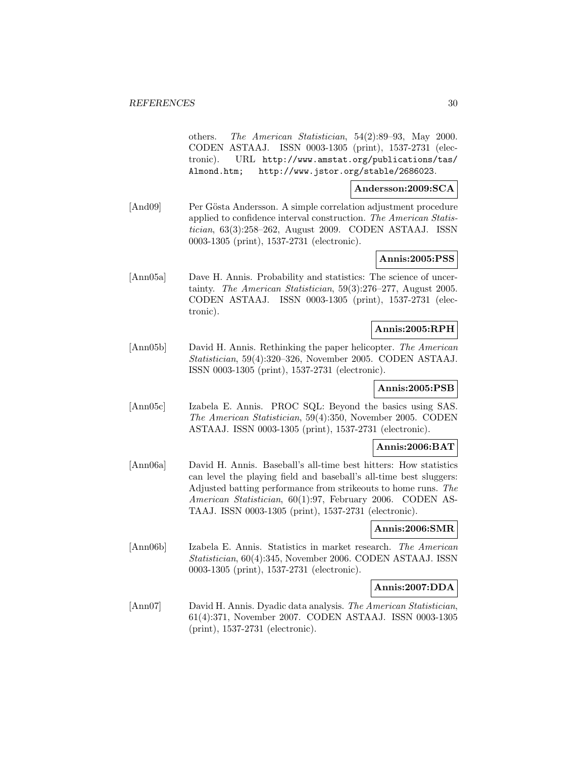others. *The American Statistician*, 54(2):89–93, May 2000. CODEN ASTAAJ. ISSN 0003-1305 (print), 1537-2731 (electronic). URL http://www.amstat.org/publications/tas/Almond.htm; http://www.jstor.org/stable/2686023.

**Andersson:2009:SCA**

[And09] Per Gösta Andersson. A simple correlation adjustment procedure applied to confidence interval construction. *The American Statistician*, 63(3):258–262, August 2009. CODEN ASTAAJ. ISSN 0003-1305 (print), 1537-2731 (electronic).

**Annis:2005:PSS**

[Ann05a] Dave H. Annis. Probability and statistics: The science of uncertainty. *The American Statistician*, 59(3):276–277, August 2005. CODEN ASTAAJ. ISSN 0003-1305 (print), 1537-2731 (electronic).

**Annis:2005:RPH**

[Ann05b] David H. Annis. Rethinking the paper helicopter. *The American Statistician*, 59(4):320–326, November 2005. CODEN ASTAAJ. ISSN 0003-1305 (print), 1537-2731 (electronic).

**Annis:2005:PSB**

[Ann05c] Izabela E. Annis. PROC SQL: Beyond the basics using SAS. *The American Statistician*, 59(4):350, November 2005. CODEN ASTAAJ. ISSN 0003-1305 (print), 1537-2731 (electronic).

**Annis:2006:BAT**

[Ann06a] David H. Annis. Baseball's all-time best hitters: How statistics can level the playing field and baseball's all-time best sluggers: Adjusted batting performance from strikeouts to home runs. *The American Statistician*, 60(1):97, February 2006. CODEN ASTAAJ. ISSN 0003-1305 (print), 1537-2731 (electronic).

**Annis:2006:SMR**

[Ann06b] Izabela E. Annis. Statistics in market research. *The American Statistician*, 60(4):345, November 2006. CODEN ASTAAJ. ISSN 0003-1305 (print), 1537-2731 (electronic).

**Annis:2007:DDA**

[Ann07] David H. Annis. Dyadic data analysis. *The American Statistician*, 61(4):371, November 2007. CODEN ASTAAJ. ISSN 0003-1305 (print), 1537-2731 (electronic).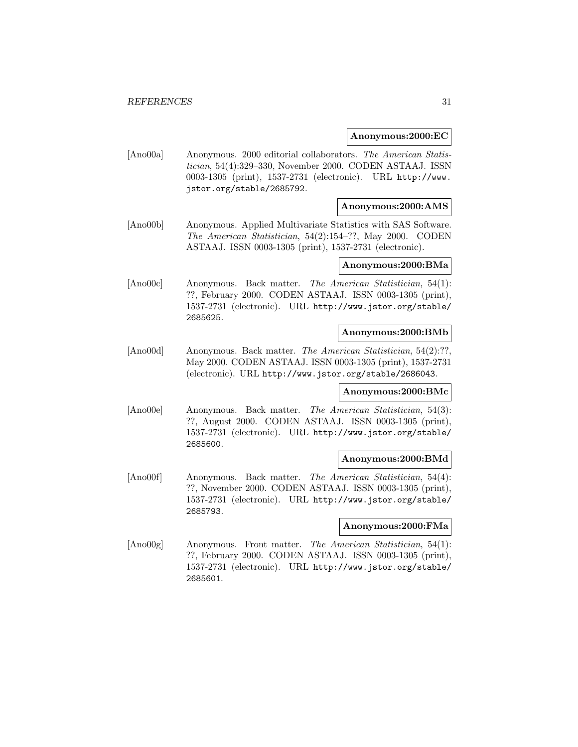**Anonymous:2000:EC**

[Ano00a] Anonymous. 2000 editorial collaborators. *The American Statistician*, 54(4):329–330, November 2000. CODEN ASTAAJ. ISSN 0003-1305 (print), 1537-2731 (electronic). URL http://www.jstor.org/stable/2685792.

**Anonymous:2000:AMS**

[Ano00b] Anonymous. Applied Multivariate Statistics with SAS Software. *The American Statistician*, 54(2):154–??, May 2000. CODEN ASTAAJ. ISSN 0003-1305 (print), 1537-2731 (electronic).

**Anonymous:2000:BMa**

[Ano00c] Anonymous. Back matter. *The American Statistician*, 54(1): ??, February 2000. CODEN ASTAAJ. ISSN 0003-1305 (print), 1537-2731 (electronic). URL http://www.jstor.org/stable/2685625.

**Anonymous:2000:BMb**

[Ano00d] Anonymous. Back matter. *The American Statistician*, 54(2):??, May 2000. CODEN ASTAAJ. ISSN 0003-1305 (print), 1537-2731 (electronic). URL http://www.jstor.org/stable/2686043.

**Anonymous:2000:BMc**

[Ano00e] Anonymous. Back matter. *The American Statistician*, 54(3): ??, August 2000. CODEN ASTAAJ. ISSN 0003-1305 (print), 1537-2731 (electronic). URL http://www.jstor.org/stable/2685600.

**Anonymous:2000:BMd**

[Ano00f] Anonymous. Back matter. *The American Statistician*, 54(4): ??, November 2000. CODEN ASTAAJ. ISSN 0003-1305 (print), 1537-2731 (electronic). URL http://www.jstor.org/stable/2685793.

**Anonymous:2000:FMa**

[Ano00g] Anonymous. Front matter. *The American Statistician*, 54(1): ??, February 2000. CODEN ASTAAJ. ISSN 0003-1305 (print), 1537-2731 (electronic). URL http://www.jstor.org/stable/2685601.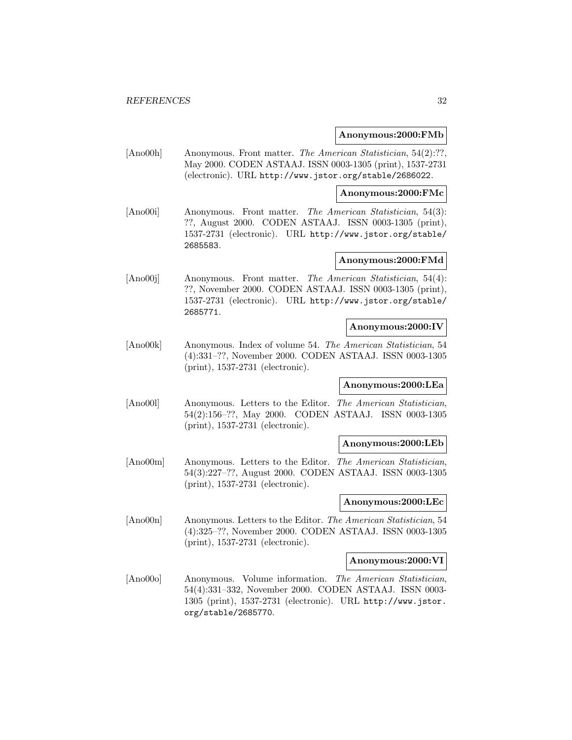**Anonymous:2000:FMb**

[Ano00h] Anonymous. Front matter. *The American Statistician*, 54(2):??, May 2000. CODEN ASTAAJ. ISSN 0003-1305 (print), 1537-2731 (electronic). URL http://www.jstor.org/stable/2686022.

**Anonymous:2000:FMc**

[Ano00i] Anonymous. Front matter. *The American Statistician*, 54(3): ??, August 2000. CODEN ASTAAJ. ISSN 0003-1305 (print), 1537-2731 (electronic). URL http://www.jstor.org/stable/2685583.

**Anonymous:2000:FMd**

[Ano00j] Anonymous. Front matter. *The American Statistician*, 54(4): ??, November 2000. CODEN ASTAAJ. ISSN 0003-1305 (print), 1537-2731 (electronic). URL http://www.jstor.org/stable/2685771.

**Anonymous:2000:IV**

[Ano00k] Anonymous. Index of volume 54. *The American Statistician*, 54 (4):331–??, November 2000. CODEN ASTAAJ. ISSN 0003-1305 (print), 1537-2731 (electronic).

**Anonymous:2000:LEa**

[Ano00l] Anonymous. Letters to the Editor. *The American Statistician*, 54(2):156–??, May 2000. CODEN ASTAAJ. ISSN 0003-1305 (print), 1537-2731 (electronic).

**Anonymous:2000:LEb**

[Ano00m] Anonymous. Letters to the Editor. *The American Statistician*, 54(3):227–??, August 2000. CODEN ASTAAJ. ISSN 0003-1305 (print), 1537-2731 (electronic).

**Anonymous:2000:LEc**

[Ano00n] Anonymous. Letters to the Editor. *The American Statistician*, 54 (4):325–??, November 2000. CODEN ASTAAJ. ISSN 0003-1305 (print), 1537-2731 (electronic).

**Anonymous:2000:VI**

[Ano00o] Anonymous. Volume information. *The American Statistician*, 54(4):331–332, November 2000. CODEN ASTAAJ. ISSN 0003-1305 (print), 1537-2731 (electronic). URL http://www.jstor.org/stable/2685770.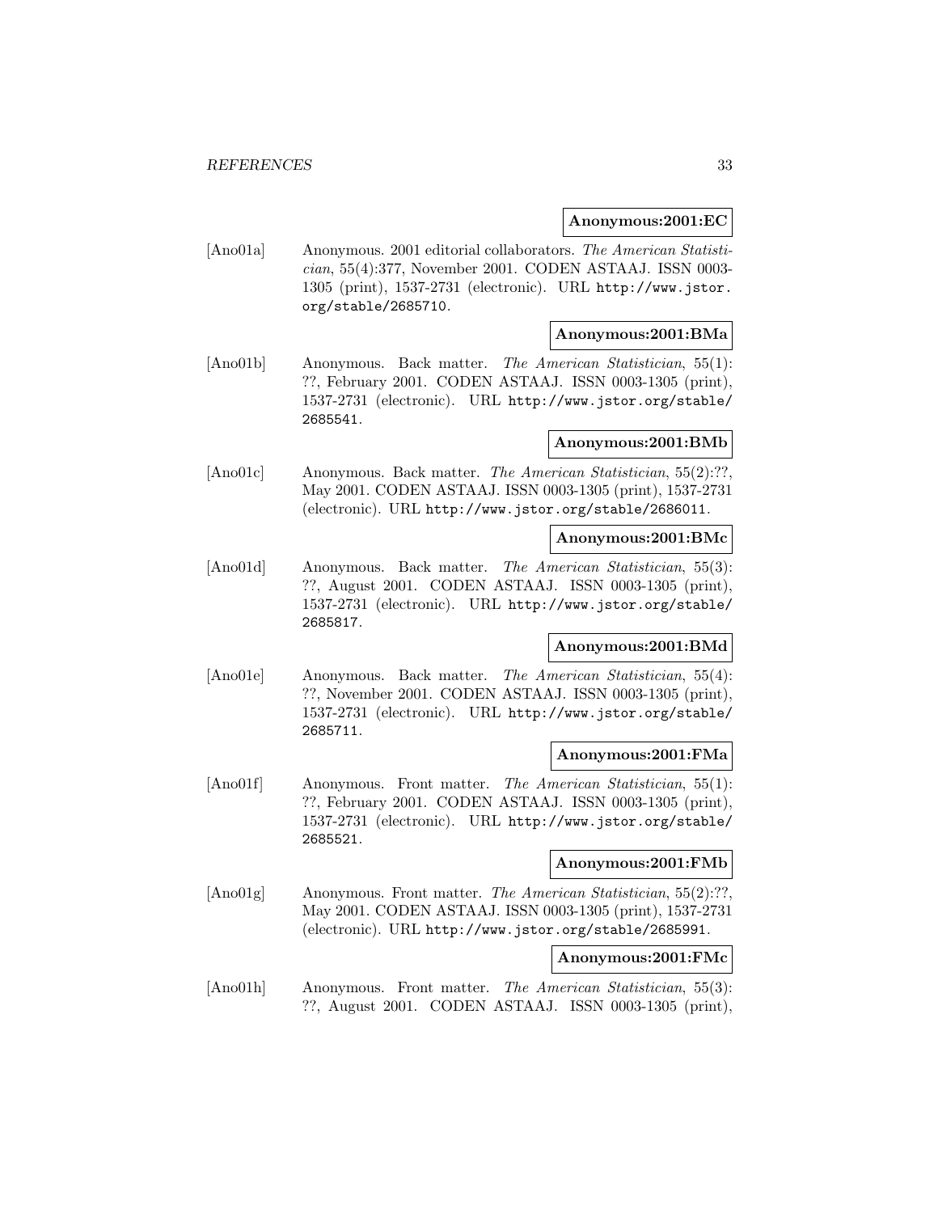**Anonymous:2001:EC**

[Ano01a] Anonymous. 2001 editorial collaborators. *The American Statistician*, 55(4):377, November 2001. CODEN ASTAAJ. ISSN 0003-1305 (print), 1537-2731 (electronic). URL http://www.jstor.org/stable/2685710.

**Anonymous:2001:BMa**

[Ano01b] Anonymous. Back matter. *The American Statistician*, 55(1): ??, February 2001. CODEN ASTAAJ. ISSN 0003-1305 (print), 1537-2731 (electronic). URL http://www.jstor.org/stable/2685541.

**Anonymous:2001:BMb**

[Ano01c] Anonymous. Back matter. *The American Statistician*, 55(2):??, May 2001. CODEN ASTAAJ. ISSN 0003-1305 (print), 1537-2731 (electronic). URL http://www.jstor.org/stable/2686011.

**Anonymous:2001:BMc**

[Ano01d] Anonymous. Back matter. *The American Statistician*, 55(3): ??, August 2001. CODEN ASTAAJ. ISSN 0003-1305 (print), 1537-2731 (electronic). URL http://www.jstor.org/stable/2685817.

**Anonymous:2001:BMd**

[Ano01e] Anonymous. Back matter. *The American Statistician*, 55(4): ??, November 2001. CODEN ASTAAJ. ISSN 0003-1305 (print), 1537-2731 (electronic). URL http://www.jstor.org/stable/2685711.

**Anonymous:2001:FMa**

[Ano01f] Anonymous. Front matter. *The American Statistician*, 55(1): ??, February 2001. CODEN ASTAAJ. ISSN 0003-1305 (print), 1537-2731 (electronic). URL http://www.jstor.org/stable/2685521.

**Anonymous:2001:FMb**

[Ano01g] Anonymous. Front matter. *The American Statistician*, 55(2):??, May 2001. CODEN ASTAAJ. ISSN 0003-1305 (print), 1537-2731 (electronic). URL http://www.jstor.org/stable/2685991.

**Anonymous:2001:FMc**

[Ano01h] Anonymous. Front matter. *The American Statistician*, 55(3): ??, August 2001. CODEN ASTAAJ. ISSN 0003-1305 (print),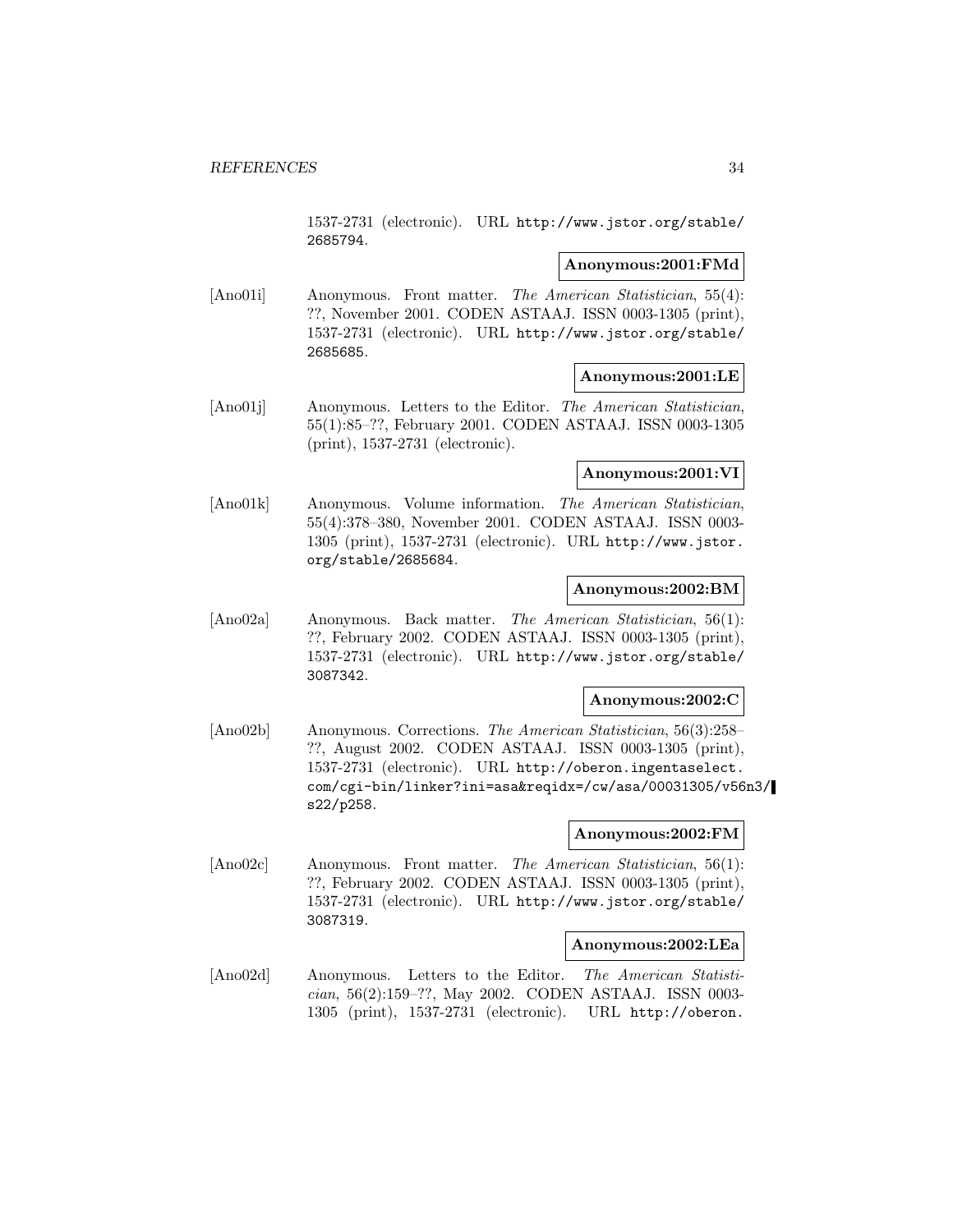1537-2731 (electronic). URL http://www.jstor.org/stable/2685794.

**Anonymous:2001:FMd**

[Ano01i] Anonymous. Front matter. *The American Statistician*, 55(4): ??, November 2001. CODEN ASTAAJ. ISSN 0003-1305 (print), 1537-2731 (electronic). URL http://www.jstor.org/stable/2685685.

**Anonymous:2001:LE**

[Ano01j] Anonymous. Letters to the Editor. *The American Statistician*, 55(1):85–??, February 2001. CODEN ASTAAJ. ISSN 0003-1305 (print), 1537-2731 (electronic).

**Anonymous:2001:VI**

[Ano01k] Anonymous. Volume information. *The American Statistician*, 55(4):378–380, November 2001. CODEN ASTAAJ. ISSN 0003-1305 (print), 1537-2731 (electronic). URL http://www.jstor.org/stable/2685684.

**Anonymous:2002:BM**

[Ano02a] Anonymous. Back matter. *The American Statistician*, 56(1): ??, February 2002. CODEN ASTAAJ. ISSN 0003-1305 (print), 1537-2731 (electronic). URL http://www.jstor.org/stable/3087342.

**Anonymous:2002:C**

[Ano02b] Anonymous. Corrections. *The American Statistician*, 56(3):258–??, August 2002. CODEN ASTAAJ. ISSN 0003-1305 (print), 1537-2731 (electronic). URL http://oberon.ingentaselect.com/cgi-bin/linker?ini=asa&reqidx=/cw/asa/00031305/v56n3/s22/p258.

**Anonymous:2002:FM**

[Ano02c] Anonymous. Front matter. *The American Statistician*, 56(1): ??, February 2002. CODEN ASTAAJ. ISSN 0003-1305 (print), 1537-2731 (electronic). URL http://www.jstor.org/stable/3087319.

**Anonymous:2002:LEa**

[Ano02d] Anonymous. Letters to the Editor. *The American Statistician*, 56(2):159–??, May 2002. CODEN ASTAAJ. ISSN 0003-1305 (print), 1537-2731 (electronic). URL http://oberon.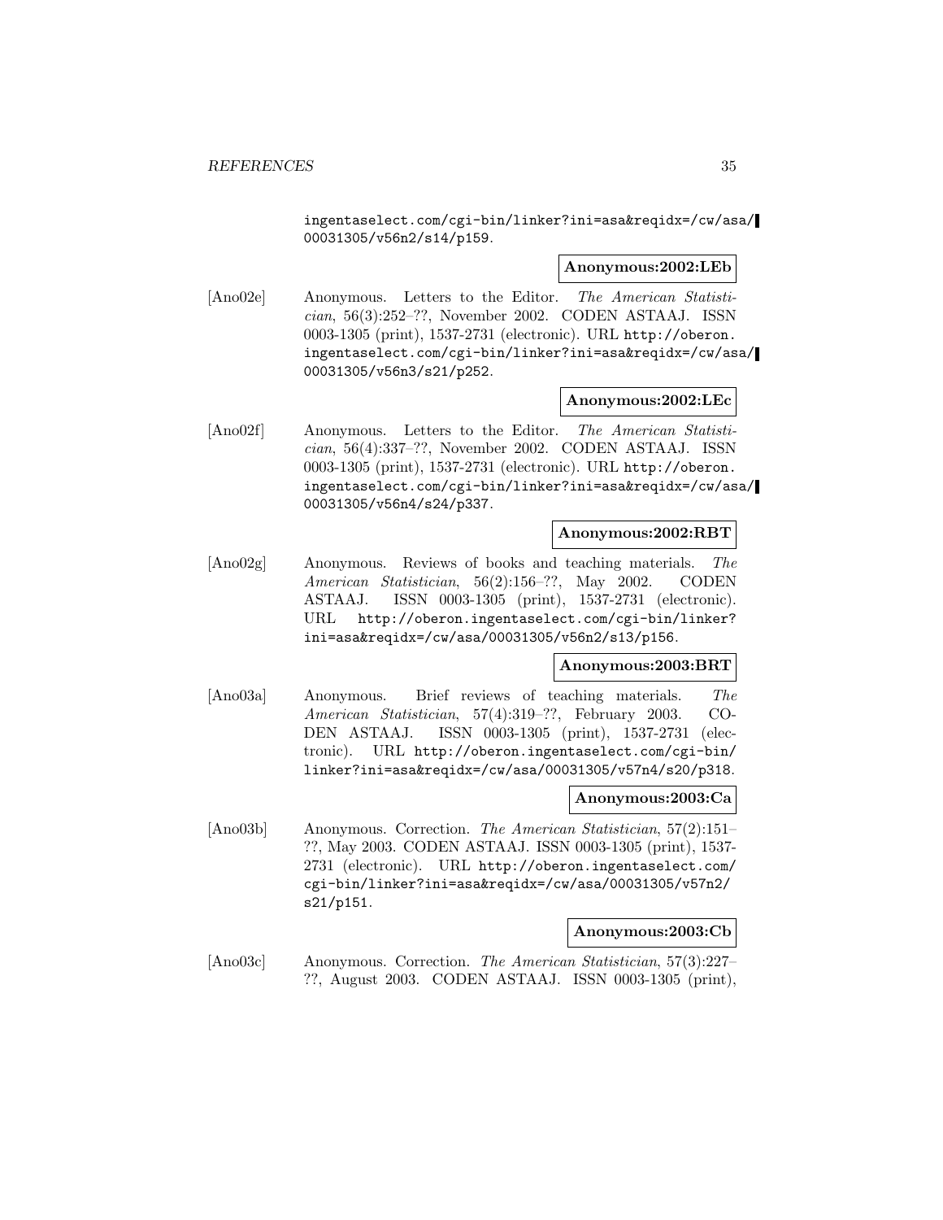ingentaselect.com/cgi-bin/linker?ini=asa&reqidx=/cw/asa/00031305/v56n2/s14/p159.

**Anonymous:2002:LEb**

[Ano02e] Anonymous. Letters to the Editor. *The American Statistician*, 56(3):252–??, November 2002. CODEN ASTAAJ. ISSN 0003-1305 (print), 1537-2731 (electronic). URL http://oberon.ingentaselect.com/cgi-bin/linker?ini=asa&reqidx=/cw/asa/00031305/v56n3/s21/p252.

**Anonymous:2002:LEc**

[Ano02f] Anonymous. Letters to the Editor. *The American Statistician*, 56(4):337–??, November 2002. CODEN ASTAAJ. ISSN 0003-1305 (print), 1537-2731 (electronic). URL http://oberon.ingentaselect.com/cgi-bin/linker?ini=asa&reqidx=/cw/asa/00031305/v56n4/s24/p337.

**Anonymous:2002:RBT**

[Ano02g] Anonymous. Reviews of books and teaching materials. *The American Statistician*, 56(2):156–??, May 2002. CODEN ASTAAJ. ISSN 0003-1305 (print), 1537-2731 (electronic). URL http://oberon.ingentaselect.com/cgi-bin/linker?ini=asa&reqidx=/cw/asa/00031305/v56n2/s13/p156.

**Anonymous:2003:BRT**

[Ano03a] Anonymous. Brief reviews of teaching materials. *The American Statistician*, 57(4):319–??, February 2003. CODEN ASTAAJ. ISSN 0003-1305 (print), 1537-2731 (electronic). URL http://oberon.ingentaselect.com/cgi-bin/linker?ini=asa&reqidx=/cw/asa/00031305/v57n4/s20/p318.

**Anonymous:2003:Ca**

[Ano03b] Anonymous. Correction. *The American Statistician*, 57(2):151–??, May 2003. CODEN ASTAAJ. ISSN 0003-1305 (print), 1537-2731 (electronic). URL http://oberon.ingentaselect.com/cgi-bin/linker?ini=asa&reqidx=/cw/asa/00031305/v57n2/s21/p151.

**Anonymous:2003:Cb**

[Ano03c] Anonymous. Correction. *The American Statistician*, 57(3):227–??, August 2003. CODEN ASTAAJ. ISSN 0003-1305 (print),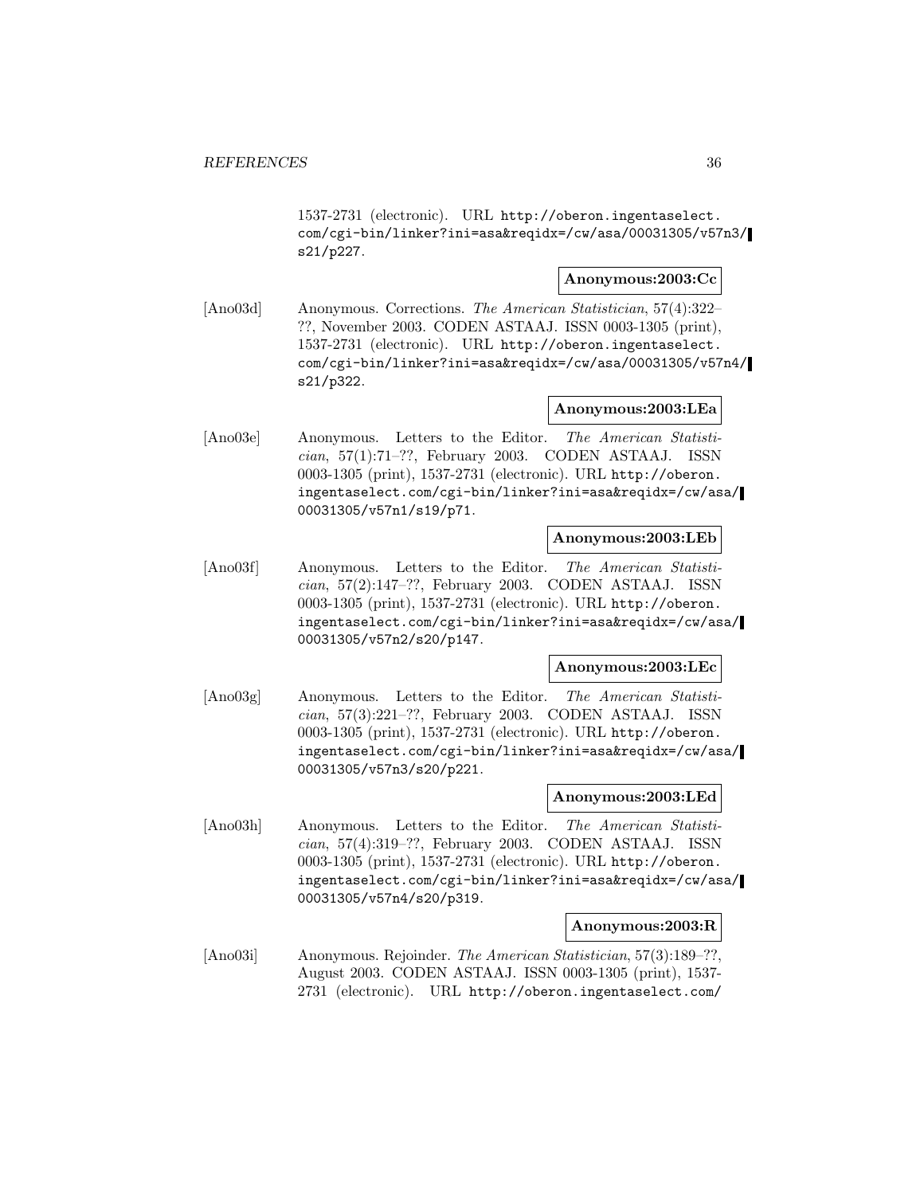1537-2731 (electronic). URL http://oberon.ingentaselect.com/cgi-bin/linker?ini=asa&reqidx=/cw/asa/00031305/v57n3/s21/p227.

**Anonymous:2003:Cc**

[Ano03d] Anonymous. Corrections. *The American Statistician*, 57(4):322–??, November 2003. CODEN ASTAAJ. ISSN 0003-1305 (print), 1537-2731 (electronic). URL http://oberon.ingentaselect.com/cgi-bin/linker?ini=asa&reqidx=/cw/asa/00031305/v57n4/s21/p322.

**Anonymous:2003:LEa**

[Ano03e] Anonymous. Letters to the Editor. *The American Statistician*, 57(1):71–??, February 2003. CODEN ASTAAJ. ISSN 0003-1305 (print), 1537-2731 (electronic). URL http://oberon.ingentaselect.com/cgi-bin/linker?ini=asa&reqidx=/cw/asa/00031305/v57n1/s19/p71.

**Anonymous:2003:LEb**

[Ano03f] Anonymous. Letters to the Editor. *The American Statistician*, 57(2):147–??, February 2003. CODEN ASTAAJ. ISSN 0003-1305 (print), 1537-2731 (electronic). URL http://oberon.ingentaselect.com/cgi-bin/linker?ini=asa&reqidx=/cw/asa/00031305/v57n2/s20/p147.

**Anonymous:2003:LEc**

[Ano03g] Anonymous. Letters to the Editor. *The American Statistician*, 57(3):221–??, February 2003. CODEN ASTAAJ. ISSN 0003-1305 (print), 1537-2731 (electronic). URL http://oberon.ingentaselect.com/cgi-bin/linker?ini=asa&reqidx=/cw/asa/00031305/v57n3/s20/p221.

**Anonymous:2003:LEd**

[Ano03h] Anonymous. Letters to the Editor. *The American Statistician*, 57(4):319–??, February 2003. CODEN ASTAAJ. ISSN 0003-1305 (print), 1537-2731 (electronic). URL http://oberon.ingentaselect.com/cgi-bin/linker?ini=asa&reqidx=/cw/asa/00031305/v57n4/s20/p319.

**Anonymous:2003:R**

[Ano03i] Anonymous. Rejoinder. *The American Statistician*, 57(3):189–??, August 2003. CODEN ASTAAJ. ISSN 0003-1305 (print), 1537-2731 (electronic). URL http://oberon.ingentaselect.com/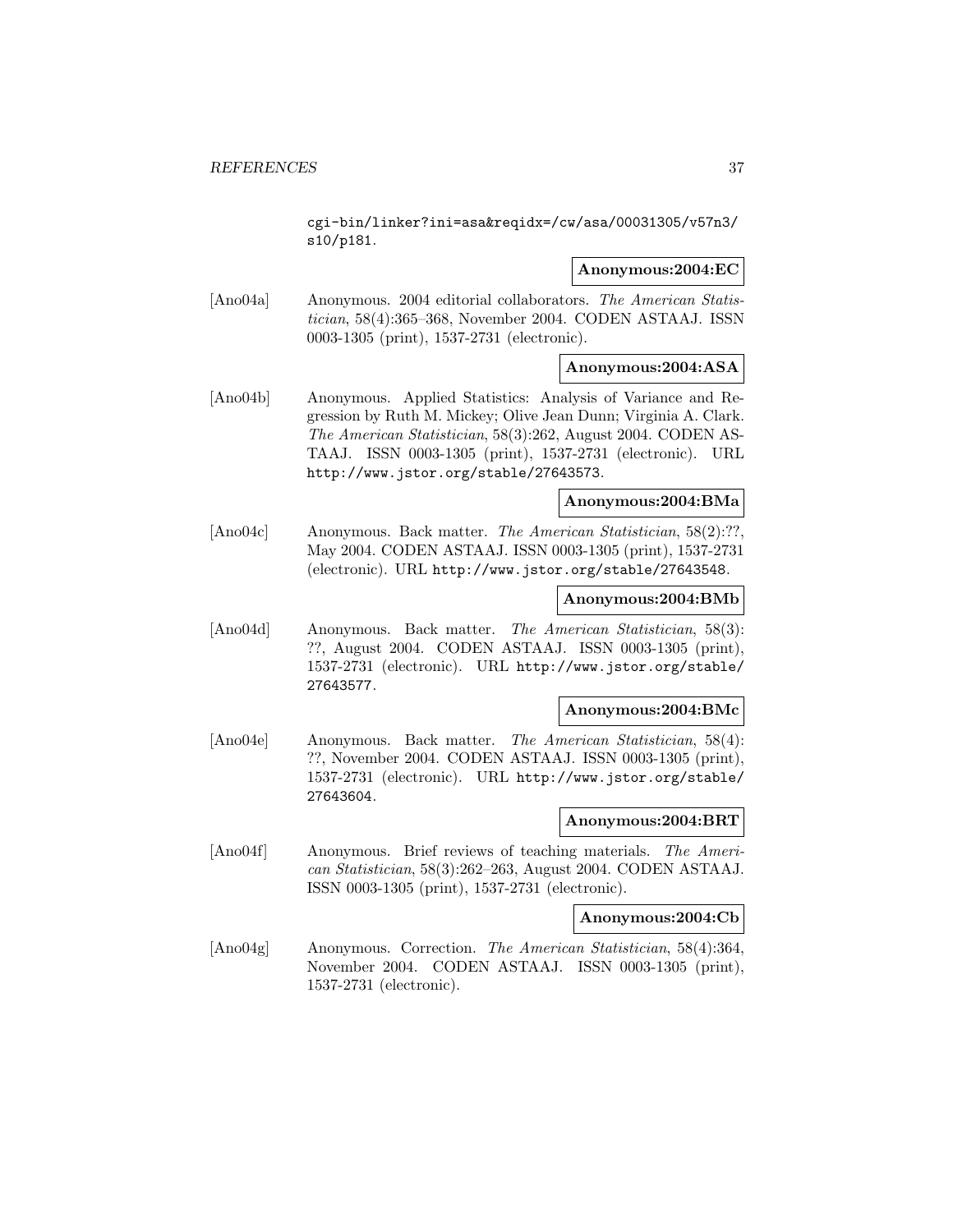cgi-bin/linker?ini=asa&reqidx=/cw/asa/00031305/v57n3/s10/p181.

**Anonymous:2004:EC**

[Ano04a] Anonymous. 2004 editorial collaborators. *The American Statistician*, 58(4):365–368, November 2004. CODEN ASTAAJ. ISSN 0003-1305 (print), 1537-2731 (electronic).

**Anonymous:2004:ASA**

[Ano04b] Anonymous. Applied Statistics: Analysis of Variance and Regression by Ruth M. Mickey; Olive Jean Dunn; Virginia A. Clark. *The American Statistician*, 58(3):262, August 2004. CODEN ASTAAJ. ISSN 0003-1305 (print), 1537-2731 (electronic). URL http://www.jstor.org/stable/27643573.

**Anonymous:2004:BMa**

[Ano04c] Anonymous. Back matter. *The American Statistician*, 58(2):??, May 2004. CODEN ASTAAJ. ISSN 0003-1305 (print), 1537-2731 (electronic). URL http://www.jstor.org/stable/27643548.

**Anonymous:2004:BMb**

[Ano04d] Anonymous. Back matter. *The American Statistician*, 58(3): ??, August 2004. CODEN ASTAAJ. ISSN 0003-1305 (print), 1537-2731 (electronic). URL http://www.jstor.org/stable/27643577.

**Anonymous:2004:BMc**

[Ano04e] Anonymous. Back matter. *The American Statistician*, 58(4): ??, November 2004. CODEN ASTAAJ. ISSN 0003-1305 (print), 1537-2731 (electronic). URL http://www.jstor.org/stable/27643604.

**Anonymous:2004:BRT**

[Ano04f] Anonymous. Brief reviews of teaching materials. *The American Statistician*, 58(3):262–263, August 2004. CODEN ASTAAJ. ISSN 0003-1305 (print), 1537-2731 (electronic).

**Anonymous:2004:Cb**

[Ano04g] Anonymous. Correction. *The American Statistician*, 58(4):364, November 2004. CODEN ASTAAJ. ISSN 0003-1305 (print), 1537-2731 (electronic).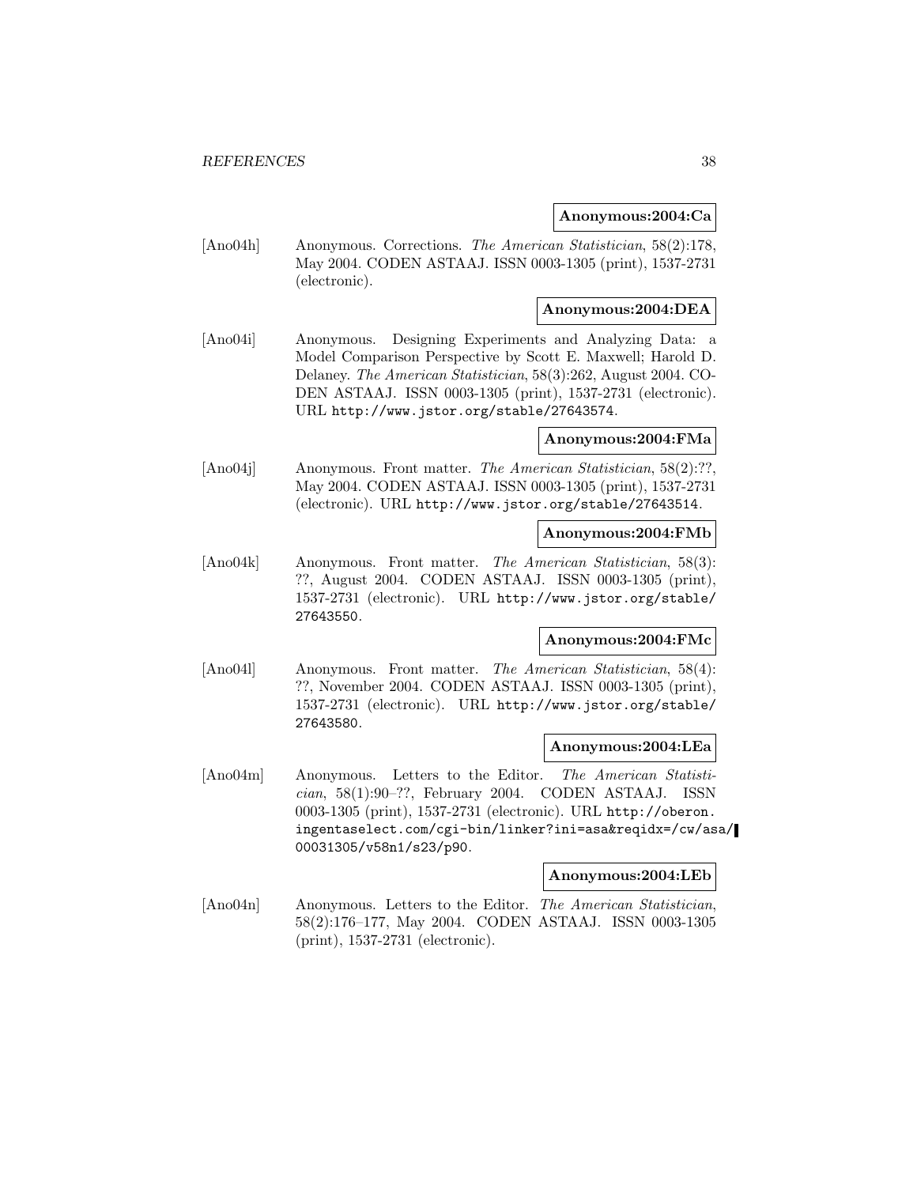**Anonymous:2004:Ca**

[Ano04h] Anonymous. Corrections. *The American Statistician*, 58(2):178, May 2004. CODEN ASTAAJ. ISSN 0003-1305 (print), 1537-2731 (electronic).

**Anonymous:2004:DEA**

[Ano04i] Anonymous. Designing Experiments and Analyzing Data: a Model Comparison Perspective by Scott E. Maxwell; Harold D. Delaney. *The American Statistician*, 58(3):262, August 2004. CODEN ASTAAJ. ISSN 0003-1305 (print), 1537-2731 (electronic). URL http://www.jstor.org/stable/27643574.

**Anonymous:2004:FMa**

[Ano04j] Anonymous. Front matter. *The American Statistician*, 58(2):??, May 2004. CODEN ASTAAJ. ISSN 0003-1305 (print), 1537-2731 (electronic). URL http://www.jstor.org/stable/27643514.

**Anonymous:2004:FMb**

[Ano04k] Anonymous. Front matter. *The American Statistician*, 58(3): ??, August 2004. CODEN ASTAAJ. ISSN 0003-1305 (print), 1537-2731 (electronic). URL http://www.jstor.org/stable/27643550.

**Anonymous:2004:FMc**

[Ano04l] Anonymous. Front matter. *The American Statistician*, 58(4): ??, November 2004. CODEN ASTAAJ. ISSN 0003-1305 (print), 1537-2731 (electronic). URL http://www.jstor.org/stable/27643580.

**Anonymous:2004:LEa**

[Ano04m] Anonymous. Letters to the Editor. *The American Statistician*, 58(1):90–??, February 2004. CODEN ASTAAJ. ISSN 0003-1305 (print), 1537-2731 (electronic). URL http://oberon.ingentaselect.com/cgi-bin/linker?ini=asa&reqidx=/cw/asa/00031305/v58n1/s23/p90.

**Anonymous:2004:LEb**

[Ano04n] Anonymous. Letters to the Editor. *The American Statistician*, 58(2):176–177, May 2004. CODEN ASTAAJ. ISSN 0003-1305 (print), 1537-2731 (electronic).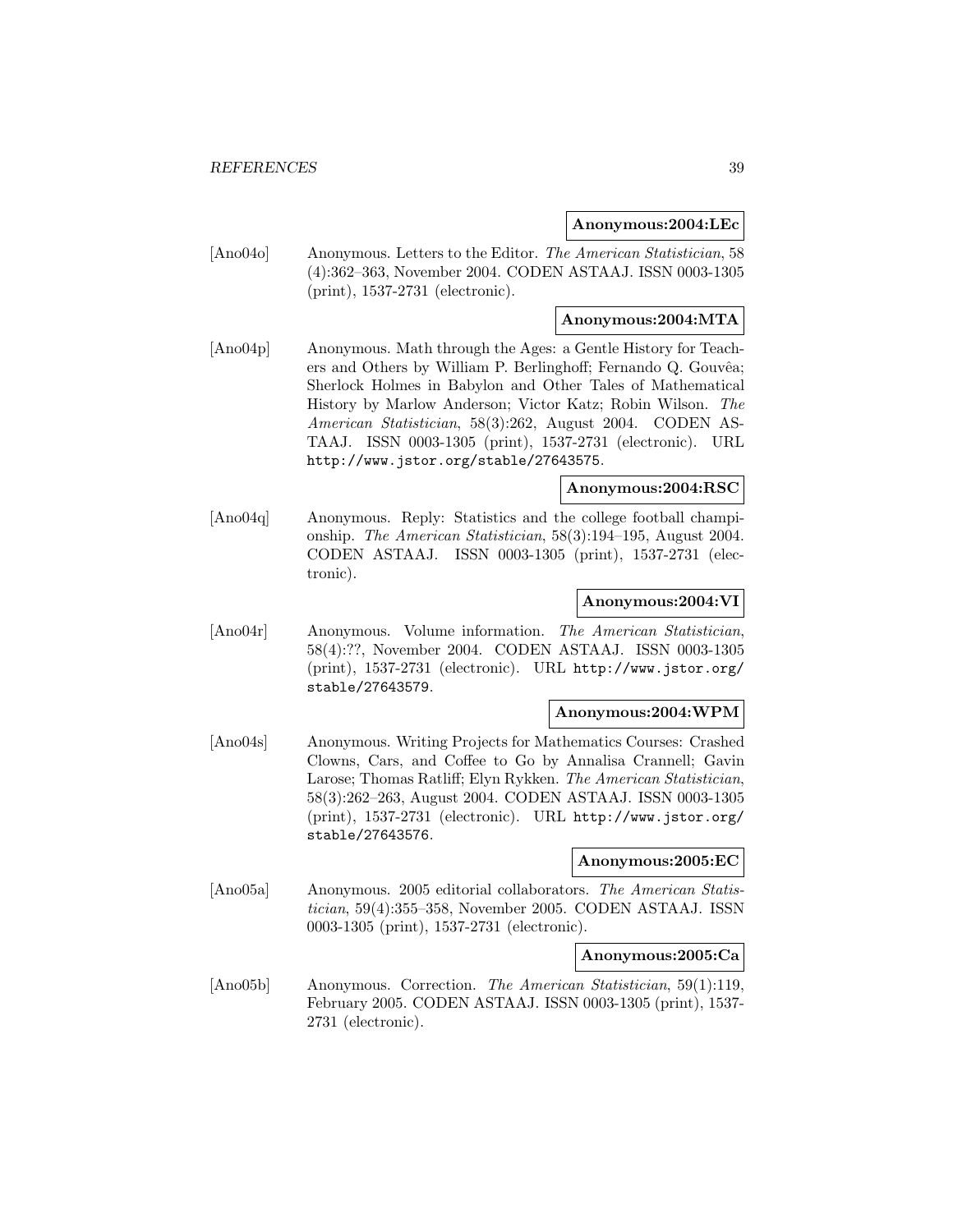**Anonymous:2004:LEc**

[Ano04o] Anonymous. Letters to the Editor. *The American Statistician*, 58 (4):362–363, November 2004. CODEN ASTAAJ. ISSN 0003-1305 (print), 1537-2731 (electronic).

**Anonymous:2004:MTA**

[Ano04p] Anonymous. Math through the Ages: a Gentle History for Teachers and Others by William P. Berlinghoff; Fernando Q. Gouvêa; Sherlock Holmes in Babylon and Other Tales of Mathematical History by Marlow Anderson; Victor Katz; Robin Wilson. *The American Statistician*, 58(3):262, August 2004. CODEN ASTAAJ. ISSN 0003-1305 (print), 1537-2731 (electronic). URL http://www.jstor.org/stable/27643575.

**Anonymous:2004:RSC**

[Ano04q] Anonymous. Reply: Statistics and the college football championship. *The American Statistician*, 58(3):194–195, August 2004. CODEN ASTAAJ. ISSN 0003-1305 (print), 1537-2731 (electronic).

**Anonymous:2004:VI**

[Ano04r] Anonymous. Volume information. *The American Statistician*, 58(4):??, November 2004. CODEN ASTAAJ. ISSN 0003-1305 (print), 1537-2731 (electronic). URL http://www.jstor.org/stable/27643579.

**Anonymous:2004:WPM**

[Ano04s] Anonymous. Writing Projects for Mathematics Courses: Crashed Clowns, Cars, and Coffee to Go by Annalisa Crannell; Gavin Larose; Thomas Ratliff; Elyn Rykken. *The American Statistician*, 58(3):262–263, August 2004. CODEN ASTAAJ. ISSN 0003-1305 (print), 1537-2731 (electronic). URL http://www.jstor.org/stable/27643576.

**Anonymous:2005:EC**

[Ano05a] Anonymous. 2005 editorial collaborators. *The American Statistician*, 59(4):355–358, November 2005. CODEN ASTAAJ. ISSN 0003-1305 (print), 1537-2731 (electronic).

**Anonymous:2005:Ca**

[Ano05b] Anonymous. Correction. *The American Statistician*, 59(1):119, February 2005. CODEN ASTAAJ. ISSN 0003-1305 (print), 1537-2731 (electronic).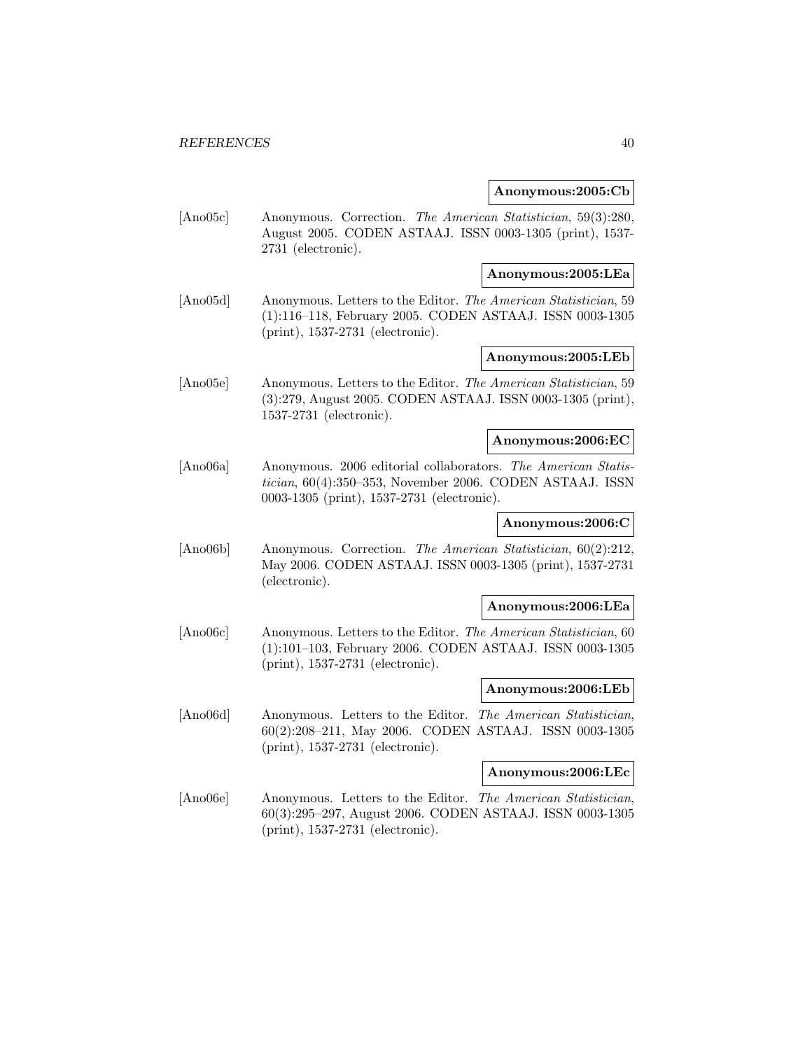**Anonymous:2005:Cb**

[Ano05c] Anonymous. Correction. *The American Statistician*, 59(3):280, August 2005. CODEN ASTAAJ. ISSN 0003-1305 (print), 1537-2731 (electronic).

**Anonymous:2005:LEa**

[Ano05d] Anonymous. Letters to the Editor. *The American Statistician*, 59 (1):116–118, February 2005. CODEN ASTAAJ. ISSN 0003-1305 (print), 1537-2731 (electronic).

**Anonymous:2005:LEb**

[Ano05e] Anonymous. Letters to the Editor. *The American Statistician*, 59 (3):279, August 2005. CODEN ASTAAJ. ISSN 0003-1305 (print), 1537-2731 (electronic).

**Anonymous:2006:EC**

[Ano06a] Anonymous. 2006 editorial collaborators. *The American Statistician*, 60(4):350–353, November 2006. CODEN ASTAAJ. ISSN 0003-1305 (print), 1537-2731 (electronic).

**Anonymous:2006:C**

[Ano06b] Anonymous. Correction. *The American Statistician*, 60(2):212, May 2006. CODEN ASTAAJ. ISSN 0003-1305 (print), 1537-2731 (electronic).

**Anonymous:2006:LEa**

[Ano06c] Anonymous. Letters to the Editor. *The American Statistician*, 60 (1):101–103, February 2006. CODEN ASTAAJ. ISSN 0003-1305 (print), 1537-2731 (electronic).

**Anonymous:2006:LEb**

[Ano06d] Anonymous. Letters to the Editor. *The American Statistician*, 60(2):208–211, May 2006. CODEN ASTAAJ. ISSN 0003-1305 (print), 1537-2731 (electronic).

**Anonymous:2006:LEc**

[Ano06e] Anonymous. Letters to the Editor. *The American Statistician*, 60(3):295–297, August 2006. CODEN ASTAAJ. ISSN 0003-1305 (print), 1537-2731 (electronic).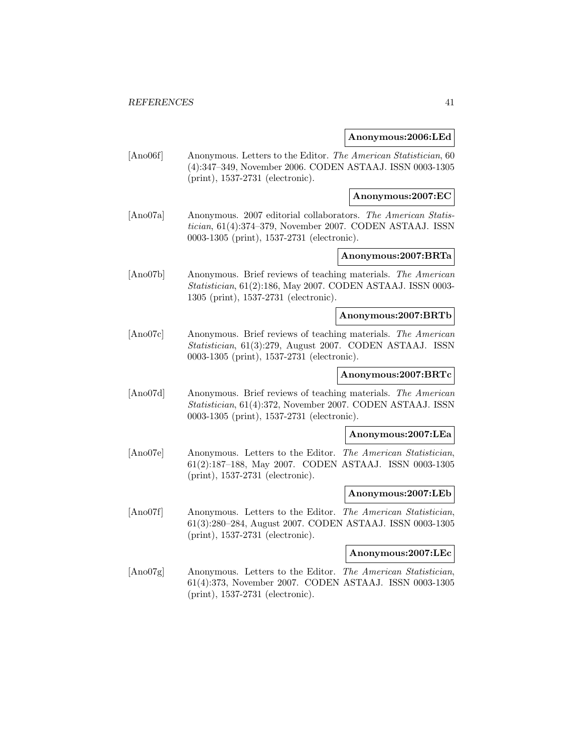**Anonymous:2006:LEd**

[Ano06f] Anonymous. Letters to the Editor. *The American Statistician*, 60 (4):347–349, November 2006. CODEN ASTAAJ. ISSN 0003-1305 (print), 1537-2731 (electronic).

**Anonymous:2007:EC**

[Ano07a] Anonymous. 2007 editorial collaborators. *The American Statistician*, 61(4):374–379, November 2007. CODEN ASTAAJ. ISSN 0003-1305 (print), 1537-2731 (electronic).

**Anonymous:2007:BRTa**

[Ano07b] Anonymous. Brief reviews of teaching materials. *The American Statistician*, 61(2):186, May 2007. CODEN ASTAAJ. ISSN 0003-1305 (print), 1537-2731 (electronic).

**Anonymous:2007:BRTb**

[Ano07c] Anonymous. Brief reviews of teaching materials. *The American Statistician*, 61(3):279, August 2007. CODEN ASTAAJ. ISSN 0003-1305 (print), 1537-2731 (electronic).

**Anonymous:2007:BRTc**

[Ano07d] Anonymous. Brief reviews of teaching materials. *The American Statistician*, 61(4):372, November 2007. CODEN ASTAAJ. ISSN 0003-1305 (print), 1537-2731 (electronic).

**Anonymous:2007:LEa**

[Ano07e] Anonymous. Letters to the Editor. *The American Statistician*, 61(2):187–188, May 2007. CODEN ASTAAJ. ISSN 0003-1305 (print), 1537-2731 (electronic).

**Anonymous:2007:LEb**

[Ano07f] Anonymous. Letters to the Editor. *The American Statistician*, 61(3):280–284, August 2007. CODEN ASTAAJ. ISSN 0003-1305 (print), 1537-2731 (electronic).

**Anonymous:2007:LEc**

[Ano07g] Anonymous. Letters to the Editor. *The American Statistician*, 61(4):373, November 2007. CODEN ASTAAJ. ISSN 0003-1305 (print), 1537-2731 (electronic).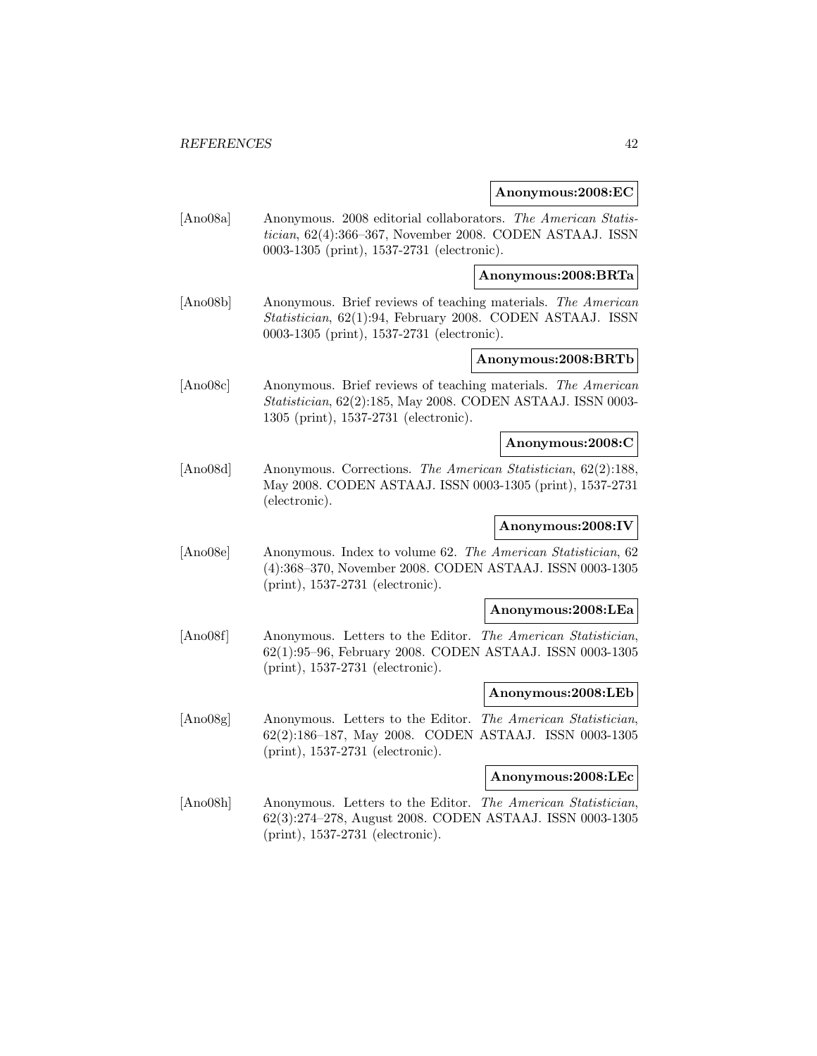**Anonymous:2008:EC**

[Ano08a] Anonymous. 2008 editorial collaborators. *The American Statistician*, 62(4):366–367, November 2008. CODEN ASTAAJ. ISSN 0003-1305 (print), 1537-2731 (electronic).

**Anonymous:2008:BRTa**

[Ano08b] Anonymous. Brief reviews of teaching materials. *The American Statistician*, 62(1):94, February 2008. CODEN ASTAAJ. ISSN 0003-1305 (print), 1537-2731 (electronic).

**Anonymous:2008:BRTb**

[Ano08c] Anonymous. Brief reviews of teaching materials. *The American Statistician*, 62(2):185, May 2008. CODEN ASTAAJ. ISSN 0003-1305 (print), 1537-2731 (electronic).

**Anonymous:2008:C**

[Ano08d] Anonymous. Corrections. *The American Statistician*, 62(2):188, May 2008. CODEN ASTAAJ. ISSN 0003-1305 (print), 1537-2731 (electronic).

**Anonymous:2008:IV**

[Ano08e] Anonymous. Index to volume 62. *The American Statistician*, 62 (4):368–370, November 2008. CODEN ASTAAJ. ISSN 0003-1305 (print), 1537-2731 (electronic).

**Anonymous:2008:LEa**

[Ano08f] Anonymous. Letters to the Editor. *The American Statistician*, 62(1):95–96, February 2008. CODEN ASTAAJ. ISSN 0003-1305 (print), 1537-2731 (electronic).

**Anonymous:2008:LEb**

[Ano08g] Anonymous. Letters to the Editor. *The American Statistician*, 62(2):186–187, May 2008. CODEN ASTAAJ. ISSN 0003-1305 (print), 1537-2731 (electronic).

**Anonymous:2008:LEc**

[Ano08h] Anonymous. Letters to the Editor. *The American Statistician*, 62(3):274–278, August 2008. CODEN ASTAAJ. ISSN 0003-1305 (print), 1537-2731 (electronic).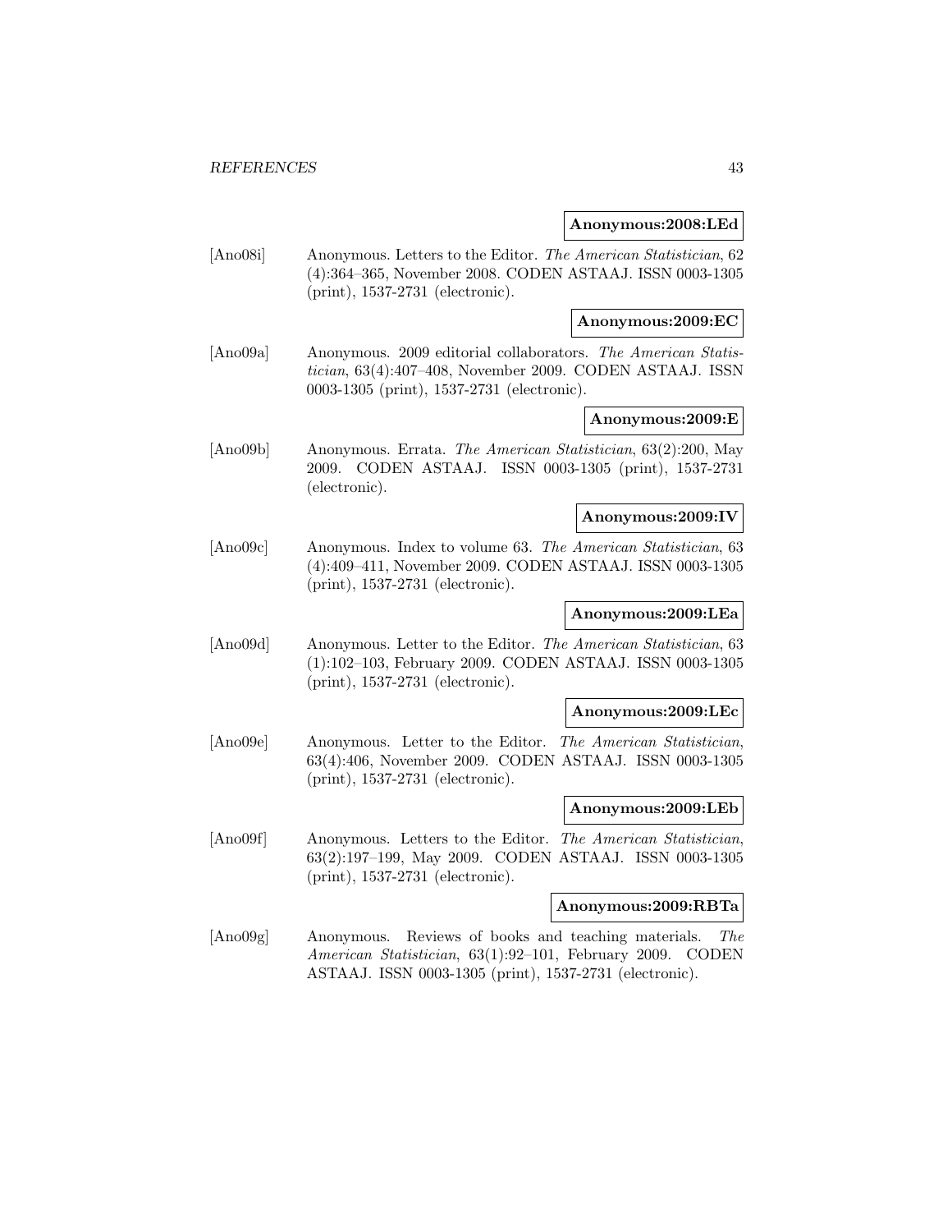**Anonymous:2008:LEd**

[Ano08i] Anonymous. Letters to the Editor. *The American Statistician*, 62 (4):364–365, November 2008. CODEN ASTAAJ. ISSN 0003-1305 (print), 1537-2731 (electronic).

**Anonymous:2009:EC**

[Ano09a] Anonymous. 2009 editorial collaborators. *The American Statistician*, 63(4):407–408, November 2009. CODEN ASTAAJ. ISSN 0003-1305 (print), 1537-2731 (electronic).

**Anonymous:2009:E**

[Ano09b] Anonymous. Errata. *The American Statistician*, 63(2):200, May 2009. CODEN ASTAAJ. ISSN 0003-1305 (print), 1537-2731 (electronic).

**Anonymous:2009:IV**

[Ano09c] Anonymous. Index to volume 63. *The American Statistician*, 63 (4):409–411, November 2009. CODEN ASTAAJ. ISSN 0003-1305 (print), 1537-2731 (electronic).

**Anonymous:2009:LEa**

[Ano09d] Anonymous. Letter to the Editor. *The American Statistician*, 63 (1):102–103, February 2009. CODEN ASTAAJ. ISSN 0003-1305 (print), 1537-2731 (electronic).

**Anonymous:2009:LEc**

[Ano09e] Anonymous. Letter to the Editor. *The American Statistician*, 63(4):406, November 2009. CODEN ASTAAJ. ISSN 0003-1305 (print), 1537-2731 (electronic).

**Anonymous:2009:LEb**

[Ano09f] Anonymous. Letters to the Editor. *The American Statistician*, 63(2):197–199, May 2009. CODEN ASTAAJ. ISSN 0003-1305 (print), 1537-2731 (electronic).

**Anonymous:2009:RBTa**

[Ano09g] Anonymous. Reviews of books and teaching materials. *The American Statistician*, 63(1):92–101, February 2009. CODEN ASTAAJ. ISSN 0003-1305 (print), 1537-2731 (electronic).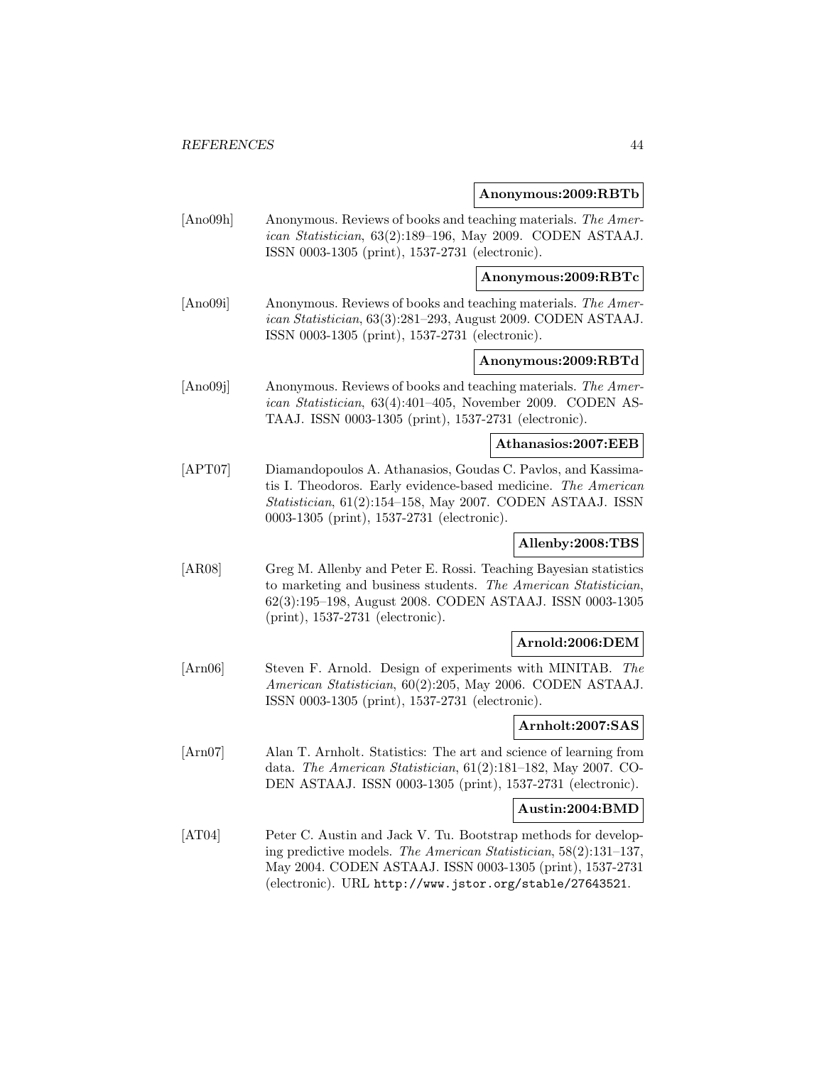**Anonymous:2009:RBTb**

[Ano09h] Anonymous. Reviews of books and teaching materials. *The American Statistician*, 63(2):189–196, May 2009. CODEN ASTAAJ. ISSN 0003-1305 (print), 1537-2731 (electronic).

**Anonymous:2009:RBTc**

[Ano09i] Anonymous. Reviews of books and teaching materials. *The American Statistician*, 63(3):281–293, August 2009. CODEN ASTAAJ. ISSN 0003-1305 (print), 1537-2731 (electronic).

**Anonymous:2009:RBTd**

[Ano09j] Anonymous. Reviews of books and teaching materials. *The American Statistician*, 63(4):401–405, November 2009. CODEN ASTAAJ. ISSN 0003-1305 (print), 1537-2731 (electronic).

**Athanasios:2007:EEB**

[APT07] Diamandopoulos A. Athanasios, Goudas C. Pavlos, and Kassimatis I. Theodoros. Early evidence-based medicine. *The American Statistician*, 61(2):154–158, May 2007. CODEN ASTAAJ. ISSN 0003-1305 (print), 1537-2731 (electronic).

**Allenby:2008:TBS**

[AR08] Greg M. Allenby and Peter E. Rossi. Teaching Bayesian statistics to marketing and business students. *The American Statistician*, 62(3):195–198, August 2008. CODEN ASTAAJ. ISSN 0003-1305 (print), 1537-2731 (electronic).

**Arnold:2006:DEM**

[Arn06] Steven F. Arnold. Design of experiments with MINITAB. *The American Statistician*, 60(2):205, May 2006. CODEN ASTAAJ. ISSN 0003-1305 (print), 1537-2731 (electronic).

**Arnholt:2007:SAS**

[Arn07] Alan T. Arnholt. Statistics: The art and science of learning from data. *The American Statistician*, 61(2):181–182, May 2007. CODEN ASTAAJ. ISSN 0003-1305 (print), 1537-2731 (electronic).

**Austin:2004:BMD**

[AT04] Peter C. Austin and Jack V. Tu. Bootstrap methods for developing predictive models. *The American Statistician*, 58(2):131–137, May 2004. CODEN ASTAAJ. ISSN 0003-1305 (print), 1537-2731 (electronic). URL http://www.jstor.org/stable/27643521.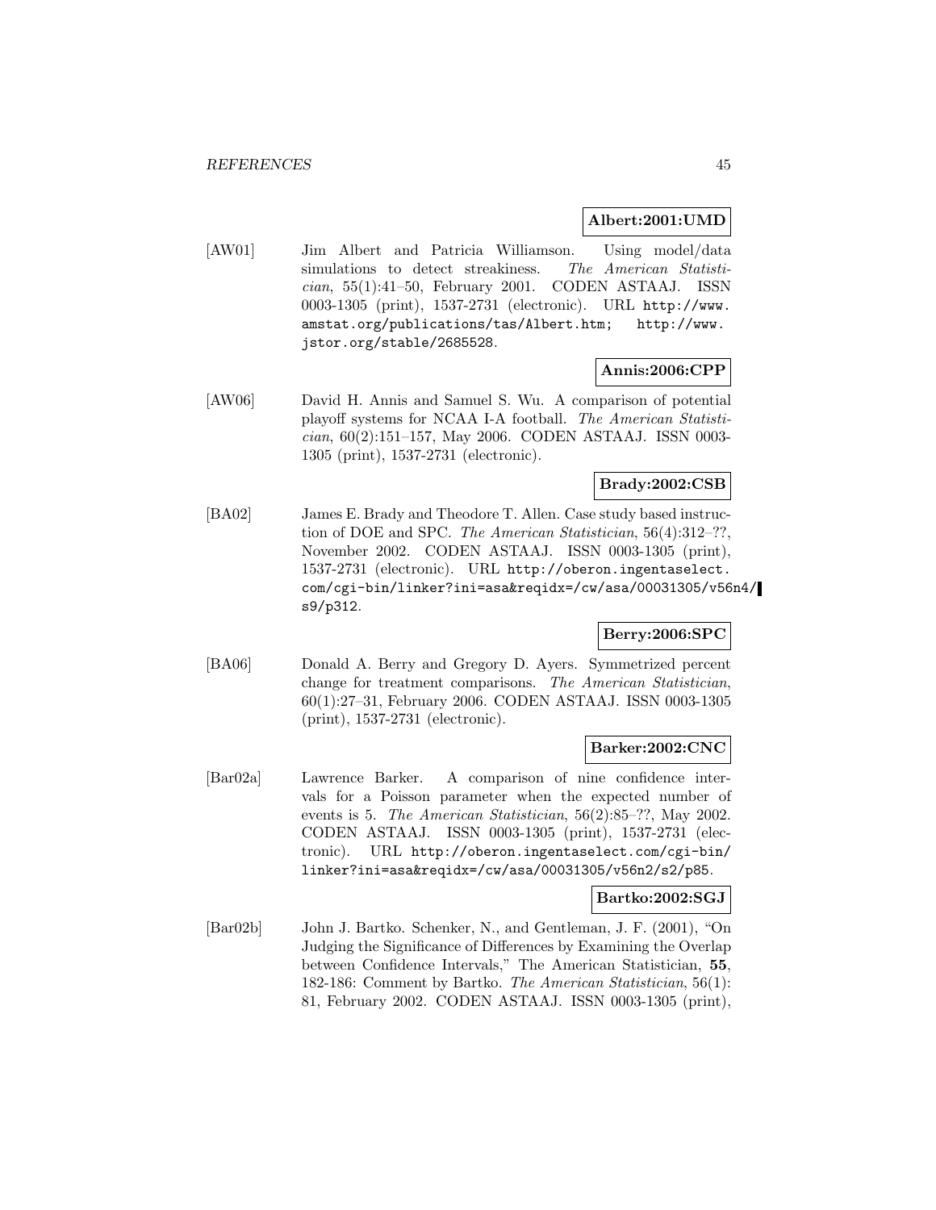**Albert:2001:UMD**

[AW01] Jim Albert and Patricia Williamson. Using model/data simulations to detect streakiness. *The American Statistician*, 55(1):41–50, February 2001. CODEN ASTAAJ. ISSN 0003-1305 (print), 1537-2731 (electronic). URL http://www.amstat.org/publications/tas/Albert.htm; http://www.jstor.org/stable/2685528.

**Annis:2006:CPP**

[AW06] David H. Annis and Samuel S. Wu. A comparison of potential playoff systems for NCAA I-A football. *The American Statistician*, 60(2):151–157, May 2006. CODEN ASTAAJ. ISSN 0003-1305 (print), 1537-2731 (electronic).

**Brady:2002:CSB**

[BA02] James E. Brady and Theodore T. Allen. Case study based instruction of DOE and SPC. *The American Statistician*, 56(4):312–??, November 2002. CODEN ASTAAJ. ISSN 0003-1305 (print), 1537-2731 (electronic). URL http://oberon.ingentaselect.com/cgi-bin/linker?ini=asa&reqidx=/cw/asa/00031305/v56n4/s9/p312.

**Berry:2006:SPC**

[BA06] Donald A. Berry and Gregory D. Ayers. Symmetrized percent change for treatment comparisons. *The American Statistician*, 60(1):27–31, February 2006. CODEN ASTAAJ. ISSN 0003-1305 (print), 1537-2731 (electronic).

**Barker:2002:CNC**

[Bar02a] Lawrence Barker. A comparison of nine confidence intervals for a Poisson parameter when the expected number of events is 5. *The American Statistician*, 56(2):85–??, May 2002. CODEN ASTAAJ. ISSN 0003-1305 (print), 1537-2731 (electronic). URL http://oberon.ingentaselect.com/cgi-bin/linker?ini=asa&reqidx=/cw/asa/00031305/v56n2/s2/p85.

**Bartko:2002:SGJ**

[Bar02b] John J. Bartko. Schenker, N., and Gentleman, J. F. (2001), "On Judging the Significance of Differences by Examining the Overlap between Confidence Intervals," The American Statistician, **55**, 182-186: Comment by Bartko. *The American Statistician*, 56(1): 81, February 2002. CODEN ASTAAJ. ISSN 0003-1305 (print),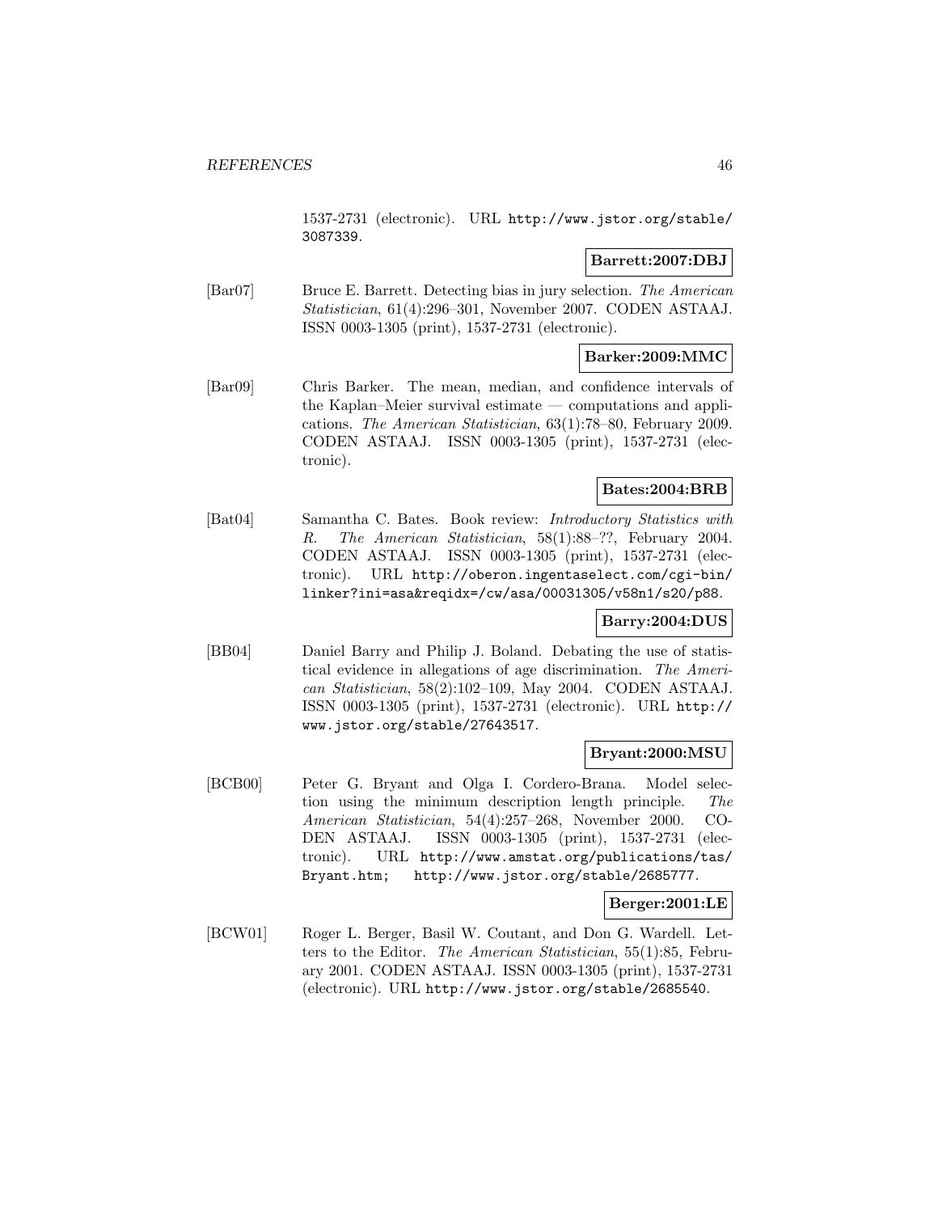1537-2731 (electronic). URL http://www.jstor.org/stable/3087339.

**Barrett:2007:DBJ**

[Bar07] Bruce E. Barrett. Detecting bias in jury selection. *The American Statistician*, 61(4):296–301, November 2007. CODEN ASTAAJ. ISSN 0003-1305 (print), 1537-2731 (electronic).

**Barker:2009:MMC**

[Bar09] Chris Barker. The mean, median, and confidence intervals of the Kaplan–Meier survival estimate — computations and applications. *The American Statistician*, 63(1):78–80, February 2009. CODEN ASTAAJ. ISSN 0003-1305 (print), 1537-2731 (electronic).

**Bates:2004:BRB**

[Bat04] Samantha C. Bates. Book review: *Introductory Statistics with R*. *The American Statistician*, 58(1):88–??, February 2004. CODEN ASTAAJ. ISSN 0003-1305 (print), 1537-2731 (electronic). URL http://oberon.ingentaselect.com/cgi-bin/linker?ini=asa&reqidx=/cw/asa/00031305/v58n1/s20/p88.

**Barry:2004:DUS**

[BB04] Daniel Barry and Philip J. Boland. Debating the use of statistical evidence in allegations of age discrimination. *The American Statistician*, 58(2):102–109, May 2004. CODEN ASTAAJ. ISSN 0003-1305 (print), 1537-2731 (electronic). URL http://www.jstor.org/stable/27643517.

**Bryant:2000:MSU**

[BCB00] Peter G. Bryant and Olga I. Cordero-Brana. Model selection using the minimum description length principle. *The American Statistician*, 54(4):257–268, November 2000. CODEN ASTAAJ. ISSN 0003-1305 (print), 1537-2731 (electronic). URL http://www.amstat.org/publications/tas/Bryant.htm; http://www.jstor.org/stable/2685777.

**Berger:2001:LE**

[BCW01] Roger L. Berger, Basil W. Coutant, and Don G. Wardell. Letters to the Editor. *The American Statistician*, 55(1):85, February 2001. CODEN ASTAAJ. ISSN 0003-1305 (print), 1537-2731 (electronic). URL http://www.jstor.org/stable/2685540.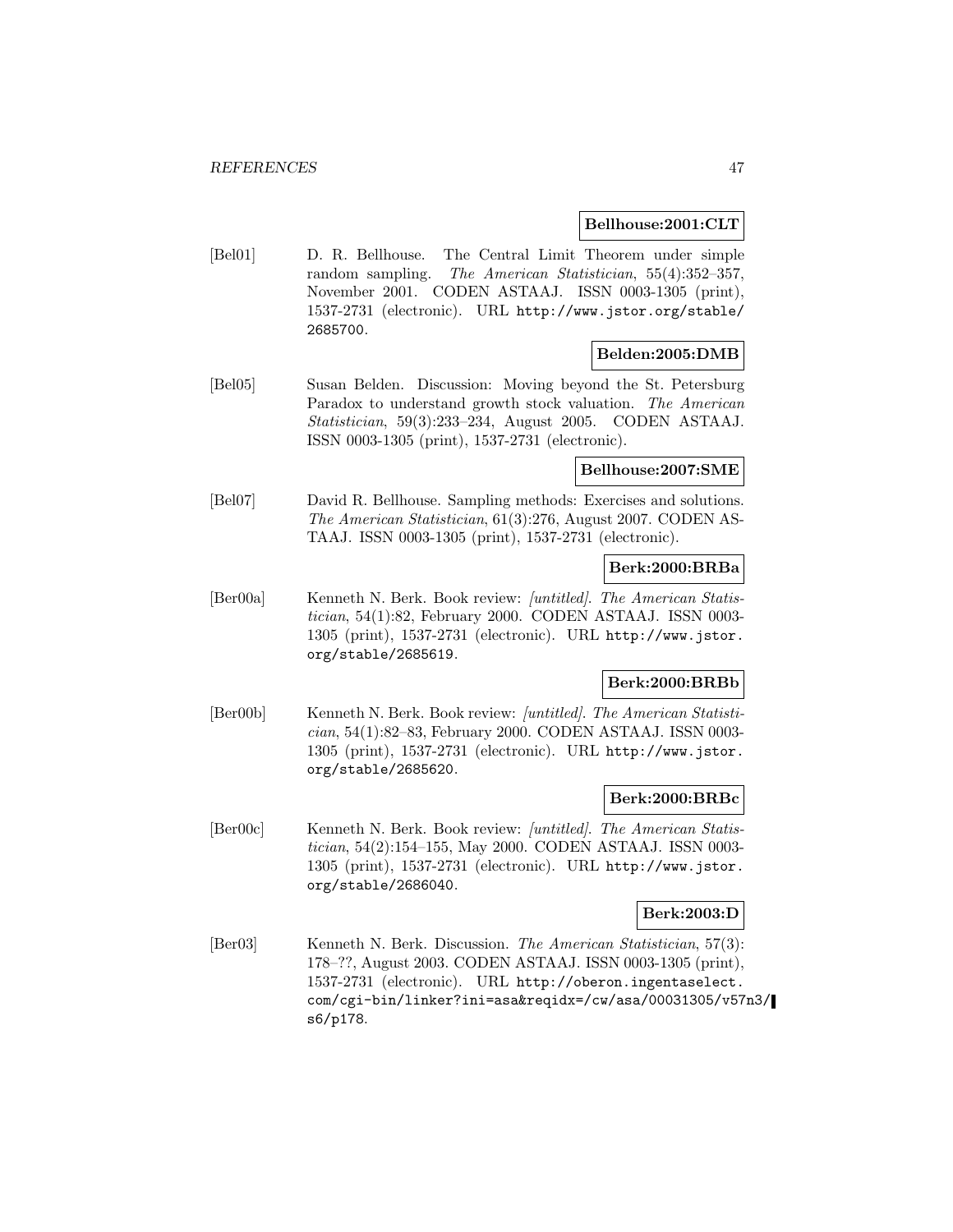**Bellhouse:2001:CLT**

[Bel01] D. R. Bellhouse. The Central Limit Theorem under simple random sampling. *The American Statistician*, 55(4):352–357, November 2001. CODEN ASTAAJ. ISSN 0003-1305 (print), 1537-2731 (electronic). URL http://www.jstor.org/stable/2685700.

**Belden:2005:DMB**

[Bel05] Susan Belden. Discussion: Moving beyond the St. Petersburg Paradox to understand growth stock valuation. *The American Statistician*, 59(3):233–234, August 2005. CODEN ASTAAJ. ISSN 0003-1305 (print), 1537-2731 (electronic).

**Bellhouse:2007:SME**

[Bel07] David R. Bellhouse. Sampling methods: Exercises and solutions. *The American Statistician*, 61(3):276, August 2007. CODEN ASTAAJ. ISSN 0003-1305 (print), 1537-2731 (electronic).

**Berk:2000:BRBa**

[Ber00a] Kenneth N. Berk. Book review: *[untitled]*. *The American Statistician*, 54(1):82, February 2000. CODEN ASTAAJ. ISSN 0003-1305 (print), 1537-2731 (electronic). URL http://www.jstor.org/stable/2685619.

**Berk:2000:BRBb**

[Ber00b] Kenneth N. Berk. Book review: *[untitled]*. *The American Statistician*, 54(1):82–83, February 2000. CODEN ASTAAJ. ISSN 0003-1305 (print), 1537-2731 (electronic). URL http://www.jstor.org/stable/2685620.

**Berk:2000:BRBc**

[Ber00c] Kenneth N. Berk. Book review: *[untitled]*. *The American Statistician*, 54(2):154–155, May 2000. CODEN ASTAAJ. ISSN 0003-1305 (print), 1537-2731 (electronic). URL http://www.jstor.org/stable/2686040.

**Berk:2003:D**

[Ber03] Kenneth N. Berk. Discussion. *The American Statistician*, 57(3):178–??, August 2003. CODEN ASTAAJ. ISSN 0003-1305 (print), 1537-2731 (electronic). URL http://oberon.ingentaselect.com/cgi-bin/linker?ini=asa&reqidx=/cw/asa/00031305/v57n3/s6/p178.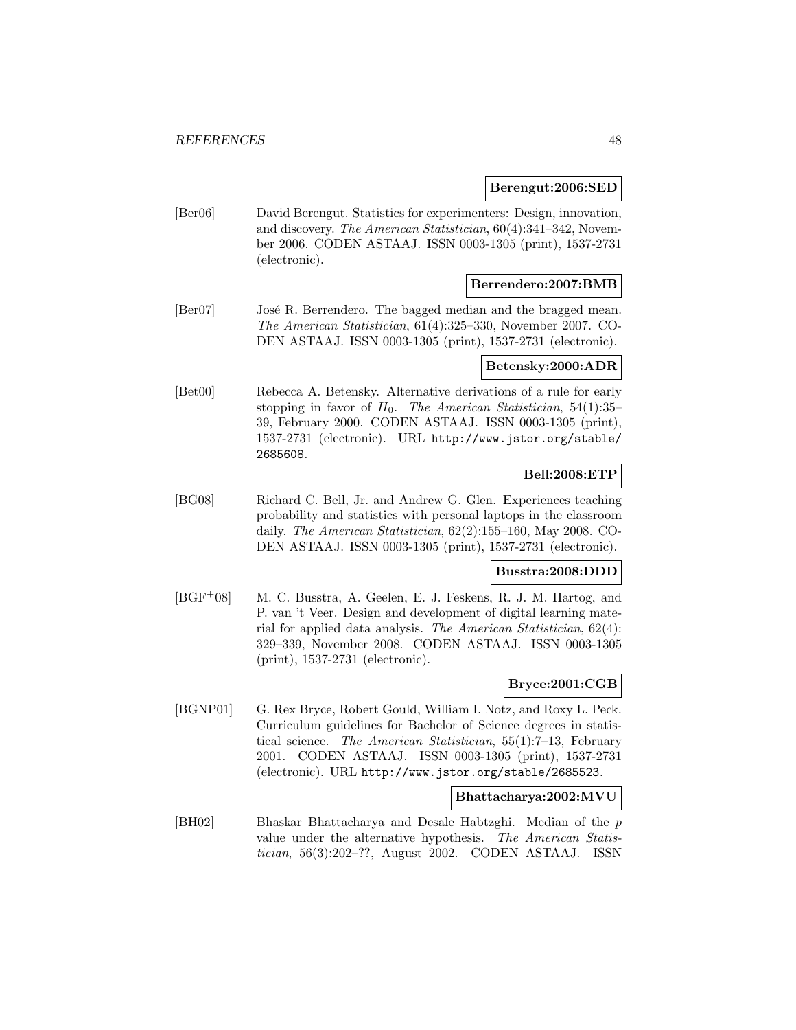**Berengut:2006:SED**

[Ber06] David Berengut. Statistics for experimenters: Design, innovation, and discovery. *The American Statistician*, 60(4):341–342, November 2006. CODEN ASTAAJ. ISSN 0003-1305 (print), 1537-2731 (electronic).

**Berrendero:2007:BMB**

[Ber07] José R. Berrendero. The bagged median and the bragged mean. *The American Statistician*, 61(4):325–330, November 2007. CODEN ASTAAJ. ISSN 0003-1305 (print), 1537-2731 (electronic).

**Betensky:2000:ADR**

[Bet00] Rebecca A. Betensky. Alternative derivations of a rule for early stopping in favor of $H_0$. *The American Statistician*, 54(1):35–39, February 2000. CODEN ASTAAJ. ISSN 0003-1305 (print), 1537-2731 (electronic). URL http://www.jstor.org/stable/2685608.

**Bell:2008:ETP**

[BG08] Richard C. Bell, Jr. and Andrew G. Glen. Experiences teaching probability and statistics with personal laptops in the classroom daily. *The American Statistician*, 62(2):155–160, May 2008. CODEN ASTAAJ. ISSN 0003-1305 (print), 1537-2731 (electronic).

**Busstra:2008:DDD**

[BGF+08] M. C. Busstra, A. Geelen, E. J. Feskens, R. J. M. Hartog, and P. van 't Veer. Design and development of digital learning material for applied data analysis. *The American Statistician*, 62(4):329–339, November 2008. CODEN ASTAAJ. ISSN 0003-1305 (print), 1537-2731 (electronic).

**Bryce:2001:CGB**

[BGNP01] G. Rex Bryce, Robert Gould, William I. Notz, and Roxy L. Peck. Curriculum guidelines for Bachelor of Science degrees in statistical science. *The American Statistician*, 55(1):7–13, February 2001. CODEN ASTAAJ. ISSN 0003-1305 (print), 1537-2731 (electronic). URL http://www.jstor.org/stable/2685523.

**Bhattacharya:2002:MVU**

[BH02] Bhaskar Bhattacharya and Desale Habtzghi. Median of the $p$ value under the alternative hypothesis. *The American Statistician*, 56(3):202–??, August 2002. CODEN ASTAAJ. ISSN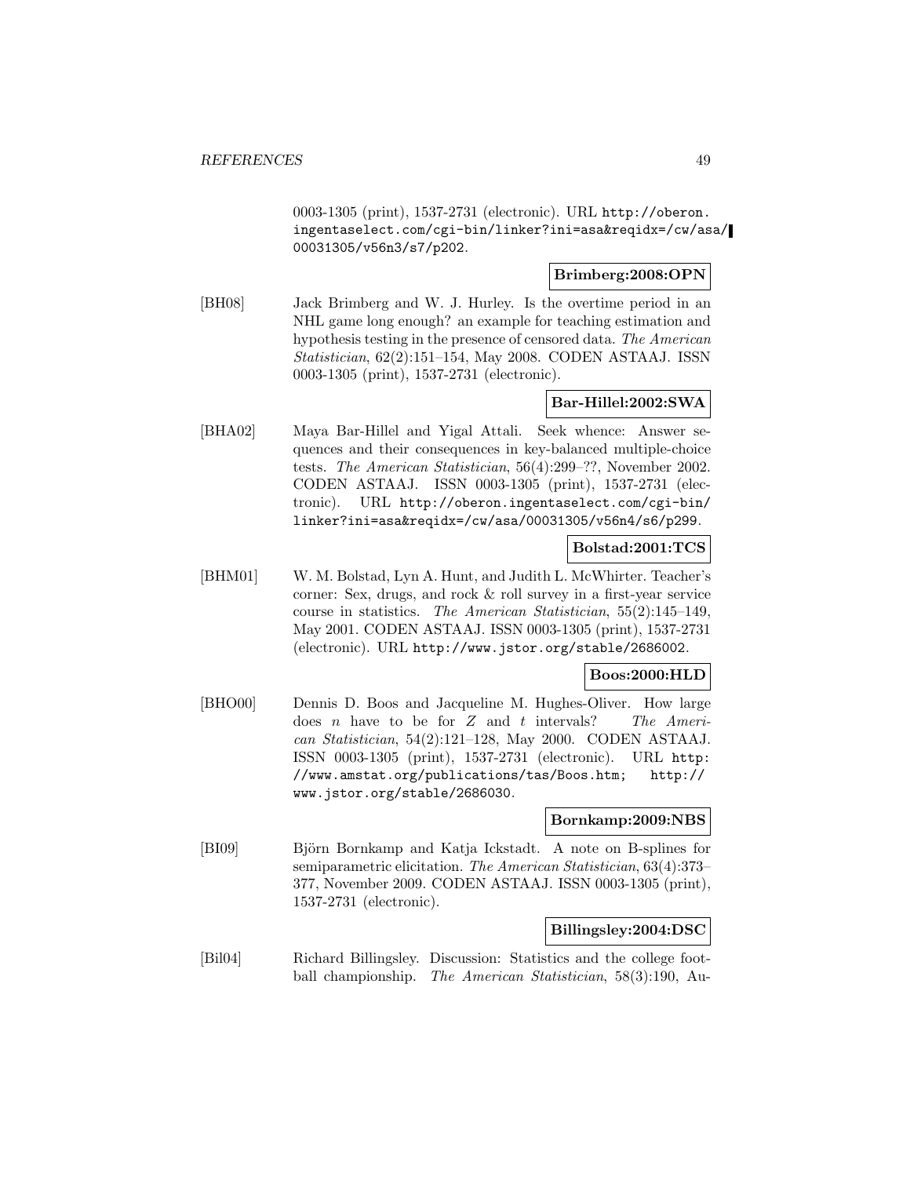0003-1305 (print), 1537-2731 (electronic). URL http://oberon.ingentaselect.com/cgi-bin/linker?ini=asa&reqidx=/cw/asa/00031305/v56n3/s7/p202.

**Brimberg:2008:OPN**

[BH08] Jack Brimberg and W. J. Hurley. Is the overtime period in an NHL game long enough? an example for teaching estimation and hypothesis testing in the presence of censored data. *The American Statistician*, 62(2):151–154, May 2008. CODEN ASTAAJ. ISSN 0003-1305 (print), 1537-2731 (electronic).

**Bar-Hillel:2002:SWA**

[BHA02] Maya Bar-Hillel and Yigal Attali. Seek whence: Answer sequences and their consequences in key-balanced multiple-choice tests. *The American Statistician*, 56(4):299–??, November 2002. CODEN ASTAAJ. ISSN 0003-1305 (print), 1537-2731 (electronic). URL http://oberon.ingentaselect.com/cgi-bin/linker?ini=asa&reqidx=/cw/asa/00031305/v56n4/s6/p299.

**Bolstad:2001:TCS**

[BHM01] W. M. Bolstad, Lyn A. Hunt, and Judith L. McWhirter. Teacher's corner: Sex, drugs, and rock & roll survey in a first-year service course in statistics. *The American Statistician*, 55(2):145–149, May 2001. CODEN ASTAAJ. ISSN 0003-1305 (print), 1537-2731 (electronic). URL http://www.jstor.org/stable/2686002.

**Boos:2000:HLD**

[BHO00] Dennis D. Boos and Jacqueline M. Hughes-Oliver. How large does $n$ have to be for $Z$ and $t$ intervals? *The American Statistician*, 54(2):121–128, May 2000. CODEN ASTAAJ. ISSN 0003-1305 (print), 1537-2731 (electronic). URL http://www.amstat.org/publications/tas/Boos.htm; http://www.jstor.org/stable/2686030.

**Bornkamp:2009:NBS**

[BI09] Björn Bornkamp and Katja Ickstadt. A note on B-splines for semiparametric elicitation. *The American Statistician*, 63(4):373–377, November 2009. CODEN ASTAAJ. ISSN 0003-1305 (print), 1537-2731 (electronic).

**Billingsley:2004:DSC**

[Bil04] Richard Billingsley. Discussion: Statistics and the college football championship. *The American Statistician*, 58(3):190, Au-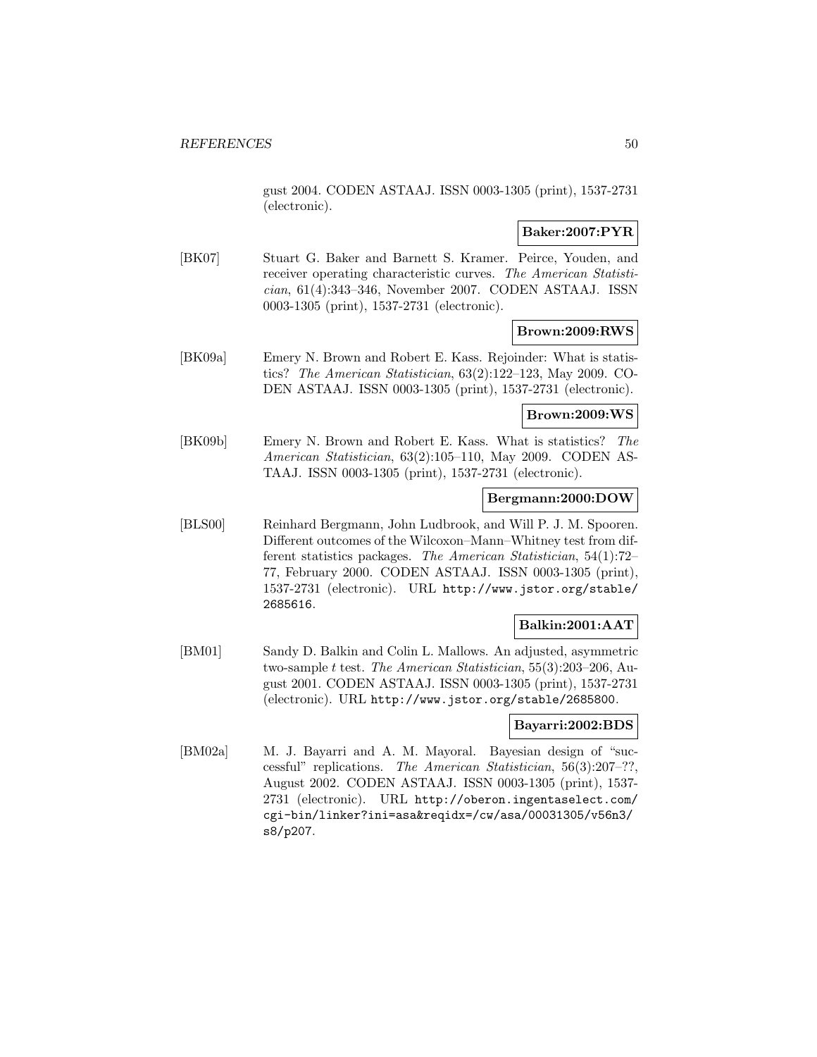gust 2004. CODEN ASTAAJ. ISSN 0003-1305 (print), 1537-2731 (electronic).

**Baker:2007:PYR**

[BK07] Stuart G. Baker and Barnett S. Kramer. Peirce, Youden, and receiver operating characteristic curves. *The American Statistician*, 61(4):343–346, November 2007. CODEN ASTAAJ. ISSN 0003-1305 (print), 1537-2731 (electronic).

**Brown:2009:RWS**

[BK09a] Emery N. Brown and Robert E. Kass. Rejoinder: What is statistics? *The American Statistician*, 63(2):122–123, May 2009. CODEN ASTAAJ. ISSN 0003-1305 (print), 1537-2731 (electronic).

**Brown:2009:WS**

[BK09b] Emery N. Brown and Robert E. Kass. What is statistics? *The American Statistician*, 63(2):105–110, May 2009. CODEN ASTAAJ. ISSN 0003-1305 (print), 1537-2731 (electronic).

**Bergmann:2000:DOW**

[BLS00] Reinhard Bergmann, John Ludbrook, and Will P. J. M. Spooren. Different outcomes of the Wilcoxon–Mann–Whitney test from different statistics packages. *The American Statistician*, 54(1):72–77, February 2000. CODEN ASTAAJ. ISSN 0003-1305 (print), 1537-2731 (electronic). URL `http://www.jstor.org/stable/2685616`.

**Balkin:2001:AAT**

[BM01] Sandy D. Balkin and Colin L. Mallows. An adjusted, asymmetric two-sample $t$ test. *The American Statistician*, 55(3):203–206, August 2001. CODEN ASTAAJ. ISSN 0003-1305 (print), 1537-2731 (electronic). URL `http://www.jstor.org/stable/2685800`.

**Bayarri:2002:BDS**

[BM02a] M. J. Bayarri and A. M. Mayoral. Bayesian design of "successful" replications. *The American Statistician*, 56(3):207–??, August 2002. CODEN ASTAAJ. ISSN 0003-1305 (print), 1537-2731 (electronic). URL `http://oberon.ingentaselect.com/cgi-bin/linker?ini=asa&reqidx=/cw/asa/00031305/v56n3/s8/p207`.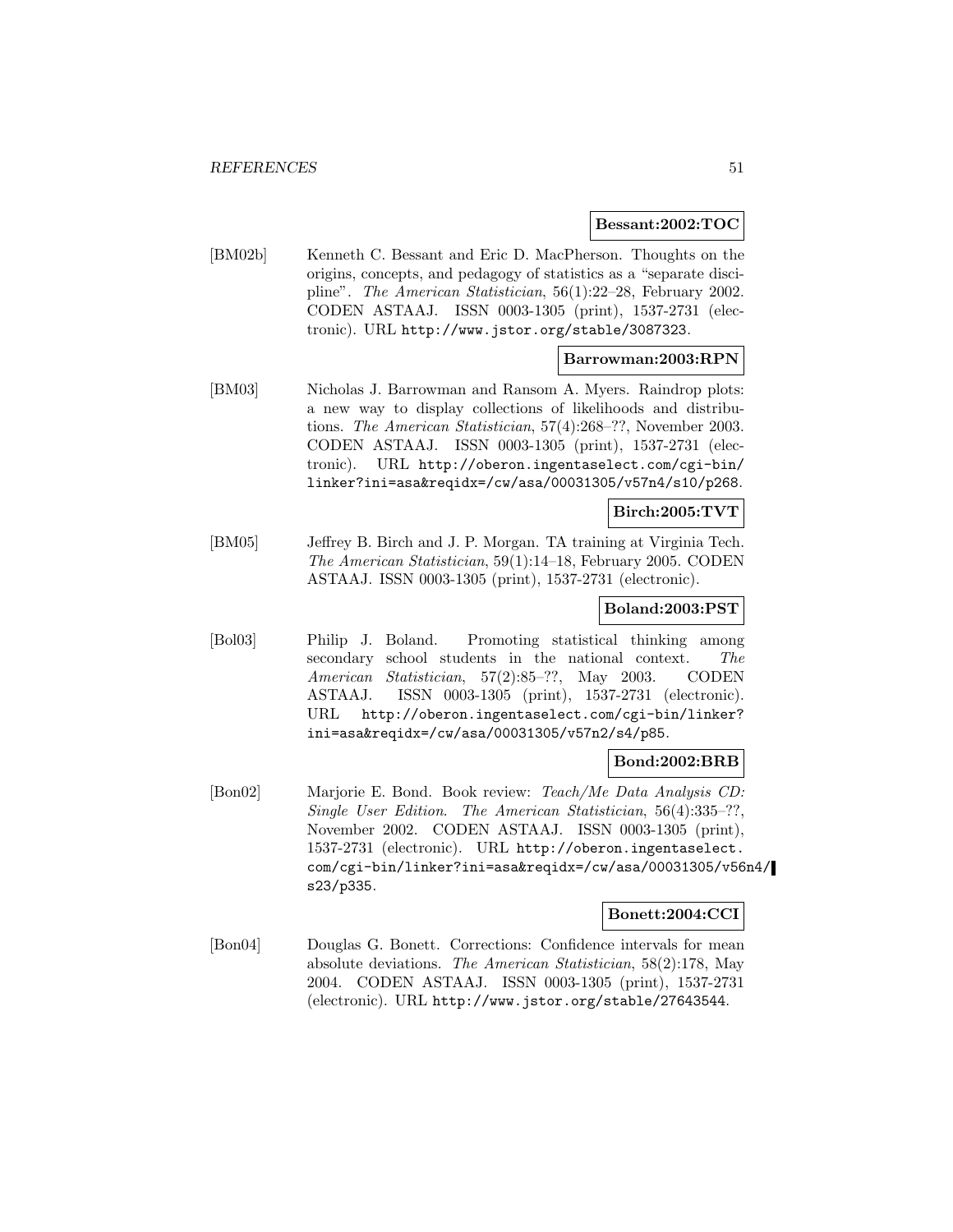**Bessant:2002:TOC**

[BM02b] Kenneth C. Bessant and Eric D. MacPherson. Thoughts on the origins, concepts, and pedagogy of statistics as a "separate discipline". *The American Statistician*, 56(1):22–28, February 2002. CODEN ASTAAJ. ISSN 0003-1305 (print), 1537-2731 (electronic). URL http://www.jstor.org/stable/3087323.

**Barrowman:2003:RPN**

[BM03] Nicholas J. Barrowman and Ransom A. Myers. Raindrop plots: a new way to display collections of likelihoods and distributions. *The American Statistician*, 57(4):268–??, November 2003. CODEN ASTAAJ. ISSN 0003-1305 (print), 1537-2731 (electronic). URL http://oberon.ingentaselect.com/cgi-bin/linker?ini=asa&reqidx=/cw/asa/00031305/v57n4/s10/p268.

**Birch:2005:TVT**

[BM05] Jeffrey B. Birch and J. P. Morgan. TA training at Virginia Tech. *The American Statistician*, 59(1):14–18, February 2005. CODEN ASTAAJ. ISSN 0003-1305 (print), 1537-2731 (electronic).

**Boland:2003:PST**

[Bol03] Philip J. Boland. Promoting statistical thinking among secondary school students in the national context. *The American Statistician*, 57(2):85–??, May 2003. CODEN ASTAAJ. ISSN 0003-1305 (print), 1537-2731 (electronic). URL http://oberon.ingentaselect.com/cgi-bin/linker?ini=asa&reqidx=/cw/asa/00031305/v57n2/s4/p85.

**Bond:2002:BRB**

[Bon02] Marjorie E. Bond. Book review: *Teach/Me Data Analysis CD: Single User Edition*. *The American Statistician*, 56(4):335–??, November 2002. CODEN ASTAAJ. ISSN 0003-1305 (print), 1537-2731 (electronic). URL http://oberon.ingentaselect.com/cgi-bin/linker?ini=asa&reqidx=/cw/asa/00031305/v56n4/s23/p335.

**Bonett:2004:CCI**

[Bon04] Douglas G. Bonett. Corrections: Confidence intervals for mean absolute deviations. *The American Statistician*, 58(2):178, May 2004. CODEN ASTAAJ. ISSN 0003-1305 (print), 1537-2731 (electronic). URL http://www.jstor.org/stable/27643544.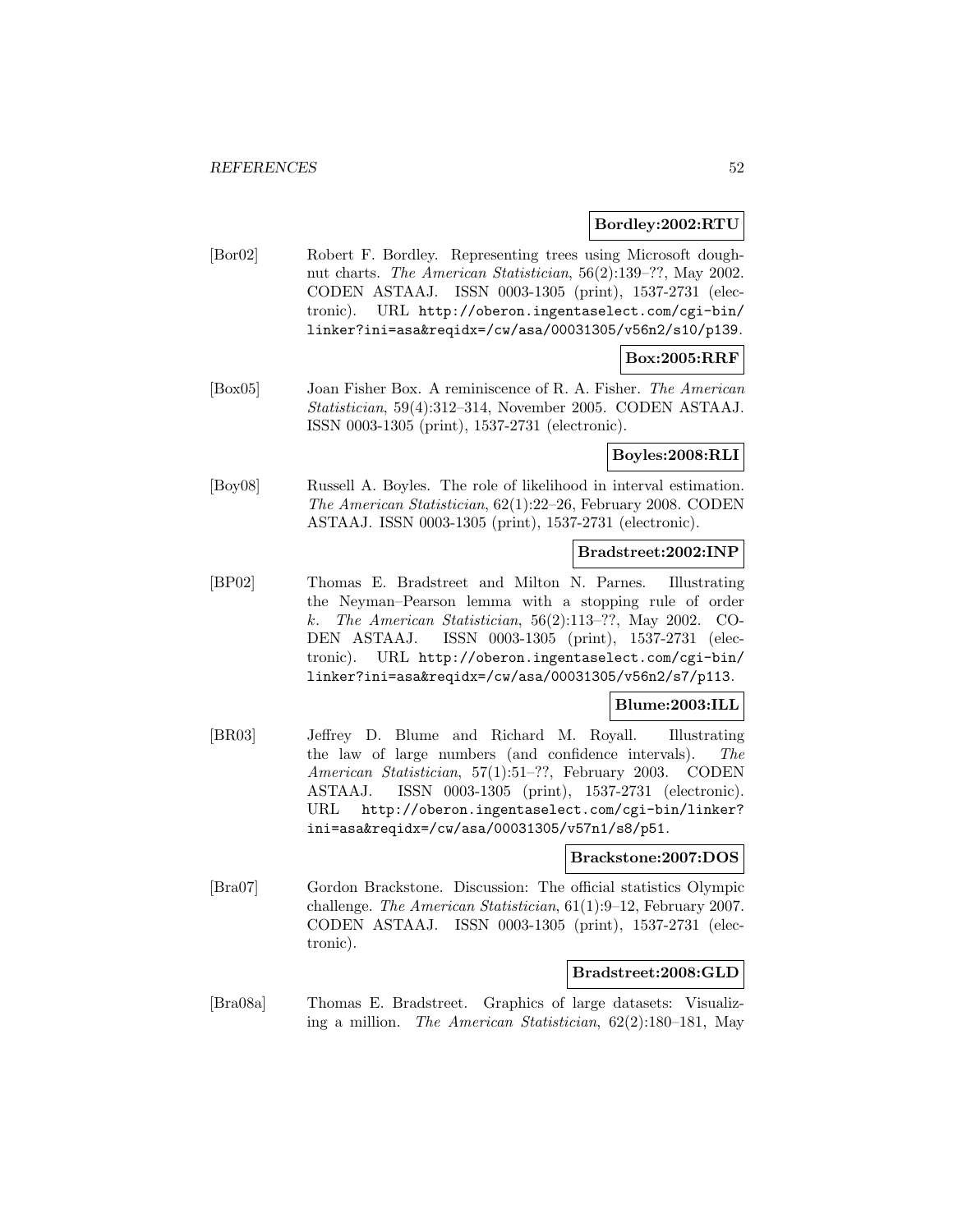**Bordley:2002:RTU**

[Bor02] Robert F. Bordley. Representing trees using Microsoft doughnut charts. *The American Statistician*, 56(2):139–??, May 2002. CODEN ASTAAJ. ISSN 0003-1305 (print), 1537-2731 (electronic). URL http://oberon.ingentaselect.com/cgi-bin/linker?ini=asa&reqidx=/cw/asa/00031305/v56n2/s10/p139.

**Box:2005:RRF**

[Box05] Joan Fisher Box. A reminiscence of R. A. Fisher. *The American Statistician*, 59(4):312–314, November 2005. CODEN ASTAAJ. ISSN 0003-1305 (print), 1537-2731 (electronic).

**Boyles:2008:RLI**

[Boy08] Russell A. Boyles. The role of likelihood in interval estimation. *The American Statistician*, 62(1):22–26, February 2008. CODEN ASTAAJ. ISSN 0003-1305 (print), 1537-2731 (electronic).

**Bradstreet:2002:INP**

[BP02] Thomas E. Bradstreet and Milton N. Parnes. Illustrating the Neyman–Pearson lemma with a stopping rule of order $k$. *The American Statistician*, 56(2):113–??, May 2002. CODEN ASTAAJ. ISSN 0003-1305 (print), 1537-2731 (electronic). URL http://oberon.ingentaselect.com/cgi-bin/linker?ini=asa&reqidx=/cw/asa/00031305/v56n2/s7/p113.

**Blume:2003:ILL**

[BR03] Jeffrey D. Blume and Richard M. Royall. Illustrating the law of large numbers (and confidence intervals). *The American Statistician*, 57(1):51–??, February 2003. CODEN ASTAAJ. ISSN 0003-1305 (print), 1537-2731 (electronic). URL http://oberon.ingentaselect.com/cgi-bin/linker?ini=asa&reqidx=/cw/asa/00031305/v57n1/s8/p51.

**Brackstone:2007:DOS**

[Bra07] Gordon Brackstone. Discussion: The official statistics Olympic challenge. *The American Statistician*, 61(1):9–12, February 2007. CODEN ASTAAJ. ISSN 0003-1305 (print), 1537-2731 (electronic).

**Bradstreet:2008:GLD**

[Bra08a] Thomas E. Bradstreet. Graphics of large datasets: Visualizing a million. *The American Statistician*, 62(2):180–181, May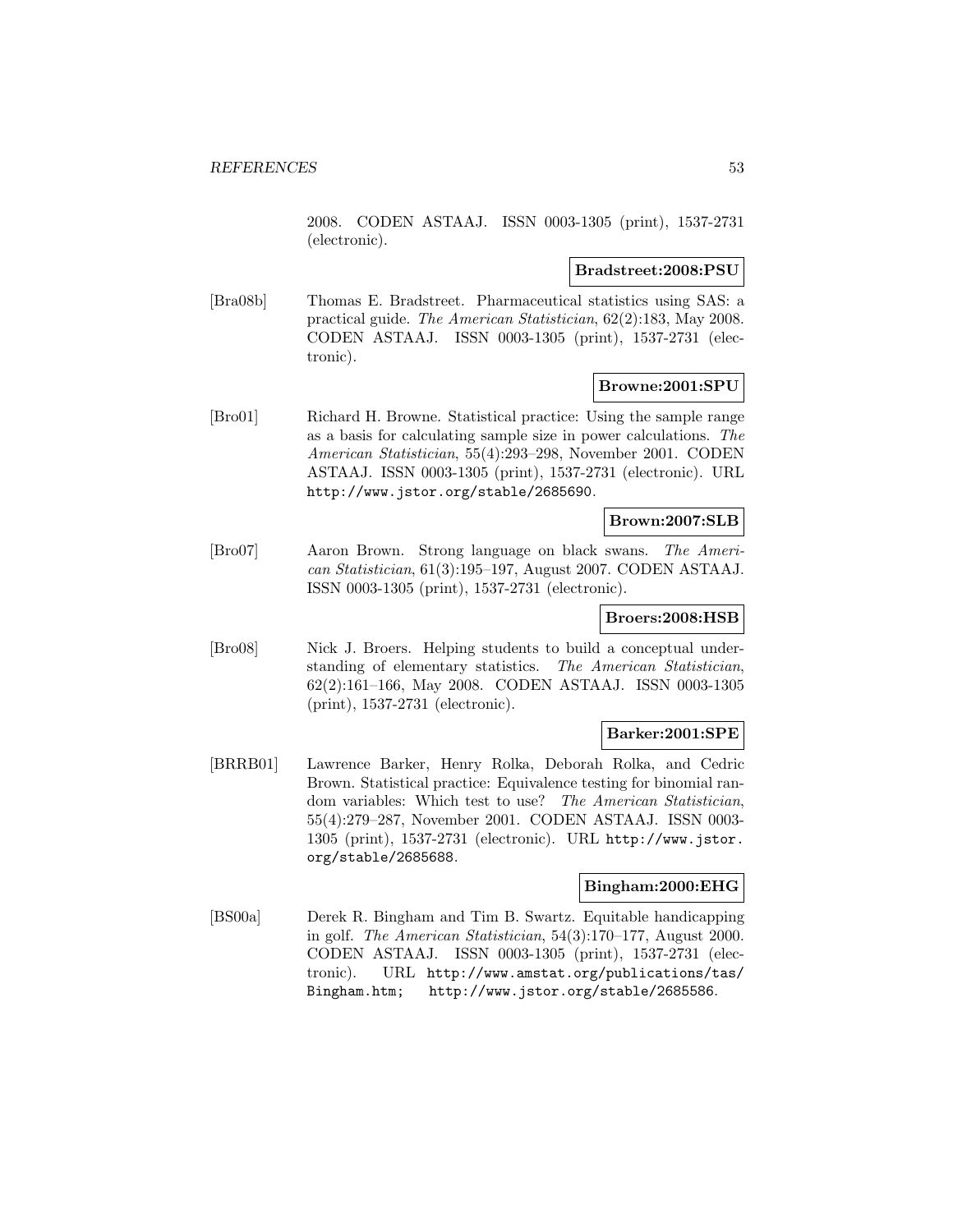2008. CODEN ASTAAJ. ISSN 0003-1305 (print), 1537-2731 (electronic).

**Bradstreet:2008:PSU**

[Bra08b] Thomas E. Bradstreet. Pharmaceutical statistics using SAS: a practical guide. *The American Statistician*, 62(2):183, May 2008. CODEN ASTAAJ. ISSN 0003-1305 (print), 1537-2731 (electronic).

**Browne:2001:SPU**

[Bro01] Richard H. Browne. Statistical practice: Using the sample range as a basis for calculating sample size in power calculations. *The American Statistician*, 55(4):293–298, November 2001. CODEN ASTAAJ. ISSN 0003-1305 (print), 1537-2731 (electronic). URL http://www.jstor.org/stable/2685690.

**Brown:2007:SLB**

[Bro07] Aaron Brown. Strong language on black swans. *The American Statistician*, 61(3):195–197, August 2007. CODEN ASTAAJ. ISSN 0003-1305 (print), 1537-2731 (electronic).

**Broers:2008:HSB**

[Bro08] Nick J. Broers. Helping students to build a conceptual understanding of elementary statistics. *The American Statistician*, 62(2):161–166, May 2008. CODEN ASTAAJ. ISSN 0003-1305 (print), 1537-2731 (electronic).

**Barker:2001:SPE**

[BRRB01] Lawrence Barker, Henry Rolka, Deborah Rolka, and Cedric Brown. Statistical practice: Equivalence testing for binomial random variables: Which test to use? *The American Statistician*, 55(4):279–287, November 2001. CODEN ASTAAJ. ISSN 0003-1305 (print), 1537-2731 (electronic). URL http://www.jstor.org/stable/2685688.

**Bingham:2000:EHG**

[BS00a] Derek R. Bingham and Tim B. Swartz. Equitable handicapping in golf. *The American Statistician*, 54(3):170–177, August 2000. CODEN ASTAAJ. ISSN 0003-1305 (print), 1537-2731 (electronic). URL http://www.amstat.org/publications/tas/Bingham.htm; http://www.jstor.org/stable/2685586.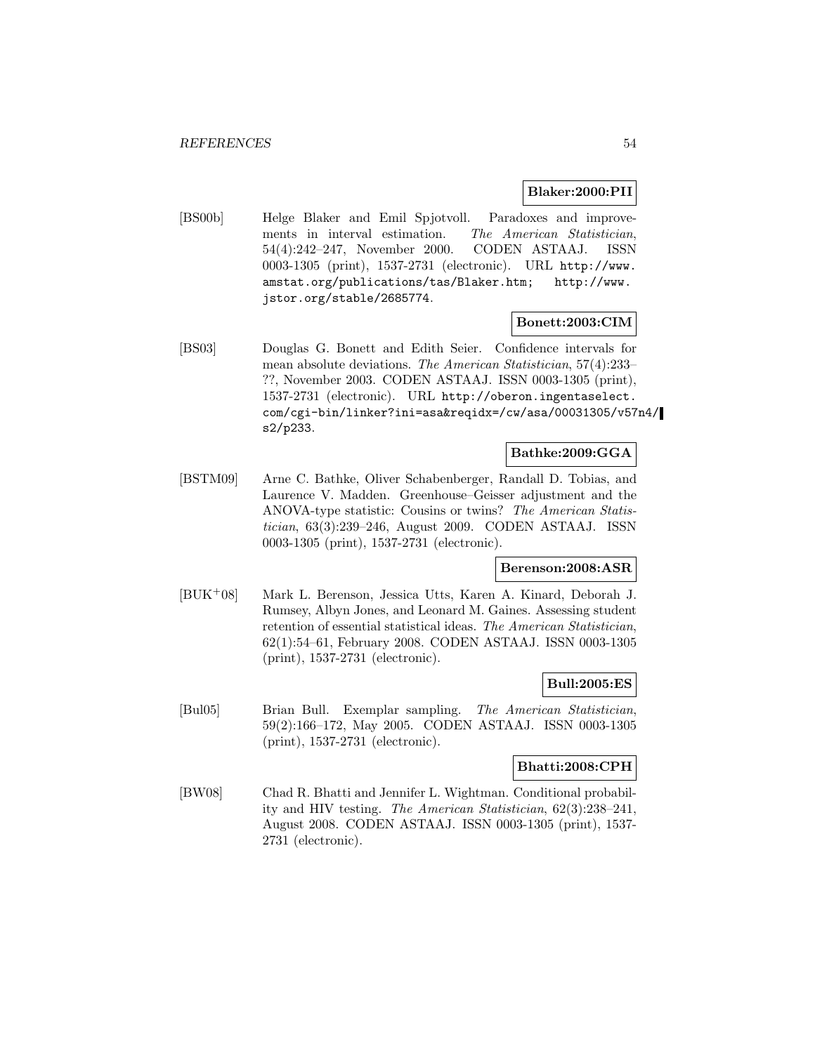**Blaker:2000:PII**

[BS00b] Helge Blaker and Emil Spjotvoll. Paradoxes and improvements in interval estimation. *The American Statistician*, 54(4):242–247, November 2000. CODEN ASTAAJ. ISSN 0003-1305 (print), 1537-2731 (electronic). URL `http://www.amstat.org/publications/tas/Blaker.htm; http://www.jstor.org/stable/2685774`.

**Bonett:2003:CIM**

[BS03] Douglas G. Bonett and Edith Seier. Confidence intervals for mean absolute deviations. *The American Statistician*, 57(4):233–??, November 2003. CODEN ASTAAJ. ISSN 0003-1305 (print), 1537-2731 (electronic). URL `http://oberon.ingentaselect.com/cgi-bin/linker?ini=asa&reqidx=/cw/asa/00031305/v57n4/s2/p233`.

**Bathke:2009:GGA**

[BSTM09] Arne C. Bathke, Oliver Schabenberger, Randall D. Tobias, and Laurence V. Madden. Greenhouse–Geisser adjustment and the ANOVA-type statistic: Cousins or twins? *The American Statistician*, 63(3):239–246, August 2009. CODEN ASTAAJ. ISSN 0003-1305 (print), 1537-2731 (electronic).

**Berenson:2008:ASR**

[BUK+08] Mark L. Berenson, Jessica Utts, Karen A. Kinard, Deborah J. Rumsey, Albyn Jones, and Leonard M. Gaines. Assessing student retention of essential statistical ideas. *The American Statistician*, 62(1):54–61, February 2008. CODEN ASTAAJ. ISSN 0003-1305 (print), 1537-2731 (electronic).

**Bull:2005:ES**

[Bul05] Brian Bull. Exemplar sampling. *The American Statistician*, 59(2):166–172, May 2005. CODEN ASTAAJ. ISSN 0003-1305 (print), 1537-2731 (electronic).

**Bhatti:2008:CPH**

[BW08] Chad R. Bhatti and Jennifer L. Wightman. Conditional probability and HIV testing. *The American Statistician*, 62(3):238–241, August 2008. CODEN ASTAAJ. ISSN 0003-1305 (print), 1537-2731 (electronic).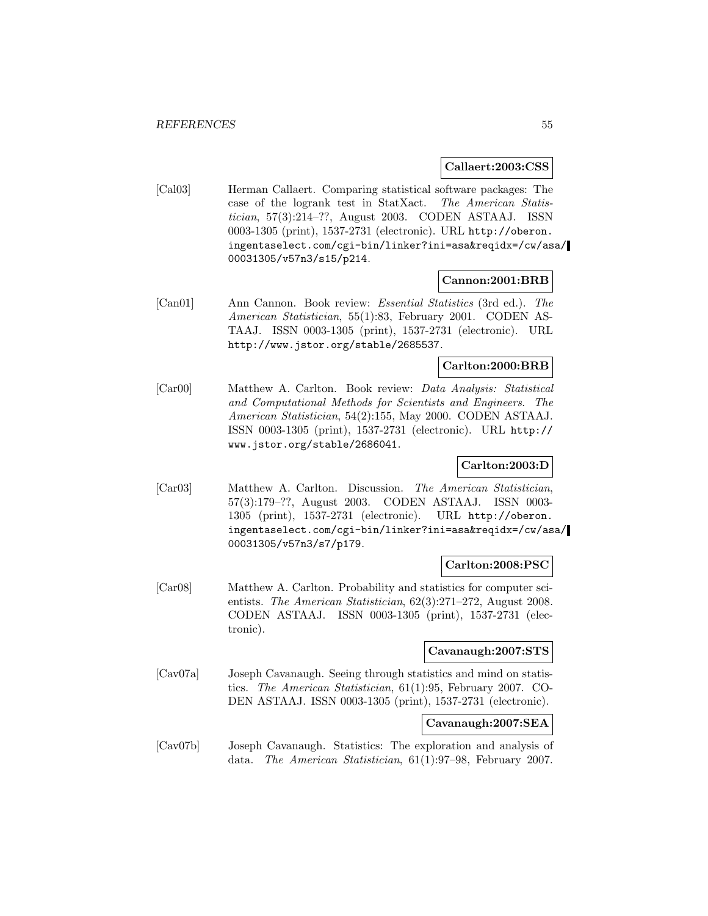**Callaert:2003:CSS**

[Cal03] Herman Callaert. Comparing statistical software packages: The case of the logrank test in StatXact. *The American Statistician*, 57(3):214–??, August 2003. CODEN ASTAAJ. ISSN 0003-1305 (print), 1537-2731 (electronic). URL http://oberon.ingentaselect.com/cgi-bin/linker?ini=asa&reqidx=/cw/asa/00031305/v57n3/s15/p214.

**Cannon:2001:BRB**

[Can01] Ann Cannon. Book review: *Essential Statistics* (3rd ed.). *The American Statistician*, 55(1):83, February 2001. CODEN ASTAAJ. ISSN 0003-1305 (print), 1537-2731 (electronic). URL http://www.jstor.org/stable/2685537.

**Carlton:2000:BRB**

[Car00] Matthew A. Carlton. Book review: *Data Analysis: Statistical and Computational Methods for Scientists and Engineers*. *The American Statistician*, 54(2):155, May 2000. CODEN ASTAAJ. ISSN 0003-1305 (print), 1537-2731 (electronic). URL http://www.jstor.org/stable/2686041.

**Carlton:2003:D**

[Car03] Matthew A. Carlton. Discussion. *The American Statistician*, 57(3):179–??, August 2003. CODEN ASTAAJ. ISSN 0003-1305 (print), 1537-2731 (electronic). URL http://oberon.ingentaselect.com/cgi-bin/linker?ini=asa&reqidx=/cw/asa/00031305/v57n3/s7/p179.

**Carlton:2008:PSC**

[Car08] Matthew A. Carlton. Probability and statistics for computer scientists. *The American Statistician*, 62(3):271–272, August 2008. CODEN ASTAAJ. ISSN 0003-1305 (print), 1537-2731 (electronic).

**Cavanaugh:2007:STS**

[Cav07a] Joseph Cavanaugh. Seeing through statistics and mind on statistics. *The American Statistician*, 61(1):95, February 2007. CODEN ASTAAJ. ISSN 0003-1305 (print), 1537-2731 (electronic).

**Cavanaugh:2007:SEA**

[Cav07b] Joseph Cavanaugh. Statistics: The exploration and analysis of data. *The American Statistician*, 61(1):97–98, February 2007.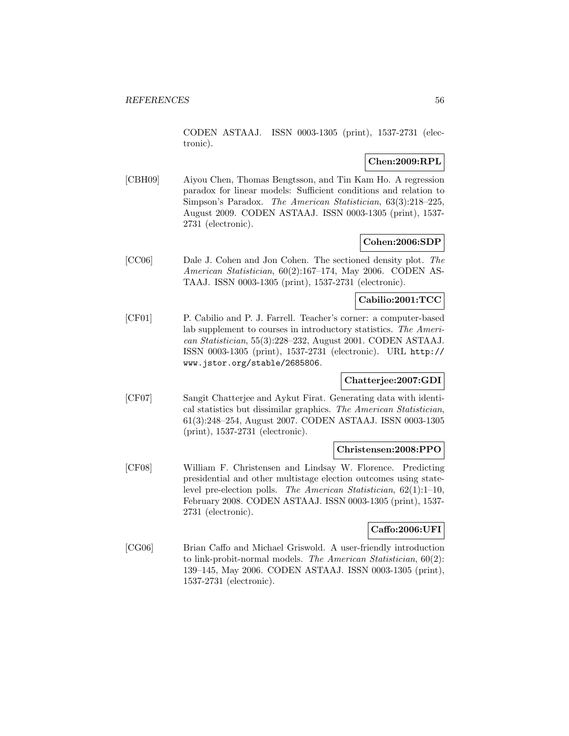CODEN ASTAAJ. ISSN 0003-1305 (print), 1537-2731 (electronic).

**Chen:2009:RPL**

[CBH09] Aiyou Chen, Thomas Bengtsson, and Tin Kam Ho. A regression paradox for linear models: Sufficient conditions and relation to Simpson's Paradox. *The American Statistician*, 63(3):218–225, August 2009. CODEN ASTAAJ. ISSN 0003-1305 (print), 1537-2731 (electronic).

**Cohen:2006:SDP**

[CC06] Dale J. Cohen and Jon Cohen. The sectioned density plot. *The American Statistician*, 60(2):167–174, May 2006. CODEN ASTAAJ. ISSN 0003-1305 (print), 1537-2731 (electronic).

**Cabilio:2001:TCC**

[CF01] P. Cabilio and P. J. Farrell. Teacher's corner: a computer-based lab supplement to courses in introductory statistics. *The American Statistician*, 55(3):228–232, August 2001. CODEN ASTAAJ. ISSN 0003-1305 (print), 1537-2731 (electronic). URL `http://www.jstor.org/stable/2685806`.

**Chatterjee:2007:GDI**

[CF07] Sangit Chatterjee and Aykut Firat. Generating data with identical statistics but dissimilar graphics. *The American Statistician*, 61(3):248–254, August 2007. CODEN ASTAAJ. ISSN 0003-1305 (print), 1537-2731 (electronic).

**Christensen:2008:PPO**

[CF08] William F. Christensen and Lindsay W. Florence. Predicting presidential and other multistage election outcomes using state-level pre-election polls. *The American Statistician*, 62(1):1–10, February 2008. CODEN ASTAAJ. ISSN 0003-1305 (print), 1537-2731 (electronic).

**Caffo:2006:UFI**

[CG06] Brian Caffo and Michael Griswold. A user-friendly introduction to link-probit-normal models. *The American Statistician*, 60(2):139–145, May 2006. CODEN ASTAAJ. ISSN 0003-1305 (print), 1537-2731 (electronic).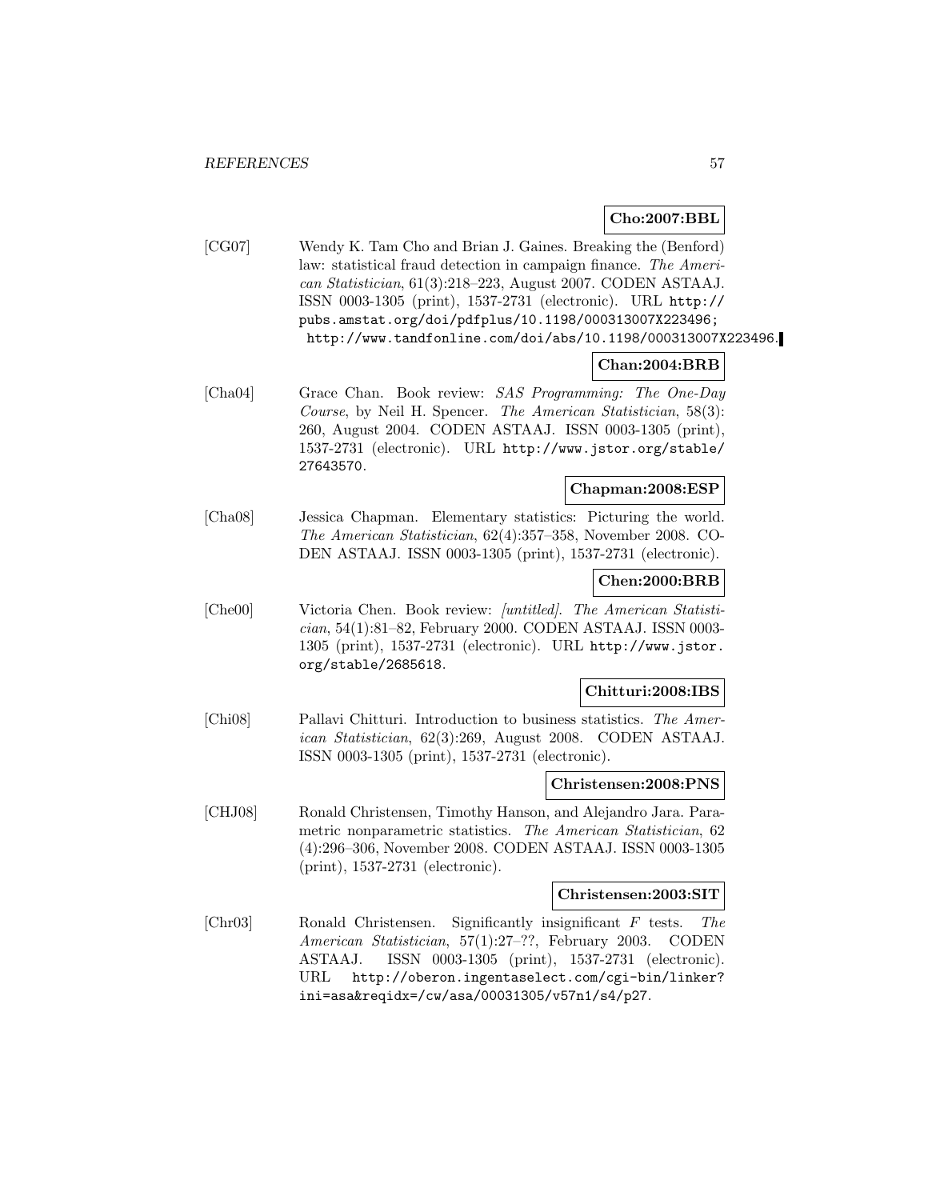**Cho:2007:BBL**

[CG07] Wendy K. Tam Cho and Brian J. Gaines. Breaking the (Benford) law: statistical fraud detection in campaign finance. *The American Statistician*, 61(3):218–223, August 2007. CODEN ASTAAJ. ISSN 0003-1305 (print), 1537-2731 (electronic). URL http://pubs.amstat.org/doi/pdfplus/10.1198/000313007X223496; http://www.tandfonline.com/doi/abs/10.1198/000313007X223496.

**Chan:2004:BRB**

[Cha04] Grace Chan. Book review: *SAS Programming: The One-Day Course*, by Neil H. Spencer. *The American Statistician*, 58(3): 260, August 2004. CODEN ASTAAJ. ISSN 0003-1305 (print), 1537-2731 (electronic). URL http://www.jstor.org/stable/27643570.

**Chapman:2008:ESP**

[Cha08] Jessica Chapman. Elementary statistics: Picturing the world. *The American Statistician*, 62(4):357–358, November 2008. CODEN ASTAAJ. ISSN 0003-1305 (print), 1537-2731 (electronic).

**Chen:2000:BRB**

[Che00] Victoria Chen. Book review: *[untitled]*. *The American Statistician*, 54(1):81–82, February 2000. CODEN ASTAAJ. ISSN 0003-1305 (print), 1537-2731 (electronic). URL http://www.jstor.org/stable/2685618.

**Chitturi:2008:IBS**

[Chi08] Pallavi Chitturi. Introduction to business statistics. *The American Statistician*, 62(3):269, August 2008. CODEN ASTAAJ. ISSN 0003-1305 (print), 1537-2731 (electronic).

**Christensen:2008:PNS**

[CHJ08] Ronald Christensen, Timothy Hanson, and Alejandro Jara. Parametric nonparametric statistics. *The American Statistician*, 62 (4):296–306, November 2008. CODEN ASTAAJ. ISSN 0003-1305 (print), 1537-2731 (electronic).

**Christensen:2003:SIT**

[Chr03] Ronald Christensen. Significantly insignificant $F$ tests. *The American Statistician*, 57(1):27–??, February 2003. CODEN ASTAAJ. ISSN 0003-1305 (print), 1537-2731 (electronic). URL http://oberon.ingentaselect.com/cgi-bin/linker?ini=asa&reqidx=/cw/asa/00031305/v57n1/s4/p27.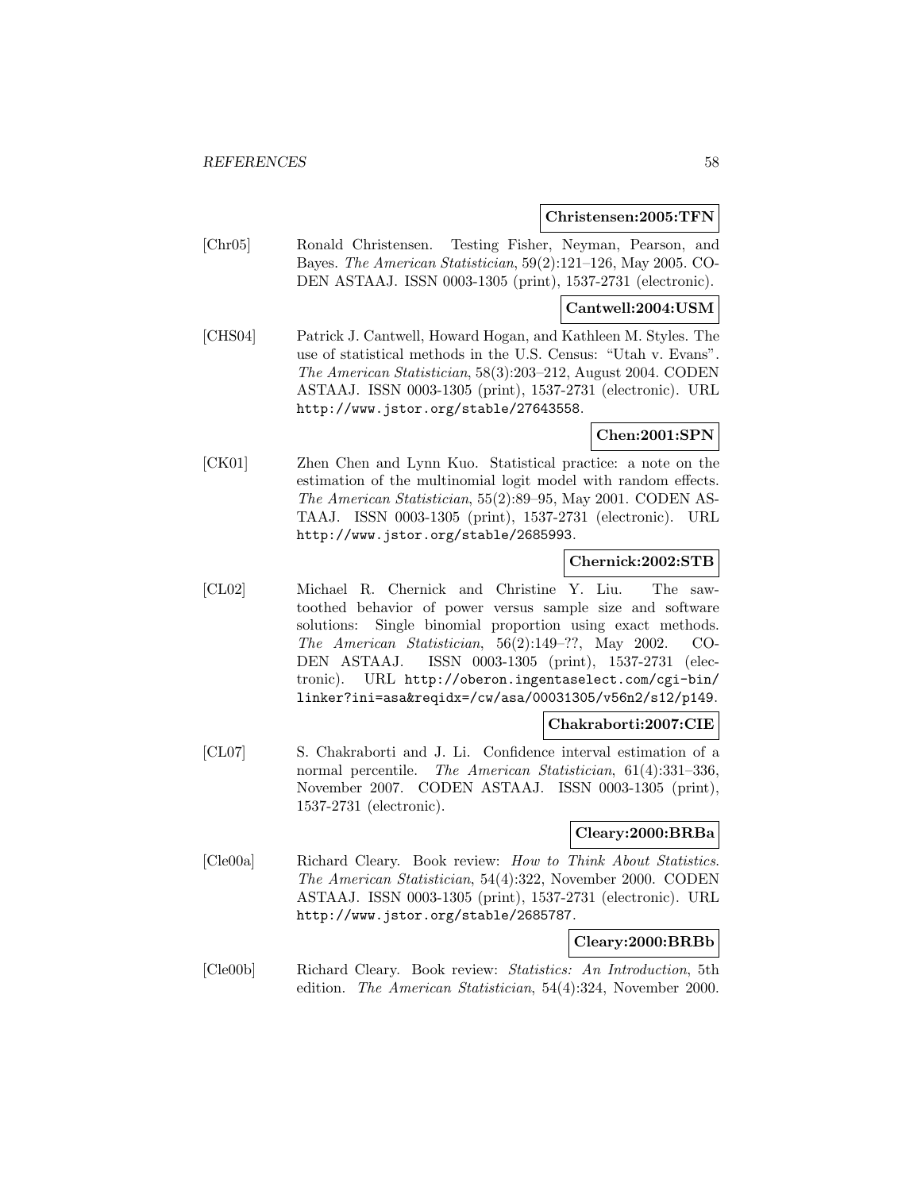**Christensen:2005:TFN**

[Chr05] Ronald Christensen. Testing Fisher, Neyman, Pearson, and Bayes. *The American Statistician*, 59(2):121–126, May 2005. CODEN ASTAAJ. ISSN 0003-1305 (print), 1537-2731 (electronic).

**Cantwell:2004:USM**

[CHS04] Patrick J. Cantwell, Howard Hogan, and Kathleen M. Styles. The use of statistical methods in the U.S. Census: "Utah v. Evans". *The American Statistician*, 58(3):203–212, August 2004. CODEN ASTAAJ. ISSN 0003-1305 (print), 1537-2731 (electronic). URL http://www.jstor.org/stable/27643558.

**Chen:2001:SPN**

[CK01] Zhen Chen and Lynn Kuo. Statistical practice: a note on the estimation of the multinomial logit model with random effects. *The American Statistician*, 55(2):89–95, May 2001. CODEN ASTAAJ. ISSN 0003-1305 (print), 1537-2731 (electronic). URL http://www.jstor.org/stable/2685993.

**Chernick:2002:STB**

[CL02] Michael R. Chernick and Christine Y. Liu. The saw-toothed behavior of power versus sample size and software solutions: Single binomial proportion using exact methods. *The American Statistician*, 56(2):149–??, May 2002. CODEN ASTAAJ. ISSN 0003-1305 (print), 1537-2731 (electronic). URL http://oberon.ingentaselect.com/cgi-bin/linker?ini=asa&reqidx=/cw/asa/00031305/v56n2/s12/p149.

**Chakraborti:2007:CIE**

[CL07] S. Chakraborti and J. Li. Confidence interval estimation of a normal percentile. *The American Statistician*, 61(4):331–336, November 2007. CODEN ASTAAJ. ISSN 0003-1305 (print), 1537-2731 (electronic).

**Cleary:2000:BRBa**

[Cle00a] Richard Cleary. Book review: *How to Think About Statistics*. *The American Statistician*, 54(4):322, November 2000. CODEN ASTAAJ. ISSN 0003-1305 (print), 1537-2731 (electronic). URL http://www.jstor.org/stable/2685787.

**Cleary:2000:BRBb**

[Cle00b] Richard Cleary. Book review: *Statistics: An Introduction*, 5th edition. *The American Statistician*, 54(4):324, November 2000.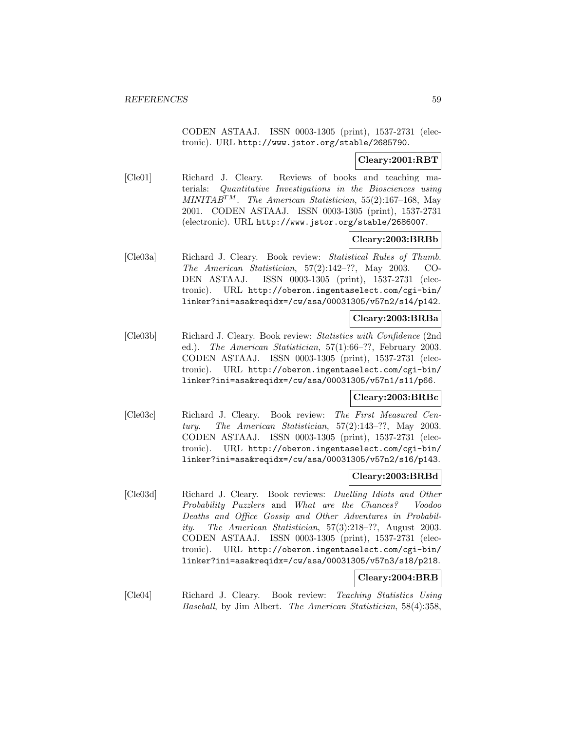CODEN ASTAAJ. ISSN 0003-1305 (print), 1537-2731 (electronic). URL http://www.jstor.org/stable/2685790.

**Cleary:2001:RBT**

[Cle01] Richard J. Cleary. Reviews of books and teaching materials: *Quantitative Investigations in the Biosciences using MINITAB$^{TM}$*. *The American Statistician*, 55(2):167–168, May 2001. CODEN ASTAAJ. ISSN 0003-1305 (print), 1537-2731 (electronic). URL http://www.jstor.org/stable/2686007.

**Cleary:2003:BRBb**

[Cle03a] Richard J. Cleary. Book review: *Statistical Rules of Thumb*. *The American Statistician*, 57(2):142–??, May 2003. CODEN ASTAAJ. ISSN 0003-1305 (print), 1537-2731 (electronic). URL http://oberon.ingentaselect.com/cgi-bin/linker?ini=asa&reqidx=/cw/asa/00031305/v57n2/s14/p142.

**Cleary:2003:BRBa**

[Cle03b] Richard J. Cleary. Book review: *Statistics with Confidence* (2nd ed.). *The American Statistician*, 57(1):66–??, February 2003. CODEN ASTAAJ. ISSN 0003-1305 (print), 1537-2731 (electronic). URL http://oberon.ingentaselect.com/cgi-bin/linker?ini=asa&reqidx=/cw/asa/00031305/v57n1/s11/p66.

**Cleary:2003:BRBc**

[Cle03c] Richard J. Cleary. Book review: *The First Measured Century*. *The American Statistician*, 57(2):143–??, May 2003. CODEN ASTAAJ. ISSN 0003-1305 (print), 1537-2731 (electronic). URL http://oberon.ingentaselect.com/cgi-bin/linker?ini=asa&reqidx=/cw/asa/00031305/v57n2/s16/p143.

**Cleary:2003:BRBd**

[Cle03d] Richard J. Cleary. Book reviews: *Duelling Idiots and Other Probability Puzzlers* and *What are the Chances? Voodoo Deaths and Office Gossip and Other Adventures in Probability*. *The American Statistician*, 57(3):218–??, August 2003. CODEN ASTAAJ. ISSN 0003-1305 (print), 1537-2731 (electronic). URL http://oberon.ingentaselect.com/cgi-bin/linker?ini=asa&reqidx=/cw/asa/00031305/v57n3/s18/p218.

**Cleary:2004:BRB**

[Cle04] Richard J. Cleary. Book review: *Teaching Statistics Using Baseball*, by Jim Albert. *The American Statistician*, 58(4):358,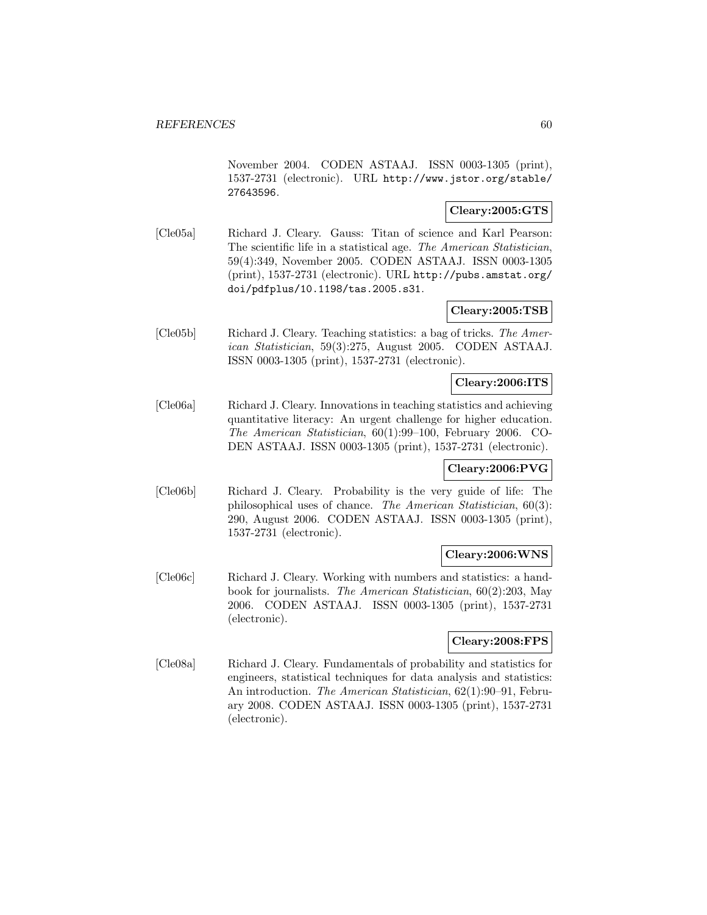November 2004. CODEN ASTAAJ. ISSN 0003-1305 (print), 1537-2731 (electronic). URL http://www.jstor.org/stable/27643596.

**Cleary:2005:GTS**

[Cle05a] Richard J. Cleary. Gauss: Titan of science and Karl Pearson: The scientific life in a statistical age. *The American Statistician*, 59(4):349, November 2005. CODEN ASTAAJ. ISSN 0003-1305 (print), 1537-2731 (electronic). URL http://pubs.amstat.org/doi/pdfplus/10.1198/tas.2005.s31.

**Cleary:2005:TSB**

[Cle05b] Richard J. Cleary. Teaching statistics: a bag of tricks. *The American Statistician*, 59(3):275, August 2005. CODEN ASTAAJ. ISSN 0003-1305 (print), 1537-2731 (electronic).

**Cleary:2006:ITS**

[Cle06a] Richard J. Cleary. Innovations in teaching statistics and achieving quantitative literacy: An urgent challenge for higher education. *The American Statistician*, 60(1):99–100, February 2006. CODEN ASTAAJ. ISSN 0003-1305 (print), 1537-2731 (electronic).

**Cleary:2006:PVG**

[Cle06b] Richard J. Cleary. Probability is the very guide of life: The philosophical uses of chance. *The American Statistician*, 60(3):290, August 2006. CODEN ASTAAJ. ISSN 0003-1305 (print), 1537-2731 (electronic).

**Cleary:2006:WNS**

[Cle06c] Richard J. Cleary. Working with numbers and statistics: a handbook for journalists. *The American Statistician*, 60(2):203, May 2006. CODEN ASTAAJ. ISSN 0003-1305 (print), 1537-2731 (electronic).

**Cleary:2008:FPS**

[Cle08a] Richard J. Cleary. Fundamentals of probability and statistics for engineers, statistical techniques for data analysis and statistics: An introduction. *The American Statistician*, 62(1):90–91, February 2008. CODEN ASTAAJ. ISSN 0003-1305 (print), 1537-2731 (electronic).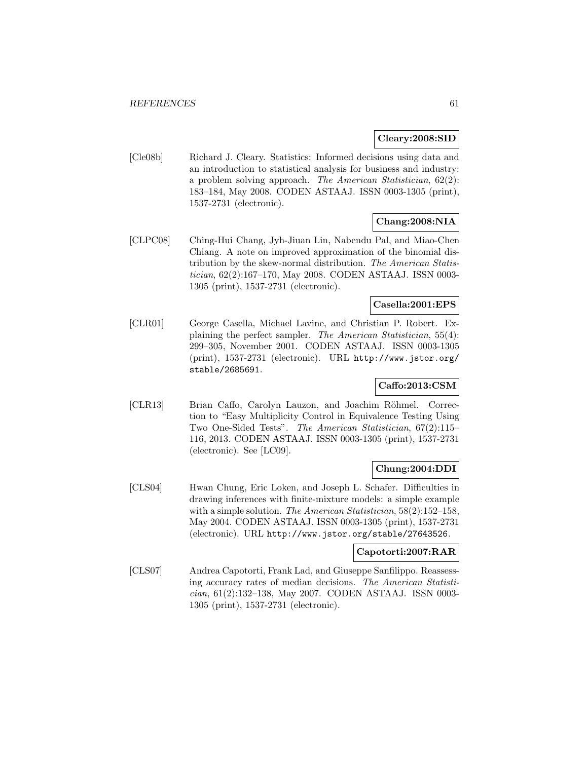**Cleary:2008:SID**

[Cle08b] Richard J. Cleary. Statistics: Informed decisions using data and an introduction to statistical analysis for business and industry: a problem solving approach. *The American Statistician*, 62(2): 183–184, May 2008. CODEN ASTAAJ. ISSN 0003-1305 (print), 1537-2731 (electronic).

**Chang:2008:NIA**

[CLPC08] Ching-Hui Chang, Jyh-Jiuan Lin, Nabendu Pal, and Miao-Chen Chiang. A note on improved approximation of the binomial distribution by the skew-normal distribution. *The American Statistician*, 62(2):167–170, May 2008. CODEN ASTAAJ. ISSN 0003-1305 (print), 1537-2731 (electronic).

**Casella:2001:EPS**

[CLR01] George Casella, Michael Lavine, and Christian P. Robert. Explaining the perfect sampler. *The American Statistician*, 55(4): 299–305, November 2001. CODEN ASTAAJ. ISSN 0003-1305 (print), 1537-2731 (electronic). URL `http://www.jstor.org/stable/2685691`.

**Caffo:2013:CSM**

[CLR13] Brian Caffo, Carolyn Lauzon, and Joachim Röhmel. Correction to "Easy Multiplicity Control in Equivalence Testing Using Two One-Sided Tests". *The American Statistician*, 67(2):115–116, 2013. CODEN ASTAAJ. ISSN 0003-1305 (print), 1537-2731 (electronic). See [LC09].

**Chung:2004:DDI**

[CLS04] Hwan Chung, Eric Loken, and Joseph L. Schafer. Difficulties in drawing inferences with finite-mixture models: a simple example with a simple solution. *The American Statistician*, 58(2):152–158, May 2004. CODEN ASTAAJ. ISSN 0003-1305 (print), 1537-2731 (electronic). URL `http://www.jstor.org/stable/27643526`.

**Capotorti:2007:RAR**

[CLS07] Andrea Capotorti, Frank Lad, and Giuseppe Sanfilippo. Reassessing accuracy rates of median decisions. *The American Statistician*, 61(2):132–138, May 2007. CODEN ASTAAJ. ISSN 0003-1305 (print), 1537-2731 (electronic).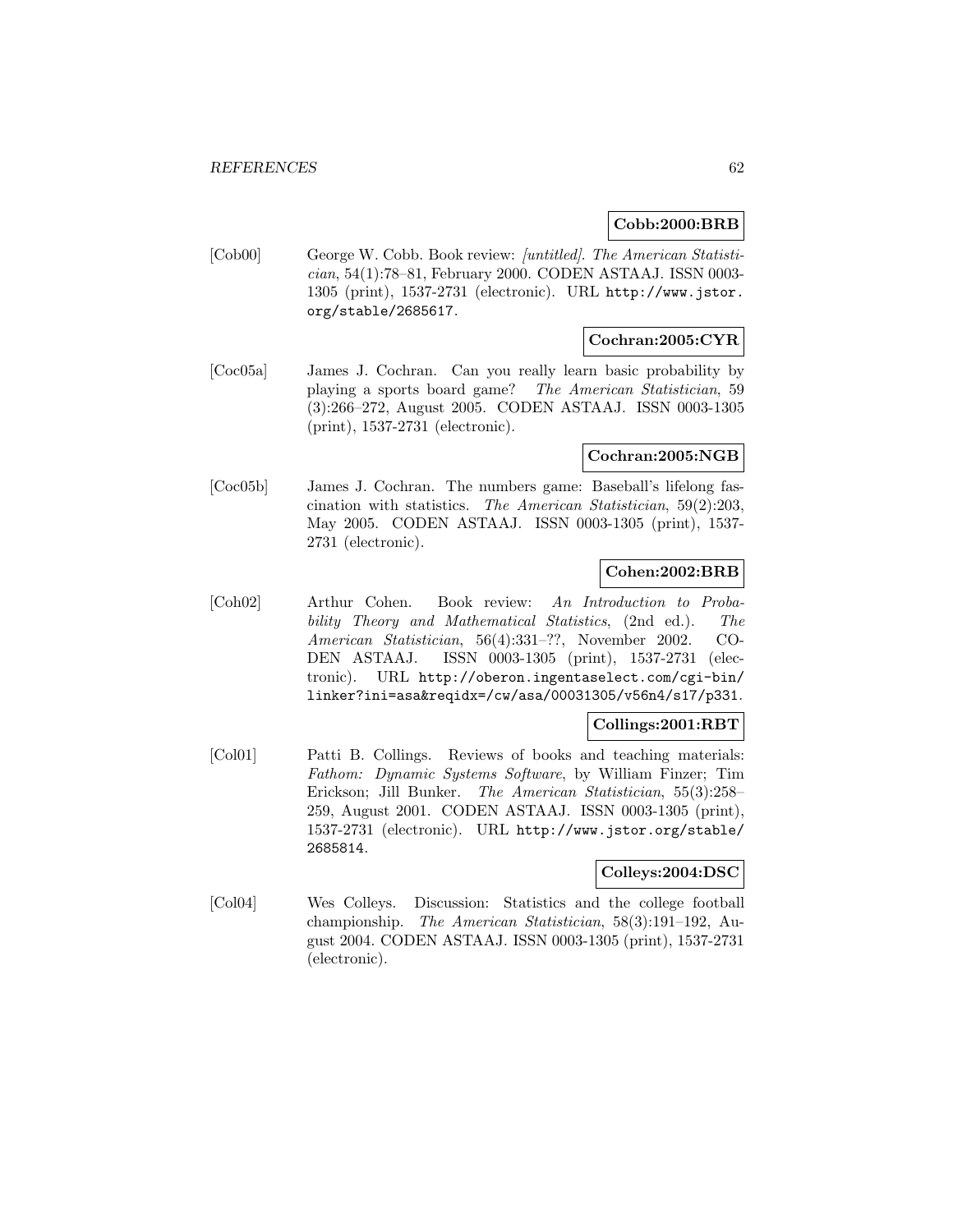**Cobb:2000:BRB**

[Cob00] George W. Cobb. Book review: *[untitled]*. *The American Statistician*, 54(1):78–81, February 2000. CODEN ASTAAJ. ISSN 0003-1305 (print), 1537-2731 (electronic). URL `http://www.jstor.org/stable/2685617`.

**Cochran:2005:CYR**

[Coc05a] James J. Cochran. Can you really learn basic probability by playing a sports board game? *The American Statistician*, 59 (3):266–272, August 2005. CODEN ASTAAJ. ISSN 0003-1305 (print), 1537-2731 (electronic).

**Cochran:2005:NGB**

[Coc05b] James J. Cochran. The numbers game: Baseball's lifelong fascination with statistics. *The American Statistician*, 59(2):203, May 2005. CODEN ASTAAJ. ISSN 0003-1305 (print), 1537-2731 (electronic).

**Cohen:2002:BRB**

[Coh02] Arthur Cohen. Book review: *An Introduction to Probability Theory and Mathematical Statistics*, (2nd ed.). *The American Statistician*, 56(4):331–??, November 2002. CODEN ASTAAJ. ISSN 0003-1305 (print), 1537-2731 (electronic). URL `http://oberon.ingentaselect.com/cgi-bin/linker?ini=asa&reqidx=/cw/asa/00031305/v56n4/s17/p331`.

**Collings:2001:RBT**

[Col01] Patti B. Collings. Reviews of books and teaching materials: *Fathom: Dynamic Systems Software*, by William Finzer; Tim Erickson; Jill Bunker. *The American Statistician*, 55(3):258–259, August 2001. CODEN ASTAAJ. ISSN 0003-1305 (print), 1537-2731 (electronic). URL `http://www.jstor.org/stable/2685814`.

**Colleys:2004:DSC**

[Col04] Wes Colleys. Discussion: Statistics and the college football championship. *The American Statistician*, 58(3):191–192, August 2004. CODEN ASTAAJ. ISSN 0003-1305 (print), 1537-2731 (electronic).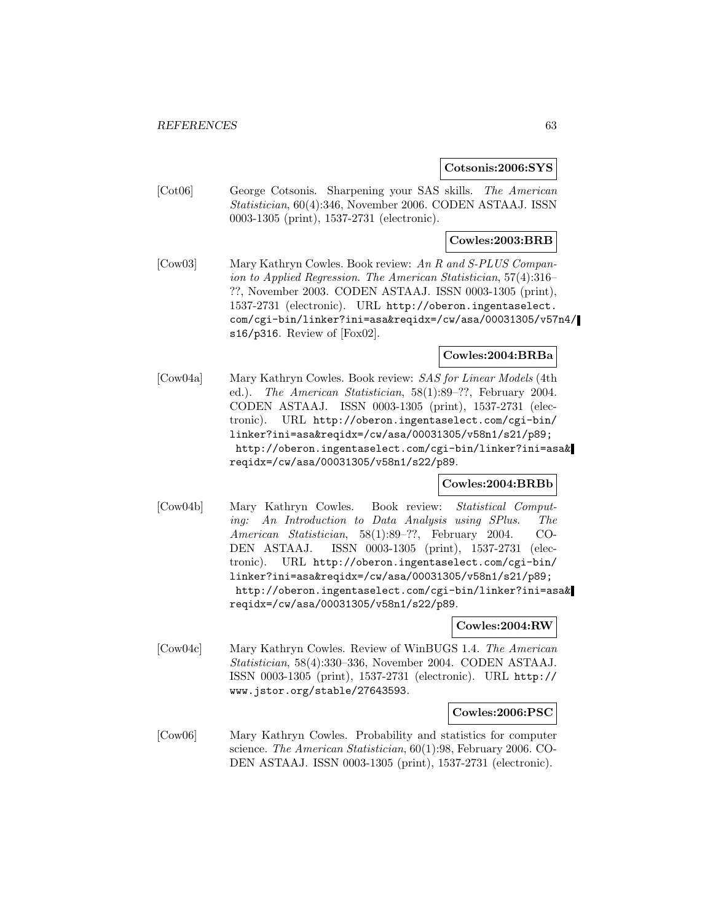**Cotsonis:2006:SYS**

[Cot06] George Cotsonis. Sharpening your SAS skills. *The American Statistician*, 60(4):346, November 2006. CODEN ASTAAJ. ISSN 0003-1305 (print), 1537-2731 (electronic).

**Cowles:2003:BRB**

[Cow03] Mary Kathryn Cowles. Book review: *An R and S-PLUS Companion to Applied Regression*. *The American Statistician*, 57(4):316–??, November 2003. CODEN ASTAAJ. ISSN 0003-1305 (print), 1537-2731 (electronic). URL http://oberon.ingentaselect.com/cgi-bin/linker?ini=asa&reqidx=/cw/asa/00031305/v57n4/s16/p316. Review of [Fox02].

**Cowles:2004:BRBa**

[Cow04a] Mary Kathryn Cowles. Book review: *SAS for Linear Models* (4th ed.). *The American Statistician*, 58(1):89–??, February 2004. CODEN ASTAAJ. ISSN 0003-1305 (print), 1537-2731 (electronic). URL http://oberon.ingentaselect.com/cgi-bin/linker?ini=asa&reqidx=/cw/asa/00031305/v58n1/s21/p89; http://oberon.ingentaselect.com/cgi-bin/linker?ini=asa&reqidx=/cw/asa/00031305/v58n1/s22/p89.

**Cowles:2004:BRBb**

[Cow04b] Mary Kathryn Cowles. Book review: *Statistical Computing: An Introduction to Data Analysis using SPlus*. *The American Statistician*, 58(1):89–??, February 2004. CODEN ASTAAJ. ISSN 0003-1305 (print), 1537-2731 (electronic). URL http://oberon.ingentaselect.com/cgi-bin/linker?ini=asa&reqidx=/cw/asa/00031305/v58n1/s21/p89; http://oberon.ingentaselect.com/cgi-bin/linker?ini=asa&reqidx=/cw/asa/00031305/v58n1/s22/p89.

**Cowles:2004:RW**

[Cow04c] Mary Kathryn Cowles. Review of WinBUGS 1.4. *The American Statistician*, 58(4):330–336, November 2004. CODEN ASTAAJ. ISSN 0003-1305 (print), 1537-2731 (electronic). URL http://www.jstor.org/stable/27643593.

**Cowles:2006:PSC**

[Cow06] Mary Kathryn Cowles. Probability and statistics for computer science. *The American Statistician*, 60(1):98, February 2006. CODEN ASTAAJ. ISSN 0003-1305 (print), 1537-2731 (electronic).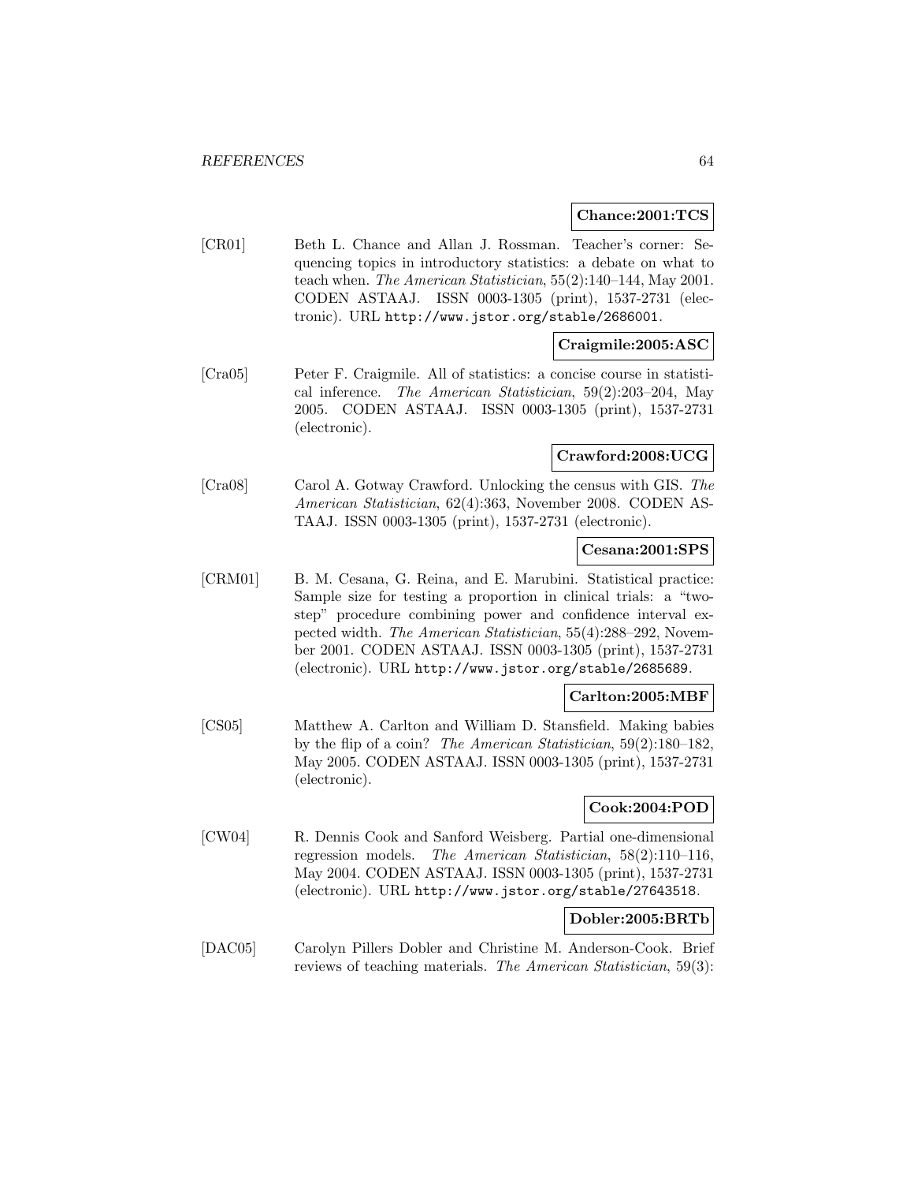**Chance:2001:TCS**

[CR01] Beth L. Chance and Allan J. Rossman. Teacher's corner: Sequencing topics in introductory statistics: a debate on what to teach when. *The American Statistician*, 55(2):140–144, May 2001. CODEN ASTAAJ. ISSN 0003-1305 (print), 1537-2731 (electronic). URL http://www.jstor.org/stable/2686001.

**Craigmile:2005:ASC**

[Cra05] Peter F. Craigmile. All of statistics: a concise course in statistical inference. *The American Statistician*, 59(2):203–204, May 2005. CODEN ASTAAJ. ISSN 0003-1305 (print), 1537-2731 (electronic).

**Crawford:2008:UCG**

[Cra08] Carol A. Gotway Crawford. Unlocking the census with GIS. *The American Statistician*, 62(4):363, November 2008. CODEN ASTAAJ. ISSN 0003-1305 (print), 1537-2731 (electronic).

**Cesana:2001:SPS**

[CRM01] B. M. Cesana, G. Reina, and E. Marubini. Statistical practice: Sample size for testing a proportion in clinical trials: a "two-step" procedure combining power and confidence interval expected width. *The American Statistician*, 55(4):288–292, November 2001. CODEN ASTAAJ. ISSN 0003-1305 (print), 1537-2731 (electronic). URL http://www.jstor.org/stable/2685689.

**Carlton:2005:MBF**

[CS05] Matthew A. Carlton and William D. Stansfield. Making babies by the flip of a coin? *The American Statistician*, 59(2):180–182, May 2005. CODEN ASTAAJ. ISSN 0003-1305 (print), 1537-2731 (electronic).

**Cook:2004:POD**

[CW04] R. Dennis Cook and Sanford Weisberg. Partial one-dimensional regression models. *The American Statistician*, 58(2):110–116, May 2004. CODEN ASTAAJ. ISSN 0003-1305 (print), 1537-2731 (electronic). URL http://www.jstor.org/stable/27643518.

**Dobler:2005:BRTb**

[DAC05] Carolyn Pillers Dobler and Christine M. Anderson-Cook. Brief reviews of teaching materials. *The American Statistician*, 59(3):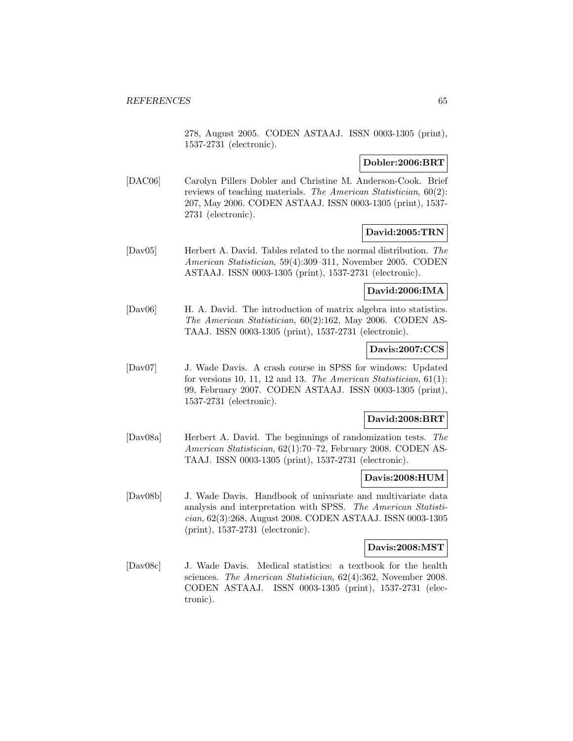278, August 2005. CODEN ASTAAJ. ISSN 0003-1305 (print), 1537-2731 (electronic).

**Dobler:2006:BRT**

[DAC06] Carolyn Pillers Dobler and Christine M. Anderson-Cook. Brief reviews of teaching materials. *The American Statistician*, 60(2): 207, May 2006. CODEN ASTAAJ. ISSN 0003-1305 (print), 1537-2731 (electronic).

**David:2005:TRN**

[Dav05] Herbert A. David. Tables related to the normal distribution. *The American Statistician*, 59(4):309–311, November 2005. CODEN ASTAAJ. ISSN 0003-1305 (print), 1537-2731 (electronic).

**David:2006:IMA**

[Dav06] H. A. David. The introduction of matrix algebra into statistics. *The American Statistician*, 60(2):162, May 2006. CODEN ASTAAJ. ISSN 0003-1305 (print), 1537-2731 (electronic).

**Davis:2007:CCS**

[Dav07] J. Wade Davis. A crash course in SPSS for windows: Updated for versions 10, 11, 12 and 13. *The American Statistician*, 61(1): 99, February 2007. CODEN ASTAAJ. ISSN 0003-1305 (print), 1537-2731 (electronic).

**David:2008:BRT**

[Dav08a] Herbert A. David. The beginnings of randomization tests. *The American Statistician*, 62(1):70–72, February 2008. CODEN ASTAAJ. ISSN 0003-1305 (print), 1537-2731 (electronic).

**Davis:2008:HUM**

[Dav08b] J. Wade Davis. Handbook of univariate and multivariate data analysis and interpretation with SPSS. *The American Statistician*, 62(3):268, August 2008. CODEN ASTAAJ. ISSN 0003-1305 (print), 1537-2731 (electronic).

**Davis:2008:MST**

[Dav08c] J. Wade Davis. Medical statistics: a textbook for the health sciences. *The American Statistician*, 62(4):362, November 2008. CODEN ASTAAJ. ISSN 0003-1305 (print), 1537-2731 (electronic).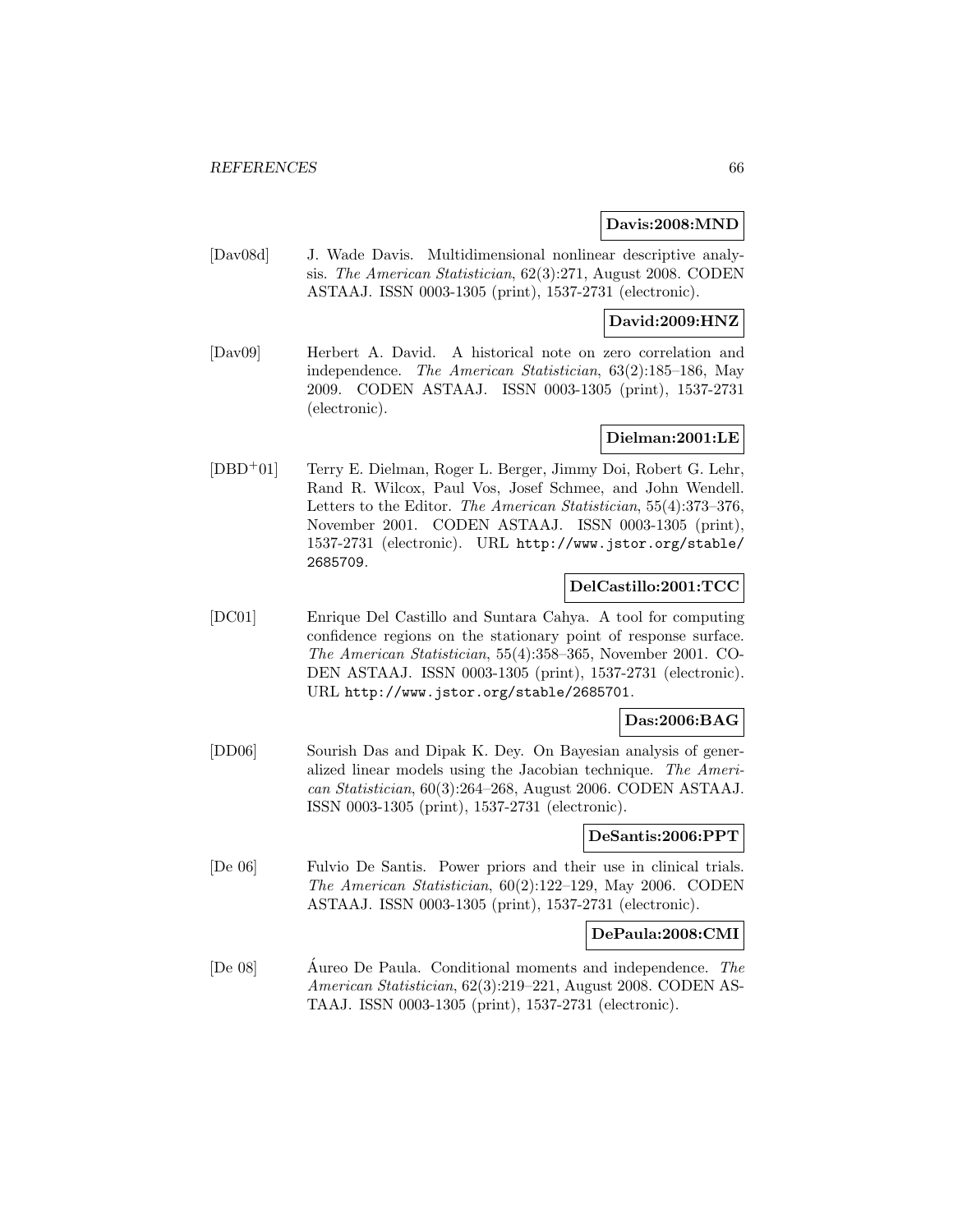**Davis:2008:MND**

[Dav08d] J. Wade Davis. Multidimensional nonlinear descriptive analysis. *The American Statistician*, 62(3):271, August 2008. CODEN ASTAAJ. ISSN 0003-1305 (print), 1537-2731 (electronic).

**David:2009:HNZ**

[Dav09] Herbert A. David. A historical note on zero correlation and independence. *The American Statistician*, 63(2):185–186, May 2009. CODEN ASTAAJ. ISSN 0003-1305 (print), 1537-2731 (electronic).

**Dielman:2001:LE**

[DBD+01] Terry E. Dielman, Roger L. Berger, Jimmy Doi, Robert G. Lehr, Rand R. Wilcox, Paul Vos, Josef Schmee, and John Wendell. Letters to the Editor. *The American Statistician*, 55(4):373–376, November 2001. CODEN ASTAAJ. ISSN 0003-1305 (print), 1537-2731 (electronic). URL http://www.jstor.org/stable/2685709.

**DelCastillo:2001:TCC**

[DC01] Enrique Del Castillo and Suntara Cahya. A tool for computing confidence regions on the stationary point of response surface. *The American Statistician*, 55(4):358–365, November 2001. CODEN ASTAAJ. ISSN 0003-1305 (print), 1537-2731 (electronic). URL http://www.jstor.org/stable/2685701.

**Das:2006:BAG**

[DD06] Sourish Das and Dipak K. Dey. On Bayesian analysis of generalized linear models using the Jacobian technique. *The American Statistician*, 60(3):264–268, August 2006. CODEN ASTAAJ. ISSN 0003-1305 (print), 1537-2731 (electronic).

**DeSantis:2006:PPT**

[De 06] Fulvio De Santis. Power priors and their use in clinical trials. *The American Statistician*, 60(2):122–129, May 2006. CODEN ASTAAJ. ISSN 0003-1305 (print), 1537-2731 (electronic).

**DePaula:2008:CMI**

[De 08] Áureo De Paula. Conditional moments and independence. *The American Statistician*, 62(3):219–221, August 2008. CODEN ASTAAJ. ISSN 0003-1305 (print), 1537-2731 (electronic).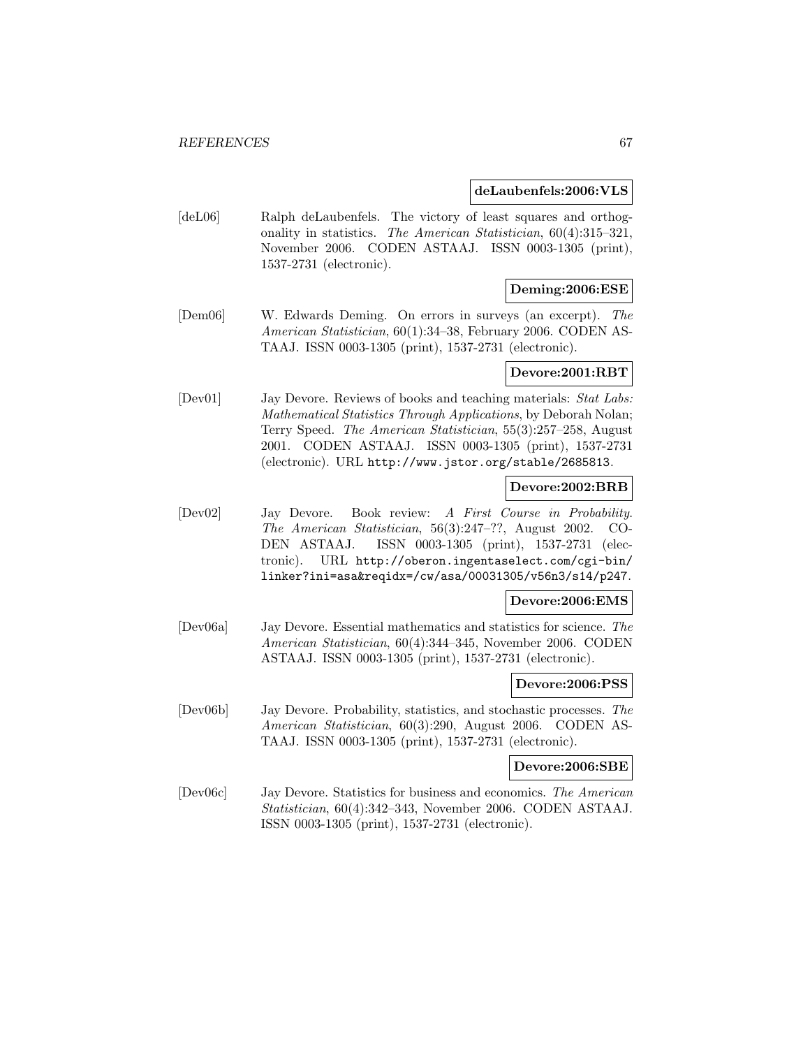**deLaubenfels:2006:VLS**

[deL06] Ralph deLaubenfels. The victory of least squares and orthogonality in statistics. *The American Statistician*, 60(4):315–321, November 2006. CODEN ASTAAJ. ISSN 0003-1305 (print), 1537-2731 (electronic).

**Deming:2006:ESE**

[Dem06] W. Edwards Deming. On errors in surveys (an excerpt). *The American Statistician*, 60(1):34–38, February 2006. CODEN ASTAAJ. ISSN 0003-1305 (print), 1537-2731 (electronic).

**Devore:2001:RBT**

[Dev01] Jay Devore. Reviews of books and teaching materials: *Stat Labs: Mathematical Statistics Through Applications*, by Deborah Nolan; Terry Speed. *The American Statistician*, 55(3):257–258, August 2001. CODEN ASTAAJ. ISSN 0003-1305 (print), 1537-2731 (electronic). URL `http://www.jstor.org/stable/2685813`.

**Devore:2002:BRB**

[Dev02] Jay Devore. Book review: *A First Course in Probability*. *The American Statistician*, 56(3):247–??, August 2002. CODEN ASTAAJ. ISSN 0003-1305 (print), 1537-2731 (electronic). URL `http://oberon.ingentaselect.com/cgi-bin/linker?ini=asa&reqidx=/cw/asa/00031305/v56n3/s14/p247`.

**Devore:2006:EMS**

[Dev06a] Jay Devore. Essential mathematics and statistics for science. *The American Statistician*, 60(4):344–345, November 2006. CODEN ASTAAJ. ISSN 0003-1305 (print), 1537-2731 (electronic).

**Devore:2006:PSS**

[Dev06b] Jay Devore. Probability, statistics, and stochastic processes. *The American Statistician*, 60(3):290, August 2006. CODEN ASTAAJ. ISSN 0003-1305 (print), 1537-2731 (electronic).

**Devore:2006:SBE**

[Dev06c] Jay Devore. Statistics for business and economics. *The American Statistician*, 60(4):342–343, November 2006. CODEN ASTAAJ. ISSN 0003-1305 (print), 1537-2731 (electronic).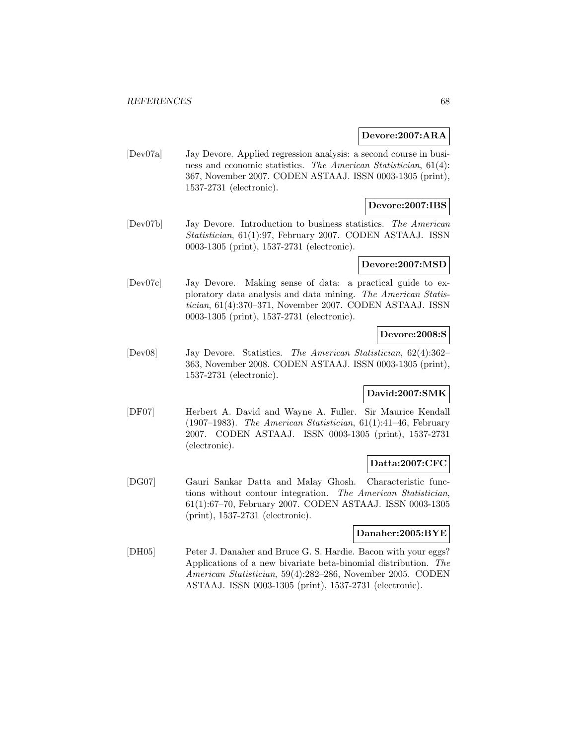**Devore:2007:ARA**

[Dev07a] Jay Devore. Applied regression analysis: a second course in business and economic statistics. *The American Statistician*, 61(4): 367, November 2007. CODEN ASTAAJ. ISSN 0003-1305 (print), 1537-2731 (electronic).

**Devore:2007:IBS**

[Dev07b] Jay Devore. Introduction to business statistics. *The American Statistician*, 61(1):97, February 2007. CODEN ASTAAJ. ISSN 0003-1305 (print), 1537-2731 (electronic).

**Devore:2007:MSD**

[Dev07c] Jay Devore. Making sense of data: a practical guide to exploratory data analysis and data mining. *The American Statistician*, 61(4):370–371, November 2007. CODEN ASTAAJ. ISSN 0003-1305 (print), 1537-2731 (electronic).

**Devore:2008:S**

[Dev08] Jay Devore. Statistics. *The American Statistician*, 62(4):362–363, November 2008. CODEN ASTAAJ. ISSN 0003-1305 (print), 1537-2731 (electronic).

**David:2007:SMK**

[DF07] Herbert A. David and Wayne A. Fuller. Sir Maurice Kendall (1907–1983). *The American Statistician*, 61(1):41–46, February 2007. CODEN ASTAAJ. ISSN 0003-1305 (print), 1537-2731 (electronic).

**Datta:2007:CFC**

[DG07] Gauri Sankar Datta and Malay Ghosh. Characteristic functions without contour integration. *The American Statistician*, 61(1):67–70, February 2007. CODEN ASTAAJ. ISSN 0003-1305 (print), 1537-2731 (electronic).

**Danaher:2005:BYE**

[DH05] Peter J. Danaher and Bruce G. S. Hardie. Bacon with your eggs? Applications of a new bivariate beta-binomial distribution. *The American Statistician*, 59(4):282–286, November 2005. CODEN ASTAAJ. ISSN 0003-1305 (print), 1537-2731 (electronic).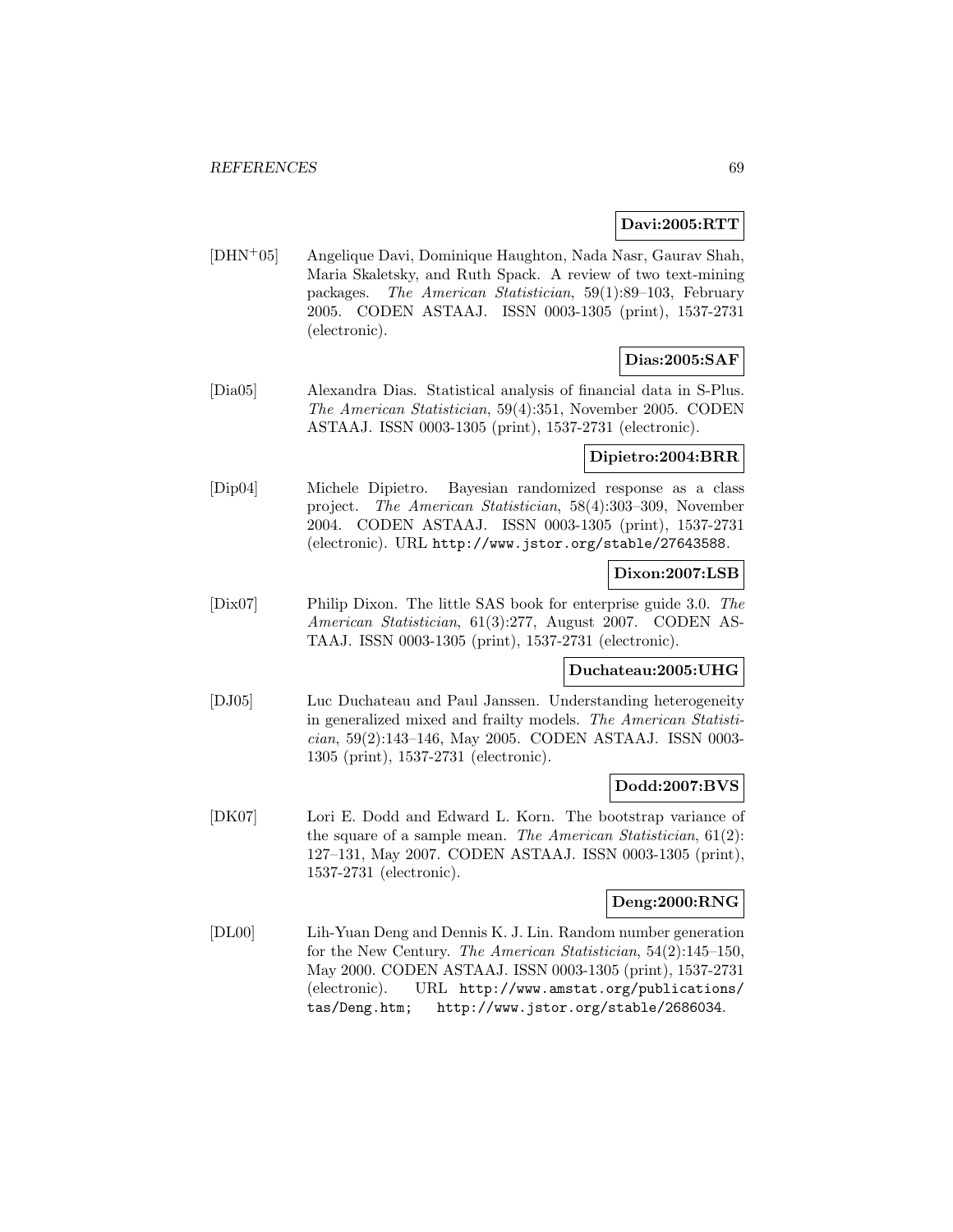**Davi:2005:RTT**

[DHN+05] Angelique Davi, Dominique Haughton, Nada Nasr, Gaurav Shah, Maria Skaletsky, and Ruth Spack. A review of two text-mining packages. *The American Statistician*, 59(1):89–103, February 2005. CODEN ASTAAJ. ISSN 0003-1305 (print), 1537-2731 (electronic).

**Dias:2005:SAF**

[Dia05] Alexandra Dias. Statistical analysis of financial data in S-Plus. *The American Statistician*, 59(4):351, November 2005. CODEN ASTAAJ. ISSN 0003-1305 (print), 1537-2731 (electronic).

**Dipietro:2004:BRR**

[Dip04] Michele Dipietro. Bayesian randomized response as a class project. *The American Statistician*, 58(4):303–309, November 2004. CODEN ASTAAJ. ISSN 0003-1305 (print), 1537-2731 (electronic). URL `http://www.jstor.org/stable/27643588`.

**Dixon:2007:LSB**

[Dix07] Philip Dixon. The little SAS book for enterprise guide 3.0. *The American Statistician*, 61(3):277, August 2007. CODEN ASTAAJ. ISSN 0003-1305 (print), 1537-2731 (electronic).

**Duchateau:2005:UHG**

[DJ05] Luc Duchateau and Paul Janssen. Understanding heterogeneity in generalized mixed and frailty models. *The American Statistician*, 59(2):143–146, May 2005. CODEN ASTAAJ. ISSN 0003-1305 (print), 1537-2731 (electronic).

**Dodd:2007:BVS**

[DK07] Lori E. Dodd and Edward L. Korn. The bootstrap variance of the square of a sample mean. *The American Statistician*, 61(2): 127–131, May 2007. CODEN ASTAAJ. ISSN 0003-1305 (print), 1537-2731 (electronic).

**Deng:2000:RNG**

[DL00] Lih-Yuan Deng and Dennis K. J. Lin. Random number generation for the New Century. *The American Statistician*, 54(2):145–150, May 2000. CODEN ASTAAJ. ISSN 0003-1305 (print), 1537-2731 (electronic). URL `http://www.amstat.org/publications/tas/Deng.htm`; `http://www.jstor.org/stable/2686034`.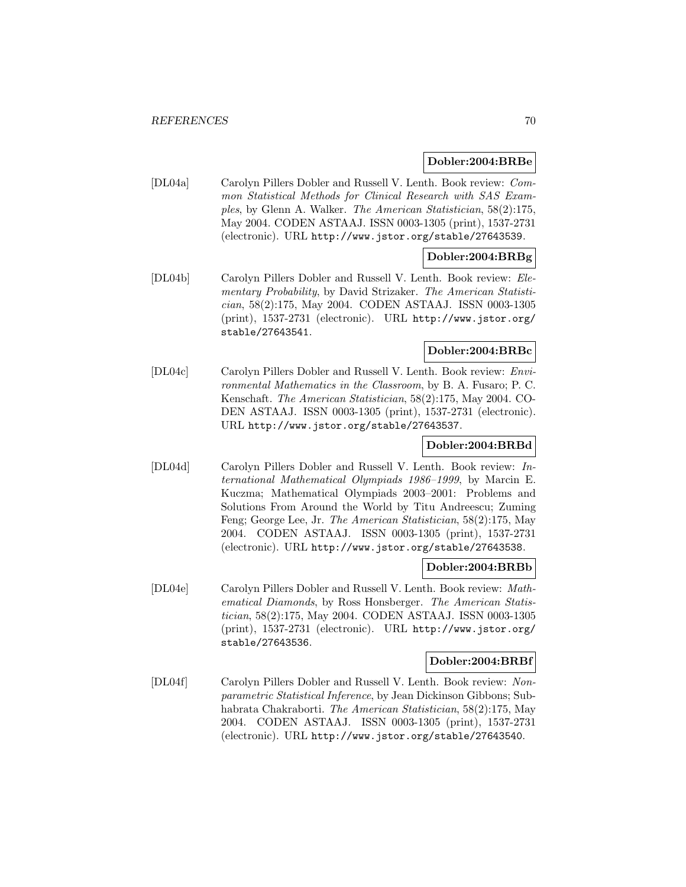**Dobler:2004:BRBe**

[DL04a] Carolyn Pillers Dobler and Russell V. Lenth. Book review: *Common Statistical Methods for Clinical Research with SAS Examples*, by Glenn A. Walker. *The American Statistician*, 58(2):175, May 2004. CODEN ASTAAJ. ISSN 0003-1305 (print), 1537-2731 (electronic). URL http://www.jstor.org/stable/27643539.

**Dobler:2004:BRBg**

[DL04b] Carolyn Pillers Dobler and Russell V. Lenth. Book review: *Elementary Probability*, by David Strizaker. *The American Statistician*, 58(2):175, May 2004. CODEN ASTAAJ. ISSN 0003-1305 (print), 1537-2731 (electronic). URL http://www.jstor.org/stable/27643541.

**Dobler:2004:BRBc**

[DL04c] Carolyn Pillers Dobler and Russell V. Lenth. Book review: *Environmental Mathematics in the Classroom*, by B. A. Fusaro; P. C. Kenschaft. *The American Statistician*, 58(2):175, May 2004. CODEN ASTAAJ. ISSN 0003-1305 (print), 1537-2731 (electronic). URL http://www.jstor.org/stable/27643537.

**Dobler:2004:BRBd**

[DL04d] Carolyn Pillers Dobler and Russell V. Lenth. Book review: *International Mathematical Olympiads 1986–1999*, by Marcin E. Kuczma; Mathematical Olympiads 2003–2001: Problems and Solutions From Around the World by Titu Andreescu; Zuming Feng; George Lee, Jr. *The American Statistician*, 58(2):175, May 2004. CODEN ASTAAJ. ISSN 0003-1305 (print), 1537-2731 (electronic). URL http://www.jstor.org/stable/27643538.

**Dobler:2004:BRBb**

[DL04e] Carolyn Pillers Dobler and Russell V. Lenth. Book review: *Mathematical Diamonds*, by Ross Honsberger. *The American Statistician*, 58(2):175, May 2004. CODEN ASTAAJ. ISSN 0003-1305 (print), 1537-2731 (electronic). URL http://www.jstor.org/stable/27643536.

**Dobler:2004:BRBf**

[DL04f] Carolyn Pillers Dobler and Russell V. Lenth. Book review: *Nonparametric Statistical Inference*, by Jean Dickinson Gibbons; Subhabrata Chakraborti. *The American Statistician*, 58(2):175, May 2004. CODEN ASTAAJ. ISSN 0003-1305 (print), 1537-2731 (electronic). URL http://www.jstor.org/stable/27643540.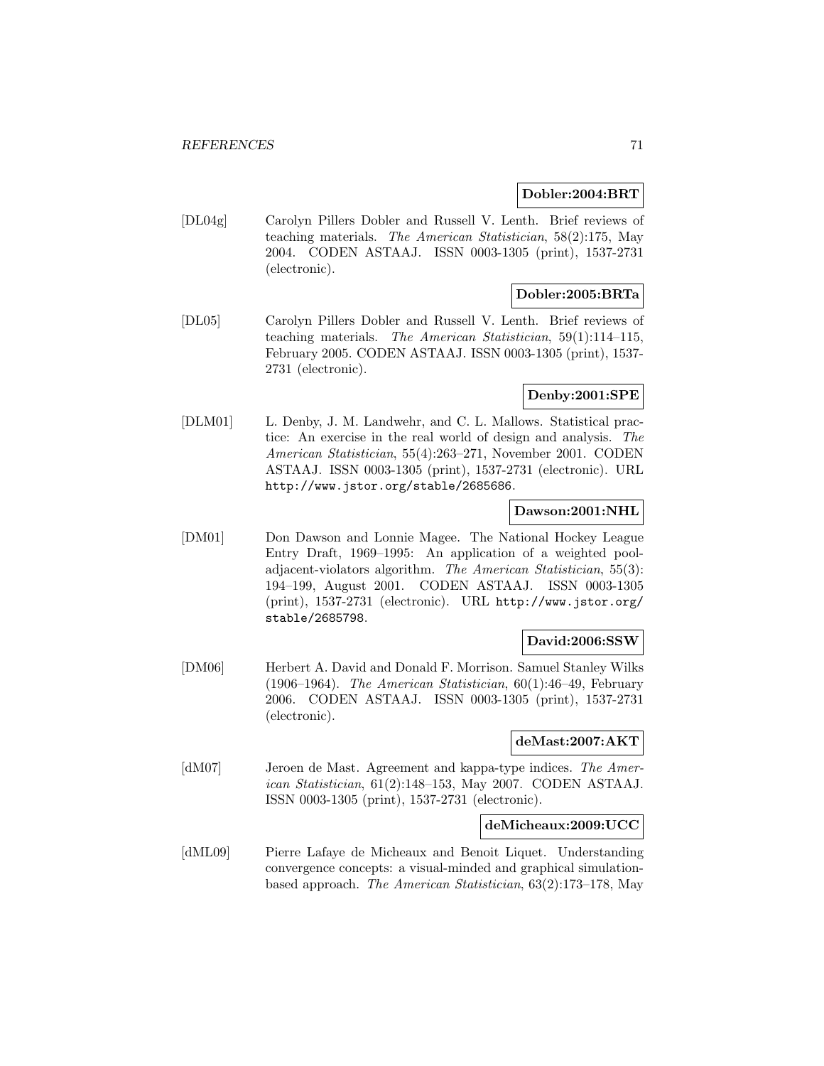**Dobler:2004:BRT**

[DL04g] Carolyn Pillers Dobler and Russell V. Lenth. Brief reviews of teaching materials. *The American Statistician*, 58(2):175, May 2004. CODEN ASTAAJ. ISSN 0003-1305 (print), 1537-2731 (electronic).

**Dobler:2005:BRTa**

[DL05] Carolyn Pillers Dobler and Russell V. Lenth. Brief reviews of teaching materials. *The American Statistician*, 59(1):114–115, February 2005. CODEN ASTAAJ. ISSN 0003-1305 (print), 1537-2731 (electronic).

**Denby:2001:SPE**

[DLM01] L. Denby, J. M. Landwehr, and C. L. Mallows. Statistical practice: An exercise in the real world of design and analysis. *The American Statistician*, 55(4):263–271, November 2001. CODEN ASTAAJ. ISSN 0003-1305 (print), 1537-2731 (electronic). URL http://www.jstor.org/stable/2685686.

**Dawson:2001:NHL**

[DM01] Don Dawson and Lonnie Magee. The National Hockey League Entry Draft, 1969–1995: An application of a weighted pool-adjacent-violators algorithm. *The American Statistician*, 55(3): 194–199, August 2001. CODEN ASTAAJ. ISSN 0003-1305 (print), 1537-2731 (electronic). URL http://www.jstor.org/stable/2685798.

**David:2006:SSW**

[DM06] Herbert A. David and Donald F. Morrison. Samuel Stanley Wilks (1906–1964). *The American Statistician*, 60(1):46–49, February 2006. CODEN ASTAAJ. ISSN 0003-1305 (print), 1537-2731 (electronic).

**deMast:2007:AKT**

[dM07] Jeroen de Mast. Agreement and kappa-type indices. *The American Statistician*, 61(2):148–153, May 2007. CODEN ASTAAJ. ISSN 0003-1305 (print), 1537-2731 (electronic).

**deMicheaux:2009:UCC**

[dML09] Pierre Lafaye de Micheaux and Benoit Liquet. Understanding convergence concepts: a visual-minded and graphical simulation-based approach. *The American Statistician*, 63(2):173–178, May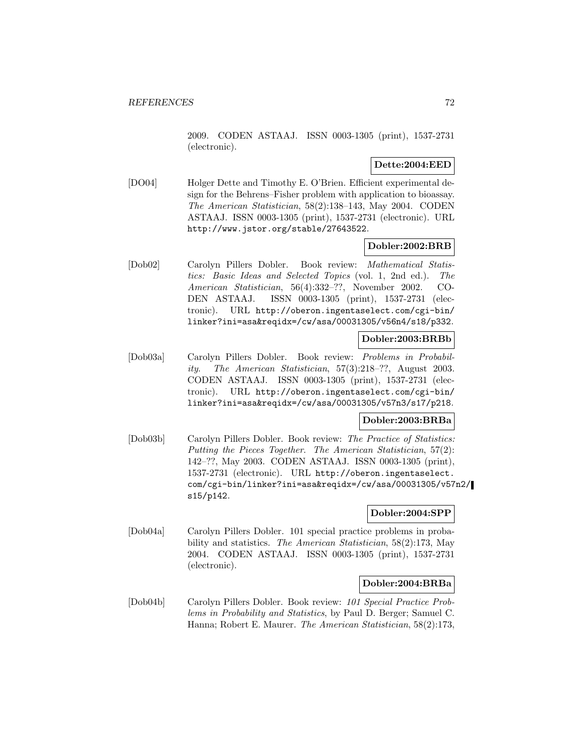2009. CODEN ASTAAJ. ISSN 0003-1305 (print), 1537-2731 (electronic).

**Dette:2004:EED**

[DO04] Holger Dette and Timothy E. O'Brien. Efficient experimental design for the Behrens–Fisher problem with application to bioassay. *The American Statistician*, 58(2):138–143, May 2004. CODEN ASTAAJ. ISSN 0003-1305 (print), 1537-2731 (electronic). URL http://www.jstor.org/stable/27643522.

**Dobler:2002:BRB**

[Dob02] Carolyn Pillers Dobler. Book review: *Mathematical Statistics: Basic Ideas and Selected Topics* (vol. 1, 2nd ed.). *The American Statistician*, 56(4):332–??, November 2002. CODEN ASTAAJ. ISSN 0003-1305 (print), 1537-2731 (electronic). URL http://oberon.ingentaselect.com/cgi-bin/linker?ini=asa&reqidx=/cw/asa/00031305/v56n4/s18/p332.

**Dobler:2003:BRBb**

[Dob03a] Carolyn Pillers Dobler. Book review: *Problems in Probability*. *The American Statistician*, 57(3):218–??, August 2003. CODEN ASTAAJ. ISSN 0003-1305 (print), 1537-2731 (electronic). URL http://oberon.ingentaselect.com/cgi-bin/linker?ini=asa&reqidx=/cw/asa/00031305/v57n3/s17/p218.

**Dobler:2003:BRBa**

[Dob03b] Carolyn Pillers Dobler. Book review: *The Practice of Statistics: Putting the Pieces Together*. *The American Statistician*, 57(2):142–??, May 2003. CODEN ASTAAJ. ISSN 0003-1305 (print), 1537-2731 (electronic). URL http://oberon.ingentaselect.com/cgi-bin/linker?ini=asa&reqidx=/cw/asa/00031305/v57n2/s15/p142.

**Dobler:2004:SPP**

[Dob04a] Carolyn Pillers Dobler. 101 special practice problems in probability and statistics. *The American Statistician*, 58(2):173, May 2004. CODEN ASTAAJ. ISSN 0003-1305 (print), 1537-2731 (electronic).

**Dobler:2004:BRBa**

[Dob04b] Carolyn Pillers Dobler. Book review: *101 Special Practice Problems in Probability and Statistics*, by Paul D. Berger; Samuel C. Hanna; Robert E. Maurer. *The American Statistician*, 58(2):173,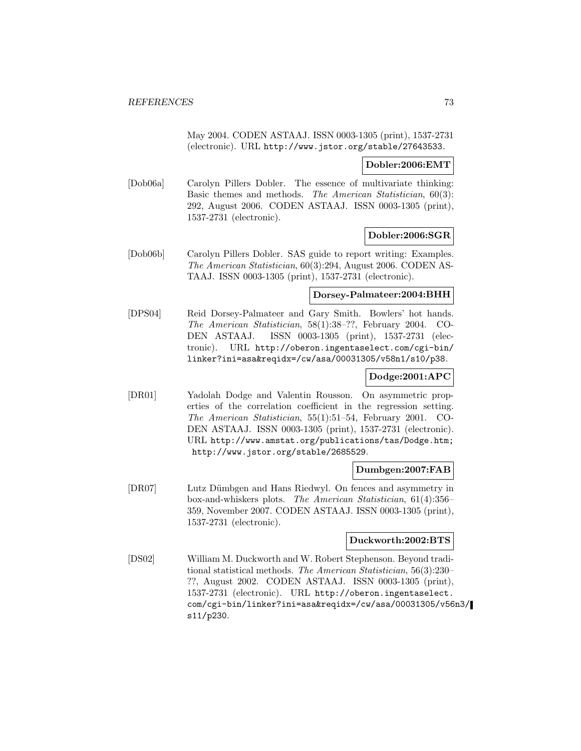May 2004. CODEN ASTAAJ. ISSN 0003-1305 (print), 1537-2731 (electronic). URL http://www.jstor.org/stable/27643533.

**Dobler:2006:EMT**

[Dob06a] Carolyn Pillers Dobler. The essence of multivariate thinking: Basic themes and methods. *The American Statistician*, 60(3): 292, August 2006. CODEN ASTAAJ. ISSN 0003-1305 (print), 1537-2731 (electronic).

**Dobler:2006:SGR**

[Dob06b] Carolyn Pillers Dobler. SAS guide to report writing: Examples. *The American Statistician*, 60(3):294, August 2006. CODEN ASTAAJ. ISSN 0003-1305 (print), 1537-2731 (electronic).

**Dorsey-Palmateer:2004:BHH**

[DPS04] Reid Dorsey-Palmateer and Gary Smith. Bowlers' hot hands. *The American Statistician*, 58(1):38–??, February 2004. CODEN ASTAAJ. ISSN 0003-1305 (print), 1537-2731 (electronic). URL http://oberon.ingentaselect.com/cgi-bin/linker?ini=asa&reqidx=/cw/asa/00031305/v58n1/s10/p38.

**Dodge:2001:APC**

[DR01] Yadolah Dodge and Valentin Rousson. On asymmetric properties of the correlation coefficient in the regression setting. *The American Statistician*, 55(1):51–54, February 2001. CODEN ASTAAJ. ISSN 0003-1305 (print), 1537-2731 (electronic). URL http://www.amstat.org/publications/tas/Dodge.htm; http://www.jstor.org/stable/2685529.

**Dumbgen:2007:FAB**

[DR07] Lutz Dümbgen and Hans Riedwyl. On fences and asymmetry in box-and-whiskers plots. *The American Statistician*, 61(4):356–359, November 2007. CODEN ASTAAJ. ISSN 0003-1305 (print), 1537-2731 (electronic).

**Duckworth:2002:BTS**

[DS02] William M. Duckworth and W. Robert Stephenson. Beyond traditional statistical methods. *The American Statistician*, 56(3):230–??, August 2002. CODEN ASTAAJ. ISSN 0003-1305 (print), 1537-2731 (electronic). URL http://oberon.ingentaselect.com/cgi-bin/linker?ini=asa&reqidx=/cw/asa/00031305/v56n3/s11/p230.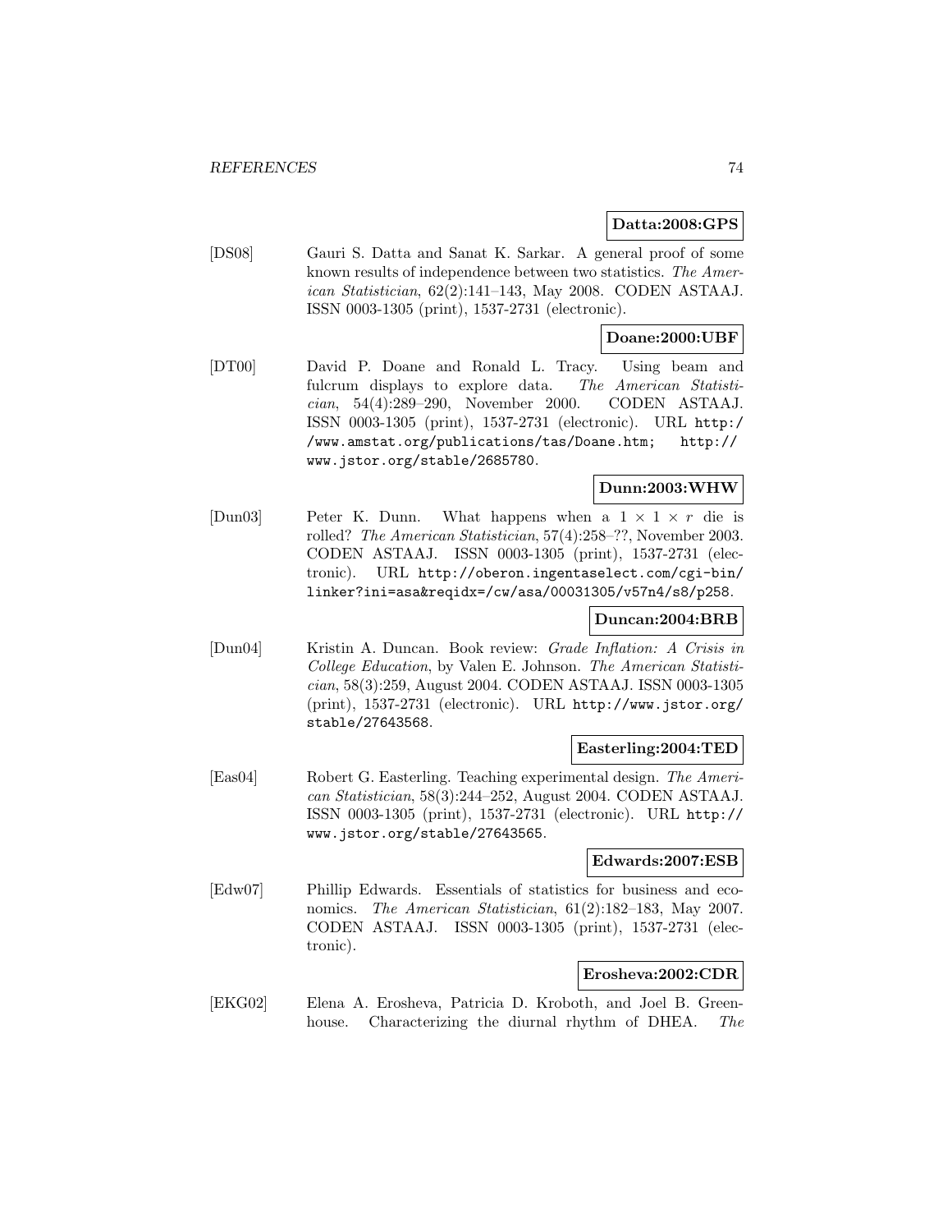**Datta:2008:GPS**

[DS08] Gauri S. Datta and Sanat K. Sarkar. A general proof of some known results of independence between two statistics. *The American Statistician*, 62(2):141–143, May 2008. CODEN ASTAAJ. ISSN 0003-1305 (print), 1537-2731 (electronic).

**Doane:2000:UBF**

[DT00] David P. Doane and Ronald L. Tracy. Using beam and fulcrum displays to explore data. *The American Statistician*, 54(4):289–290, November 2000. CODEN ASTAAJ. ISSN 0003-1305 (print), 1537-2731 (electronic). URL http://www.amstat.org/publications/tas/Doane.htm; http://www.jstor.org/stable/2685780.

**Dunn:2003:WHW**

[Dun03] Peter K. Dunn. What happens when a $1 \times 1 \times r$ die is rolled? *The American Statistician*, 57(4):258–??, November 2003. CODEN ASTAAJ. ISSN 0003-1305 (print), 1537-2731 (electronic). URL http://oberon.ingentaselect.com/cgi-bin/linker?ini=asa&reqidx=/cw/asa/00031305/v57n4/s8/p258.

**Duncan:2004:BRB**

[Dun04] Kristin A. Duncan. Book review: *Grade Inflation: A Crisis in College Education*, by Valen E. Johnson. *The American Statistician*, 58(3):259, August 2004. CODEN ASTAAJ. ISSN 0003-1305 (print), 1537-2731 (electronic). URL http://www.jstor.org/stable/27643568.

**Easterling:2004:TED**

[Eas04] Robert G. Easterling. Teaching experimental design. *The American Statistician*, 58(3):244–252, August 2004. CODEN ASTAAJ. ISSN 0003-1305 (print), 1537-2731 (electronic). URL http://www.jstor.org/stable/27643565.

**Edwards:2007:ESB**

[Edw07] Phillip Edwards. Essentials of statistics for business and economics. *The American Statistician*, 61(2):182–183, May 2007. CODEN ASTAAJ. ISSN 0003-1305 (print), 1537-2731 (electronic).

**Erosheva:2002:CDR**

[EKG02] Elena A. Erosheva, Patricia D. Kroboth, and Joel B. Greenhouse. Characterizing the diurnal rhythm of DHEA. *The*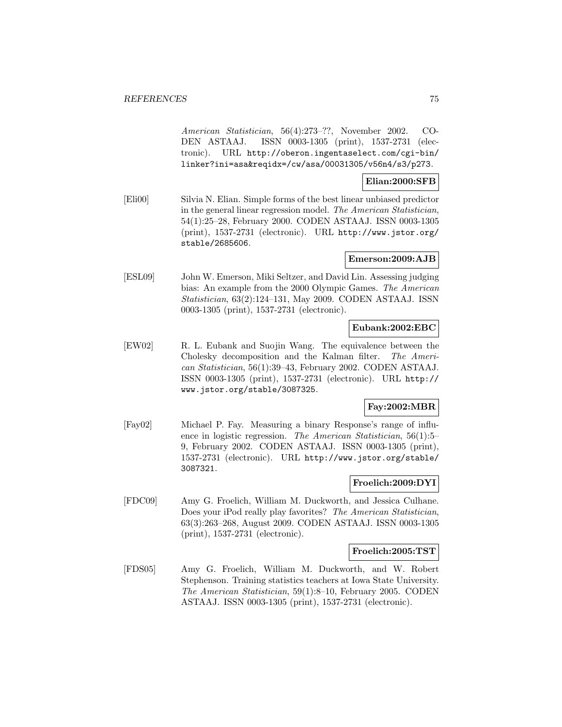*American Statistician*, 56(4):273–??, November 2002. CODEN ASTAAJ. ISSN 0003-1305 (print), 1537-2731 (electronic). URL http://oberon.ingentaselect.com/cgi-bin/linker?ini=asa&reqidx=/cw/asa/00031305/v56n4/s3/p273.

**Elian:2000:SFB**

[Eli00] Silvia N. Elian. Simple forms of the best linear unbiased predictor in the general linear regression model. *The American Statistician*, 54(1):25–28, February 2000. CODEN ASTAAJ. ISSN 0003-1305 (print), 1537-2731 (electronic). URL http://www.jstor.org/stable/2685606.

**Emerson:2009:AJB**

[ESL09] John W. Emerson, Miki Seltzer, and David Lin. Assessing judging bias: An example from the 2000 Olympic Games. *The American Statistician*, 63(2):124–131, May 2009. CODEN ASTAAJ. ISSN 0003-1305 (print), 1537-2731 (electronic).

**Eubank:2002:EBC**

[EW02] R. L. Eubank and Suojin Wang. The equivalence between the Cholesky decomposition and the Kalman filter. *The American Statistician*, 56(1):39–43, February 2002. CODEN ASTAAJ. ISSN 0003-1305 (print), 1537-2731 (electronic). URL http://www.jstor.org/stable/3087325.

**Fay:2002:MBR**

[Fay02] Michael P. Fay. Measuring a binary Response's range of influence in logistic regression. *The American Statistician*, 56(1):5–9, February 2002. CODEN ASTAAJ. ISSN 0003-1305 (print), 1537-2731 (electronic). URL http://www.jstor.org/stable/3087321.

**Froelich:2009:DYI**

[FDC09] Amy G. Froelich, William M. Duckworth, and Jessica Culhane. Does your iPod really play favorites? *The American Statistician*, 63(3):263–268, August 2009. CODEN ASTAAJ. ISSN 0003-1305 (print), 1537-2731 (electronic).

**Froelich:2005:TST**

[FDS05] Amy G. Froelich, William M. Duckworth, and W. Robert Stephenson. Training statistics teachers at Iowa State University. *The American Statistician*, 59(1):8–10, February 2005. CODEN ASTAAJ. ISSN 0003-1305 (print), 1537-2731 (electronic).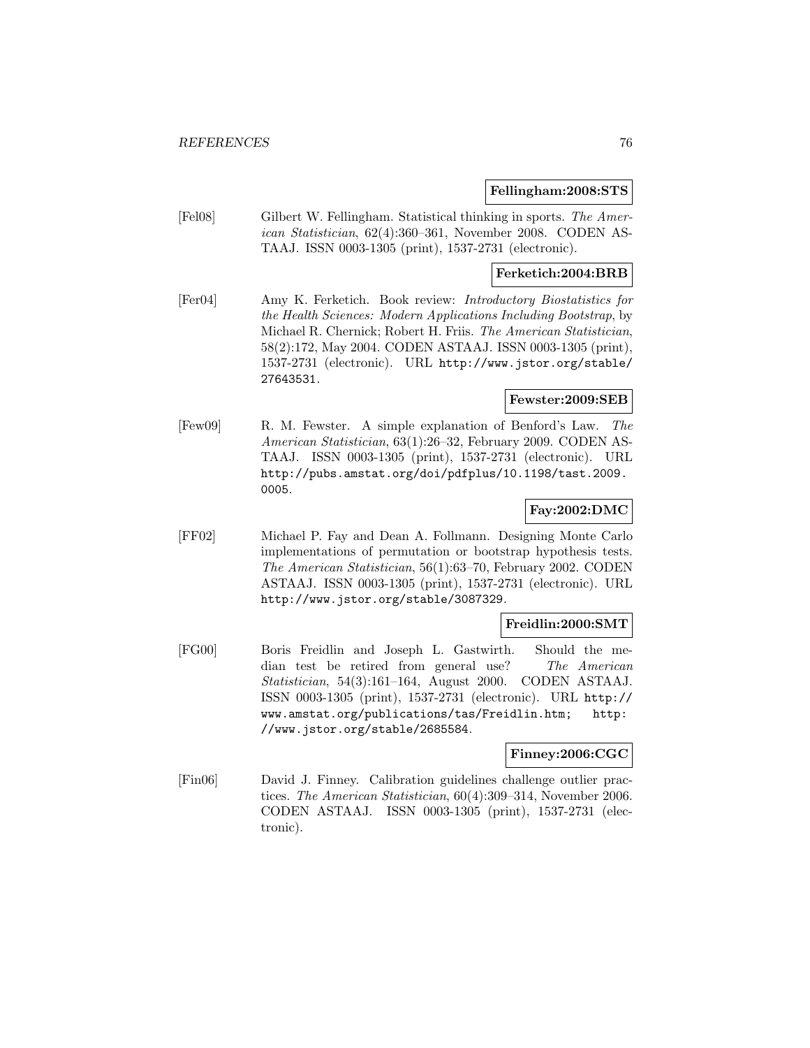**Fellingham:2008:STS**

[Fel08] Gilbert W. Fellingham. Statistical thinking in sports. *The American Statistician*, 62(4):360–361, November 2008. CODEN ASTAAJ. ISSN 0003-1305 (print), 1537-2731 (electronic).

**Ferketich:2004:BRB**

[Fer04] Amy K. Ferketich. Book review: *Introductory Biostatistics for the Health Sciences: Modern Applications Including Bootstrap*, by Michael R. Chernick; Robert H. Friis. *The American Statistician*, 58(2):172, May 2004. CODEN ASTAAJ. ISSN 0003-1305 (print), 1537-2731 (electronic). URL http://www.jstor.org/stable/27643531.

**Fewster:2009:SEB**

[Few09] R. M. Fewster. A simple explanation of Benford's Law. *The American Statistician*, 63(1):26–32, February 2009. CODEN ASTAAJ. ISSN 0003-1305 (print), 1537-2731 (electronic). URL http://pubs.amstat.org/doi/pdfplus/10.1198/tast.2009.0005.

**Fay:2002:DMC**

[FF02] Michael P. Fay and Dean A. Follmann. Designing Monte Carlo implementations of permutation or bootstrap hypothesis tests. *The American Statistician*, 56(1):63–70, February 2002. CODEN ASTAAJ. ISSN 0003-1305 (print), 1537-2731 (electronic). URL http://www.jstor.org/stable/3087329.

**Freidlin:2000:SMT**

[FG00] Boris Freidlin and Joseph L. Gastwirth. Should the median test be retired from general use? *The American Statistician*, 54(3):161–164, August 2000. CODEN ASTAAJ. ISSN 0003-1305 (print), 1537-2731 (electronic). URL http://www.amstat.org/publications/tas/Freidlin.htm; http://www.jstor.org/stable/2685584.

**Finney:2006:CGC**

[Fin06] David J. Finney. Calibration guidelines challenge outlier practices. *The American Statistician*, 60(4):309–314, November 2006. CODEN ASTAAJ. ISSN 0003-1305 (print), 1537-2731 (electronic).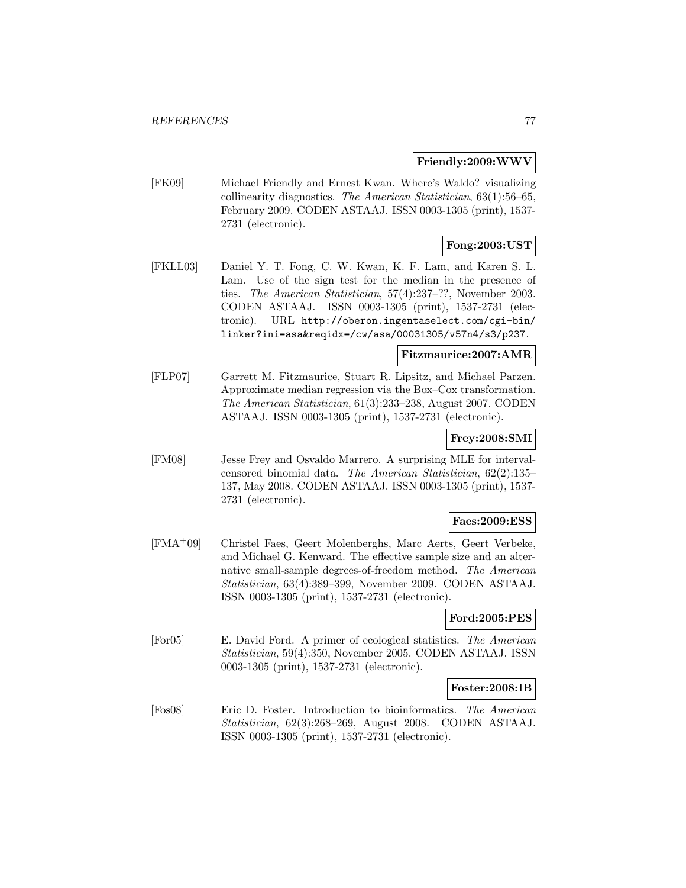**Friendly:2009:WWV**

[FK09] Michael Friendly and Ernest Kwan. Where's Waldo? visualizing collinearity diagnostics. *The American Statistician*, 63(1):56–65, February 2009. CODEN ASTAAJ. ISSN 0003-1305 (print), 1537-2731 (electronic).

**Fong:2003:UST**

[FKLL03] Daniel Y. T. Fong, C. W. Kwan, K. F. Lam, and Karen S. L. Lam. Use of the sign test for the median in the presence of ties. *The American Statistician*, 57(4):237–??, November 2003. CODEN ASTAAJ. ISSN 0003-1305 (print), 1537-2731 (electronic). URL `http://oberon.ingentaselect.com/cgi-bin/linker?ini=asa&reqidx=/cw/asa/00031305/v57n4/s3/p237`.

**Fitzmaurice:2007:AMR**

[FLP07] Garrett M. Fitzmaurice, Stuart R. Lipsitz, and Michael Parzen. Approximate median regression via the Box–Cox transformation. *The American Statistician*, 61(3):233–238, August 2007. CODEN ASTAAJ. ISSN 0003-1305 (print), 1537-2731 (electronic).

**Frey:2008:SMI**

[FM08] Jesse Frey and Osvaldo Marrero. A surprising MLE for interval-censored binomial data. *The American Statistician*, 62(2):135–137, May 2008. CODEN ASTAAJ. ISSN 0003-1305 (print), 1537-2731 (electronic).

**Faes:2009:ESS**

[FMA+09] Christel Faes, Geert Molenberghs, Marc Aerts, Geert Verbeke, and Michael G. Kenward. The effective sample size and an alternative small-sample degrees-of-freedom method. *The American Statistician*, 63(4):389–399, November 2009. CODEN ASTAAJ. ISSN 0003-1305 (print), 1537-2731 (electronic).

**Ford:2005:PES**

[For05] E. David Ford. A primer of ecological statistics. *The American Statistician*, 59(4):350, November 2005. CODEN ASTAAJ. ISSN 0003-1305 (print), 1537-2731 (electronic).

**Foster:2008:IB**

[Fos08] Eric D. Foster. Introduction to bioinformatics. *The American Statistician*, 62(3):268–269, August 2008. CODEN ASTAAJ. ISSN 0003-1305 (print), 1537-2731 (electronic).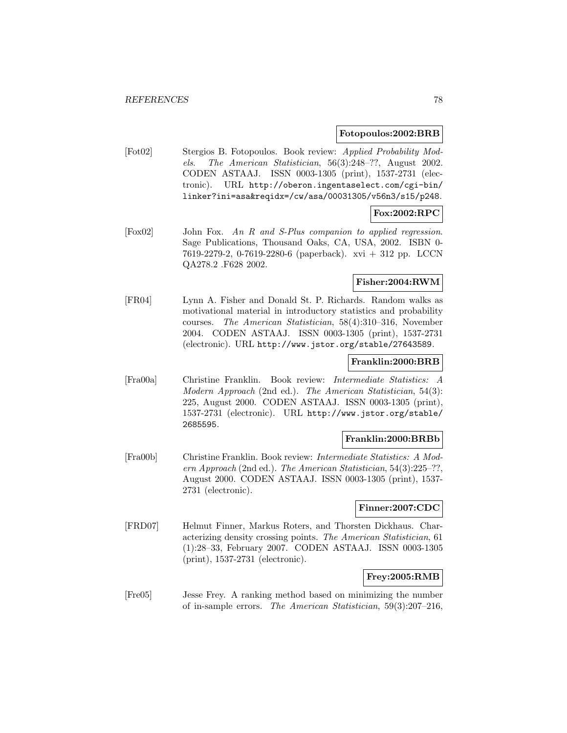**Fotopoulos:2002:BRB**

[Fot02] Stergios B. Fotopoulos. Book review: *Applied Probability Models*. *The American Statistician*, 56(3):248–??, August 2002. CODEN ASTAAJ. ISSN 0003-1305 (print), 1537-2731 (electronic). URL `http://oberon.ingentaselect.com/cgi-bin/linker?ini=asa&reqidx=/cw/asa/00031305/v56n3/s15/p248`.

**Fox:2002:RPC**

[Fox02] John Fox. *An R and S-Plus companion to applied regression*. Sage Publications, Thousand Oaks, CA, USA, 2002. ISBN 0-7619-2279-2, 0-7619-2280-6 (paperback). xvi + 312 pp. LCCN QA278.2 .F628 2002.

**Fisher:2004:RWM**

[FR04] Lynn A. Fisher and Donald St. P. Richards. Random walks as motivational material in introductory statistics and probability courses. *The American Statistician*, 58(4):310–316, November 2004. CODEN ASTAAJ. ISSN 0003-1305 (print), 1537-2731 (electronic). URL `http://www.jstor.org/stable/27643589`.

**Franklin:2000:BRB**

[Fra00a] Christine Franklin. Book review: *Intermediate Statistics: A Modern Approach* (2nd ed.). *The American Statistician*, 54(3): 225, August 2000. CODEN ASTAAJ. ISSN 0003-1305 (print), 1537-2731 (electronic). URL `http://www.jstor.org/stable/2685595`.

**Franklin:2000:BRBb**

[Fra00b] Christine Franklin. Book review: *Intermediate Statistics: A Modern Approach* (2nd ed.). *The American Statistician*, 54(3):225–??, August 2000. CODEN ASTAAJ. ISSN 0003-1305 (print), 1537-2731 (electronic).

**Finner:2007:CDC**

[FRD07] Helmut Finner, Markus Roters, and Thorsten Dickhaus. Characterizing density crossing points. *The American Statistician*, 61 (1):28–33, February 2007. CODEN ASTAAJ. ISSN 0003-1305 (print), 1537-2731 (electronic).

**Frey:2005:RMB**

[Fre05] Jesse Frey. A ranking method based on minimizing the number of in-sample errors. *The American Statistician*, 59(3):207–216,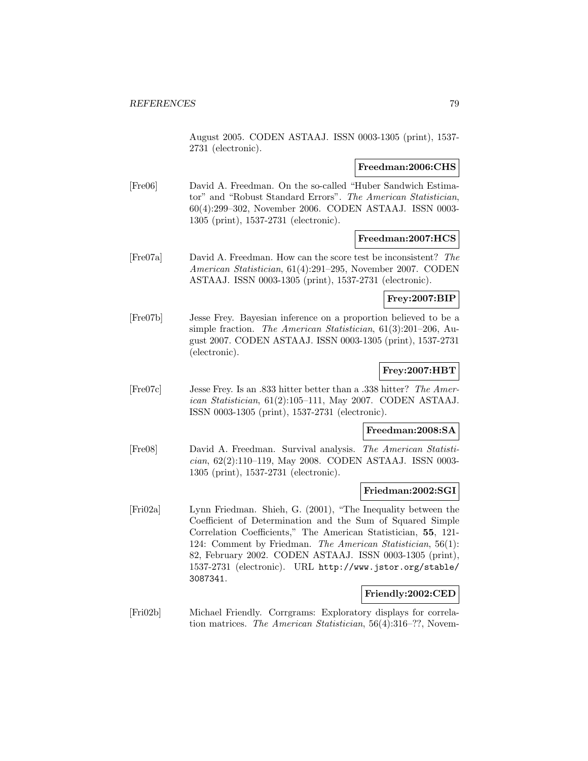August 2005. CODEN ASTAAJ. ISSN 0003-1305 (print), 1537-2731 (electronic).

**Freedman:2006:CHS**

[Fre06] David A. Freedman. On the so-called "Huber Sandwich Estimator" and "Robust Standard Errors". *The American Statistician*, 60(4):299–302, November 2006. CODEN ASTAAJ. ISSN 0003-1305 (print), 1537-2731 (electronic).

**Freedman:2007:HCS**

[Fre07a] David A. Freedman. How can the score test be inconsistent? *The American Statistician*, 61(4):291–295, November 2007. CODEN ASTAAJ. ISSN 0003-1305 (print), 1537-2731 (electronic).

**Frey:2007:BIP**

[Fre07b] Jesse Frey. Bayesian inference on a proportion believed to be a simple fraction. *The American Statistician*, 61(3):201–206, August 2007. CODEN ASTAAJ. ISSN 0003-1305 (print), 1537-2731 (electronic).

**Frey:2007:HBT**

[Fre07c] Jesse Frey. Is an .833 hitter better than a .338 hitter? *The American Statistician*, 61(2):105–111, May 2007. CODEN ASTAAJ. ISSN 0003-1305 (print), 1537-2731 (electronic).

**Freedman:2008:SA**

[Fre08] David A. Freedman. Survival analysis. *The American Statistician*, 62(2):110–119, May 2008. CODEN ASTAAJ. ISSN 0003-1305 (print), 1537-2731 (electronic).

**Friedman:2002:SGI**

[Fri02a] Lynn Friedman. Shieh, G. (2001), "The Inequality between the Coefficient of Determination and the Sum of Squared Simple Correlation Coefficients," The American Statistician, **55**, 121-124: Comment by Friedman. *The American Statistician*, 56(1): 82, February 2002. CODEN ASTAAJ. ISSN 0003-1305 (print), 1537-2731 (electronic). URL http://www.jstor.org/stable/3087341.

**Friendly:2002:CED**

[Fri02b] Michael Friendly. Corrgrams: Exploratory displays for correlation matrices. *The American Statistician*, 56(4):316–??, Novem-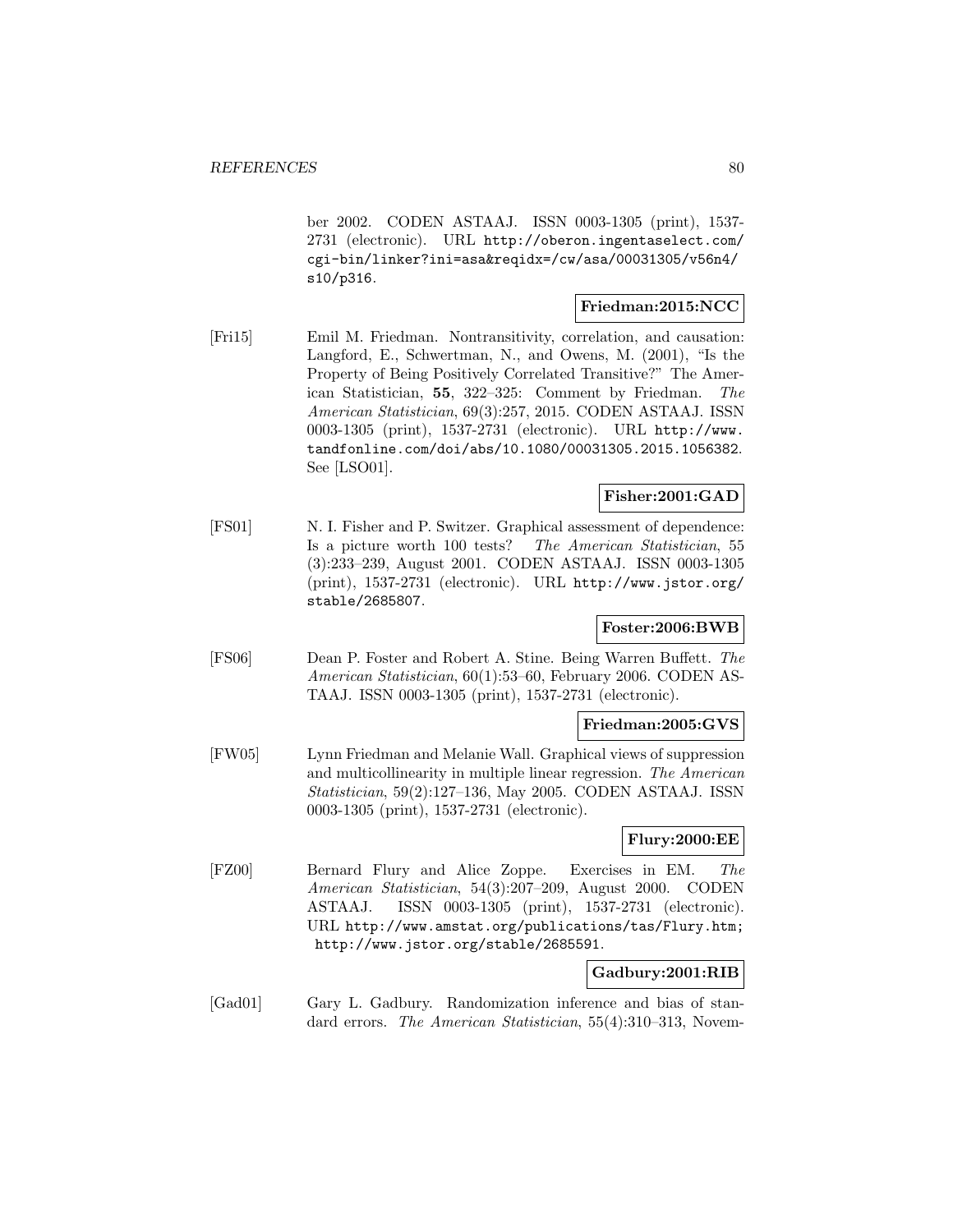ber 2002. CODEN ASTAAJ. ISSN 0003-1305 (print), 1537-2731 (electronic). URL http://oberon.ingentaselect.com/cgi-bin/linker?ini=asa&reqidx=/cw/asa/00031305/v56n4/s10/p316.

**Friedman:2015:NCC**

[Fri15] Emil M. Friedman. Nontransitivity, correlation, and causation: Langford, E., Schwertman, N., and Owens, M. (2001), "Is the Property of Being Positively Correlated Transitive?" The American Statistician, **55**, 322–325: Comment by Friedman. *The American Statistician*, 69(3):257, 2015. CODEN ASTAAJ. ISSN 0003-1305 (print), 1537-2731 (electronic). URL http://www.tandfonline.com/doi/abs/10.1080/00031305.2015.1056382. See [LSO01].

**Fisher:2001:GAD**

[FS01] N. I. Fisher and P. Switzer. Graphical assessment of dependence: Is a picture worth 100 tests? *The American Statistician*, 55(3):233–239, August 2001. CODEN ASTAAJ. ISSN 0003-1305 (print), 1537-2731 (electronic). URL http://www.jstor.org/stable/2685807.

**Foster:2006:BWB**

[FS06] Dean P. Foster and Robert A. Stine. Being Warren Buffett. *The American Statistician*, 60(1):53–60, February 2006. CODEN ASTAAJ. ISSN 0003-1305 (print), 1537-2731 (electronic).

**Friedman:2005:GVS**

[FW05] Lynn Friedman and Melanie Wall. Graphical views of suppression and multicollinearity in multiple linear regression. *The American Statistician*, 59(2):127–136, May 2005. CODEN ASTAAJ. ISSN 0003-1305 (print), 1537-2731 (electronic).

**Flury:2000:EE**

[FZ00] Bernard Flury and Alice Zoppe. Exercises in EM. *The American Statistician*, 54(3):207–209, August 2000. CODEN ASTAAJ. ISSN 0003-1305 (print), 1537-2731 (electronic). URL http://www.amstat.org/publications/tas/Flury.htm; http://www.jstor.org/stable/2685591.

**Gadbury:2001:RIB**

[Gad01] Gary L. Gadbury. Randomization inference and bias of standard errors. *The American Statistician*, 55(4):310–313, Novem-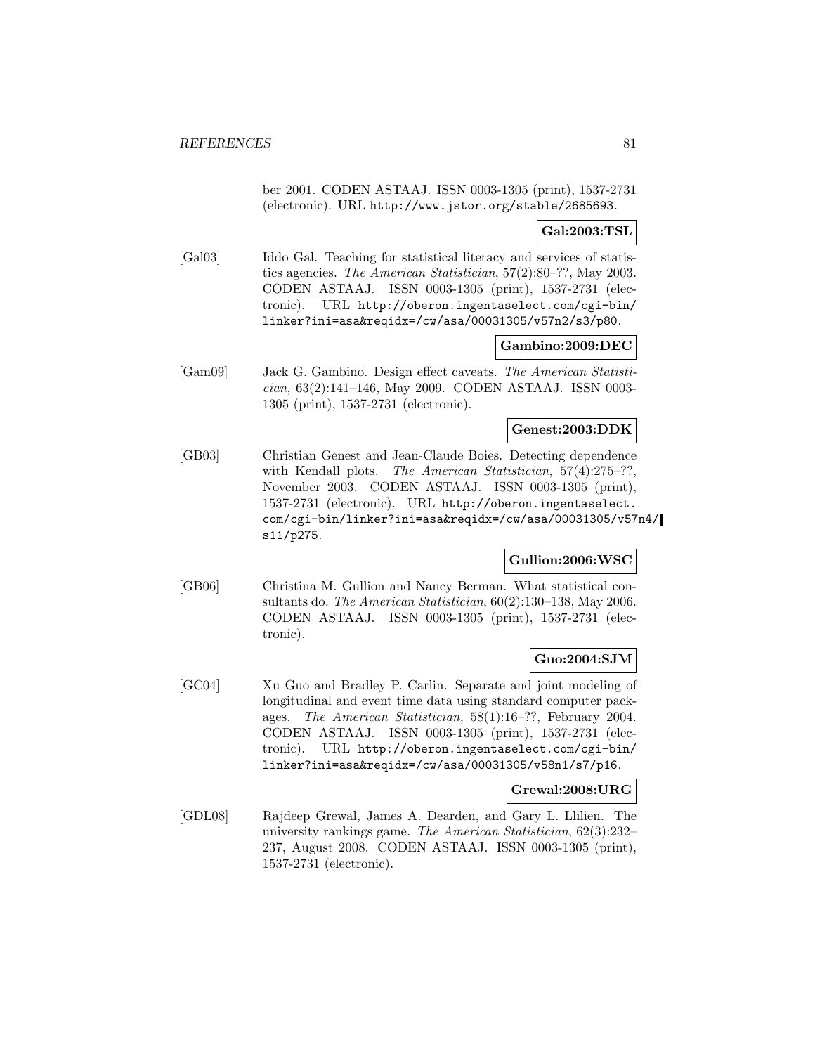ber 2001. CODEN ASTAAJ. ISSN 0003-1305 (print), 1537-2731 (electronic). URL http://www.jstor.org/stable/2685693.

**Gal:2003:TSL**

[Gal03] Iddo Gal. Teaching for statistical literacy and services of statistics agencies. *The American Statistician*, 57(2):80–??, May 2003. CODEN ASTAAJ. ISSN 0003-1305 (print), 1537-2731 (electronic). URL http://oberon.ingentaselect.com/cgi-bin/linker?ini=asa&reqidx=/cw/asa/00031305/v57n2/s3/p80.

**Gambino:2009:DEC**

[Gam09] Jack G. Gambino. Design effect caveats. *The American Statistician*, 63(2):141–146, May 2009. CODEN ASTAAJ. ISSN 0003-1305 (print), 1537-2731 (electronic).

**Genest:2003:DDK**

[GB03] Christian Genest and Jean-Claude Boies. Detecting dependence with Kendall plots. *The American Statistician*, 57(4):275–??, November 2003. CODEN ASTAAJ. ISSN 0003-1305 (print), 1537-2731 (electronic). URL http://oberon.ingentaselect.com/cgi-bin/linker?ini=asa&reqidx=/cw/asa/00031305/v57n4/s11/p275.

**Gullion:2006:WSC**

[GB06] Christina M. Gullion and Nancy Berman. What statistical consultants do. *The American Statistician*, 60(2):130–138, May 2006. CODEN ASTAAJ. ISSN 0003-1305 (print), 1537-2731 (electronic).

**Guo:2004:SJM**

[GC04] Xu Guo and Bradley P. Carlin. Separate and joint modeling of longitudinal and event time data using standard computer packages. *The American Statistician*, 58(1):16–??, February 2004. CODEN ASTAAJ. ISSN 0003-1305 (print), 1537-2731 (electronic). URL http://oberon.ingentaselect.com/cgi-bin/linker?ini=asa&reqidx=/cw/asa/00031305/v58n1/s7/p16.

**Grewal:2008:URG**

[GDL08] Rajdeep Grewal, James A. Dearden, and Gary L. Llilien. The university rankings game. *The American Statistician*, 62(3):232–237, August 2008. CODEN ASTAAJ. ISSN 0003-1305 (print), 1537-2731 (electronic).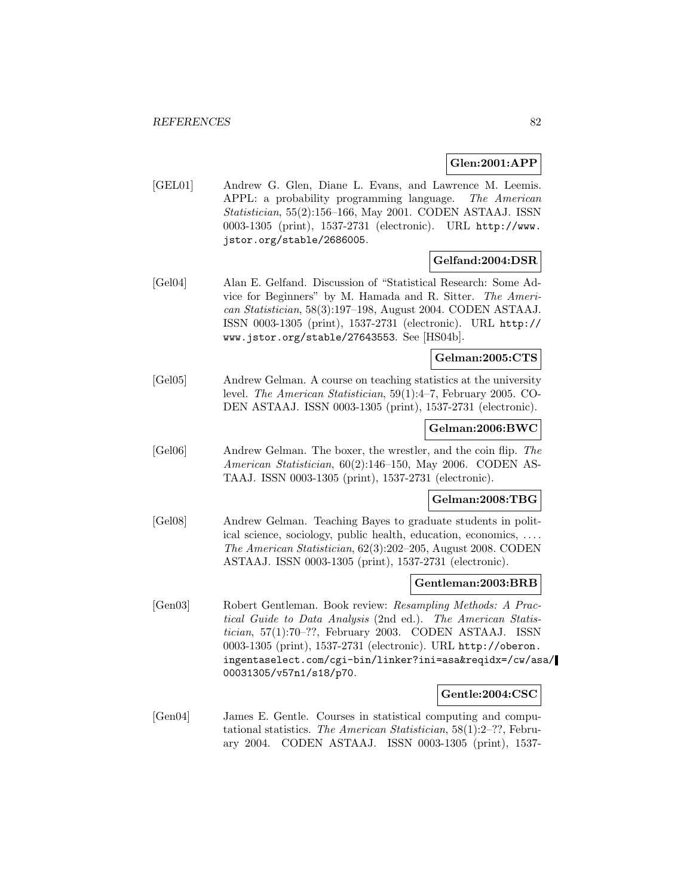**Glen:2001:APP**

[GEL01] Andrew G. Glen, Diane L. Evans, and Lawrence M. Leemis. APPL: a probability programming language. *The American Statistician*, 55(2):156–166, May 2001. CODEN ASTAAJ. ISSN 0003-1305 (print), 1537-2731 (electronic). URL `http://www.jstor.org/stable/2686005`.

**Gelfand:2004:DSR**

[Gel04] Alan E. Gelfand. Discussion of "Statistical Research: Some Advice for Beginners" by M. Hamada and R. Sitter. *The American Statistician*, 58(3):197–198, August 2004. CODEN ASTAAJ. ISSN 0003-1305 (print), 1537-2731 (electronic). URL `http://www.jstor.org/stable/27643553`. See [HS04b].

**Gelman:2005:CTS**

[Gel05] Andrew Gelman. A course on teaching statistics at the university level. *The American Statistician*, 59(1):4–7, February 2005. CODEN ASTAAJ. ISSN 0003-1305 (print), 1537-2731 (electronic).

**Gelman:2006:BWC**

[Gel06] Andrew Gelman. The boxer, the wrestler, and the coin flip. *The American Statistician*, 60(2):146–150, May 2006. CODEN ASTAAJ. ISSN 0003-1305 (print), 1537-2731 (electronic).

**Gelman:2008:TBG**

[Gel08] Andrew Gelman. Teaching Bayes to graduate students in political science, sociology, public health, education, economics, .... *The American Statistician*, 62(3):202–205, August 2008. CODEN ASTAAJ. ISSN 0003-1305 (print), 1537-2731 (electronic).

**Gentleman:2003:BRB**

[Gen03] Robert Gentleman. Book review: *Resampling Methods: A Practical Guide to Data Analysis* (2nd ed.). *The American Statistician*, 57(1):70–??, February 2003. CODEN ASTAAJ. ISSN 0003-1305 (print), 1537-2731 (electronic). URL `http://oberon.ingentaselect.com/cgi-bin/linker?ini=asa&reqidx=/cw/asa/00031305/v57n1/s18/p70`.

**Gentle:2004:CSC**

[Gen04] James E. Gentle. Courses in statistical computing and computational statistics. *The American Statistician*, 58(1):2–??, February 2004. CODEN ASTAAJ. ISSN 0003-1305 (print), 1537-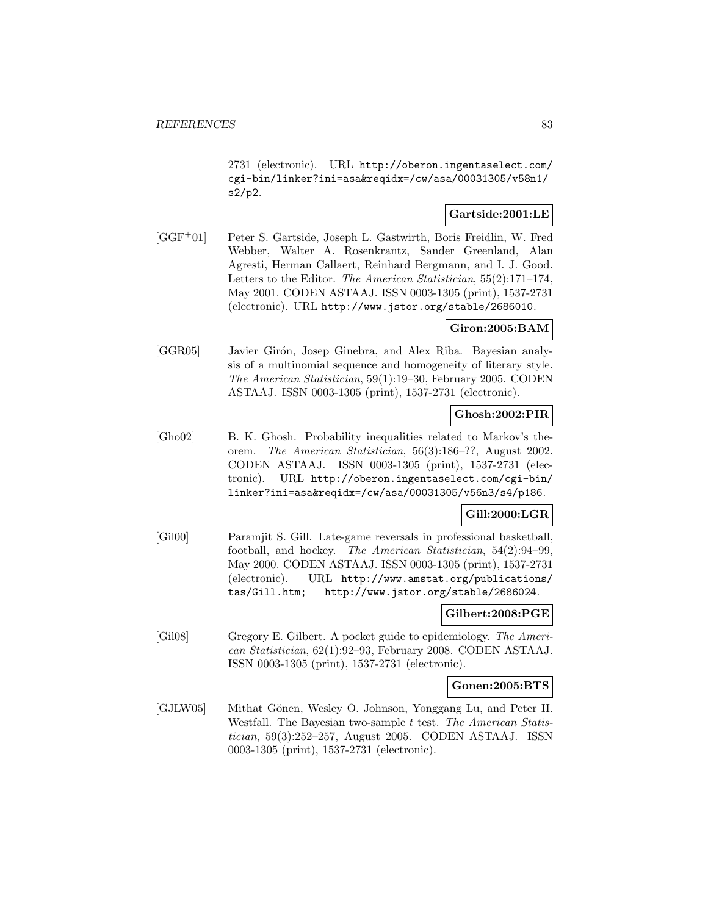2731 (electronic). URL http://oberon.ingentaselect.com/cgi-bin/linker?ini=asa&reqidx=/cw/asa/00031305/v58n1/s2/p2.

**Gartside:2001:LE**

[GGF+01] Peter S. Gartside, Joseph L. Gastwirth, Boris Freidlin, W. Fred Webber, Walter A. Rosenkrantz, Sander Greenland, Alan Agresti, Herman Callaert, Reinhard Bergmann, and I. J. Good. Letters to the Editor. *The American Statistician*, 55(2):171–174, May 2001. CODEN ASTAAJ. ISSN 0003-1305 (print), 1537-2731 (electronic). URL http://www.jstor.org/stable/2686010.

**Giron:2005:BAM**

[GGR05] Javier Girón, Josep Ginebra, and Alex Riba. Bayesian analysis of a multinomial sequence and homogeneity of literary style. *The American Statistician*, 59(1):19–30, February 2005. CODEN ASTAAJ. ISSN 0003-1305 (print), 1537-2731 (electronic).

**Ghosh:2002:PIR**

[Gho02] B. K. Ghosh. Probability inequalities related to Markov's theorem. *The American Statistician*, 56(3):186–??, August 2002. CODEN ASTAAJ. ISSN 0003-1305 (print), 1537-2731 (electronic). URL http://oberon.ingentaselect.com/cgi-bin/linker?ini=asa&reqidx=/cw/asa/00031305/v56n3/s4/p186.

**Gill:2000:LGR**

[Gil00] Paramjit S. Gill. Late-game reversals in professional basketball, football, and hockey. *The American Statistician*, 54(2):94–99, May 2000. CODEN ASTAAJ. ISSN 0003-1305 (print), 1537-2731 (electronic). URL http://www.amstat.org/publications/tas/Gill.htm; http://www.jstor.org/stable/2686024.

**Gilbert:2008:PGE**

[Gil08] Gregory E. Gilbert. A pocket guide to epidemiology. *The American Statistician*, 62(1):92–93, February 2008. CODEN ASTAAJ. ISSN 0003-1305 (print), 1537-2731 (electronic).

**Gonen:2005:BTS**

[GJLW05] Mithat Gönen, Wesley O. Johnson, Yonggang Lu, and Peter H. Westfall. The Bayesian two-sample $t$ test. *The American Statistician*, 59(3):252–257, August 2005. CODEN ASTAAJ. ISSN 0003-1305 (print), 1537-2731 (electronic).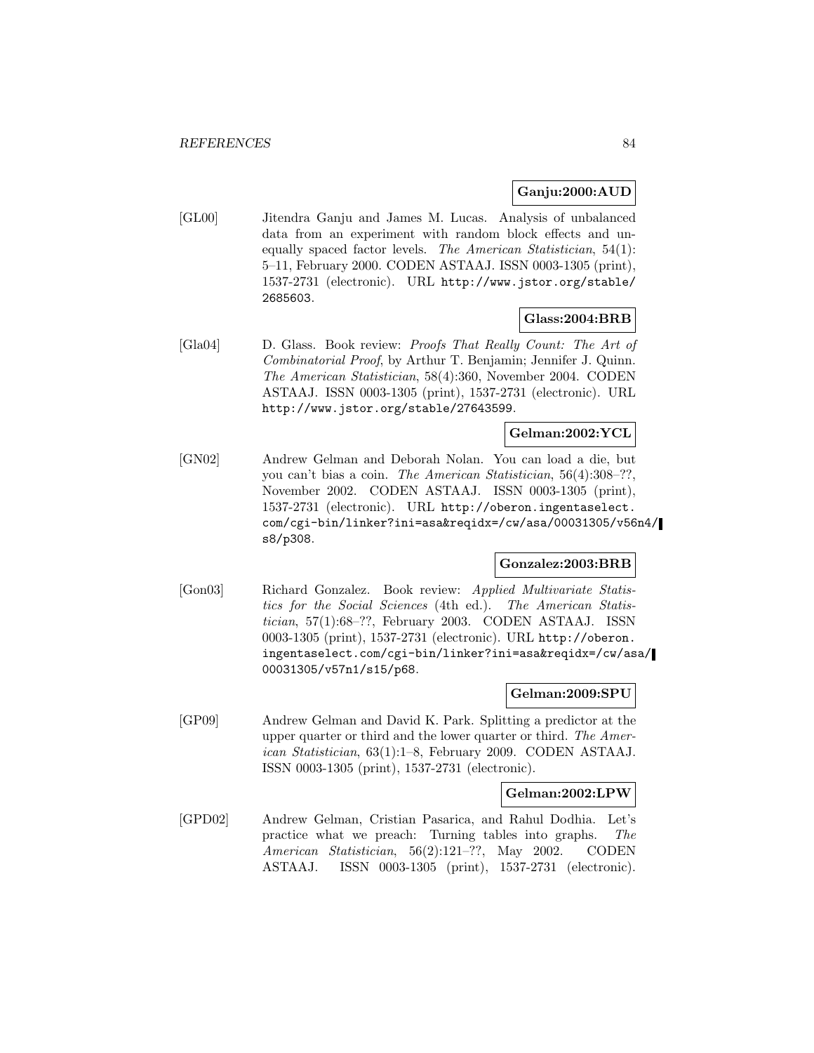**Ganju:2000:AUD**

[GL00] Jitendra Ganju and James M. Lucas. Analysis of unbalanced data from an experiment with random block effects and unequally spaced factor levels. *The American Statistician*, 54(1): 5–11, February 2000. CODEN ASTAAJ. ISSN 0003-1305 (print), 1537-2731 (electronic). URL `http://www.jstor.org/stable/2685603`.

**Glass:2004:BRB**

[Gla04] D. Glass. Book review: *Proofs That Really Count: The Art of Combinatorial Proof*, by Arthur T. Benjamin; Jennifer J. Quinn. *The American Statistician*, 58(4):360, November 2004. CODEN ASTAAJ. ISSN 0003-1305 (print), 1537-2731 (electronic). URL `http://www.jstor.org/stable/27643599`.

**Gelman:2002:YCL**

[GN02] Andrew Gelman and Deborah Nolan. You can load a die, but you can't bias a coin. *The American Statistician*, 56(4):308–??, November 2002. CODEN ASTAAJ. ISSN 0003-1305 (print), 1537-2731 (electronic). URL `http://oberon.ingentaselect.com/cgi-bin/linker?ini=asa&reqidx=/cw/asa/00031305/v56n4/s8/p308`.

**Gonzalez:2003:BRB**

[Gon03] Richard Gonzalez. Book review: *Applied Multivariate Statistics for the Social Sciences* (4th ed.). *The American Statistician*, 57(1):68–??, February 2003. CODEN ASTAAJ. ISSN 0003-1305 (print), 1537-2731 (electronic). URL `http://oberon.ingentaselect.com/cgi-bin/linker?ini=asa&reqidx=/cw/asa/00031305/v57n1/s15/p68`.

**Gelman:2009:SPU**

[GP09] Andrew Gelman and David K. Park. Splitting a predictor at the upper quarter or third and the lower quarter or third. *The American Statistician*, 63(1):1–8, February 2009. CODEN ASTAAJ. ISSN 0003-1305 (print), 1537-2731 (electronic).

**Gelman:2002:LPW**

[GPD02] Andrew Gelman, Cristian Pasarica, and Rahul Dodhia. Let's practice what we preach: Turning tables into graphs. *The American Statistician*, 56(2):121–??, May 2002. CODEN ASTAAJ. ISSN 0003-1305 (print), 1537-2731 (electronic).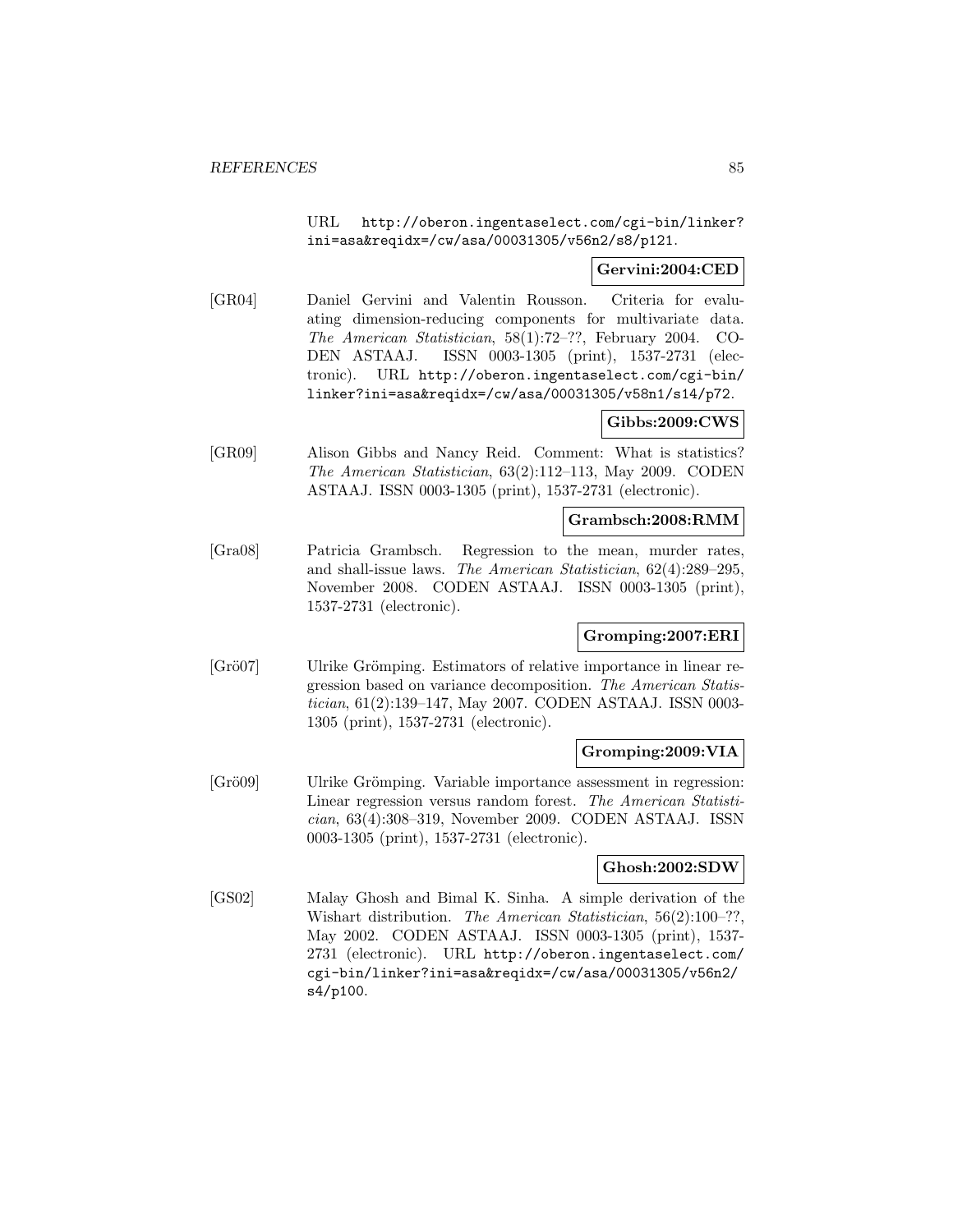URL http://oberon.ingentaselect.com/cgi-bin/linker?ini=asa&reqidx=/cw/asa/00031305/v56n2/s8/p121.

**Gervini:2004:CED**

[GR04] Daniel Gervini and Valentin Rousson. Criteria for evaluating dimension-reducing components for multivariate data. *The American Statistician*, 58(1):72–??, February 2004. CODEN ASTAAJ. ISSN 0003-1305 (print), 1537-2731 (electronic). URL http://oberon.ingentaselect.com/cgi-bin/linker?ini=asa&reqidx=/cw/asa/00031305/v58n1/s14/p72.

**Gibbs:2009:CWS**

[GR09] Alison Gibbs and Nancy Reid. Comment: What is statistics? *The American Statistician*, 63(2):112–113, May 2009. CODEN ASTAAJ. ISSN 0003-1305 (print), 1537-2731 (electronic).

**Grambsch:2008:RMM**

[Gra08] Patricia Grambsch. Regression to the mean, murder rates, and shall-issue laws. *The American Statistician*, 62(4):289–295, November 2008. CODEN ASTAAJ. ISSN 0003-1305 (print), 1537-2731 (electronic).

**Gromping:2007:ERI**

[Grö07] Ulrike Grömping. Estimators of relative importance in linear regression based on variance decomposition. *The American Statistician*, 61(2):139–147, May 2007. CODEN ASTAAJ. ISSN 0003-1305 (print), 1537-2731 (electronic).

**Gromping:2009:VIA**

[Grö09] Ulrike Grömping. Variable importance assessment in regression: Linear regression versus random forest. *The American Statistician*, 63(4):308–319, November 2009. CODEN ASTAAJ. ISSN 0003-1305 (print), 1537-2731 (electronic).

**Ghosh:2002:SDW**

[GS02] Malay Ghosh and Bimal K. Sinha. A simple derivation of the Wishart distribution. *The American Statistician*, 56(2):100–??, May 2002. CODEN ASTAAJ. ISSN 0003-1305 (print), 1537-2731 (electronic). URL http://oberon.ingentaselect.com/cgi-bin/linker?ini=asa&reqidx=/cw/asa/00031305/v56n2/s4/p100.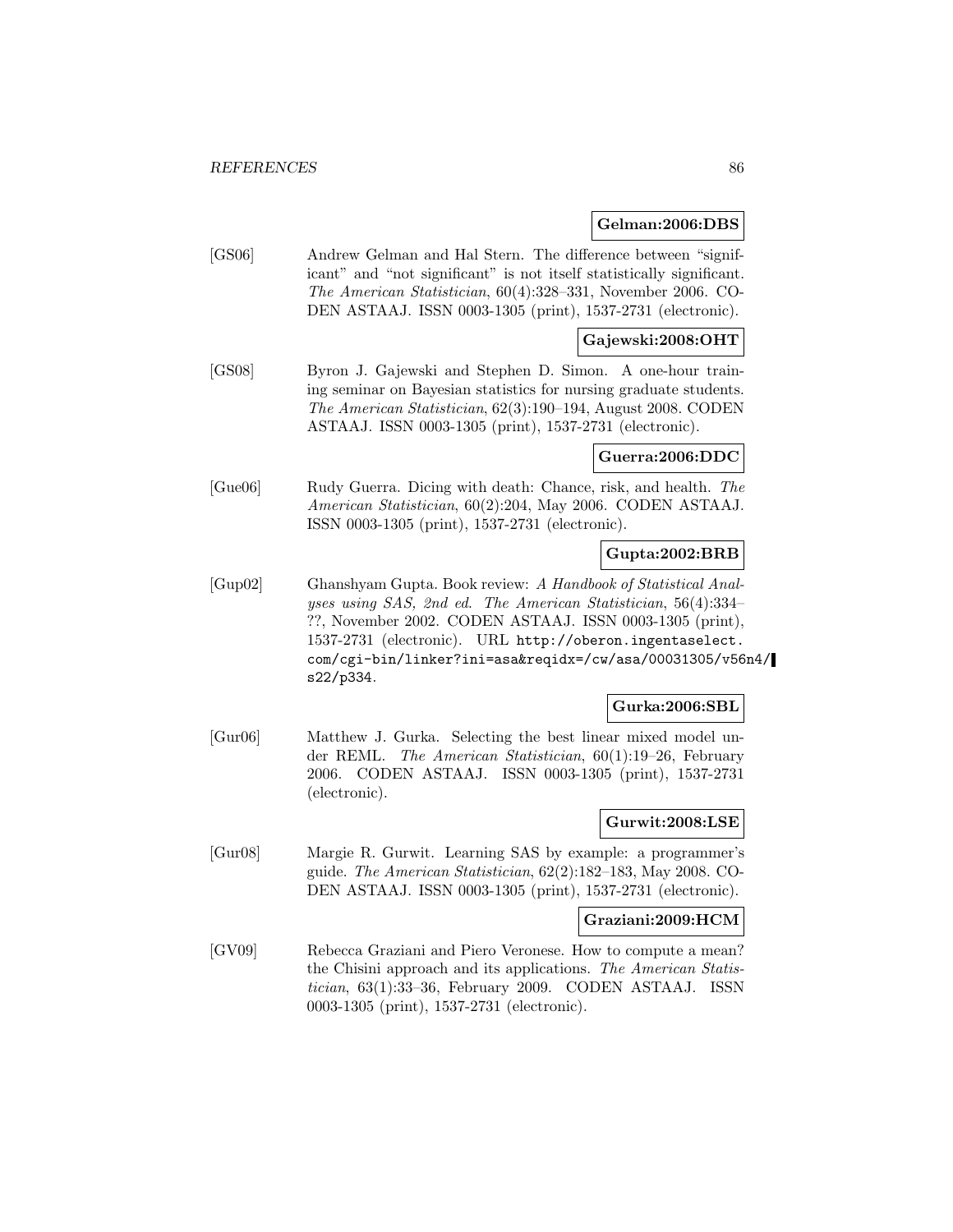**Gelman:2006:DBS**

[GS06] Andrew Gelman and Hal Stern. The difference between "significant" and "not significant" is not itself statistically significant. *The American Statistician*, 60(4):328–331, November 2006. CODEN ASTAAJ. ISSN 0003-1305 (print), 1537-2731 (electronic).

**Gajewski:2008:OHT**

[GS08] Byron J. Gajewski and Stephen D. Simon. A one-hour training seminar on Bayesian statistics for nursing graduate students. *The American Statistician*, 62(3):190–194, August 2008. CODEN ASTAAJ. ISSN 0003-1305 (print), 1537-2731 (electronic).

**Guerra:2006:DDC**

[Gue06] Rudy Guerra. Dicing with death: Chance, risk, and health. *The American Statistician*, 60(2):204, May 2006. CODEN ASTAAJ. ISSN 0003-1305 (print), 1537-2731 (electronic).

**Gupta:2002:BRB**

[Gup02] Ghanshyam Gupta. Book review: *A Handbook of Statistical Analyses using SAS, 2nd ed*. *The American Statistician*, 56(4):334–??, November 2002. CODEN ASTAAJ. ISSN 0003-1305 (print), 1537-2731 (electronic). URL `http://oberon.ingentaselect.com/cgi-bin/linker?ini=asa&reqidx=/cw/asa/00031305/v56n4/s22/p334`.

**Gurka:2006:SBL**

[Gur06] Matthew J. Gurka. Selecting the best linear mixed model under REML. *The American Statistician*, 60(1):19–26, February 2006. CODEN ASTAAJ. ISSN 0003-1305 (print), 1537-2731 (electronic).

**Gurwit:2008:LSE**

[Gur08] Margie R. Gurwit. Learning SAS by example: a programmer's guide. *The American Statistician*, 62(2):182–183, May 2008. CODEN ASTAAJ. ISSN 0003-1305 (print), 1537-2731 (electronic).

**Graziani:2009:HCM**

[GV09] Rebecca Graziani and Piero Veronese. How to compute a mean? the Chisini approach and its applications. *The American Statistician*, 63(1):33–36, February 2009. CODEN ASTAAJ. ISSN 0003-1305 (print), 1537-2731 (electronic).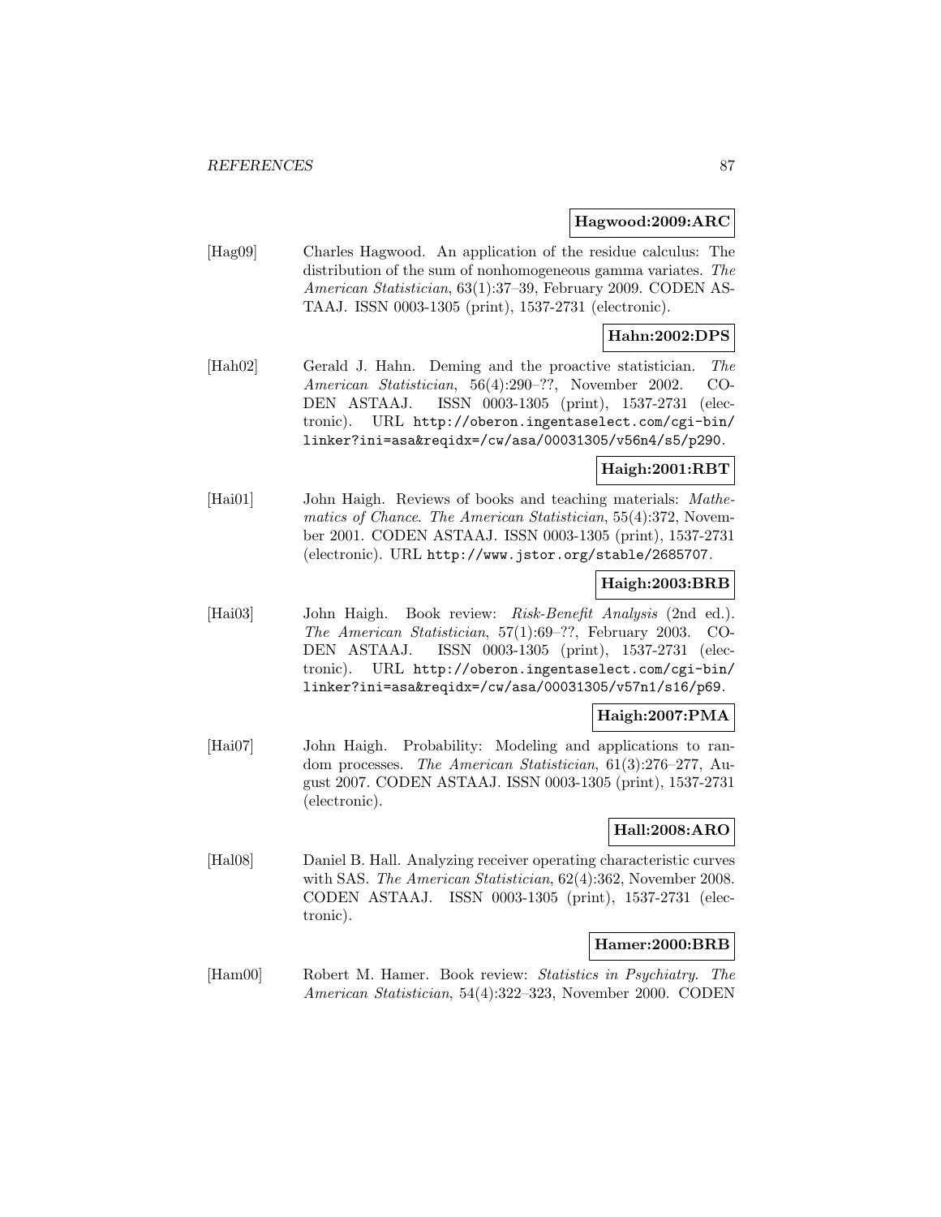**Hagwood:2009:ARC**

[Hag09] Charles Hagwood. An application of the residue calculus: The distribution of the sum of nonhomogeneous gamma variates. *The American Statistician*, 63(1):37–39, February 2009. CODEN ASTAAJ. ISSN 0003-1305 (print), 1537-2731 (electronic).

**Hahn:2002:DPS**

[Hah02] Gerald J. Hahn. Deming and the proactive statistician. *The American Statistician*, 56(4):290–??, November 2002. CODEN ASTAAJ. ISSN 0003-1305 (print), 1537-2731 (electronic). URL http://oberon.ingentaselect.com/cgi-bin/linker?ini=asa&reqidx=/cw/asa/00031305/v56n4/s5/p290.

**Haigh:2001:RBT**

[Hai01] John Haigh. Reviews of books and teaching materials: *Mathematics of Chance*. The American Statistician, 55(4):372, November 2001. CODEN ASTAAJ. ISSN 0003-1305 (print), 1537-2731 (electronic). URL http://www.jstor.org/stable/2685707.

**Haigh:2003:BRB**

[Hai03] John Haigh. Book review: *Risk-Benefit Analysis* (2nd ed.). *The American Statistician*, 57(1):69–??, February 2003. CODEN ASTAAJ. ISSN 0003-1305 (print), 1537-2731 (electronic). URL http://oberon.ingentaselect.com/cgi-bin/linker?ini=asa&reqidx=/cw/asa/00031305/v57n1/s16/p69.

**Haigh:2007:PMA**

[Hai07] John Haigh. Probability: Modeling and applications to random processes. *The American Statistician*, 61(3):276–277, August 2007. CODEN ASTAAJ. ISSN 0003-1305 (print), 1537-2731 (electronic).

**Hall:2008:ARO**

[Hal08] Daniel B. Hall. Analyzing receiver operating characteristic curves with SAS. *The American Statistician*, 62(4):362, November 2008. CODEN ASTAAJ. ISSN 0003-1305 (print), 1537-2731 (electronic).

**Hamer:2000:BRB**

[Ham00] Robert M. Hamer. Book review: *Statistics in Psychiatry*. *The American Statistician*, 54(4):322–323, November 2000. CODEN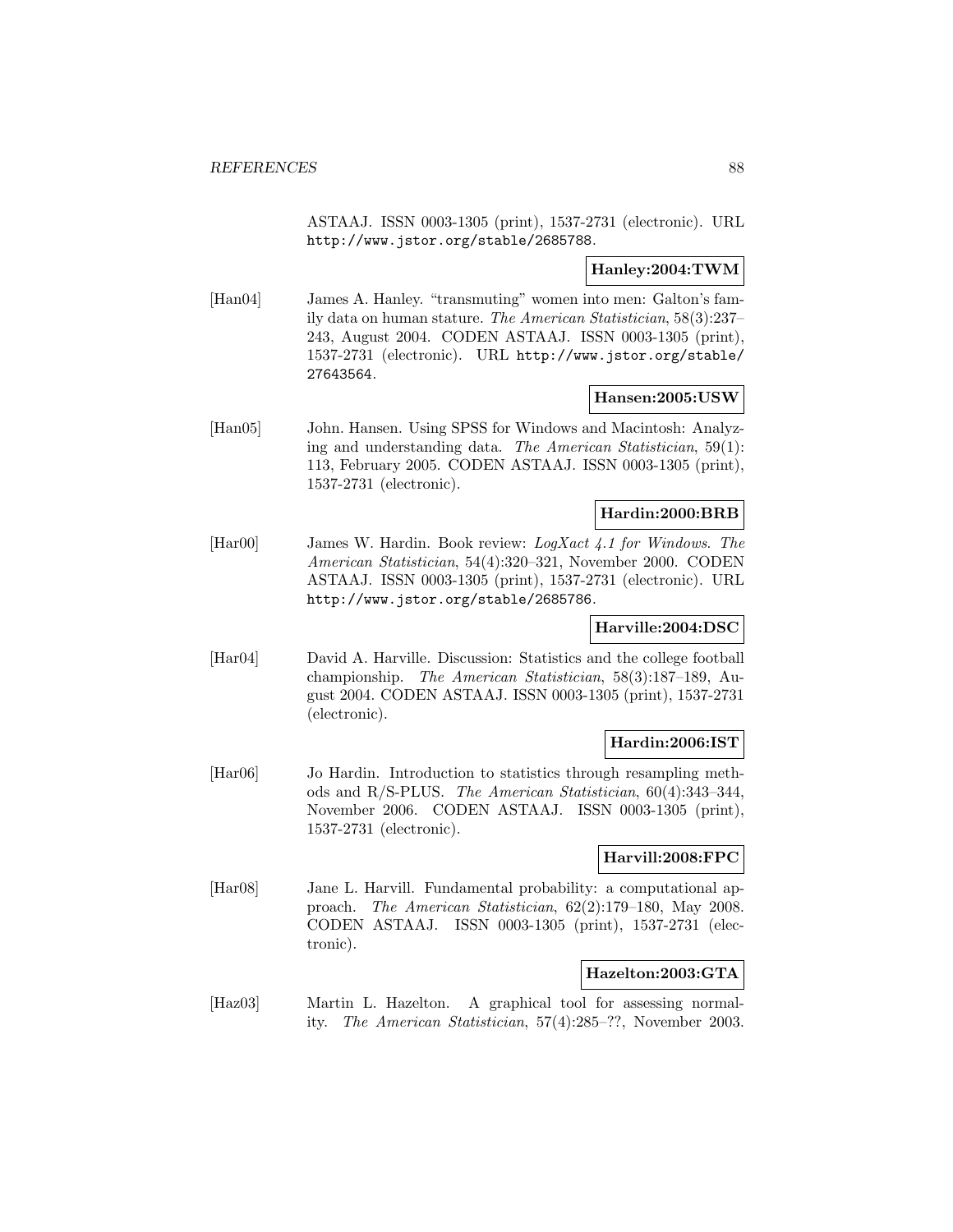ASTAAJ. ISSN 0003-1305 (print), 1537-2731 (electronic). URL http://www.jstor.org/stable/2685788.

**Hanley:2004:TWM**

[Han04] James A. Hanley. "transmuting" women into men: Galton's family data on human stature. *The American Statistician*, 58(3):237–243, August 2004. CODEN ASTAAJ. ISSN 0003-1305 (print), 1537-2731 (electronic). URL http://www.jstor.org/stable/27643564.

**Hansen:2005:USW**

[Han05] John. Hansen. Using SPSS for Windows and Macintosh: Analyzing and understanding data. *The American Statistician*, 59(1): 113, February 2005. CODEN ASTAAJ. ISSN 0003-1305 (print), 1537-2731 (electronic).

**Hardin:2000:BRB**

[Har00] James W. Hardin. Book review: *LogXact 4.1 for Windows*. *The American Statistician*, 54(4):320–321, November 2000. CODEN ASTAAJ. ISSN 0003-1305 (print), 1537-2731 (electronic). URL http://www.jstor.org/stable/2685786.

**Harville:2004:DSC**

[Har04] David A. Harville. Discussion: Statistics and the college football championship. *The American Statistician*, 58(3):187–189, August 2004. CODEN ASTAAJ. ISSN 0003-1305 (print), 1537-2731 (electronic).

**Hardin:2006:IST**

[Har06] Jo Hardin. Introduction to statistics through resampling methods and R/S-PLUS. *The American Statistician*, 60(4):343–344, November 2006. CODEN ASTAAJ. ISSN 0003-1305 (print), 1537-2731 (electronic).

**Harvill:2008:FPC**

[Har08] Jane L. Harvill. Fundamental probability: a computational approach. *The American Statistician*, 62(2):179–180, May 2008. CODEN ASTAAJ. ISSN 0003-1305 (print), 1537-2731 (electronic).

**Hazelton:2003:GTA**

[Haz03] Martin L. Hazelton. A graphical tool for assessing normality. *The American Statistician*, 57(4):285–??, November 2003.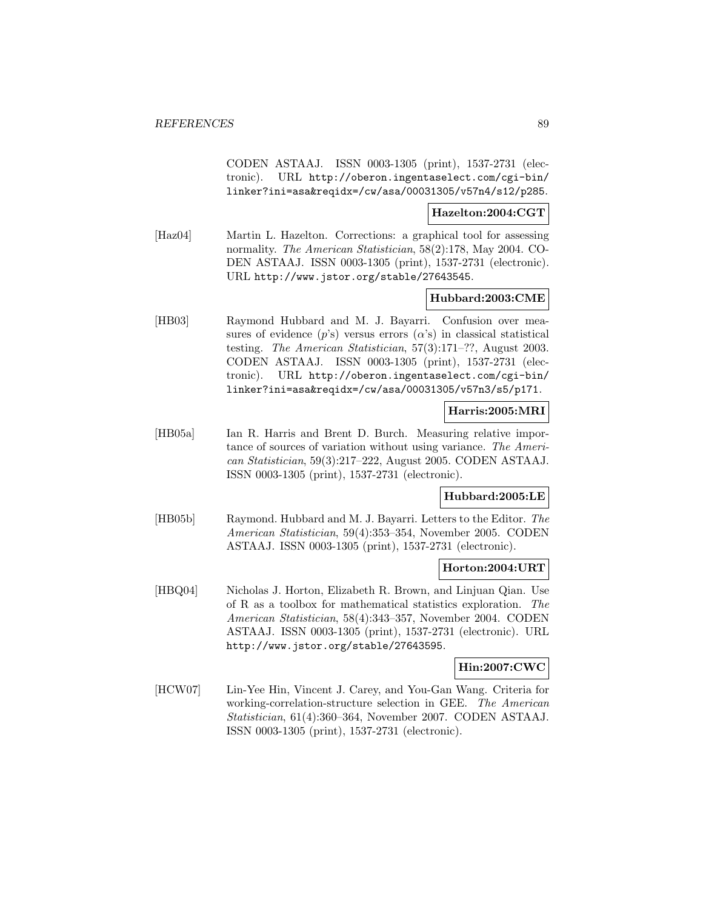CODEN ASTAAJ. ISSN 0003-1305 (print), 1537-2731 (electronic). URL http://oberon.ingentaselect.com/cgi-bin/linker?ini=asa&reqidx=/cw/asa/00031305/v57n4/s12/p285.

**Hazelton:2004:CGT**

[Haz04] Martin L. Hazelton. Corrections: a graphical tool for assessing normality. *The American Statistician*, 58(2):178, May 2004. CODEN ASTAAJ. ISSN 0003-1305 (print), 1537-2731 (electronic). URL http://www.jstor.org/stable/27643545.

**Hubbard:2003:CME**

[HB03] Raymond Hubbard and M. J. Bayarri. Confusion over measures of evidence ($p$'s) versus errors ($\alpha$'s) in classical statistical testing. *The American Statistician*, 57(3):171–??, August 2003. CODEN ASTAAJ. ISSN 0003-1305 (print), 1537-2731 (electronic). URL http://oberon.ingentaselect.com/cgi-bin/linker?ini=asa&reqidx=/cw/asa/00031305/v57n3/s5/p171.

**Harris:2005:MRI**

[HB05a] Ian R. Harris and Brent D. Burch. Measuring relative importance of sources of variation without using variance. *The American Statistician*, 59(3):217–222, August 2005. CODEN ASTAAJ. ISSN 0003-1305 (print), 1537-2731 (electronic).

**Hubbard:2005:LE**

[HB05b] Raymond. Hubbard and M. J. Bayarri. Letters to the Editor. *The American Statistician*, 59(4):353–354, November 2005. CODEN ASTAAJ. ISSN 0003-1305 (print), 1537-2731 (electronic).

**Horton:2004:URT**

[HBQ04] Nicholas J. Horton, Elizabeth R. Brown, and Linjuan Qian. Use of R as a toolbox for mathematical statistics exploration. *The American Statistician*, 58(4):343–357, November 2004. CODEN ASTAAJ. ISSN 0003-1305 (print), 1537-2731 (electronic). URL http://www.jstor.org/stable/27643595.

**Hin:2007:CWC**

[HCW07] Lin-Yee Hin, Vincent J. Carey, and You-Gan Wang. Criteria for working-correlation-structure selection in GEE. *The American Statistician*, 61(4):360–364, November 2007. CODEN ASTAAJ. ISSN 0003-1305 (print), 1537-2731 (electronic).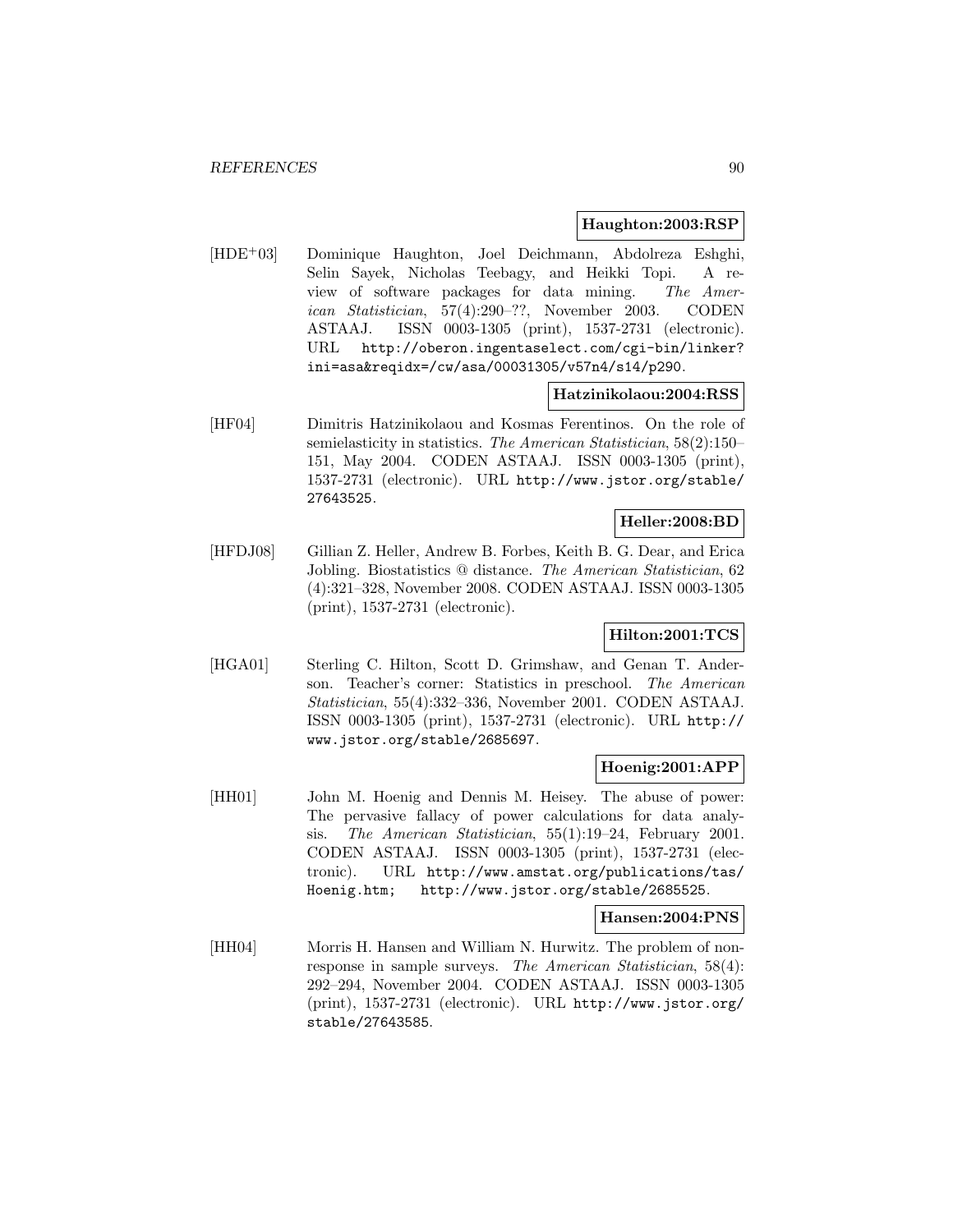**Haughton:2003:RSP**

[HDE+03] Dominique Haughton, Joel Deichmann, Abdolreza Eshghi, Selin Sayek, Nicholas Teebagy, and Heikki Topi. A review of software packages for data mining. *The American Statistician*, 57(4):290–??, November 2003. CODEN ASTAAJ. ISSN 0003-1305 (print), 1537-2731 (electronic). URL http://oberon.ingentaselect.com/cgi-bin/linker?ini=asa&reqidx=/cw/asa/00031305/v57n4/s14/p290.

**Hatzinikolaou:2004:RSS**

[HF04] Dimitris Hatzinikolaou and Kosmas Ferentinos. On the role of semielasticity in statistics. *The American Statistician*, 58(2):150–151, May 2004. CODEN ASTAAJ. ISSN 0003-1305 (print), 1537-2731 (electronic). URL http://www.jstor.org/stable/27643525.

**Heller:2008:BD**

[HFDJ08] Gillian Z. Heller, Andrew B. Forbes, Keith B. G. Dear, and Erica Jobling. Biostatistics @ distance. *The American Statistician*, 62 (4):321–328, November 2008. CODEN ASTAAJ. ISSN 0003-1305 (print), 1537-2731 (electronic).

**Hilton:2001:TCS**

[HGA01] Sterling C. Hilton, Scott D. Grimshaw, and Genan T. Anderson. Teacher's corner: Statistics in preschool. *The American Statistician*, 55(4):332–336, November 2001. CODEN ASTAAJ. ISSN 0003-1305 (print), 1537-2731 (electronic). URL http://www.jstor.org/stable/2685697.

**Hoenig:2001:APP**

[HH01] John M. Hoenig and Dennis M. Heisey. The abuse of power: The pervasive fallacy of power calculations for data analysis. *The American Statistician*, 55(1):19–24, February 2001. CODEN ASTAAJ. ISSN 0003-1305 (print), 1537-2731 (electronic). URL http://www.amstat.org/publications/tas/Hoenig.htm; http://www.jstor.org/stable/2685525.

**Hansen:2004:PNS**

[HH04] Morris H. Hansen and William N. Hurwitz. The problem of nonresponse in sample surveys. *The American Statistician*, 58(4): 292–294, November 2004. CODEN ASTAAJ. ISSN 0003-1305 (print), 1537-2731 (electronic). URL http://www.jstor.org/stable/27643585.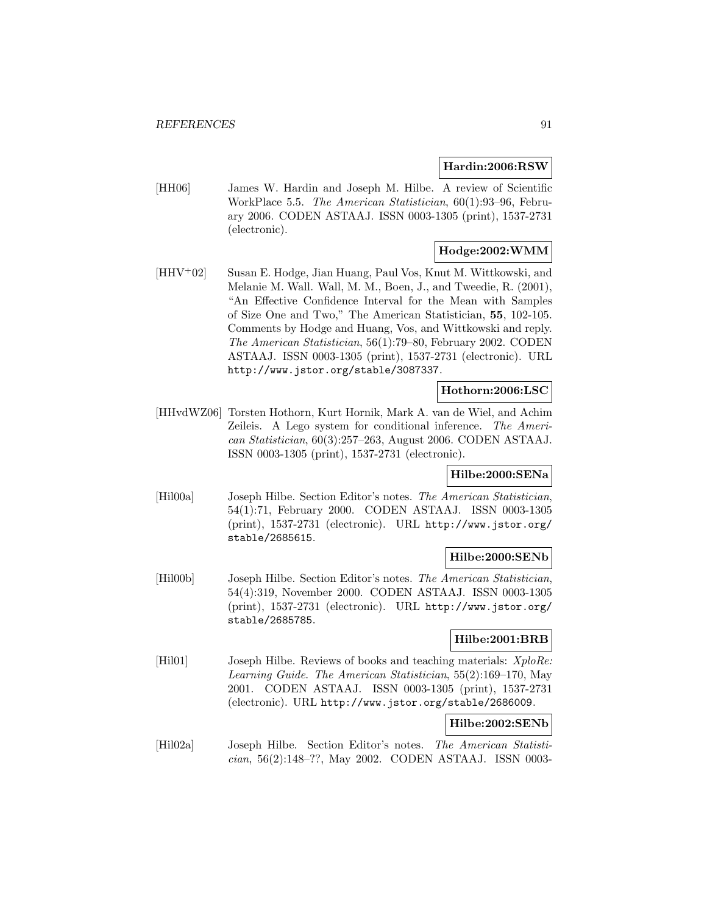**Hardin:2006:RSW**

[HH06] James W. Hardin and Joseph M. Hilbe. A review of Scientific WorkPlace 5.5. *The American Statistician*, 60(1):93–96, February 2006. CODEN ASTAAJ. ISSN 0003-1305 (print), 1537-2731 (electronic).

**Hodge:2002:WMM**

[HHV+02] Susan E. Hodge, Jian Huang, Paul Vos, Knut M. Wittkowski, and Melanie M. Wall. Wall, M. M., Boen, J., and Tweedie, R. (2001), "An Effective Confidence Interval for the Mean with Samples of Size One and Two," The American Statistician, **55**, 102-105. Comments by Hodge and Huang, Vos, and Wittkowski and reply. *The American Statistician*, 56(1):79–80, February 2002. CODEN ASTAAJ. ISSN 0003-1305 (print), 1537-2731 (electronic). URL `http://www.jstor.org/stable/3087337`.

**Hothorn:2006:LSC**

[HHvdWZ06] Torsten Hothorn, Kurt Hornik, Mark A. van de Wiel, and Achim Zeileis. A Lego system for conditional inference. *The American Statistician*, 60(3):257–263, August 2006. CODEN ASTAAJ. ISSN 0003-1305 (print), 1537-2731 (electronic).

**Hilbe:2000:SENa**

[Hil00a] Joseph Hilbe. Section Editor's notes. *The American Statistician*, 54(1):71, February 2000. CODEN ASTAAJ. ISSN 0003-1305 (print), 1537-2731 (electronic). URL `http://www.jstor.org/stable/2685615`.

**Hilbe:2000:SENb**

[Hil00b] Joseph Hilbe. Section Editor's notes. *The American Statistician*, 54(4):319, November 2000. CODEN ASTAAJ. ISSN 0003-1305 (print), 1537-2731 (electronic). URL `http://www.jstor.org/stable/2685785`.

**Hilbe:2001:BRB**

[Hil01] Joseph Hilbe. Reviews of books and teaching materials: *XploRe: Learning Guide*. *The American Statistician*, 55(2):169–170, May 2001. CODEN ASTAAJ. ISSN 0003-1305 (print), 1537-2731 (electronic). URL `http://www.jstor.org/stable/2686009`.

**Hilbe:2002:SENb**

[Hil02a] Joseph Hilbe. Section Editor's notes. *The American Statistician*, 56(2):148–??, May 2002. CODEN ASTAAJ. ISSN 0003-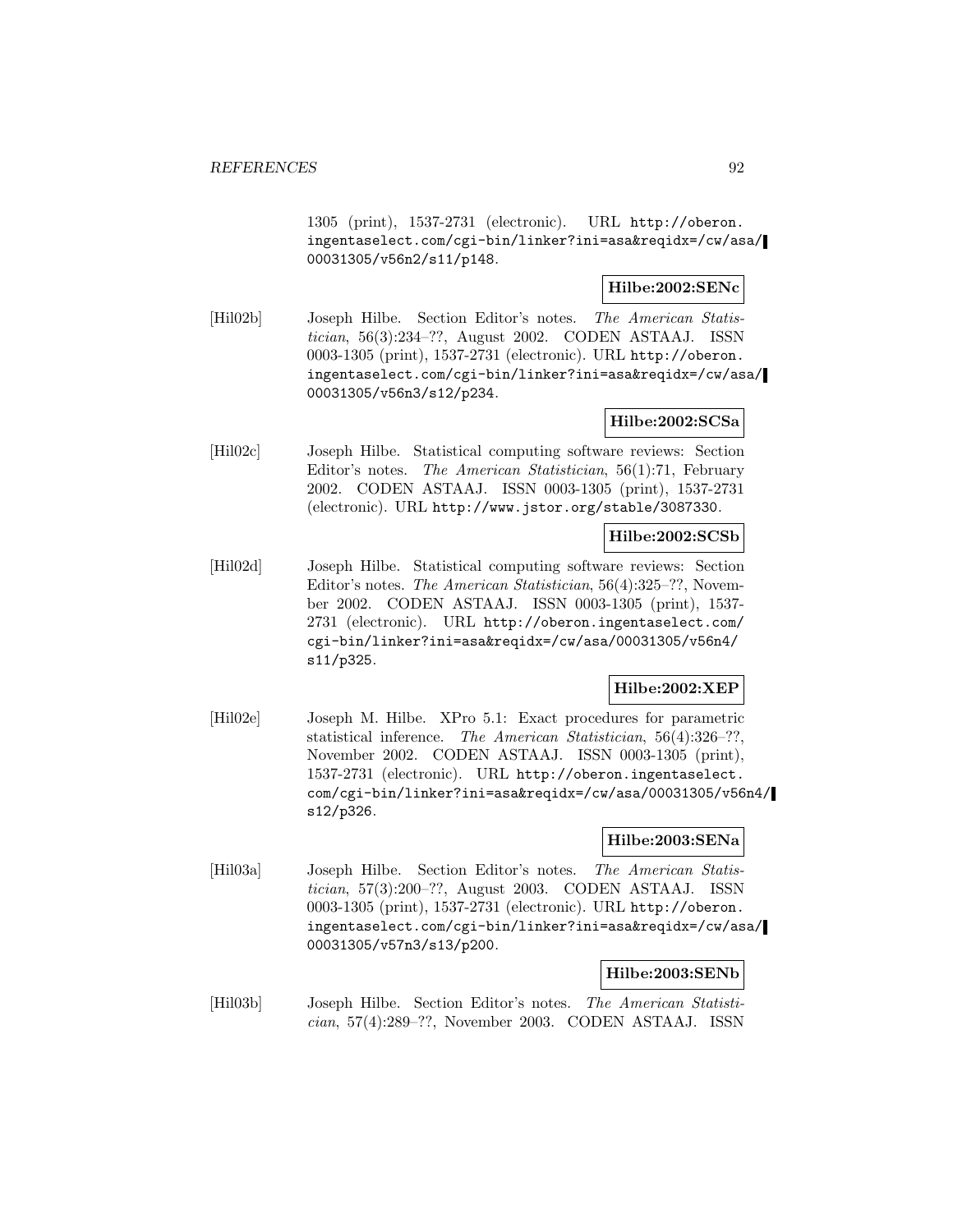1305 (print), 1537-2731 (electronic). URL http://oberon.ingentaselect.com/cgi-bin/linker?ini=asa&reqidx=/cw/asa/00031305/v56n2/s11/p148.

**Hilbe:2002:SENc**

[Hil02b] Joseph Hilbe. Section Editor's notes. *The American Statistician*, 56(3):234–??, August 2002. CODEN ASTAAJ. ISSN 0003-1305 (print), 1537-2731 (electronic). URL http://oberon.ingentaselect.com/cgi-bin/linker?ini=asa&reqidx=/cw/asa/00031305/v56n3/s12/p234.

**Hilbe:2002:SCSa**

[Hil02c] Joseph Hilbe. Statistical computing software reviews: Section Editor's notes. *The American Statistician*, 56(1):71, February 2002. CODEN ASTAAJ. ISSN 0003-1305 (print), 1537-2731 (electronic). URL http://www.jstor.org/stable/3087330.

**Hilbe:2002:SCSb**

[Hil02d] Joseph Hilbe. Statistical computing software reviews: Section Editor's notes. *The American Statistician*, 56(4):325–??, November 2002. CODEN ASTAAJ. ISSN 0003-1305 (print), 1537-2731 (electronic). URL http://oberon.ingentaselect.com/cgi-bin/linker?ini=asa&reqidx=/cw/asa/00031305/v56n4/s11/p325.

**Hilbe:2002:XEP**

[Hil02e] Joseph M. Hilbe. XPro 5.1: Exact procedures for parametric statistical inference. *The American Statistician*, 56(4):326–??, November 2002. CODEN ASTAAJ. ISSN 0003-1305 (print), 1537-2731 (electronic). URL http://oberon.ingentaselect.com/cgi-bin/linker?ini=asa&reqidx=/cw/asa/00031305/v56n4/s12/p326.

**Hilbe:2003:SENa**

[Hil03a] Joseph Hilbe. Section Editor's notes. *The American Statistician*, 57(3):200–??, August 2003. CODEN ASTAAJ. ISSN 0003-1305 (print), 1537-2731 (electronic). URL http://oberon.ingentaselect.com/cgi-bin/linker?ini=asa&reqidx=/cw/asa/00031305/v57n3/s13/p200.

**Hilbe:2003:SENb**

[Hil03b] Joseph Hilbe. Section Editor's notes. *The American Statistician*, 57(4):289–??, November 2003. CODEN ASTAAJ. ISSN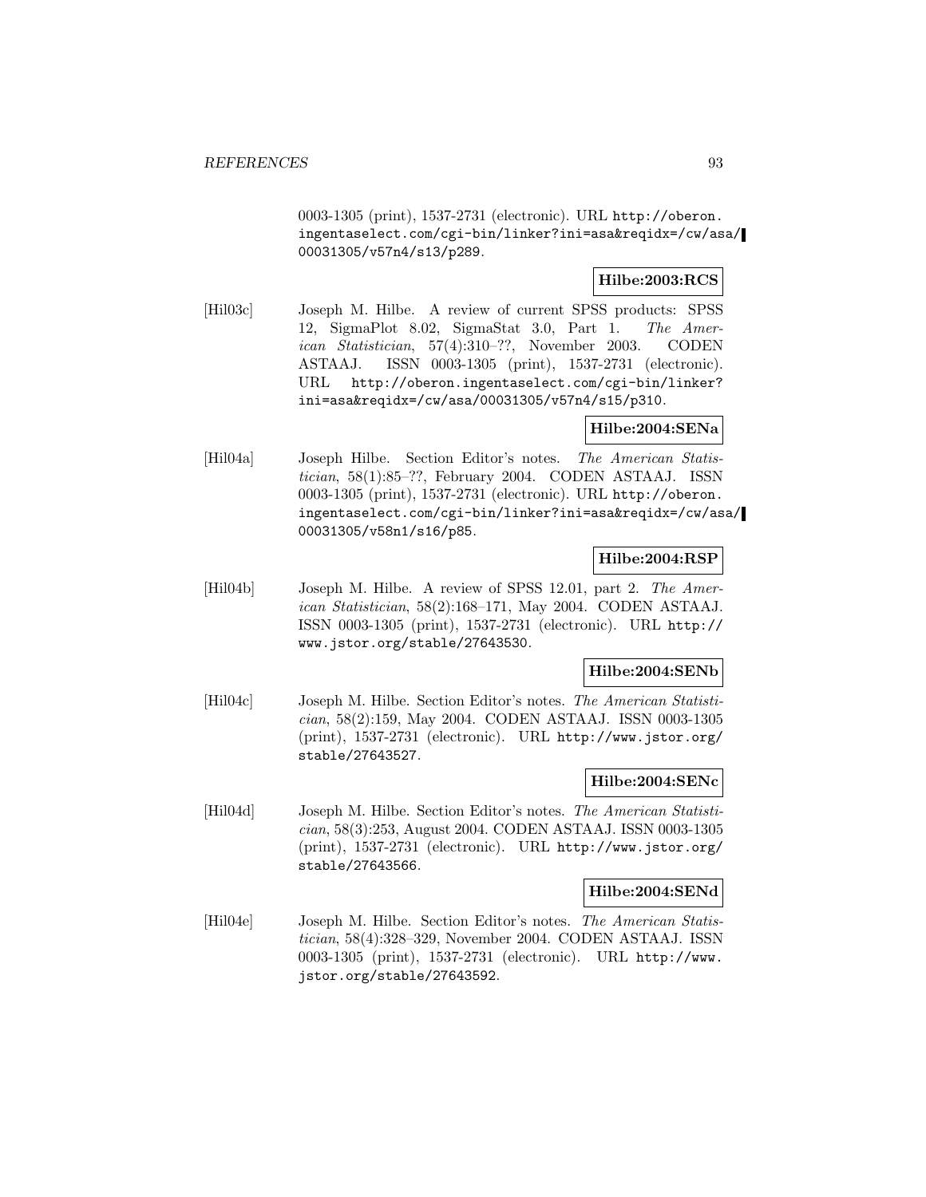0003-1305 (print), 1537-2731 (electronic). URL http://oberon.ingentaselect.com/cgi-bin/linker?ini=asa&reqidx=/cw/asa/00031305/v57n4/s13/p289.

**Hilbe:2003:RCS**

[Hil03c] Joseph M. Hilbe. A review of current SPSS products: SPSS 12, SigmaPlot 8.02, SigmaStat 3.0, Part 1. *The American Statistician*, 57(4):310–??, November 2003. CODEN ASTAAJ. ISSN 0003-1305 (print), 1537-2731 (electronic). URL http://oberon.ingentaselect.com/cgi-bin/linker?ini=asa&reqidx=/cw/asa/00031305/v57n4/s15/p310.

**Hilbe:2004:SENa**

[Hil04a] Joseph Hilbe. Section Editor's notes. *The American Statistician*, 58(1):85–??, February 2004. CODEN ASTAAJ. ISSN 0003-1305 (print), 1537-2731 (electronic). URL http://oberon.ingentaselect.com/cgi-bin/linker?ini=asa&reqidx=/cw/asa/00031305/v58n1/s16/p85.

**Hilbe:2004:RSP**

[Hil04b] Joseph M. Hilbe. A review of SPSS 12.01, part 2. *The American Statistician*, 58(2):168–171, May 2004. CODEN ASTAAJ. ISSN 0003-1305 (print), 1537-2731 (electronic). URL http://www.jstor.org/stable/27643530.

**Hilbe:2004:SENb**

[Hil04c] Joseph M. Hilbe. Section Editor's notes. *The American Statistician*, 58(2):159, May 2004. CODEN ASTAAJ. ISSN 0003-1305 (print), 1537-2731 (electronic). URL http://www.jstor.org/stable/27643527.

**Hilbe:2004:SENc**

[Hil04d] Joseph M. Hilbe. Section Editor's notes. *The American Statistician*, 58(3):253, August 2004. CODEN ASTAAJ. ISSN 0003-1305 (print), 1537-2731 (electronic). URL http://www.jstor.org/stable/27643566.

**Hilbe:2004:SENd**

[Hil04e] Joseph M. Hilbe. Section Editor's notes. *The American Statistician*, 58(4):328–329, November 2004. CODEN ASTAAJ. ISSN 0003-1305 (print), 1537-2731 (electronic). URL http://www.jstor.org/stable/27643592.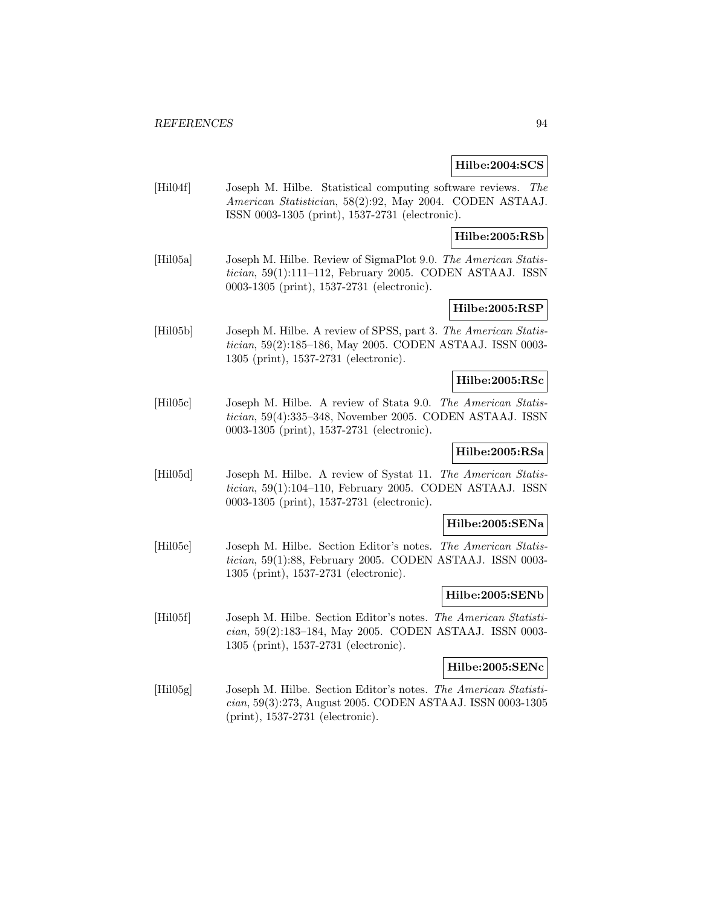**Hilbe:2004:SCS**

[Hil04f] Joseph M. Hilbe. Statistical computing software reviews. *The American Statistician*, 58(2):92, May 2004. CODEN ASTAAJ. ISSN 0003-1305 (print), 1537-2731 (electronic).

**Hilbe:2005:RSb**

[Hil05a] Joseph M. Hilbe. Review of SigmaPlot 9.0. *The American Statistician*, 59(1):111–112, February 2005. CODEN ASTAAJ. ISSN 0003-1305 (print), 1537-2731 (electronic).

**Hilbe:2005:RSP**

[Hil05b] Joseph M. Hilbe. A review of SPSS, part 3. *The American Statistician*, 59(2):185–186, May 2005. CODEN ASTAAJ. ISSN 0003-1305 (print), 1537-2731 (electronic).

**Hilbe:2005:RSc**

[Hil05c] Joseph M. Hilbe. A review of Stata 9.0. *The American Statistician*, 59(4):335–348, November 2005. CODEN ASTAAJ. ISSN 0003-1305 (print), 1537-2731 (electronic).

**Hilbe:2005:RSa**

[Hil05d] Joseph M. Hilbe. A review of Systat 11. *The American Statistician*, 59(1):104–110, February 2005. CODEN ASTAAJ. ISSN 0003-1305 (print), 1537-2731 (electronic).

**Hilbe:2005:SENa**

[Hil05e] Joseph M. Hilbe. Section Editor's notes. *The American Statistician*, 59(1):88, February 2005. CODEN ASTAAJ. ISSN 0003-1305 (print), 1537-2731 (electronic).

**Hilbe:2005:SENb**

[Hil05f] Joseph M. Hilbe. Section Editor's notes. *The American Statistician*, 59(2):183–184, May 2005. CODEN ASTAAJ. ISSN 0003-1305 (print), 1537-2731 (electronic).

**Hilbe:2005:SENc**

[Hil05g] Joseph M. Hilbe. Section Editor's notes. *The American Statistician*, 59(3):273, August 2005. CODEN ASTAAJ. ISSN 0003-1305 (print), 1537-2731 (electronic).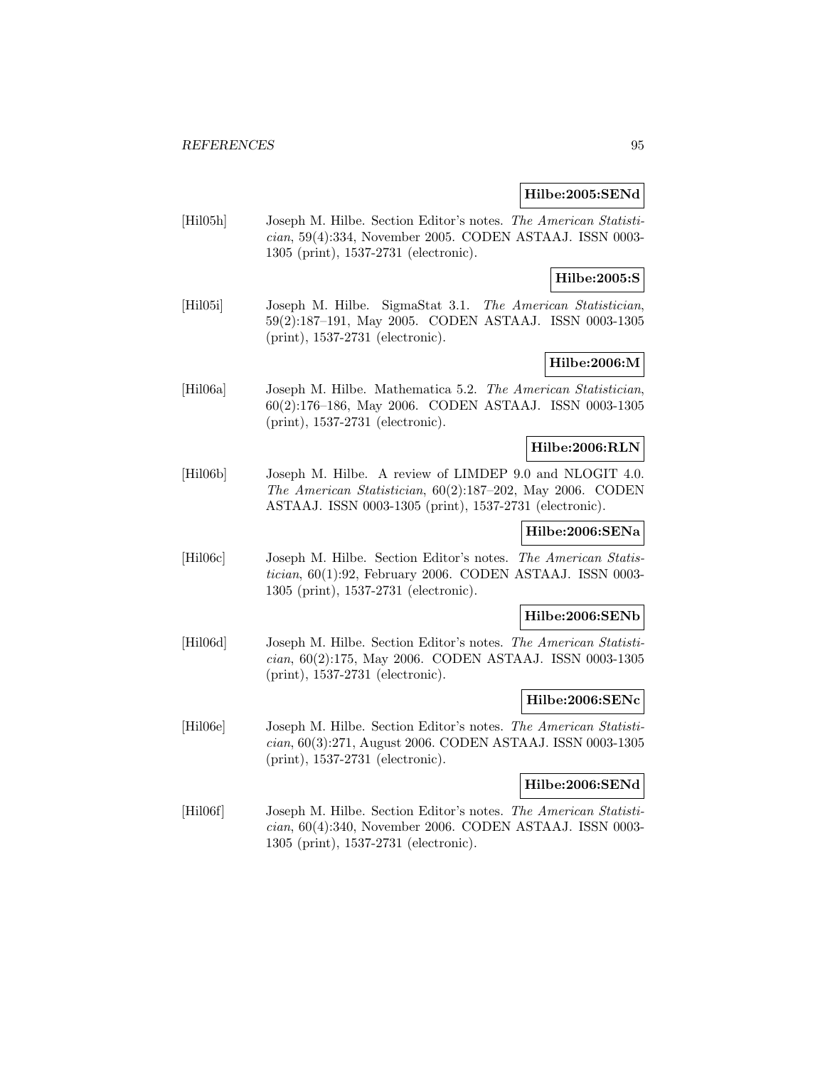**Hilbe:2005:SENd**

[Hil05h] Joseph M. Hilbe. Section Editor's notes. *The American Statistician*, 59(4):334, November 2005. CODEN ASTAAJ. ISSN 0003-1305 (print), 1537-2731 (electronic).

**Hilbe:2005:S**

[Hil05i] Joseph M. Hilbe. SigmaStat 3.1. *The American Statistician*, 59(2):187–191, May 2005. CODEN ASTAAJ. ISSN 0003-1305 (print), 1537-2731 (electronic).

**Hilbe:2006:M**

[Hil06a] Joseph M. Hilbe. Mathematica 5.2. *The American Statistician*, 60(2):176–186, May 2006. CODEN ASTAAJ. ISSN 0003-1305 (print), 1537-2731 (electronic).

**Hilbe:2006:RLN**

[Hil06b] Joseph M. Hilbe. A review of LIMDEP 9.0 and NLOGIT 4.0. *The American Statistician*, 60(2):187–202, May 2006. CODEN ASTAAJ. ISSN 0003-1305 (print), 1537-2731 (electronic).

**Hilbe:2006:SENa**

[Hil06c] Joseph M. Hilbe. Section Editor's notes. *The American Statistician*, 60(1):92, February 2006. CODEN ASTAAJ. ISSN 0003-1305 (print), 1537-2731 (electronic).

**Hilbe:2006:SENb**

[Hil06d] Joseph M. Hilbe. Section Editor's notes. *The American Statistician*, 60(2):175, May 2006. CODEN ASTAAJ. ISSN 0003-1305 (print), 1537-2731 (electronic).

**Hilbe:2006:SENc**

[Hil06e] Joseph M. Hilbe. Section Editor's notes. *The American Statistician*, 60(3):271, August 2006. CODEN ASTAAJ. ISSN 0003-1305 (print), 1537-2731 (electronic).

**Hilbe:2006:SENd**

[Hil06f] Joseph M. Hilbe. Section Editor's notes. *The American Statistician*, 60(4):340, November 2006. CODEN ASTAAJ. ISSN 0003-1305 (print), 1537-2731 (electronic).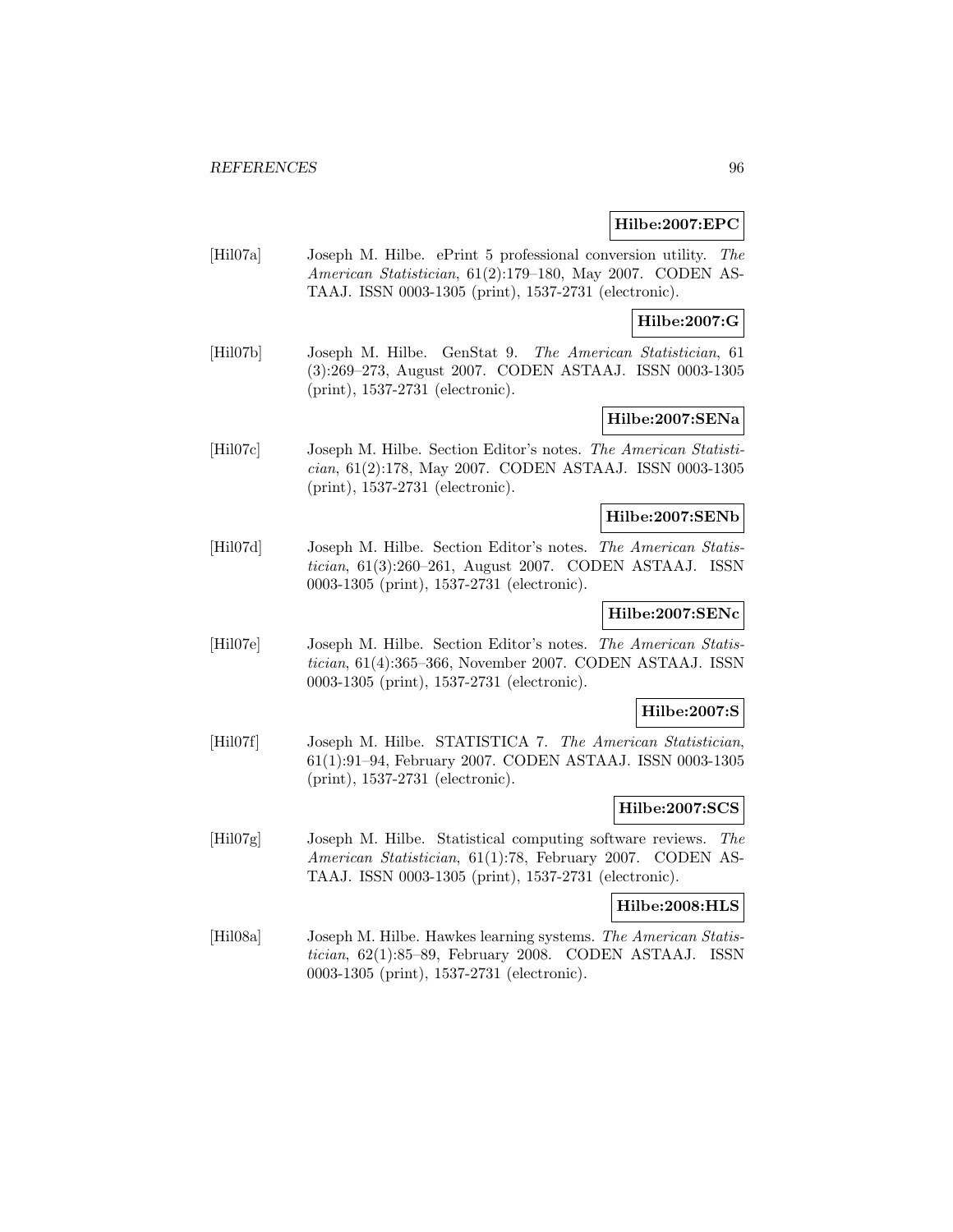**Hilbe:2007:EPC**

[Hil07a] Joseph M. Hilbe. ePrint 5 professional conversion utility. *The American Statistician*, 61(2):179–180, May 2007. CODEN ASTAAJ. ISSN 0003-1305 (print), 1537-2731 (electronic).

**Hilbe:2007:G**

[Hil07b] Joseph M. Hilbe. GenStat 9. *The American Statistician*, 61 (3):269–273, August 2007. CODEN ASTAAJ. ISSN 0003-1305 (print), 1537-2731 (electronic).

**Hilbe:2007:SENa**

[Hil07c] Joseph M. Hilbe. Section Editor's notes. *The American Statistician*, 61(2):178, May 2007. CODEN ASTAAJ. ISSN 0003-1305 (print), 1537-2731 (electronic).

**Hilbe:2007:SENb**

[Hil07d] Joseph M. Hilbe. Section Editor's notes. *The American Statistician*, 61(3):260–261, August 2007. CODEN ASTAAJ. ISSN 0003-1305 (print), 1537-2731 (electronic).

**Hilbe:2007:SENc**

[Hil07e] Joseph M. Hilbe. Section Editor's notes. *The American Statistician*, 61(4):365–366, November 2007. CODEN ASTAAJ. ISSN 0003-1305 (print), 1537-2731 (electronic).

**Hilbe:2007:S**

[Hil07f] Joseph M. Hilbe. STATISTICA 7. *The American Statistician*, 61(1):91–94, February 2007. CODEN ASTAAJ. ISSN 0003-1305 (print), 1537-2731 (electronic).

**Hilbe:2007:SCS**

[Hil07g] Joseph M. Hilbe. Statistical computing software reviews. *The American Statistician*, 61(1):78, February 2007. CODEN ASTAAJ. ISSN 0003-1305 (print), 1537-2731 (electronic).

**Hilbe:2008:HLS**

[Hil08a] Joseph M. Hilbe. Hawkes learning systems. *The American Statistician*, 62(1):85–89, February 2008. CODEN ASTAAJ. ISSN 0003-1305 (print), 1537-2731 (electronic).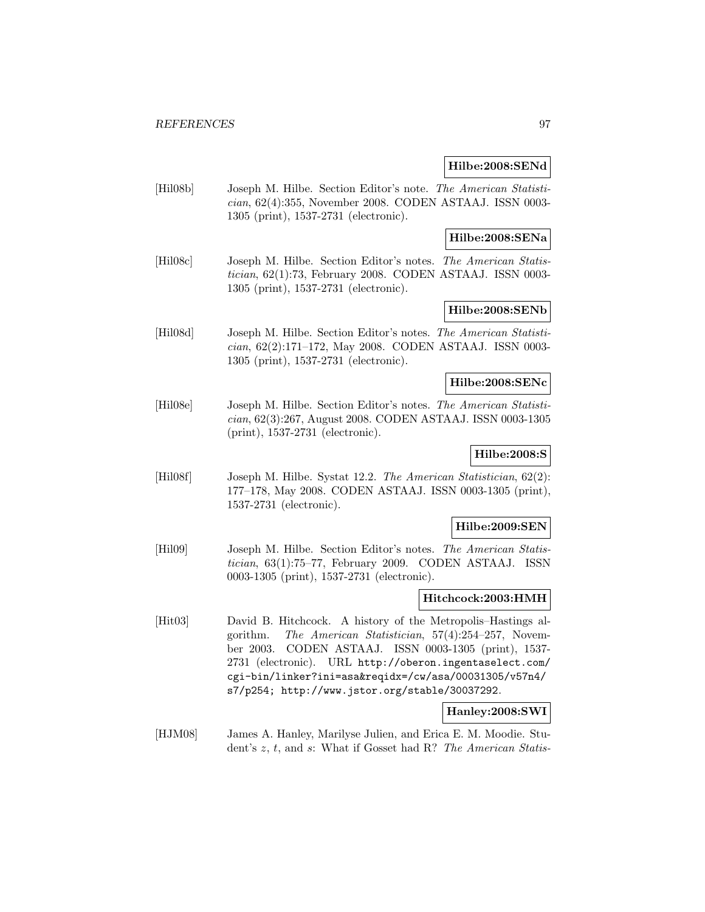**Hilbe:2008:SENd**

[Hil08b] Joseph M. Hilbe. Section Editor's note. *The American Statistician*, 62(4):355, November 2008. CODEN ASTAAJ. ISSN 0003-1305 (print), 1537-2731 (electronic).

**Hilbe:2008:SENa**

[Hil08c] Joseph M. Hilbe. Section Editor's notes. *The American Statistician*, 62(1):73, February 2008. CODEN ASTAAJ. ISSN 0003-1305 (print), 1537-2731 (electronic).

**Hilbe:2008:SENb**

[Hil08d] Joseph M. Hilbe. Section Editor's notes. *The American Statistician*, 62(2):171–172, May 2008. CODEN ASTAAJ. ISSN 0003-1305 (print), 1537-2731 (electronic).

**Hilbe:2008:SENc**

[Hil08e] Joseph M. Hilbe. Section Editor's notes. *The American Statistician*, 62(3):267, August 2008. CODEN ASTAAJ. ISSN 0003-1305 (print), 1537-2731 (electronic).

**Hilbe:2008:S**

[Hil08f] Joseph M. Hilbe. Systat 12.2. *The American Statistician*, 62(2): 177–178, May 2008. CODEN ASTAAJ. ISSN 0003-1305 (print), 1537-2731 (electronic).

**Hilbe:2009:SEN**

[Hil09] Joseph M. Hilbe. Section Editor's notes. *The American Statistician*, 63(1):75–77, February 2009. CODEN ASTAAJ. ISSN 0003-1305 (print), 1537-2731 (electronic).

**Hitchcock:2003:HMH**

[Hit03] David B. Hitchcock. A history of the Metropolis–Hastings algorithm. *The American Statistician*, 57(4):254–257, November 2003. CODEN ASTAAJ. ISSN 0003-1305 (print), 1537-2731 (electronic). URL http://oberon.ingentaselect.com/cgi-bin/linker?ini=asa&reqidx=/cw/asa/00031305/v57n4/s7/p254; http://www.jstor.org/stable/30037292.

**Hanley:2008:SWI**

[HJM08] James A. Hanley, Marilyse Julien, and Erica E. M. Moodie. Student's $z$, $t$, and $s$: What if Gosset had R? *The American Statis-*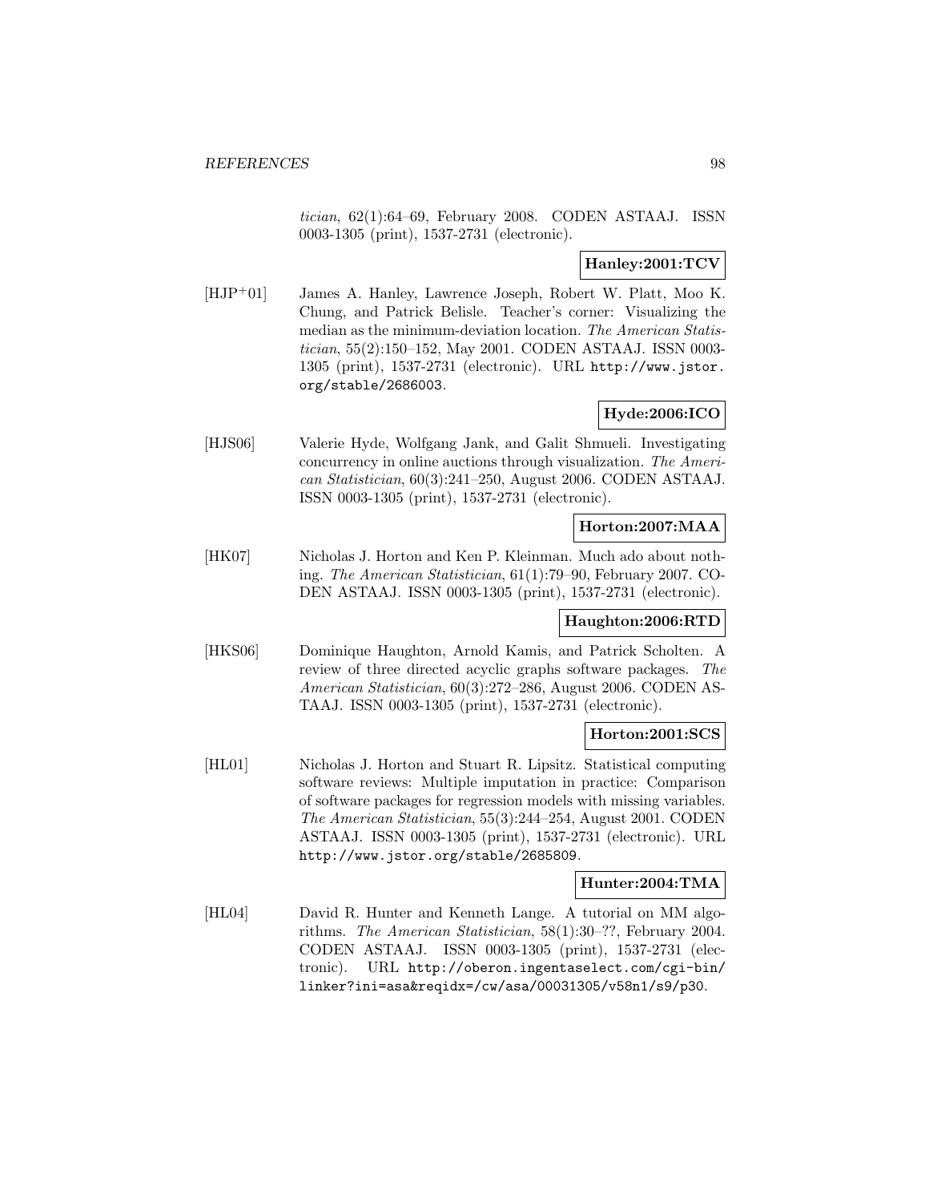*tician*, 62(1):64–69, February 2008. CODEN ASTAAJ. ISSN 0003-1305 (print), 1537-2731 (electronic).

**Hanley:2001:TCV**

[HJP+01] James A. Hanley, Lawrence Joseph, Robert W. Platt, Moo K. Chung, and Patrick Belisle. Teacher's corner: Visualizing the median as the minimum-deviation location. *The American Statistician*, 55(2):150–152, May 2001. CODEN ASTAAJ. ISSN 0003-1305 (print), 1537-2731 (electronic). URL http://www.jstor.org/stable/2686003.

**Hyde:2006:ICO**

[HJS06] Valerie Hyde, Wolfgang Jank, and Galit Shmueli. Investigating concurrency in online auctions through visualization. *The American Statistician*, 60(3):241–250, August 2006. CODEN ASTAAJ. ISSN 0003-1305 (print), 1537-2731 (electronic).

**Horton:2007:MAA**

[HK07] Nicholas J. Horton and Ken P. Kleinman. Much ado about nothing. *The American Statistician*, 61(1):79–90, February 2007. CODEN ASTAAJ. ISSN 0003-1305 (print), 1537-2731 (electronic).

**Haughton:2006:RTD**

[HKS06] Dominique Haughton, Arnold Kamis, and Patrick Scholten. A review of three directed acyclic graphs software packages. *The American Statistician*, 60(3):272–286, August 2006. CODEN ASTAAJ. ISSN 0003-1305 (print), 1537-2731 (electronic).

**Horton:2001:SCS**

[HL01] Nicholas J. Horton and Stuart R. Lipsitz. Statistical computing software reviews: Multiple imputation in practice: Comparison of software packages for regression models with missing variables. *The American Statistician*, 55(3):244–254, August 2001. CODEN ASTAAJ. ISSN 0003-1305 (print), 1537-2731 (electronic). URL http://www.jstor.org/stable/2685809.

**Hunter:2004:TMA**

[HL04] David R. Hunter and Kenneth Lange. A tutorial on MM algorithms. *The American Statistician*, 58(1):30–??, February 2004. CODEN ASTAAJ. ISSN 0003-1305 (print), 1537-2731 (electronic). URL http://oberon.ingentaselect.com/cgi-bin/linker?ini=asa&reqidx=/cw/asa/00031305/v58n1/s9/p30.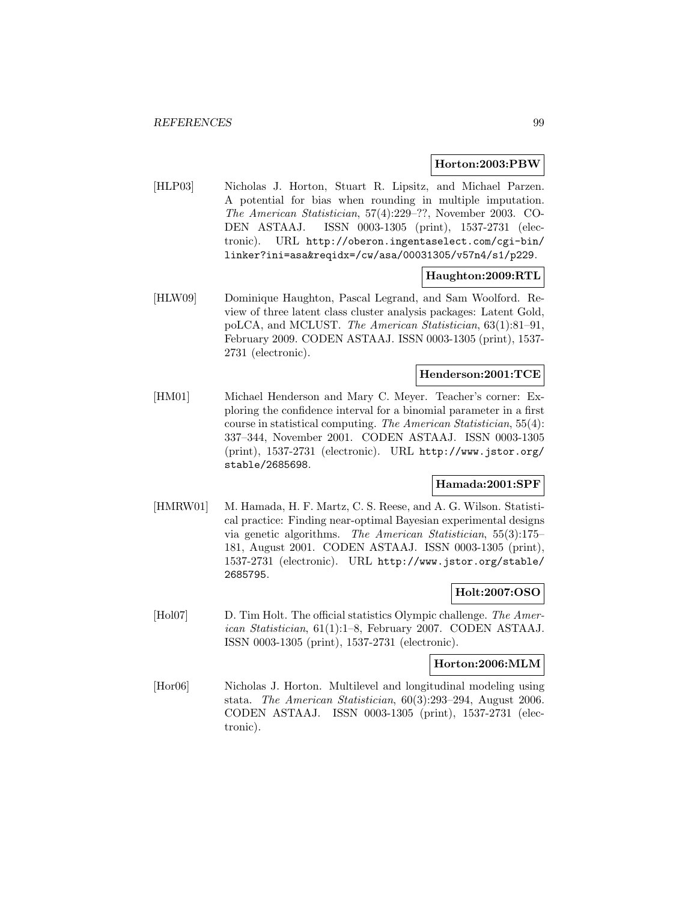**Horton:2003:PBW**

[HLP03] Nicholas J. Horton, Stuart R. Lipsitz, and Michael Parzen. A potential for bias when rounding in multiple imputation. *The American Statistician*, 57(4):229–??, November 2003. CODEN ASTAAJ. ISSN 0003-1305 (print), 1537-2731 (electronic). URL `http://oberon.ingentaselect.com/cgi-bin/linker?ini=asa&reqidx=/cw/asa/00031305/v57n4/s1/p229`.

**Haughton:2009:RTL**

[HLW09] Dominique Haughton, Pascal Legrand, and Sam Woolford. Review of three latent class cluster analysis packages: Latent Gold, poLCA, and MCLUST. *The American Statistician*, 63(1):81–91, February 2009. CODEN ASTAAJ. ISSN 0003-1305 (print), 1537-2731 (electronic).

**Henderson:2001:TCE**

[HM01] Michael Henderson and Mary C. Meyer. Teacher's corner: Exploring the confidence interval for a binomial parameter in a first course in statistical computing. *The American Statistician*, 55(4): 337–344, November 2001. CODEN ASTAAJ. ISSN 0003-1305 (print), 1537-2731 (electronic). URL `http://www.jstor.org/stable/2685698`.

**Hamada:2001:SPF**

[HMRW01] M. Hamada, H. F. Martz, C. S. Reese, and A. G. Wilson. Statistical practice: Finding near-optimal Bayesian experimental designs via genetic algorithms. *The American Statistician*, 55(3):175–181, August 2001. CODEN ASTAAJ. ISSN 0003-1305 (print), 1537-2731 (electronic). URL `http://www.jstor.org/stable/2685795`.

**Holt:2007:OSO**

[Hol07] D. Tim Holt. The official statistics Olympic challenge. *The American Statistician*, 61(1):1–8, February 2007. CODEN ASTAAJ. ISSN 0003-1305 (print), 1537-2731 (electronic).

**Horton:2006:MLM**

[Hor06] Nicholas J. Horton. Multilevel and longitudinal modeling using stata. *The American Statistician*, 60(3):293–294, August 2006. CODEN ASTAAJ. ISSN 0003-1305 (print), 1537-2731 (electronic).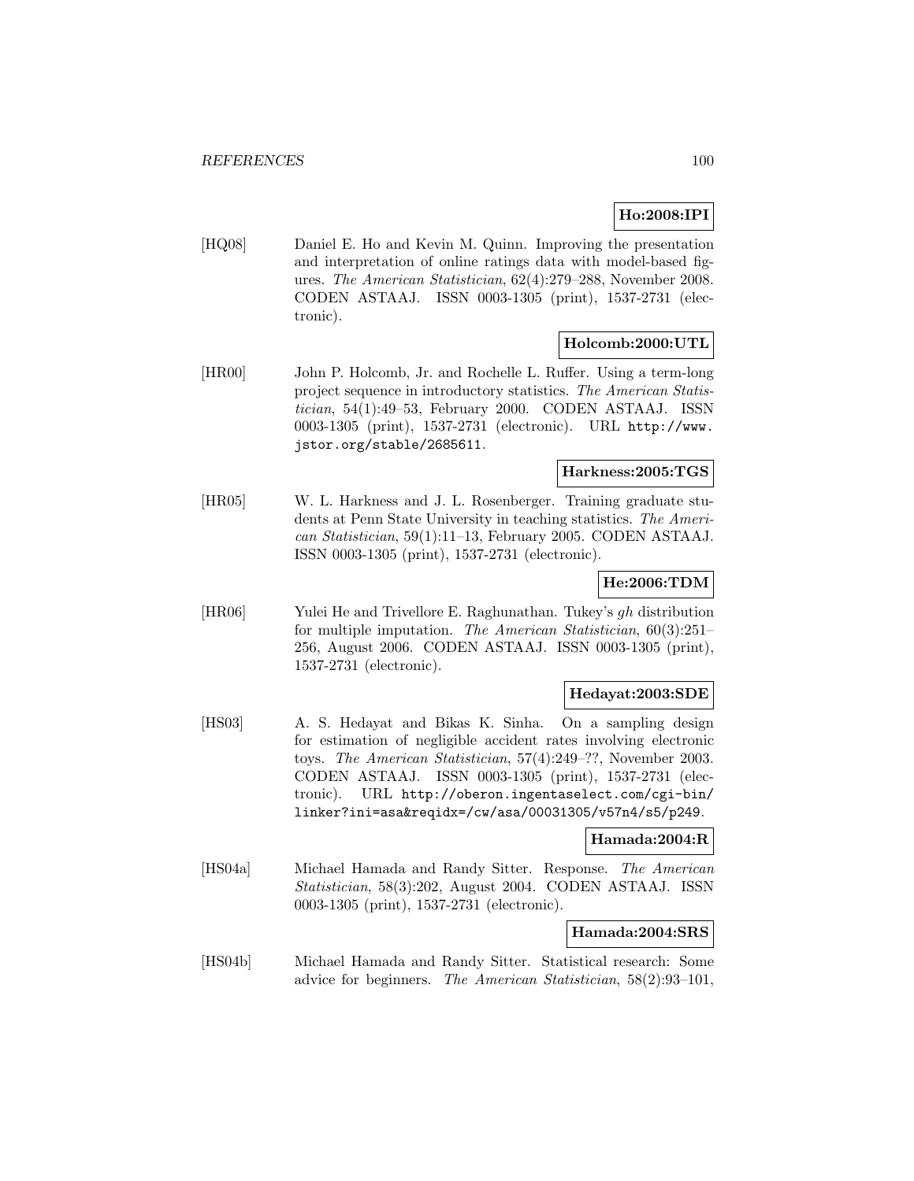**Ho:2008:IPI**

[HQ08] Daniel E. Ho and Kevin M. Quinn. Improving the presentation and interpretation of online ratings data with model-based figures. *The American Statistician*, 62(4):279–288, November 2008. CODEN ASTAAJ. ISSN 0003-1305 (print), 1537-2731 (electronic).

**Holcomb:2000:UTL**

[HR00] John P. Holcomb, Jr. and Rochelle L. Ruffer. Using a term-long project sequence in introductory statistics. *The American Statistician*, 54(1):49–53, February 2000. CODEN ASTAAJ. ISSN 0003-1305 (print), 1537-2731 (electronic). URL http://www.jstor.org/stable/2685611.

**Harkness:2005:TGS**

[HR05] W. L. Harkness and J. L. Rosenberger. Training graduate students at Penn State University in teaching statistics. *The American Statistician*, 59(1):11–13, February 2005. CODEN ASTAAJ. ISSN 0003-1305 (print), 1537-2731 (electronic).

**He:2006:TDM**

[HR06] Yulei He and Trivellore E. Raghunathan. Tukey's *gh* distribution for multiple imputation. *The American Statistician*, 60(3):251–256, August 2006. CODEN ASTAAJ. ISSN 0003-1305 (print), 1537-2731 (electronic).

**Hedayat:2003:SDE**

[HS03] A. S. Hedayat and Bikas K. Sinha. On a sampling design for estimation of negligible accident rates involving electronic toys. *The American Statistician*, 57(4):249–??, November 2003. CODEN ASTAAJ. ISSN 0003-1305 (print), 1537-2731 (electronic). URL http://oberon.ingentaselect.com/cgi-bin/linker?ini=asa&reqidx=/cw/asa/00031305/v57n4/s5/p249.

**Hamada:2004:R**

[HS04a] Michael Hamada and Randy Sitter. Response. *The American Statistician*, 58(3):202, August 2004. CODEN ASTAAJ. ISSN 0003-1305 (print), 1537-2731 (electronic).

**Hamada:2004:SRS**

[HS04b] Michael Hamada and Randy Sitter. Statistical research: Some advice for beginners. *The American Statistician*, 58(2):93–101,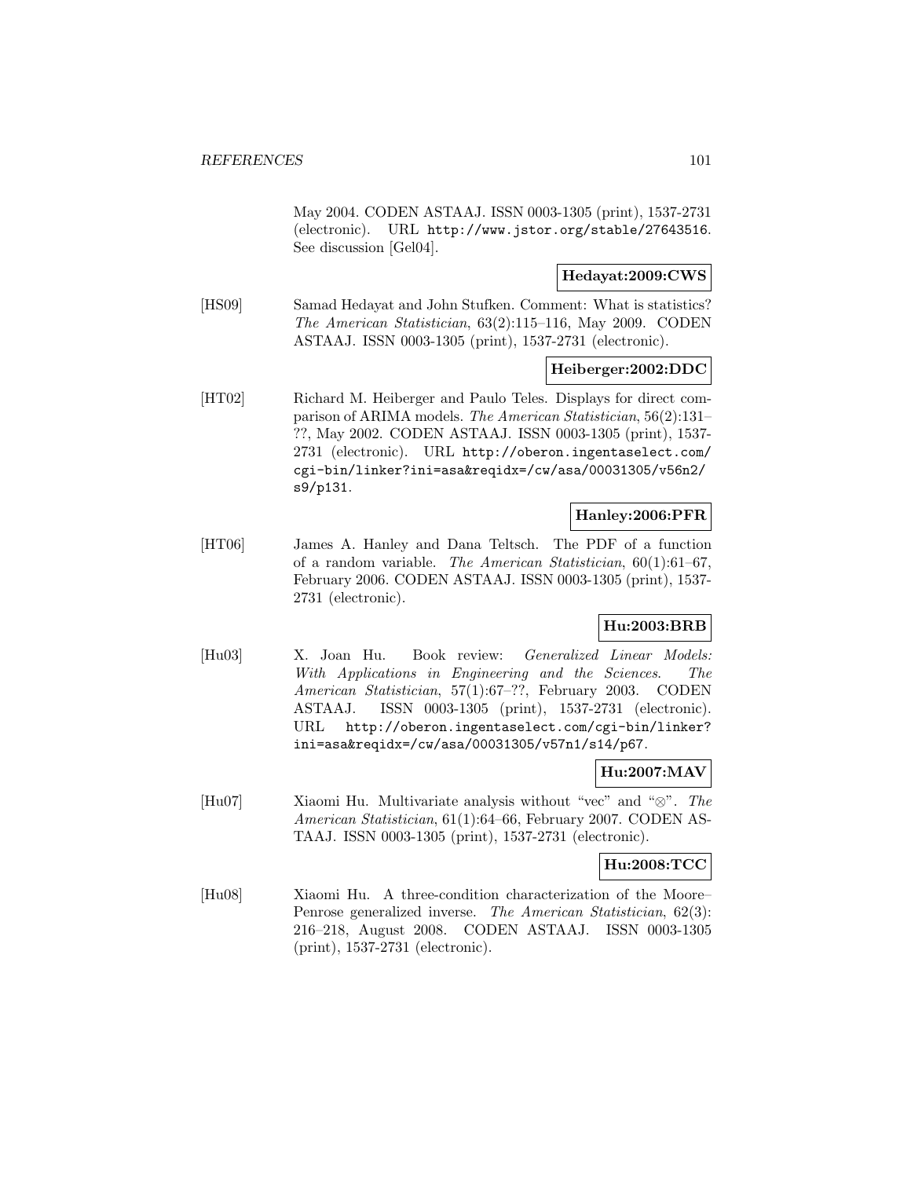May 2004. CODEN ASTAAJ. ISSN 0003-1305 (print), 1537-2731 (electronic). URL http://www.jstor.org/stable/27643516. See discussion [Gel04].

**Hedayat:2009:CWS**

[HS09] Samad Hedayat and John Stufken. Comment: What is statistics? *The American Statistician*, 63(2):115–116, May 2009. CODEN ASTAAJ. ISSN 0003-1305 (print), 1537-2731 (electronic).

**Heiberger:2002:DDC**

[HT02] Richard M. Heiberger and Paulo Teles. Displays for direct comparison of ARIMA models. *The American Statistician*, 56(2):131–??, May 2002. CODEN ASTAAJ. ISSN 0003-1305 (print), 1537-2731 (electronic). URL http://oberon.ingentaselect.com/cgi-bin/linker?ini=asa&reqidx=/cw/asa/00031305/v56n2/s9/p131.

**Hanley:2006:PFR**

[HT06] James A. Hanley and Dana Teltsch. The PDF of a function of a random variable. *The American Statistician*, 60(1):61–67, February 2006. CODEN ASTAAJ. ISSN 0003-1305 (print), 1537-2731 (electronic).

**Hu:2003:BRB**

[Hu03] X. Joan Hu. Book review: *Generalized Linear Models: With Applications in Engineering and the Sciences*. *The American Statistician*, 57(1):67–??, February 2003. CODEN ASTAAJ. ISSN 0003-1305 (print), 1537-2731 (electronic). URL http://oberon.ingentaselect.com/cgi-bin/linker?ini=asa&reqidx=/cw/asa/00031305/v57n1/s14/p67.

**Hu:2007:MAV**

[Hu07] Xiaomi Hu. Multivariate analysis without "vec" and "$\otimes$". *The American Statistician*, 61(1):64–66, February 2007. CODEN ASTAAJ. ISSN 0003-1305 (print), 1537-2731 (electronic).

**Hu:2008:TCC**

[Hu08] Xiaomi Hu. A three-condition characterization of the Moore–Penrose generalized inverse. *The American Statistician*, 62(3):216–218, August 2008. CODEN ASTAAJ. ISSN 0003-1305 (print), 1537-2731 (electronic).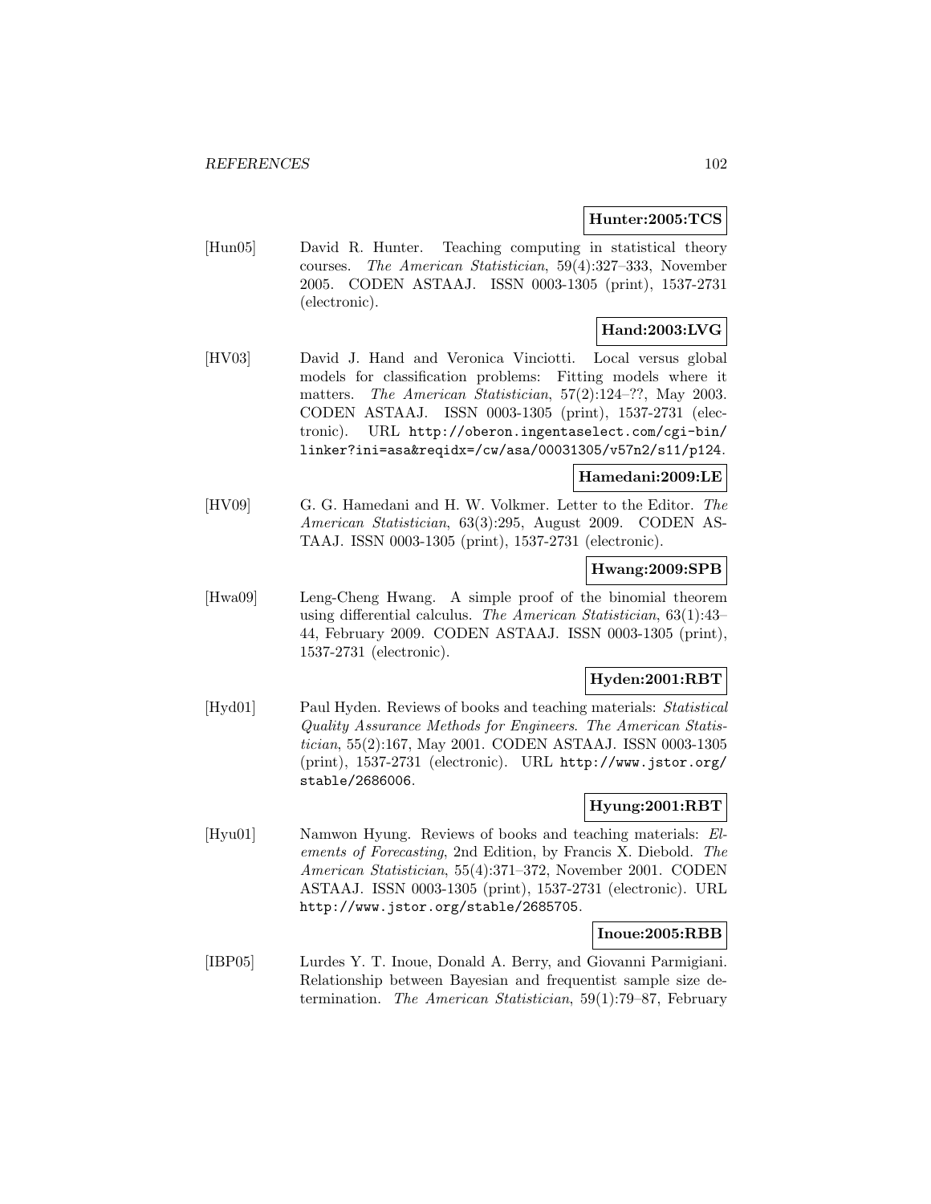**Hunter:2005:TCS**

[Hun05] David R. Hunter. Teaching computing in statistical theory courses. *The American Statistician*, 59(4):327–333, November 2005. CODEN ASTAAJ. ISSN 0003-1305 (print), 1537-2731 (electronic).

**Hand:2003:LVG**

[HV03] David J. Hand and Veronica Vinciotti. Local versus global models for classification problems: Fitting models where it matters. *The American Statistician*, 57(2):124–??, May 2003. CODEN ASTAAJ. ISSN 0003-1305 (print), 1537-2731 (electronic). URL `http://oberon.ingentaselect.com/cgi-bin/linker?ini=asa&reqidx=/cw/asa/00031305/v57n2/s11/p124`.

**Hamedani:2009:LE**

[HV09] G. G. Hamedani and H. W. Volkmer. Letter to the Editor. *The American Statistician*, 63(3):295, August 2009. CODEN ASTAAJ. ISSN 0003-1305 (print), 1537-2731 (electronic).

**Hwang:2009:SPB**

[Hwa09] Leng-Cheng Hwang. A simple proof of the binomial theorem using differential calculus. *The American Statistician*, 63(1):43–44, February 2009. CODEN ASTAAJ. ISSN 0003-1305 (print), 1537-2731 (electronic).

**Hyden:2001:RBT**

[Hyd01] Paul Hyden. Reviews of books and teaching materials: *Statistical Quality Assurance Methods for Engineers*. *The American Statistician*, 55(2):167, May 2001. CODEN ASTAAJ. ISSN 0003-1305 (print), 1537-2731 (electronic). URL `http://www.jstor.org/stable/2686006`.

**Hyung:2001:RBT**

[Hyu01] Namwon Hyung. Reviews of books and teaching materials: *Elements of Forecasting*, 2nd Edition, by Francis X. Diebold. *The American Statistician*, 55(4):371–372, November 2001. CODEN ASTAAJ. ISSN 0003-1305 (print), 1537-2731 (electronic). URL `http://www.jstor.org/stable/2685705`.

**Inoue:2005:RBB**

[IBP05] Lurdes Y. T. Inoue, Donald A. Berry, and Giovanni Parmigiani. Relationship between Bayesian and frequentist sample size determination. *The American Statistician*, 59(1):79–87, February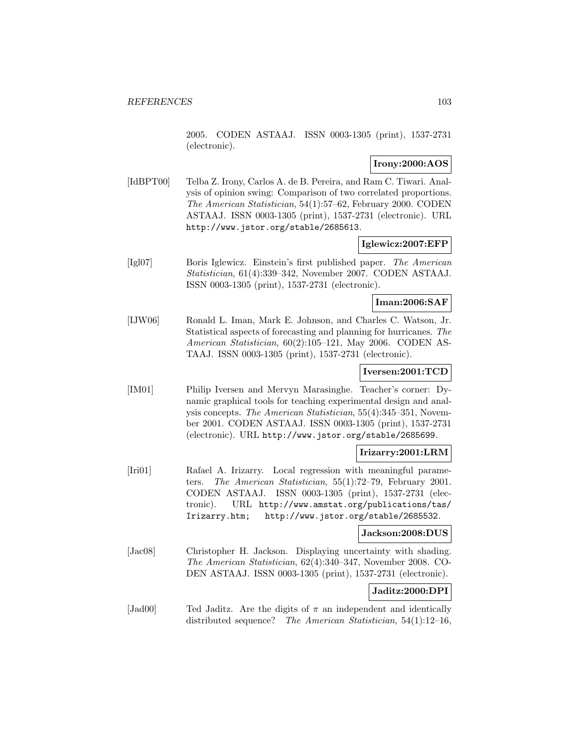2005. CODEN ASTAAJ. ISSN 0003-1305 (print), 1537-2731 (electronic).

**Irony:2000:AOS**

[IdBPT00] Telba Z. Irony, Carlos A. de B. Pereira, and Ram C. Tiwari. Analysis of opinion swing: Comparison of two correlated proportions. *The American Statistician*, 54(1):57–62, February 2000. CODEN ASTAAJ. ISSN 0003-1305 (print), 1537-2731 (electronic). URL http://www.jstor.org/stable/2685613.

**Iglewicz:2007:EFP**

[Igl07] Boris Iglewicz. Einstein's first published paper. *The American Statistician*, 61(4):339–342, November 2007. CODEN ASTAAJ. ISSN 0003-1305 (print), 1537-2731 (electronic).

**Iman:2006:SAF**

[IJW06] Ronald L. Iman, Mark E. Johnson, and Charles C. Watson, Jr. Statistical aspects of forecasting and planning for hurricanes. *The American Statistician*, 60(2):105–121, May 2006. CODEN ASTAAJ. ISSN 0003-1305 (print), 1537-2731 (electronic).

**Iversen:2001:TCD**

[IM01] Philip Iversen and Mervyn Marasinghe. Teacher's corner: Dynamic graphical tools for teaching experimental design and analysis concepts. *The American Statistician*, 55(4):345–351, November 2001. CODEN ASTAAJ. ISSN 0003-1305 (print), 1537-2731 (electronic). URL http://www.jstor.org/stable/2685699.

**Irizarry:2001:LRM**

[Iri01] Rafael A. Irizarry. Local regression with meaningful parameters. *The American Statistician*, 55(1):72–79, February 2001. CODEN ASTAAJ. ISSN 0003-1305 (print), 1537-2731 (electronic). URL http://www.amstat.org/publications/tas/Irizarry.htm; http://www.jstor.org/stable/2685532.

**Jackson:2008:DUS**

[Jac08] Christopher H. Jackson. Displaying uncertainty with shading. *The American Statistician*, 62(4):340–347, November 2008. CODEN ASTAAJ. ISSN 0003-1305 (print), 1537-2731 (electronic).

**Jaditz:2000:DPI**

[Jad00] Ted Jaditz. Are the digits of $\pi$ an independent and identically distributed sequence? *The American Statistician*, 54(1):12–16,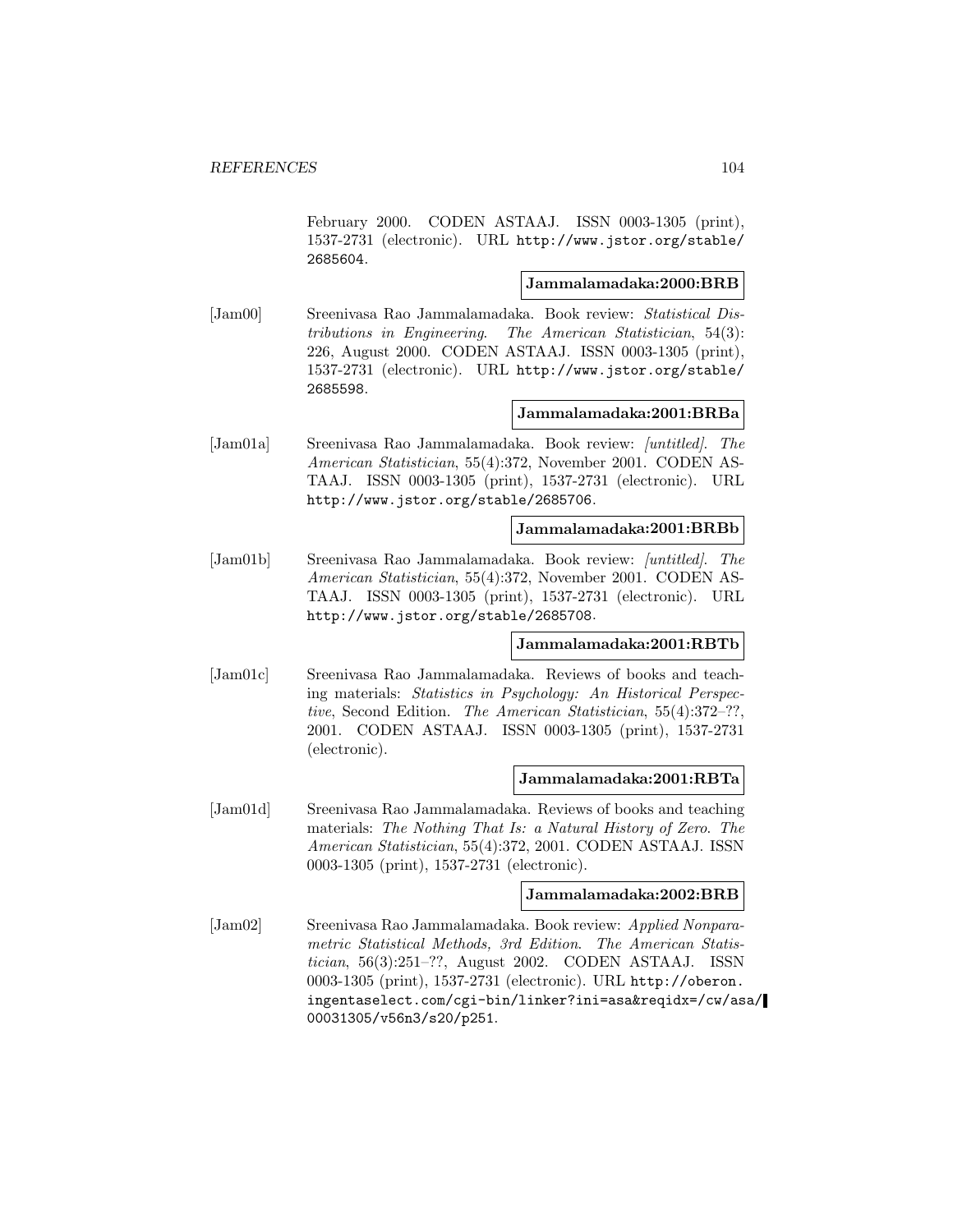February 2000. CODEN ASTAAJ. ISSN 0003-1305 (print), 1537-2731 (electronic). URL http://www.jstor.org/stable/2685604.

**Jammalamadaka:2000:BRB**

[Jam00] Sreenivasa Rao Jammalamadaka. Book review: *Statistical Distributions in Engineering*. *The American Statistician*, 54(3): 226, August 2000. CODEN ASTAAJ. ISSN 0003-1305 (print), 1537-2731 (electronic). URL http://www.jstor.org/stable/2685598.

**Jammalamadaka:2001:BRBa**

[Jam01a] Sreenivasa Rao Jammalamadaka. Book review: *[untitled]*. *The American Statistician*, 55(4):372, November 2001. CODEN ASTAAJ. ISSN 0003-1305 (print), 1537-2731 (electronic). URL http://www.jstor.org/stable/2685706.

**Jammalamadaka:2001:BRBb**

[Jam01b] Sreenivasa Rao Jammalamadaka. Book review: *[untitled]*. *The American Statistician*, 55(4):372, November 2001. CODEN ASTAAJ. ISSN 0003-1305 (print), 1537-2731 (electronic). URL http://www.jstor.org/stable/2685708.

**Jammalamadaka:2001:RBTb**

[Jam01c] Sreenivasa Rao Jammalamadaka. Reviews of books and teaching materials: *Statistics in Psychology: An Historical Perspective*, Second Edition. *The American Statistician*, 55(4):372–??, 2001. CODEN ASTAAJ. ISSN 0003-1305 (print), 1537-2731 (electronic).

**Jammalamadaka:2001:RBTa**

[Jam01d] Sreenivasa Rao Jammalamadaka. Reviews of books and teaching materials: *The Nothing That Is: a Natural History of Zero*. *The American Statistician*, 55(4):372, 2001. CODEN ASTAAJ. ISSN 0003-1305 (print), 1537-2731 (electronic).

**Jammalamadaka:2002:BRB**

[Jam02] Sreenivasa Rao Jammalamadaka. Book review: *Applied Nonparametric Statistical Methods, 3rd Edition*. *The American Statistician*, 56(3):251–??, August 2002. CODEN ASTAAJ. ISSN 0003-1305 (print), 1537-2731 (electronic). URL http://oberon.ingentaselect.com/cgi-bin/linker?ini=asa&reqidx=/cw/asa/00031305/v56n3/s20/p251.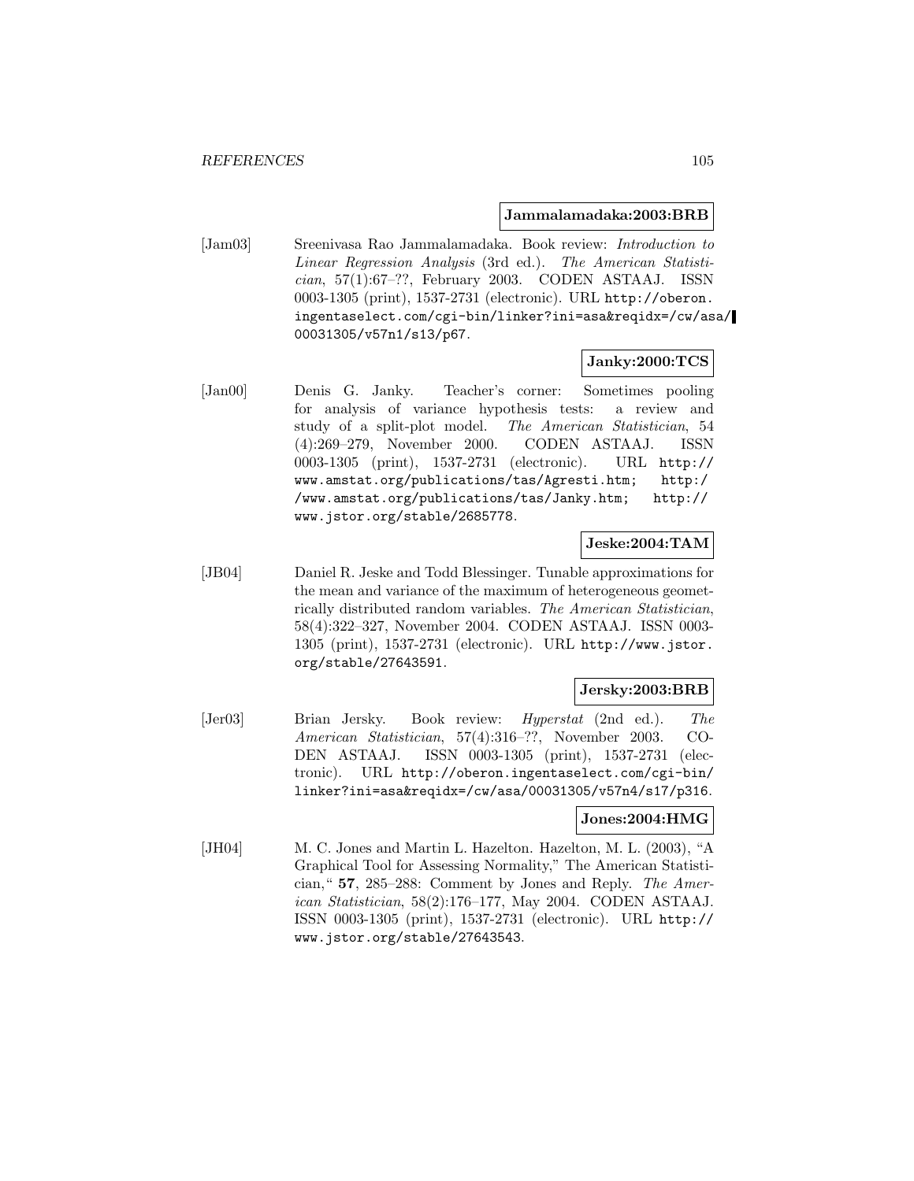**Jammalamadaka:2003:BRB**

[Jam03] Sreenivasa Rao Jammalamadaka. Book review: *Introduction to Linear Regression Analysis* (3rd ed.). *The American Statistician*, 57(1):67–??, February 2003. CODEN ASTAAJ. ISSN 0003-1305 (print), 1537-2731 (electronic). URL http://oberon.ingentaselect.com/cgi-bin/linker?ini=asa&reqidx=/cw/asa/00031305/v57n1/s13/p67.

**Janky:2000:TCS**

[Jan00] Denis G. Janky. Teacher's corner: Sometimes pooling for analysis of variance hypothesis tests: a review and study of a split-plot model. *The American Statistician*, 54 (4):269–279, November 2000. CODEN ASTAAJ. ISSN 0003-1305 (print), 1537-2731 (electronic). URL http://www.amstat.org/publications/tas/Agresti.htm; http://www.amstat.org/publications/tas/Janky.htm; http://www.jstor.org/stable/2685778.

**Jeske:2004:TAM**

[JB04] Daniel R. Jeske and Todd Blessinger. Tunable approximations for the mean and variance of the maximum of heterogeneous geometrically distributed random variables. *The American Statistician*, 58(4):322–327, November 2004. CODEN ASTAAJ. ISSN 0003-1305 (print), 1537-2731 (electronic). URL http://www.jstor.org/stable/27643591.

**Jersky:2003:BRB**

[Jer03] Brian Jersky. Book review: *Hyperstat* (2nd ed.). *The American Statistician*, 57(4):316–??, November 2003. CODEN ASTAAJ. ISSN 0003-1305 (print), 1537-2731 (electronic). URL http://oberon.ingentaselect.com/cgi-bin/linker?ini=asa&reqidx=/cw/asa/00031305/v57n4/s17/p316.

**Jones:2004:HMG**

[JH04] M. C. Jones and Martin L. Hazelton. Hazelton, M. L. (2003), "A Graphical Tool for Assessing Normality," The American Statistician," **57**, 285–288: Comment by Jones and Reply. *The American Statistician*, 58(2):176–177, May 2004. CODEN ASTAAJ. ISSN 0003-1305 (print), 1537-2731 (electronic). URL http://www.jstor.org/stable/27643543.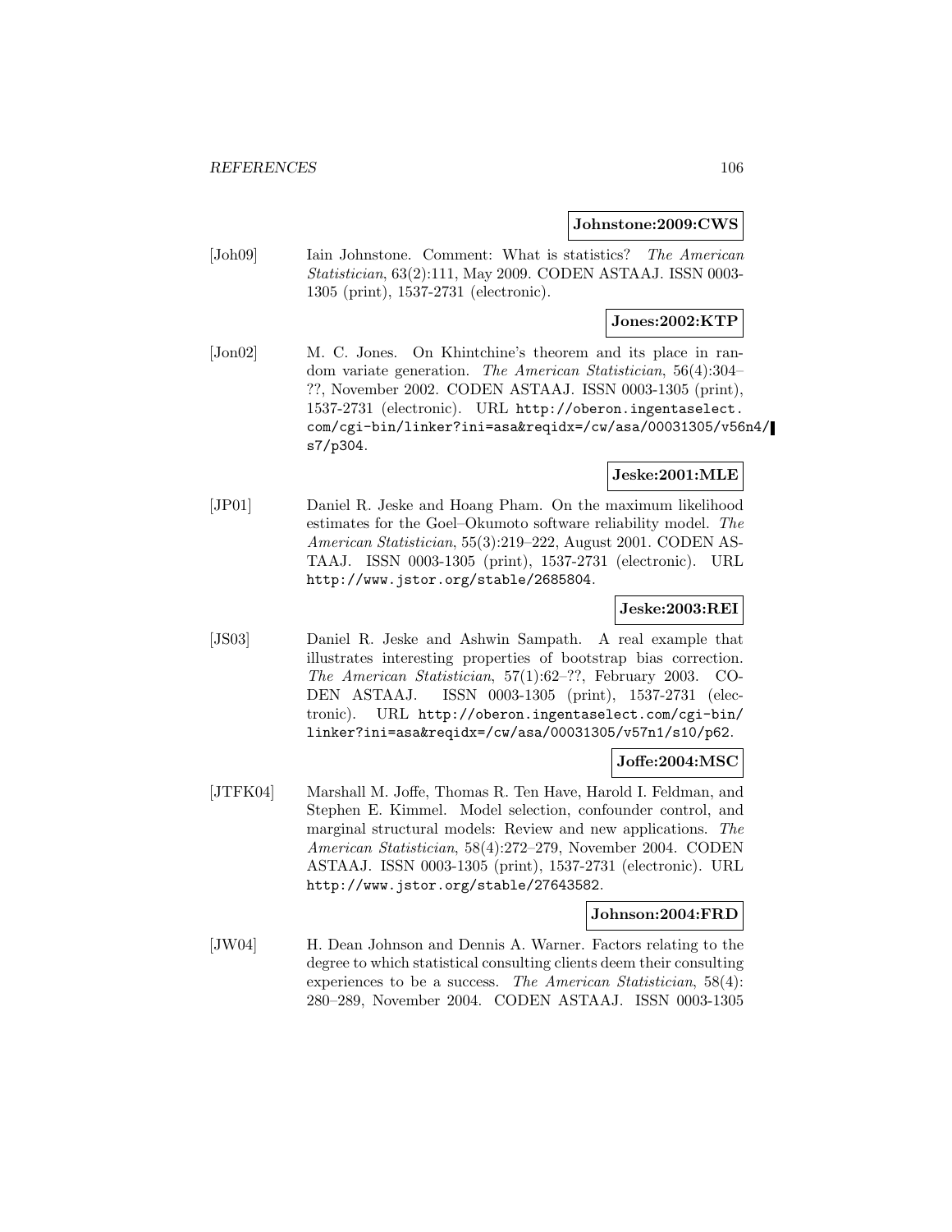**Johnstone:2009:CWS**

[Joh09] Iain Johnstone. Comment: What is statistics? *The American Statistician*, 63(2):111, May 2009. CODEN ASTAAJ. ISSN 0003-1305 (print), 1537-2731 (electronic).

**Jones:2002:KTP**

[Jon02] M. C. Jones. On Khintchine's theorem and its place in random variate generation. *The American Statistician*, 56(4):304–??, November 2002. CODEN ASTAAJ. ISSN 0003-1305 (print), 1537-2731 (electronic). URL http://oberon.ingentaselect.com/cgi-bin/linker?ini=asa&reqidx=/cw/asa/00031305/v56n4/s7/p304.

**Jeske:2001:MLE**

[JP01] Daniel R. Jeske and Hoang Pham. On the maximum likelihood estimates for the Goel–Okumoto software reliability model. *The American Statistician*, 55(3):219–222, August 2001. CODEN ASTAAJ. ISSN 0003-1305 (print), 1537-2731 (electronic). URL http://www.jstor.org/stable/2685804.

**Jeske:2003:REI**

[JS03] Daniel R. Jeske and Ashwin Sampath. A real example that illustrates interesting properties of bootstrap bias correction. *The American Statistician*, 57(1):62–??, February 2003. CODEN ASTAAJ. ISSN 0003-1305 (print), 1537-2731 (electronic). URL http://oberon.ingentaselect.com/cgi-bin/linker?ini=asa&reqidx=/cw/asa/00031305/v57n1/s10/p62.

**Joffe:2004:MSC**

[JTFK04] Marshall M. Joffe, Thomas R. Ten Have, Harold I. Feldman, and Stephen E. Kimmel. Model selection, confounder control, and marginal structural models: Review and new applications. *The American Statistician*, 58(4):272–279, November 2004. CODEN ASTAAJ. ISSN 0003-1305 (print), 1537-2731 (electronic). URL http://www.jstor.org/stable/27643582.

**Johnson:2004:FRD**

[JW04] H. Dean Johnson and Dennis A. Warner. Factors relating to the degree to which statistical consulting clients deem their consulting experiences to be a success. *The American Statistician*, 58(4): 280–289, November 2004. CODEN ASTAAJ. ISSN 0003-1305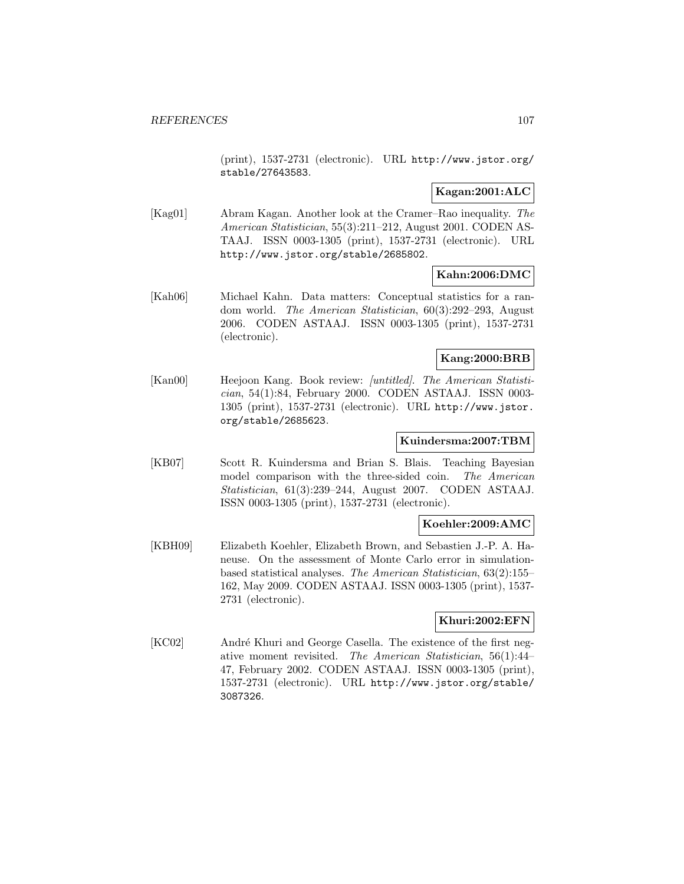(print), 1537-2731 (electronic). URL http://www.jstor.org/stable/27643583.

**Kagan:2001:ALC**

[Kag01] Abram Kagan. Another look at the Cramer–Rao inequality. *The American Statistician*, 55(3):211–212, August 2001. CODEN ASTAAJ. ISSN 0003-1305 (print), 1537-2731 (electronic). URL http://www.jstor.org/stable/2685802.

**Kahn:2006:DMC**

[Kah06] Michael Kahn. Data matters: Conceptual statistics for a random world. *The American Statistician*, 60(3):292–293, August 2006. CODEN ASTAAJ. ISSN 0003-1305 (print), 1537-2731 (electronic).

**Kang:2000:BRB**

[Kan00] Heejoon Kang. Book review: *[untitled]*. *The American Statistician*, 54(1):84, February 2000. CODEN ASTAAJ. ISSN 0003-1305 (print), 1537-2731 (electronic). URL http://www.jstor.org/stable/2685623.

**Kuindersma:2007:TBM**

[KB07] Scott R. Kuindersma and Brian S. Blais. Teaching Bayesian model comparison with the three-sided coin. *The American Statistician*, 61(3):239–244, August 2007. CODEN ASTAAJ. ISSN 0003-1305 (print), 1537-2731 (electronic).

**Koehler:2009:AMC**

[KBH09] Elizabeth Koehler, Elizabeth Brown, and Sebastien J.-P. A. Haneuse. On the assessment of Monte Carlo error in simulation-based statistical analyses. *The American Statistician*, 63(2):155–162, May 2009. CODEN ASTAAJ. ISSN 0003-1305 (print), 1537-2731 (electronic).

**Khuri:2002:EFN**

[KC02] André Khuri and George Casella. The existence of the first negative moment revisited. *The American Statistician*, 56(1):44–47, February 2002. CODEN ASTAAJ. ISSN 0003-1305 (print), 1537-2731 (electronic). URL http://www.jstor.org/stable/3087326.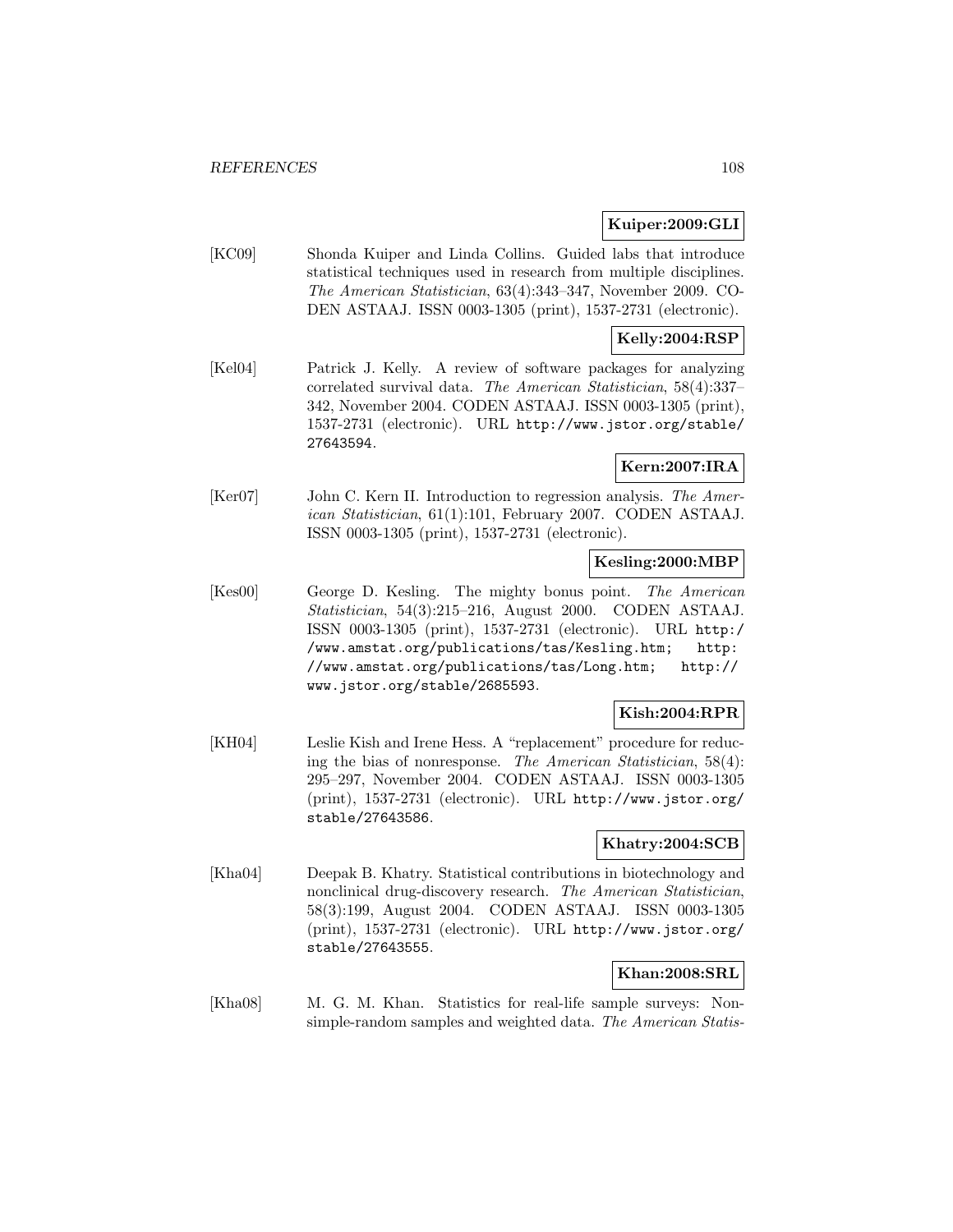**Kuiper:2009:GLI**

[KC09] Shonda Kuiper and Linda Collins. Guided labs that introduce statistical techniques used in research from multiple disciplines. *The American Statistician*, 63(4):343–347, November 2009. CODEN ASTAAJ. ISSN 0003-1305 (print), 1537-2731 (electronic).

**Kelly:2004:RSP**

[Kel04] Patrick J. Kelly. A review of software packages for analyzing correlated survival data. *The American Statistician*, 58(4):337–342, November 2004. CODEN ASTAAJ. ISSN 0003-1305 (print), 1537-2731 (electronic). URL http://www.jstor.org/stable/27643594.

**Kern:2007:IRA**

[Ker07] John C. Kern II. Introduction to regression analysis. *The American Statistician*, 61(1):101, February 2007. CODEN ASTAAJ. ISSN 0003-1305 (print), 1537-2731 (electronic).

**Kesling:2000:MBP**

[Kes00] George D. Kesling. The mighty bonus point. *The American Statistician*, 54(3):215–216, August 2000. CODEN ASTAAJ. ISSN 0003-1305 (print), 1537-2731 (electronic). URL http://www.amstat.org/publications/tas/Kesling.htm; http://www.amstat.org/publications/tas/Long.htm; http://www.jstor.org/stable/2685593.

**Kish:2004:RPR**

[KH04] Leslie Kish and Irene Hess. A "replacement" procedure for reducing the bias of nonresponse. *The American Statistician*, 58(4): 295–297, November 2004. CODEN ASTAAJ. ISSN 0003-1305 (print), 1537-2731 (electronic). URL http://www.jstor.org/stable/27643586.

**Khatry:2004:SCB**

[Kha04] Deepak B. Khatry. Statistical contributions in biotechnology and nonclinical drug-discovery research. *The American Statistician*, 58(3):199, August 2004. CODEN ASTAAJ. ISSN 0003-1305 (print), 1537-2731 (electronic). URL http://www.jstor.org/stable/27643555.

**Khan:2008:SRL**

[Kha08] M. G. M. Khan. Statistics for real-life sample surveys: Non-simple-random samples and weighted data. *The American Statis-*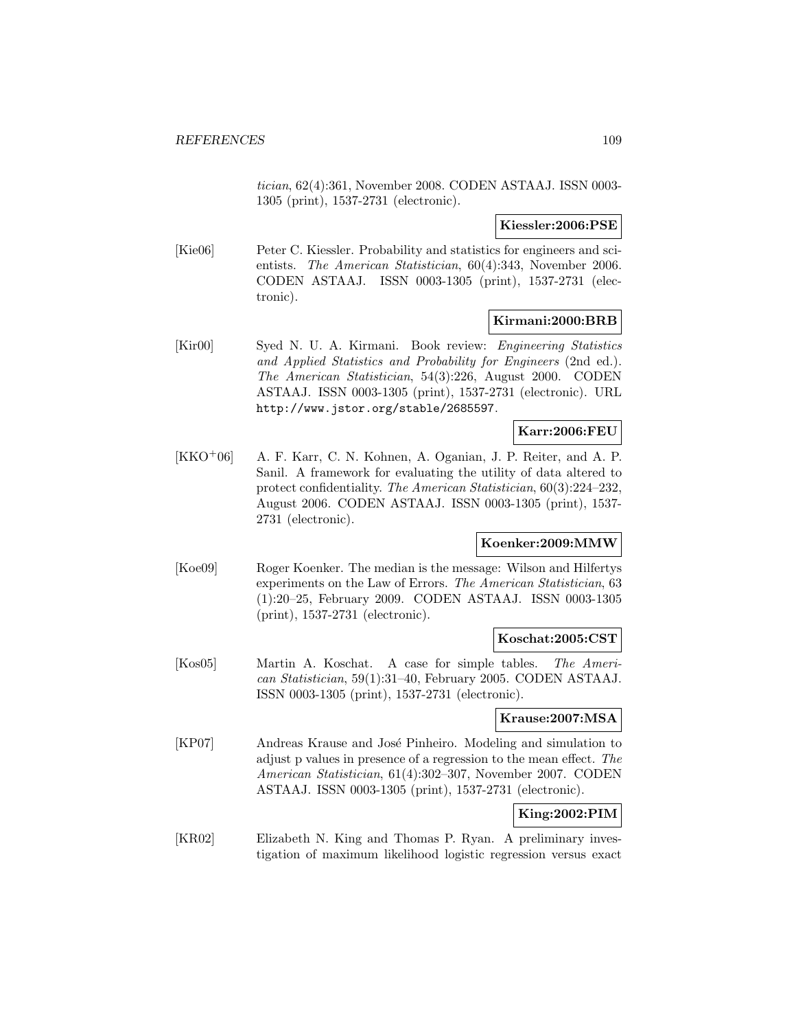*tician*, 62(4):361, November 2008. CODEN ASTAAJ. ISSN 0003-1305 (print), 1537-2731 (electronic).

**Kiessler:2006:PSE**

[Kie06] Peter C. Kiessler. Probability and statistics for engineers and scientists. *The American Statistician*, 60(4):343, November 2006. CODEN ASTAAJ. ISSN 0003-1305 (print), 1537-2731 (electronic).

**Kirmani:2000:BRB**

[Kir00] Syed N. U. A. Kirmani. Book review: *Engineering Statistics and Applied Statistics and Probability for Engineers* (2nd ed.). *The American Statistician*, 54(3):226, August 2000. CODEN ASTAAJ. ISSN 0003-1305 (print), 1537-2731 (electronic). URL http://www.jstor.org/stable/2685597.

**Karr:2006:FEU**

[KKO+06] A. F. Karr, C. N. Kohnen, A. Oganian, J. P. Reiter, and A. P. Sanil. A framework for evaluating the utility of data altered to protect confidentiality. *The American Statistician*, 60(3):224–232, August 2006. CODEN ASTAAJ. ISSN 0003-1305 (print), 1537-2731 (electronic).

**Koenker:2009:MMW**

[Koe09] Roger Koenker. The median is the message: Wilson and Hilfertys experiments on the Law of Errors. *The American Statistician*, 63 (1):20–25, February 2009. CODEN ASTAAJ. ISSN 0003-1305 (print), 1537-2731 (electronic).

**Koschat:2005:CST**

[Kos05] Martin A. Koschat. A case for simple tables. *The American Statistician*, 59(1):31–40, February 2005. CODEN ASTAAJ. ISSN 0003-1305 (print), 1537-2731 (electronic).

**Krause:2007:MSA**

[KP07] Andreas Krause and José Pinheiro. Modeling and simulation to adjust p values in presence of a regression to the mean effect. *The American Statistician*, 61(4):302–307, November 2007. CODEN ASTAAJ. ISSN 0003-1305 (print), 1537-2731 (electronic).

**King:2002:PIM**

[KR02] Elizabeth N. King and Thomas P. Ryan. A preliminary investigation of maximum likelihood logistic regression versus exact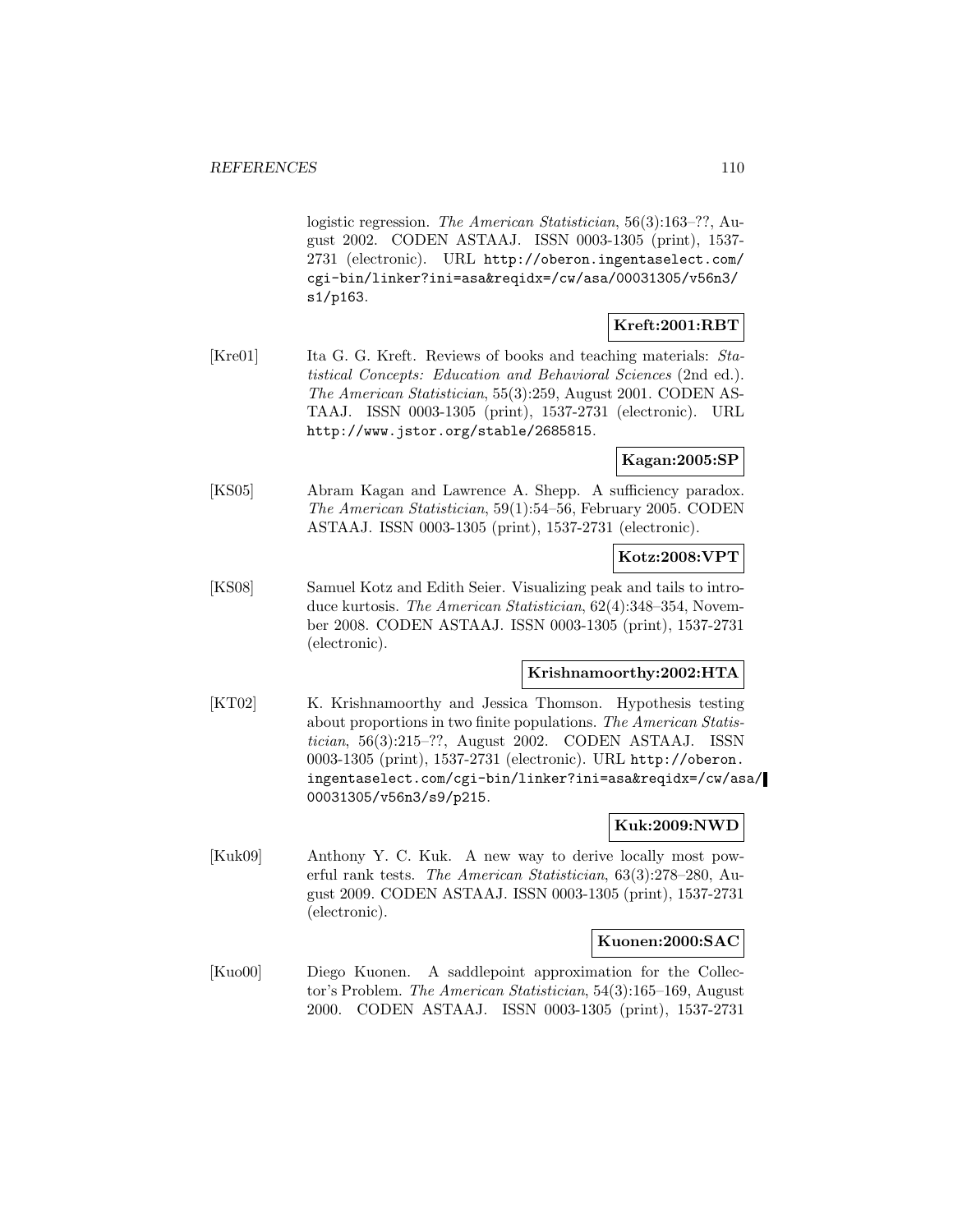logistic regression. *The American Statistician*, 56(3):163–??, August 2002. CODEN ASTAAJ. ISSN 0003-1305 (print), 1537-2731 (electronic). URL http://oberon.ingentaselect.com/cgi-bin/linker?ini=asa&reqidx=/cw/asa/00031305/v56n3/s1/p163.

**Kreft:2001:RBT**

[Kre01] Ita G. G. Kreft. Reviews of books and teaching materials: *Statistical Concepts: Education and Behavioral Sciences* (2nd ed.). *The American Statistician*, 55(3):259, August 2001. CODEN ASTAAJ. ISSN 0003-1305 (print), 1537-2731 (electronic). URL http://www.jstor.org/stable/2685815.

**Kagan:2005:SP**

[KS05] Abram Kagan and Lawrence A. Shepp. A sufficiency paradox. *The American Statistician*, 59(1):54–56, February 2005. CODEN ASTAAJ. ISSN 0003-1305 (print), 1537-2731 (electronic).

**Kotz:2008:VPT**

[KS08] Samuel Kotz and Edith Seier. Visualizing peak and tails to introduce kurtosis. *The American Statistician*, 62(4):348–354, November 2008. CODEN ASTAAJ. ISSN 0003-1305 (print), 1537-2731 (electronic).

**Krishnamoorthy:2002:HTA**

[KT02] K. Krishnamoorthy and Jessica Thomson. Hypothesis testing about proportions in two finite populations. *The American Statistician*, 56(3):215–??, August 2002. CODEN ASTAAJ. ISSN 0003-1305 (print), 1537-2731 (electronic). URL http://oberon.ingentaselect.com/cgi-bin/linker?ini=asa&reqidx=/cw/asa/00031305/v56n3/s9/p215.

**Kuk:2009:NWD**

[Kuk09] Anthony Y. C. Kuk. A new way to derive locally most powerful rank tests. *The American Statistician*, 63(3):278–280, August 2009. CODEN ASTAAJ. ISSN 0003-1305 (print), 1537-2731 (electronic).

**Kuonen:2000:SAC**

[Kuo00] Diego Kuonen. A saddlepoint approximation for the Collector's Problem. *The American Statistician*, 54(3):165–169, August 2000. CODEN ASTAAJ. ISSN 0003-1305 (print), 1537-2731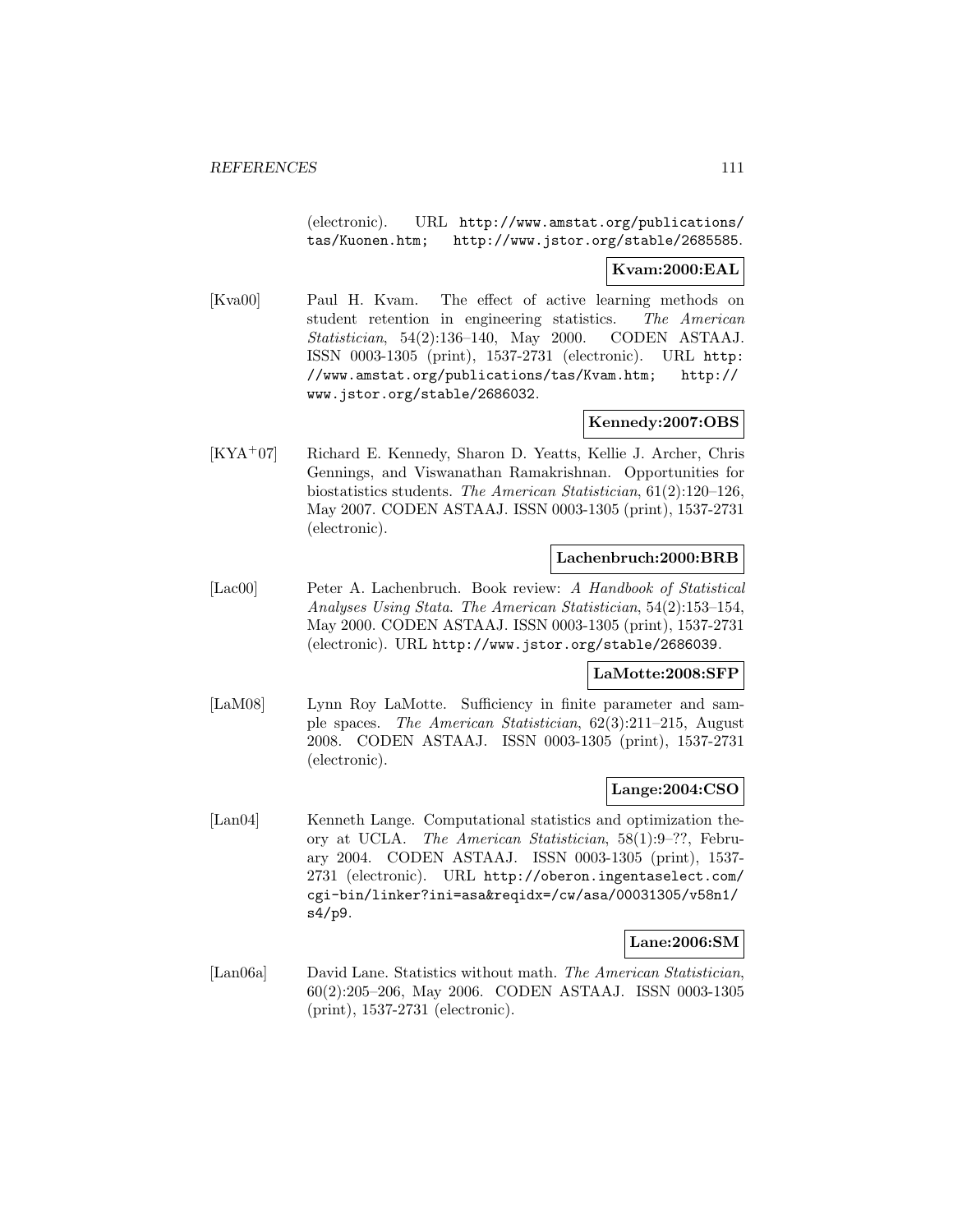(electronic). URL http://www.amstat.org/publications/tas/Kuonen.htm; http://www.jstor.org/stable/2685585.

**Kvam:2000:EAL**

[Kva00] Paul H. Kvam. The effect of active learning methods on student retention in engineering statistics. *The American Statistician*, 54(2):136–140, May 2000. CODEN ASTAAJ. ISSN 0003-1305 (print), 1537-2731 (electronic). URL http://www.amstat.org/publications/tas/Kvam.htm; http://www.jstor.org/stable/2686032.

**Kennedy:2007:OBS**

[KYA+07] Richard E. Kennedy, Sharon D. Yeatts, Kellie J. Archer, Chris Gennings, and Viswanathan Ramakrishnan. Opportunities for biostatistics students. *The American Statistician*, 61(2):120–126, May 2007. CODEN ASTAAJ. ISSN 0003-1305 (print), 1537-2731 (electronic).

**Lachenbruch:2000:BRB**

[Lac00] Peter A. Lachenbruch. Book review: *A Handbook of Statistical Analyses Using Stata*. *The American Statistician*, 54(2):153–154, May 2000. CODEN ASTAAJ. ISSN 0003-1305 (print), 1537-2731 (electronic). URL http://www.jstor.org/stable/2686039.

**LaMotte:2008:SFP**

[LaM08] Lynn Roy LaMotte. Sufficiency in finite parameter and sample spaces. *The American Statistician*, 62(3):211–215, August 2008. CODEN ASTAAJ. ISSN 0003-1305 (print), 1537-2731 (electronic).

**Lange:2004:CSO**

[Lan04] Kenneth Lange. Computational statistics and optimization theory at UCLA. *The American Statistician*, 58(1):9–??, February 2004. CODEN ASTAAJ. ISSN 0003-1305 (print), 1537-2731 (electronic). URL http://oberon.ingentaselect.com/cgi-bin/linker?ini=asa&reqidx=/cw/asa/00031305/v58n1/s4/p9.

**Lane:2006:SM**

[Lan06a] David Lane. Statistics without math. *The American Statistician*, 60(2):205–206, May 2006. CODEN ASTAAJ. ISSN 0003-1305 (print), 1537-2731 (electronic).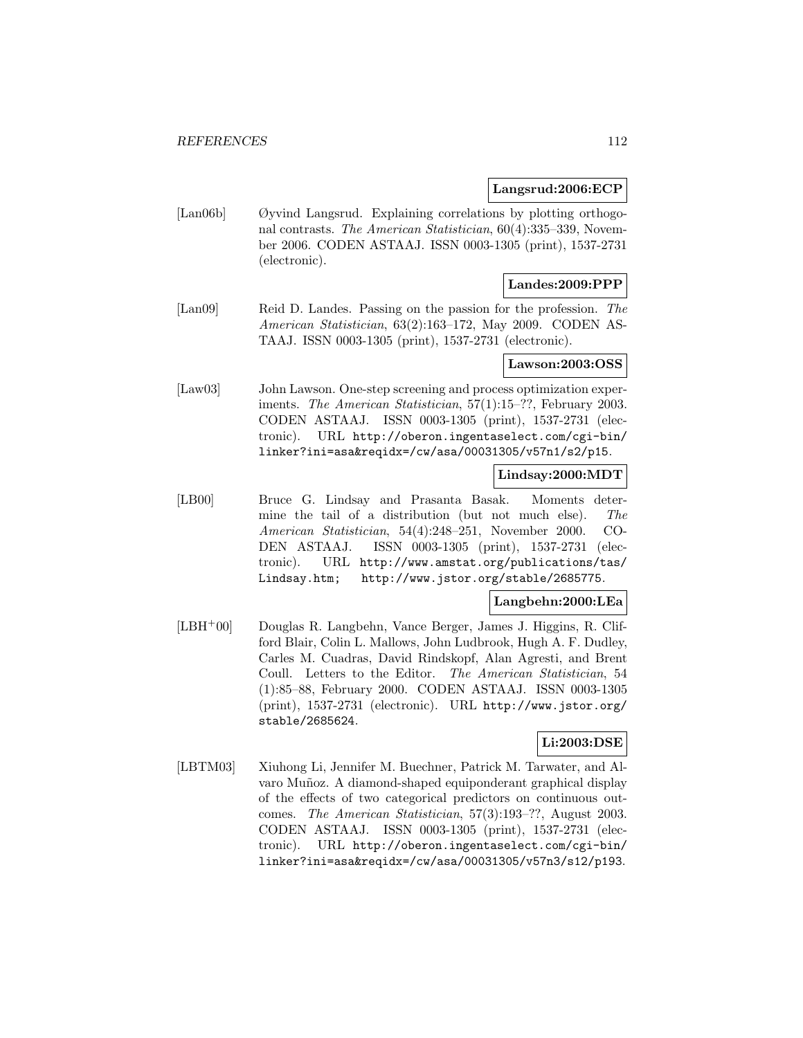**Langsrud:2006:ECP**

[Lan06b] Øyvind Langsrud. Explaining correlations by plotting orthogonal contrasts. *The American Statistician*, 60(4):335–339, November 2006. CODEN ASTAAJ. ISSN 0003-1305 (print), 1537-2731 (electronic).

**Landes:2009:PPP**

[Lan09] Reid D. Landes. Passing on the passion for the profession. *The American Statistician*, 63(2):163–172, May 2009. CODEN ASTAAJ. ISSN 0003-1305 (print), 1537-2731 (electronic).

**Lawson:2003:OSS**

[Law03] John Lawson. One-step screening and process optimization experiments. *The American Statistician*, 57(1):15–??, February 2003. CODEN ASTAAJ. ISSN 0003-1305 (print), 1537-2731 (electronic). URL http://oberon.ingentaselect.com/cgi-bin/linker?ini=asa&reqidx=/cw/asa/00031305/v57n1/s2/p15.

**Lindsay:2000:MDT**

[LB00] Bruce G. Lindsay and Prasanta Basak. Moments determine the tail of a distribution (but not much else). *The American Statistician*, 54(4):248–251, November 2000. CODEN ASTAAJ. ISSN 0003-1305 (print), 1537-2731 (electronic). URL http://www.amstat.org/publications/tas/Lindsay.htm; http://www.jstor.org/stable/2685775.

**Langbehn:2000:LEa**

[LBH+00] Douglas R. Langbehn, Vance Berger, James J. Higgins, R. Clifford Blair, Colin L. Mallows, John Ludbrook, Hugh A. F. Dudley, Carles M. Cuadras, David Rindskopf, Alan Agresti, and Brent Coull. Letters to the Editor. *The American Statistician*, 54 (1):85–88, February 2000. CODEN ASTAAJ. ISSN 0003-1305 (print), 1537-2731 (electronic). URL http://www.jstor.org/stable/2685624.

**Li:2003:DSE**

[LBTM03] Xiuhong Li, Jennifer M. Buechner, Patrick M. Tarwater, and Alvaro Muñoz. A diamond-shaped equiponderant graphical display of the effects of two categorical predictors on continuous outcomes. *The American Statistician*, 57(3):193–??, August 2003. CODEN ASTAAJ. ISSN 0003-1305 (print), 1537-2731 (electronic). URL http://oberon.ingentaselect.com/cgi-bin/linker?ini=asa&reqidx=/cw/asa/00031305/v57n3/s12/p193.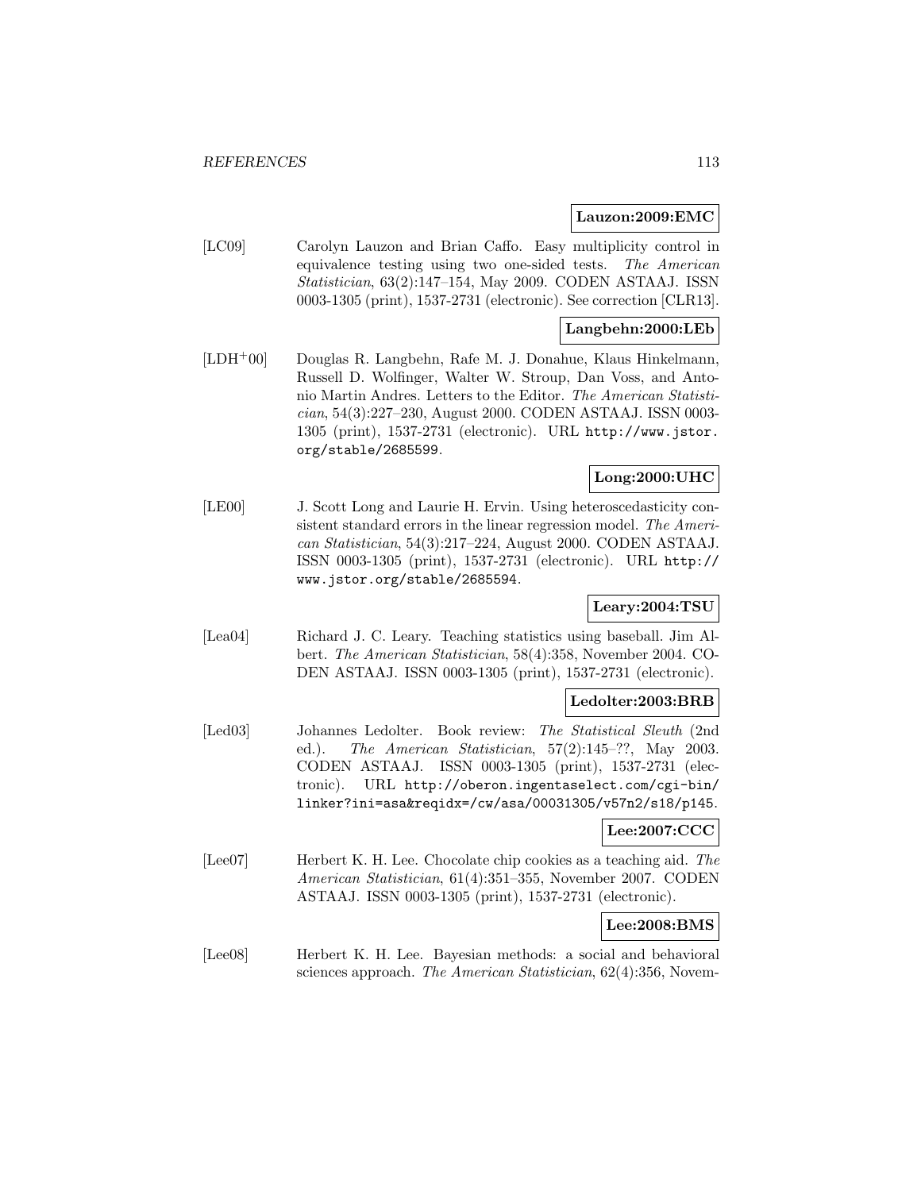**Lauzon:2009:EMC**

[LC09] Carolyn Lauzon and Brian Caffo. Easy multiplicity control in equivalence testing using two one-sided tests. *The American Statistician*, 63(2):147–154, May 2009. CODEN ASTAAJ. ISSN 0003-1305 (print), 1537-2731 (electronic). See correction [CLR13].

**Langbehn:2000:LEb**

[LDH+00] Douglas R. Langbehn, Rafe M. J. Donahue, Klaus Hinkelmann, Russell D. Wolfinger, Walter W. Stroup, Dan Voss, and Antonio Martin Andres. Letters to the Editor. *The American Statistician*, 54(3):227–230, August 2000. CODEN ASTAAJ. ISSN 0003-1305 (print), 1537-2731 (electronic). URL http://www.jstor.org/stable/2685599.

**Long:2000:UHC**

[LE00] J. Scott Long and Laurie H. Ervin. Using heteroscedasticity consistent standard errors in the linear regression model. *The American Statistician*, 54(3):217–224, August 2000. CODEN ASTAAJ. ISSN 0003-1305 (print), 1537-2731 (electronic). URL http://www.jstor.org/stable/2685594.

**Leary:2004:TSU**

[Lea04] Richard J. C. Leary. Teaching statistics using baseball. Jim Albert. *The American Statistician*, 58(4):358, November 2004. CODEN ASTAAJ. ISSN 0003-1305 (print), 1537-2731 (electronic).

**Ledolter:2003:BRB**

[Led03] Johannes Ledolter. Book review: *The Statistical Sleuth* (2nd ed.). *The American Statistician*, 57(2):145–??, May 2003. CODEN ASTAAJ. ISSN 0003-1305 (print), 1537-2731 (electronic). URL http://oberon.ingentaselect.com/cgi-bin/linker?ini=asa&reqidx=/cw/asa/00031305/v57n2/s18/p145.

**Lee:2007:CCC**

[Lee07] Herbert K. H. Lee. Chocolate chip cookies as a teaching aid. *The American Statistician*, 61(4):351–355, November 2007. CODEN ASTAAJ. ISSN 0003-1305 (print), 1537-2731 (electronic).

**Lee:2008:BMS**

[Lee08] Herbert K. H. Lee. Bayesian methods: a social and behavioral sciences approach. *The American Statistician*, 62(4):356, Novem-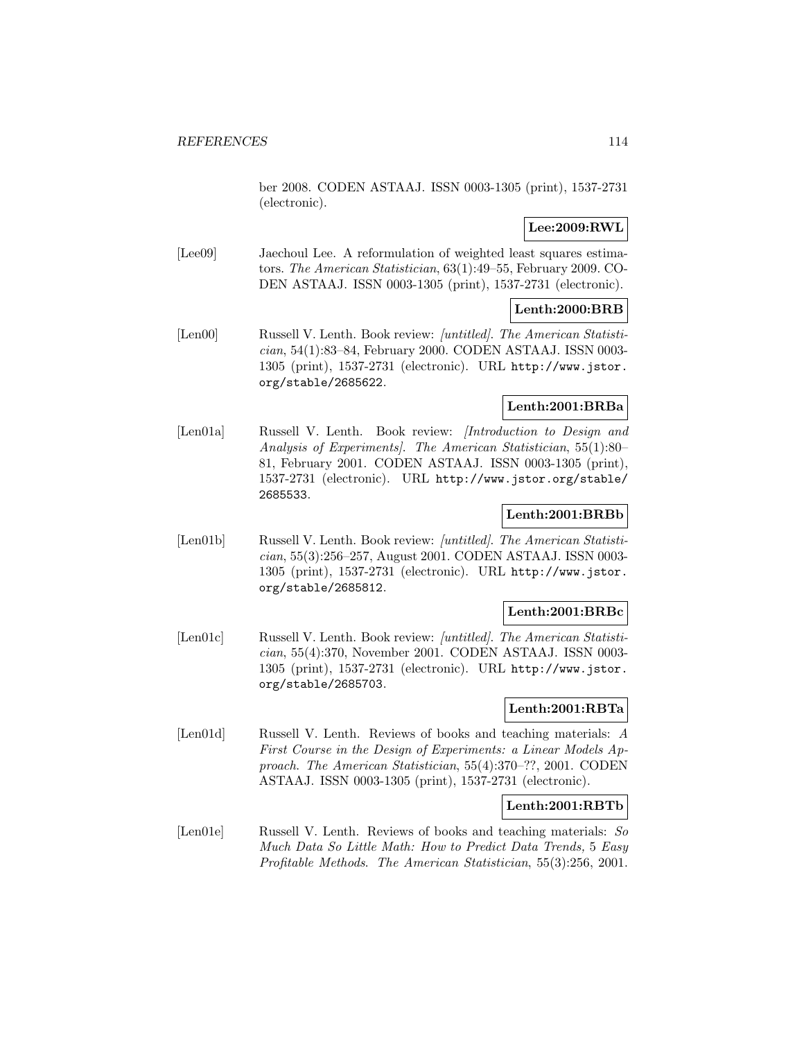ber 2008. CODEN ASTAAJ. ISSN 0003-1305 (print), 1537-2731 (electronic).

**Lee:2009:RWL**

[Lee09] Jaechoul Lee. A reformulation of weighted least squares estimators. *The American Statistician*, 63(1):49–55, February 2009. CODEN ASTAAJ. ISSN 0003-1305 (print), 1537-2731 (electronic).

**Lenth:2000:BRB**

[Len00] Russell V. Lenth. Book review: *[untitled]*. *The American Statistician*, 54(1):83–84, February 2000. CODEN ASTAAJ. ISSN 0003-1305 (print), 1537-2731 (electronic). URL http://www.jstor.org/stable/2685622.

**Lenth:2001:BRBa**

[Len01a] Russell V. Lenth. Book review: *[Introduction to Design and Analysis of Experiments]*. *The American Statistician*, 55(1):80–81, February 2001. CODEN ASTAAJ. ISSN 0003-1305 (print), 1537-2731 (electronic). URL http://www.jstor.org/stable/2685533.

**Lenth:2001:BRBb**

[Len01b] Russell V. Lenth. Book review: *[untitled]*. *The American Statistician*, 55(3):256–257, August 2001. CODEN ASTAAJ. ISSN 0003-1305 (print), 1537-2731 (electronic). URL http://www.jstor.org/stable/2685812.

**Lenth:2001:BRBc**

[Len01c] Russell V. Lenth. Book review: *[untitled]*. *The American Statistician*, 55(4):370, November 2001. CODEN ASTAAJ. ISSN 0003-1305 (print), 1537-2731 (electronic). URL http://www.jstor.org/stable/2685703.

**Lenth:2001:RBTa**

[Len01d] Russell V. Lenth. Reviews of books and teaching materials: *A First Course in the Design of Experiments: a Linear Models Approach*. *The American Statistician*, 55(4):370–??, 2001. CODEN ASTAAJ. ISSN 0003-1305 (print), 1537-2731 (electronic).

**Lenth:2001:RBTb**

[Len01e] Russell V. Lenth. Reviews of books and teaching materials: *So Much Data So Little Math: How to Predict Data Trends,* 5 *Easy Profitable Methods*. *The American Statistician*, 55(3):256, 2001.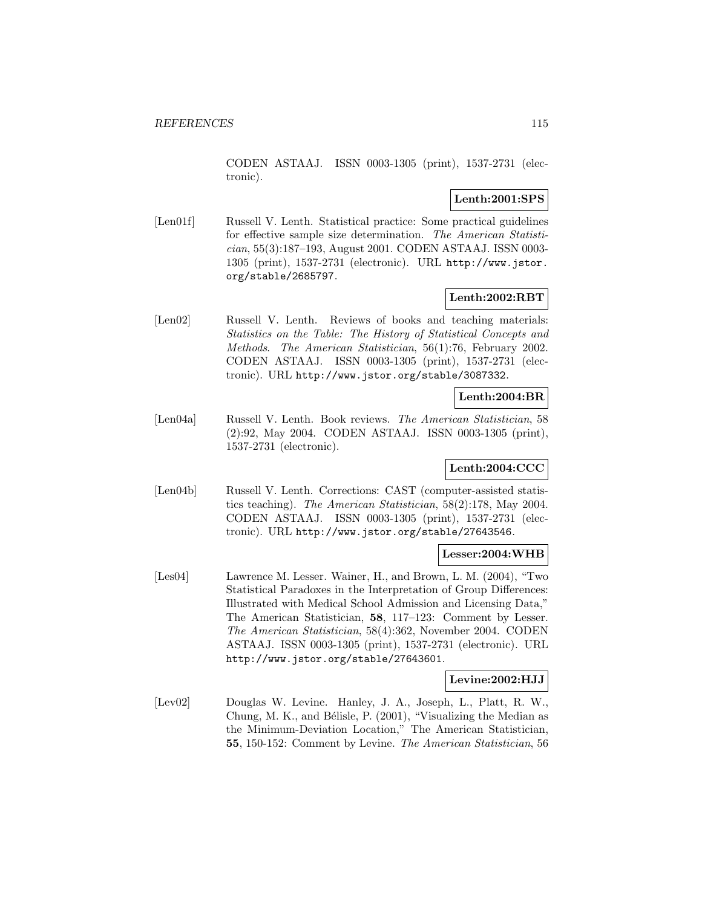CODEN ASTAAJ. ISSN 0003-1305 (print), 1537-2731 (electronic).

**Lenth:2001:SPS**

[Len01f] Russell V. Lenth. Statistical practice: Some practical guidelines for effective sample size determination. *The American Statistician*, 55(3):187–193, August 2001. CODEN ASTAAJ. ISSN 0003-1305 (print), 1537-2731 (electronic). URL `http://www.jstor.org/stable/2685797`.

**Lenth:2002:RBT**

[Len02] Russell V. Lenth. Reviews of books and teaching materials: *Statistics on the Table: The History of Statistical Concepts and Methods*. *The American Statistician*, 56(1):76, February 2002. CODEN ASTAAJ. ISSN 0003-1305 (print), 1537-2731 (electronic). URL `http://www.jstor.org/stable/3087332`.

**Lenth:2004:BR**

[Len04a] Russell V. Lenth. Book reviews. *The American Statistician*, 58 (2):92, May 2004. CODEN ASTAAJ. ISSN 0003-1305 (print), 1537-2731 (electronic).

**Lenth:2004:CCC**

[Len04b] Russell V. Lenth. Corrections: CAST (computer-assisted statistics teaching). *The American Statistician*, 58(2):178, May 2004. CODEN ASTAAJ. ISSN 0003-1305 (print), 1537-2731 (electronic). URL `http://www.jstor.org/stable/27643546`.

**Lesser:2004:WHB**

[Les04] Lawrence M. Lesser. Wainer, H., and Brown, L. M. (2004), "Two Statistical Paradoxes in the Interpretation of Group Differences: Illustrated with Medical School Admission and Licensing Data," The American Statistician, **58**, 117–123: Comment by Lesser. *The American Statistician*, 58(4):362, November 2004. CODEN ASTAAJ. ISSN 0003-1305 (print), 1537-2731 (electronic). URL `http://www.jstor.org/stable/27643601`.

**Levine:2002:HJJ**

[Lev02] Douglas W. Levine. Hanley, J. A., Joseph, L., Platt, R. W., Chung, M. K., and Bélisle, P. (2001), "Visualizing the Median as the Minimum-Deviation Location," The American Statistician, **55**, 150-152: Comment by Levine. *The American Statistician*, 56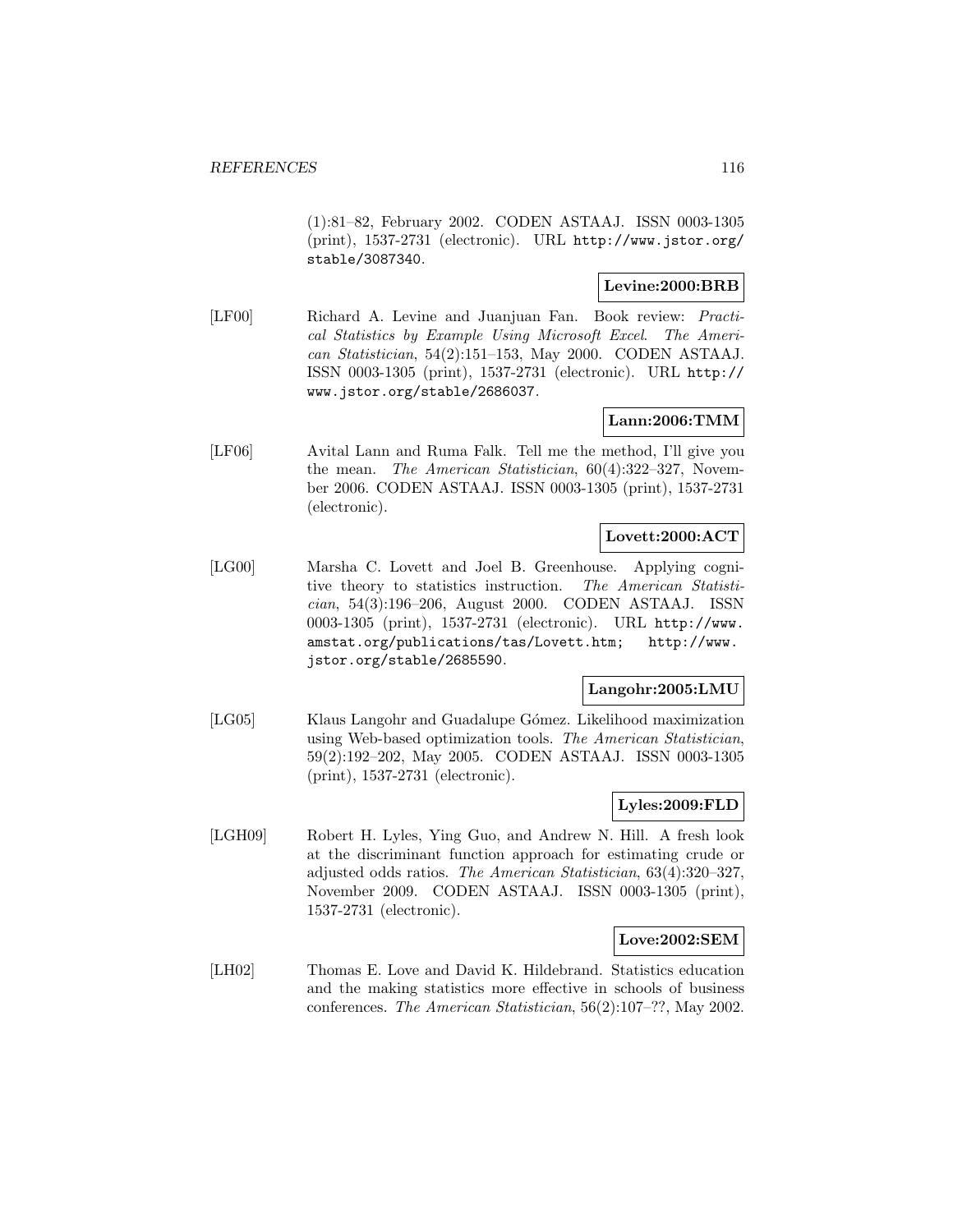(1):81–82, February 2002. CODEN ASTAAJ. ISSN 0003-1305 (print), 1537-2731 (electronic). URL http://www.jstor.org/stable/3087340.

**Levine:2000:BRB**

[LF00] Richard A. Levine and Juanjuan Fan. Book review: *Practical Statistics by Example Using Microsoft Excel*. *The American Statistician*, 54(2):151–153, May 2000. CODEN ASTAAJ. ISSN 0003-1305 (print), 1537-2731 (electronic). URL http://www.jstor.org/stable/2686037.

**Lann:2006:TMM**

[LF06] Avital Lann and Ruma Falk. Tell me the method, I'll give you the mean. *The American Statistician*, 60(4):322–327, November 2006. CODEN ASTAAJ. ISSN 0003-1305 (print), 1537-2731 (electronic).

**Lovett:2000:ACT**

[LG00] Marsha C. Lovett and Joel B. Greenhouse. Applying cognitive theory to statistics instruction. *The American Statistician*, 54(3):196–206, August 2000. CODEN ASTAAJ. ISSN 0003-1305 (print), 1537-2731 (electronic). URL http://www.amstat.org/publications/tas/Lovett.htm; http://www.jstor.org/stable/2685590.

**Langohr:2005:LMU**

[LG05] Klaus Langohr and Guadalupe Gómez. Likelihood maximization using Web-based optimization tools. *The American Statistician*, 59(2):192–202, May 2005. CODEN ASTAAJ. ISSN 0003-1305 (print), 1537-2731 (electronic).

**Lyles:2009:FLD**

[LGH09] Robert H. Lyles, Ying Guo, and Andrew N. Hill. A fresh look at the discriminant function approach for estimating crude or adjusted odds ratios. *The American Statistician*, 63(4):320–327, November 2009. CODEN ASTAAJ. ISSN 0003-1305 (print), 1537-2731 (electronic).

**Love:2002:SEM**

[LH02] Thomas E. Love and David K. Hildebrand. Statistics education and the making statistics more effective in schools of business conferences. *The American Statistician*, 56(2):107–??, May 2002.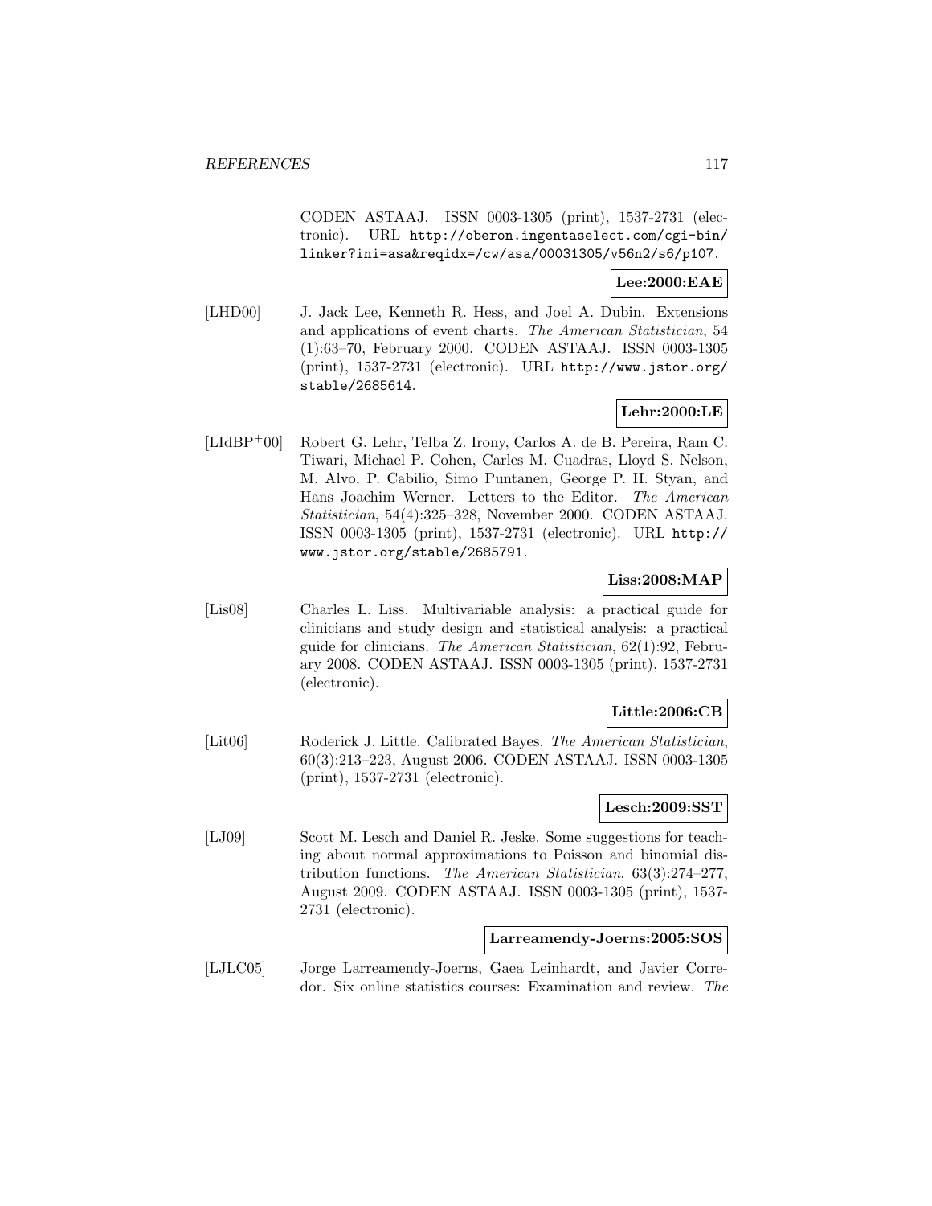CODEN ASTAAJ. ISSN 0003-1305 (print), 1537-2731 (electronic). URL http://oberon.ingentaselect.com/cgi-bin/linker?ini=asa&reqidx=/cw/asa/00031305/v56n2/s6/p107.

**Lee:2000:EAE**

[LHD00] J. Jack Lee, Kenneth R. Hess, and Joel A. Dubin. Extensions and applications of event charts. *The American Statistician*, 54 (1):63–70, February 2000. CODEN ASTAAJ. ISSN 0003-1305 (print), 1537-2731 (electronic). URL http://www.jstor.org/stable/2685614.

**Lehr:2000:LE**

[LIdBP+00] Robert G. Lehr, Telba Z. Irony, Carlos A. de B. Pereira, Ram C. Tiwari, Michael P. Cohen, Carles M. Cuadras, Lloyd S. Nelson, M. Alvo, P. Cabilio, Simo Puntanen, George P. H. Styan, and Hans Joachim Werner. Letters to the Editor. *The American Statistician*, 54(4):325–328, November 2000. CODEN ASTAAJ. ISSN 0003-1305 (print), 1537-2731 (electronic). URL http://www.jstor.org/stable/2685791.

**Liss:2008:MAP**

[Lis08] Charles L. Liss. Multivariable analysis: a practical guide for clinicians and study design and statistical analysis: a practical guide for clinicians. *The American Statistician*, 62(1):92, February 2008. CODEN ASTAAJ. ISSN 0003-1305 (print), 1537-2731 (electronic).

**Little:2006:CB**

[Lit06] Roderick J. Little. Calibrated Bayes. *The American Statistician*, 60(3):213–223, August 2006. CODEN ASTAAJ. ISSN 0003-1305 (print), 1537-2731 (electronic).

**Lesch:2009:SST**

[LJ09] Scott M. Lesch and Daniel R. Jeske. Some suggestions for teaching about normal approximations to Poisson and binomial distribution functions. *The American Statistician*, 63(3):274–277, August 2009. CODEN ASTAAJ. ISSN 0003-1305 (print), 1537-2731 (electronic).

**Larreamendy-Joerns:2005:SOS**

[LJLC05] Jorge Larreamendy-Joerns, Gaea Leinhardt, and Javier Corredor. Six online statistics courses: Examination and review. *The*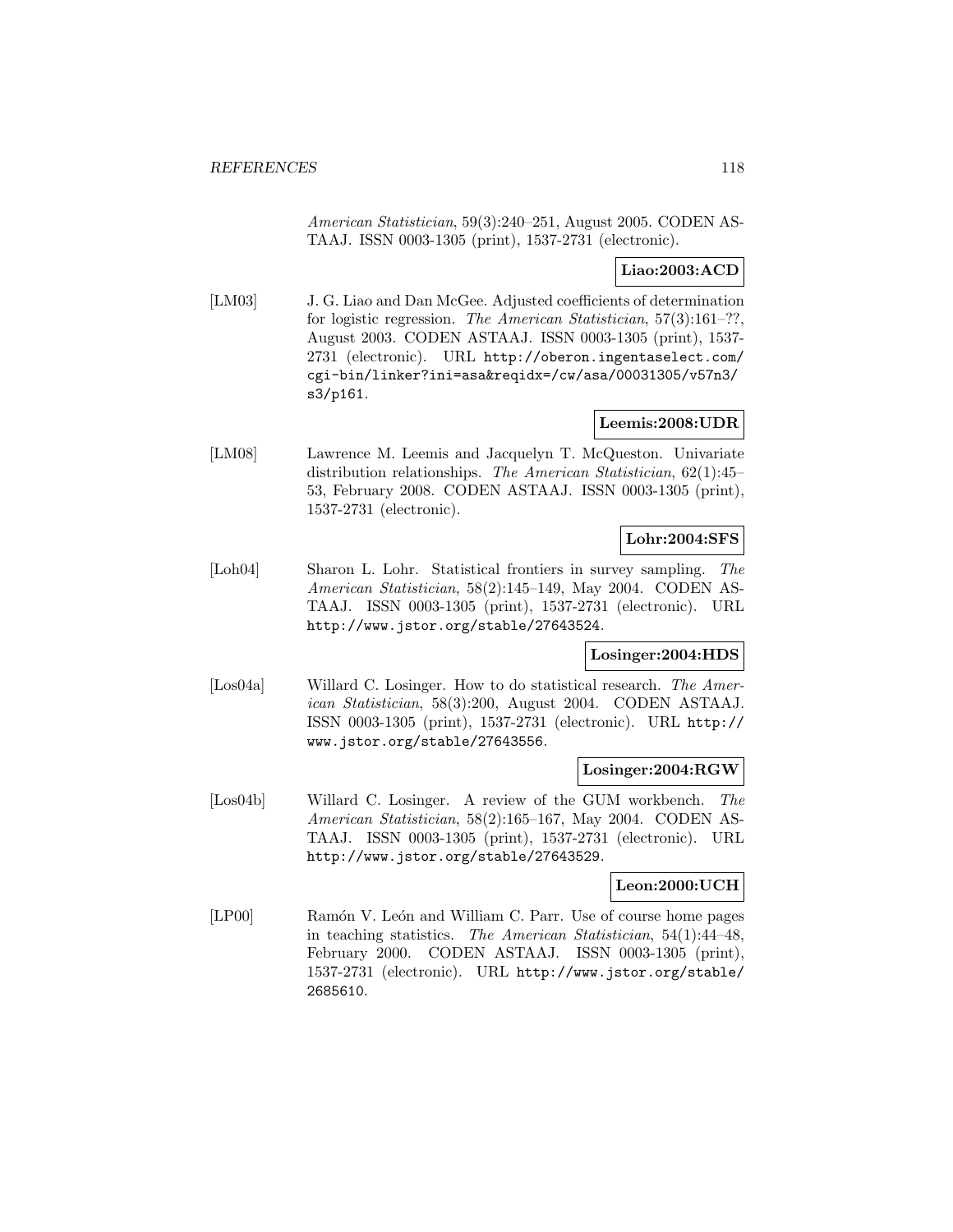*American Statistician*, 59(3):240–251, August 2005. CODEN ASTAAJ. ISSN 0003-1305 (print), 1537-2731 (electronic).

**Liao:2003:ACD**

[LM03] J. G. Liao and Dan McGee. Adjusted coefficients of determination for logistic regression. *The American Statistician*, 57(3):161–??, August 2003. CODEN ASTAAJ. ISSN 0003-1305 (print), 1537-2731 (electronic). URL http://oberon.ingentaselect.com/cgi-bin/linker?ini=asa&reqidx=/cw/asa/00031305/v57n3/s3/p161.

**Leemis:2008:UDR**

[LM08] Lawrence M. Leemis and Jacquelyn T. McQueston. Univariate distribution relationships. *The American Statistician*, 62(1):45–53, February 2008. CODEN ASTAAJ. ISSN 0003-1305 (print), 1537-2731 (electronic).

**Lohr:2004:SFS**

[Loh04] Sharon L. Lohr. Statistical frontiers in survey sampling. *The American Statistician*, 58(2):145–149, May 2004. CODEN ASTAAJ. ISSN 0003-1305 (print), 1537-2731 (electronic). URL http://www.jstor.org/stable/27643524.

**Losinger:2004:HDS**

[Los04a] Willard C. Losinger. How to do statistical research. *The American Statistician*, 58(3):200, August 2004. CODEN ASTAAJ. ISSN 0003-1305 (print), 1537-2731 (electronic). URL http://www.jstor.org/stable/27643556.

**Losinger:2004:RGW**

[Los04b] Willard C. Losinger. A review of the GUM workbench. *The American Statistician*, 58(2):165–167, May 2004. CODEN ASTAAJ. ISSN 0003-1305 (print), 1537-2731 (electronic). URL http://www.jstor.org/stable/27643529.

**Leon:2000:UCH**

[LP00] Ramón V. León and William C. Parr. Use of course home pages in teaching statistics. *The American Statistician*, 54(1):44–48, February 2000. CODEN ASTAAJ. ISSN 0003-1305 (print), 1537-2731 (electronic). URL http://www.jstor.org/stable/2685610.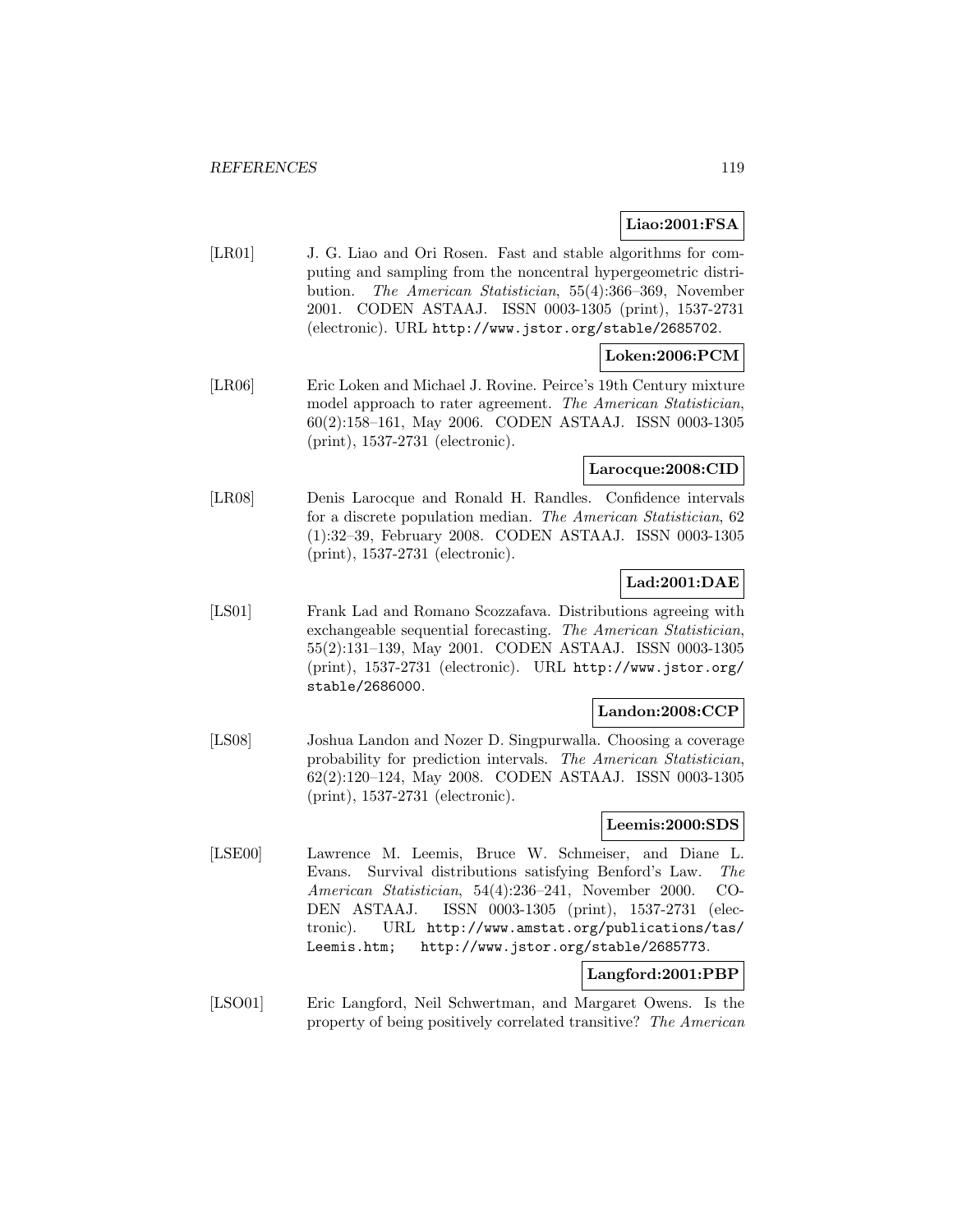**Liao:2001:FSA**

[LR01] J. G. Liao and Ori Rosen. Fast and stable algorithms for computing and sampling from the noncentral hypergeometric distribution. *The American Statistician*, 55(4):366–369, November 2001. CODEN ASTAAJ. ISSN 0003-1305 (print), 1537-2731 (electronic). URL http://www.jstor.org/stable/2685702.

**Loken:2006:PCM**

[LR06] Eric Loken and Michael J. Rovine. Peirce's 19th Century mixture model approach to rater agreement. *The American Statistician*, 60(2):158–161, May 2006. CODEN ASTAAJ. ISSN 0003-1305 (print), 1537-2731 (electronic).

**Larocque:2008:CID**

[LR08] Denis Larocque and Ronald H. Randles. Confidence intervals for a discrete population median. *The American Statistician*, 62 (1):32–39, February 2008. CODEN ASTAAJ. ISSN 0003-1305 (print), 1537-2731 (electronic).

**Lad:2001:DAE**

[LS01] Frank Lad and Romano Scozzafava. Distributions agreeing with exchangeable sequential forecasting. *The American Statistician*, 55(2):131–139, May 2001. CODEN ASTAAJ. ISSN 0003-1305 (print), 1537-2731 (electronic). URL http://www.jstor.org/stable/2686000.

**Landon:2008:CCP**

[LS08] Joshua Landon and Nozer D. Singpurwalla. Choosing a coverage probability for prediction intervals. *The American Statistician*, 62(2):120–124, May 2008. CODEN ASTAAJ. ISSN 0003-1305 (print), 1537-2731 (electronic).

**Leemis:2000:SDS**

[LSE00] Lawrence M. Leemis, Bruce W. Schmeiser, and Diane L. Evans. Survival distributions satisfying Benford's Law. *The American Statistician*, 54(4):236–241, November 2000. CODEN ASTAAJ. ISSN 0003-1305 (print), 1537-2731 (electronic). URL http://www.amstat.org/publications/tas/Leemis.htm; http://www.jstor.org/stable/2685773.

**Langford:2001:PBP**

[LSO01] Eric Langford, Neil Schwertman, and Margaret Owens. Is the property of being positively correlated transitive? *The American*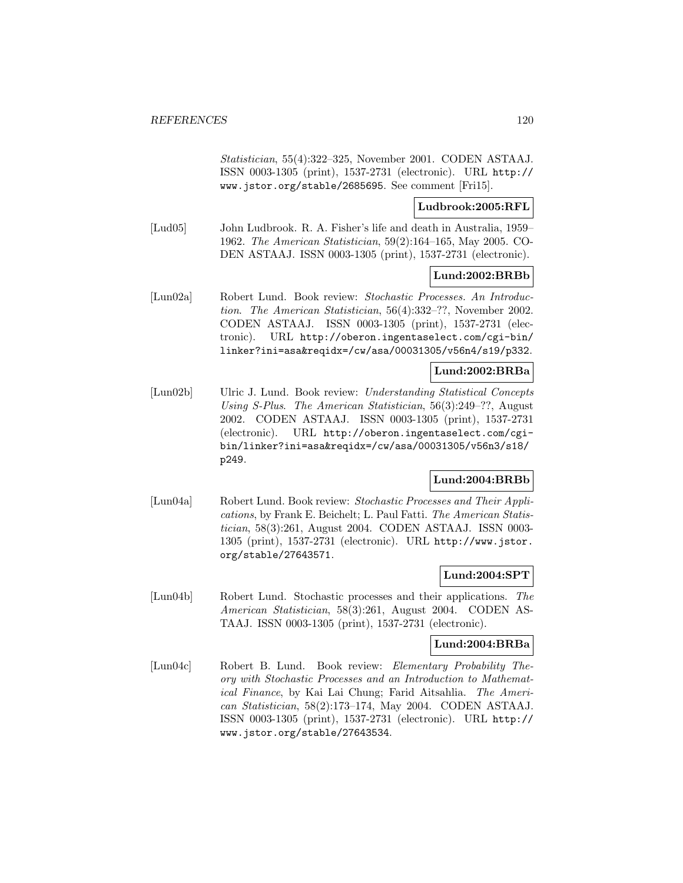*Statistician*, 55(4):322–325, November 2001. CODEN ASTAAJ. ISSN 0003-1305 (print), 1537-2731 (electronic). URL http://www.jstor.org/stable/2685695. See comment [Fri15].

**Ludbrook:2005:RFL**

[Lud05] John Ludbrook. R. A. Fisher's life and death in Australia, 1959–1962. *The American Statistician*, 59(2):164–165, May 2005. CODEN ASTAAJ. ISSN 0003-1305 (print), 1537-2731 (electronic).

**Lund:2002:BRBb**

[Lun02a] Robert Lund. Book review: *Stochastic Processes. An Introduction*. *The American Statistician*, 56(4):332–??, November 2002. CODEN ASTAAJ. ISSN 0003-1305 (print), 1537-2731 (electronic). URL http://oberon.ingentaselect.com/cgi-bin/linker?ini=asa&reqidx=/cw/asa/00031305/v56n4/s19/p332.

**Lund:2002:BRBa**

[Lun02b] Ulric J. Lund. Book review: *Understanding Statistical Concepts Using S-Plus*. *The American Statistician*, 56(3):249–??, August 2002. CODEN ASTAAJ. ISSN 0003-1305 (print), 1537-2731 (electronic). URL http://oberon.ingentaselect.com/cgi-bin/linker?ini=asa&reqidx=/cw/asa/00031305/v56n3/s18/p249.

**Lund:2004:BRBb**

[Lun04a] Robert Lund. Book review: *Stochastic Processes and Their Applications*, by Frank E. Beichelt; L. Paul Fatti. *The American Statistician*, 58(3):261, August 2004. CODEN ASTAAJ. ISSN 0003-1305 (print), 1537-2731 (electronic). URL http://www.jstor.org/stable/27643571.

**Lund:2004:SPT**

[Lun04b] Robert Lund. Stochastic processes and their applications. *The American Statistician*, 58(3):261, August 2004. CODEN ASTAAJ. ISSN 0003-1305 (print), 1537-2731 (electronic).

**Lund:2004:BRBa**

[Lun04c] Robert B. Lund. Book review: *Elementary Probability Theory with Stochastic Processes and an Introduction to Mathematical Finance*, by Kai Lai Chung; Farid Aitsahlia. *The American Statistician*, 58(2):173–174, May 2004. CODEN ASTAAJ. ISSN 0003-1305 (print), 1537-2731 (electronic). URL http://www.jstor.org/stable/27643534.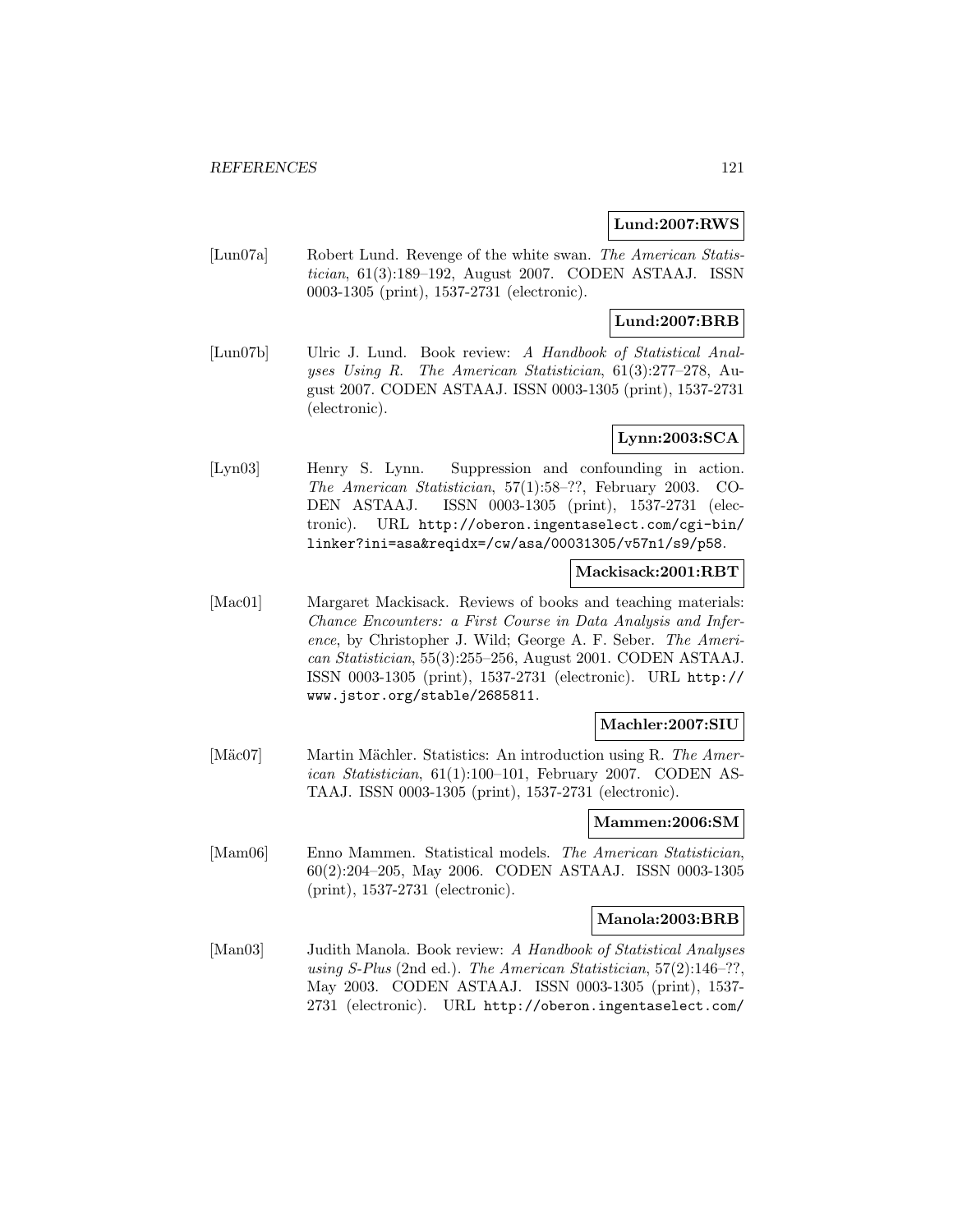**Lund:2007:RWS**

[Lun07a] Robert Lund. Revenge of the white swan. *The American Statistician*, 61(3):189–192, August 2007. CODEN ASTAAJ. ISSN 0003-1305 (print), 1537-2731 (electronic).

**Lund:2007:BRB**

[Lun07b] Ulric J. Lund. Book review: *A Handbook of Statistical Analyses Using R*. *The American Statistician*, 61(3):277–278, August 2007. CODEN ASTAAJ. ISSN 0003-1305 (print), 1537-2731 (electronic).

**Lynn:2003:SCA**

[Lyn03] Henry S. Lynn. Suppression and confounding in action. *The American Statistician*, 57(1):58–??, February 2003. CODEN ASTAAJ. ISSN 0003-1305 (print), 1537-2731 (electronic). URL http://oberon.ingentaselect.com/cgi-bin/linker?ini=asa&reqidx=/cw/asa/00031305/v57n1/s9/p58.

**Mackisack:2001:RBT**

[Mac01] Margaret Mackisack. Reviews of books and teaching materials: *Chance Encounters: a First Course in Data Analysis and Inference*, by Christopher J. Wild; George A. F. Seber. *The American Statistician*, 55(3):255–256, August 2001. CODEN ASTAAJ. ISSN 0003-1305 (print), 1537-2731 (electronic). URL http://www.jstor.org/stable/2685811.

**Machler:2007:SIU**

[Mäc07] Martin Mächler. Statistics: An introduction using R. *The American Statistician*, 61(1):100–101, February 2007. CODEN ASTAAJ. ISSN 0003-1305 (print), 1537-2731 (electronic).

**Mammen:2006:SM**

[Mam06] Enno Mammen. Statistical models. *The American Statistician*, 60(2):204–205, May 2006. CODEN ASTAAJ. ISSN 0003-1305 (print), 1537-2731 (electronic).

**Manola:2003:BRB**

[Man03] Judith Manola. Book review: *A Handbook of Statistical Analyses using S-Plus* (2nd ed.). *The American Statistician*, 57(2):146–??, May 2003. CODEN ASTAAJ. ISSN 0003-1305 (print), 1537-2731 (electronic). URL http://oberon.ingentaselect.com/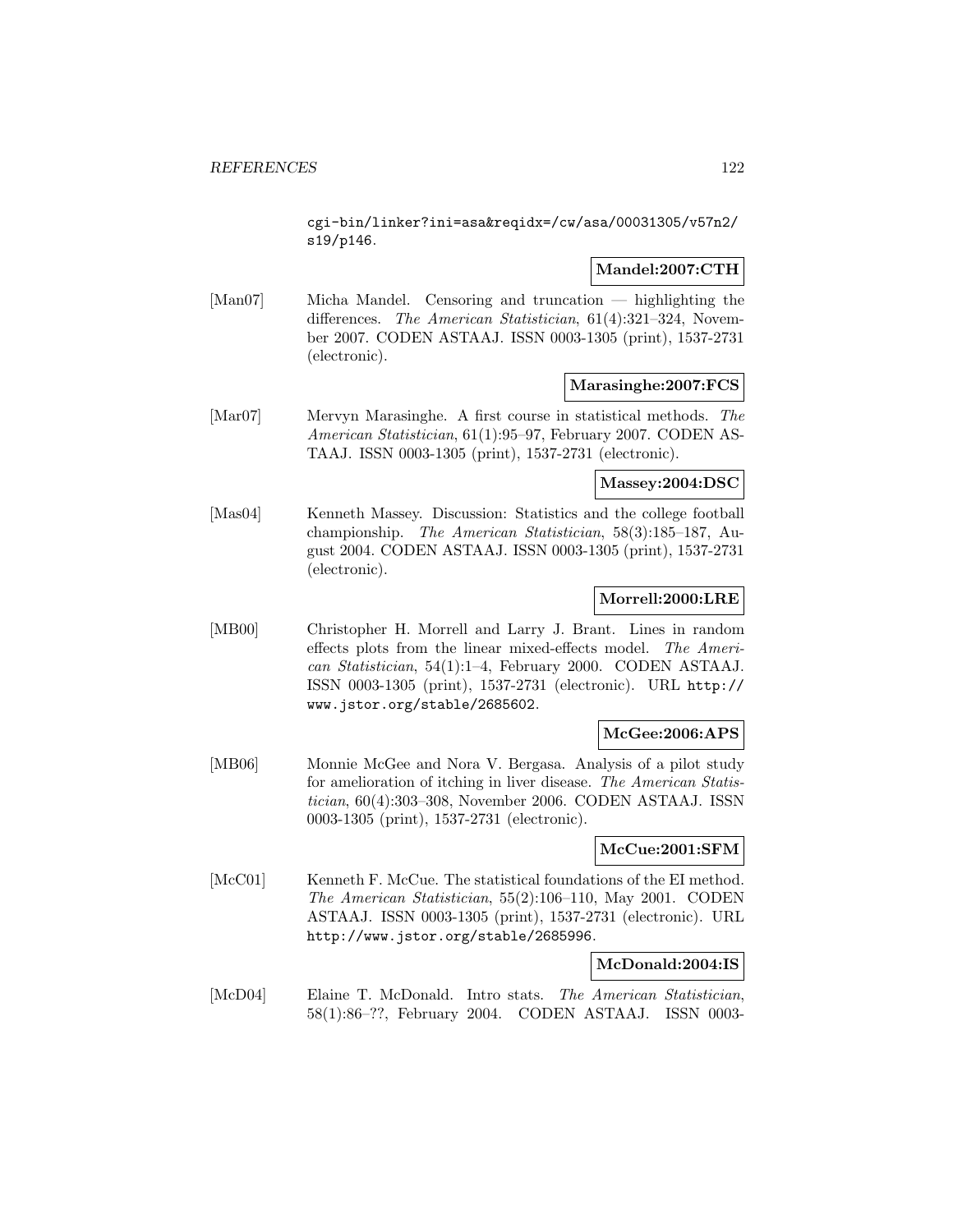cgi-bin/linker?ini=asa&reqidx=/cw/asa/00031305/v57n2/s19/p146.

**Mandel:2007:CTH**

[Man07] Micha Mandel. Censoring and truncation — highlighting the differences. *The American Statistician*, 61(4):321–324, November 2007. CODEN ASTAAJ. ISSN 0003-1305 (print), 1537-2731 (electronic).

**Marasinghe:2007:FCS**

[Mar07] Mervyn Marasinghe. A first course in statistical methods. *The American Statistician*, 61(1):95–97, February 2007. CODEN ASTAAJ. ISSN 0003-1305 (print), 1537-2731 (electronic).

**Massey:2004:DSC**

[Mas04] Kenneth Massey. Discussion: Statistics and the college football championship. *The American Statistician*, 58(3):185–187, August 2004. CODEN ASTAAJ. ISSN 0003-1305 (print), 1537-2731 (electronic).

**Morrell:2000:LRE**

[MB00] Christopher H. Morrell and Larry J. Brant. Lines in random effects plots from the linear mixed-effects model. *The American Statistician*, 54(1):1–4, February 2000. CODEN ASTAAJ. ISSN 0003-1305 (print), 1537-2731 (electronic). URL http://www.jstor.org/stable/2685602.

**McGee:2006:APS**

[MB06] Monnie McGee and Nora V. Bergasa. Analysis of a pilot study for amelioration of itching in liver disease. *The American Statistician*, 60(4):303–308, November 2006. CODEN ASTAAJ. ISSN 0003-1305 (print), 1537-2731 (electronic).

**McCue:2001:SFM**

[McC01] Kenneth F. McCue. The statistical foundations of the EI method. *The American Statistician*, 55(2):106–110, May 2001. CODEN ASTAAJ. ISSN 0003-1305 (print), 1537-2731 (electronic). URL http://www.jstor.org/stable/2685996.

**McDonald:2004:IS**

[McD04] Elaine T. McDonald. Intro stats. *The American Statistician*, 58(1):86–??, February 2004. CODEN ASTAAJ. ISSN 0003-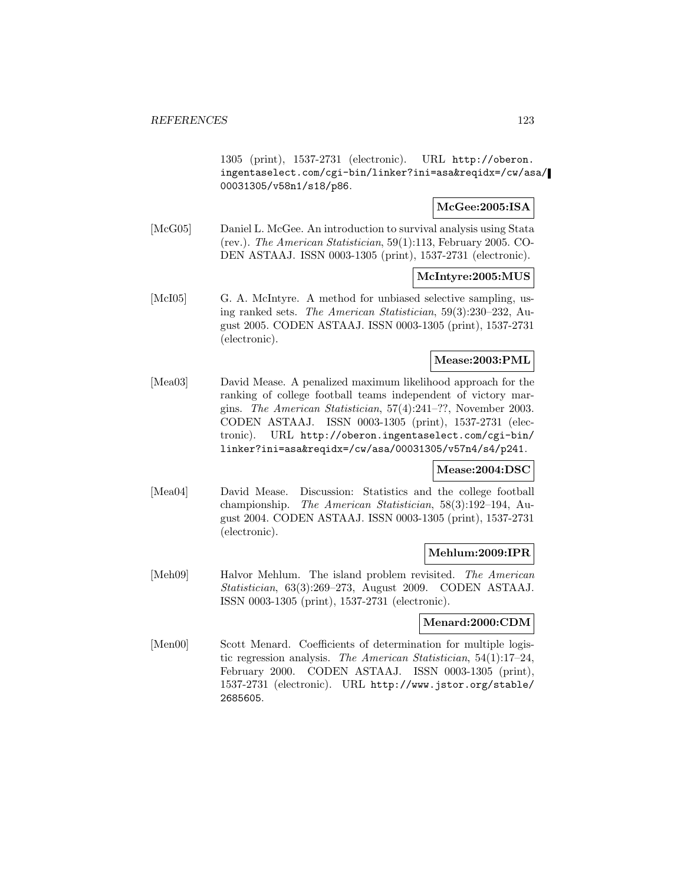1305 (print), 1537-2731 (electronic). URL http://oberon.ingentaselect.com/cgi-bin/linker?ini=asa&reqidx=/cw/asa/00031305/v58n1/s18/p86.

**McGee:2005:ISA**

[McG05] Daniel L. McGee. An introduction to survival analysis using Stata (rev.). *The American Statistician*, 59(1):113, February 2005. CODEN ASTAAJ. ISSN 0003-1305 (print), 1537-2731 (electronic).

**McIntyre:2005:MUS**

[McI05] G. A. McIntyre. A method for unbiased selective sampling, using ranked sets. *The American Statistician*, 59(3):230–232, August 2005. CODEN ASTAAJ. ISSN 0003-1305 (print), 1537-2731 (electronic).

**Mease:2003:PML**

[Mea03] David Mease. A penalized maximum likelihood approach for the ranking of college football teams independent of victory margins. *The American Statistician*, 57(4):241–??, November 2003. CODEN ASTAAJ. ISSN 0003-1305 (print), 1537-2731 (electronic). URL http://oberon.ingentaselect.com/cgi-bin/linker?ini=asa&reqidx=/cw/asa/00031305/v57n4/s4/p241.

**Mease:2004:DSC**

[Mea04] David Mease. Discussion: Statistics and the college football championship. *The American Statistician*, 58(3):192–194, August 2004. CODEN ASTAAJ. ISSN 0003-1305 (print), 1537-2731 (electronic).

**Mehlum:2009:IPR**

[Meh09] Halvor Mehlum. The island problem revisited. *The American Statistician*, 63(3):269–273, August 2009. CODEN ASTAAJ. ISSN 0003-1305 (print), 1537-2731 (electronic).

**Menard:2000:CDM**

[Men00] Scott Menard. Coefficients of determination for multiple logistic regression analysis. *The American Statistician*, 54(1):17–24, February 2000. CODEN ASTAAJ. ISSN 0003-1305 (print), 1537-2731 (electronic). URL http://www.jstor.org/stable/2685605.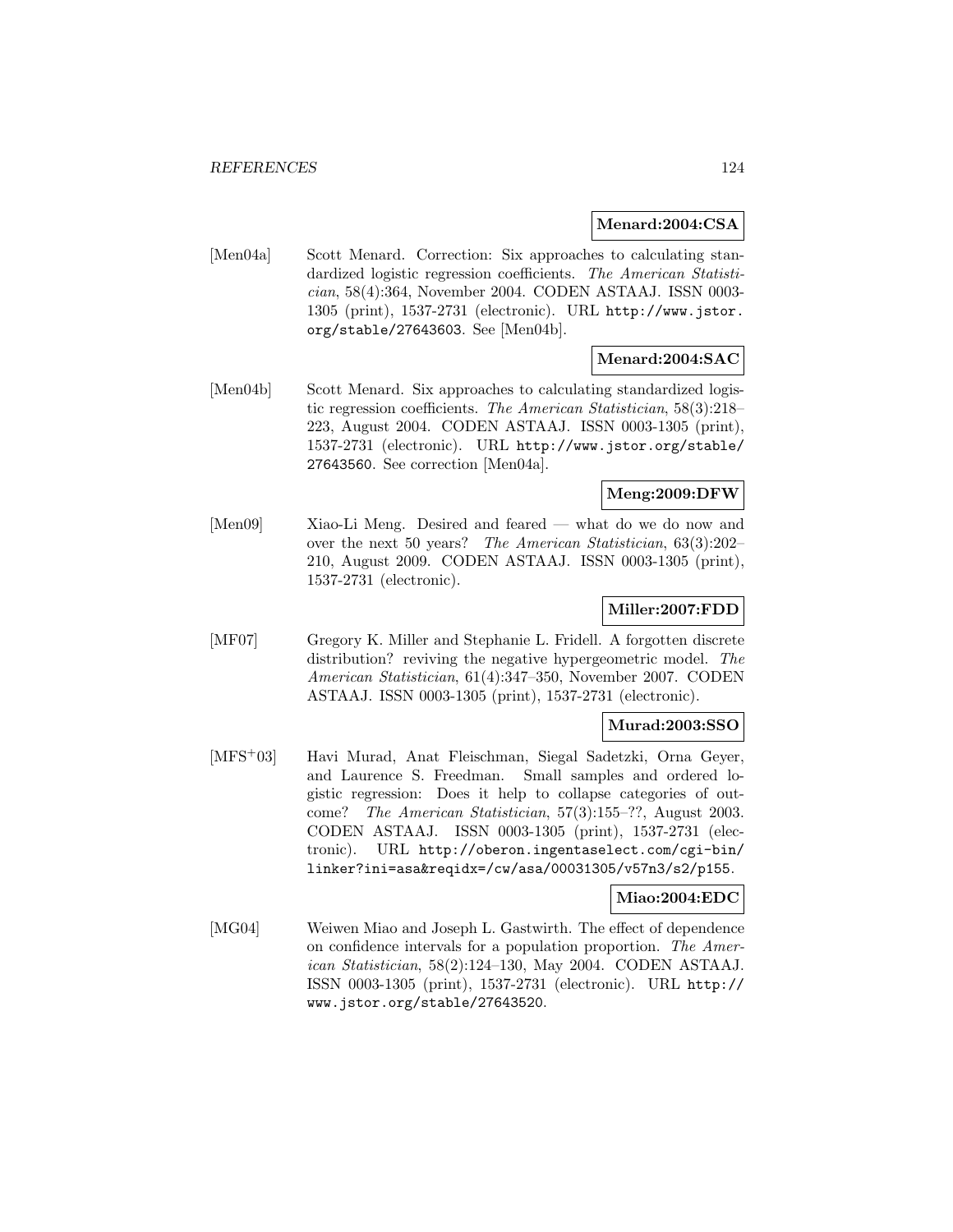**Menard:2004:CSA**

[Men04a] Scott Menard. Correction: Six approaches to calculating standardized logistic regression coefficients. *The American Statistician*, 58(4):364, November 2004. CODEN ASTAAJ. ISSN 0003-1305 (print), 1537-2731 (electronic). URL http://www.jstor.org/stable/27643603. See [Men04b].

**Menard:2004:SAC**

[Men04b] Scott Menard. Six approaches to calculating standardized logistic regression coefficients. *The American Statistician*, 58(3):218–223, August 2004. CODEN ASTAAJ. ISSN 0003-1305 (print), 1537-2731 (electronic). URL http://www.jstor.org/stable/27643560. See correction [Men04a].

**Meng:2009:DFW**

[Men09] Xiao-Li Meng. Desired and feared — what do we do now and over the next 50 years? *The American Statistician*, 63(3):202–210, August 2009. CODEN ASTAAJ. ISSN 0003-1305 (print), 1537-2731 (electronic).

**Miller:2007:FDD**

[MF07] Gregory K. Miller and Stephanie L. Fridell. A forgotten discrete distribution? reviving the negative hypergeometric model. *The American Statistician*, 61(4):347–350, November 2007. CODEN ASTAAJ. ISSN 0003-1305 (print), 1537-2731 (electronic).

**Murad:2003:SSO**

[MFS+03] Havi Murad, Anat Fleischman, Siegal Sadetzki, Orna Geyer, and Laurence S. Freedman. Small samples and ordered logistic regression: Does it help to collapse categories of outcome? *The American Statistician*, 57(3):155–??, August 2003. CODEN ASTAAJ. ISSN 0003-1305 (print), 1537-2731 (electronic). URL http://oberon.ingentaselect.com/cgi-bin/linker?ini=asa&reqidx=/cw/asa/00031305/v57n3/s2/p155.

**Miao:2004:EDC**

[MG04] Weiwen Miao and Joseph L. Gastwirth. The effect of dependence on confidence intervals for a population proportion. *The American Statistician*, 58(2):124–130, May 2004. CODEN ASTAAJ. ISSN 0003-1305 (print), 1537-2731 (electronic). URL http://www.jstor.org/stable/27643520.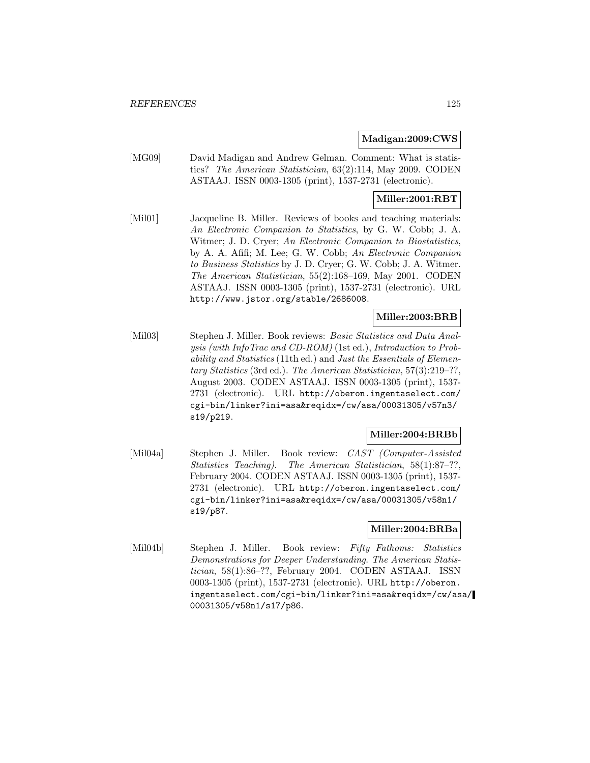**Madigan:2009:CWS**

[MG09] David Madigan and Andrew Gelman. Comment: What is statistics? *The American Statistician*, 63(2):114, May 2009. CODEN ASTAAJ. ISSN 0003-1305 (print), 1537-2731 (electronic).

**Miller:2001:RBT**

[Mil01] Jacqueline B. Miller. Reviews of books and teaching materials: *An Electronic Companion to Statistics*, by G. W. Cobb; J. A. Witmer; J. D. Cryer; *An Electronic Companion to Biostatistics*, by A. A. Afifi; M. Lee; G. W. Cobb; *An Electronic Companion to Business Statistics* by J. D. Cryer; G. W. Cobb; J. A. Witmer. *The American Statistician*, 55(2):168–169, May 2001. CODEN ASTAAJ. ISSN 0003-1305 (print), 1537-2731 (electronic). URL `http://www.jstor.org/stable/2686008`.

**Miller:2003:BRB**

[Mil03] Stephen J. Miller. Book reviews: *Basic Statistics and Data Analysis (with InfoTrac and CD-ROM)* (1st ed.), *Introduction to Probability and Statistics* (11th ed.) and *Just the Essentials of Elementary Statistics* (3rd ed.). *The American Statistician*, 57(3):219–??, August 2003. CODEN ASTAAJ. ISSN 0003-1305 (print), 1537-2731 (electronic). URL `http://oberon.ingentaselect.com/cgi-bin/linker?ini=asa&reqidx=/cw/asa/00031305/v57n3/s19/p219`.

**Miller:2004:BRBb**

[Mil04a] Stephen J. Miller. Book review: *CAST (Computer-Assisted Statistics Teaching)*. *The American Statistician*, 58(1):87–??, February 2004. CODEN ASTAAJ. ISSN 0003-1305 (print), 1537-2731 (electronic). URL `http://oberon.ingentaselect.com/cgi-bin/linker?ini=asa&reqidx=/cw/asa/00031305/v58n1/s19/p87`.

**Miller:2004:BRBa**

[Mil04b] Stephen J. Miller. Book review: *Fifty Fathoms: Statistics Demonstrations for Deeper Understanding*. *The American Statistician*, 58(1):86–??, February 2004. CODEN ASTAAJ. ISSN 0003-1305 (print), 1537-2731 (electronic). URL `http://oberon.ingentaselect.com/cgi-bin/linker?ini=asa&reqidx=/cw/asa/00031305/v58n1/s17/p86`.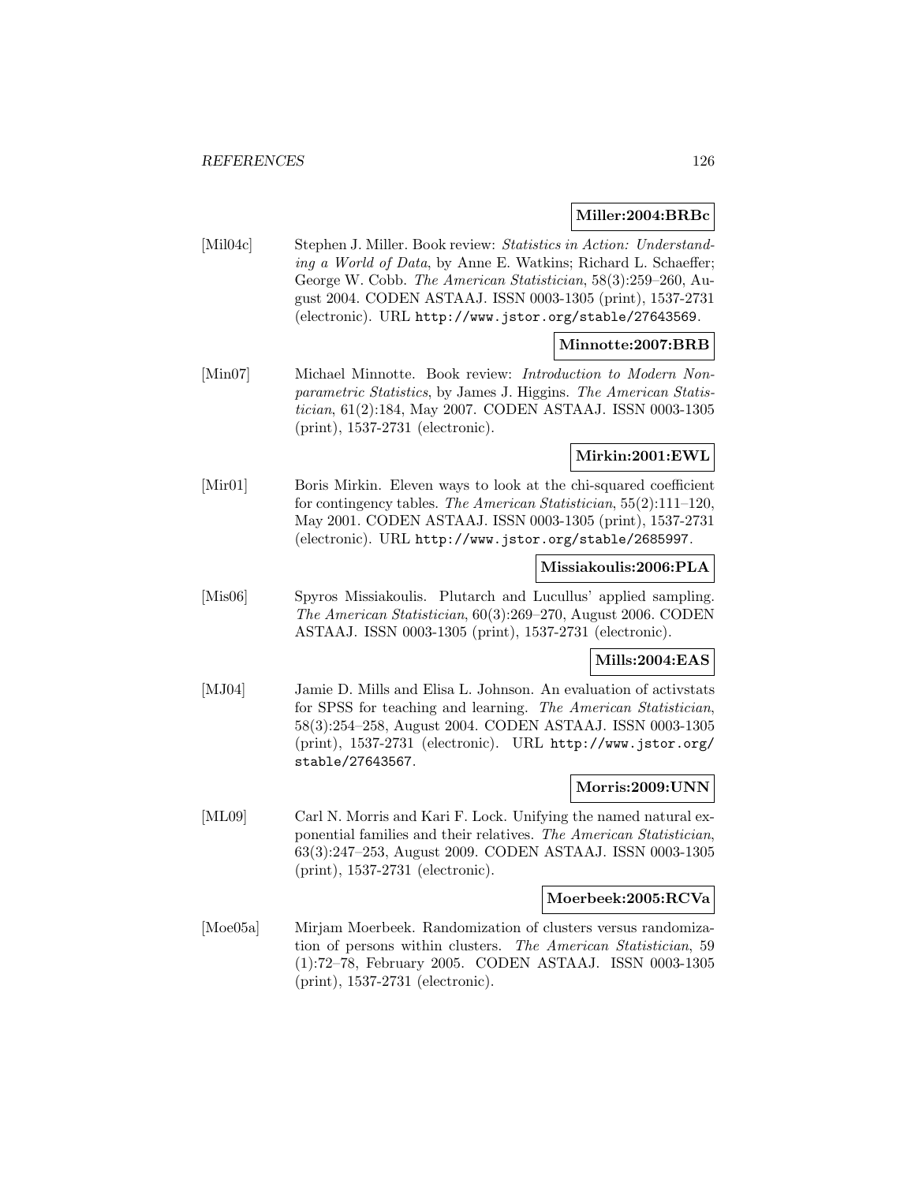**Miller:2004:BRBc**

[Mil04c] Stephen J. Miller. Book review: *Statistics in Action: Understanding a World of Data*, by Anne E. Watkins; Richard L. Schaeffer; George W. Cobb. *The American Statistician*, 58(3):259–260, August 2004. CODEN ASTAAJ. ISSN 0003-1305 (print), 1537-2731 (electronic). URL http://www.jstor.org/stable/27643569.

**Minnotte:2007:BRB**

[Min07] Michael Minnotte. Book review: *Introduction to Modern Nonparametric Statistics*, by James J. Higgins. *The American Statistician*, 61(2):184, May 2007. CODEN ASTAAJ. ISSN 0003-1305 (print), 1537-2731 (electronic).

**Mirkin:2001:EWL**

[Mir01] Boris Mirkin. Eleven ways to look at the chi-squared coefficient for contingency tables. *The American Statistician*, 55(2):111–120, May 2001. CODEN ASTAAJ. ISSN 0003-1305 (print), 1537-2731 (electronic). URL http://www.jstor.org/stable/2685997.

**Missiakoulis:2006:PLA**

[Mis06] Spyros Missiakoulis. Plutarch and Lucullus' applied sampling. *The American Statistician*, 60(3):269–270, August 2006. CODEN ASTAAJ. ISSN 0003-1305 (print), 1537-2731 (electronic).

**Mills:2004:EAS**

[MJ04] Jamie D. Mills and Elisa L. Johnson. An evaluation of activstats for SPSS for teaching and learning. *The American Statistician*, 58(3):254–258, August 2004. CODEN ASTAAJ. ISSN 0003-1305 (print), 1537-2731 (electronic). URL http://www.jstor.org/stable/27643567.

**Morris:2009:UNN**

[ML09] Carl N. Morris and Kari F. Lock. Unifying the named natural exponential families and their relatives. *The American Statistician*, 63(3):247–253, August 2009. CODEN ASTAAJ. ISSN 0003-1305 (print), 1537-2731 (electronic).

**Moerbeek:2005:RCVa**

[Moe05a] Mirjam Moerbeek. Randomization of clusters versus randomization of persons within clusters. *The American Statistician*, 59 (1):72–78, February 2005. CODEN ASTAAJ. ISSN 0003-1305 (print), 1537-2731 (electronic).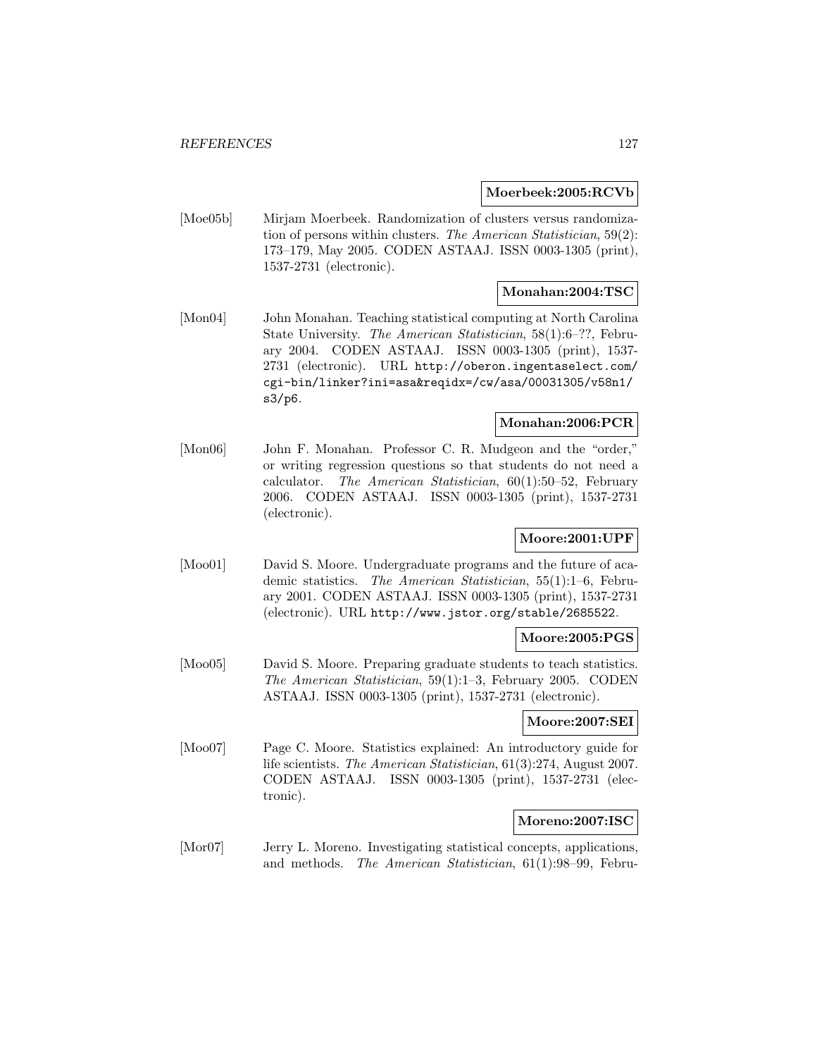**Moerbeek:2005:RCVb**

[Moe05b] Mirjam Moerbeek. Randomization of clusters versus randomization of persons within clusters. *The American Statistician*, 59(2): 173–179, May 2005. CODEN ASTAAJ. ISSN 0003-1305 (print), 1537-2731 (electronic).

**Monahan:2004:TSC**

[Mon04] John Monahan. Teaching statistical computing at North Carolina State University. *The American Statistician*, 58(1):6–??, February 2004. CODEN ASTAAJ. ISSN 0003-1305 (print), 1537-2731 (electronic). URL http://oberon.ingentaselect.com/cgi-bin/linker?ini=asa&reqidx=/cw/asa/00031305/v58n1/s3/p6.

**Monahan:2006:PCR**

[Mon06] John F. Monahan. Professor C. R. Mudgeon and the "order," or writing regression questions so that students do not need a calculator. *The American Statistician*, 60(1):50–52, February 2006. CODEN ASTAAJ. ISSN 0003-1305 (print), 1537-2731 (electronic).

**Moore:2001:UPF**

[Moo01] David S. Moore. Undergraduate programs and the future of academic statistics. *The American Statistician*, 55(1):1–6, February 2001. CODEN ASTAAJ. ISSN 0003-1305 (print), 1537-2731 (electronic). URL http://www.jstor.org/stable/2685522.

**Moore:2005:PGS**

[Moo05] David S. Moore. Preparing graduate students to teach statistics. *The American Statistician*, 59(1):1–3, February 2005. CODEN ASTAAJ. ISSN 0003-1305 (print), 1537-2731 (electronic).

**Moore:2007:SEI**

[Moo07] Page C. Moore. Statistics explained: An introductory guide for life scientists. *The American Statistician*, 61(3):274, August 2007. CODEN ASTAAJ. ISSN 0003-1305 (print), 1537-2731 (electronic).

**Moreno:2007:ISC**

[Mor07] Jerry L. Moreno. Investigating statistical concepts, applications, and methods. *The American Statistician*, 61(1):98–99, Febru-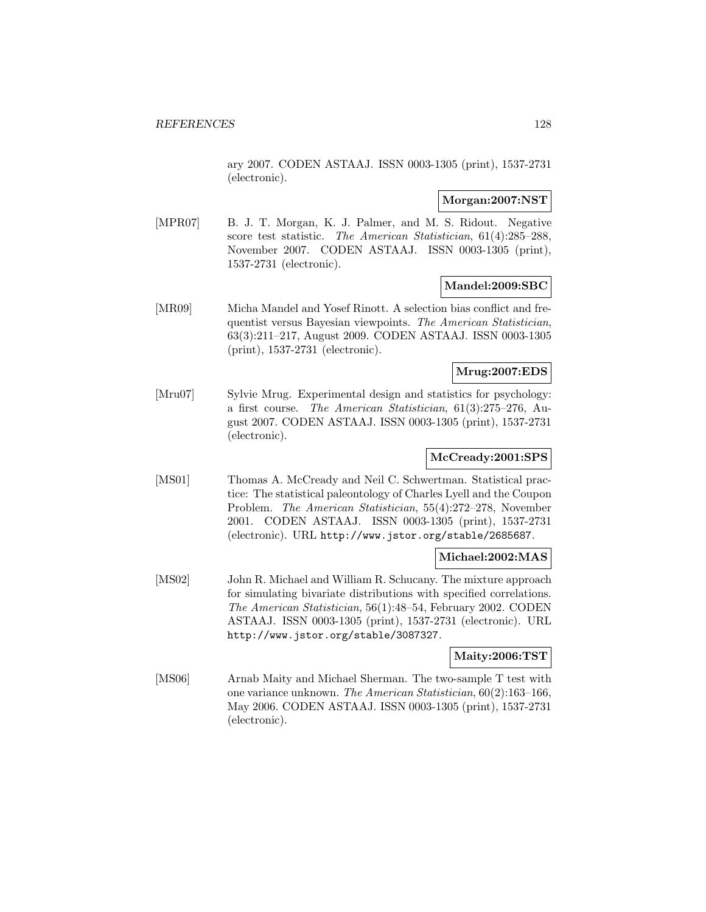ary 2007. CODEN ASTAAJ. ISSN 0003-1305 (print), 1537-2731 (electronic).

**Morgan:2007:NST**

[MPR07] B. J. T. Morgan, K. J. Palmer, and M. S. Ridout. Negative score test statistic. *The American Statistician*, 61(4):285–288, November 2007. CODEN ASTAAJ. ISSN 0003-1305 (print), 1537-2731 (electronic).

**Mandel:2009:SBC**

[MR09] Micha Mandel and Yosef Rinott. A selection bias conflict and frequentist versus Bayesian viewpoints. *The American Statistician*, 63(3):211–217, August 2009. CODEN ASTAAJ. ISSN 0003-1305 (print), 1537-2731 (electronic).

**Mrug:2007:EDS**

[Mru07] Sylvie Mrug. Experimental design and statistics for psychology: a first course. *The American Statistician*, 61(3):275–276, August 2007. CODEN ASTAAJ. ISSN 0003-1305 (print), 1537-2731 (electronic).

**McCready:2001:SPS**

[MS01] Thomas A. McCready and Neil C. Schwertman. Statistical practice: The statistical paleontology of Charles Lyell and the Coupon Problem. *The American Statistician*, 55(4):272–278, November 2001. CODEN ASTAAJ. ISSN 0003-1305 (print), 1537-2731 (electronic). URL http://www.jstor.org/stable/2685687.

**Michael:2002:MAS**

[MS02] John R. Michael and William R. Schucany. The mixture approach for simulating bivariate distributions with specified correlations. *The American Statistician*, 56(1):48–54, February 2002. CODEN ASTAAJ. ISSN 0003-1305 (print), 1537-2731 (electronic). URL http://www.jstor.org/stable/3087327.

**Maity:2006:TST**

[MS06] Arnab Maity and Michael Sherman. The two-sample T test with one variance unknown. *The American Statistician*, 60(2):163–166, May 2006. CODEN ASTAAJ. ISSN 0003-1305 (print), 1537-2731 (electronic).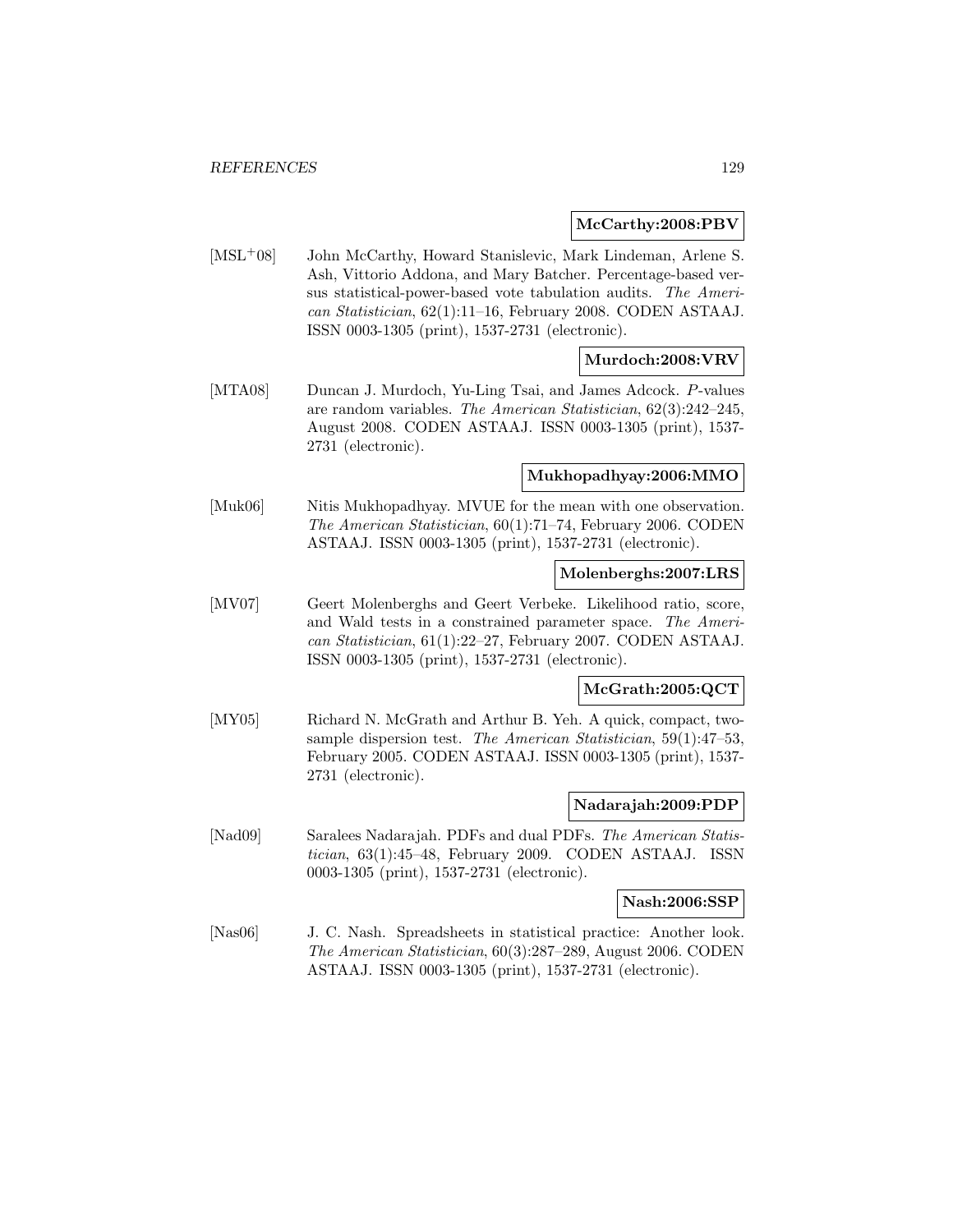**McCarthy:2008:PBV**

[MSL⁺08] John McCarthy, Howard Stanislevic, Mark Lindeman, Arlene S. Ash, Vittorio Addona, and Mary Batcher. Percentage-based versus statistical-power-based vote tabulation audits. *The American Statistician*, 62(1):11–16, February 2008. CODEN ASTAAJ. ISSN 0003-1305 (print), 1537-2731 (electronic).

**Murdoch:2008:VRV**

[MTA08] Duncan J. Murdoch, Yu-Ling Tsai, and James Adcock. *P*-values are random variables. *The American Statistician*, 62(3):242–245, August 2008. CODEN ASTAAJ. ISSN 0003-1305 (print), 1537-2731 (electronic).

**Mukhopadhyay:2006:MMO**

[Muk06] Nitis Mukhopadhyay. MVUE for the mean with one observation. *The American Statistician*, 60(1):71–74, February 2006. CODEN ASTAAJ. ISSN 0003-1305 (print), 1537-2731 (electronic).

**Molenberghs:2007:LRS**

[MV07] Geert Molenberghs and Geert Verbeke. Likelihood ratio, score, and Wald tests in a constrained parameter space. *The American Statistician*, 61(1):22–27, February 2007. CODEN ASTAAJ. ISSN 0003-1305 (print), 1537-2731 (electronic).

**McGrath:2005:QCT**

[MY05] Richard N. McGrath and Arthur B. Yeh. A quick, compact, two-sample dispersion test. *The American Statistician*, 59(1):47–53, February 2005. CODEN ASTAAJ. ISSN 0003-1305 (print), 1537-2731 (electronic).

**Nadarajah:2009:PDP**

[Nad09] Saralees Nadarajah. PDFs and dual PDFs. *The American Statistician*, 63(1):45–48, February 2009. CODEN ASTAAJ. ISSN 0003-1305 (print), 1537-2731 (electronic).

**Nash:2006:SSP**

[Nas06] J. C. Nash. Spreadsheets in statistical practice: Another look. *The American Statistician*, 60(3):287–289, August 2006. CODEN ASTAAJ. ISSN 0003-1305 (print), 1537-2731 (electronic).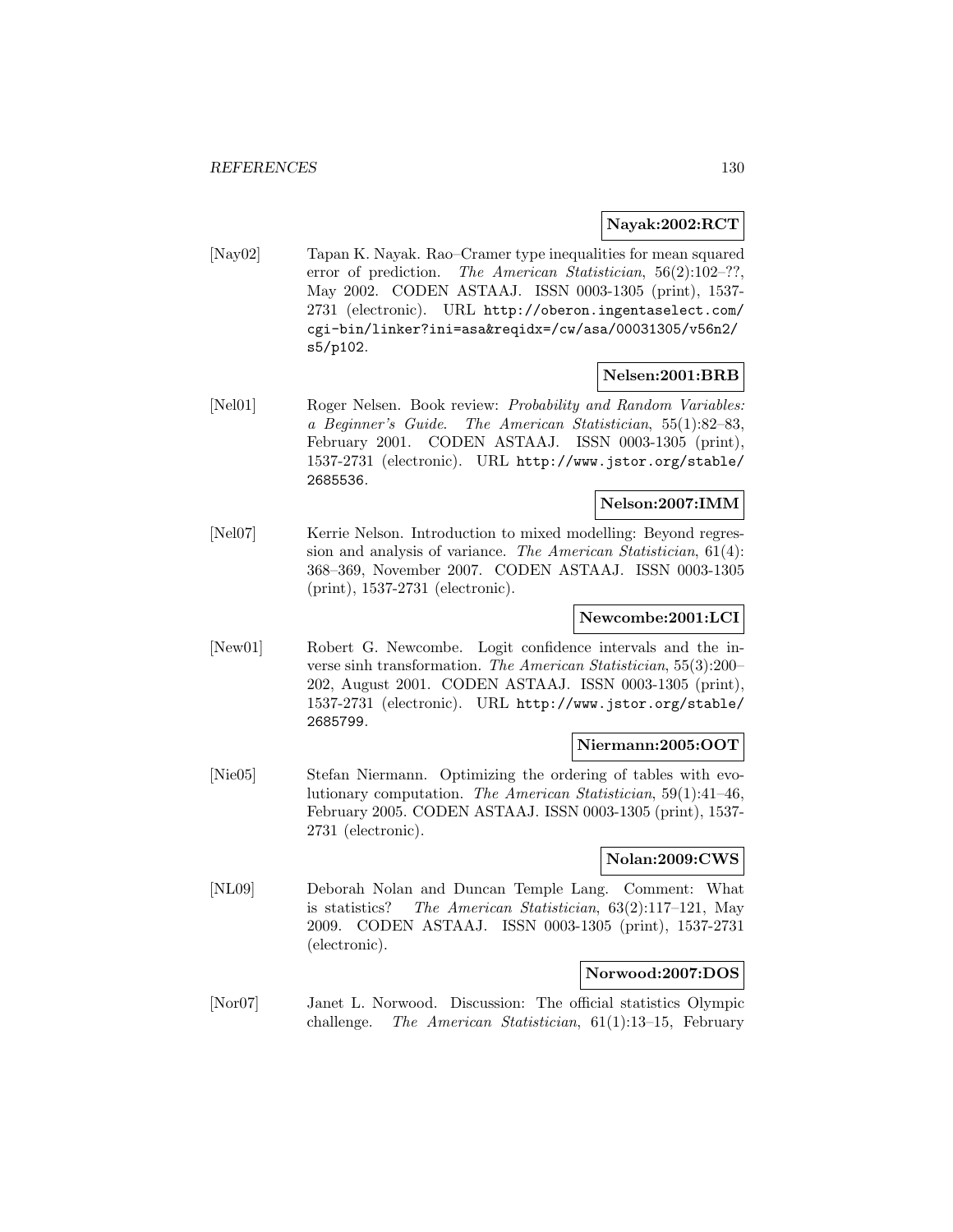**Nayak:2002:RCT**

[Nay02] Tapan K. Nayak. Rao–Cramer type inequalities for mean squared error of prediction. *The American Statistician*, 56(2):102–??, May 2002. CODEN ASTAAJ. ISSN 0003-1305 (print), 1537-2731 (electronic). URL http://oberon.ingentaselect.com/cgi-bin/linker?ini=asa&reqidx=/cw/asa/00031305/v56n2/s5/p102.

**Nelsen:2001:BRB**

[Nel01] Roger Nelsen. Book review: *Probability and Random Variables: a Beginner's Guide*. *The American Statistician*, 55(1):82–83, February 2001. CODEN ASTAAJ. ISSN 0003-1305 (print), 1537-2731 (electronic). URL http://www.jstor.org/stable/2685536.

**Nelson:2007:IMM**

[Nel07] Kerrie Nelson. Introduction to mixed modelling: Beyond regression and analysis of variance. *The American Statistician*, 61(4):368–369, November 2007. CODEN ASTAAJ. ISSN 0003-1305 (print), 1537-2731 (electronic).

**Newcombe:2001:LCI**

[New01] Robert G. Newcombe. Logit confidence intervals and the inverse sinh transformation. *The American Statistician*, 55(3):200–202, August 2001. CODEN ASTAAJ. ISSN 0003-1305 (print), 1537-2731 (electronic). URL http://www.jstor.org/stable/2685799.

**Niermann:2005:OOT**

[Nie05] Stefan Niermann. Optimizing the ordering of tables with evolutionary computation. *The American Statistician*, 59(1):41–46, February 2005. CODEN ASTAAJ. ISSN 0003-1305 (print), 1537-2731 (electronic).

**Nolan:2009:CWS**

[NL09] Deborah Nolan and Duncan Temple Lang. Comment: What is statistics? *The American Statistician*, 63(2):117–121, May 2009. CODEN ASTAAJ. ISSN 0003-1305 (print), 1537-2731 (electronic).

**Norwood:2007:DOS**

[Nor07] Janet L. Norwood. Discussion: The official statistics Olympic challenge. *The American Statistician*, 61(1):13–15, February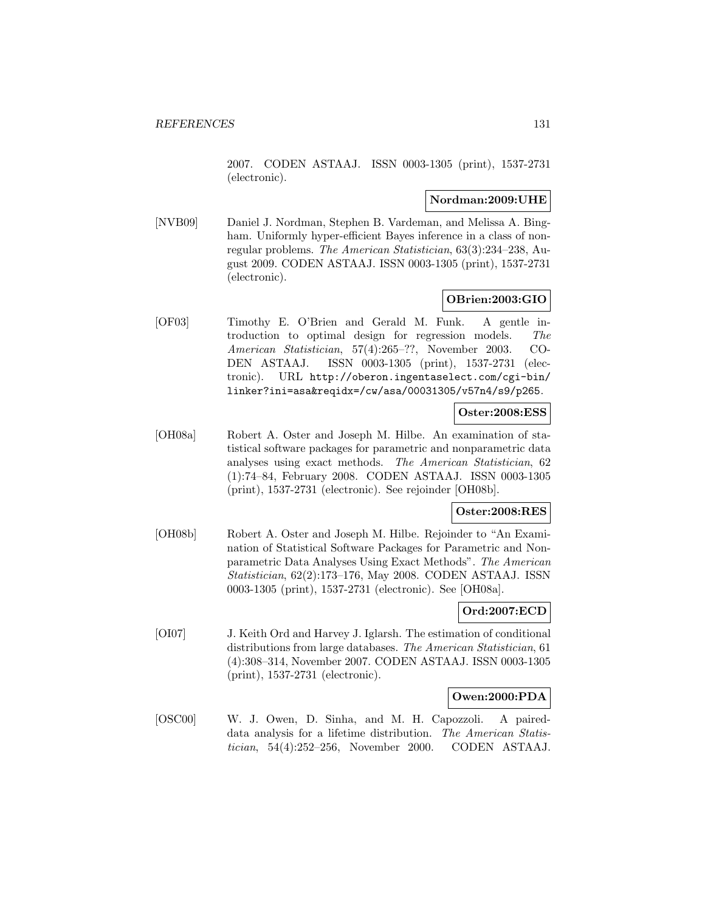2007. CODEN ASTAAJ. ISSN 0003-1305 (print), 1537-2731 (electronic).

**Nordman:2009:UHE**

[NVB09] Daniel J. Nordman, Stephen B. Vardeman, and Melissa A. Bingham. Uniformly hyper-efficient Bayes inference in a class of nonregular problems. *The American Statistician*, 63(3):234–238, August 2009. CODEN ASTAAJ. ISSN 0003-1305 (print), 1537-2731 (electronic).

**OBrien:2003:GIO**

[OF03] Timothy E. O'Brien and Gerald M. Funk. A gentle introduction to optimal design for regression models. *The American Statistician*, 57(4):265–??, November 2003. CODEN ASTAAJ. ISSN 0003-1305 (print), 1537-2731 (electronic). URL `http://oberon.ingentaselect.com/cgi-bin/linker?ini=asa&reqidx=/cw/asa/00031305/v57n4/s9/p265`.

**Oster:2008:ESS**

[OH08a] Robert A. Oster and Joseph M. Hilbe. An examination of statistical software packages for parametric and nonparametric data analyses using exact methods. *The American Statistician*, 62 (1):74–84, February 2008. CODEN ASTAAJ. ISSN 0003-1305 (print), 1537-2731 (electronic). See rejoinder [OH08b].

**Oster:2008:RES**

[OH08b] Robert A. Oster and Joseph M. Hilbe. Rejoinder to "An Examination of Statistical Software Packages for Parametric and Nonparametric Data Analyses Using Exact Methods". *The American Statistician*, 62(2):173–176, May 2008. CODEN ASTAAJ. ISSN 0003-1305 (print), 1537-2731 (electronic). See [OH08a].

**Ord:2007:ECD**

[OI07] J. Keith Ord and Harvey J. Iglarsh. The estimation of conditional distributions from large databases. *The American Statistician*, 61 (4):308–314, November 2007. CODEN ASTAAJ. ISSN 0003-1305 (print), 1537-2731 (electronic).

**Owen:2000:PDA**

[OSC00] W. J. Owen, D. Sinha, and M. H. Capozzoli. A paired-data analysis for a lifetime distribution. *The American Statistician*, 54(4):252–256, November 2000. CODEN ASTAAJ.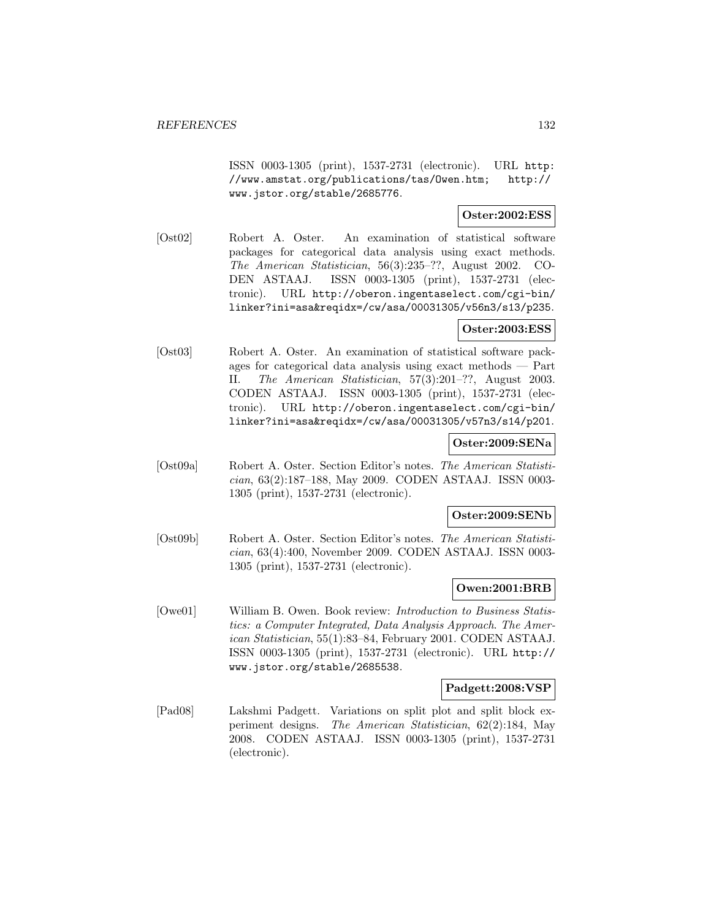ISSN 0003-1305 (print), 1537-2731 (electronic). URL http://www.amstat.org/publications/tas/Owen.htm; http://www.jstor.org/stable/2685776.

**Oster:2002:ESS**

[Ost02] Robert A. Oster. An examination of statistical software packages for categorical data analysis using exact methods. *The American Statistician*, 56(3):235–??, August 2002. CODEN ASTAAJ. ISSN 0003-1305 (print), 1537-2731 (electronic). URL http://oberon.ingentaselect.com/cgi-bin/linker?ini=asa&reqidx=/cw/asa/00031305/v56n3/s13/p235.

**Oster:2003:ESS**

[Ost03] Robert A. Oster. An examination of statistical software packages for categorical data analysis using exact methods — Part II. *The American Statistician*, 57(3):201–??, August 2003. CODEN ASTAAJ. ISSN 0003-1305 (print), 1537-2731 (electronic). URL http://oberon.ingentaselect.com/cgi-bin/linker?ini=asa&reqidx=/cw/asa/00031305/v57n3/s14/p201.

**Oster:2009:SENa**

[Ost09a] Robert A. Oster. Section Editor's notes. *The American Statistician*, 63(2):187–188, May 2009. CODEN ASTAAJ. ISSN 0003-1305 (print), 1537-2731 (electronic).

**Oster:2009:SENb**

[Ost09b] Robert A. Oster. Section Editor's notes. *The American Statistician*, 63(4):400, November 2009. CODEN ASTAAJ. ISSN 0003-1305 (print), 1537-2731 (electronic).

**Owen:2001:BRB**

[Owe01] William B. Owen. Book review: *Introduction to Business Statistics: a Computer Integrated, Data Analysis Approach*. *The American Statistician*, 55(1):83–84, February 2001. CODEN ASTAAJ. ISSN 0003-1305 (print), 1537-2731 (electronic). URL http://www.jstor.org/stable/2685538.

**Padgett:2008:VSP**

[Pad08] Lakshmi Padgett. Variations on split plot and split block experiment designs. *The American Statistician*, 62(2):184, May 2008. CODEN ASTAAJ. ISSN 0003-1305 (print), 1537-2731 (electronic).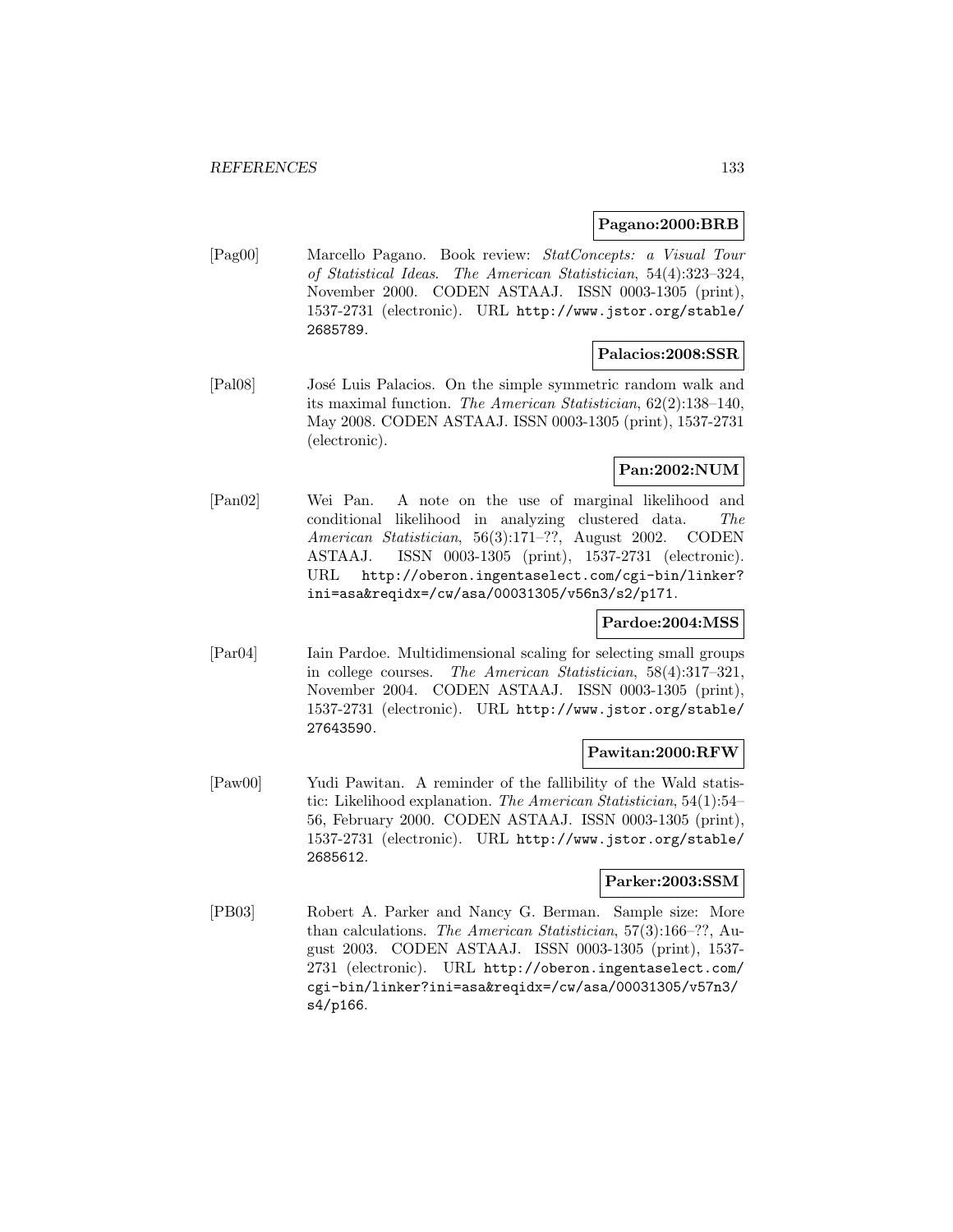**Pagano:2000:BRB**

[Pag00] Marcello Pagano. Book review: *StatConcepts: a Visual Tour of Statistical Ideas*. *The American Statistician*, 54(4):323–324, November 2000. CODEN ASTAAJ. ISSN 0003-1305 (print), 1537-2731 (electronic). URL http://www.jstor.org/stable/2685789.

**Palacios:2008:SSR**

[Pal08] José Luis Palacios. On the simple symmetric random walk and its maximal function. *The American Statistician*, 62(2):138–140, May 2008. CODEN ASTAAJ. ISSN 0003-1305 (print), 1537-2731 (electronic).

**Pan:2002:NUM**

[Pan02] Wei Pan. A note on the use of marginal likelihood and conditional likelihood in analyzing clustered data. *The American Statistician*, 56(3):171–??, August 2002. CODEN ASTAAJ. ISSN 0003-1305 (print), 1537-2731 (electronic). URL http://oberon.ingentaselect.com/cgi-bin/linker?ini=asa&reqidx=/cw/asa/00031305/v56n3/s2/p171.

**Pardoe:2004:MSS**

[Par04] Iain Pardoe. Multidimensional scaling for selecting small groups in college courses. *The American Statistician*, 58(4):317–321, November 2004. CODEN ASTAAJ. ISSN 0003-1305 (print), 1537-2731 (electronic). URL http://www.jstor.org/stable/27643590.

**Pawitan:2000:RFW**

[Paw00] Yudi Pawitan. A reminder of the fallibility of the Wald statistic: Likelihood explanation. *The American Statistician*, 54(1):54–56, February 2000. CODEN ASTAAJ. ISSN 0003-1305 (print), 1537-2731 (electronic). URL http://www.jstor.org/stable/2685612.

**Parker:2003:SSM**

[PB03] Robert A. Parker and Nancy G. Berman. Sample size: More than calculations. *The American Statistician*, 57(3):166–??, August 2003. CODEN ASTAAJ. ISSN 0003-1305 (print), 1537-2731 (electronic). URL http://oberon.ingentaselect.com/cgi-bin/linker?ini=asa&reqidx=/cw/asa/00031305/v57n3/s4/p166.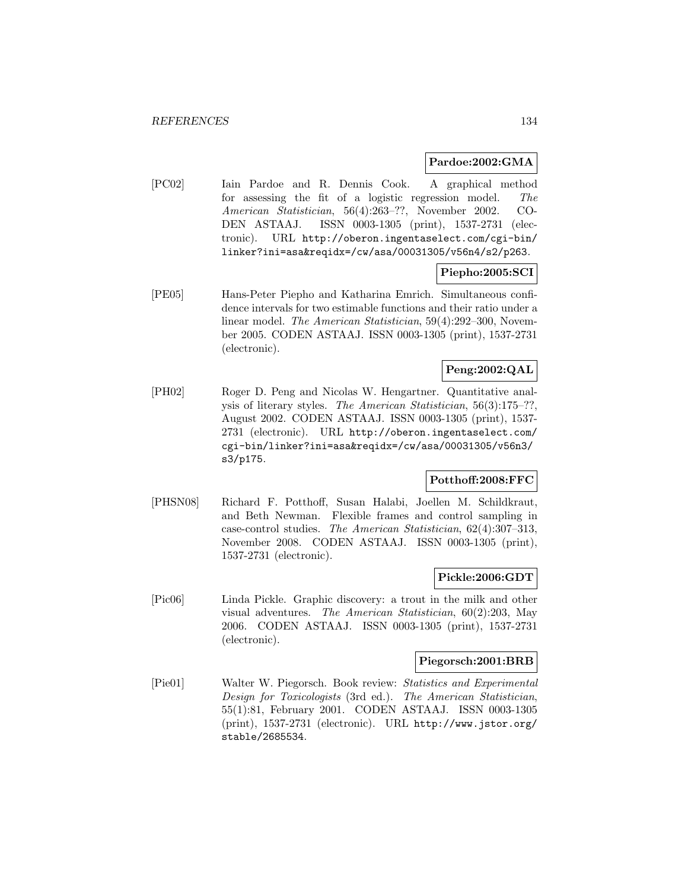**Pardoe:2002:GMA**

[PC02] Iain Pardoe and R. Dennis Cook. A graphical method for assessing the fit of a logistic regression model. *The American Statistician*, 56(4):263–??, November 2002. CODEN ASTAAJ. ISSN 0003-1305 (print), 1537-2731 (electronic). URL http://oberon.ingentaselect.com/cgi-bin/linker?ini=asa&reqidx=/cw/asa/00031305/v56n4/s2/p263.

**Piepho:2005:SCI**

[PE05] Hans-Peter Piepho and Katharina Emrich. Simultaneous confidence intervals for two estimable functions and their ratio under a linear model. *The American Statistician*, 59(4):292–300, November 2005. CODEN ASTAAJ. ISSN 0003-1305 (print), 1537-2731 (electronic).

**Peng:2002:QAL**

[PH02] Roger D. Peng and Nicolas W. Hengartner. Quantitative analysis of literary styles. *The American Statistician*, 56(3):175–??, August 2002. CODEN ASTAAJ. ISSN 0003-1305 (print), 1537-2731 (electronic). URL http://oberon.ingentaselect.com/cgi-bin/linker?ini=asa&reqidx=/cw/asa/00031305/v56n3/s3/p175.

**Potthoff:2008:FFC**

[PHSN08] Richard F. Potthoff, Susan Halabi, Joellen M. Schildkraut, and Beth Newman. Flexible frames and control sampling in case-control studies. *The American Statistician*, 62(4):307–313, November 2008. CODEN ASTAAJ. ISSN 0003-1305 (print), 1537-2731 (electronic).

**Pickle:2006:GDT**

[Pic06] Linda Pickle. Graphic discovery: a trout in the milk and other visual adventures. *The American Statistician*, 60(2):203, May 2006. CODEN ASTAAJ. ISSN 0003-1305 (print), 1537-2731 (electronic).

**Piegorsch:2001:BRB**

[Pie01] Walter W. Piegorsch. Book review: *Statistics and Experimental Design for Toxicologists* (3rd ed.). *The American Statistician*, 55(1):81, February 2001. CODEN ASTAAJ. ISSN 0003-1305 (print), 1537-2731 (electronic). URL http://www.jstor.org/stable/2685534.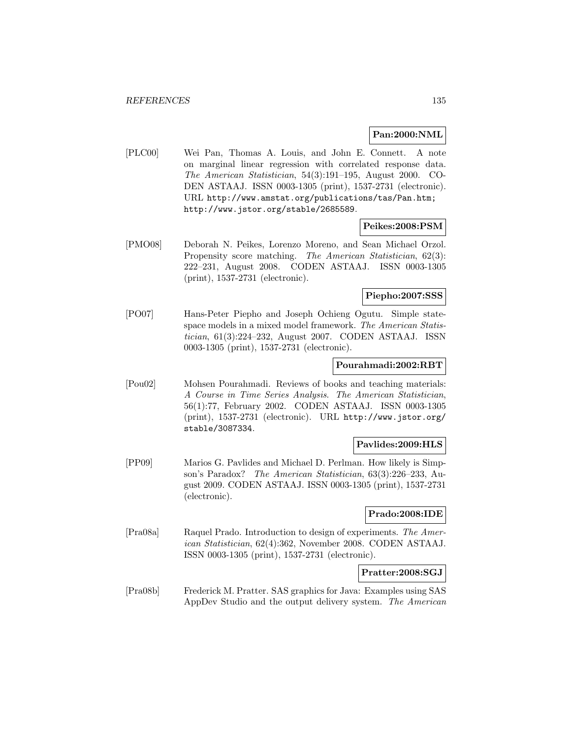**Pan:2000:NML**

[PLC00] Wei Pan, Thomas A. Louis, and John E. Connett. A note on marginal linear regression with correlated response data. *The American Statistician*, 54(3):191–195, August 2000. CODEN ASTAAJ. ISSN 0003-1305 (print), 1537-2731 (electronic). URL `http://www.amstat.org/publications/tas/Pan.htm; http://www.jstor.org/stable/2685589`.

**Peikes:2008:PSM**

[PMO08] Deborah N. Peikes, Lorenzo Moreno, and Sean Michael Orzol. Propensity score matching. *The American Statistician*, 62(3): 222–231, August 2008. CODEN ASTAAJ. ISSN 0003-1305 (print), 1537-2731 (electronic).

**Piepho:2007:SSS**

[PO07] Hans-Peter Piepho and Joseph Ochieng Ogutu. Simple state-space models in a mixed model framework. *The American Statistician*, 61(3):224–232, August 2007. CODEN ASTAAJ. ISSN 0003-1305 (print), 1537-2731 (electronic).

**Pourahmadi:2002:RBT**

[Pou02] Mohsen Pourahmadi. Reviews of books and teaching materials: *A Course in Time Series Analysis*. *The American Statistician*, 56(1):77, February 2002. CODEN ASTAAJ. ISSN 0003-1305 (print), 1537-2731 (electronic). URL `http://www.jstor.org/stable/3087334`.

**Pavlides:2009:HLS**

[PP09] Marios G. Pavlides and Michael D. Perlman. How likely is Simpson's Paradox? *The American Statistician*, 63(3):226–233, August 2009. CODEN ASTAAJ. ISSN 0003-1305 (print), 1537-2731 (electronic).

**Prado:2008:IDE**

[Pra08a] Raquel Prado. Introduction to design of experiments. *The American Statistician*, 62(4):362, November 2008. CODEN ASTAAJ. ISSN 0003-1305 (print), 1537-2731 (electronic).

**Pratter:2008:SGJ**

[Pra08b] Frederick M. Pratter. SAS graphics for Java: Examples using SAS AppDev Studio and the output delivery system. *The American*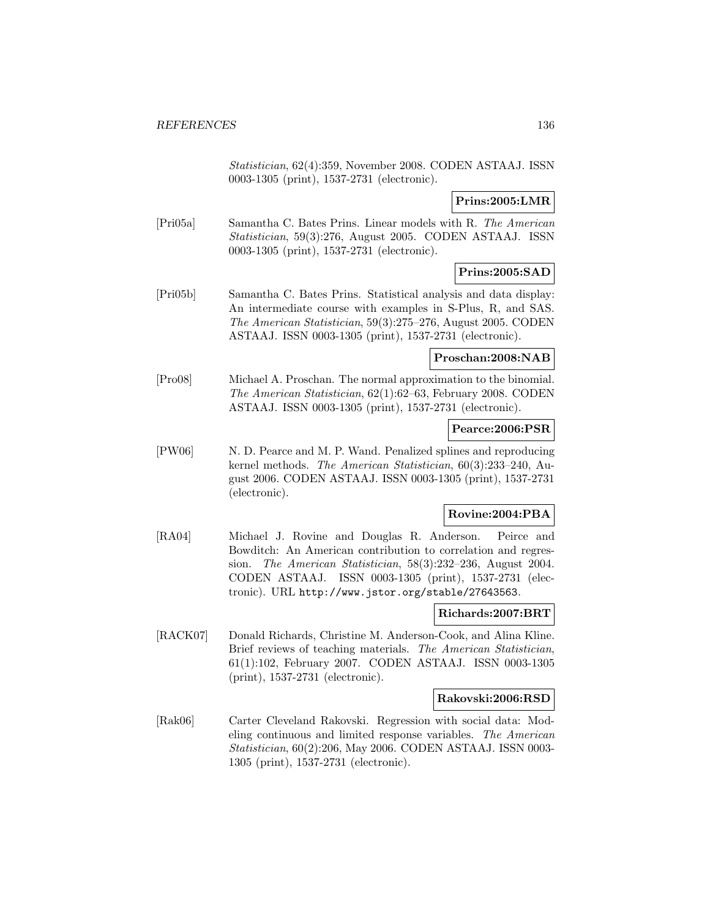*Statistician*, 62(4):359, November 2008. CODEN ASTAAJ. ISSN 0003-1305 (print), 1537-2731 (electronic).

**Prins:2005:LMR**

[Pri05a] Samantha C. Bates Prins. Linear models with R. *The American Statistician*, 59(3):276, August 2005. CODEN ASTAAJ. ISSN 0003-1305 (print), 1537-2731 (electronic).

**Prins:2005:SAD**

[Pri05b] Samantha C. Bates Prins. Statistical analysis and data display: An intermediate course with examples in S-Plus, R, and SAS. *The American Statistician*, 59(3):275–276, August 2005. CODEN ASTAAJ. ISSN 0003-1305 (print), 1537-2731 (electronic).

**Proschan:2008:NAB**

[Pro08] Michael A. Proschan. The normal approximation to the binomial. *The American Statistician*, 62(1):62–63, February 2008. CODEN ASTAAJ. ISSN 0003-1305 (print), 1537-2731 (electronic).

**Pearce:2006:PSR**

[PW06] N. D. Pearce and M. P. Wand. Penalized splines and reproducing kernel methods. *The American Statistician*, 60(3):233–240, August 2006. CODEN ASTAAJ. ISSN 0003-1305 (print), 1537-2731 (electronic).

**Rovine:2004:PBA**

[RA04] Michael J. Rovine and Douglas R. Anderson. Peirce and Bowditch: An American contribution to correlation and regression. *The American Statistician*, 58(3):232–236, August 2004. CODEN ASTAAJ. ISSN 0003-1305 (print), 1537-2731 (electronic). URL http://www.jstor.org/stable/27643563.

**Richards:2007:BRT**

[RACK07] Donald Richards, Christine M. Anderson-Cook, and Alina Kline. Brief reviews of teaching materials. *The American Statistician*, 61(1):102, February 2007. CODEN ASTAAJ. ISSN 0003-1305 (print), 1537-2731 (electronic).

**Rakovski:2006:RSD**

[Rak06] Carter Cleveland Rakovski. Regression with social data: Modeling continuous and limited response variables. *The American Statistician*, 60(2):206, May 2006. CODEN ASTAAJ. ISSN 0003-1305 (print), 1537-2731 (electronic).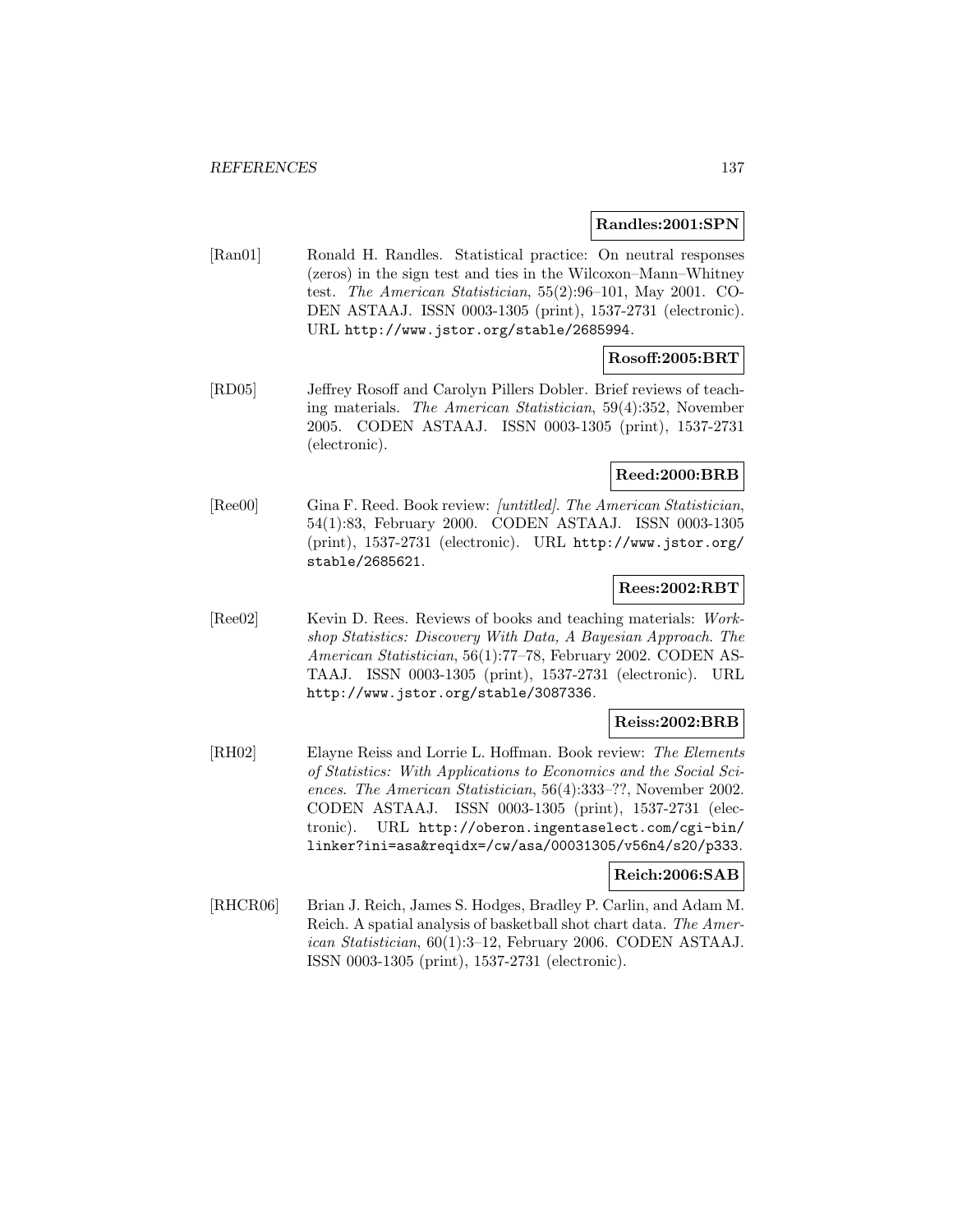**Randles:2001:SPN**

[Ran01] Ronald H. Randles. Statistical practice: On neutral responses (zeros) in the sign test and ties in the Wilcoxon–Mann–Whitney test. *The American Statistician*, 55(2):96–101, May 2001. CODEN ASTAAJ. ISSN 0003-1305 (print), 1537-2731 (electronic). URL http://www.jstor.org/stable/2685994.

**Rosoff:2005:BRT**

[RD05] Jeffrey Rosoff and Carolyn Pillers Dobler. Brief reviews of teaching materials. *The American Statistician*, 59(4):352, November 2005. CODEN ASTAAJ. ISSN 0003-1305 (print), 1537-2731 (electronic).

**Reed:2000:BRB**

[Ree00] Gina F. Reed. Book review: *[untitled]*. *The American Statistician*, 54(1):83, February 2000. CODEN ASTAAJ. ISSN 0003-1305 (print), 1537-2731 (electronic). URL http://www.jstor.org/stable/2685621.

**Rees:2002:RBT**

[Ree02] Kevin D. Rees. Reviews of books and teaching materials: *Workshop Statistics: Discovery With Data, A Bayesian Approach*. *The American Statistician*, 56(1):77–78, February 2002. CODEN ASTAAJ. ISSN 0003-1305 (print), 1537-2731 (electronic). URL http://www.jstor.org/stable/3087336.

**Reiss:2002:BRB**

[RH02] Elayne Reiss and Lorrie L. Hoffman. Book review: *The Elements of Statistics: With Applications to Economics and the Social Sciences*. *The American Statistician*, 56(4):333–??, November 2002. CODEN ASTAAJ. ISSN 0003-1305 (print), 1537-2731 (electronic). URL http://oberon.ingentaselect.com/cgi-bin/linker?ini=asa&reqidx=/cw/asa/00031305/v56n4/s20/p333.

**Reich:2006:SAB**

[RHCR06] Brian J. Reich, James S. Hodges, Bradley P. Carlin, and Adam M. Reich. A spatial analysis of basketball shot chart data. *The American Statistician*, 60(1):3–12, February 2006. CODEN ASTAAJ. ISSN 0003-1305 (print), 1537-2731 (electronic).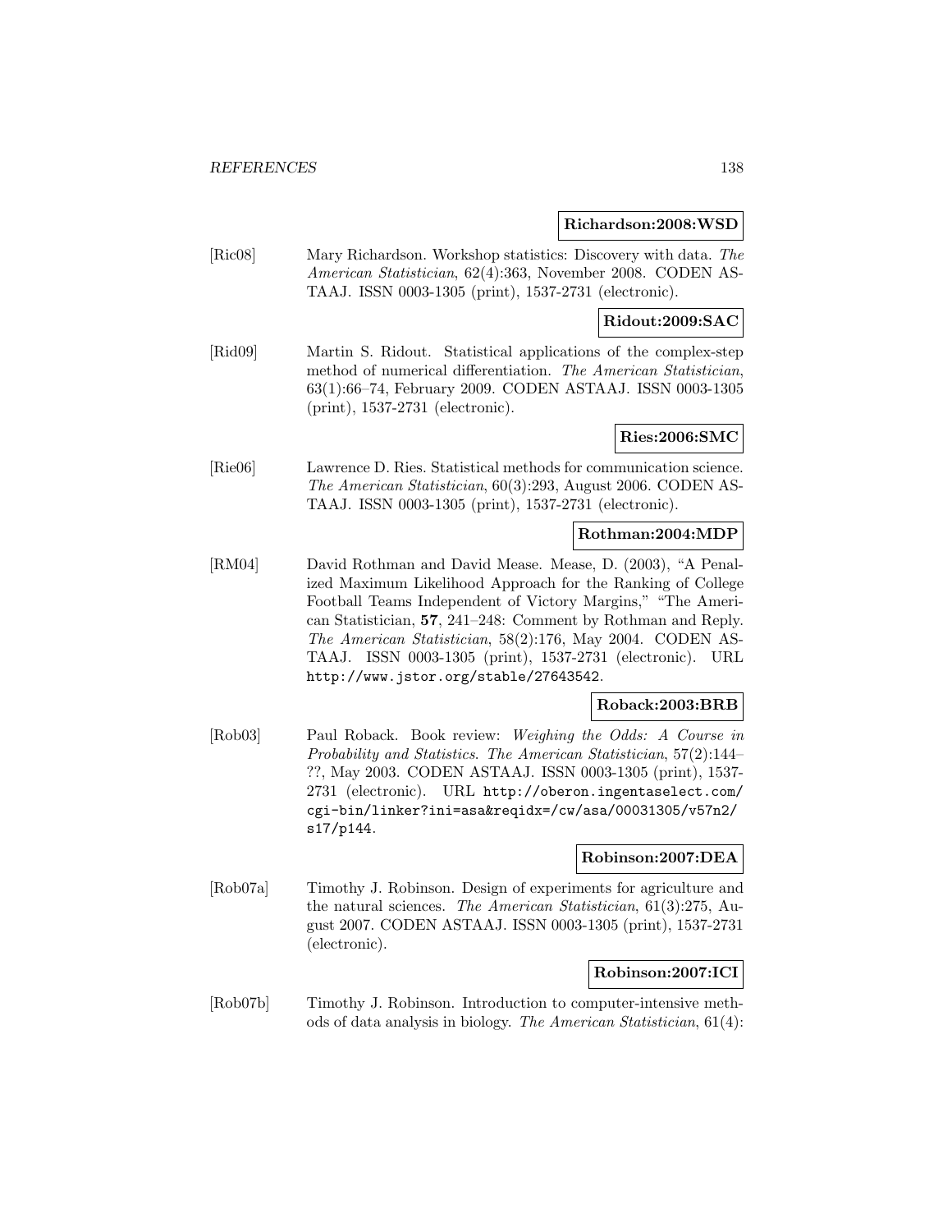**Richardson:2008:WSD**

[Ric08] Mary Richardson. Workshop statistics: Discovery with data. *The American Statistician*, 62(4):363, November 2008. CODEN ASTAAJ. ISSN 0003-1305 (print), 1537-2731 (electronic).

**Ridout:2009:SAC**

[Rid09] Martin S. Ridout. Statistical applications of the complex-step method of numerical differentiation. *The American Statistician*, 63(1):66–74, February 2009. CODEN ASTAAJ. ISSN 0003-1305 (print), 1537-2731 (electronic).

**Ries:2006:SMC**

[Rie06] Lawrence D. Ries. Statistical methods for communication science. *The American Statistician*, 60(3):293, August 2006. CODEN ASTAAJ. ISSN 0003-1305 (print), 1537-2731 (electronic).

**Rothman:2004:MDP**

[RM04] David Rothman and David Mease. Mease, D. (2003), "A Penalized Maximum Likelihood Approach for the Ranking of College Football Teams Independent of Victory Margins," "The American Statistician, **57**, 241–248: Comment by Rothman and Reply. *The American Statistician*, 58(2):176, May 2004. CODEN ASTAAJ. ISSN 0003-1305 (print), 1537-2731 (electronic). URL http://www.jstor.org/stable/27643542.

**Roback:2003:BRB**

[Rob03] Paul Roback. Book review: *Weighing the Odds: A Course in Probability and Statistics*. The American Statistician, 57(2):144–??, May 2003. CODEN ASTAAJ. ISSN 0003-1305 (print), 1537-2731 (electronic). URL http://oberon.ingentaselect.com/cgi-bin/linker?ini=asa&reqidx=/cw/asa/00031305/v57n2/s17/p144.

**Robinson:2007:DEA**

[Rob07a] Timothy J. Robinson. Design of experiments for agriculture and the natural sciences. *The American Statistician*, 61(3):275, August 2007. CODEN ASTAAJ. ISSN 0003-1305 (print), 1537-2731 (electronic).

**Robinson:2007:ICI**

[Rob07b] Timothy J. Robinson. Introduction to computer-intensive methods of data analysis in biology. *The American Statistician*, 61(4):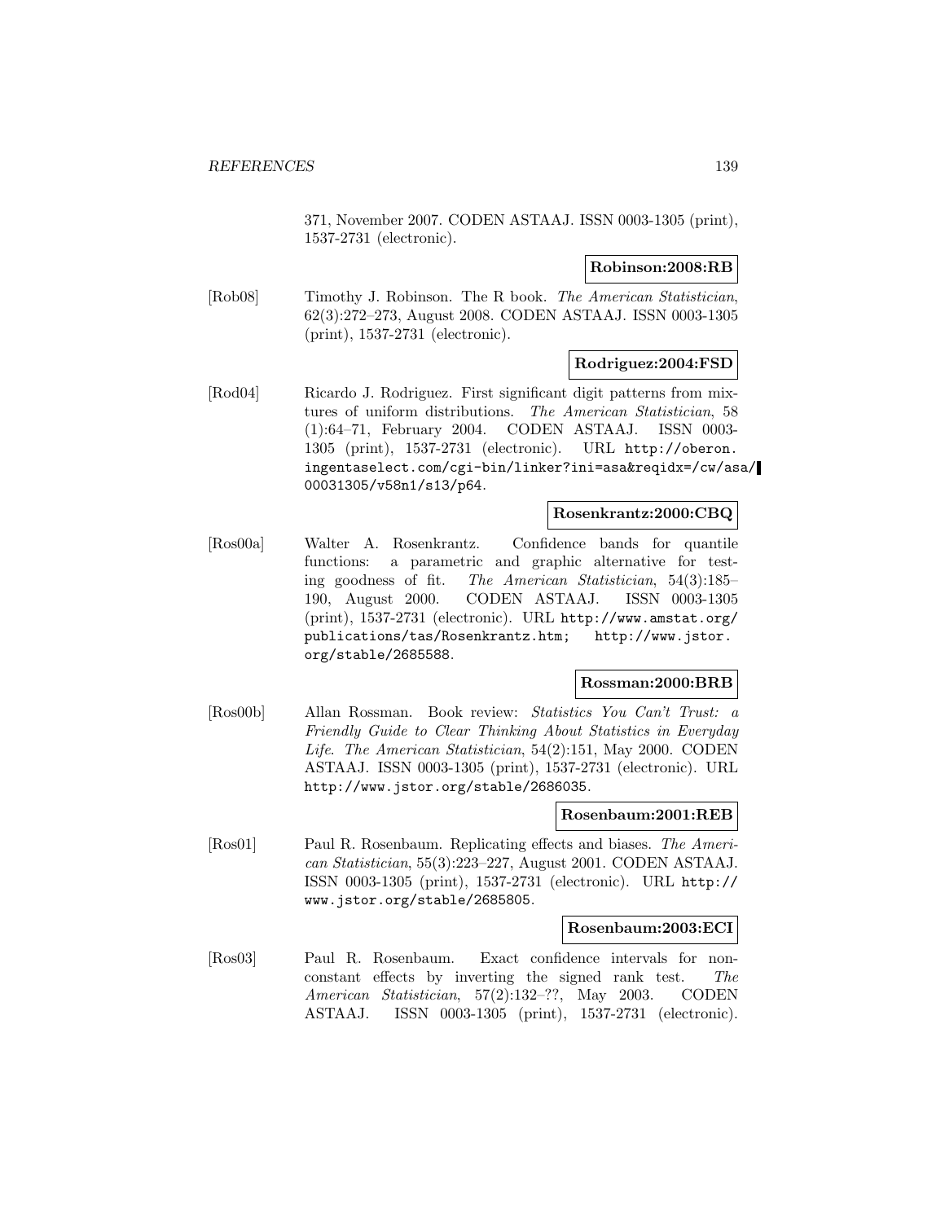371, November 2007. CODEN ASTAAJ. ISSN 0003-1305 (print), 1537-2731 (electronic).

**Robinson:2008:RB**

[Rob08] Timothy J. Robinson. The R book. *The American Statistician*, 62(3):272–273, August 2008. CODEN ASTAAJ. ISSN 0003-1305 (print), 1537-2731 (electronic).

**Rodriguez:2004:FSD**

[Rod04] Ricardo J. Rodriguez. First significant digit patterns from mixtures of uniform distributions. *The American Statistician*, 58 (1):64–71, February 2004. CODEN ASTAAJ. ISSN 0003-1305 (print), 1537-2731 (electronic). URL http://oberon.ingentaselect.com/cgi-bin/linker?ini=asa&reqidx=/cw/asa/00031305/v58n1/s13/p64.

**Rosenkrantz:2000:CBQ**

[Ros00a] Walter A. Rosenkrantz. Confidence bands for quantile functions: a parametric and graphic alternative for testing goodness of fit. *The American Statistician*, 54(3):185–190, August 2000. CODEN ASTAAJ. ISSN 0003-1305 (print), 1537-2731 (electronic). URL http://www.amstat.org/publications/tas/Rosenkrantz.htm; http://www.jstor.org/stable/2685588.

**Rossman:2000:BRB**

[Ros00b] Allan Rossman. Book review: *Statistics You Can't Trust: a Friendly Guide to Clear Thinking About Statistics in Everyday Life*. *The American Statistician*, 54(2):151, May 2000. CODEN ASTAAJ. ISSN 0003-1305 (print), 1537-2731 (electronic). URL http://www.jstor.org/stable/2686035.

**Rosenbaum:2001:REB**

[Ros01] Paul R. Rosenbaum. Replicating effects and biases. *The American Statistician*, 55(3):223–227, August 2001. CODEN ASTAAJ. ISSN 0003-1305 (print), 1537-2731 (electronic). URL http://www.jstor.org/stable/2685805.

**Rosenbaum:2003:ECI**

[Ros03] Paul R. Rosenbaum. Exact confidence intervals for nonconstant effects by inverting the signed rank test. *The American Statistician*, 57(2):132–??, May 2003. CODEN ASTAAJ. ISSN 0003-1305 (print), 1537-2731 (electronic).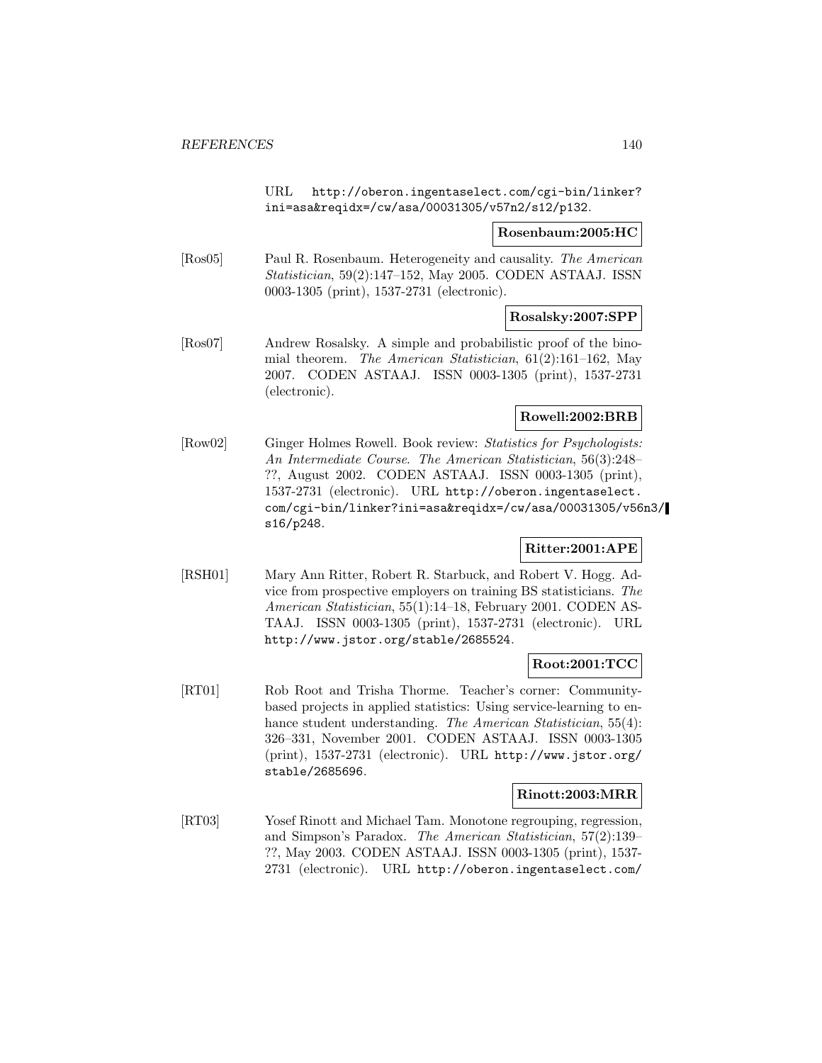URL http://oberon.ingentaselect.com/cgi-bin/linker?ini=asa&reqidx=/cw/asa/00031305/v57n2/s12/p132.

**Rosenbaum:2005:HC**

[Ros05] Paul R. Rosenbaum. Heterogeneity and causality. *The American Statistician*, 59(2):147–152, May 2005. CODEN ASTAAJ. ISSN 0003-1305 (print), 1537-2731 (electronic).

**Rosalsky:2007:SPP**

[Ros07] Andrew Rosalsky. A simple and probabilistic proof of the binomial theorem. *The American Statistician*, 61(2):161–162, May 2007. CODEN ASTAAJ. ISSN 0003-1305 (print), 1537-2731 (electronic).

**Rowell:2002:BRB**

[Row02] Ginger Holmes Rowell. Book review: *Statistics for Psychologists: An Intermediate Course*. *The American Statistician*, 56(3):248–??, August 2002. CODEN ASTAAJ. ISSN 0003-1305 (print), 1537-2731 (electronic). URL http://oberon.ingentaselect.com/cgi-bin/linker?ini=asa&reqidx=/cw/asa/00031305/v56n3/s16/p248.

**Ritter:2001:APE**

[RSH01] Mary Ann Ritter, Robert R. Starbuck, and Robert V. Hogg. Advice from prospective employers on training BS statisticians. *The American Statistician*, 55(1):14–18, February 2001. CODEN ASTAAJ. ISSN 0003-1305 (print), 1537-2731 (electronic). URL http://www.jstor.org/stable/2685524.

**Root:2001:TCC**

[RT01] Rob Root and Trisha Thorme. Teacher's corner: Community-based projects in applied statistics: Using service-learning to enhance student understanding. *The American Statistician*, 55(4):326–331, November 2001. CODEN ASTAAJ. ISSN 0003-1305 (print), 1537-2731 (electronic). URL http://www.jstor.org/stable/2685696.

**Rinott:2003:MRR**

[RT03] Yosef Rinott and Michael Tam. Monotone regrouping, regression, and Simpson's Paradox. *The American Statistician*, 57(2):139–??, May 2003. CODEN ASTAAJ. ISSN 0003-1305 (print), 1537-2731 (electronic). URL http://oberon.ingentaselect.com/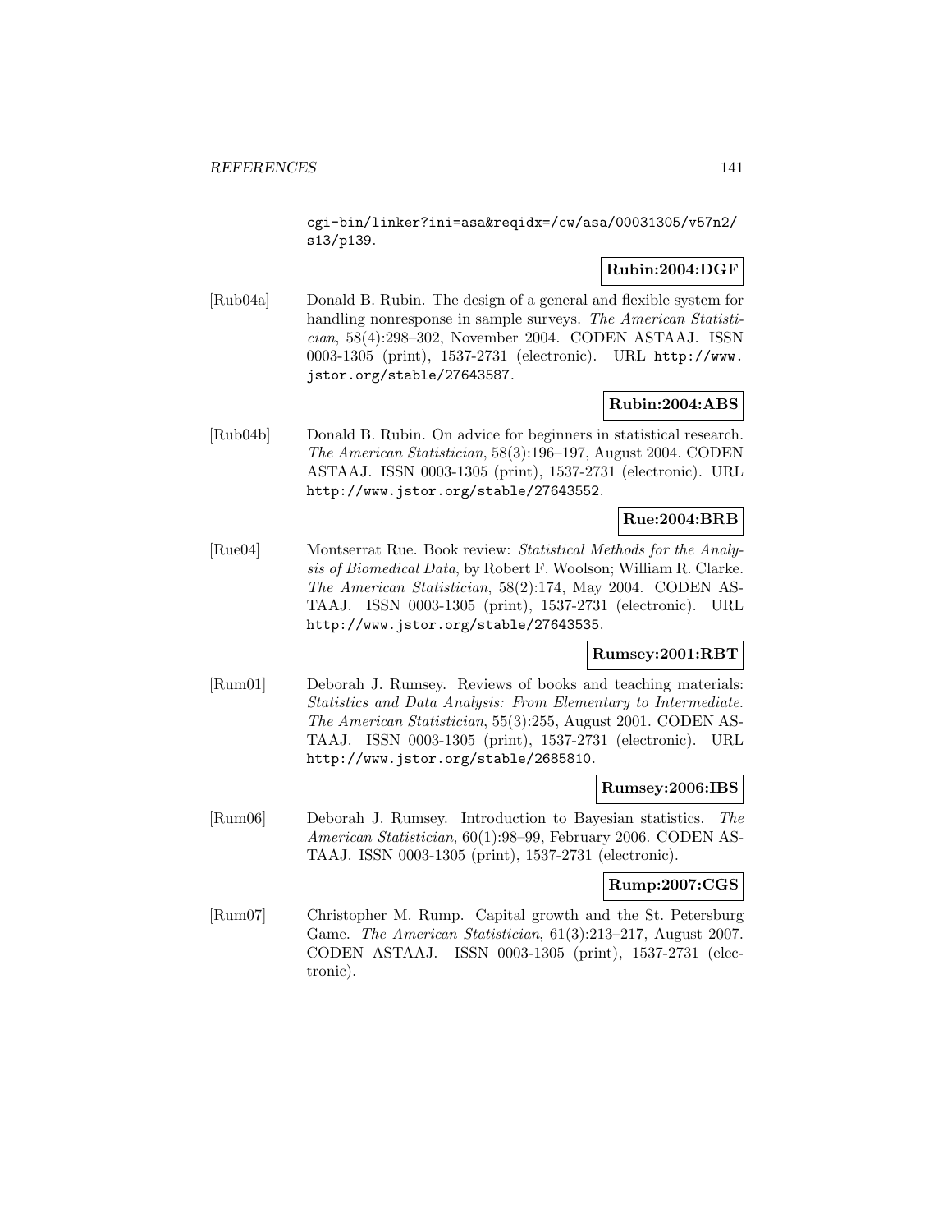cgi-bin/linker?ini=asa&reqidx=/cw/asa/00031305/v57n2/s13/p139.

**Rubin:2004:DGF**

[Rub04a] Donald B. Rubin. The design of a general and flexible system for handling nonresponse in sample surveys. *The American Statistician*, 58(4):298–302, November 2004. CODEN ASTAAJ. ISSN 0003-1305 (print), 1537-2731 (electronic). URL http://www.jstor.org/stable/27643587.

**Rubin:2004:ABS**

[Rub04b] Donald B. Rubin. On advice for beginners in statistical research. *The American Statistician*, 58(3):196–197, August 2004. CODEN ASTAAJ. ISSN 0003-1305 (print), 1537-2731 (electronic). URL http://www.jstor.org/stable/27643552.

**Rue:2004:BRB**

[Rue04] Montserrat Rue. Book review: *Statistical Methods for the Analysis of Biomedical Data*, by Robert F. Woolson; William R. Clarke. *The American Statistician*, 58(2):174, May 2004. CODEN ASTAAJ. ISSN 0003-1305 (print), 1537-2731 (electronic). URL http://www.jstor.org/stable/27643535.

**Rumsey:2001:RBT**

[Rum01] Deborah J. Rumsey. Reviews of books and teaching materials: *Statistics and Data Analysis: From Elementary to Intermediate*. *The American Statistician*, 55(3):255, August 2001. CODEN ASTAAJ. ISSN 0003-1305 (print), 1537-2731 (electronic). URL http://www.jstor.org/stable/2685810.

**Rumsey:2006:IBS**

[Rum06] Deborah J. Rumsey. Introduction to Bayesian statistics. *The American Statistician*, 60(1):98–99, February 2006. CODEN ASTAAJ. ISSN 0003-1305 (print), 1537-2731 (electronic).

**Rump:2007:CGS**

[Rum07] Christopher M. Rump. Capital growth and the St. Petersburg Game. *The American Statistician*, 61(3):213–217, August 2007. CODEN ASTAAJ. ISSN 0003-1305 (print), 1537-2731 (electronic).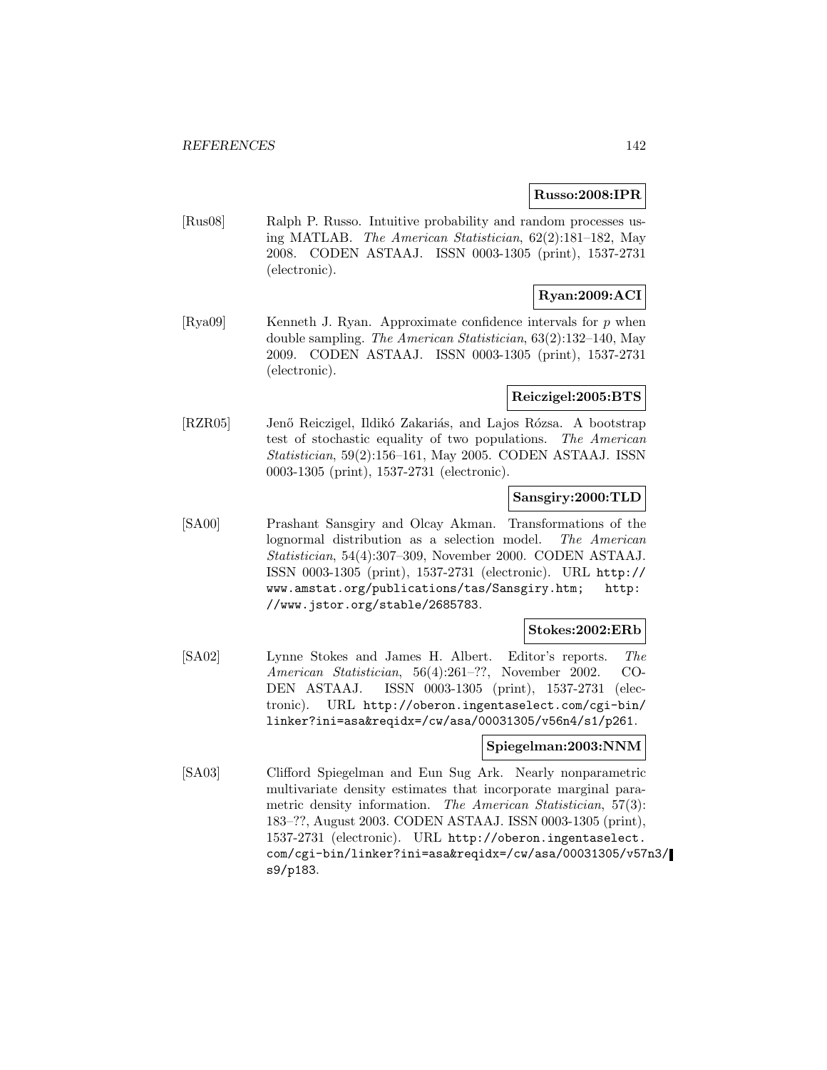**Russo:2008:IPR**

[Rus08] Ralph P. Russo. Intuitive probability and random processes using MATLAB. *The American Statistician*, 62(2):181–182, May 2008. CODEN ASTAAJ. ISSN 0003-1305 (print), 1537-2731 (electronic).

**Ryan:2009:ACI**

[Rya09] Kenneth J. Ryan. Approximate confidence intervals for $p$ when double sampling. *The American Statistician*, 63(2):132–140, May 2009. CODEN ASTAAJ. ISSN 0003-1305 (print), 1537-2731 (electronic).

**Reiczigel:2005:BTS**

[RZR05] Jenő Reiczigel, Ildikó Zakariás, and Lajos Rózsa. A bootstrap test of stochastic equality of two populations. *The American Statistician*, 59(2):156–161, May 2005. CODEN ASTAAJ. ISSN 0003-1305 (print), 1537-2731 (electronic).

**Sansgiry:2000:TLD**

[SA00] Prashant Sansgiry and Olcay Akman. Transformations of the lognormal distribution as a selection model. *The American Statistician*, 54(4):307–309, November 2000. CODEN ASTAAJ. ISSN 0003-1305 (print), 1537-2731 (electronic). URL http://www.amstat.org/publications/tas/Sansgiry.htm; http://www.jstor.org/stable/2685783.

**Stokes:2002:ERb**

[SA02] Lynne Stokes and James H. Albert. Editor's reports. *The American Statistician*, 56(4):261–??, November 2002. CODEN ASTAAJ. ISSN 0003-1305 (print), 1537-2731 (electronic). URL http://oberon.ingentaselect.com/cgi-bin/linker?ini=asa&reqidx=/cw/asa/00031305/v56n4/s1/p261.

**Spiegelman:2003:NNM**

[SA03] Clifford Spiegelman and Eun Sug Ark. Nearly nonparametric multivariate density estimates that incorporate marginal parametric density information. *The American Statistician*, 57(3):183–??, August 2003. CODEN ASTAAJ. ISSN 0003-1305 (print), 1537-2731 (electronic). URL http://oberon.ingentaselect.com/cgi-bin/linker?ini=asa&reqidx=/cw/asa/00031305/v57n3/s9/p183.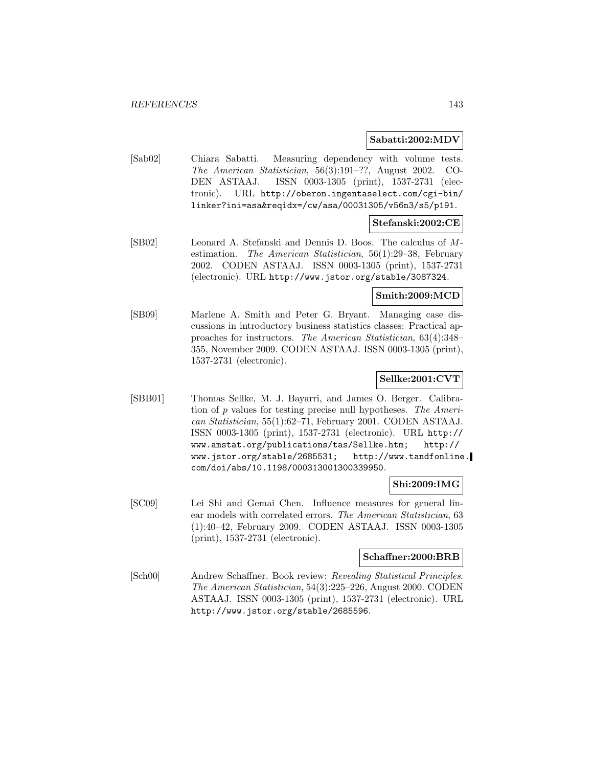**Sabatti:2002:MDV**

[Sab02] Chiara Sabatti. Measuring dependency with volume tests. *The American Statistician*, 56(3):191–??, August 2002. CODEN ASTAAJ. ISSN 0003-1305 (print), 1537-2731 (electronic). URL http://oberon.ingentaselect.com/cgi-bin/linker?ini=asa&reqidx=/cw/asa/00031305/v56n3/s5/p191.

**Stefanski:2002:CE**

[SB02] Leonard A. Stefanski and Dennis D. Boos. The calculus of $M$-estimation. *The American Statistician*, 56(1):29–38, February 2002. CODEN ASTAAJ. ISSN 0003-1305 (print), 1537-2731 (electronic). URL http://www.jstor.org/stable/3087324.

**Smith:2009:MCD**

[SB09] Marlene A. Smith and Peter G. Bryant. Managing case discussions in introductory business statistics classes: Practical approaches for instructors. *The American Statistician*, 63(4):348–355, November 2009. CODEN ASTAAJ. ISSN 0003-1305 (print), 1537-2731 (electronic).

**Sellke:2001:CVT**

[SBB01] Thomas Sellke, M. J. Bayarri, and James O. Berger. Calibration of $p$ values for testing precise null hypotheses. *The American Statistician*, 55(1):62–71, February 2001. CODEN ASTAAJ. ISSN 0003-1305 (print), 1537-2731 (electronic). URL http://www.amstat.org/publications/tas/Sellke.htm; http://www.jstor.org/stable/2685531; http://www.tandfonline.com/doi/abs/10.1198/000313001300339950.

**Shi:2009:IMG**

[SC09] Lei Shi and Gemai Chen. Influence measures for general linear models with correlated errors. *The American Statistician*, 63 (1):40–42, February 2009. CODEN ASTAAJ. ISSN 0003-1305 (print), 1537-2731 (electronic).

**Schaffner:2000:BRB**

[Sch00] Andrew Schaffner. Book review: *Revealing Statistical Principles*. *The American Statistician*, 54(3):225–226, August 2000. CODEN ASTAAJ. ISSN 0003-1305 (print), 1537-2731 (electronic). URL http://www.jstor.org/stable/2685596.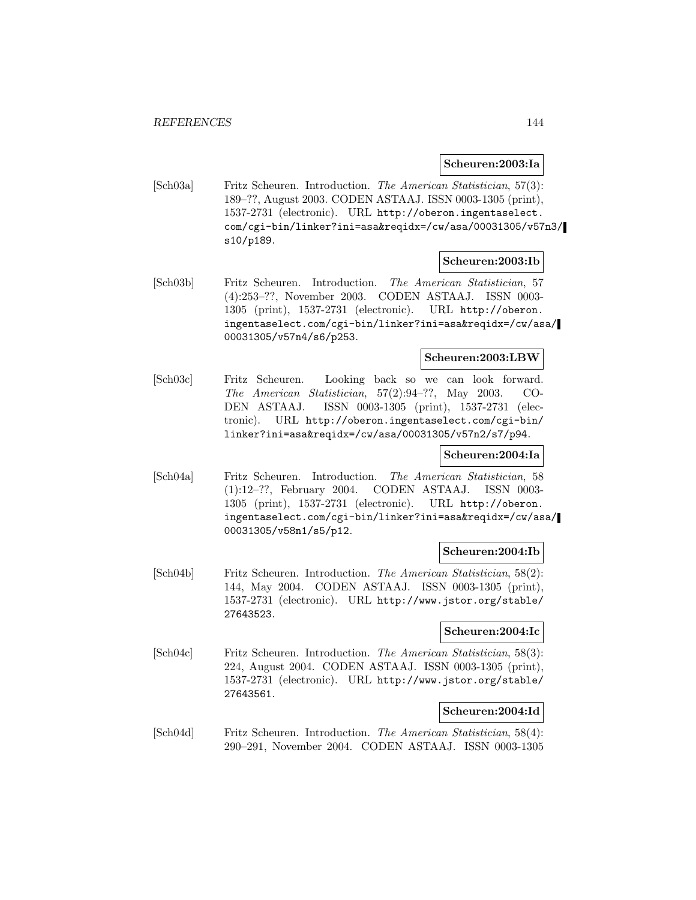**Scheuren:2003:Ia**

[Sch03a] Fritz Scheuren. Introduction. *The American Statistician*, 57(3): 189–??, August 2003. CODEN ASTAAJ. ISSN 0003-1305 (print), 1537-2731 (electronic). URL http://oberon.ingentaselect.com/cgi-bin/linker?ini=asa&reqidx=/cw/asa/00031305/v57n3/s10/p189.

**Scheuren:2003:Ib**

[Sch03b] Fritz Scheuren. Introduction. *The American Statistician*, 57 (4):253–??, November 2003. CODEN ASTAAJ. ISSN 0003-1305 (print), 1537-2731 (electronic). URL http://oberon.ingentaselect.com/cgi-bin/linker?ini=asa&reqidx=/cw/asa/00031305/v57n4/s6/p253.

**Scheuren:2003:LBW**

[Sch03c] Fritz Scheuren. Looking back so we can look forward. *The American Statistician*, 57(2):94–??, May 2003. CODEN ASTAAJ. ISSN 0003-1305 (print), 1537-2731 (electronic). URL http://oberon.ingentaselect.com/cgi-bin/linker?ini=asa&reqidx=/cw/asa/00031305/v57n2/s7/p94.

**Scheuren:2004:Ia**

[Sch04a] Fritz Scheuren. Introduction. *The American Statistician*, 58 (1):12–??, February 2004. CODEN ASTAAJ. ISSN 0003-1305 (print), 1537-2731 (electronic). URL http://oberon.ingentaselect.com/cgi-bin/linker?ini=asa&reqidx=/cw/asa/00031305/v58n1/s5/p12.

**Scheuren:2004:Ib**

[Sch04b] Fritz Scheuren. Introduction. *The American Statistician*, 58(2): 144, May 2004. CODEN ASTAAJ. ISSN 0003-1305 (print), 1537-2731 (electronic). URL http://www.jstor.org/stable/27643523.

**Scheuren:2004:Ic**

[Sch04c] Fritz Scheuren. Introduction. *The American Statistician*, 58(3): 224, August 2004. CODEN ASTAAJ. ISSN 0003-1305 (print), 1537-2731 (electronic). URL http://www.jstor.org/stable/27643561.

**Scheuren:2004:Id**

[Sch04d] Fritz Scheuren. Introduction. *The American Statistician*, 58(4): 290–291, November 2004. CODEN ASTAAJ. ISSN 0003-1305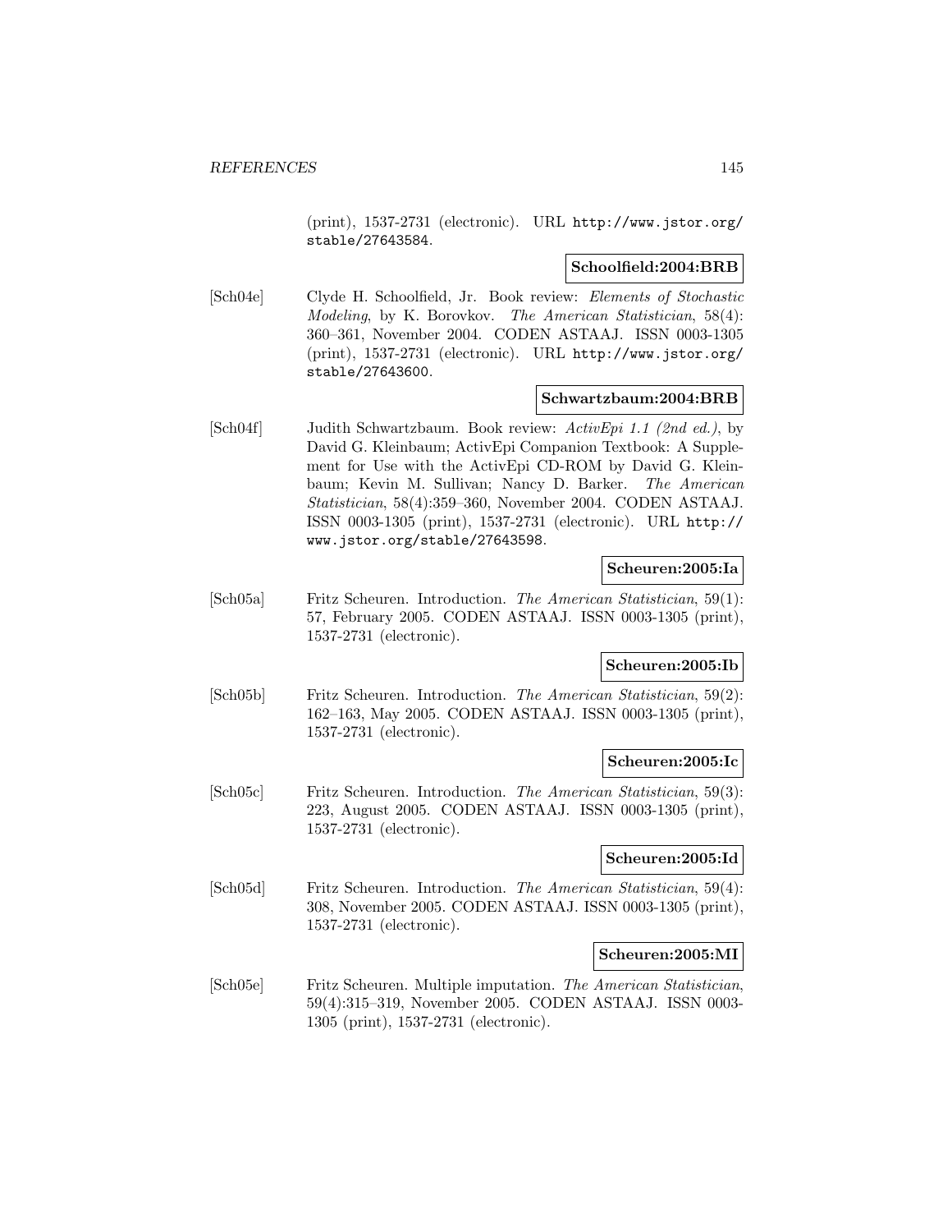(print), 1537-2731 (electronic). URL http://www.jstor.org/stable/27643584.

**Schoolfield:2004:BRB**

[Sch04e] Clyde H. Schoolfield, Jr. Book review: *Elements of Stochastic Modeling*, by K. Borovkov. *The American Statistician*, 58(4): 360–361, November 2004. CODEN ASTAAJ. ISSN 0003-1305 (print), 1537-2731 (electronic). URL http://www.jstor.org/stable/27643600.

**Schwartzbaum:2004:BRB**

[Sch04f] Judith Schwartzbaum. Book review: *ActivEpi 1.1 (2nd ed.)*, by David G. Kleinbaum; ActivEpi Companion Textbook: A Supplement for Use with the ActivEpi CD-ROM by David G. Kleinbaum; Kevin M. Sullivan; Nancy D. Barker. *The American Statistician*, 58(4):359–360, November 2004. CODEN ASTAAJ. ISSN 0003-1305 (print), 1537-2731 (electronic). URL http://www.jstor.org/stable/27643598.

**Scheuren:2005:Ia**

[Sch05a] Fritz Scheuren. Introduction. *The American Statistician*, 59(1): 57, February 2005. CODEN ASTAAJ. ISSN 0003-1305 (print), 1537-2731 (electronic).

**Scheuren:2005:Ib**

[Sch05b] Fritz Scheuren. Introduction. *The American Statistician*, 59(2): 162–163, May 2005. CODEN ASTAAJ. ISSN 0003-1305 (print), 1537-2731 (electronic).

**Scheuren:2005:Ic**

[Sch05c] Fritz Scheuren. Introduction. *The American Statistician*, 59(3): 223, August 2005. CODEN ASTAAJ. ISSN 0003-1305 (print), 1537-2731 (electronic).

**Scheuren:2005:Id**

[Sch05d] Fritz Scheuren. Introduction. *The American Statistician*, 59(4): 308, November 2005. CODEN ASTAAJ. ISSN 0003-1305 (print), 1537-2731 (electronic).

**Scheuren:2005:MI**

[Sch05e] Fritz Scheuren. Multiple imputation. *The American Statistician*, 59(4):315–319, November 2005. CODEN ASTAAJ. ISSN 0003-1305 (print), 1537-2731 (electronic).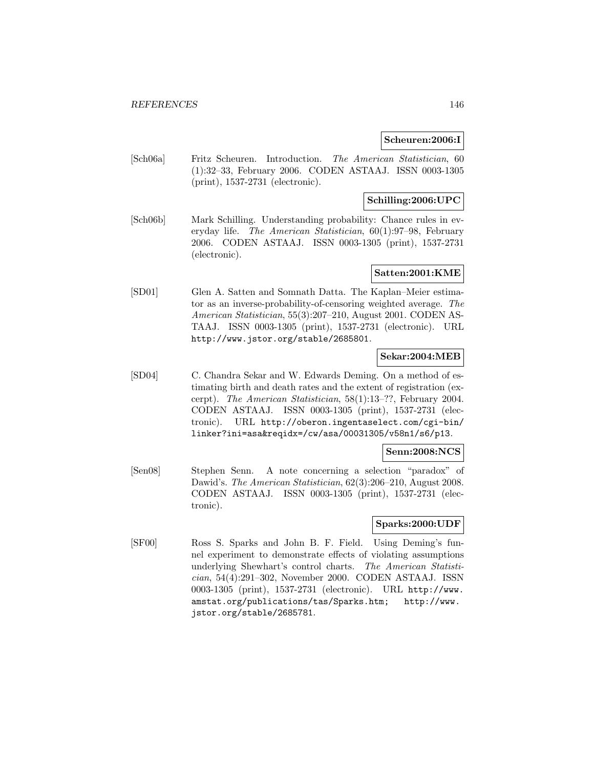**Scheuren:2006:I**

[Sch06a] Fritz Scheuren. Introduction. *The American Statistician*, 60 (1):32–33, February 2006. CODEN ASTAAJ. ISSN 0003-1305 (print), 1537-2731 (electronic).

**Schilling:2006:UPC**

[Sch06b] Mark Schilling. Understanding probability: Chance rules in everyday life. *The American Statistician*, 60(1):97–98, February 2006. CODEN ASTAAJ. ISSN 0003-1305 (print), 1537-2731 (electronic).

**Satten:2001:KME**

[SD01] Glen A. Satten and Somnath Datta. The Kaplan–Meier estimator as an inverse-probability-of-censoring weighted average. *The American Statistician*, 55(3):207–210, August 2001. CODEN ASTAAJ. ISSN 0003-1305 (print), 1537-2731 (electronic). URL http://www.jstor.org/stable/2685801.

**Sekar:2004:MEB**

[SD04] C. Chandra Sekar and W. Edwards Deming. On a method of estimating birth and death rates and the extent of registration (excerpt). *The American Statistician*, 58(1):13–??, February 2004. CODEN ASTAAJ. ISSN 0003-1305 (print), 1537-2731 (electronic). URL http://oberon.ingentaselect.com/cgi-bin/linker?ini=asa&reqidx=/cw/asa/00031305/v58n1/s6/p13.

**Senn:2008:NCS**

[Sen08] Stephen Senn. A note concerning a selection "paradox" of Dawid's. *The American Statistician*, 62(3):206–210, August 2008. CODEN ASTAAJ. ISSN 0003-1305 (print), 1537-2731 (electronic).

**Sparks:2000:UDF**

[SF00] Ross S. Sparks and John B. F. Field. Using Deming's funnel experiment to demonstrate effects of violating assumptions underlying Shewhart's control charts. *The American Statistician*, 54(4):291–302, November 2000. CODEN ASTAAJ. ISSN 0003-1305 (print), 1537-2731 (electronic). URL http://www.amstat.org/publications/tas/Sparks.htm; http://www.jstor.org/stable/2685781.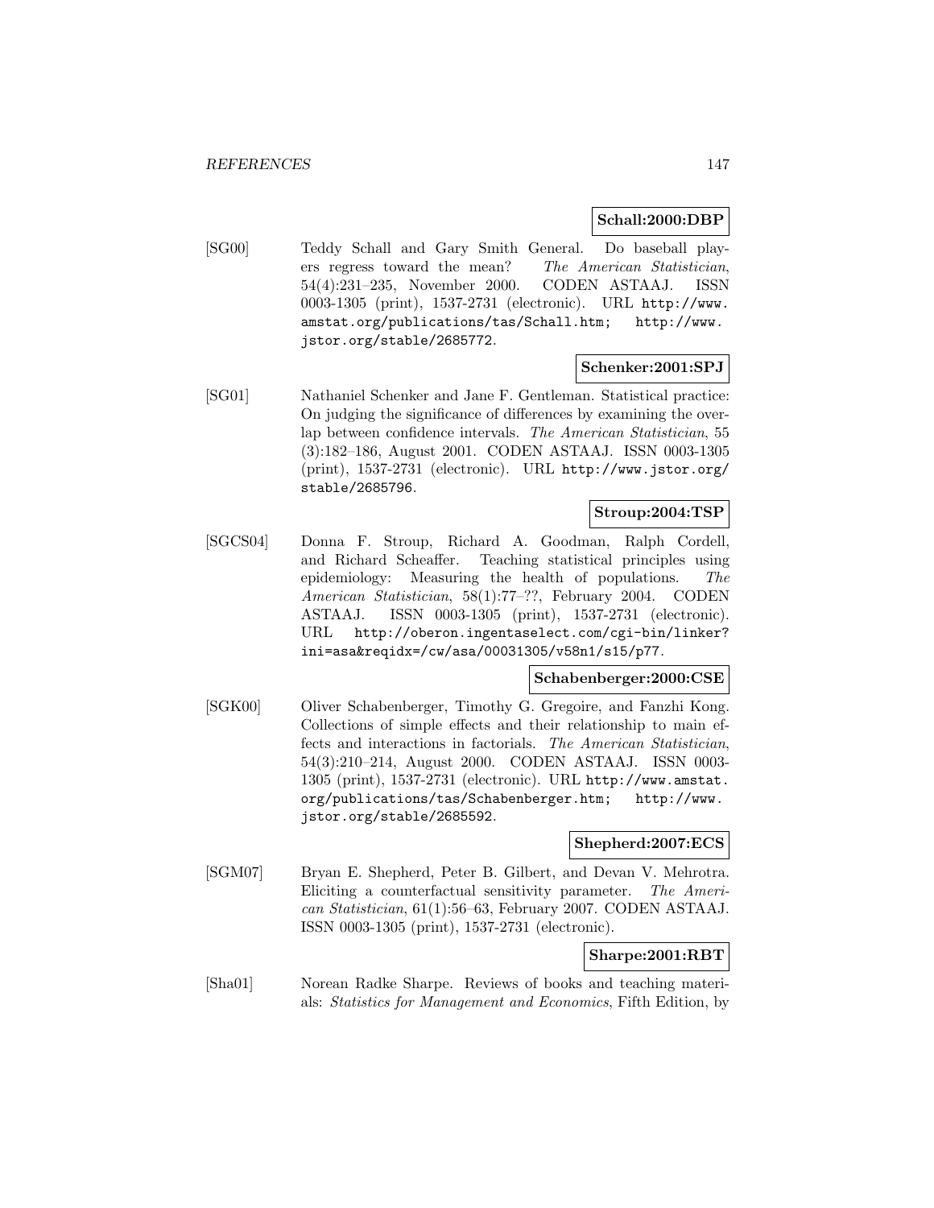**Schall:2000:DBP**

[SG00] Teddy Schall and Gary Smith General. Do baseball players regress toward the mean? *The American Statistician*, 54(4):231–235, November 2000. CODEN ASTAAJ. ISSN 0003-1305 (print), 1537-2731 (electronic). URL http://www.amstat.org/publications/tas/Schall.htm; http://www.jstor.org/stable/2685772.

**Schenker:2001:SPJ**

[SG01] Nathaniel Schenker and Jane F. Gentleman. Statistical practice: On judging the significance of differences by examining the overlap between confidence intervals. *The American Statistician*, 55 (3):182–186, August 2001. CODEN ASTAAJ. ISSN 0003-1305 (print), 1537-2731 (electronic). URL http://www.jstor.org/stable/2685796.

**Stroup:2004:TSP**

[SGCS04] Donna F. Stroup, Richard A. Goodman, Ralph Cordell, and Richard Scheaffer. Teaching statistical principles using epidemiology: Measuring the health of populations. *The American Statistician*, 58(1):77–??, February 2004. CODEN ASTAAJ. ISSN 0003-1305 (print), 1537-2731 (electronic). URL http://oberon.ingentaselect.com/cgi-bin/linker?ini=asa&reqidx=/cw/asa/00031305/v58n1/s15/p77.

**Schabenberger:2000:CSE**

[SGK00] Oliver Schabenberger, Timothy G. Gregoire, and Fanzhi Kong. Collections of simple effects and their relationship to main effects and interactions in factorials. *The American Statistician*, 54(3):210–214, August 2000. CODEN ASTAAJ. ISSN 0003-1305 (print), 1537-2731 (electronic). URL http://www.amstat.org/publications/tas/Schabenberger.htm; http://www.jstor.org/stable/2685592.

**Shepherd:2007:ECS**

[SGM07] Bryan E. Shepherd, Peter B. Gilbert, and Devan V. Mehrotra. Eliciting a counterfactual sensitivity parameter. *The American Statistician*, 61(1):56–63, February 2007. CODEN ASTAAJ. ISSN 0003-1305 (print), 1537-2731 (electronic).

**Sharpe:2001:RBT**

[Sha01] Norean Radke Sharpe. Reviews of books and teaching materials: *Statistics for Management and Economics*, Fifth Edition, by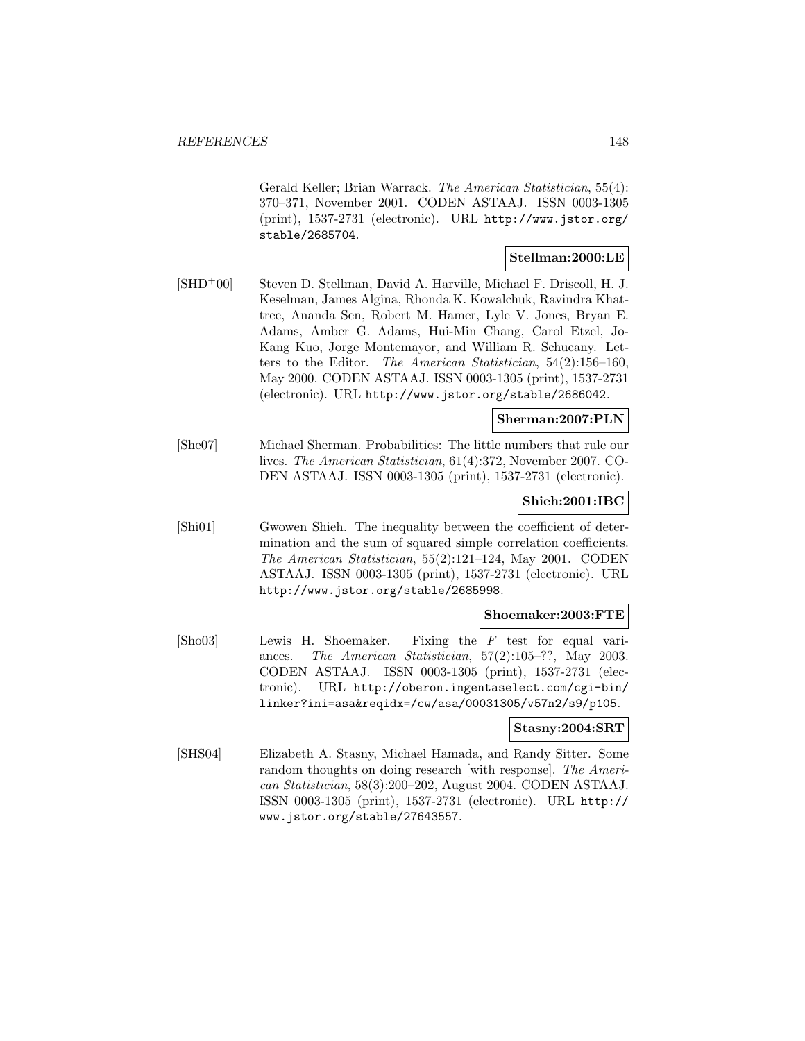Gerald Keller; Brian Warrack. *The American Statistician*, 55(4): 370–371, November 2001. CODEN ASTAAJ. ISSN 0003-1305 (print), 1537-2731 (electronic). URL http://www.jstor.org/stable/2685704.

**Stellman:2000:LE**

[SHD+00] Steven D. Stellman, David A. Harville, Michael F. Driscoll, H. J. Keselman, James Algina, Rhonda K. Kowalchuk, Ravindra Khattree, Ananda Sen, Robert M. Hamer, Lyle V. Jones, Bryan E. Adams, Amber G. Adams, Hui-Min Chang, Carol Etzel, Jo-Kang Kuo, Jorge Montemayor, and William R. Schucany. Letters to the Editor. *The American Statistician*, 54(2):156–160, May 2000. CODEN ASTAAJ. ISSN 0003-1305 (print), 1537-2731 (electronic). URL http://www.jstor.org/stable/2686042.

**Sherman:2007:PLN**

[She07] Michael Sherman. Probabilities: The little numbers that rule our lives. *The American Statistician*, 61(4):372, November 2007. CODEN ASTAAJ. ISSN 0003-1305 (print), 1537-2731 (electronic).

**Shieh:2001:IBC**

[Shi01] Gwowen Shieh. The inequality between the coefficient of determination and the sum of squared simple correlation coefficients. *The American Statistician*, 55(2):121–124, May 2001. CODEN ASTAAJ. ISSN 0003-1305 (print), 1537-2731 (electronic). URL http://www.jstor.org/stable/2685998.

**Shoemaker:2003:FTE**

[Sho03] Lewis H. Shoemaker. Fixing the $F$ test for equal variances. *The American Statistician*, 57(2):105–??, May 2003. CODEN ASTAAJ. ISSN 0003-1305 (print), 1537-2731 (electronic). URL http://oberon.ingentaselect.com/cgi-bin/linker?ini=asa&reqidx=/cw/asa/00031305/v57n2/s9/p105.

**Stasny:2004:SRT**

[SHS04] Elizabeth A. Stasny, Michael Hamada, and Randy Sitter. Some random thoughts on doing research [with response]. *The American Statistician*, 58(3):200–202, August 2004. CODEN ASTAAJ. ISSN 0003-1305 (print), 1537-2731 (electronic). URL http://www.jstor.org/stable/27643557.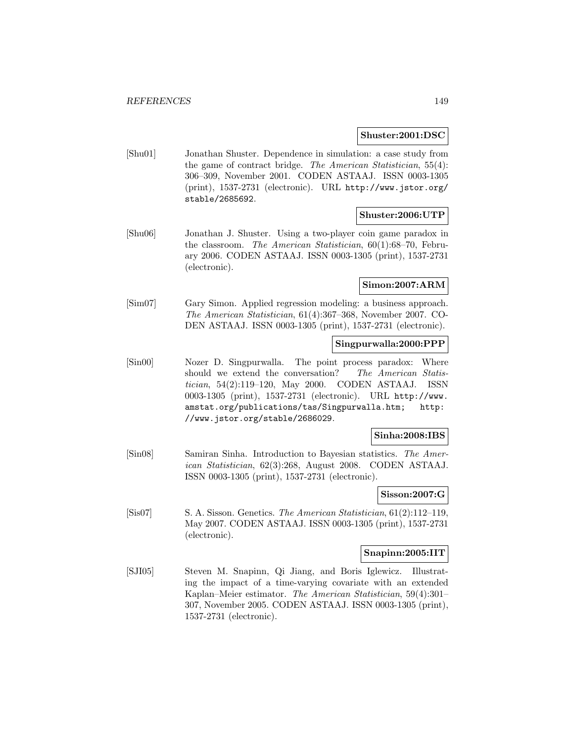**Shuster:2001:DSC**

[Shu01] Jonathan Shuster. Dependence in simulation: a case study from the game of contract bridge. *The American Statistician*, 55(4): 306–309, November 2001. CODEN ASTAAJ. ISSN 0003-1305 (print), 1537-2731 (electronic). URL http://www.jstor.org/stable/2685692.

**Shuster:2006:UTP**

[Shu06] Jonathan J. Shuster. Using a two-player coin game paradox in the classroom. *The American Statistician*, 60(1):68–70, February 2006. CODEN ASTAAJ. ISSN 0003-1305 (print), 1537-2731 (electronic).

**Simon:2007:ARM**

[Sim07] Gary Simon. Applied regression modeling: a business approach. *The American Statistician*, 61(4):367–368, November 2007. CODEN ASTAAJ. ISSN 0003-1305 (print), 1537-2731 (electronic).

**Singpurwalla:2000:PPP**

[Sin00] Nozer D. Singpurwalla. The point process paradox: Where should we extend the conversation? *The American Statistician*, 54(2):119–120, May 2000. CODEN ASTAAJ. ISSN 0003-1305 (print), 1537-2731 (electronic). URL http://www.amstat.org/publications/tas/Singpurwalla.htm; http://www.jstor.org/stable/2686029.

**Sinha:2008:IBS**

[Sin08] Samiran Sinha. Introduction to Bayesian statistics. *The American Statistician*, 62(3):268, August 2008. CODEN ASTAAJ. ISSN 0003-1305 (print), 1537-2731 (electronic).

**Sisson:2007:G**

[Sis07] S. A. Sisson. Genetics. *The American Statistician*, 61(2):112–119, May 2007. CODEN ASTAAJ. ISSN 0003-1305 (print), 1537-2731 (electronic).

**Snapinn:2005:IIT**

[SJI05] Steven M. Snapinn, Qi Jiang, and Boris Iglewicz. Illustrating the impact of a time-varying covariate with an extended Kaplan–Meier estimator. *The American Statistician*, 59(4):301–307, November 2005. CODEN ASTAAJ. ISSN 0003-1305 (print), 1537-2731 (electronic).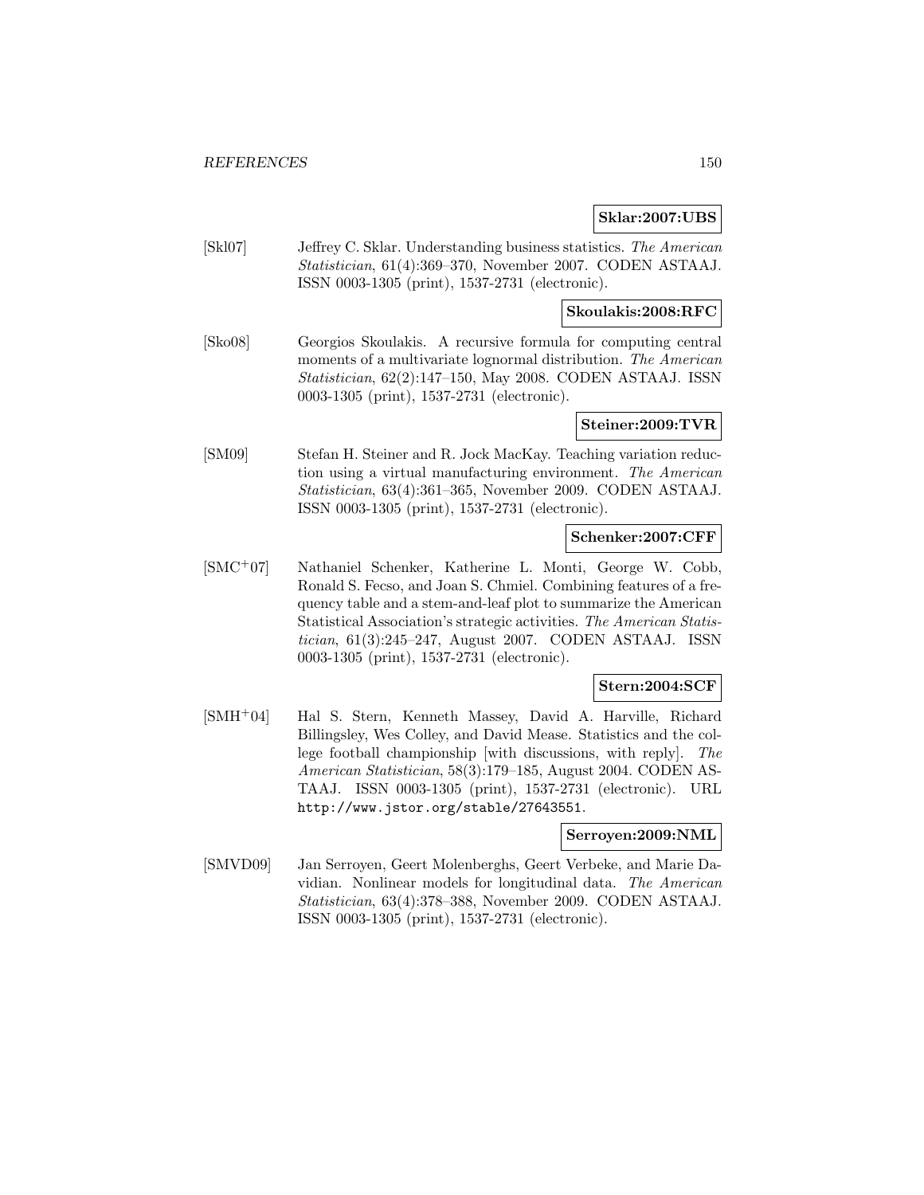**Sklar:2007:UBS**

[Skl07] Jeffrey C. Sklar. Understanding business statistics. *The American Statistician*, 61(4):369–370, November 2007. CODEN ASTAAJ. ISSN 0003-1305 (print), 1537-2731 (electronic).

**Skoulakis:2008:RFC**

[Sko08] Georgios Skoulakis. A recursive formula for computing central moments of a multivariate lognormal distribution. *The American Statistician*, 62(2):147–150, May 2008. CODEN ASTAAJ. ISSN 0003-1305 (print), 1537-2731 (electronic).

**Steiner:2009:TVR**

[SM09] Stefan H. Steiner and R. Jock MacKay. Teaching variation reduction using a virtual manufacturing environment. *The American Statistician*, 63(4):361–365, November 2009. CODEN ASTAAJ. ISSN 0003-1305 (print), 1537-2731 (electronic).

**Schenker:2007:CFF**

[SMC+07] Nathaniel Schenker, Katherine L. Monti, George W. Cobb, Ronald S. Fecso, and Joan S. Chmiel. Combining features of a frequency table and a stem-and-leaf plot to summarize the American Statistical Association's strategic activities. *The American Statistician*, 61(3):245–247, August 2007. CODEN ASTAAJ. ISSN 0003-1305 (print), 1537-2731 (electronic).

**Stern:2004:SCF**

[SMH+04] Hal S. Stern, Kenneth Massey, David A. Harville, Richard Billingsley, Wes Colley, and David Mease. Statistics and the college football championship [with discussions, with reply]. *The American Statistician*, 58(3):179–185, August 2004. CODEN ASTAAJ. ISSN 0003-1305 (print), 1537-2731 (electronic). URL http://www.jstor.org/stable/27643551.

**Serroyen:2009:NML**

[SMVD09] Jan Serroyen, Geert Molenberghs, Geert Verbeke, and Marie Davidian. Nonlinear models for longitudinal data. *The American Statistician*, 63(4):378–388, November 2009. CODEN ASTAAJ. ISSN 0003-1305 (print), 1537-2731 (electronic).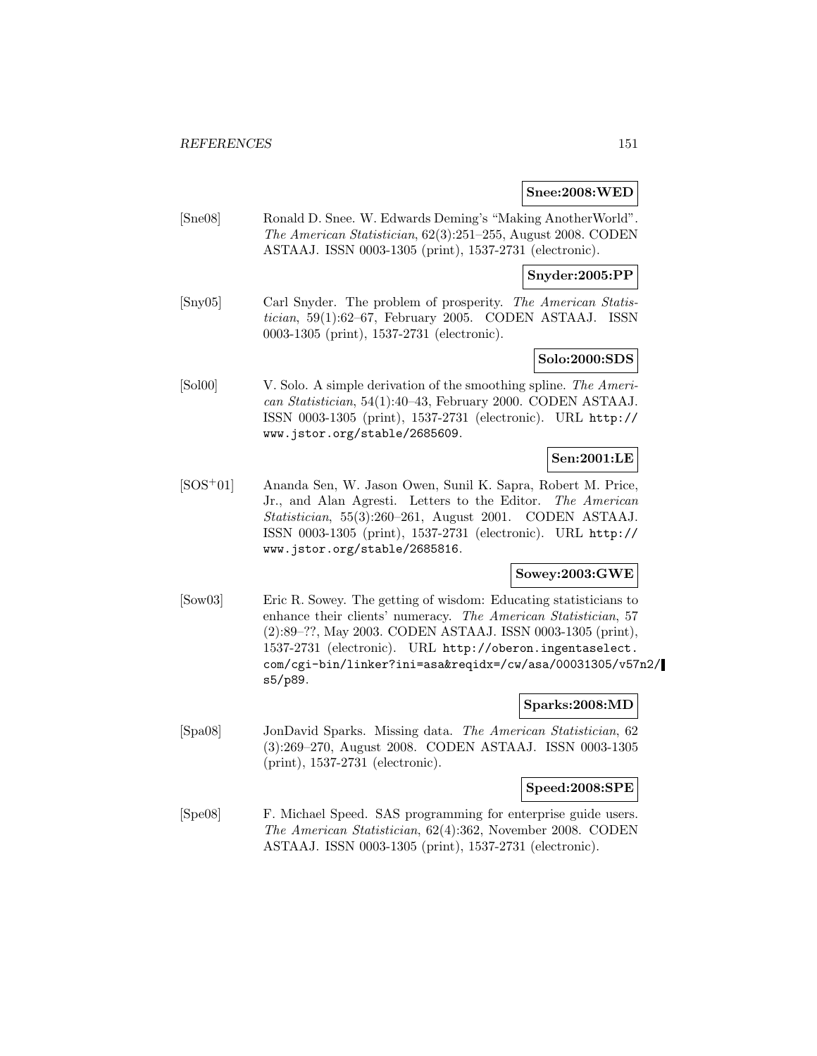**Snee:2008:WED**

[Sne08] Ronald D. Snee. W. Edwards Deming's "Making AnotherWorld". *The American Statistician*, 62(3):251–255, August 2008. CODEN ASTAAJ. ISSN 0003-1305 (print), 1537-2731 (electronic).

**Snyder:2005:PP**

[Sny05] Carl Snyder. The problem of prosperity. *The American Statistician*, 59(1):62–67, February 2005. CODEN ASTAAJ. ISSN 0003-1305 (print), 1537-2731 (electronic).

**Solo:2000:SDS**

[Sol00] V. Solo. A simple derivation of the smoothing spline. *The American Statistician*, 54(1):40–43, February 2000. CODEN ASTAAJ. ISSN 0003-1305 (print), 1537-2731 (electronic). URL http://www.jstor.org/stable/2685609.

**Sen:2001:LE**

[SOS+01] Ananda Sen, W. Jason Owen, Sunil K. Sapra, Robert M. Price, Jr., and Alan Agresti. Letters to the Editor. *The American Statistician*, 55(3):260–261, August 2001. CODEN ASTAAJ. ISSN 0003-1305 (print), 1537-2731 (electronic). URL http://www.jstor.org/stable/2685816.

**Sowey:2003:GWE**

[Sow03] Eric R. Sowey. The getting of wisdom: Educating statisticians to enhance their clients' numeracy. *The American Statistician*, 57 (2):89–??, May 2003. CODEN ASTAAJ. ISSN 0003-1305 (print), 1537-2731 (electronic). URL http://oberon.ingentaselect.com/cgi-bin/linker?ini=asa&reqidx=/cw/asa/00031305/v57n2/s5/p89.

**Sparks:2008:MD**

[Spa08] JonDavid Sparks. Missing data. *The American Statistician*, 62 (3):269–270, August 2008. CODEN ASTAAJ. ISSN 0003-1305 (print), 1537-2731 (electronic).

**Speed:2008:SPE**

[Spe08] F. Michael Speed. SAS programming for enterprise guide users. *The American Statistician*, 62(4):362, November 2008. CODEN ASTAAJ. ISSN 0003-1305 (print), 1537-2731 (electronic).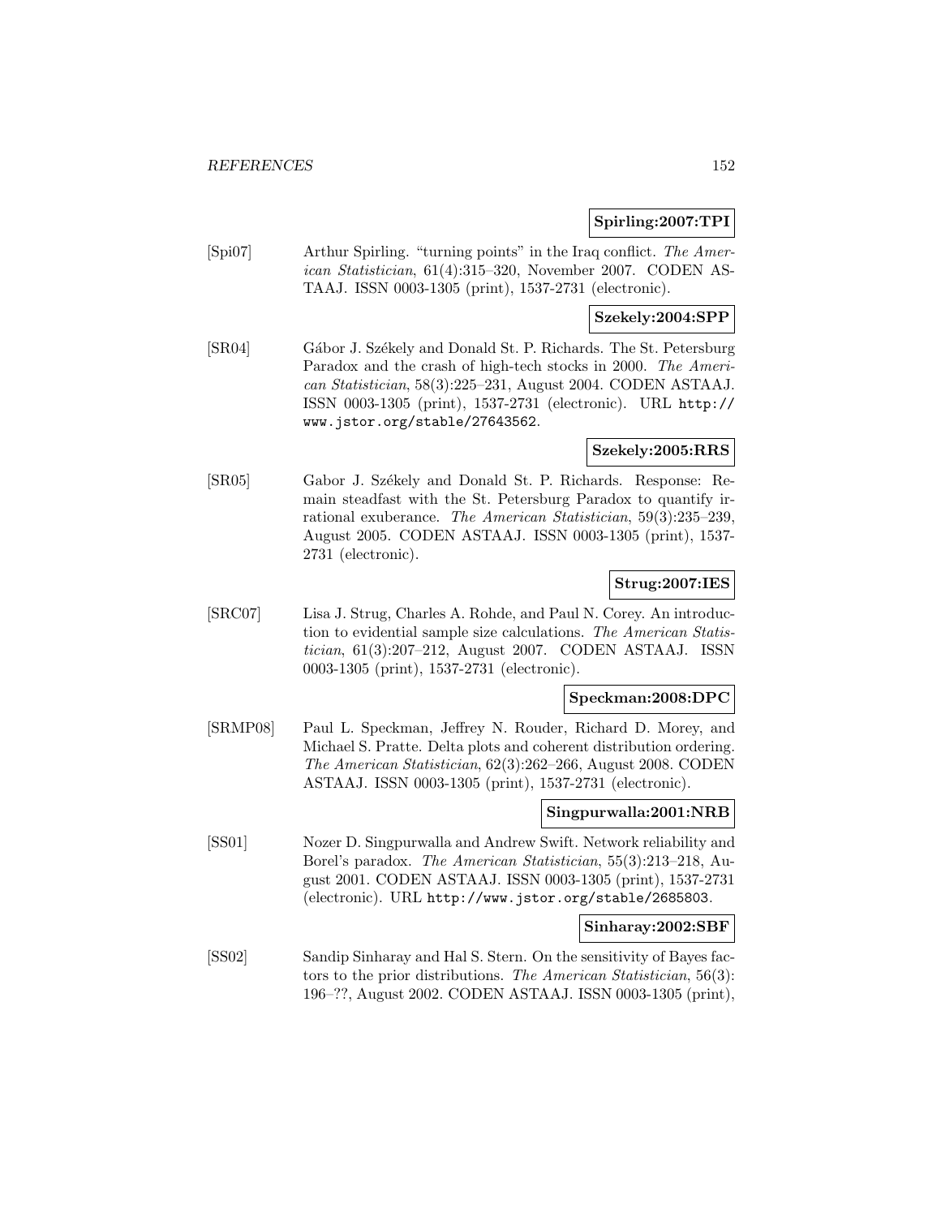**Spirling:2007:TPI**

[Spi07] Arthur Spirling. "turning points" in the Iraq conflict. *The American Statistician*, 61(4):315–320, November 2007. CODEN ASTAAJ. ISSN 0003-1305 (print), 1537-2731 (electronic).

**Szekely:2004:SPP**

[SR04] Gábor J. Székely and Donald St. P. Richards. The St. Petersburg Paradox and the crash of high-tech stocks in 2000. *The American Statistician*, 58(3):225–231, August 2004. CODEN ASTAAJ. ISSN 0003-1305 (print), 1537-2731 (electronic). URL http://www.jstor.org/stable/27643562.

**Szekely:2005:RRS**

[SR05] Gabor J. Székely and Donald St. P. Richards. Response: Remain steadfast with the St. Petersburg Paradox to quantify irrational exuberance. *The American Statistician*, 59(3):235–239, August 2005. CODEN ASTAAJ. ISSN 0003-1305 (print), 1537-2731 (electronic).

**Strug:2007:IES**

[SRC07] Lisa J. Strug, Charles A. Rohde, and Paul N. Corey. An introduction to evidential sample size calculations. *The American Statistician*, 61(3):207–212, August 2007. CODEN ASTAAJ. ISSN 0003-1305 (print), 1537-2731 (electronic).

**Speckman:2008:DPC**

[SRMP08] Paul L. Speckman, Jeffrey N. Rouder, Richard D. Morey, and Michael S. Pratte. Delta plots and coherent distribution ordering. *The American Statistician*, 62(3):262–266, August 2008. CODEN ASTAAJ. ISSN 0003-1305 (print), 1537-2731 (electronic).

**Singpurwalla:2001:NRB**

[SS01] Nozer D. Singpurwalla and Andrew Swift. Network reliability and Borel's paradox. *The American Statistician*, 55(3):213–218, August 2001. CODEN ASTAAJ. ISSN 0003-1305 (print), 1537-2731 (electronic). URL http://www.jstor.org/stable/2685803.

**Sinharay:2002:SBF**

[SS02] Sandip Sinharay and Hal S. Stern. On the sensitivity of Bayes factors to the prior distributions. *The American Statistician*, 56(3):196–??, August 2002. CODEN ASTAAJ. ISSN 0003-1305 (print),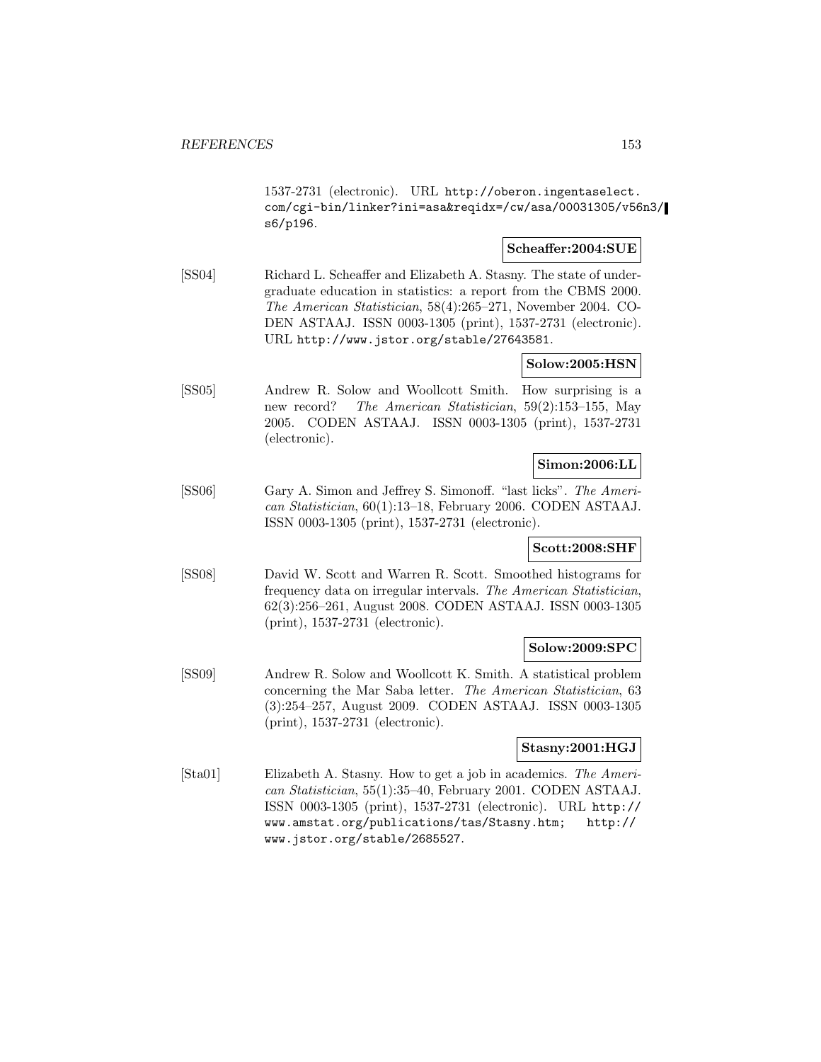1537-2731 (electronic). URL http://oberon.ingentaselect.com/cgi-bin/linker?ini=asa&reqidx=/cw/asa/00031305/v56n3/s6/p196.

**Scheaffer:2004:SUE**

[SS04] Richard L. Scheaffer and Elizabeth A. Stasny. The state of undergraduate education in statistics: a report from the CBMS 2000. *The American Statistician*, 58(4):265–271, November 2004. CODEN ASTAAJ. ISSN 0003-1305 (print), 1537-2731 (electronic). URL http://www.jstor.org/stable/27643581.

**Solow:2005:HSN**

[SS05] Andrew R. Solow and Woollcott Smith. How surprising is a new record? *The American Statistician*, 59(2):153–155, May 2005. CODEN ASTAAJ. ISSN 0003-1305 (print), 1537-2731 (electronic).

**Simon:2006:LL**

[SS06] Gary A. Simon and Jeffrey S. Simonoff. "last licks". *The American Statistician*, 60(1):13–18, February 2006. CODEN ASTAAJ. ISSN 0003-1305 (print), 1537-2731 (electronic).

**Scott:2008:SHF**

[SS08] David W. Scott and Warren R. Scott. Smoothed histograms for frequency data on irregular intervals. *The American Statistician*, 62(3):256–261, August 2008. CODEN ASTAAJ. ISSN 0003-1305 (print), 1537-2731 (electronic).

**Solow:2009:SPC**

[SS09] Andrew R. Solow and Woollcott K. Smith. A statistical problem concerning the Mar Saba letter. *The American Statistician*, 63 (3):254–257, August 2009. CODEN ASTAAJ. ISSN 0003-1305 (print), 1537-2731 (electronic).

**Stasny:2001:HGJ**

[Sta01] Elizabeth A. Stasny. How to get a job in academics. *The American Statistician*, 55(1):35–40, February 2001. CODEN ASTAAJ. ISSN 0003-1305 (print), 1537-2731 (electronic). URL http://www.amstat.org/publications/tas/Stasny.htm; http://www.jstor.org/stable/2685527.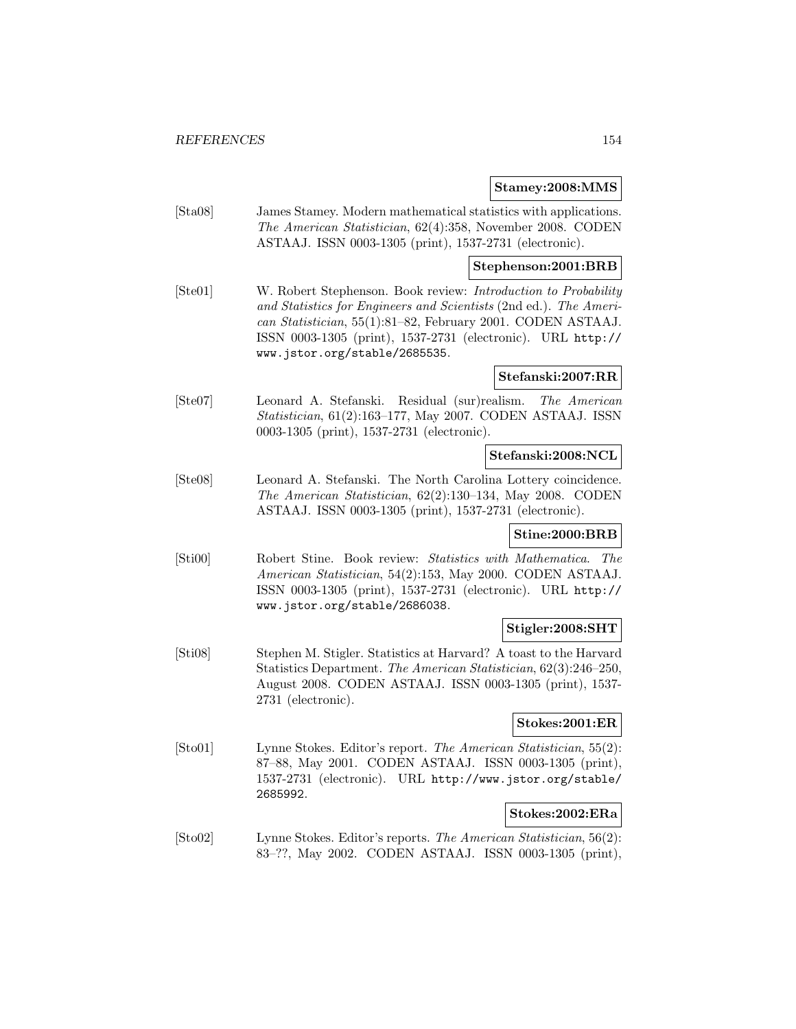**Stamey:2008:MMS**

[Sta08] James Stamey. Modern mathematical statistics with applications. *The American Statistician*, 62(4):358, November 2008. CODEN ASTAAJ. ISSN 0003-1305 (print), 1537-2731 (electronic).

**Stephenson:2001:BRB**

[Ste01] W. Robert Stephenson. Book review: *Introduction to Probability and Statistics for Engineers and Scientists* (2nd ed.). *The American Statistician*, 55(1):81–82, February 2001. CODEN ASTAAJ. ISSN 0003-1305 (print), 1537-2731 (electronic). URL http://www.jstor.org/stable/2685535.

**Stefanski:2007:RR**

[Ste07] Leonard A. Stefanski. Residual (sur)realism. *The American Statistician*, 61(2):163–177, May 2007. CODEN ASTAAJ. ISSN 0003-1305 (print), 1537-2731 (electronic).

**Stefanski:2008:NCL**

[Ste08] Leonard A. Stefanski. The North Carolina Lottery coincidence. *The American Statistician*, 62(2):130–134, May 2008. CODEN ASTAAJ. ISSN 0003-1305 (print), 1537-2731 (electronic).

**Stine:2000:BRB**

[Sti00] Robert Stine. Book review: *Statistics with Mathematica*. *The American Statistician*, 54(2):153, May 2000. CODEN ASTAAJ. ISSN 0003-1305 (print), 1537-2731 (electronic). URL http://www.jstor.org/stable/2686038.

**Stigler:2008:SHT**

[Sti08] Stephen M. Stigler. Statistics at Harvard? A toast to the Harvard Statistics Department. *The American Statistician*, 62(3):246–250, August 2008. CODEN ASTAAJ. ISSN 0003-1305 (print), 1537-2731 (electronic).

**Stokes:2001:ER**

[Sto01] Lynne Stokes. Editor's report. *The American Statistician*, 55(2):87–88, May 2001. CODEN ASTAAJ. ISSN 0003-1305 (print), 1537-2731 (electronic). URL http://www.jstor.org/stable/2685992.

**Stokes:2002:ERa**

[Sto02] Lynne Stokes. Editor's reports. *The American Statistician*, 56(2):83–??, May 2002. CODEN ASTAAJ. ISSN 0003-1305 (print),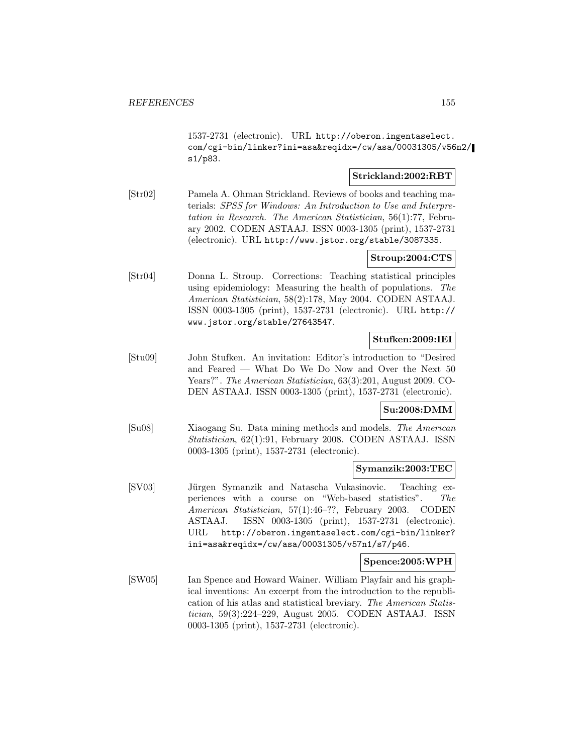1537-2731 (electronic). URL http://oberon.ingentaselect.com/cgi-bin/linker?ini=asa&reqidx=/cw/asa/00031305/v56n2/s1/p83.

**Strickland:2002:RBT**

[Str02] Pamela A. Ohman Strickland. Reviews of books and teaching materials: *SPSS for Windows: An Introduction to Use and Interpretation in Research*. *The American Statistician*, 56(1):77, February 2002. CODEN ASTAAJ. ISSN 0003-1305 (print), 1537-2731 (electronic). URL http://www.jstor.org/stable/3087335.

**Stroup:2004:CTS**

[Str04] Donna L. Stroup. Corrections: Teaching statistical principles using epidemiology: Measuring the health of populations. *The American Statistician*, 58(2):178, May 2004. CODEN ASTAAJ. ISSN 0003-1305 (print), 1537-2731 (electronic). URL http://www.jstor.org/stable/27643547.

**Stufken:2009:IEI**

[Stu09] John Stufken. An invitation: Editor's introduction to "Desired and Feared — What Do We Do Now and Over the Next 50 Years?". *The American Statistician*, 63(3):201, August 2009. CODEN ASTAAJ. ISSN 0003-1305 (print), 1537-2731 (electronic).

**Su:2008:DMM**

[Su08] Xiaogang Su. Data mining methods and models. *The American Statistician*, 62(1):91, February 2008. CODEN ASTAAJ. ISSN 0003-1305 (print), 1537-2731 (electronic).

**Symanzik:2003:TEC**

[SV03] Jürgen Symanzik and Natascha Vukasinovic. Teaching experiences with a course on "Web-based statistics". *The American Statistician*, 57(1):46–??, February 2003. CODEN ASTAAJ. ISSN 0003-1305 (print), 1537-2731 (electronic). URL http://oberon.ingentaselect.com/cgi-bin/linker?ini=asa&reqidx=/cw/asa/00031305/v57n1/s7/p46.

**Spence:2005:WPH**

[SW05] Ian Spence and Howard Wainer. William Playfair and his graphical inventions: An excerpt from the introduction to the republication of his atlas and statistical breviary. *The American Statistician*, 59(3):224–229, August 2005. CODEN ASTAAJ. ISSN 0003-1305 (print), 1537-2731 (electronic).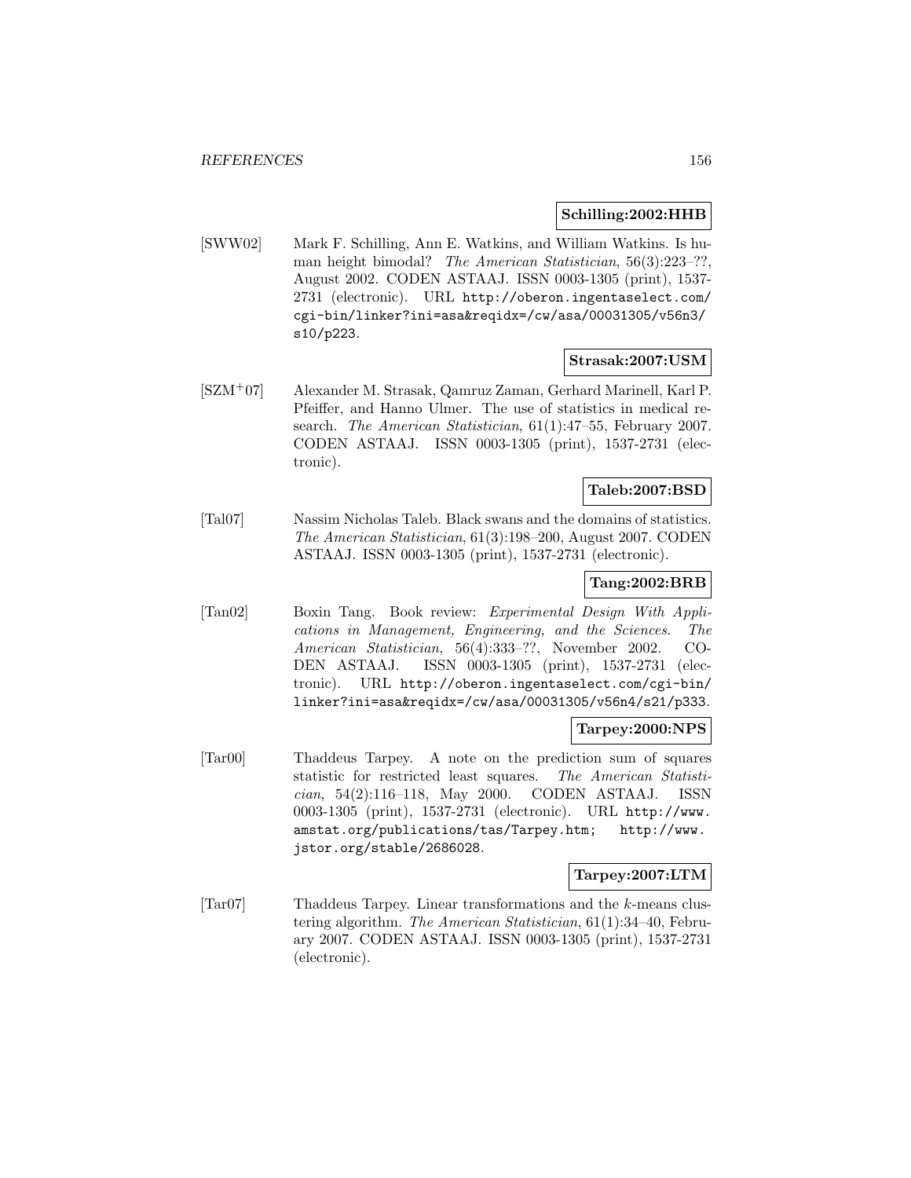**Schilling:2002:HHB**

[SWW02] Mark F. Schilling, Ann E. Watkins, and William Watkins. Is human height bimodal? *The American Statistician*, 56(3):223–??, August 2002. CODEN ASTAAJ. ISSN 0003-1305 (print), 1537-2731 (electronic). URL `http://oberon.ingentaselect.com/cgi-bin/linker?ini=asa&reqidx=/cw/asa/00031305/v56n3/s10/p223`.

**Strasak:2007:USM**

[SZM$^+$07] Alexander M. Strasak, Qamruz Zaman, Gerhard Marinell, Karl P. Pfeiffer, and Hanno Ulmer. The use of statistics in medical research. *The American Statistician*, 61(1):47–55, February 2007. CODEN ASTAAJ. ISSN 0003-1305 (print), 1537-2731 (electronic).

**Taleb:2007:BSD**

[Tal07] Nassim Nicholas Taleb. Black swans and the domains of statistics. *The American Statistician*, 61(3):198–200, August 2007. CODEN ASTAAJ. ISSN 0003-1305 (print), 1537-2731 (electronic).

**Tang:2002:BRB**

[Tan02] Boxin Tang. Book review: *Experimental Design With Applications in Management, Engineering, and the Sciences*. *The American Statistician*, 56(4):333–??, November 2002. CODEN ASTAAJ. ISSN 0003-1305 (print), 1537-2731 (electronic). URL `http://oberon.ingentaselect.com/cgi-bin/linker?ini=asa&reqidx=/cw/asa/00031305/v56n4/s21/p333`.

**Tarpey:2000:NPS**

[Tar00] Thaddeus Tarpey. A note on the prediction sum of squares statistic for restricted least squares. *The American Statistician*, 54(2):116–118, May 2000. CODEN ASTAAJ. ISSN 0003-1305 (print), 1537-2731 (electronic). URL `http://www.amstat.org/publications/tas/Tarpey.htm`; `http://www.jstor.org/stable/2686028`.

**Tarpey:2007:LTM**

[Tar07] Thaddeus Tarpey. Linear transformations and the $k$-means clustering algorithm. *The American Statistician*, 61(1):34–40, February 2007. CODEN ASTAAJ. ISSN 0003-1305 (print), 1537-2731 (electronic).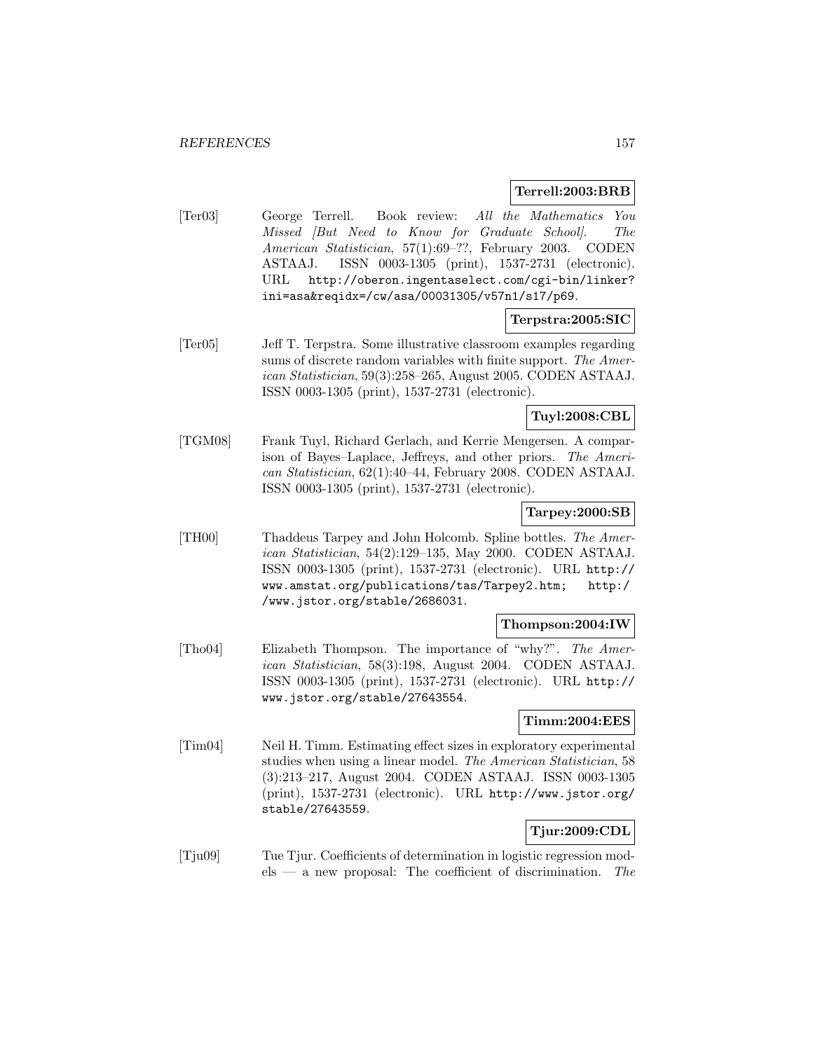**Terrell:2003:BRB**

[Ter03] George Terrell. Book review: *All the Mathematics You Missed [But Need to Know for Graduate School]*. *The American Statistician*, 57(1):69–??, February 2003. CODEN ASTAAJ. ISSN 0003-1305 (print), 1537-2731 (electronic). URL `http://oberon.ingentaselect.com/cgi-bin/linker?ini=asa&reqidx=/cw/asa/00031305/v57n1/s17/p69`.

**Terpstra:2005:SIC**

[Ter05] Jeff T. Terpstra. Some illustrative classroom examples regarding sums of discrete random variables with finite support. *The American Statistician*, 59(3):258–265, August 2005. CODEN ASTAAJ. ISSN 0003-1305 (print), 1537-2731 (electronic).

**Tuyl:2008:CBL**

[TGM08] Frank Tuyl, Richard Gerlach, and Kerrie Mengersen. A comparison of Bayes–Laplace, Jeffreys, and other priors. *The American Statistician*, 62(1):40–44, February 2008. CODEN ASTAAJ. ISSN 0003-1305 (print), 1537-2731 (electronic).

**Tarpey:2000:SB**

[TH00] Thaddeus Tarpey and John Holcomb. Spline bottles. *The American Statistician*, 54(2):129–135, May 2000. CODEN ASTAAJ. ISSN 0003-1305 (print), 1537-2731 (electronic). URL `http://www.amstat.org/publications/tas/Tarpey2.htm; http://www.jstor.org/stable/2686031`.

**Thompson:2004:IW**

[Tho04] Elizabeth Thompson. The importance of "why?". *The American Statistician*, 58(3):198, August 2004. CODEN ASTAAJ. ISSN 0003-1305 (print), 1537-2731 (electronic). URL `http://www.jstor.org/stable/27643554`.

**Timm:2004:EES**

[Tim04] Neil H. Timm. Estimating effect sizes in exploratory experimental studies when using a linear model. *The American Statistician*, 58 (3):213–217, August 2004. CODEN ASTAAJ. ISSN 0003-1305 (print), 1537-2731 (electronic). URL `http://www.jstor.org/stable/27643559`.

**Tjur:2009:CDL**

[Tju09] Tue Tjur. Coefficients of determination in logistic regression models — a new proposal: The coefficient of discrimination. *The*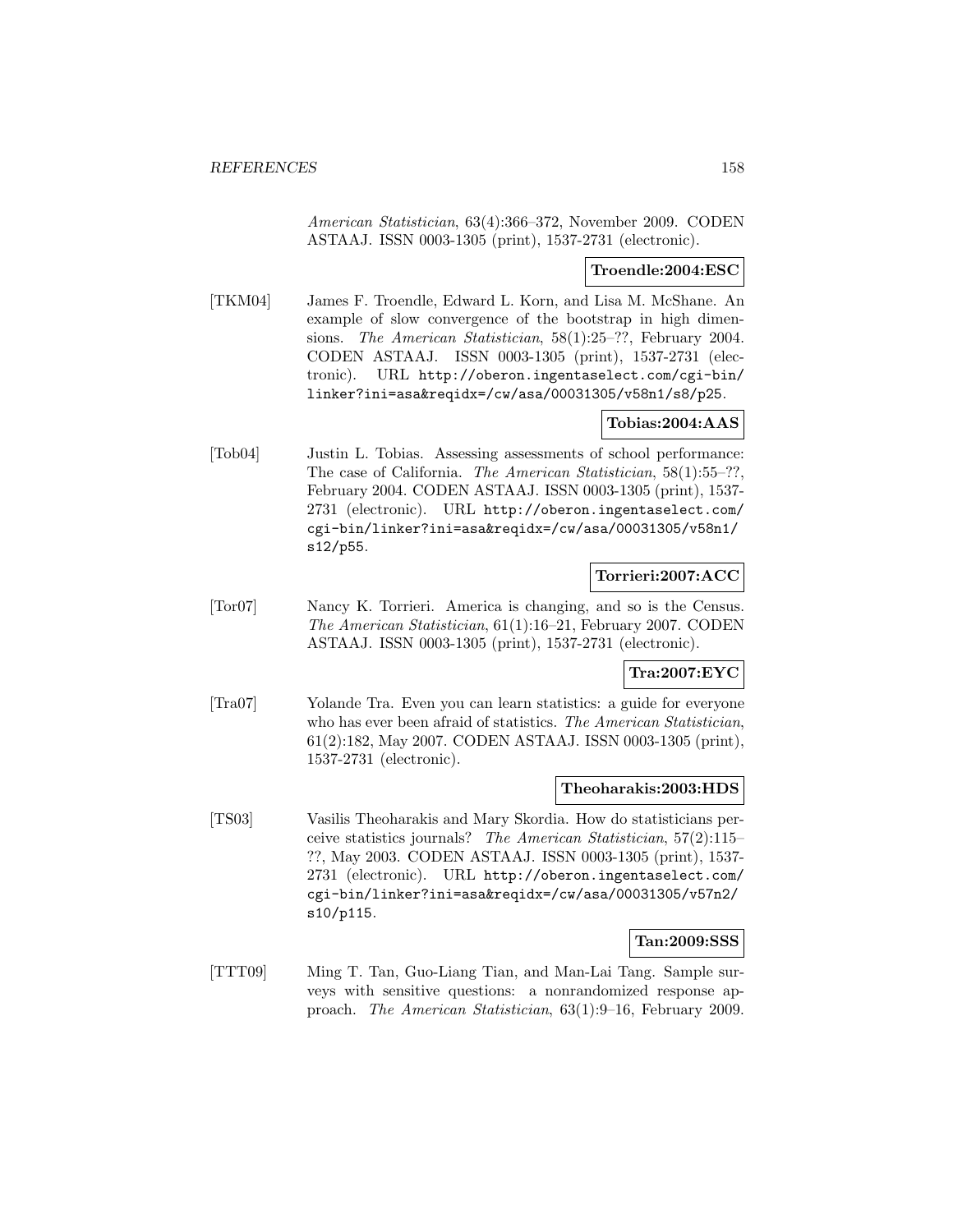*American Statistician*, 63(4):366–372, November 2009. CODEN ASTAAJ. ISSN 0003-1305 (print), 1537-2731 (electronic).

**Troendle:2004:ESC**

[TKM04] James F. Troendle, Edward L. Korn, and Lisa M. McShane. An example of slow convergence of the bootstrap in high dimensions. *The American Statistician*, 58(1):25–??, February 2004. CODEN ASTAAJ. ISSN 0003-1305 (print), 1537-2731 (electronic). URL http://oberon.ingentaselect.com/cgi-bin/linker?ini=asa&reqidx=/cw/asa/00031305/v58n1/s8/p25.

**Tobias:2004:AAS**

[Tob04] Justin L. Tobias. Assessing assessments of school performance: The case of California. *The American Statistician*, 58(1):55–??, February 2004. CODEN ASTAAJ. ISSN 0003-1305 (print), 1537-2731 (electronic). URL http://oberon.ingentaselect.com/cgi-bin/linker?ini=asa&reqidx=/cw/asa/00031305/v58n1/s12/p55.

**Torrieri:2007:ACC**

[Tor07] Nancy K. Torrieri. America is changing, and so is the Census. *The American Statistician*, 61(1):16–21, February 2007. CODEN ASTAAJ. ISSN 0003-1305 (print), 1537-2731 (electronic).

**Tra:2007:EYC**

[Tra07] Yolande Tra. Even you can learn statistics: a guide for everyone who has ever been afraid of statistics. *The American Statistician*, 61(2):182, May 2007. CODEN ASTAAJ. ISSN 0003-1305 (print), 1537-2731 (electronic).

**Theoharakis:2003:HDS**

[TS03] Vasilis Theoharakis and Mary Skordia. How do statisticians perceive statistics journals? *The American Statistician*, 57(2):115–??, May 2003. CODEN ASTAAJ. ISSN 0003-1305 (print), 1537-2731 (electronic). URL http://oberon.ingentaselect.com/cgi-bin/linker?ini=asa&reqidx=/cw/asa/00031305/v57n2/s10/p115.

**Tan:2009:SSS**

[TTT09] Ming T. Tan, Guo-Liang Tian, and Man-Lai Tang. Sample surveys with sensitive questions: a nonrandomized response approach. *The American Statistician*, 63(1):9–16, February 2009.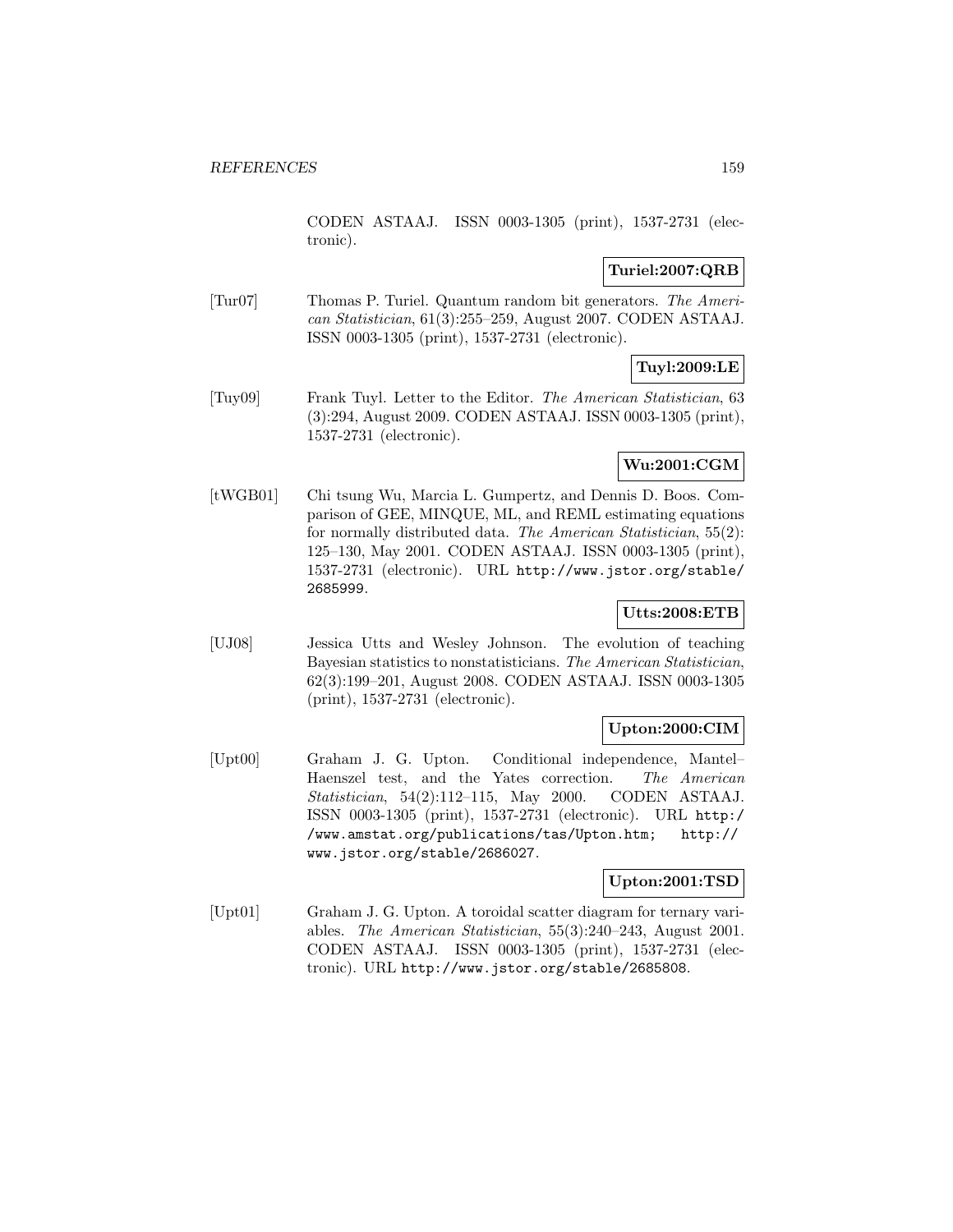CODEN ASTAAJ. ISSN 0003-1305 (print), 1537-2731 (electronic).

**Turiel:2007:QRB**

[Tur07] Thomas P. Turiel. Quantum random bit generators. *The American Statistician*, 61(3):255–259, August 2007. CODEN ASTAAJ. ISSN 0003-1305 (print), 1537-2731 (electronic).

**Tuyl:2009:LE**

[Tuy09] Frank Tuyl. Letter to the Editor. *The American Statistician*, 63 (3):294, August 2009. CODEN ASTAAJ. ISSN 0003-1305 (print), 1537-2731 (electronic).

**Wu:2001:CGM**

[tWGB01] Chi tsung Wu, Marcia L. Gumpertz, and Dennis D. Boos. Comparison of GEE, MINQUE, ML, and REML estimating equations for normally distributed data. *The American Statistician*, 55(2): 125–130, May 2001. CODEN ASTAAJ. ISSN 0003-1305 (print), 1537-2731 (electronic). URL http://www.jstor.org/stable/2685999.

**Utts:2008:ETB**

[UJ08] Jessica Utts and Wesley Johnson. The evolution of teaching Bayesian statistics to nonstatisticians. *The American Statistician*, 62(3):199–201, August 2008. CODEN ASTAAJ. ISSN 0003-1305 (print), 1537-2731 (electronic).

**Upton:2000:CIM**

[Upt00] Graham J. G. Upton. Conditional independence, Mantel–Haenszel test, and the Yates correction. *The American Statistician*, 54(2):112–115, May 2000. CODEN ASTAAJ. ISSN 0003-1305 (print), 1537-2731 (electronic). URL http://www.amstat.org/publications/tas/Upton.htm; http://www.jstor.org/stable/2686027.

**Upton:2001:TSD**

[Upt01] Graham J. G. Upton. A toroidal scatter diagram for ternary variables. *The American Statistician*, 55(3):240–243, August 2001. CODEN ASTAAJ. ISSN 0003-1305 (print), 1537-2731 (electronic). URL http://www.jstor.org/stable/2685808.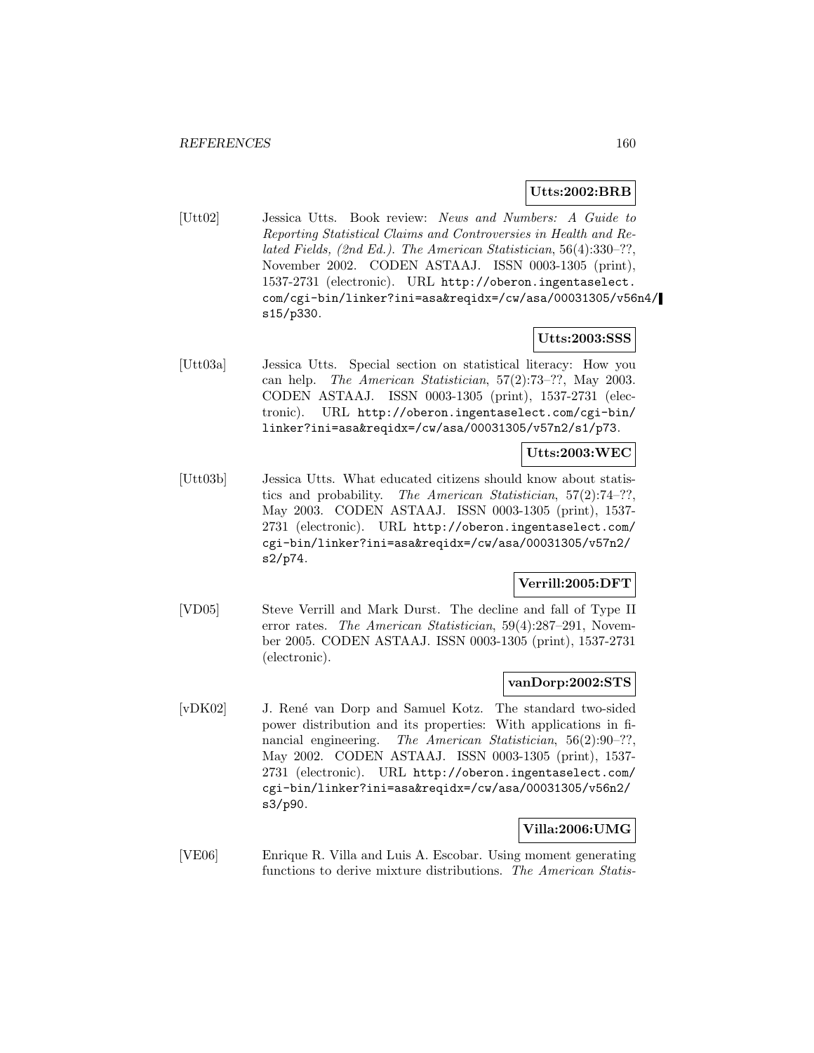**Utts:2002:BRB**

[Utt02] Jessica Utts. Book review: *News and Numbers: A Guide to Reporting Statistical Claims and Controversies in Health and Related Fields, (2nd Ed.)*. *The American Statistician*, 56(4):330–??, November 2002. CODEN ASTAAJ. ISSN 0003-1305 (print), 1537-2731 (electronic). URL `http://oberon.ingentaselect.com/cgi-bin/linker?ini=asa&reqidx=/cw/asa/00031305/v56n4/s15/p330`.

**Utts:2003:SSS**

[Utt03a] Jessica Utts. Special section on statistical literacy: How you can help. *The American Statistician*, 57(2):73–??, May 2003. CODEN ASTAAJ. ISSN 0003-1305 (print), 1537-2731 (electronic). URL `http://oberon.ingentaselect.com/cgi-bin/linker?ini=asa&reqidx=/cw/asa/00031305/v57n2/s1/p73`.

**Utts:2003:WEC**

[Utt03b] Jessica Utts. What educated citizens should know about statistics and probability. *The American Statistician*, 57(2):74–??, May 2003. CODEN ASTAAJ. ISSN 0003-1305 (print), 1537-2731 (electronic). URL `http://oberon.ingentaselect.com/cgi-bin/linker?ini=asa&reqidx=/cw/asa/00031305/v57n2/s2/p74`.

**Verrill:2005:DFT**

[VD05] Steve Verrill and Mark Durst. The decline and fall of Type II error rates. *The American Statistician*, 59(4):287–291, November 2005. CODEN ASTAAJ. ISSN 0003-1305 (print), 1537-2731 (electronic).

**vanDorp:2002:STS**

[vDK02] J. René van Dorp and Samuel Kotz. The standard two-sided power distribution and its properties: With applications in financial engineering. *The American Statistician*, 56(2):90–??, May 2002. CODEN ASTAAJ. ISSN 0003-1305 (print), 1537-2731 (electronic). URL `http://oberon.ingentaselect.com/cgi-bin/linker?ini=asa&reqidx=/cw/asa/00031305/v56n2/s3/p90`.

**Villa:2006:UMG**

[VE06] Enrique R. Villa and Luis A. Escobar. Using moment generating functions to derive mixture distributions. *The American Statis-*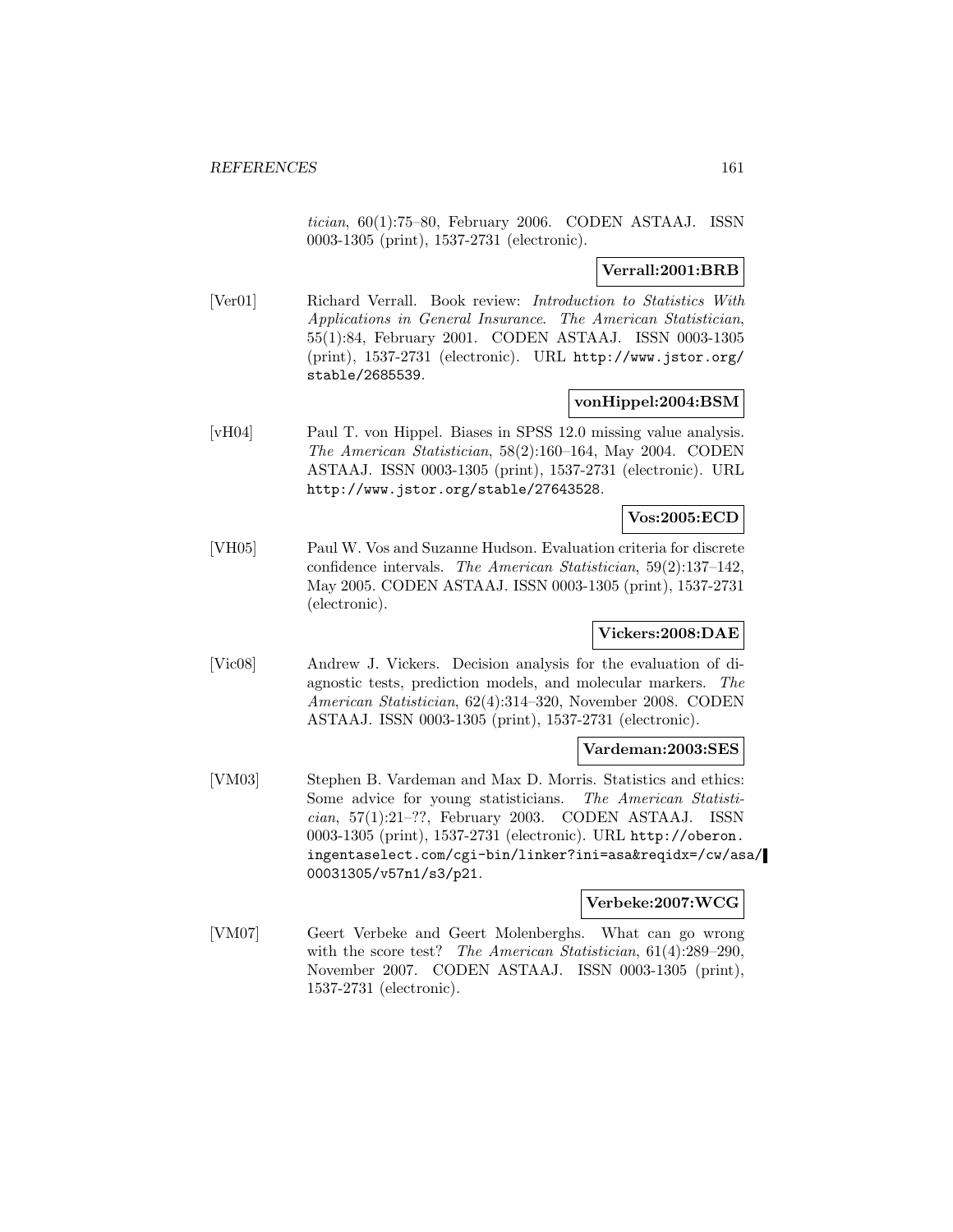*tician*, 60(1):75–80, February 2006. CODEN ASTAAJ. ISSN 0003-1305 (print), 1537-2731 (electronic).

**Verrall:2001:BRB**

[Ver01] Richard Verrall. Book review: *Introduction to Statistics With Applications in General Insurance*. *The American Statistician*, 55(1):84, February 2001. CODEN ASTAAJ. ISSN 0003-1305 (print), 1537-2731 (electronic). URL http://www.jstor.org/stable/2685539.

**vonHippel:2004:BSM**

[vH04] Paul T. von Hippel. Biases in SPSS 12.0 missing value analysis. *The American Statistician*, 58(2):160–164, May 2004. CODEN ASTAAJ. ISSN 0003-1305 (print), 1537-2731 (electronic). URL http://www.jstor.org/stable/27643528.

**Vos:2005:ECD**

[VH05] Paul W. Vos and Suzanne Hudson. Evaluation criteria for discrete confidence intervals. *The American Statistician*, 59(2):137–142, May 2005. CODEN ASTAAJ. ISSN 0003-1305 (print), 1537-2731 (electronic).

**Vickers:2008:DAE**

[Vic08] Andrew J. Vickers. Decision analysis for the evaluation of diagnostic tests, prediction models, and molecular markers. *The American Statistician*, 62(4):314–320, November 2008. CODEN ASTAAJ. ISSN 0003-1305 (print), 1537-2731 (electronic).

**Vardeman:2003:SES**

[VM03] Stephen B. Vardeman and Max D. Morris. Statistics and ethics: Some advice for young statisticians. *The American Statistician*, 57(1):21–??, February 2003. CODEN ASTAAJ. ISSN 0003-1305 (print), 1537-2731 (electronic). URL http://oberon.ingentaselect.com/cgi-bin/linker?ini=asa&reqidx=/cw/asa/00031305/v57n1/s3/p21.

**Verbeke:2007:WCG**

[VM07] Geert Verbeke and Geert Molenberghs. What can go wrong with the score test? *The American Statistician*, 61(4):289–290, November 2007. CODEN ASTAAJ. ISSN 0003-1305 (print), 1537-2731 (electronic).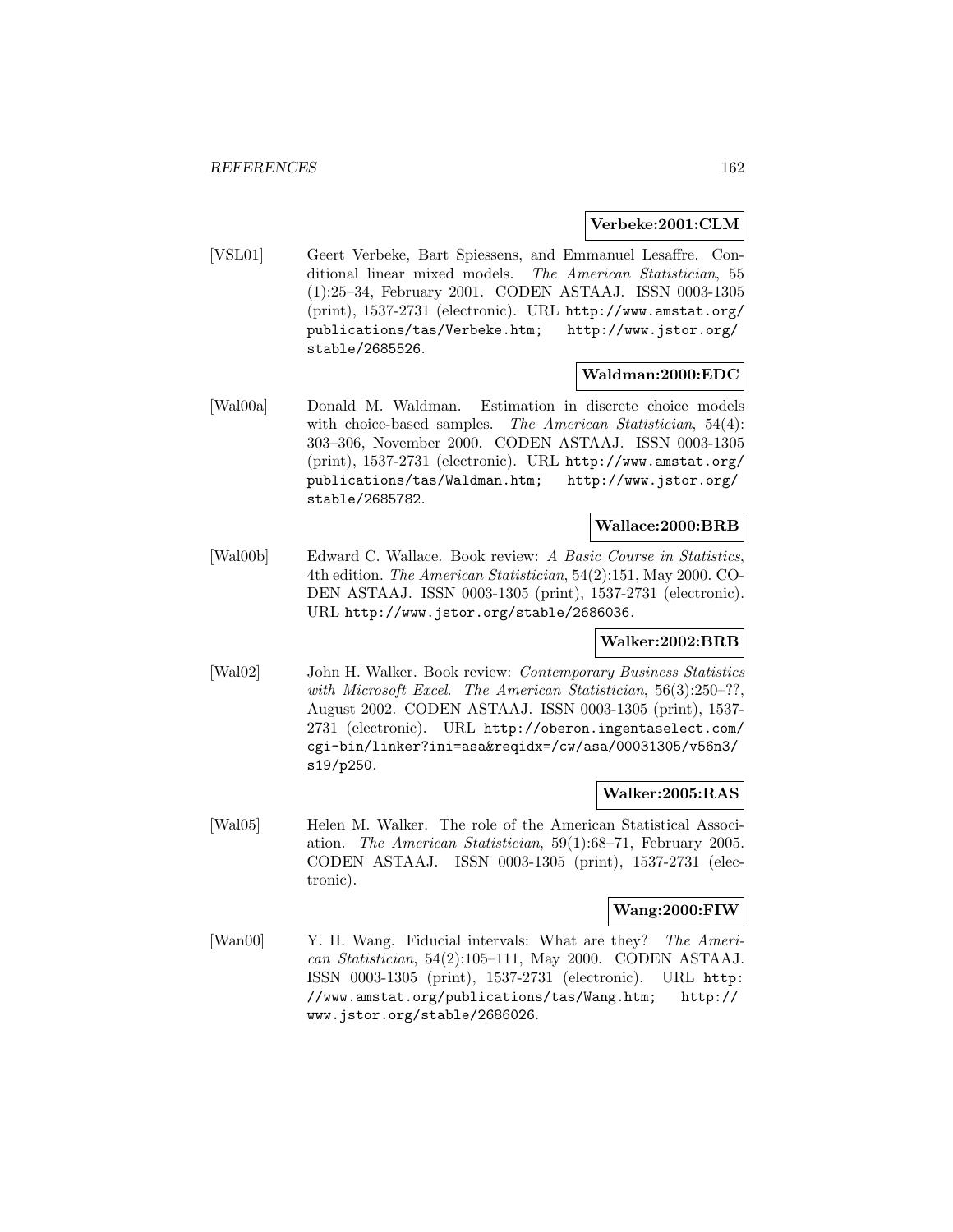**Verbeke:2001:CLM**

[VSL01] Geert Verbeke, Bart Spiessens, and Emmanuel Lesaffre. Conditional linear mixed models. *The American Statistician*, 55 (1):25–34, February 2001. CODEN ASTAAJ. ISSN 0003-1305 (print), 1537-2731 (electronic). URL http://www.amstat.org/publications/tas/Verbeke.htm; http://www.jstor.org/stable/2685526.

**Waldman:2000:EDC**

[Wal00a] Donald M. Waldman. Estimation in discrete choice models with choice-based samples. *The American Statistician*, 54(4): 303–306, November 2000. CODEN ASTAAJ. ISSN 0003-1305 (print), 1537-2731 (electronic). URL http://www.amstat.org/publications/tas/Waldman.htm; http://www.jstor.org/stable/2685782.

**Wallace:2000:BRB**

[Wal00b] Edward C. Wallace. Book review: *A Basic Course in Statistics*, 4th edition. *The American Statistician*, 54(2):151, May 2000. CODEN ASTAAJ. ISSN 0003-1305 (print), 1537-2731 (electronic). URL http://www.jstor.org/stable/2686036.

**Walker:2002:BRB**

[Wal02] John H. Walker. Book review: *Contemporary Business Statistics with Microsoft Excel*. *The American Statistician*, 56(3):250–??, August 2002. CODEN ASTAAJ. ISSN 0003-1305 (print), 1537-2731 (electronic). URL http://oberon.ingentaselect.com/cgi-bin/linker?ini=asa&reqidx=/cw/asa/00031305/v56n3/s19/p250.

**Walker:2005:RAS**

[Wal05] Helen M. Walker. The role of the American Statistical Association. *The American Statistician*, 59(1):68–71, February 2005. CODEN ASTAAJ. ISSN 0003-1305 (print), 1537-2731 (electronic).

**Wang:2000:FIW**

[Wan00] Y. H. Wang. Fiducial intervals: What are they? *The American Statistician*, 54(2):105–111, May 2000. CODEN ASTAAJ. ISSN 0003-1305 (print), 1537-2731 (electronic). URL http://www.amstat.org/publications/tas/Wang.htm; http://www.jstor.org/stable/2686026.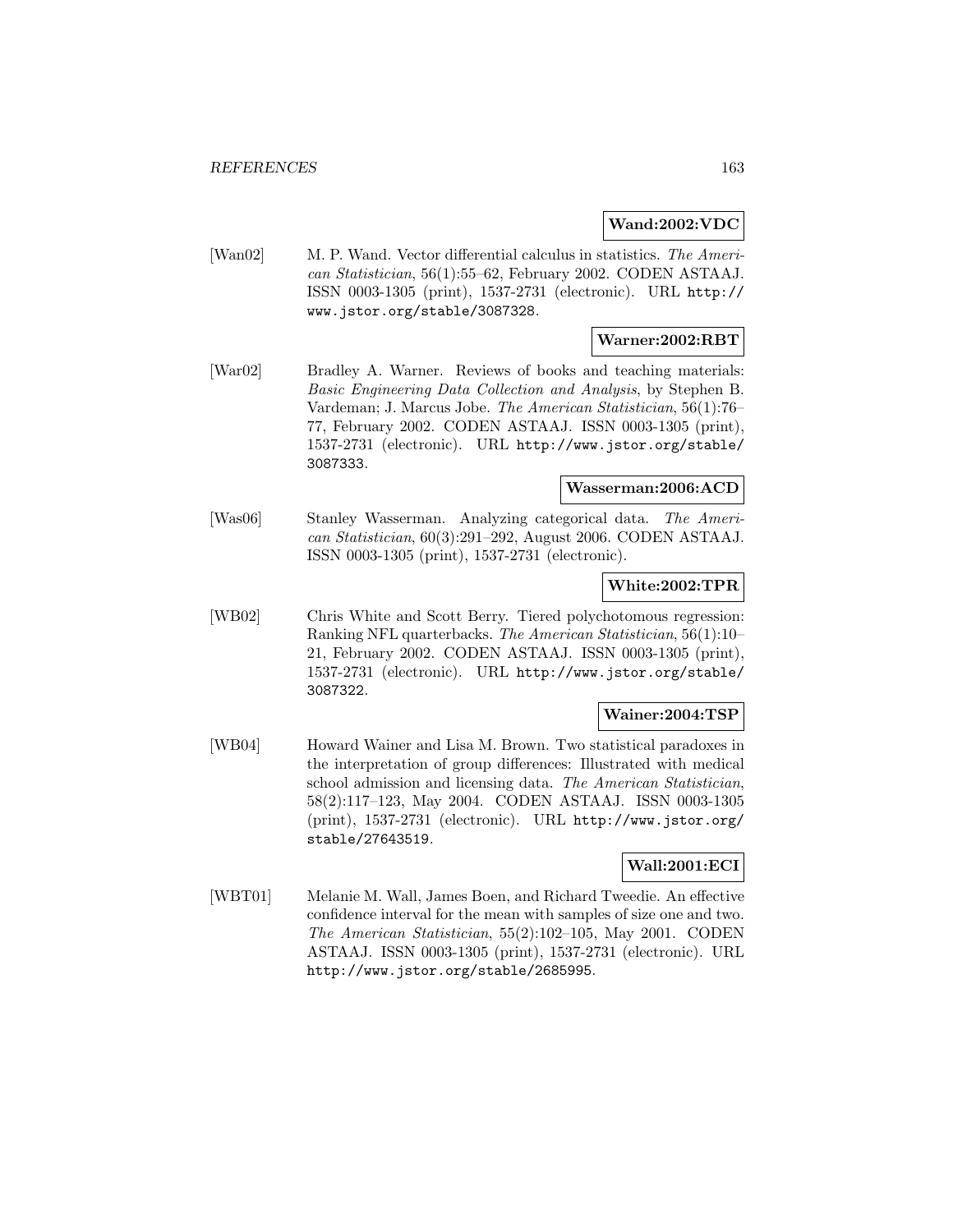**Wand:2002:VDC**

[Wan02] M. P. Wand. Vector differential calculus in statistics. *The American Statistician*, 56(1):55–62, February 2002. CODEN ASTAAJ. ISSN 0003-1305 (print), 1537-2731 (electronic). URL http://www.jstor.org/stable/3087328.

**Warner:2002:RBT**

[War02] Bradley A. Warner. Reviews of books and teaching materials: *Basic Engineering Data Collection and Analysis*, by Stephen B. Vardeman; J. Marcus Jobe. *The American Statistician*, 56(1):76–77, February 2002. CODEN ASTAAJ. ISSN 0003-1305 (print), 1537-2731 (electronic). URL http://www.jstor.org/stable/3087333.

**Wasserman:2006:ACD**

[Was06] Stanley Wasserman. Analyzing categorical data. *The American Statistician*, 60(3):291–292, August 2006. CODEN ASTAAJ. ISSN 0003-1305 (print), 1537-2731 (electronic).

**White:2002:TPR**

[WB02] Chris White and Scott Berry. Tiered polychotomous regression: Ranking NFL quarterbacks. *The American Statistician*, 56(1):10–21, February 2002. CODEN ASTAAJ. ISSN 0003-1305 (print), 1537-2731 (electronic). URL http://www.jstor.org/stable/3087322.

**Wainer:2004:TSP**

[WB04] Howard Wainer and Lisa M. Brown. Two statistical paradoxes in the interpretation of group differences: Illustrated with medical school admission and licensing data. *The American Statistician*, 58(2):117–123, May 2004. CODEN ASTAAJ. ISSN 0003-1305 (print), 1537-2731 (electronic). URL http://www.jstor.org/stable/27643519.

**Wall:2001:ECI**

[WBT01] Melanie M. Wall, James Boen, and Richard Tweedie. An effective confidence interval for the mean with samples of size one and two. *The American Statistician*, 55(2):102–105, May 2001. CODEN ASTAAJ. ISSN 0003-1305 (print), 1537-2731 (electronic). URL http://www.jstor.org/stable/2685995.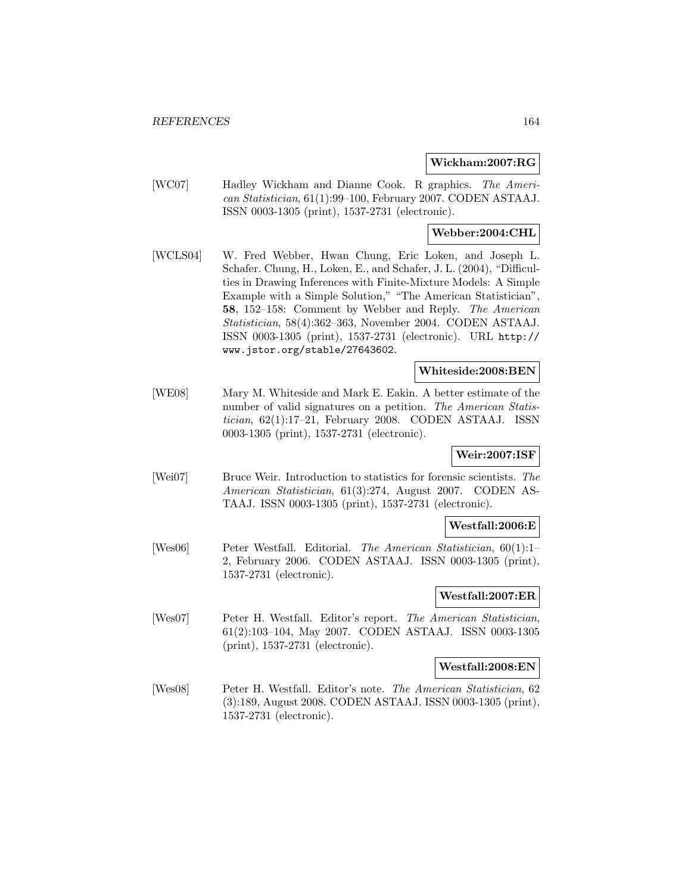**Wickham:2007:RG**

[WC07] Hadley Wickham and Dianne Cook. R graphics. *The American Statistician*, 61(1):99–100, February 2007. CODEN ASTAAJ. ISSN 0003-1305 (print), 1537-2731 (electronic).

**Webber:2004:CHL**

[WCLS04] W. Fred Webber, Hwan Chung, Eric Loken, and Joseph L. Schafer. Chung, H., Loken, E., and Schafer, J. L. (2004), "Difficulties in Drawing Inferences with Finite-Mixture Models: A Simple Example with a Simple Solution," "The American Statistician", **58**, 152–158: Comment by Webber and Reply. *The American Statistician*, 58(4):362–363, November 2004. CODEN ASTAAJ. ISSN 0003-1305 (print), 1537-2731 (electronic). URL http://www.jstor.org/stable/27643602.

**Whiteside:2008:BEN**

[WE08] Mary M. Whiteside and Mark E. Eakin. A better estimate of the number of valid signatures on a petition. *The American Statistician*, 62(1):17–21, February 2008. CODEN ASTAAJ. ISSN 0003-1305 (print), 1537-2731 (electronic).

**Weir:2007:ISF**

[Wei07] Bruce Weir. Introduction to statistics for forensic scientists. *The American Statistician*, 61(3):274, August 2007. CODEN ASTAAJ. ISSN 0003-1305 (print), 1537-2731 (electronic).

**Westfall:2006:E**

[Wes06] Peter Westfall. Editorial. *The American Statistician*, 60(1):1–2, February 2006. CODEN ASTAAJ. ISSN 0003-1305 (print), 1537-2731 (electronic).

**Westfall:2007:ER**

[Wes07] Peter H. Westfall. Editor's report. *The American Statistician*, 61(2):103–104, May 2007. CODEN ASTAAJ. ISSN 0003-1305 (print), 1537-2731 (electronic).

**Westfall:2008:EN**

[Wes08] Peter H. Westfall. Editor's note. *The American Statistician*, 62 (3):189, August 2008. CODEN ASTAAJ. ISSN 0003-1305 (print), 1537-2731 (electronic).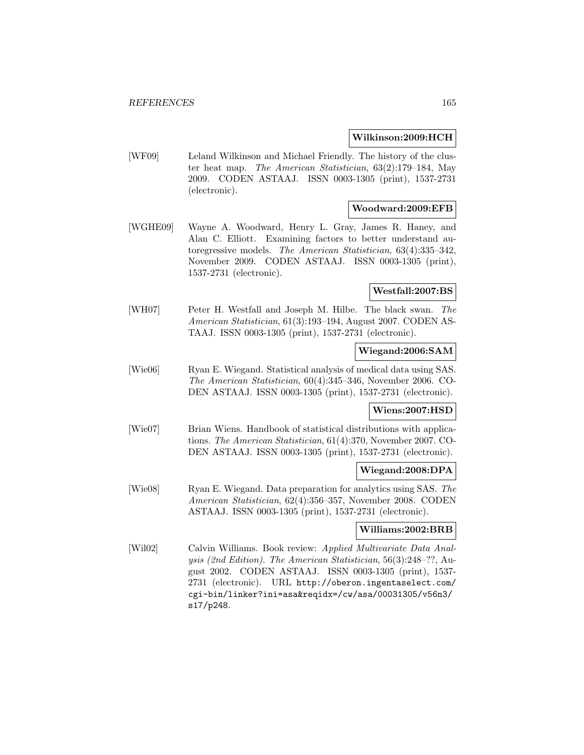**Wilkinson:2009:HCH**

[WF09] Leland Wilkinson and Michael Friendly. The history of the cluster heat map. *The American Statistician*, 63(2):179–184, May 2009. CODEN ASTAAJ. ISSN 0003-1305 (print), 1537-2731 (electronic).

**Woodward:2009:EFB**

[WGHE09] Wayne A. Woodward, Henry L. Gray, James R. Haney, and Alan C. Elliott. Examining factors to better understand autoregressive models. *The American Statistician*, 63(4):335–342, November 2009. CODEN ASTAAJ. ISSN 0003-1305 (print), 1537-2731 (electronic).

**Westfall:2007:BS**

[WH07] Peter H. Westfall and Joseph M. Hilbe. The black swan. *The American Statistician*, 61(3):193–194, August 2007. CODEN ASTAAJ. ISSN 0003-1305 (print), 1537-2731 (electronic).

**Wiegand:2006:SAM**

[Wie06] Ryan E. Wiegand. Statistical analysis of medical data using SAS. *The American Statistician*, 60(4):345–346, November 2006. CODEN ASTAAJ. ISSN 0003-1305 (print), 1537-2731 (electronic).

**Wiens:2007:HSD**

[Wie07] Brian Wiens. Handbook of statistical distributions with applications. *The American Statistician*, 61(4):370, November 2007. CODEN ASTAAJ. ISSN 0003-1305 (print), 1537-2731 (electronic).

**Wiegand:2008:DPA**

[Wie08] Ryan E. Wiegand. Data preparation for analytics using SAS. *The American Statistician*, 62(4):356–357, November 2008. CODEN ASTAAJ. ISSN 0003-1305 (print), 1537-2731 (electronic).

**Williams:2002:BRB**

[Wil02] Calvin Williams. Book review: *Applied Multivariate Data Analysis (2nd Edition)*. *The American Statistician*, 56(3):248–??, August 2002. CODEN ASTAAJ. ISSN 0003-1305 (print), 1537-2731 (electronic). URL http://oberon.ingentaselect.com/cgi-bin/linker?ini=asa&reqidx=/cw/asa/00031305/v56n3/s17/p248.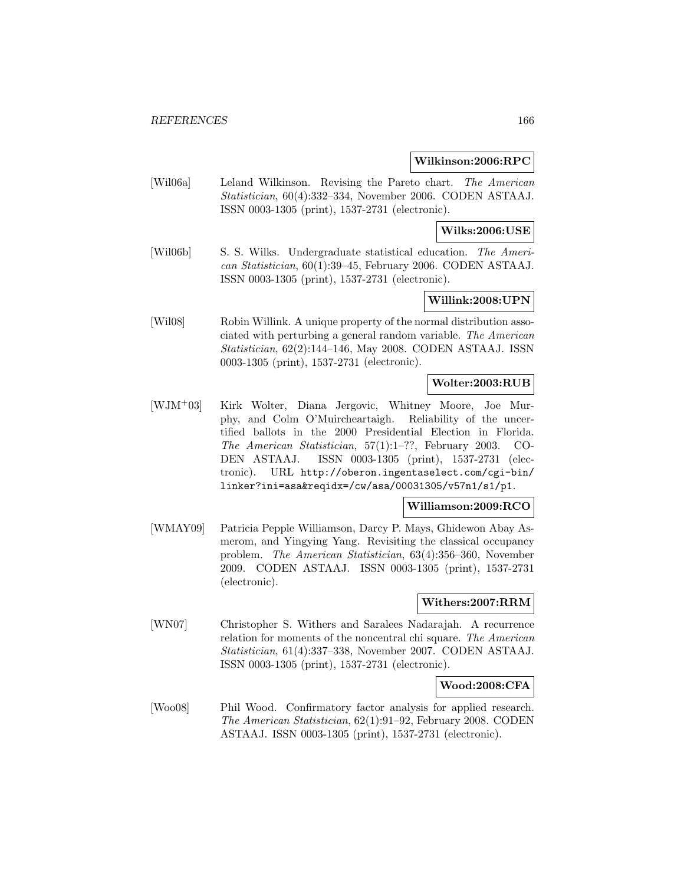**Wilkinson:2006:RPC**

[Wil06a] Leland Wilkinson. Revising the Pareto chart. *The American Statistician*, 60(4):332–334, November 2006. CODEN ASTAAJ. ISSN 0003-1305 (print), 1537-2731 (electronic).

**Wilks:2006:USE**

[Wil06b] S. S. Wilks. Undergraduate statistical education. *The American Statistician*, 60(1):39–45, February 2006. CODEN ASTAAJ. ISSN 0003-1305 (print), 1537-2731 (electronic).

**Willink:2008:UPN**

[Wil08] Robin Willink. A unique property of the normal distribution associated with perturbing a general random variable. *The American Statistician*, 62(2):144–146, May 2008. CODEN ASTAAJ. ISSN 0003-1305 (print), 1537-2731 (electronic).

**Wolter:2003:RUB**

[WJM+03] Kirk Wolter, Diana Jergovic, Whitney Moore, Joe Murphy, and Colm O'Muircheartaigh. Reliability of the uncertified ballots in the 2000 Presidential Election in Florida. *The American Statistician*, 57(1):1–??, February 2003. CODEN ASTAAJ. ISSN 0003-1305 (print), 1537-2731 (electronic). URL `http://oberon.ingentaselect.com/cgi-bin/linker?ini=asa&reqidx=/cw/asa/00031305/v57n1/s1/p1`.

**Williamson:2009:RCO**

[WMAY09] Patricia Pepple Williamson, Darcy P. Mays, Ghidewon Abay Asmerom, and Yingying Yang. Revisiting the classical occupancy problem. *The American Statistician*, 63(4):356–360, November 2009. CODEN ASTAAJ. ISSN 0003-1305 (print), 1537-2731 (electronic).

**Withers:2007:RRM**

[WN07] Christopher S. Withers and Saralees Nadarajah. A recurrence relation for moments of the noncentral chi square. *The American Statistician*, 61(4):337–338, November 2007. CODEN ASTAAJ. ISSN 0003-1305 (print), 1537-2731 (electronic).

**Wood:2008:CFA**

[Woo08] Phil Wood. Confirmatory factor analysis for applied research. *The American Statistician*, 62(1):91–92, February 2008. CODEN ASTAAJ. ISSN 0003-1305 (print), 1537-2731 (electronic).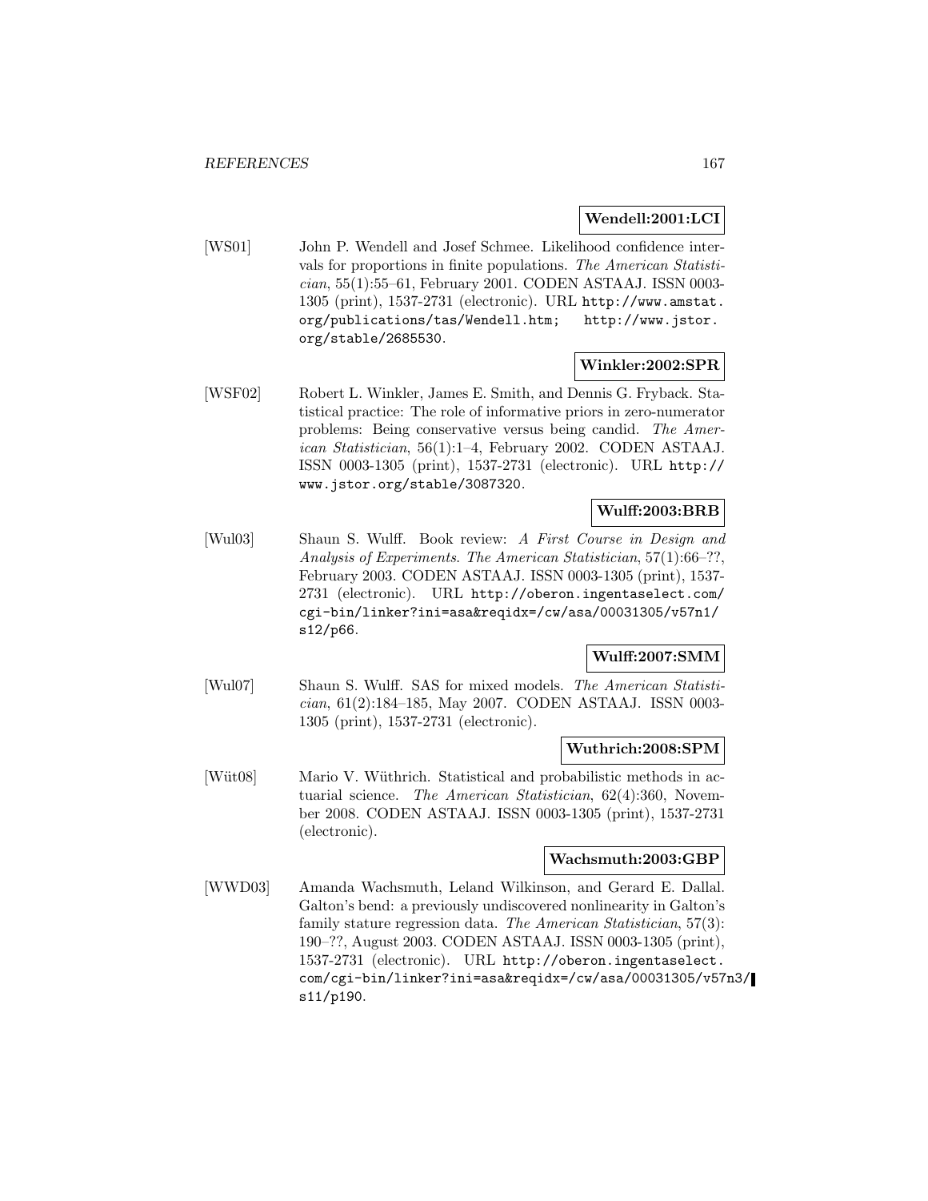**Wendell:2001:LCI**

[WS01] John P. Wendell and Josef Schmee. Likelihood confidence intervals for proportions in finite populations. *The American Statistician*, 55(1):55–61, February 2001. CODEN ASTAAJ. ISSN 0003-1305 (print), 1537-2731 (electronic). URL http://www.amstat.org/publications/tas/Wendell.htm; http://www.jstor.org/stable/2685530.

**Winkler:2002:SPR**

[WSF02] Robert L. Winkler, James E. Smith, and Dennis G. Fryback. Statistical practice: The role of informative priors in zero-numerator problems: Being conservative versus being candid. *The American Statistician*, 56(1):1–4, February 2002. CODEN ASTAAJ. ISSN 0003-1305 (print), 1537-2731 (electronic). URL http://www.jstor.org/stable/3087320.

**Wulff:2003:BRB**

[Wul03] Shaun S. Wulff. Book review: *A First Course in Design and Analysis of Experiments*. *The American Statistician*, 57(1):66–??, February 2003. CODEN ASTAAJ. ISSN 0003-1305 (print), 1537-2731 (electronic). URL http://oberon.ingentaselect.com/cgi-bin/linker?ini=asa&reqidx=/cw/asa/00031305/v57n1/s12/p66.

**Wulff:2007:SMM**

[Wul07] Shaun S. Wulff. SAS for mixed models. *The American Statistician*, 61(2):184–185, May 2007. CODEN ASTAAJ. ISSN 0003-1305 (print), 1537-2731 (electronic).

**Wuthrich:2008:SPM**

[Wüt08] Mario V. Wüthrich. Statistical and probabilistic methods in actuarial science. *The American Statistician*, 62(4):360, November 2008. CODEN ASTAAJ. ISSN 0003-1305 (print), 1537-2731 (electronic).

**Wachsmuth:2003:GBP**

[WWD03] Amanda Wachsmuth, Leland Wilkinson, and Gerard E. Dallal. Galton's bend: a previously undiscovered nonlinearity in Galton's family stature regression data. *The American Statistician*, 57(3):190–??, August 2003. CODEN ASTAAJ. ISSN 0003-1305 (print), 1537-2731 (electronic). URL http://oberon.ingentaselect.com/cgi-bin/linker?ini=asa&reqidx=/cw/asa/00031305/v57n3/s11/p190.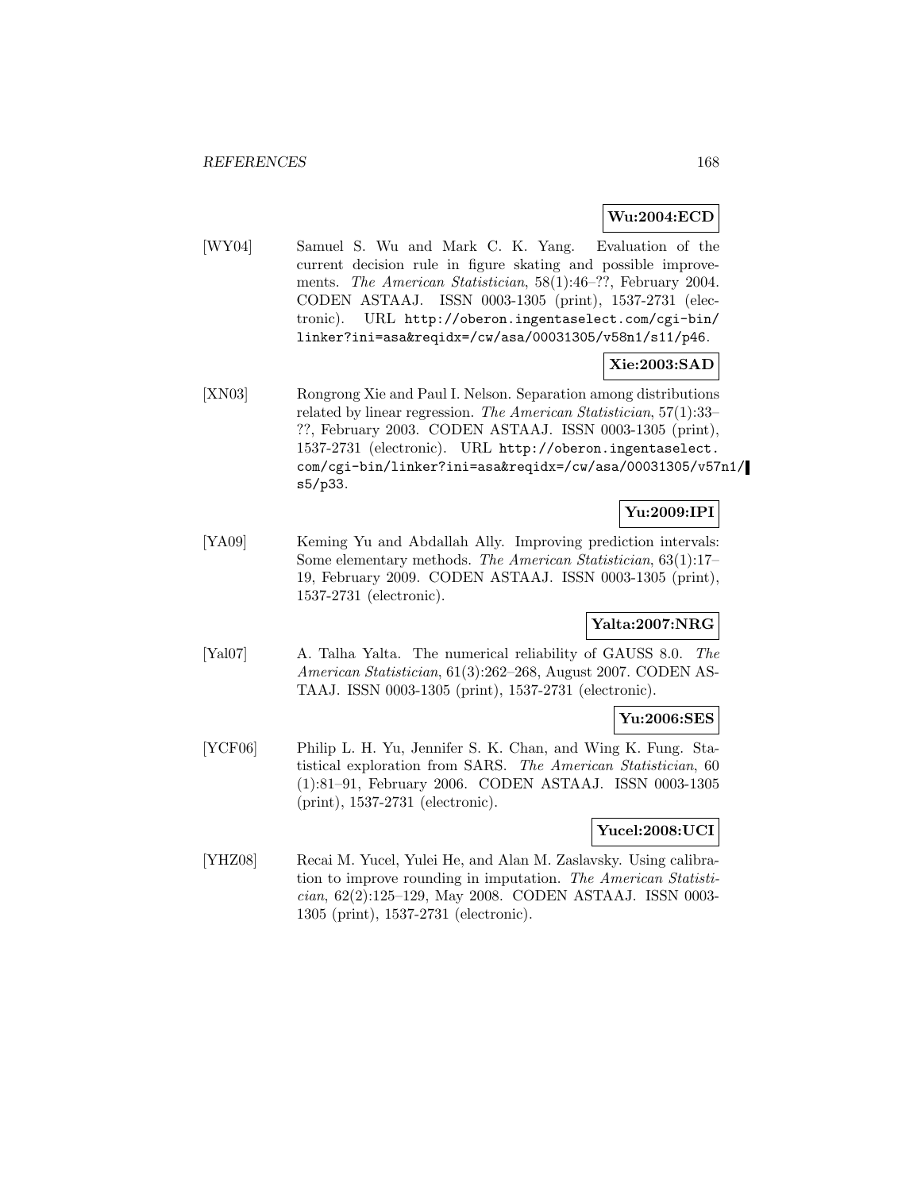**Wu:2004:ECD**

[WY04] Samuel S. Wu and Mark C. K. Yang. Evaluation of the current decision rule in figure skating and possible improvements. *The American Statistician*, 58(1):46–??, February 2004. CODEN ASTAAJ. ISSN 0003-1305 (print), 1537-2731 (electronic). URL http://oberon.ingentaselect.com/cgi-bin/linker?ini=asa&reqidx=/cw/asa/00031305/v58n1/s11/p46.

**Xie:2003:SAD**

[XN03] Rongrong Xie and Paul I. Nelson. Separation among distributions related by linear regression. *The American Statistician*, 57(1):33–??, February 2003. CODEN ASTAAJ. ISSN 0003-1305 (print), 1537-2731 (electronic). URL http://oberon.ingentaselect.com/cgi-bin/linker?ini=asa&reqidx=/cw/asa/00031305/v57n1/s5/p33.

**Yu:2009:IPI**

[YA09] Keming Yu and Abdallah Ally. Improving prediction intervals: Some elementary methods. *The American Statistician*, 63(1):17–19, February 2009. CODEN ASTAAJ. ISSN 0003-1305 (print), 1537-2731 (electronic).

**Yalta:2007:NRG**

[Yal07] A. Talha Yalta. The numerical reliability of GAUSS 8.0. *The American Statistician*, 61(3):262–268, August 2007. CODEN ASTAAJ. ISSN 0003-1305 (print), 1537-2731 (electronic).

**Yu:2006:SES**

[YCF06] Philip L. H. Yu, Jennifer S. K. Chan, and Wing K. Fung. Statistical exploration from SARS. *The American Statistician*, 60(1):81–91, February 2006. CODEN ASTAAJ. ISSN 0003-1305 (print), 1537-2731 (electronic).

**Yucel:2008:UCI**

[YHZ08] Recai M. Yucel, Yulei He, and Alan M. Zaslavsky. Using calibration to improve rounding in imputation. *The American Statistician*, 62(2):125–129, May 2008. CODEN ASTAAJ. ISSN 0003-1305 (print), 1537-2731 (electronic).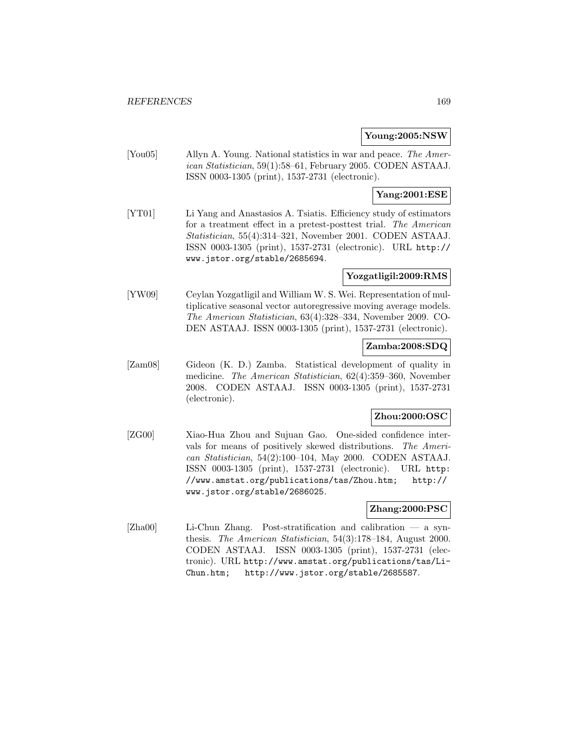**Young:2005:NSW**

[You05] Allyn A. Young. National statistics in war and peace. *The American Statistician*, 59(1):58–61, February 2005. CODEN ASTAAJ. ISSN 0003-1305 (print), 1537-2731 (electronic).

**Yang:2001:ESE**

[YT01] Li Yang and Anastasios A. Tsiatis. Efficiency study of estimators for a treatment effect in a pretest-posttest trial. *The American Statistician*, 55(4):314–321, November 2001. CODEN ASTAAJ. ISSN 0003-1305 (print), 1537-2731 (electronic). URL http://www.jstor.org/stable/2685694.

**Yozgatligil:2009:RMS**

[YW09] Ceylan Yozgatligil and William W. S. Wei. Representation of multiplicative seasonal vector autoregressive moving average models. *The American Statistician*, 63(4):328–334, November 2009. CODEN ASTAAJ. ISSN 0003-1305 (print), 1537-2731 (electronic).

**Zamba:2008:SDQ**

[Zam08] Gideon (K. D.) Zamba. Statistical development of quality in medicine. *The American Statistician*, 62(4):359–360, November 2008. CODEN ASTAAJ. ISSN 0003-1305 (print), 1537-2731 (electronic).

**Zhou:2000:OSC**

[ZG00] Xiao-Hua Zhou and Sujuan Gao. One-sided confidence intervals for means of positively skewed distributions. *The American Statistician*, 54(2):100–104, May 2000. CODEN ASTAAJ. ISSN 0003-1305 (print), 1537-2731 (electronic). URL http://www.amstat.org/publications/tas/Zhou.htm; http://www.jstor.org/stable/2686025.

**Zhang:2000:PSC**

[Zha00] Li-Chun Zhang. Post-stratification and calibration — a synthesis. *The American Statistician*, 54(3):178–184, August 2000. CODEN ASTAAJ. ISSN 0003-1305 (print), 1537-2731 (electronic). URL http://www.amstat.org/publications/tas/Li-Chun.htm; http://www.jstor.org/stable/2685587.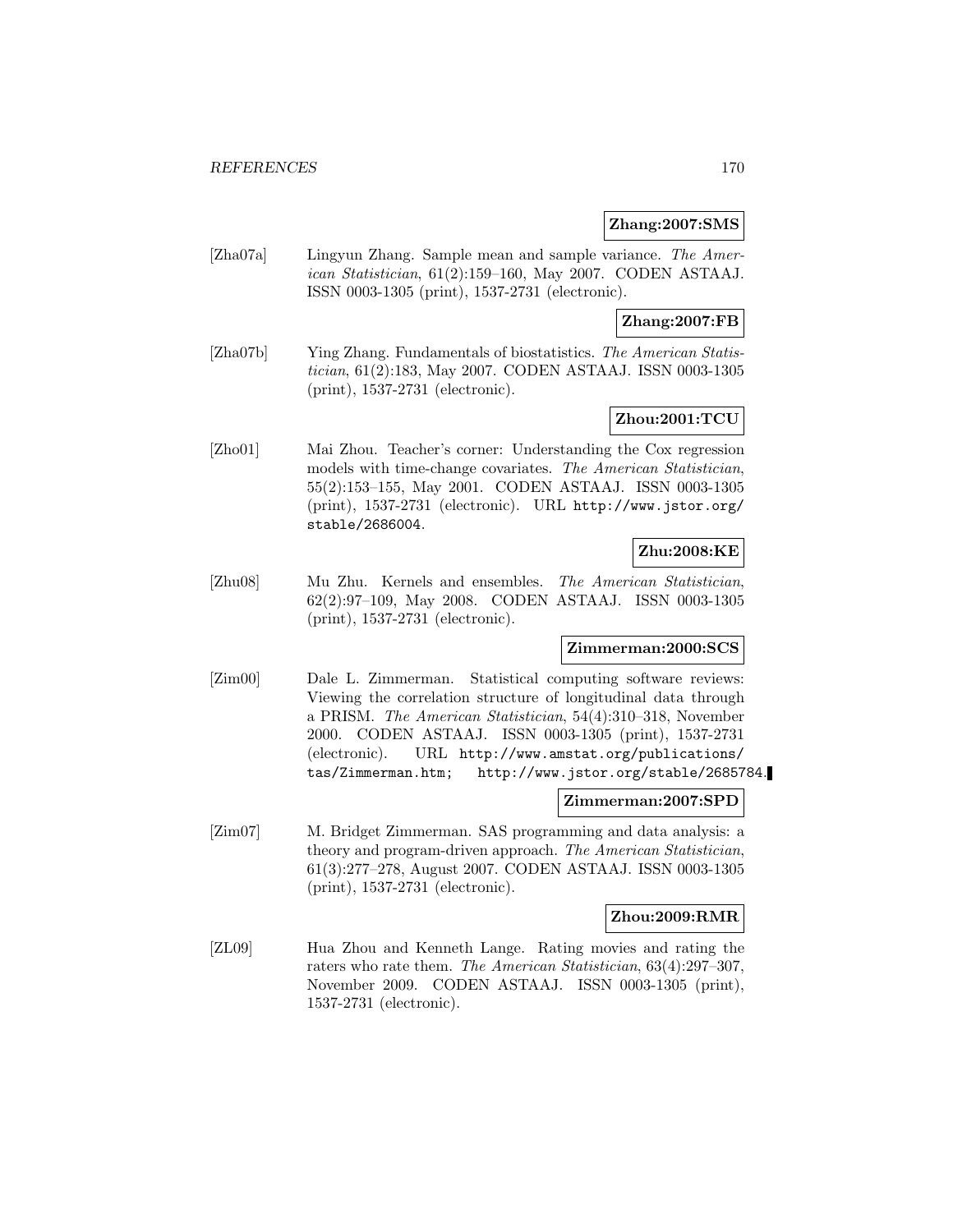**Zhang:2007:SMS**

[Zha07a] Lingyun Zhang. Sample mean and sample variance. *The American Statistician*, 61(2):159–160, May 2007. CODEN ASTAAJ. ISSN 0003-1305 (print), 1537-2731 (electronic).

**Zhang:2007:FB**

[Zha07b] Ying Zhang. Fundamentals of biostatistics. *The American Statistician*, 61(2):183, May 2007. CODEN ASTAAJ. ISSN 0003-1305 (print), 1537-2731 (electronic).

**Zhou:2001:TCU**

[Zho01] Mai Zhou. Teacher's corner: Understanding the Cox regression models with time-change covariates. *The American Statistician*, 55(2):153–155, May 2001. CODEN ASTAAJ. ISSN 0003-1305 (print), 1537-2731 (electronic). URL http://www.jstor.org/stable/2686004.

**Zhu:2008:KE**

[Zhu08] Mu Zhu. Kernels and ensembles. *The American Statistician*, 62(2):97–109, May 2008. CODEN ASTAAJ. ISSN 0003-1305 (print), 1537-2731 (electronic).

**Zimmerman:2000:SCS**

[Zim00] Dale L. Zimmerman. Statistical computing software reviews: Viewing the correlation structure of longitudinal data through a PRISM. *The American Statistician*, 54(4):310–318, November 2000. CODEN ASTAAJ. ISSN 0003-1305 (print), 1537-2731 (electronic). URL http://www.amstat.org/publications/tas/Zimmerman.htm; http://www.jstor.org/stable/2685784.

**Zimmerman:2007:SPD**

[Zim07] M. Bridget Zimmerman. SAS programming and data analysis: a theory and program-driven approach. *The American Statistician*, 61(3):277–278, August 2007. CODEN ASTAAJ. ISSN 0003-1305 (print), 1537-2731 (electronic).

**Zhou:2009:RMR**

[ZL09] Hua Zhou and Kenneth Lange. Rating movies and rating the raters who rate them. *The American Statistician*, 63(4):297–307, November 2009. CODEN ASTAAJ. ISSN 0003-1305 (print), 1537-2731 (electronic).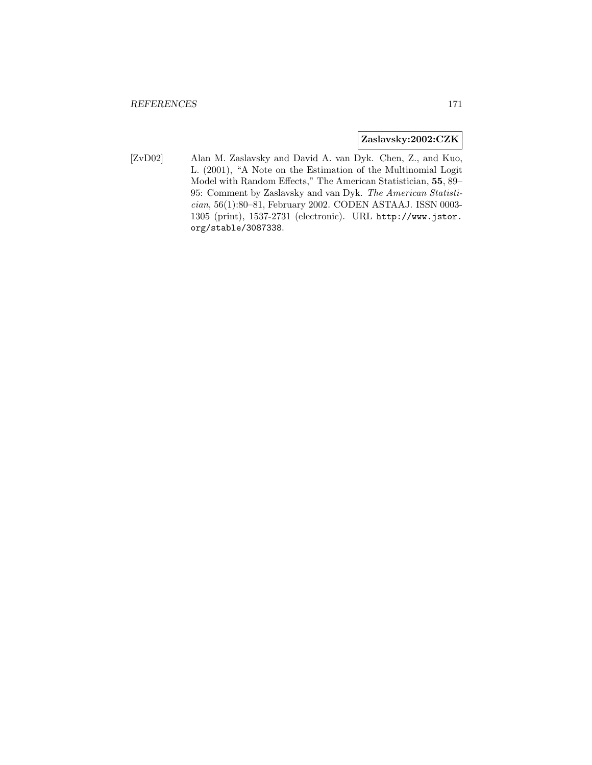**Zaslavsky:2002:CZK**

[ZvD02] Alan M. Zaslavsky and David A. van Dyk. Chen, Z., and Kuo, L. (2001), "A Note on the Estimation of the Multinomial Logit Model with Random Effects," The American Statistician, **55**, 89–95: Comment by Zaslavsky and van Dyk. *The American Statistician*, 56(1):80–81, February 2002. CODEN ASTAAJ. ISSN 0003-1305 (print), 1537-2731 (electronic). URL `http://www.jstor.org/stable/3087338`.